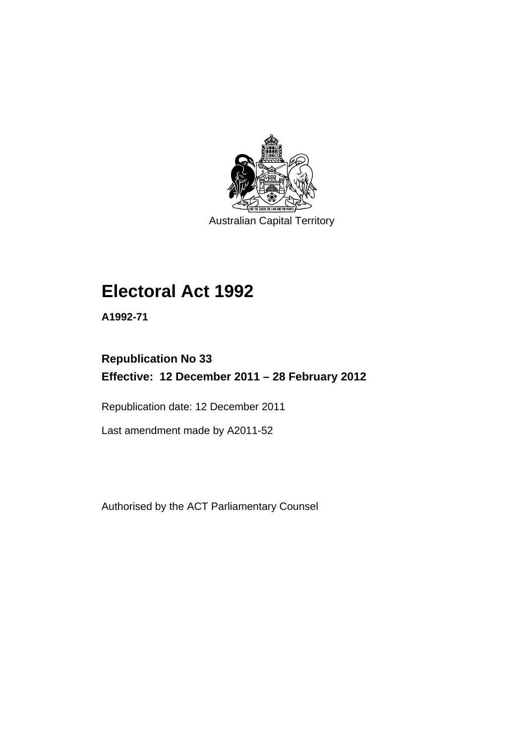Australian Capital Territory

# Electoral Act 1992

**A1992-71**

## Republication No 33
## Effective: 12 December 2011 – 28 February 2012

Republication date: 12 December 2011

Last amendment made by A2011-52

Authorised by the ACT Parliamentary Counsel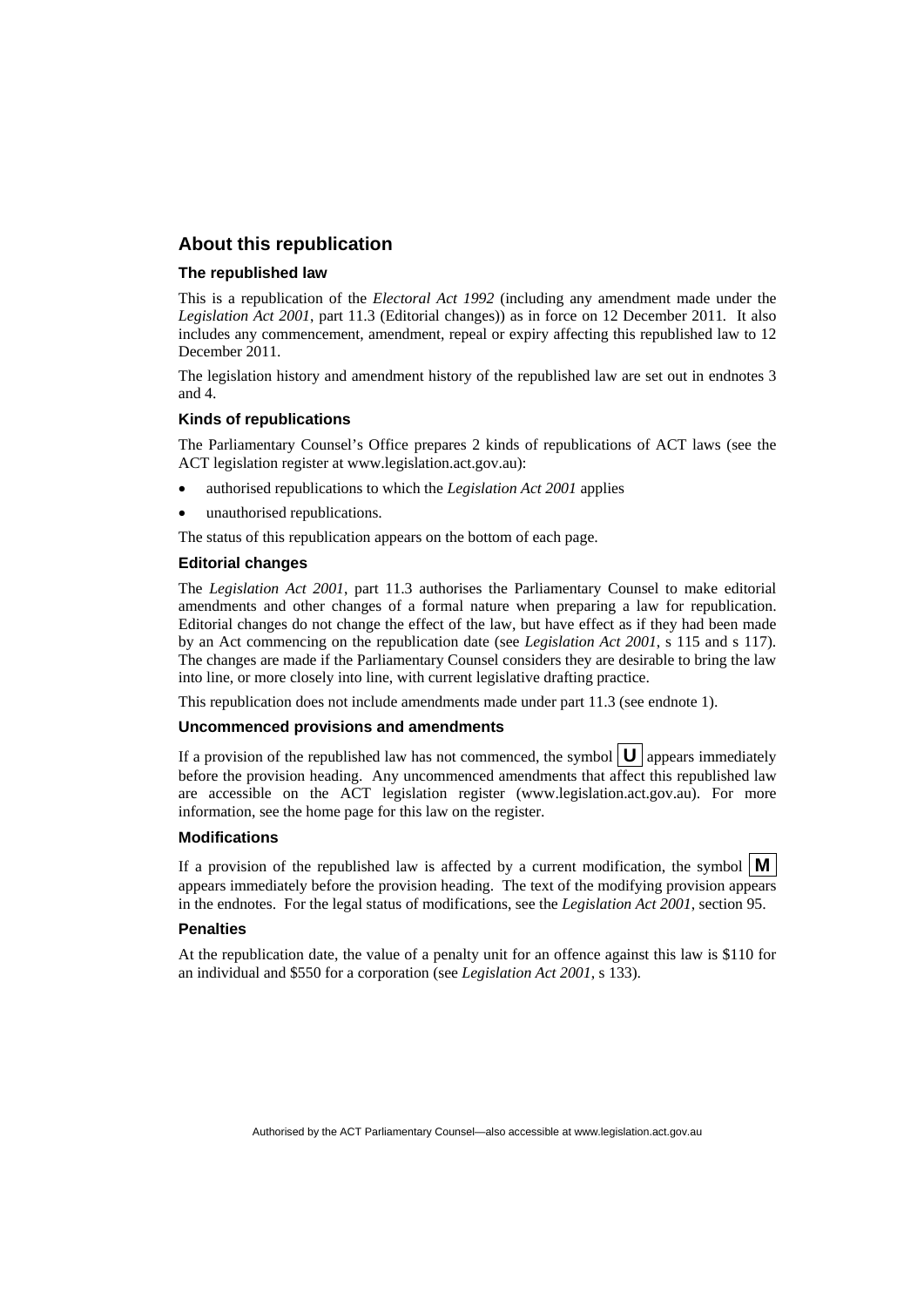## About this republication

### The republished law

This is a republication of the *Electoral Act 1992* (including any amendment made under the *Legislation Act 2001*, part 11.3 (Editorial changes)) as in force on 12 December 2011. It also includes any commencement, amendment, repeal or expiry affecting this republished law to 12 December 2011.

The legislation history and amendment history of the republished law are set out in endnotes 3 and 4.

### Kinds of republications

The Parliamentary Counsel's Office prepares 2 kinds of republications of ACT laws (see the ACT legislation register at www.legislation.act.gov.au):

- authorised republications to which the *Legislation Act 2001* applies
- unauthorised republications.

The status of this republication appears on the bottom of each page.

### Editorial changes

The *Legislation Act 2001*, part 11.3 authorises the Parliamentary Counsel to make editorial amendments and other changes of a formal nature when preparing a law for republication. Editorial changes do not change the effect of the law, but have effect as if they had been made by an Act commencing on the republication date (see *Legislation Act 2001*, s 115 and s 117). The changes are made if the Parliamentary Counsel considers they are desirable to bring the law into line, or more closely into line, with current legislative drafting practice.

This republication does not include amendments made under part 11.3 (see endnote 1).

### Uncommenced provisions and amendments

If a provision of the republished law has not commenced, the symbol **U** appears immediately before the provision heading. Any uncommenced amendments that affect this republished law are accessible on the ACT legislation register (www.legislation.act.gov.au). For more information, see the home page for this law on the register.

### Modifications

If a provision of the republished law is affected by a current modification, the symbol **M** appears immediately before the provision heading. The text of the modifying provision appears in the endnotes. For the legal status of modifications, see the *Legislation Act 2001*, section 95.

### Penalties

At the republication date, the value of a penalty unit for an offence against this law is $110 for an individual and $550 for a corporation (see *Legislation Act 2001*, s 133).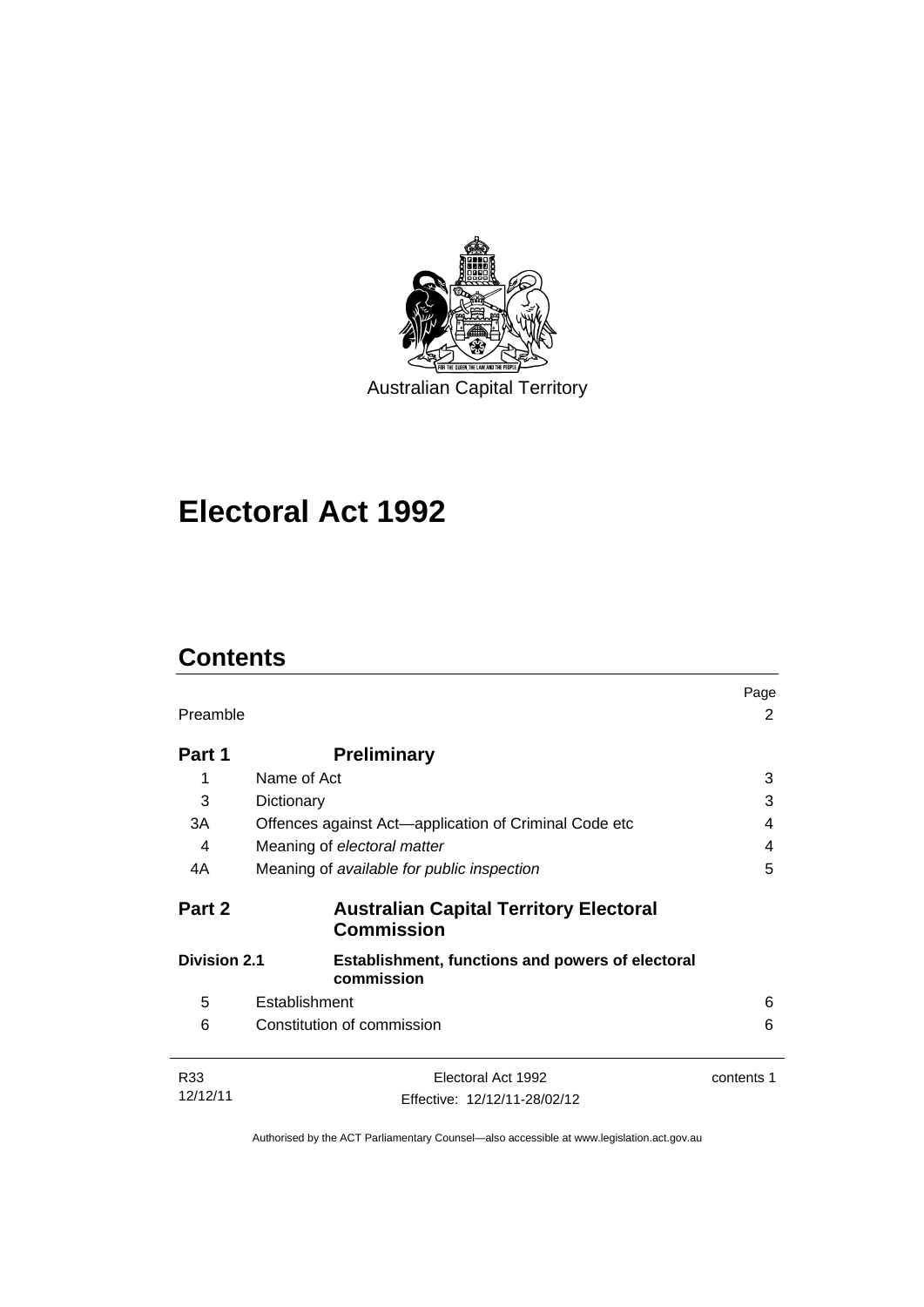Australian Capital Territory

# Electoral Act 1992

## Contents

| | | Page |
|---|---|---|
| Preamble | | 2 |
| **Part 1** | **Preliminary** | |
| 1 | Name of Act | 3 |
| 3 | Dictionary | 3 |
| 3A | Offences against Act—application of Criminal Code etc | 4 |
| 4 | Meaning of *electoral matter* | 4 |
| 4A | Meaning of *available for public inspection* | 5 |
| **Part 2** | **Australian Capital Territory Electoral Commission** | |
| **Division 2.1** | **Establishment, functions and powers of electoral commission** | |
| 5 | Establishment | 6 |
| 6 | Constitution of commission | 6 |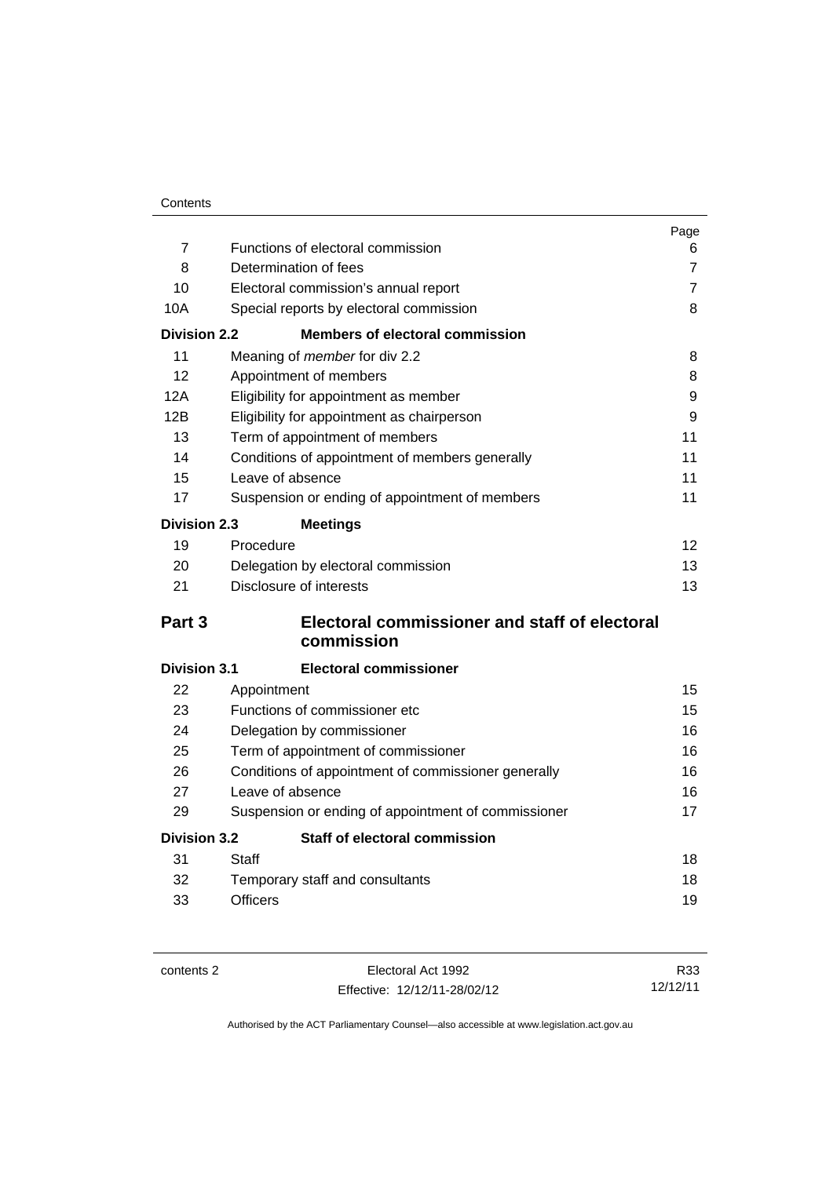| | | Page |
|---|---|---|
| 7 | Functions of electoral commission | 6 |
| 8 | Determination of fees | 7 |
| 10 | Electoral commission's annual report | 7 |
| 10A | Special reports by electoral commission | 8 |
| **Division 2.2** | **Members of electoral commission** | |
| 11 | Meaning of *member* for div 2.2 | 8 |
| 12 | Appointment of members | 8 |
| 12A | Eligibility for appointment as member | 9 |
| 12B | Eligibility for appointment as chairperson | 9 |
| 13 | Term of appointment of members | 11 |
| 14 | Conditions of appointment of members generally | 11 |
| 15 | Leave of absence | 11 |
| 17 | Suspension or ending of appointment of members | 11 |
| **Division 2.3** | **Meetings** | |
| 19 | Procedure | 12 |
| 20 | Delegation by electoral commission | 13 |
| 21 | Disclosure of interests | 13 |
| **Part 3** | **Electoral commissioner and staff of electoral commission** | |
| **Division 3.1** | **Electoral commissioner** | |
| 22 | Appointment | 15 |
| 23 | Functions of commissioner etc | 15 |
| 24 | Delegation by commissioner | 16 |
| 25 | Term of appointment of commissioner | 16 |
| 26 | Conditions of appointment of commissioner generally | 16 |
| 27 | Leave of absence | 16 |
| 29 | Suspension or ending of appointment of commissioner | 17 |
| **Division 3.2** | **Staff of electoral commission** | |
| 31 | Staff | 18 |
| 32 | Temporary staff and consultants | 18 |
| 33 | Officers | 19 |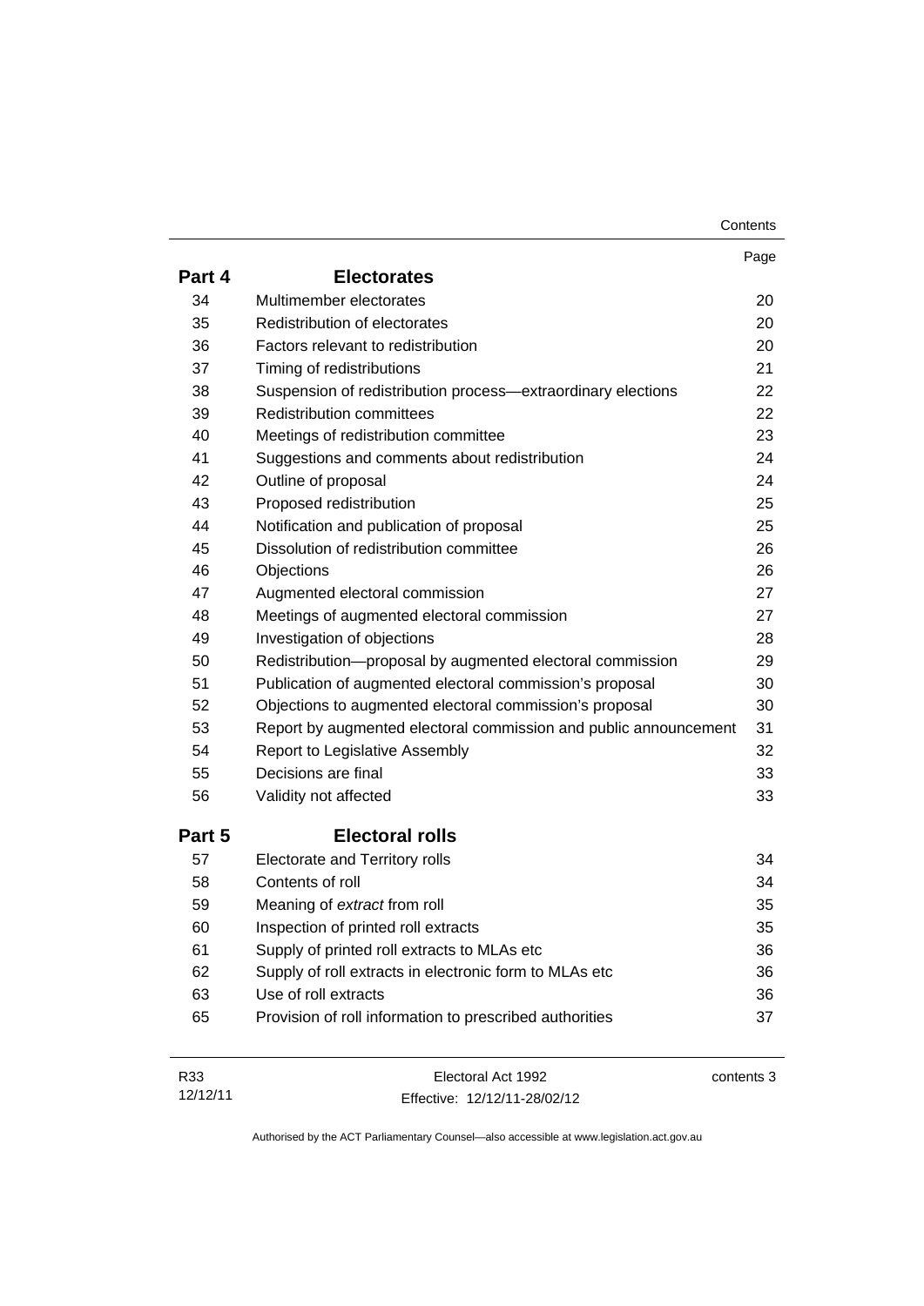| | | Page |
|---|---|---|
| **Part 4** | **Electorates** | |
| 34 | Multimember electorates | 20 |
| 35 | Redistribution of electorates | 20 |
| 36 | Factors relevant to redistribution | 20 |
| 37 | Timing of redistributions | 21 |
| 38 | Suspension of redistribution process—extraordinary elections | 22 |
| 39 | Redistribution committees | 22 |
| 40 | Meetings of redistribution committee | 23 |
| 41 | Suggestions and comments about redistribution | 24 |
| 42 | Outline of proposal | 24 |
| 43 | Proposed redistribution | 25 |
| 44 | Notification and publication of proposal | 25 |
| 45 | Dissolution of redistribution committee | 26 |
| 46 | Objections | 26 |
| 47 | Augmented electoral commission | 27 |
| 48 | Meetings of augmented electoral commission | 27 |
| 49 | Investigation of objections | 28 |
| 50 | Redistribution—proposal by augmented electoral commission | 29 |
| 51 | Publication of augmented electoral commission's proposal | 30 |
| 52 | Objections to augmented electoral commission's proposal | 30 |
| 53 | Report by augmented electoral commission and public announcement | 31 |
| 54 | Report to Legislative Assembly | 32 |
| 55 | Decisions are final | 33 |
| 56 | Validity not affected | 33 |
| **Part 5** | **Electoral rolls** | |
| 57 | Electorate and Territory rolls | 34 |
| 58 | Contents of roll | 34 |
| 59 | Meaning of *extract* from roll | 35 |
| 60 | Inspection of printed roll extracts | 35 |
| 61 | Supply of printed roll extracts to MLAs etc | 36 |
| 62 | Supply of roll extracts in electronic form to MLAs etc | 36 |
| 63 | Use of roll extracts | 36 |
| 65 | Provision of roll information to prescribed authorities | 37 |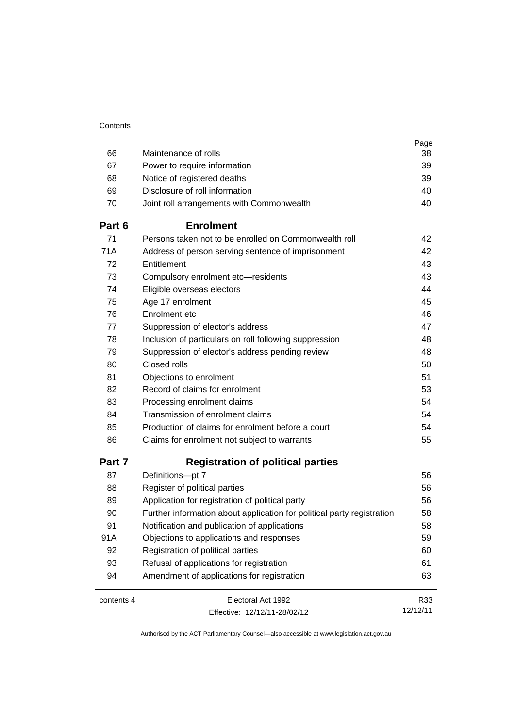| | | Page |
|---|---|---|
| 66 | Maintenance of rolls | 38 |
| 67 | Power to require information | 39 |
| 68 | Notice of registered deaths | 39 |
| 69 | Disclosure of roll information | 40 |
| 70 | Joint roll arrangements with Commonwealth | 40 |
| **Part 6** | **Enrolment** | |
| 71 | Persons taken not to be enrolled on Commonwealth roll | 42 |
| 71A | Address of person serving sentence of imprisonment | 42 |
| 72 | Entitlement | 43 |
| 73 | Compulsory enrolment etc—residents | 43 |
| 74 | Eligible overseas electors | 44 |
| 75 | Age 17 enrolment | 45 |
| 76 | Enrolment etc | 46 |
| 77 | Suppression of elector's address | 47 |
| 78 | Inclusion of particulars on roll following suppression | 48 |
| 79 | Suppression of elector's address pending review | 48 |
| 80 | Closed rolls | 50 |
| 81 | Objections to enrolment | 51 |
| 82 | Record of claims for enrolment | 53 |
| 83 | Processing enrolment claims | 54 |
| 84 | Transmission of enrolment claims | 54 |
| 85 | Production of claims for enrolment before a court | 54 |
| 86 | Claims for enrolment not subject to warrants | 55 |
| **Part 7** | **Registration of political parties** | |
| 87 | Definitions—pt 7 | 56 |
| 88 | Register of political parties | 56 |
| 89 | Application for registration of political party | 56 |
| 90 | Further information about application for political party registration | 58 |
| 91 | Notification and publication of applications | 58 |
| 91A | Objections to applications and responses | 59 |
| 92 | Registration of political parties | 60 |
| 93 | Refusal of applications for registration | 61 |
| 94 | Amendment of applications for registration | 63 |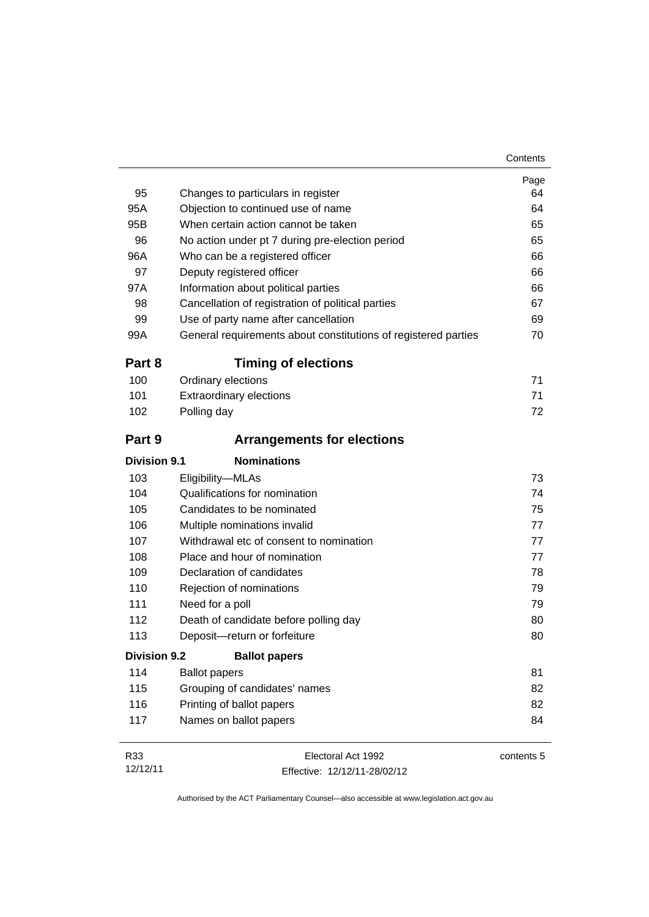| | | Page |
|---|---|---|
| 95 | Changes to particulars in register | 64 |
| 95A | Objection to continued use of name | 64 |
| 95B | When certain action cannot be taken | 65 |
| 96 | No action under pt 7 during pre-election period | 65 |
| 96A | Who can be a registered officer | 66 |
| 97 | Deputy registered officer | 66 |
| 97A | Information about political parties | 66 |
| 98 | Cancellation of registration of political parties | 67 |
| 99 | Use of party name after cancellation | 69 |
| 99A | General requirements about constitutions of registered parties | 70 |

## Part 8 Timing of elections

| | | |
|---|---|---|
| 100 | Ordinary elections | 71 |
| 101 | Extraordinary elections | 71 |
| 102 | Polling day | 72 |

## Part 9 Arrangements for elections

### Division 9.1 Nominations

| | | |
|---|---|---|
| 103 | Eligibility—MLAs | 73 |
| 104 | Qualifications for nomination | 74 |
| 105 | Candidates to be nominated | 75 |
| 106 | Multiple nominations invalid | 77 |
| 107 | Withdrawal etc of consent to nomination | 77 |
| 108 | Place and hour of nomination | 77 |
| 109 | Declaration of candidates | 78 |
| 110 | Rejection of nominations | 79 |
| 111 | Need for a poll | 79 |
| 112 | Death of candidate before polling day | 80 |
| 113 | Deposit—return or forfeiture | 80 |

### Division 9.2 Ballot papers

| | | |
|---|---|---|
| 114 | Ballot papers | 81 |
| 115 | Grouping of candidates' names | 82 |
| 116 | Printing of ballot papers | 82 |
| 117 | Names on ballot papers | 84 |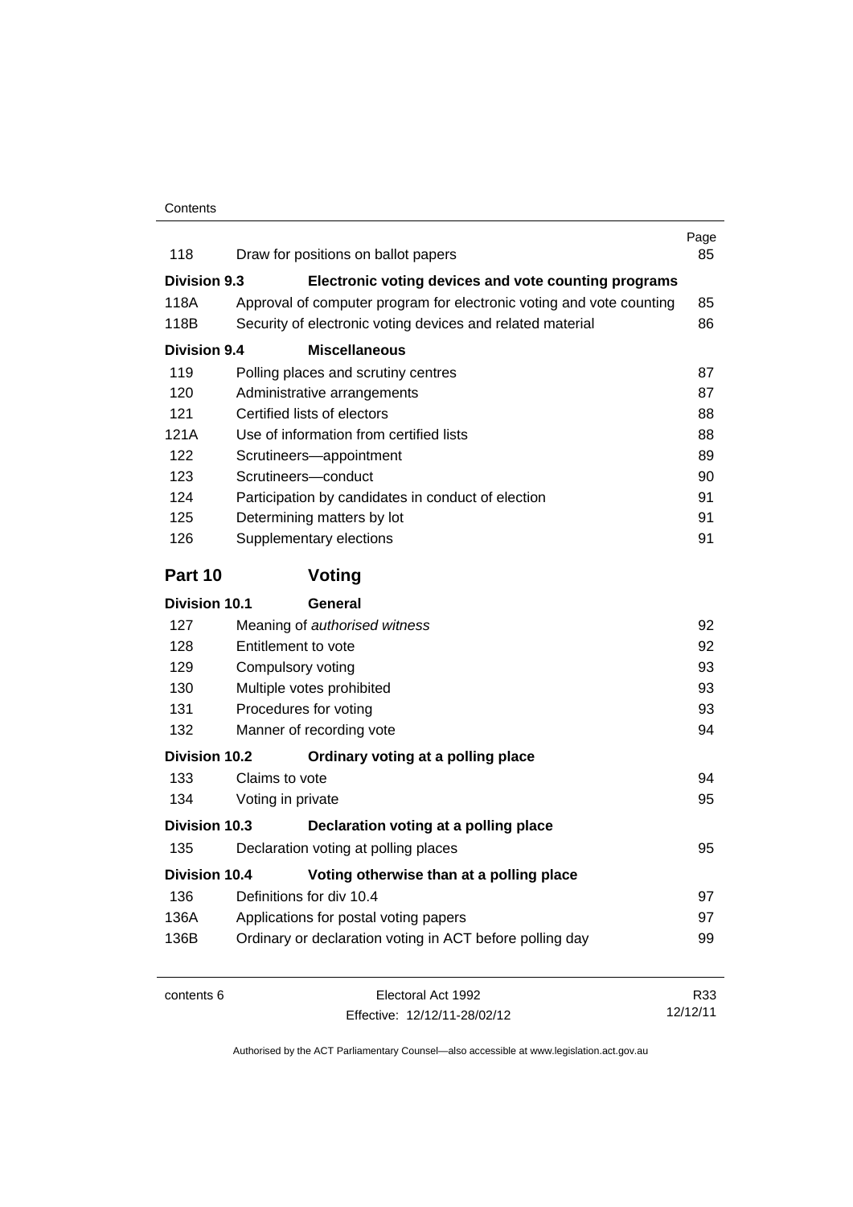| | | Page |
|---|---|---|
| 118 | Draw for positions on ballot papers | 85 |
| **Division 9.3** | **Electronic voting devices and vote counting programs** | |
| 118A | Approval of computer program for electronic voting and vote counting | 85 |
| 118B | Security of electronic voting devices and related material | 86 |
| **Division 9.4** | **Miscellaneous** | |
| 119 | Polling places and scrutiny centres | 87 |
| 120 | Administrative arrangements | 87 |
| 121 | Certified lists of electors | 88 |
| 121A | Use of information from certified lists | 88 |
| 122 | Scrutineers—appointment | 89 |
| 123 | Scrutineers—conduct | 90 |
| 124 | Participation by candidates in conduct of election | 91 |
| 125 | Determining matters by lot | 91 |
| 126 | Supplementary elections | 91 |

## Part 10 Voting

| | | |
|---|---|---|
| **Division 10.1** | **General** | |
| 127 | Meaning of *authorised witness* | 92 |
| 128 | Entitlement to vote | 92 |
| 129 | Compulsory voting | 93 |
| 130 | Multiple votes prohibited | 93 |
| 131 | Procedures for voting | 93 |
| 132 | Manner of recording vote | 94 |
| **Division 10.2** | **Ordinary voting at a polling place** | |
| 133 | Claims to vote | 94 |
| 134 | Voting in private | 95 |
| **Division 10.3** | **Declaration voting at a polling place** | |
| 135 | Declaration voting at polling places | 95 |
| **Division 10.4** | **Voting otherwise than at a polling place** | |
| 136 | Definitions for div 10.4 | 97 |
| 136A | Applications for postal voting papers | 97 |
| 136B | Ordinary or declaration voting in ACT before polling day | 99 |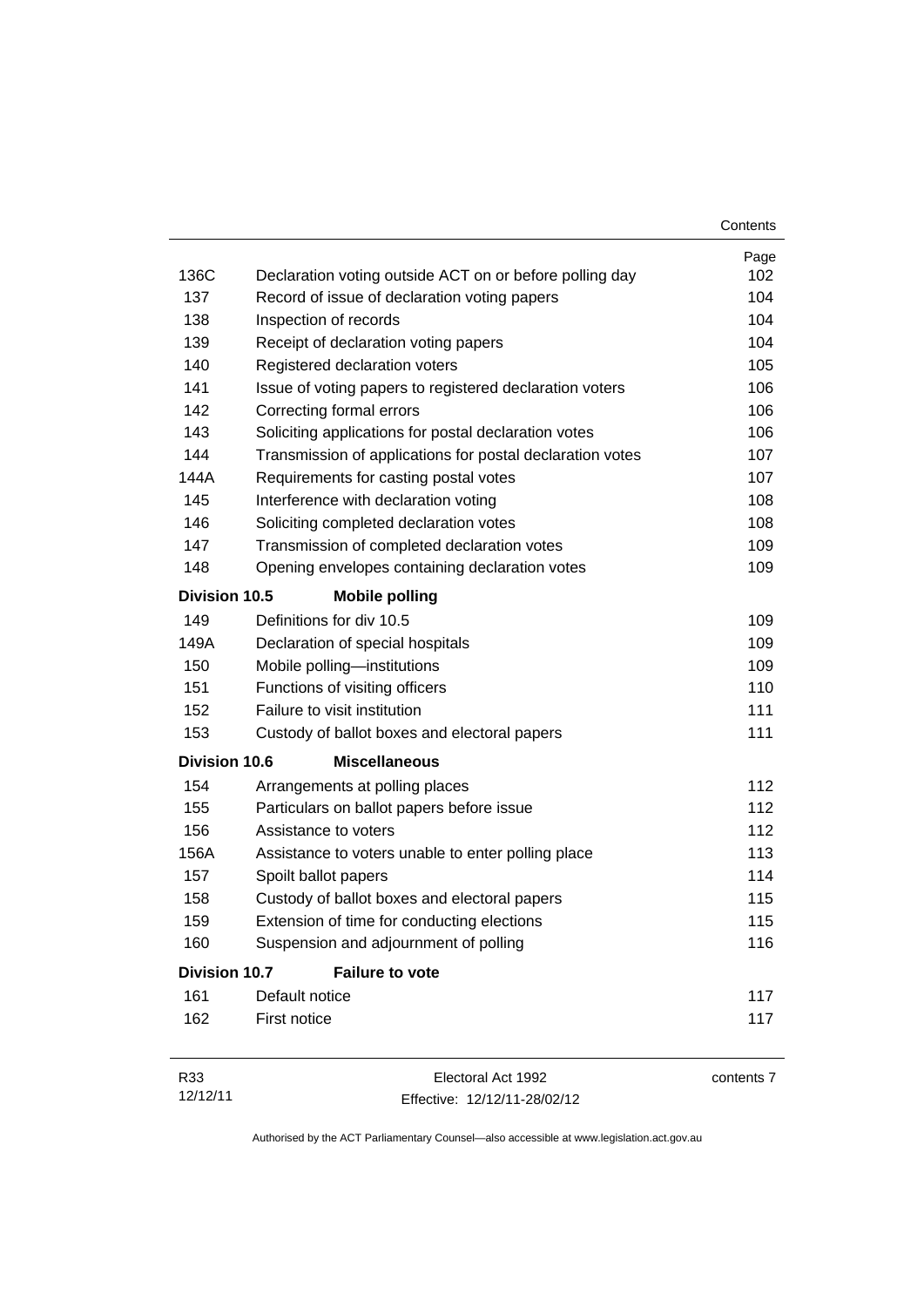| | | Page |
|---|---|---|
| 136C | Declaration voting outside ACT on or before polling day | 102 |
| 137 | Record of issue of declaration voting papers | 104 |
| 138 | Inspection of records | 104 |
| 139 | Receipt of declaration voting papers | 104 |
| 140 | Registered declaration voters | 105 |
| 141 | Issue of voting papers to registered declaration voters | 106 |
| 142 | Correcting formal errors | 106 |
| 143 | Soliciting applications for postal declaration votes | 106 |
| 144 | Transmission of applications for postal declaration votes | 107 |
| 144A | Requirements for casting postal votes | 107 |
| 145 | Interference with declaration voting | 108 |
| 146 | Soliciting completed declaration votes | 108 |
| 147 | Transmission of completed declaration votes | 109 |
| 148 | Opening envelopes containing declaration votes | 109 |
| **Division 10.5** | **Mobile polling** | |
| 149 | Definitions for div 10.5 | 109 |
| 149A | Declaration of special hospitals | 109 |
| 150 | Mobile polling—institutions | 109 |
| 151 | Functions of visiting officers | 110 |
| 152 | Failure to visit institution | 111 |
| 153 | Custody of ballot boxes and electoral papers | 111 |
| **Division 10.6** | **Miscellaneous** | |
| 154 | Arrangements at polling places | 112 |
| 155 | Particulars on ballot papers before issue | 112 |
| 156 | Assistance to voters | 112 |
| 156A | Assistance to voters unable to enter polling place | 113 |
| 157 | Spoilt ballot papers | 114 |
| 158 | Custody of ballot boxes and electoral papers | 115 |
| 159 | Extension of time for conducting elections | 115 |
| 160 | Suspension and adjournment of polling | 116 |
| **Division 10.7** | **Failure to vote** | |
| 161 | Default notice | 117 |
| 162 | First notice | 117 |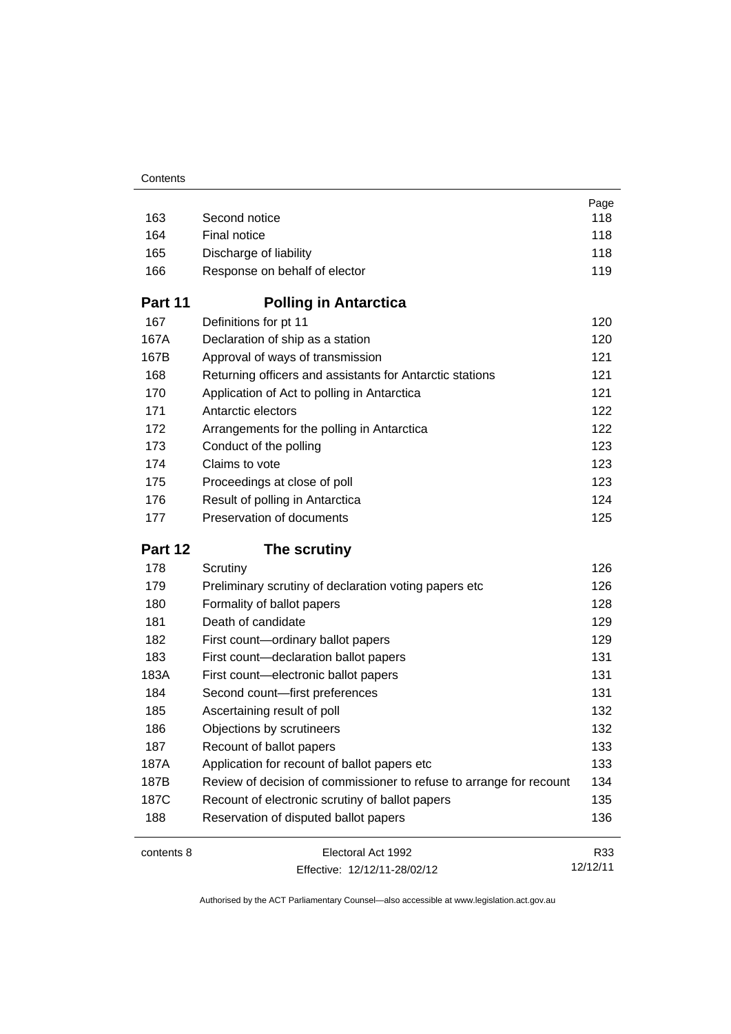| | | Page |
|---|---|---|
| 163 | Second notice | 118 |
| 164 | Final notice | 118 |
| 165 | Discharge of liability | 118 |
| 166 | Response on behalf of elector | 119 |

## Part 11 Polling in Antarctica

| | | |
|---|---|---|
| 167 | Definitions for pt 11 | 120 |
| 167A | Declaration of ship as a station | 120 |
| 167B | Approval of ways of transmission | 121 |
| 168 | Returning officers and assistants for Antarctic stations | 121 |
| 170 | Application of Act to polling in Antarctica | 121 |
| 171 | Antarctic electors | 122 |
| 172 | Arrangements for the polling in Antarctica | 122 |
| 173 | Conduct of the polling | 123 |
| 174 | Claims to vote | 123 |
| 175 | Proceedings at close of poll | 123 |
| 176 | Result of polling in Antarctica | 124 |
| 177 | Preservation of documents | 125 |

## Part 12 The scrutiny

| | | |
|---|---|---|
| 178 | Scrutiny | 126 |
| 179 | Preliminary scrutiny of declaration voting papers etc | 126 |
| 180 | Formality of ballot papers | 128 |
| 181 | Death of candidate | 129 |
| 182 | First count—ordinary ballot papers | 129 |
| 183 | First count—declaration ballot papers | 131 |
| 183A | First count—electronic ballot papers | 131 |
| 184 | Second count—first preferences | 131 |
| 185 | Ascertaining result of poll | 132 |
| 186 | Objections by scrutineers | 132 |
| 187 | Recount of ballot papers | 133 |
| 187A | Application for recount of ballot papers etc | 133 |
| 187B | Review of decision of commissioner to refuse to arrange for recount | 134 |
| 187C | Recount of electronic scrutiny of ballot papers | 135 |
| 188 | Reservation of disputed ballot papers | 136 |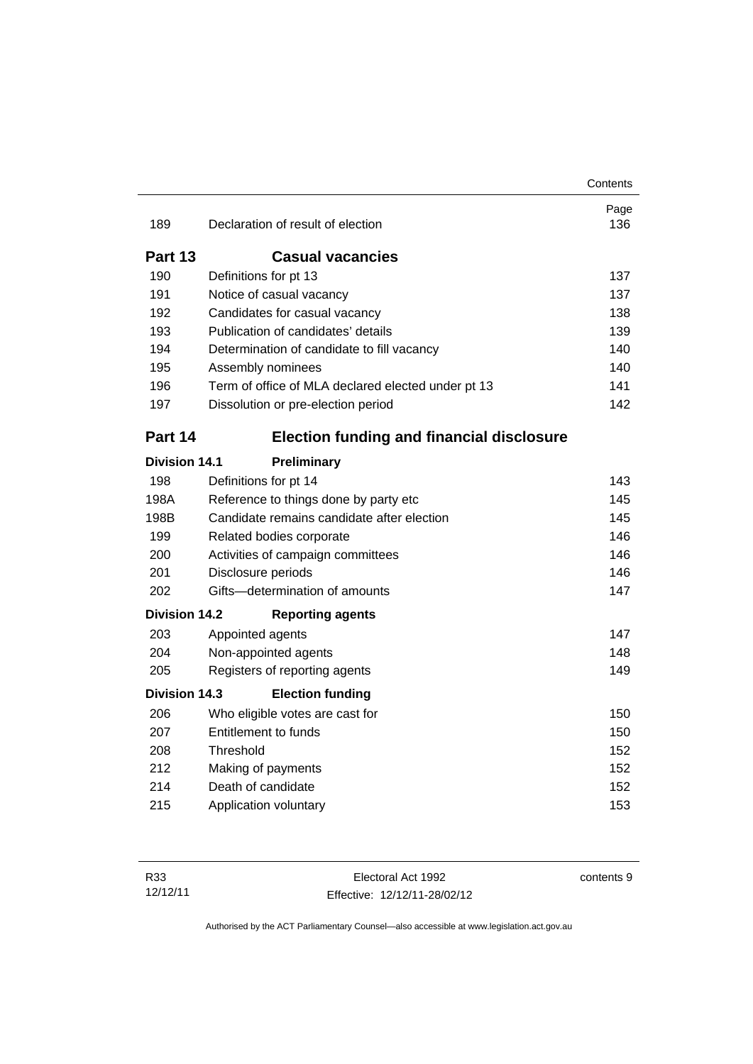| | | Page |
|---|---|---|
| 189 | Declaration of result of election | 136 |

## Part 13 Casual vacancies

| | | |
|---|---|---|
| 190 | Definitions for pt 13 | 137 |
| 191 | Notice of casual vacancy | 137 |
| 192 | Candidates for casual vacancy | 138 |
| 193 | Publication of candidates' details | 139 |
| 194 | Determination of candidate to fill vacancy | 140 |
| 195 | Assembly nominees | 140 |
| 196 | Term of office of MLA declared elected under pt 13 | 141 |
| 197 | Dissolution or pre-election period | 142 |

## Part 14 Election funding and financial disclosure

### Division 14.1 Preliminary

| | | |
|---|---|---|
| 198 | Definitions for pt 14 | 143 |
| 198A | Reference to things done by party etc | 145 |
| 198B | Candidate remains candidate after election | 145 |
| 199 | Related bodies corporate | 146 |
| 200 | Activities of campaign committees | 146 |
| 201 | Disclosure periods | 146 |
| 202 | Gifts—determination of amounts | 147 |

### Division 14.2 Reporting agents

| | | |
|---|---|---|
| 203 | Appointed agents | 147 |
| 204 | Non-appointed agents | 148 |
| 205 | Registers of reporting agents | 149 |

### Division 14.3 Election funding

| | | |
|---|---|---|
| 206 | Who eligible votes are cast for | 150 |
| 207 | Entitlement to funds | 150 |
| 208 | Threshold | 152 |
| 212 | Making of payments | 152 |
| 214 | Death of candidate | 152 |
| 215 | Application voluntary | 153 |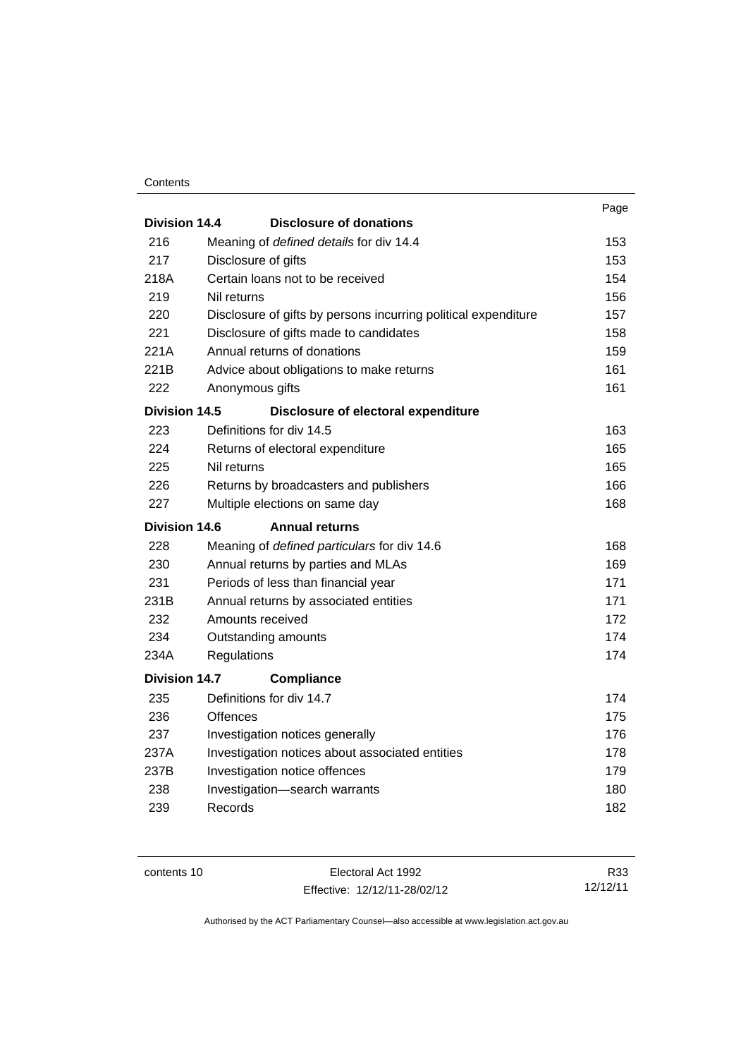| | | Page |
|---|---|---|
| **Division 14.4** | **Disclosure of donations** | |
| 216 | Meaning of *defined details* for div 14.4 | 153 |
| 217 | Disclosure of gifts | 153 |
| 218A | Certain loans not to be received | 154 |
| 219 | Nil returns | 156 |
| 220 | Disclosure of gifts by persons incurring political expenditure | 157 |
| 221 | Disclosure of gifts made to candidates | 158 |
| 221A | Annual returns of donations | 159 |
| 221B | Advice about obligations to make returns | 161 |
| 222 | Anonymous gifts | 161 |
| **Division 14.5** | **Disclosure of electoral expenditure** | |
| 223 | Definitions for div 14.5 | 163 |
| 224 | Returns of electoral expenditure | 165 |
| 225 | Nil returns | 165 |
| 226 | Returns by broadcasters and publishers | 166 |
| 227 | Multiple elections on same day | 168 |
| **Division 14.6** | **Annual returns** | |
| 228 | Meaning of *defined particulars* for div 14.6 | 168 |
| 230 | Annual returns by parties and MLAs | 169 |
| 231 | Periods of less than financial year | 171 |
| 231B | Annual returns by associated entities | 171 |
| 232 | Amounts received | 172 |
| 234 | Outstanding amounts | 174 |
| 234A | Regulations | 174 |
| **Division 14.7** | **Compliance** | |
| 235 | Definitions for div 14.7 | 174 |
| 236 | Offences | 175 |
| 237 | Investigation notices generally | 176 |
| 237A | Investigation notices about associated entities | 178 |
| 237B | Investigation notice offences | 179 |
| 238 | Investigation—search warrants | 180 |
| 239 | Records | 182 |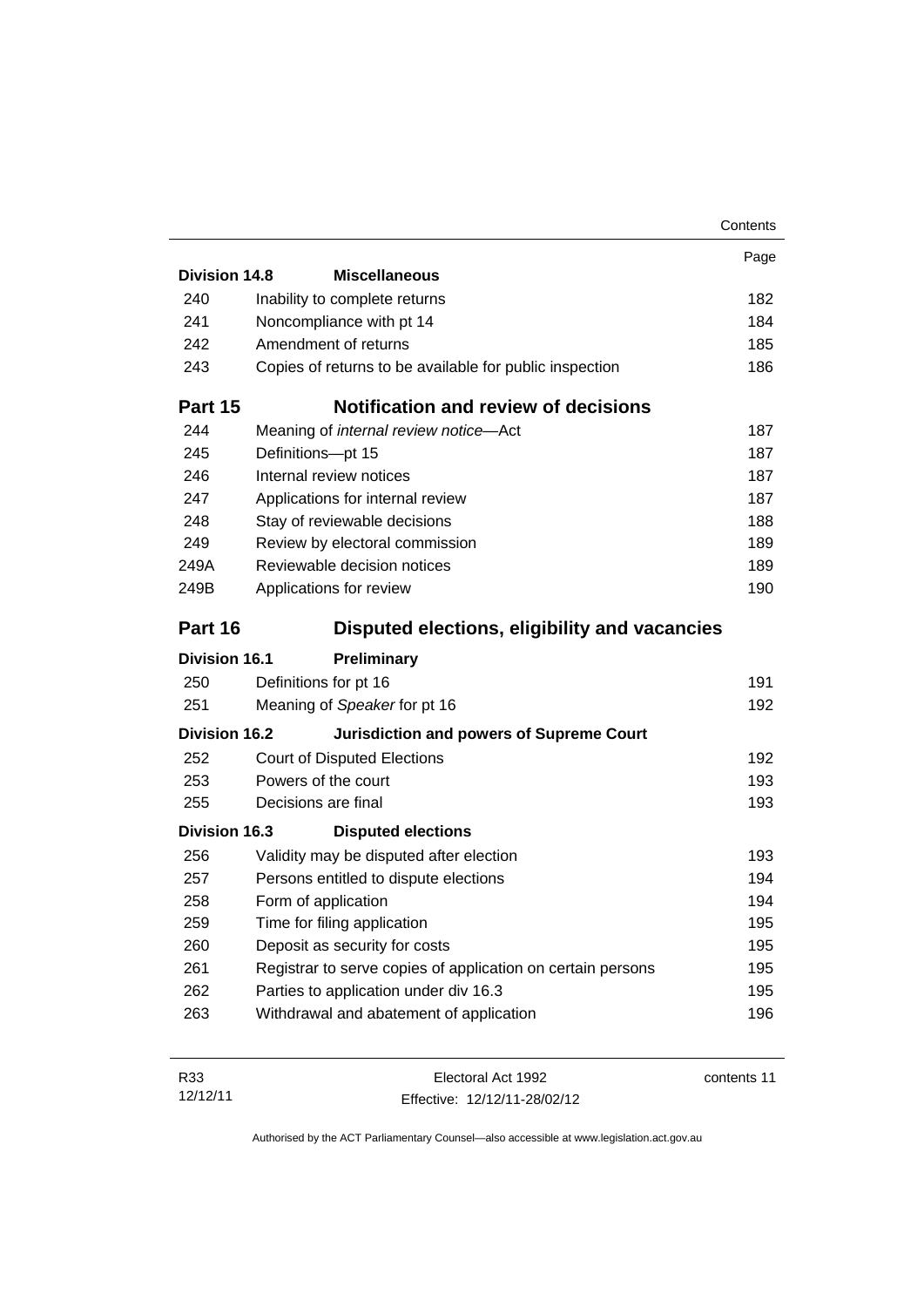| | | Page |
|---|---|---|
| **Division 14.8** | **Miscellaneous** | |
| 240 | Inability to complete returns | 182 |
| 241 | Noncompliance with pt 14 | 184 |
| 242 | Amendment of returns | 185 |
| 243 | Copies of returns to be available for public inspection | 186 |
| **Part 15** | **Notification and review of decisions** | |
| 244 | Meaning of *internal review notice*—Act | 187 |
| 245 | Definitions—pt 15 | 187 |
| 246 | Internal review notices | 187 |
| 247 | Applications for internal review | 187 |
| 248 | Stay of reviewable decisions | 188 |
| 249 | Review by electoral commission | 189 |
| 249A | Reviewable decision notices | 189 |
| 249B | Applications for review | 190 |
| **Part 16** | **Disputed elections, eligibility and vacancies** | |
| **Division 16.1** | **Preliminary** | |
| 250 | Definitions for pt 16 | 191 |
| 251 | Meaning of *Speaker* for pt 16 | 192 |
| **Division 16.2** | **Jurisdiction and powers of Supreme Court** | |
| 252 | Court of Disputed Elections | 192 |
| 253 | Powers of the court | 193 |
| 255 | Decisions are final | 193 |
| **Division 16.3** | **Disputed elections** | |
| 256 | Validity may be disputed after election | 193 |
| 257 | Persons entitled to dispute elections | 194 |
| 258 | Form of application | 194 |
| 259 | Time for filing application | 195 |
| 260 | Deposit as security for costs | 195 |
| 261 | Registrar to serve copies of application on certain persons | 195 |
| 262 | Parties to application under div 16.3 | 195 |
| 263 | Withdrawal and abatement of application | 196 |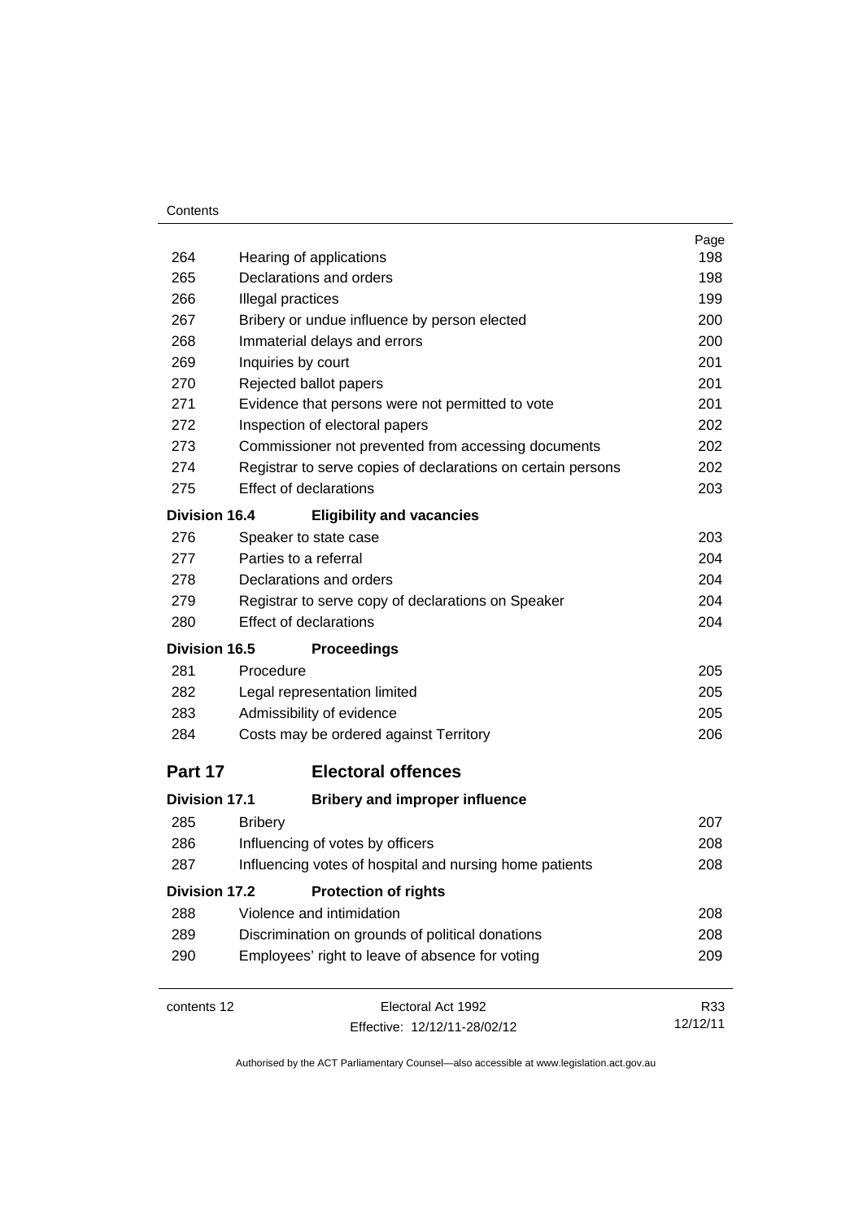| | | Page |
|---|---|---|
| 264 | Hearing of applications | 198 |
| 265 | Declarations and orders | 198 |
| 266 | Illegal practices | 199 |
| 267 | Bribery or undue influence by person elected | 200 |
| 268 | Immaterial delays and errors | 200 |
| 269 | Inquiries by court | 201 |
| 270 | Rejected ballot papers | 201 |
| 271 | Evidence that persons were not permitted to vote | 201 |
| 272 | Inspection of electoral papers | 202 |
| 273 | Commissioner not prevented from accessing documents | 202 |
| 274 | Registrar to serve copies of declarations on certain persons | 202 |
| 275 | Effect of declarations | 203 |
| **Division 16.4** | **Eligibility and vacancies** | |
| 276 | Speaker to state case | 203 |
| 277 | Parties to a referral | 204 |
| 278 | Declarations and orders | 204 |
| 279 | Registrar to serve copy of declarations on Speaker | 204 |
| 280 | Effect of declarations | 204 |
| **Division 16.5** | **Proceedings** | |
| 281 | Procedure | 205 |
| 282 | Legal representation limited | 205 |
| 283 | Admissibility of evidence | 205 |
| 284 | Costs may be ordered against Territory | 206 |

## Part 17 Electoral offences

| | | |
|---|---|---|
| **Division 17.1** | **Bribery and improper influence** | |
| 285 | Bribery | 207 |
| 286 | Influencing of votes by officers | 208 |
| 287 | Influencing votes of hospital and nursing home patients | 208 |
| **Division 17.2** | **Protection of rights** | |
| 288 | Violence and intimidation | 208 |
| 289 | Discrimination on grounds of political donations | 208 |
| 290 | Employees' right to leave of absence for voting | 209 |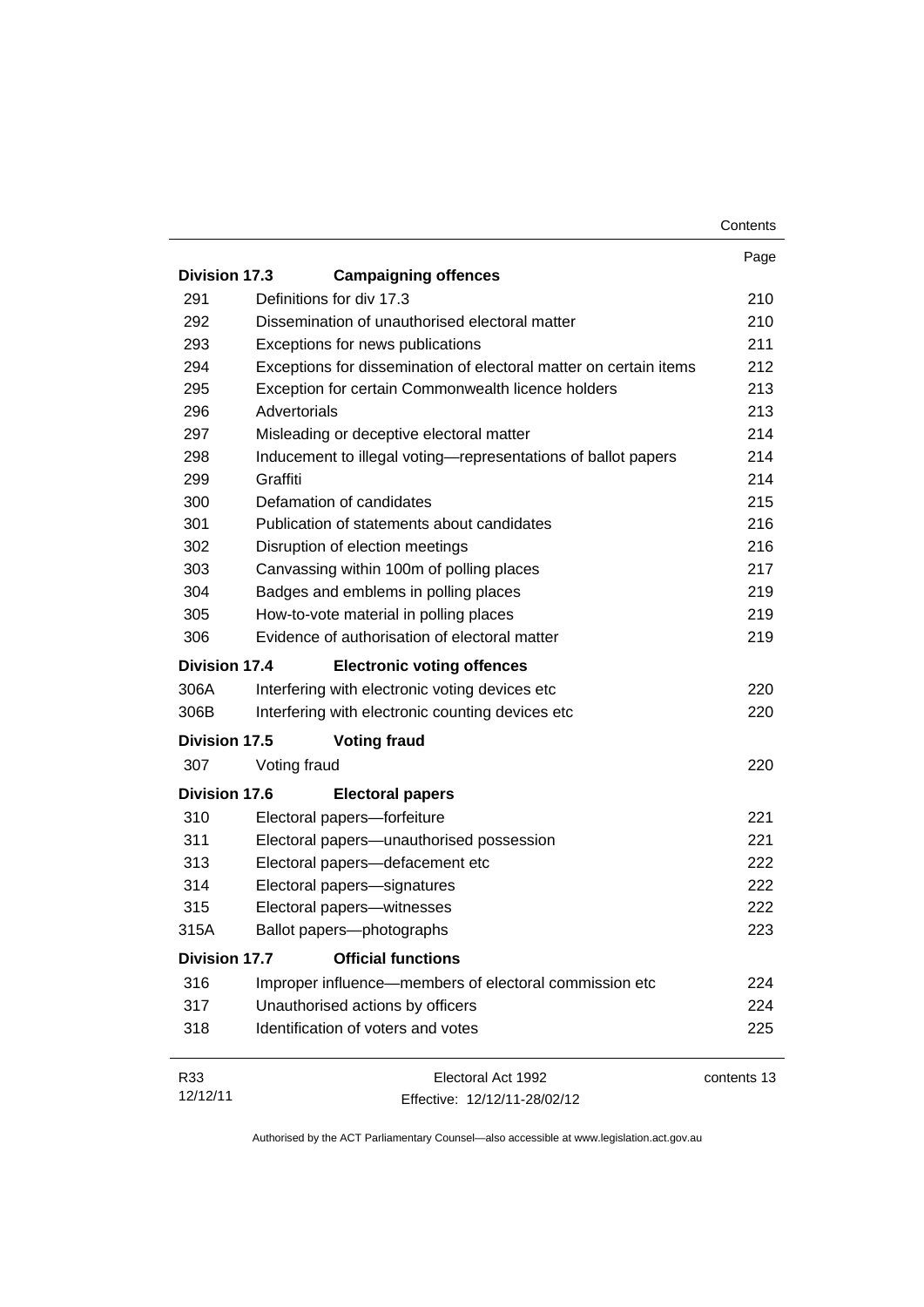| | | Page |
|---|---|---|
| **Division 17.3** | **Campaigning offences** | |
| 291 | Definitions for div 17.3 | 210 |
| 292 | Dissemination of unauthorised electoral matter | 210 |
| 293 | Exceptions for news publications | 211 |
| 294 | Exceptions for dissemination of electoral matter on certain items | 212 |
| 295 | Exception for certain Commonwealth licence holders | 213 |
| 296 | Advertorials | 213 |
| 297 | Misleading or deceptive electoral matter | 214 |
| 298 | Inducement to illegal voting—representations of ballot papers | 214 |
| 299 | Graffiti | 214 |
| 300 | Defamation of candidates | 215 |
| 301 | Publication of statements about candidates | 216 |
| 302 | Disruption of election meetings | 216 |
| 303 | Canvassing within 100m of polling places | 217 |
| 304 | Badges and emblems in polling places | 219 |
| 305 | How-to-vote material in polling places | 219 |
| 306 | Evidence of authorisation of electoral matter | 219 |
| **Division 17.4** | **Electronic voting offences** | |
| 306A | Interfering with electronic voting devices etc | 220 |
| 306B | Interfering with electronic counting devices etc | 220 |
| **Division 17.5** | **Voting fraud** | |
| 307 | Voting fraud | 220 |
| **Division 17.6** | **Electoral papers** | |
| 310 | Electoral papers—forfeiture | 221 |
| 311 | Electoral papers—unauthorised possession | 221 |
| 313 | Electoral papers—defacement etc | 222 |
| 314 | Electoral papers—signatures | 222 |
| 315 | Electoral papers—witnesses | 222 |
| 315A | Ballot papers—photographs | 223 |
| **Division 17.7** | **Official functions** | |
| 316 | Improper influence—members of electoral commission etc | 224 |
| 317 | Unauthorised actions by officers | 224 |
| 318 | Identification of voters and votes | 225 |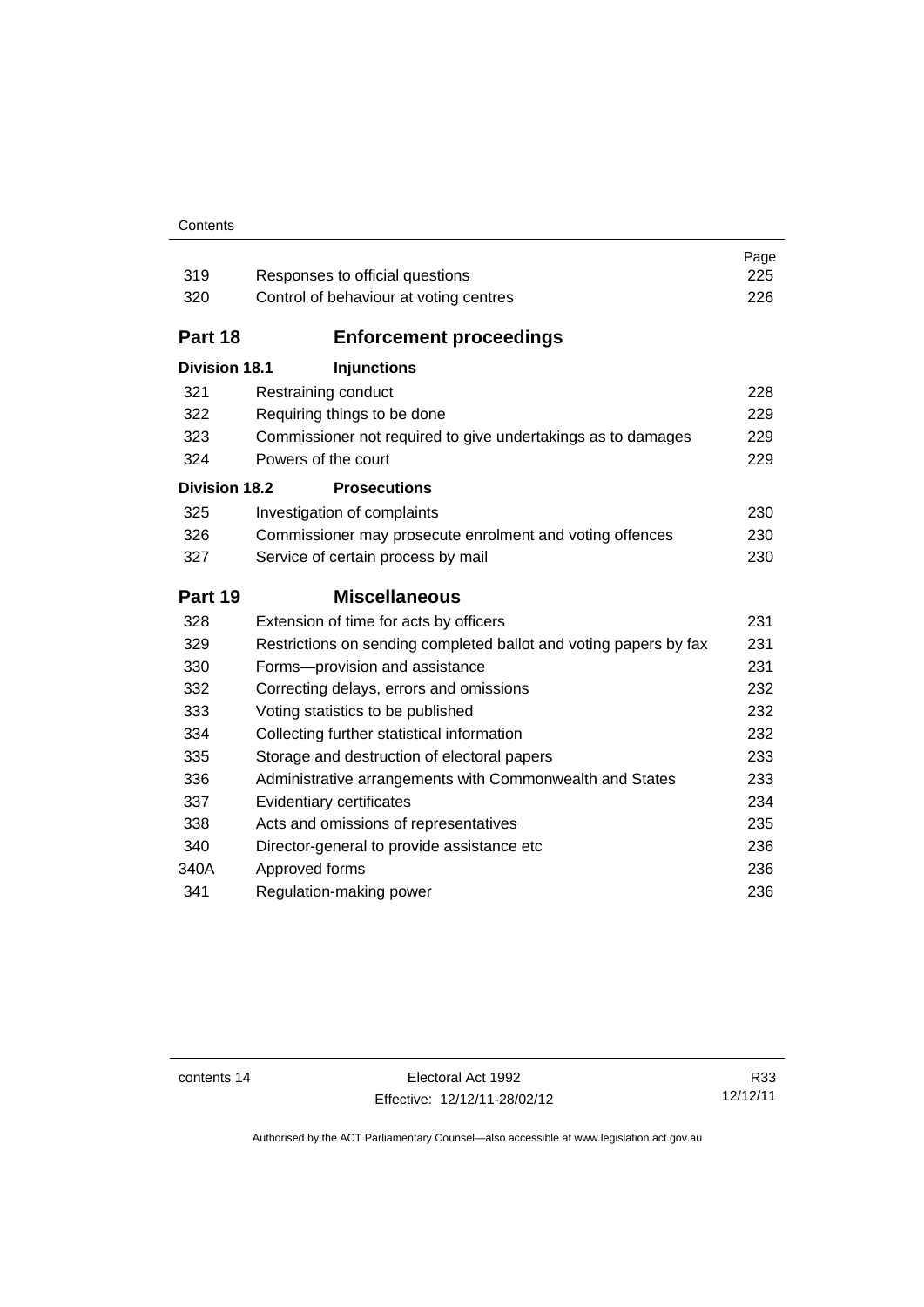| | | Page |
|---|---|---|
| 319 | Responses to official questions | 225 |
| 320 | Control of behaviour at voting centres | 226 |

## Part 18 Enforcement proceedings

### Division 18.1 Injunctions

| | | |
|---|---|---|
| 321 | Restraining conduct | 228 |
| 322 | Requiring things to be done | 229 |
| 323 | Commissioner not required to give undertakings as to damages | 229 |
| 324 | Powers of the court | 229 |

### Division 18.2 Prosecutions

| | | |
|---|---|---|
| 325 | Investigation of complaints | 230 |
| 326 | Commissioner may prosecute enrolment and voting offences | 230 |
| 327 | Service of certain process by mail | 230 |

## Part 19 Miscellaneous

| | | |
|---|---|---|
| 328 | Extension of time for acts by officers | 231 |
| 329 | Restrictions on sending completed ballot and voting papers by fax | 231 |
| 330 | Forms—provision and assistance | 231 |
| 332 | Correcting delays, errors and omissions | 232 |
| 333 | Voting statistics to be published | 232 |
| 334 | Collecting further statistical information | 232 |
| 335 | Storage and destruction of electoral papers | 233 |
| 336 | Administrative arrangements with Commonwealth and States | 233 |
| 337 | Evidentiary certificates | 234 |
| 338 | Acts and omissions of representatives | 235 |
| 340 | Director-general to provide assistance etc | 236 |
| 340A | Approved forms | 236 |
| 341 | Regulation-making power | 236 |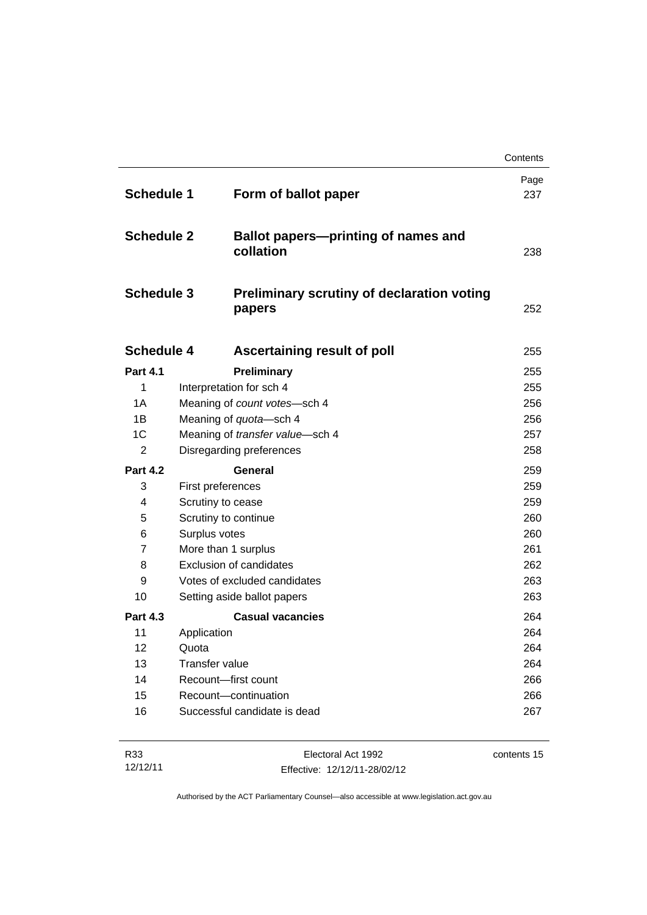| | | Page |
|---|---|---|
| **Schedule 1** | **Form of ballot paper** | 237 |
| **Schedule 2** | **Ballot papers—printing of names and collation** | 238 |
| **Schedule 3** | **Preliminary scrutiny of declaration voting papers** | 252 |
| **Schedule 4** | **Ascertaining result of poll** | 255 |
| **Part 4.1** | **Preliminary** | 255 |
| 1 | Interpretation for sch 4 | 255 |
| 1A | Meaning of *count votes*—sch 4 | 256 |
| 1B | Meaning of *quota*—sch 4 | 256 |
| 1C | Meaning of *transfer value*—sch 4 | 257 |
| 2 | Disregarding preferences | 258 |
| **Part 4.2** | **General** | 259 |
| 3 | First preferences | 259 |
| 4 | Scrutiny to cease | 259 |
| 5 | Scrutiny to continue | 260 |
| 6 | Surplus votes | 260 |
| 7 | More than 1 surplus | 261 |
| 8 | Exclusion of candidates | 262 |
| 9 | Votes of excluded candidates | 263 |
| 10 | Setting aside ballot papers | 263 |
| **Part 4.3** | **Casual vacancies** | 264 |
| 11 | Application | 264 |
| 12 | Quota | 264 |
| 13 | Transfer value | 264 |
| 14 | Recount—first count | 266 |
| 15 | Recount—continuation | 266 |
| 16 | Successful candidate is dead | 267 |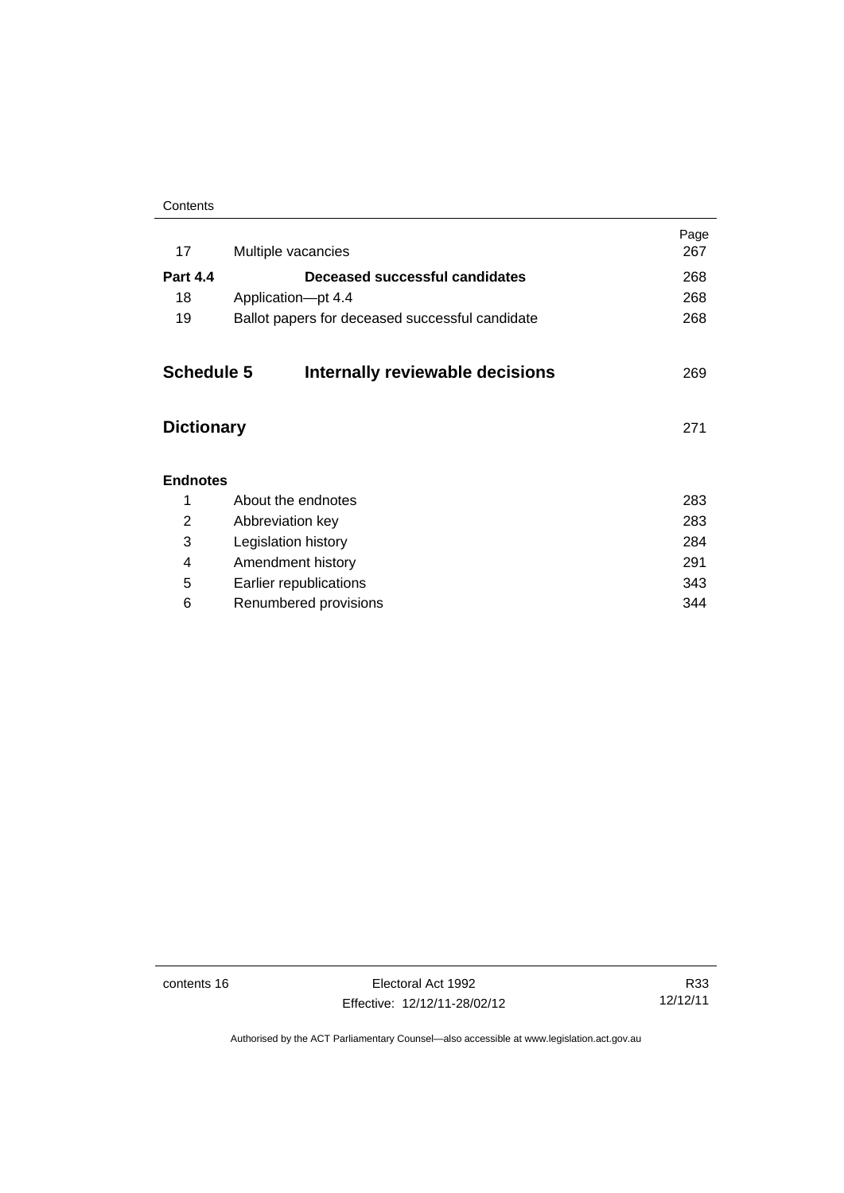| | | Page |
|---|---|---|
| 17 | Multiple vacancies | 267 |
| **Part 4.4** | **Deceased successful candidates** | 268 |
| 18 | Application—pt 4.4 | 268 |
| 19 | Ballot papers for deceased successful candidate | 268 |

| | | |
|---|---|---|
| **Schedule 5** | **Internally reviewable decisions** | 269 |

| | | |
|---|---|---|
| **Dictionary** | | 271 |

**Endnotes**

| | | |
|---|---|---|
| 1 | About the endnotes | 283 |
| 2 | Abbreviation key | 283 |
| 3 | Legislation history | 284 |
| 4 | Amendment history | 291 |
| 5 | Earlier republications | 343 |
| 6 | Renumbered provisions | 344 |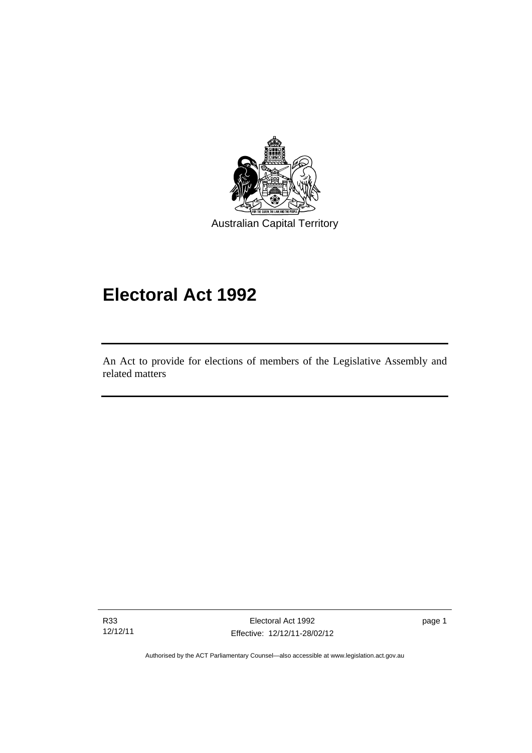Australian Capital Territory

# Electoral Act 1992

An Act to provide for elections of members of the Legislative Assembly and related matters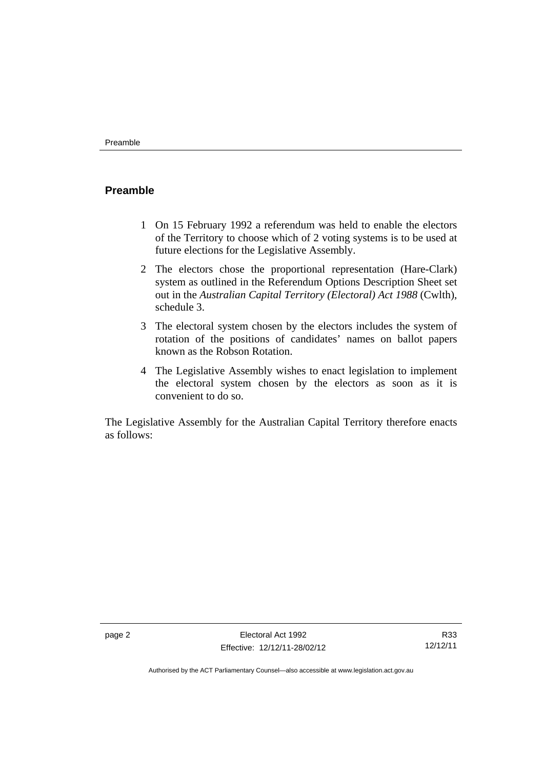## Preamble

1 On 15 February 1992 a referendum was held to enable the electors of the Territory to choose which of 2 voting systems is to be used at future elections for the Legislative Assembly.

2 The electors chose the proportional representation (Hare-Clark) system as outlined in the Referendum Options Description Sheet set out in the *Australian Capital Territory (Electoral) Act 1988* (Cwlth), schedule 3.

3 The electoral system chosen by the electors includes the system of rotation of the positions of candidates' names on ballot papers known as the Robson Rotation.

4 The Legislative Assembly wishes to enact legislation to implement the electoral system chosen by the electors as soon as it is convenient to do so.

The Legislative Assembly for the Australian Capital Territory therefore enacts as follows: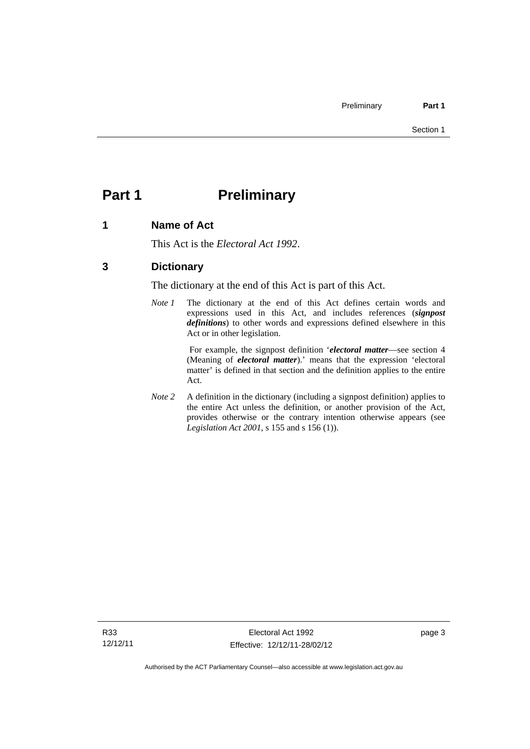# Part 1 Preliminary

## 1 Name of Act

This Act is the *Electoral Act 1992*.

## 3 Dictionary

The dictionary at the end of this Act is part of this Act.

*Note 1* The dictionary at the end of this Act defines certain words and expressions used in this Act, and includes references (***signpost definitions***) to other words and expressions defined elsewhere in this Act or in other legislation.

For example, the signpost definition '***electoral matter***—see section 4 (Meaning of ***electoral matter***).' means that the expression 'electoral matter' is defined in that section and the definition applies to the entire Act.

*Note 2* A definition in the dictionary (including a signpost definition) applies to the entire Act unless the definition, or another provision of the Act, provides otherwise or the contrary intention otherwise appears (see *Legislation Act 2001*, s 155 and s 156 (1)).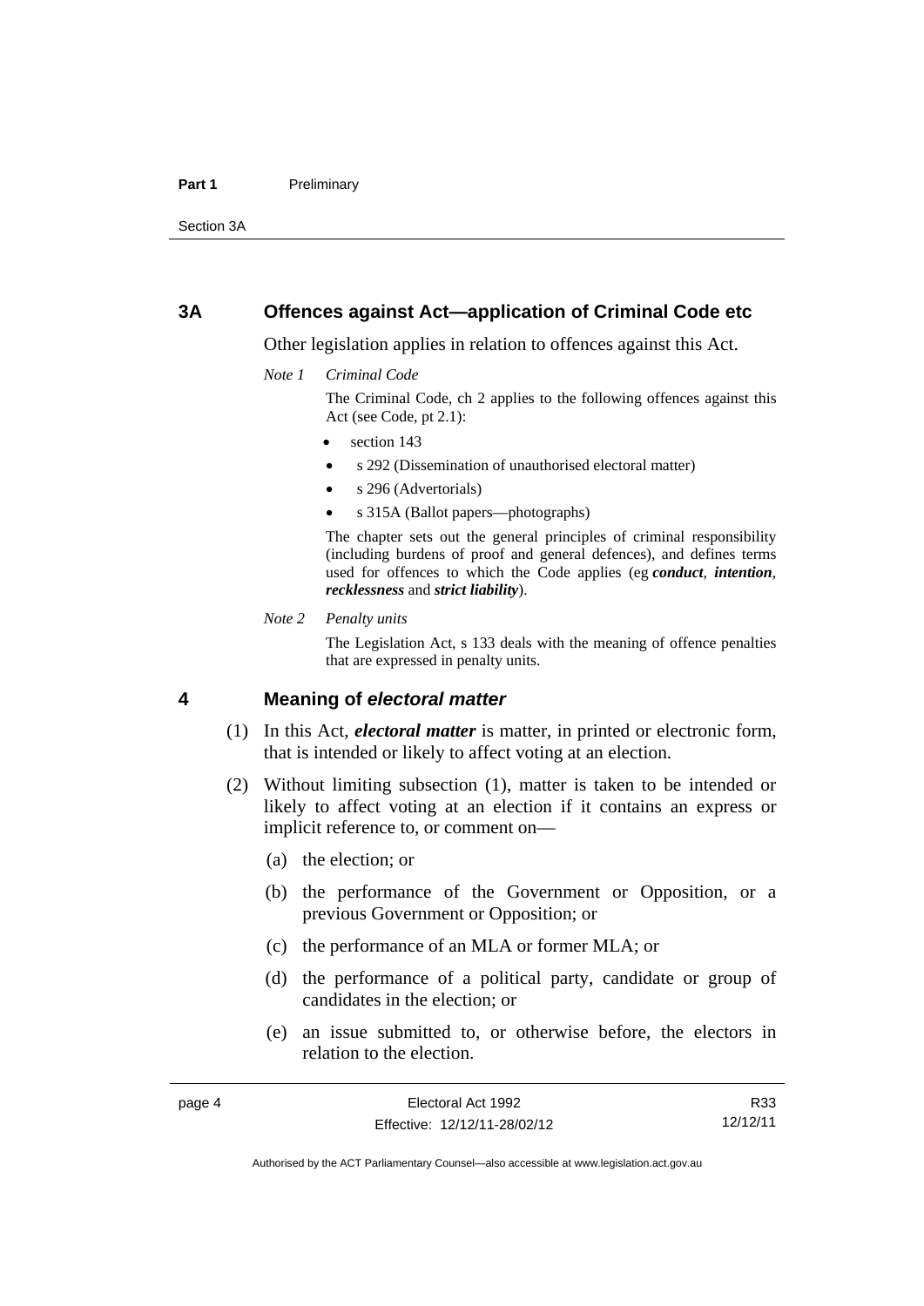## 3A Offences against Act—application of Criminal Code etc

Other legislation applies in relation to offences against this Act.

*Note 1 Criminal Code*

The Criminal Code, ch 2 applies to the following offences against this Act (see Code, pt 2.1):

- section 143
- s 292 (Dissemination of unauthorised electoral matter)
- s 296 (Advertorials)
- s 315A (Ballot papers—photographs)

The chapter sets out the general principles of criminal responsibility (including burdens of proof and general defences), and defines terms used for offences to which the Code applies (eg ***conduct***, ***intention***, ***recklessness*** and ***strict liability***).

*Note 2 Penalty units*

The Legislation Act, s 133 deals with the meaning of offence penalties that are expressed in penalty units.

## 4 Meaning of *electoral matter*

(1) In this Act, ***electoral matter*** is matter, in printed or electronic form, that is intended or likely to affect voting at an election.

(2) Without limiting subsection (1), matter is taken to be intended or likely to affect voting at an election if it contains an express or implicit reference to, or comment on—

(a) the election; or

(b) the performance of the Government or Opposition, or a previous Government or Opposition; or

(c) the performance of an MLA or former MLA; or

(d) the performance of a political party, candidate or group of candidates in the election; or

(e) an issue submitted to, or otherwise before, the electors in relation to the election.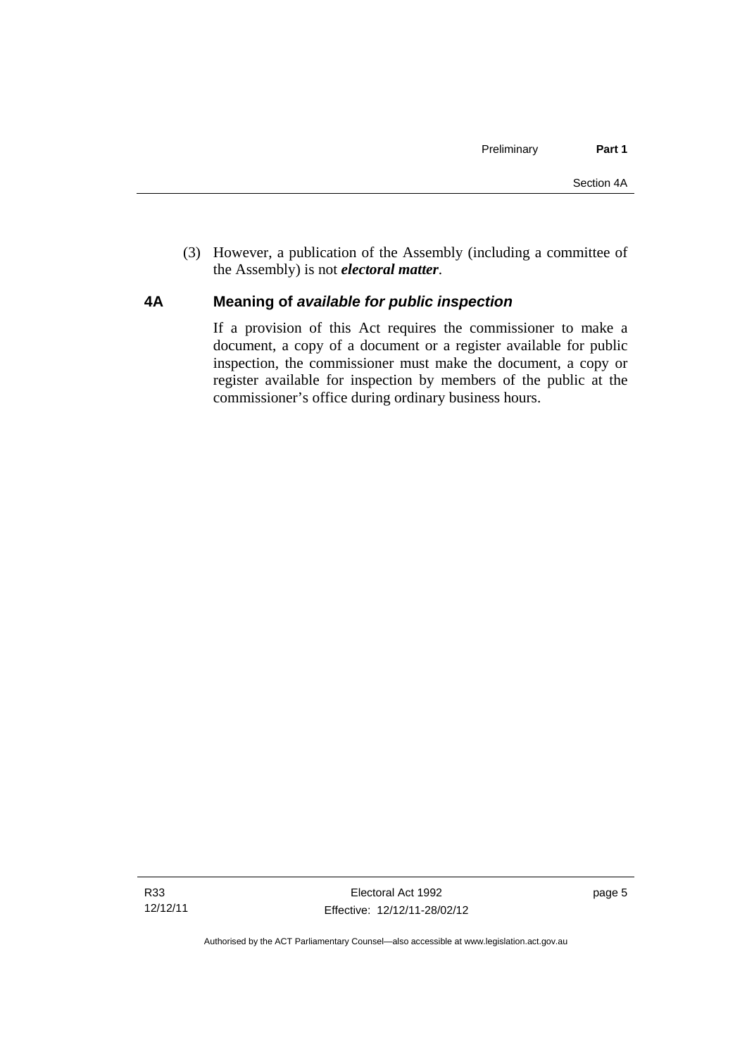(3) However, a publication of the Assembly (including a committee of the Assembly) is not ***electoral matter***.

## 4A Meaning of *available for public inspection*

If a provision of this Act requires the commissioner to make a document, a copy of a document or a register available for public inspection, the commissioner must make the document, a copy or register available for inspection by members of the public at the commissioner's office during ordinary business hours.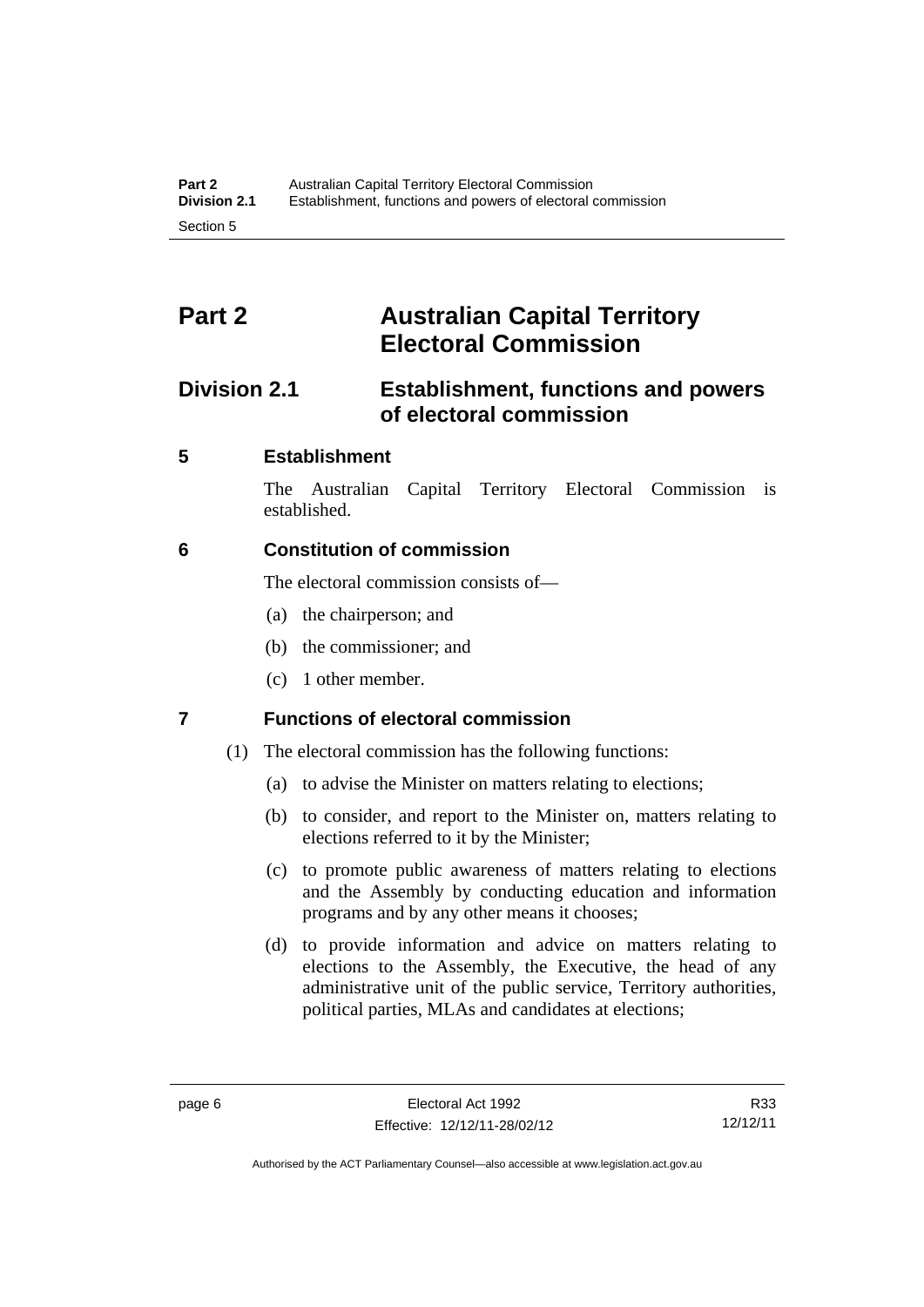# Part 2 Australian Capital Territory Electoral Commission

## Division 2.1 Establishment, functions and powers of electoral commission

### 5 Establishment

The Australian Capital Territory Electoral Commission is established.

### 6 Constitution of commission

The electoral commission consists of—

(a) the chairperson; and

(b) the commissioner; and

(c) 1 other member.

### 7 Functions of electoral commission

(1) The electoral commission has the following functions:

(a) to advise the Minister on matters relating to elections;

(b) to consider, and report to the Minister on, matters relating to elections referred to it by the Minister;

(c) to promote public awareness of matters relating to elections and the Assembly by conducting education and information programs and by any other means it chooses;

(d) to provide information and advice on matters relating to elections to the Assembly, the Executive, the head of any administrative unit of the public service, Territory authorities, political parties, MLAs and candidates at elections;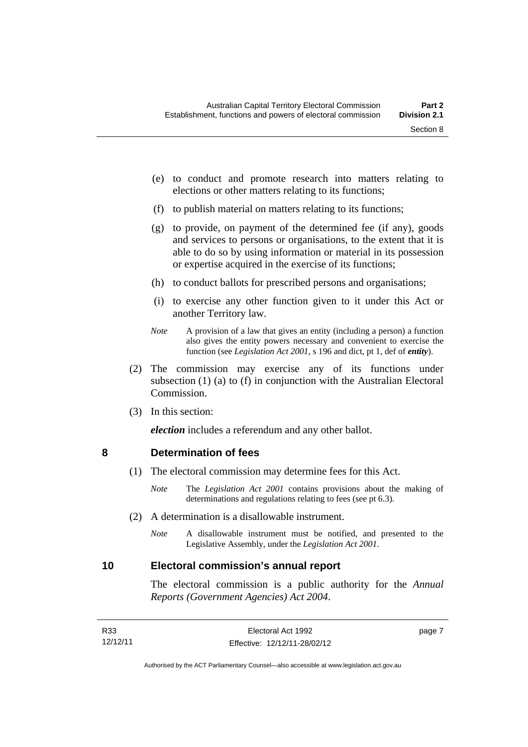(e) to conduct and promote research into matters relating to elections or other matters relating to its functions;

(f) to publish material on matters relating to its functions;

(g) to provide, on payment of the determined fee (if any), goods and services to persons or organisations, to the extent that it is able to do so by using information or material in its possession or expertise acquired in the exercise of its functions;

(h) to conduct ballots for prescribed persons and organisations;

(i) to exercise any other function given to it under this Act or another Territory law.

*Note* A provision of a law that gives an entity (including a person) a function also gives the entity powers necessary and convenient to exercise the function (see *Legislation Act 2001*, s 196 and dict, pt 1, def of ***entity***).

(2) The commission may exercise any of its functions under subsection (1) (a) to (f) in conjunction with the Australian Electoral Commission.

(3) In this section:

***election*** includes a referendum and any other ballot.

## 8 Determination of fees

(1) The electoral commission may determine fees for this Act.

*Note* The *Legislation Act 2001* contains provisions about the making of determinations and regulations relating to fees (see pt 6.3).

(2) A determination is a disallowable instrument.

*Note* A disallowable instrument must be notified, and presented to the Legislative Assembly, under the *Legislation Act 2001*.

## 10 Electoral commission's annual report

The electoral commission is a public authority for the *Annual Reports (Government Agencies) Act 2004*.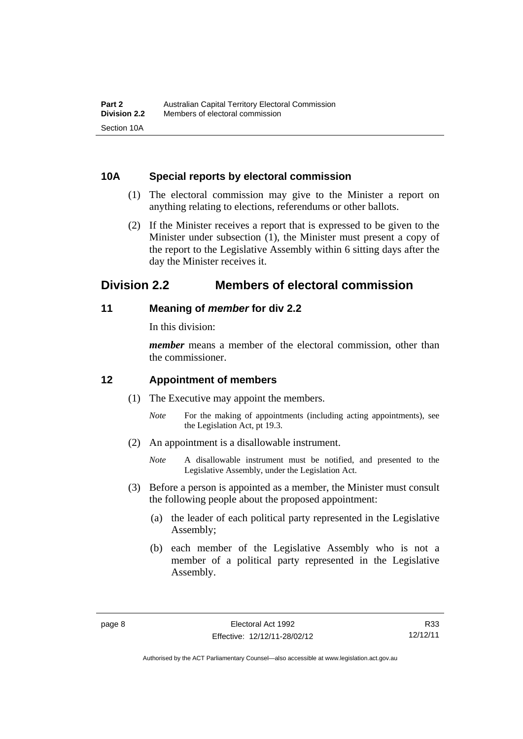### 10A Special reports by electoral commission

(1) The electoral commission may give to the Minister a report on anything relating to elections, referendums or other ballots.

(2) If the Minister receives a report that is expressed to be given to the Minister under subsection (1), the Minister must present a copy of the report to the Legislative Assembly within 6 sitting days after the day the Minister receives it.

## Division 2.2 Members of electoral commission

### 11 Meaning of *member* for div 2.2

In this division:

***member*** means a member of the electoral commission, other than the commissioner.

### 12 Appointment of members

(1) The Executive may appoint the members.

*Note* For the making of appointments (including acting appointments), see the Legislation Act, pt 19.3.

(2) An appointment is a disallowable instrument.

*Note* A disallowable instrument must be notified, and presented to the Legislative Assembly, under the Legislation Act.

(3) Before a person is appointed as a member, the Minister must consult the following people about the proposed appointment:

(a) the leader of each political party represented in the Legislative Assembly;

(b) each member of the Legislative Assembly who is not a member of a political party represented in the Legislative Assembly.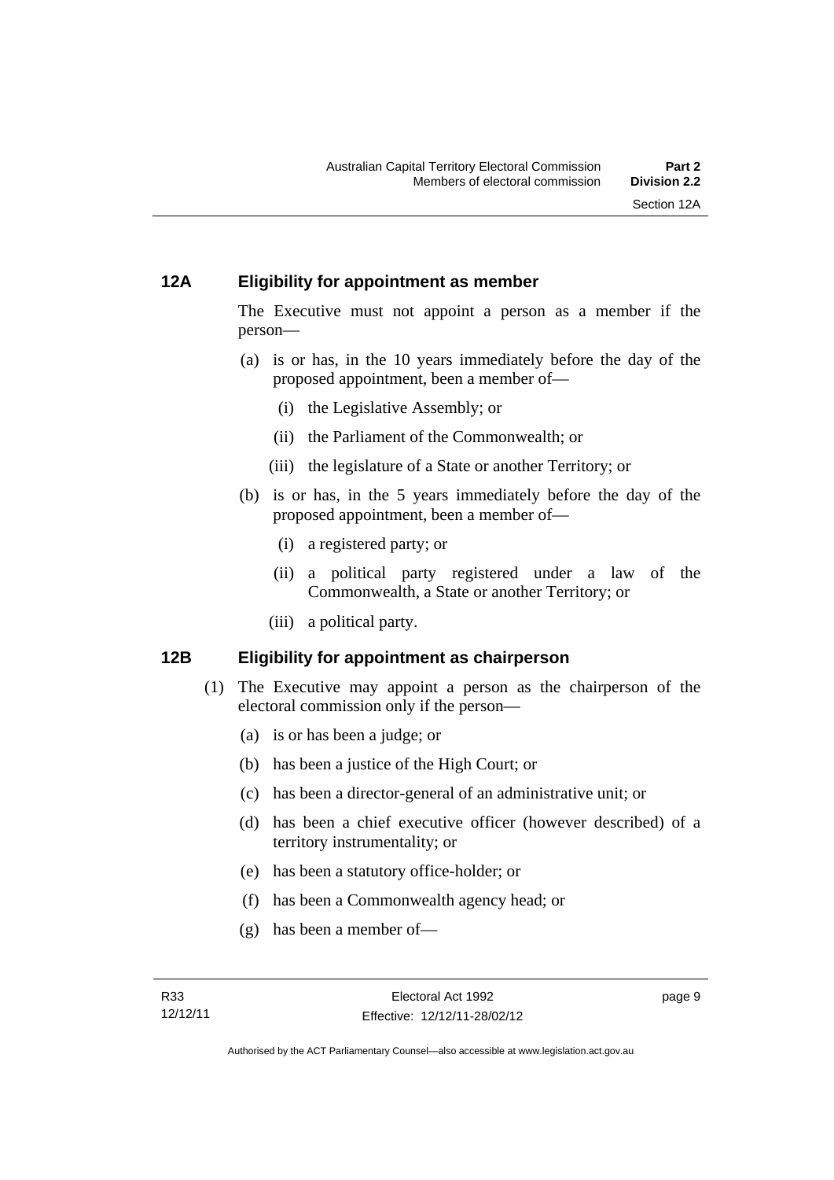## 12A Eligibility for appointment as member

The Executive must not appoint a person as a member if the person—

(a) is or has, in the 10 years immediately before the day of the proposed appointment, been a member of—

   (i) the Legislative Assembly; or

   (ii) the Parliament of the Commonwealth; or

   (iii) the legislature of a State or another Territory; or

(b) is or has, in the 5 years immediately before the day of the proposed appointment, been a member of—

   (i) a registered party; or

   (ii) a political party registered under a law of the Commonwealth, a State or another Territory; or

   (iii) a political party.

## 12B Eligibility for appointment as chairperson

(1) The Executive may appoint a person as the chairperson of the electoral commission only if the person—

   (a) is or has been a judge; or

   (b) has been a justice of the High Court; or

   (c) has been a director-general of an administrative unit; or

   (d) has been a chief executive officer (however described) of a territory instrumentality; or

   (e) has been a statutory office-holder; or

   (f) has been a Commonwealth agency head; or

   (g) has been a member of—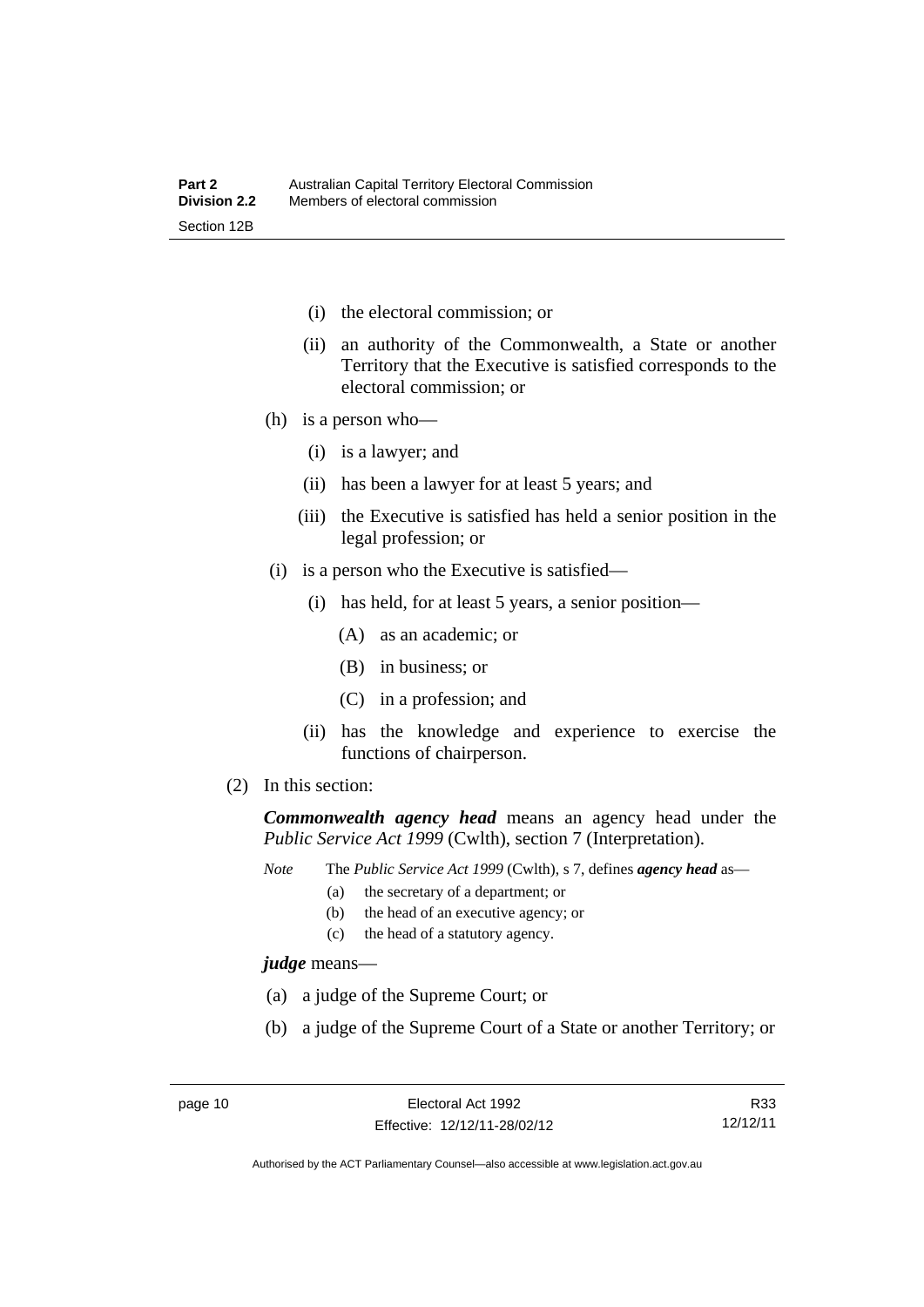(i) the electoral commission; or

(ii) an authority of the Commonwealth, a State or another Territory that the Executive is satisfied corresponds to the electoral commission; or

(h) is a person who—

(i) is a lawyer; and

(ii) has been a lawyer for at least 5 years; and

(iii) the Executive is satisfied has held a senior position in the legal profession; or

(i) is a person who the Executive is satisfied—

(i) has held, for at least 5 years, a senior position—

(A) as an academic; or

(B) in business; or

(C) in a profession; and

(ii) has the knowledge and experience to exercise the functions of chairperson.

(2) In this section:

***Commonwealth agency head*** means an agency head under the *Public Service Act 1999* (Cwlth), section 7 (Interpretation).

*Note* The *Public Service Act 1999* (Cwlth), s 7, defines ***agency head*** as—

(a) the secretary of a department; or

(b) the head of an executive agency; or

(c) the head of a statutory agency.

***judge*** means—

(a) a judge of the Supreme Court; or

(b) a judge of the Supreme Court of a State or another Territory; or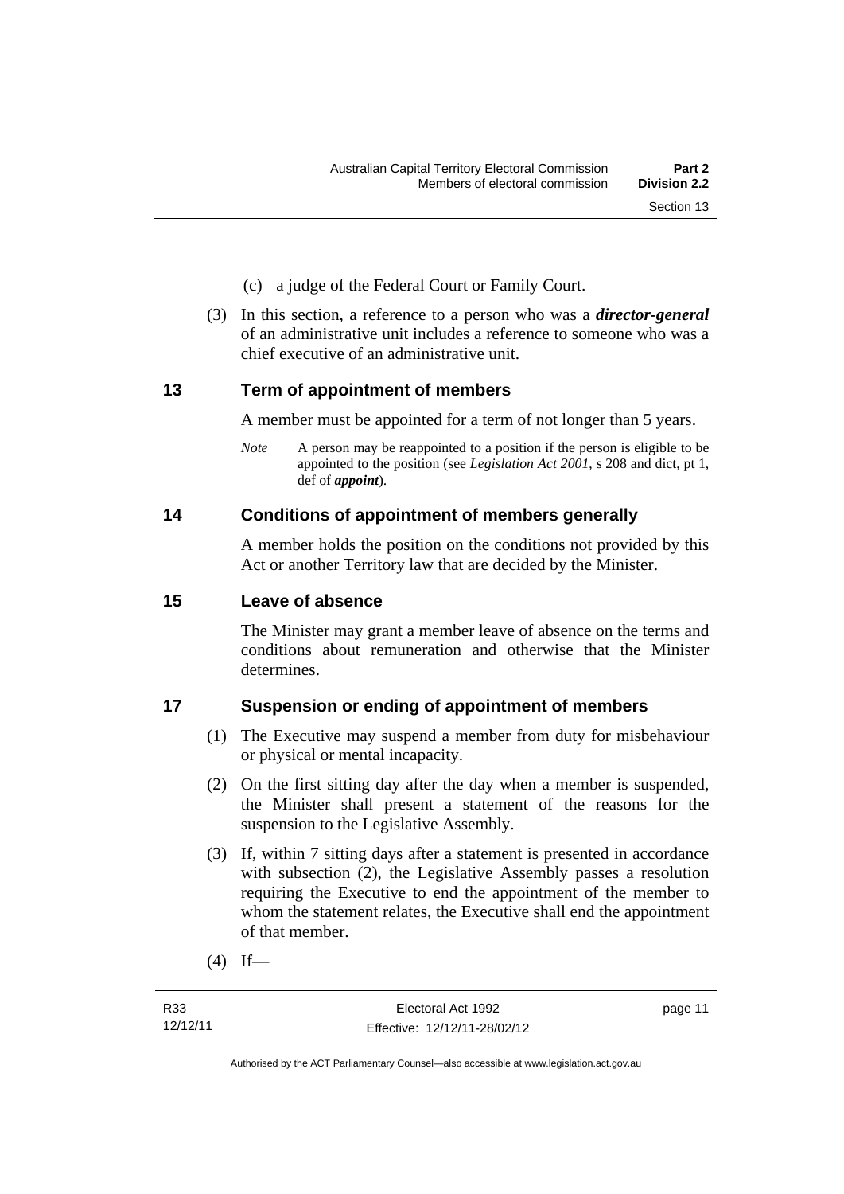(c) a judge of the Federal Court or Family Court.

(3) In this section, a reference to a person who was a ***director-general*** of an administrative unit includes a reference to someone who was a chief executive of an administrative unit.

## 13 Term of appointment of members

A member must be appointed for a term of not longer than 5 years.

*Note* A person may be reappointed to a position if the person is eligible to be appointed to the position (see *Legislation Act 2001*, s 208 and dict, pt 1, def of ***appoint***).

## 14 Conditions of appointment of members generally

A member holds the position on the conditions not provided by this Act or another Territory law that are decided by the Minister.

## 15 Leave of absence

The Minister may grant a member leave of absence on the terms and conditions about remuneration and otherwise that the Minister determines.

## 17 Suspension or ending of appointment of members

(1) The Executive may suspend a member from duty for misbehaviour or physical or mental incapacity.

(2) On the first sitting day after the day when a member is suspended, the Minister shall present a statement of the reasons for the suspension to the Legislative Assembly.

(3) If, within 7 sitting days after a statement is presented in accordance with subsection (2), the Legislative Assembly passes a resolution requiring the Executive to end the appointment of the member to whom the statement relates, the Executive shall end the appointment of that member.

(4) If—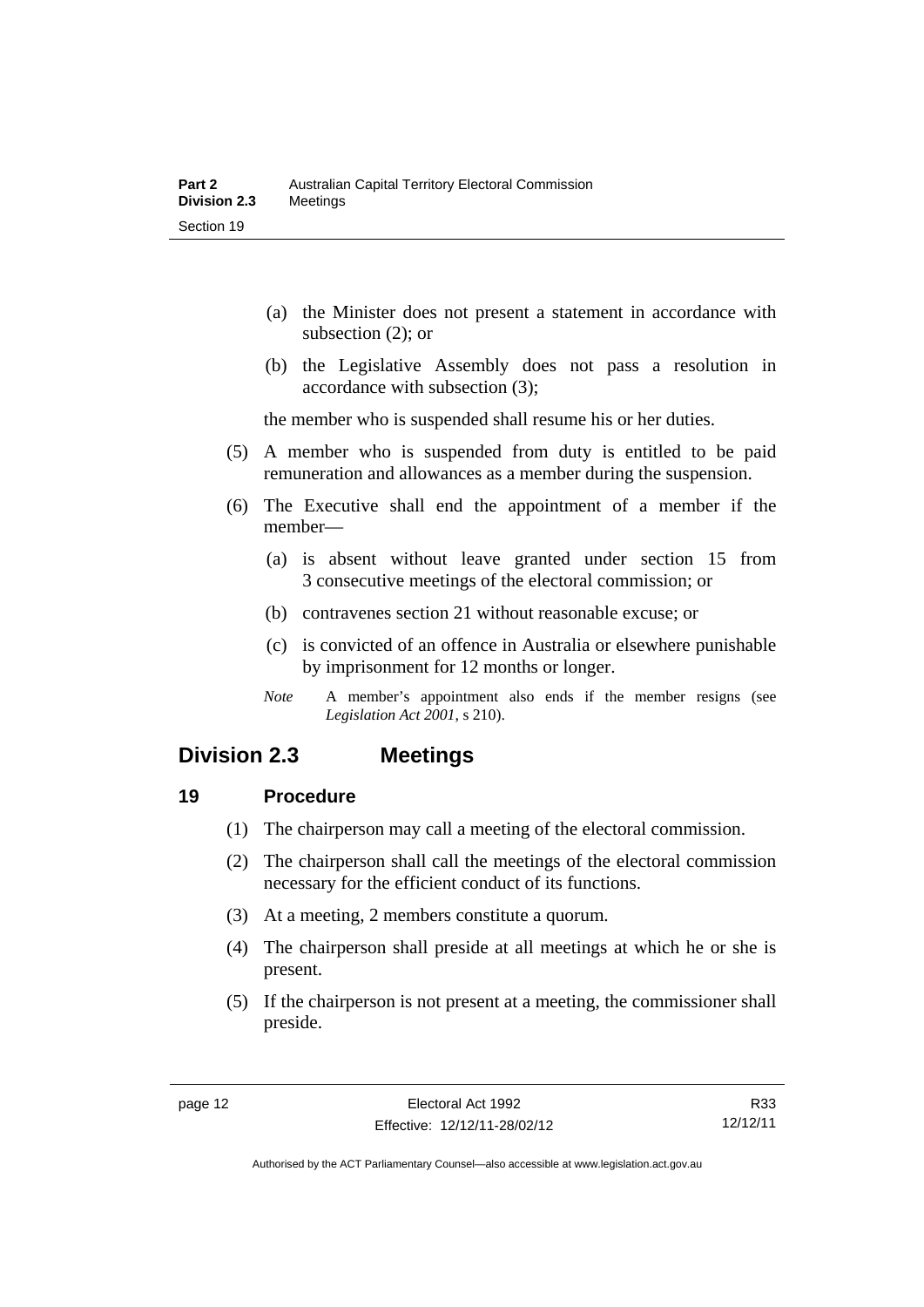(a) the Minister does not present a statement in accordance with subsection (2); or

(b) the Legislative Assembly does not pass a resolution in accordance with subsection (3);

the member who is suspended shall resume his or her duties.

(5) A member who is suspended from duty is entitled to be paid remuneration and allowances as a member during the suspension.

(6) The Executive shall end the appointment of a member if the member—

(a) is absent without leave granted under section 15 from 3 consecutive meetings of the electoral commission; or

(b) contravenes section 21 without reasonable excuse; or

(c) is convicted of an offence in Australia or elsewhere punishable by imprisonment for 12 months or longer.

*Note* A member's appointment also ends if the member resigns (see *Legislation Act 2001*, s 210).

## Division 2.3 Meetings

### 19 Procedure

(1) The chairperson may call a meeting of the electoral commission.

(2) The chairperson shall call the meetings of the electoral commission necessary for the efficient conduct of its functions.

(3) At a meeting, 2 members constitute a quorum.

(4) The chairperson shall preside at all meetings at which he or she is present.

(5) If the chairperson is not present at a meeting, the commissioner shall preside.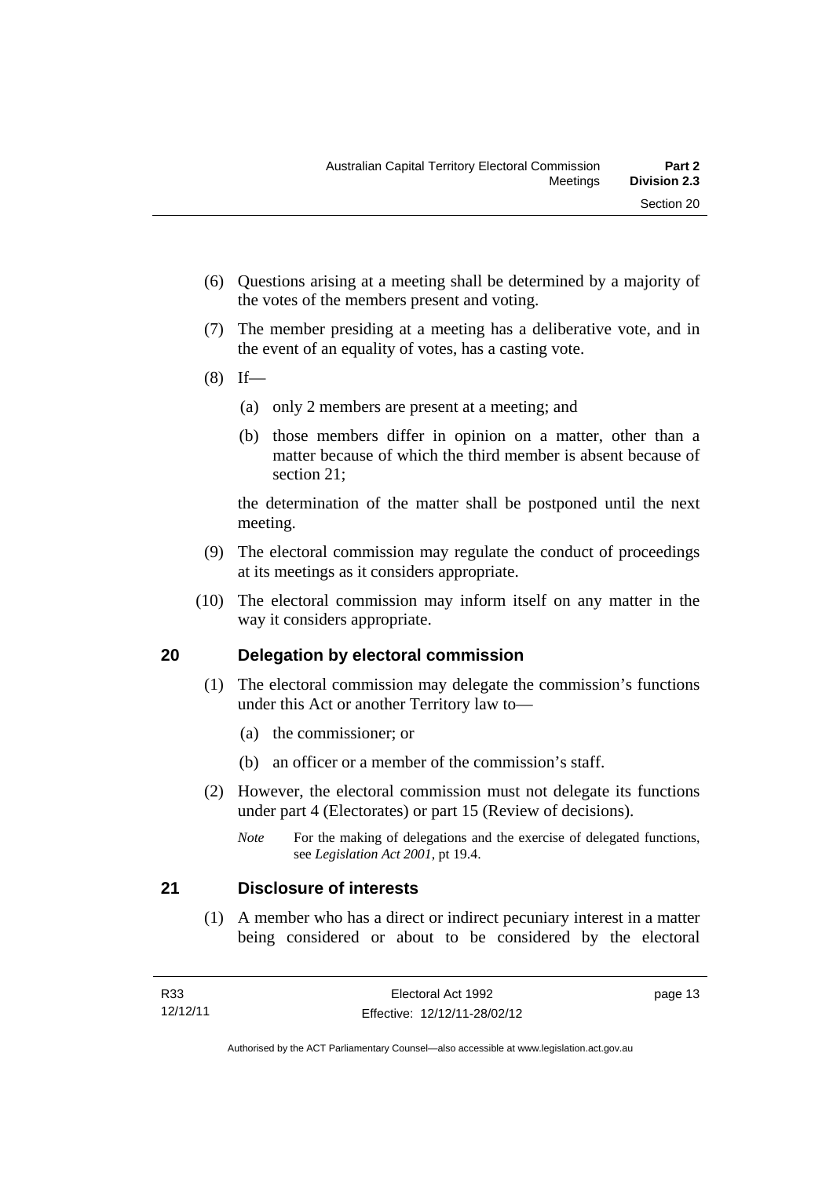(6) Questions arising at a meeting shall be determined by a majority of the votes of the members present and voting.

(7) The member presiding at a meeting has a deliberative vote, and in the event of an equality of votes, has a casting vote.

(8) If—

(a) only 2 members are present at a meeting; and

(b) those members differ in opinion on a matter, other than a matter because of which the third member is absent because of section 21;

the determination of the matter shall be postponed until the next meeting.

(9) The electoral commission may regulate the conduct of proceedings at its meetings as it considers appropriate.

(10) The electoral commission may inform itself on any matter in the way it considers appropriate.

## 20 Delegation by electoral commission

(1) The electoral commission may delegate the commission's functions under this Act or another Territory law to—

(a) the commissioner; or

(b) an officer or a member of the commission's staff.

(2) However, the electoral commission must not delegate its functions under part 4 (Electorates) or part 15 (Review of decisions).

*Note* For the making of delegations and the exercise of delegated functions, see *Legislation Act 2001*, pt 19.4.

## 21 Disclosure of interests

(1) A member who has a direct or indirect pecuniary interest in a matter being considered or about to be considered by the electoral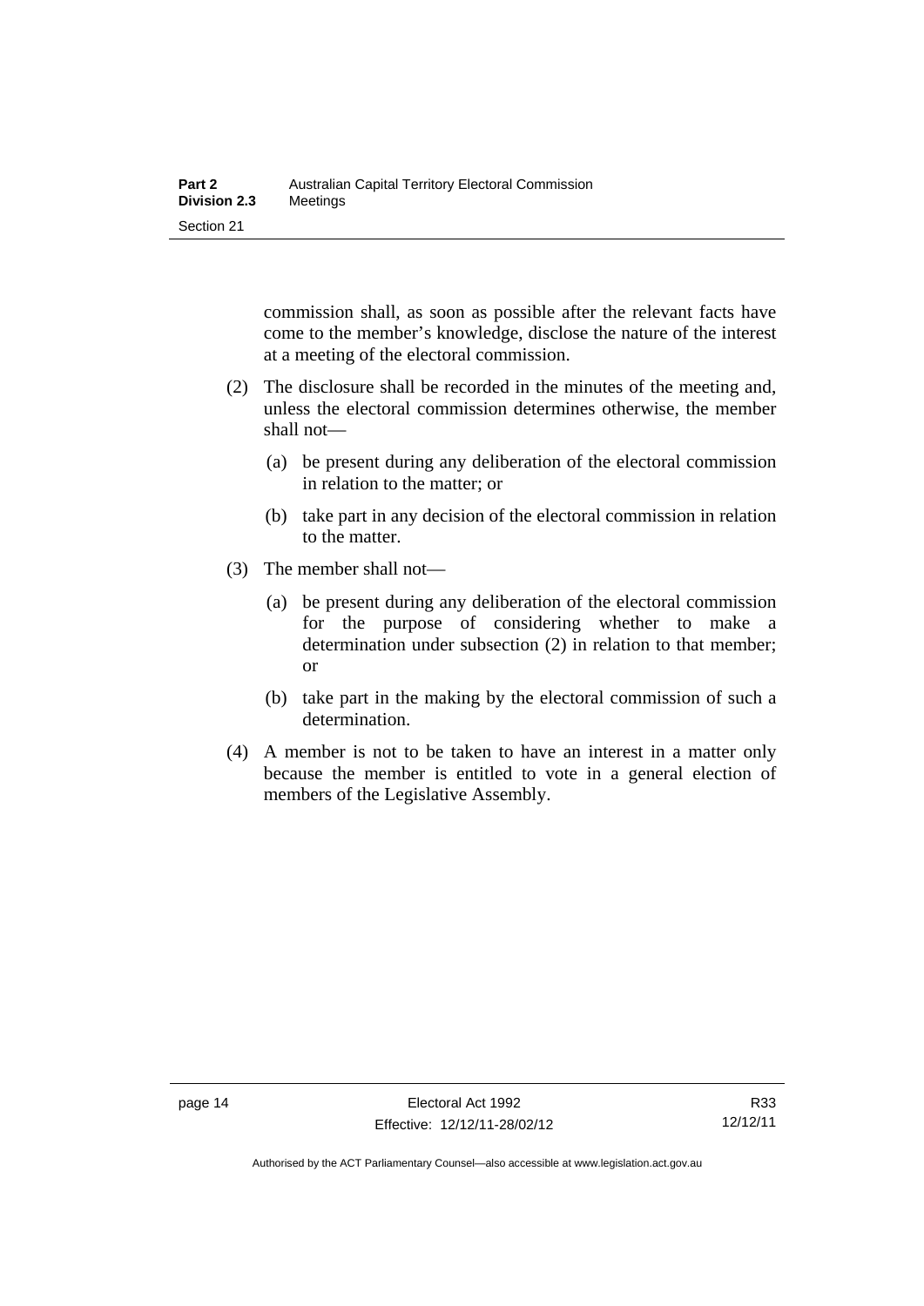commission shall, as soon as possible after the relevant facts have come to the member's knowledge, disclose the nature of the interest at a meeting of the electoral commission.

(2) The disclosure shall be recorded in the minutes of the meeting and, unless the electoral commission determines otherwise, the member shall not—

(a) be present during any deliberation of the electoral commission in relation to the matter; or

(b) take part in any decision of the electoral commission in relation to the matter.

(3) The member shall not—

(a) be present during any deliberation of the electoral commission for the purpose of considering whether to make a determination under subsection (2) in relation to that member; or

(b) take part in the making by the electoral commission of such a determination.

(4) A member is not to be taken to have an interest in a matter only because the member is entitled to vote in a general election of members of the Legislative Assembly.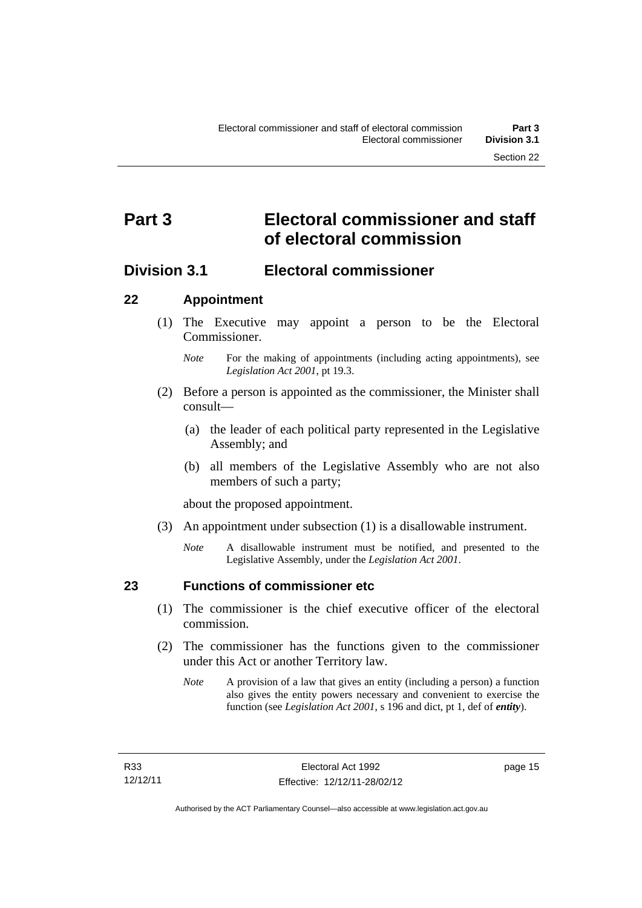# Part 3 Electoral commissioner and staff of electoral commission

## Division 3.1 Electoral commissioner

### 22 Appointment

(1) The Executive may appoint a person to be the Electoral Commissioner.

*Note* For the making of appointments (including acting appointments), see *Legislation Act 2001*, pt 19.3.

(2) Before a person is appointed as the commissioner, the Minister shall consult—

(a) the leader of each political party represented in the Legislative Assembly; and

(b) all members of the Legislative Assembly who are not also members of such a party;

about the proposed appointment.

(3) An appointment under subsection (1) is a disallowable instrument.

*Note* A disallowable instrument must be notified, and presented to the Legislative Assembly, under the *Legislation Act 2001*.

### 23 Functions of commissioner etc

(1) The commissioner is the chief executive officer of the electoral commission.

(2) The commissioner has the functions given to the commissioner under this Act or another Territory law.

*Note* A provision of a law that gives an entity (including a person) a function also gives the entity powers necessary and convenient to exercise the function (see *Legislation Act 2001*, s 196 and dict, pt 1, def of ***entity***).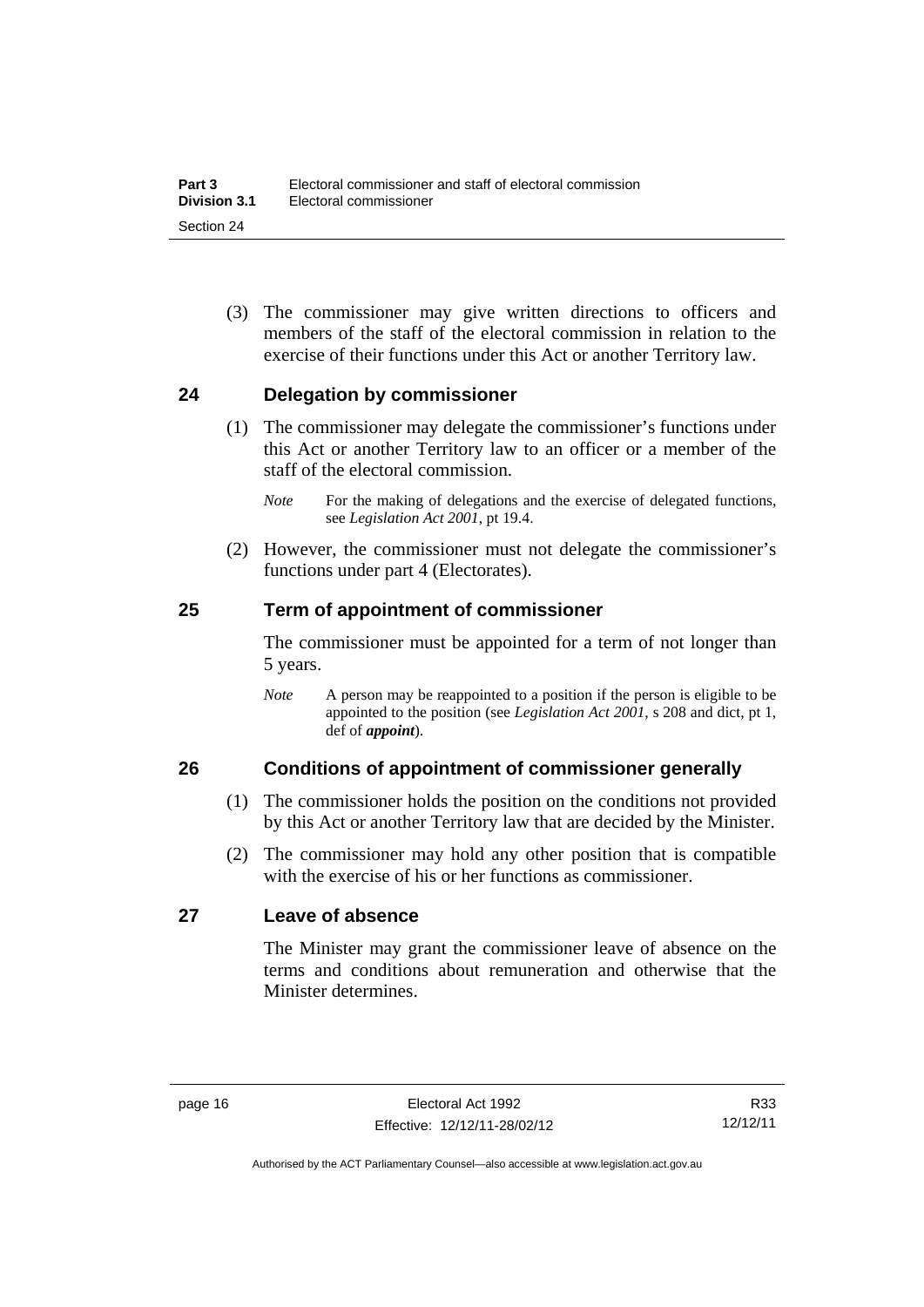(3) The commissioner may give written directions to officers and members of the staff of the electoral commission in relation to the exercise of their functions under this Act or another Territory law.

## 24 Delegation by commissioner

(1) The commissioner may delegate the commissioner's functions under this Act or another Territory law to an officer or a member of the staff of the electoral commission.

*Note* For the making of delegations and the exercise of delegated functions, see *Legislation Act 2001*, pt 19.4.

(2) However, the commissioner must not delegate the commissioner's functions under part 4 (Electorates).

## 25 Term of appointment of commissioner

The commissioner must be appointed for a term of not longer than 5 years.

*Note* A person may be reappointed to a position if the person is eligible to be appointed to the position (see *Legislation Act 2001*, s 208 and dict, pt 1, def of ***appoint***).

## 26 Conditions of appointment of commissioner generally

(1) The commissioner holds the position on the conditions not provided by this Act or another Territory law that are decided by the Minister.

(2) The commissioner may hold any other position that is compatible with the exercise of his or her functions as commissioner.

## 27 Leave of absence

The Minister may grant the commissioner leave of absence on the terms and conditions about remuneration and otherwise that the Minister determines.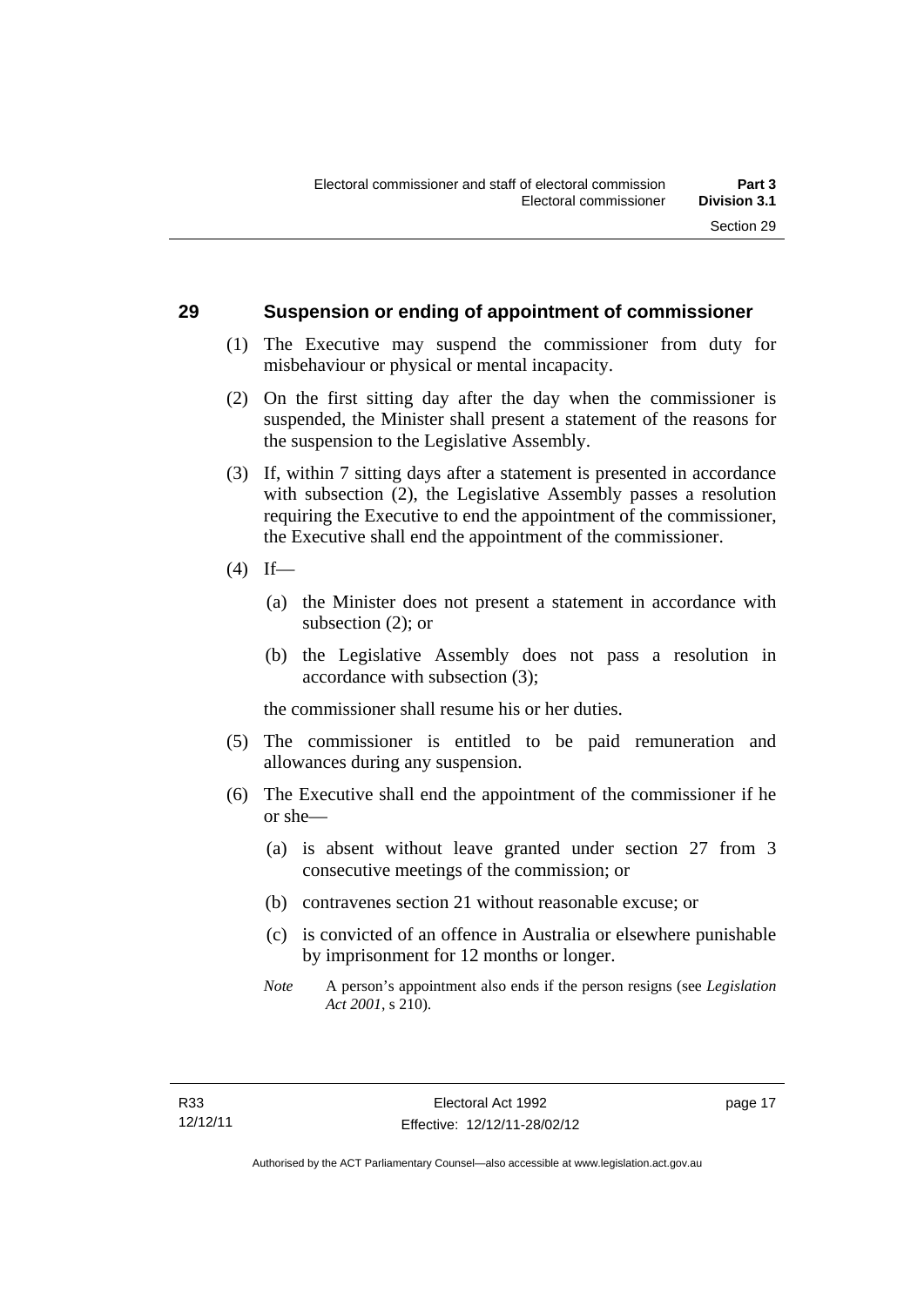## 29 Suspension or ending of appointment of commissioner

(1) The Executive may suspend the commissioner from duty for misbehaviour or physical or mental incapacity.

(2) On the first sitting day after the day when the commissioner is suspended, the Minister shall present a statement of the reasons for the suspension to the Legislative Assembly.

(3) If, within 7 sitting days after a statement is presented in accordance with subsection (2), the Legislative Assembly passes a resolution requiring the Executive to end the appointment of the commissioner, the Executive shall end the appointment of the commissioner.

(4) If—

- (a) the Minister does not present a statement in accordance with subsection (2); or
- (b) the Legislative Assembly does not pass a resolution in accordance with subsection (3);

the commissioner shall resume his or her duties.

(5) The commissioner is entitled to be paid remuneration and allowances during any suspension.

(6) The Executive shall end the appointment of the commissioner if he or she—

- (a) is absent without leave granted under section 27 from 3 consecutive meetings of the commission; or
- (b) contravenes section 21 without reasonable excuse; or
- (c) is convicted of an offence in Australia or elsewhere punishable by imprisonment for 12 months or longer.

*Note* A person's appointment also ends if the person resigns (see *Legislation Act 2001*, s 210).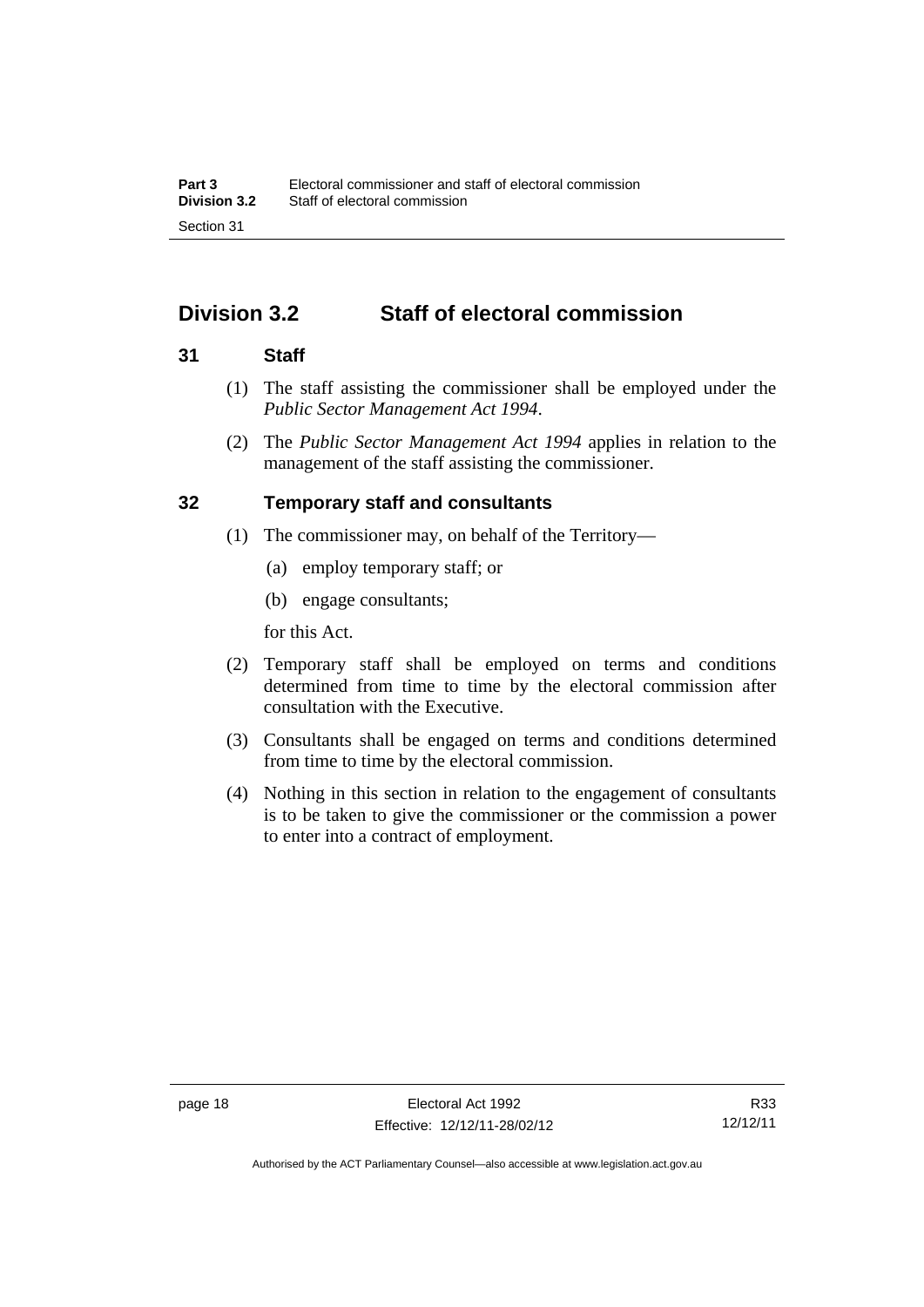## Division 3.2 Staff of electoral commission

### 31 Staff

(1) The staff assisting the commissioner shall be employed under the *Public Sector Management Act 1994*.

(2) The *Public Sector Management Act 1994* applies in relation to the management of the staff assisting the commissioner.

### 32 Temporary staff and consultants

(1) The commissioner may, on behalf of the Territory—

(a) employ temporary staff; or

(b) engage consultants;

for this Act.

(2) Temporary staff shall be employed on terms and conditions determined from time to time by the electoral commission after consultation with the Executive.

(3) Consultants shall be engaged on terms and conditions determined from time to time by the electoral commission.

(4) Nothing in this section in relation to the engagement of consultants is to be taken to give the commissioner or the commission a power to enter into a contract of employment.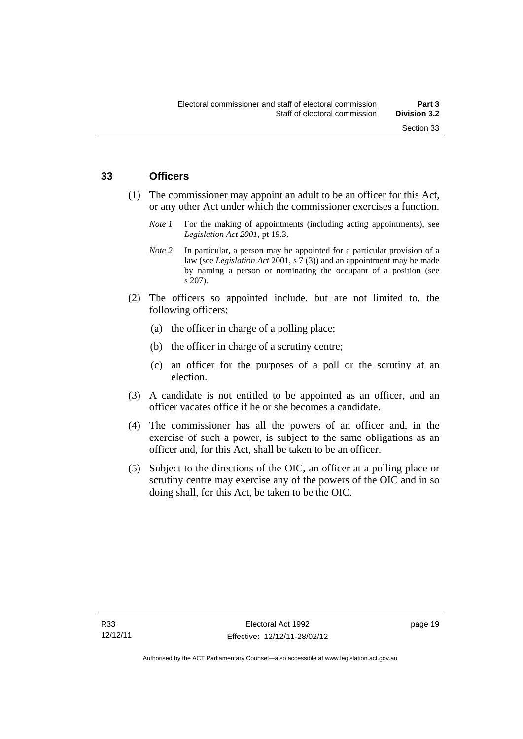## 33 Officers

(1) The commissioner may appoint an adult to be an officer for this Act, or any other Act under which the commissioner exercises a function.

*Note 1* For the making of appointments (including acting appointments), see *Legislation Act 2001*, pt 19.3.

*Note 2* In particular, a person may be appointed for a particular provision of a law (see *Legislation Act* 2001, s 7 (3)) and an appointment may be made by naming a person or nominating the occupant of a position (see s 207).

(2) The officers so appointed include, but are not limited to, the following officers:

(a) the officer in charge of a polling place;

(b) the officer in charge of a scrutiny centre;

(c) an officer for the purposes of a poll or the scrutiny at an election.

(3) A candidate is not entitled to be appointed as an officer, and an officer vacates office if he or she becomes a candidate.

(4) The commissioner has all the powers of an officer and, in the exercise of such a power, is subject to the same obligations as an officer and, for this Act, shall be taken to be an officer.

(5) Subject to the directions of the OIC, an officer at a polling place or scrutiny centre may exercise any of the powers of the OIC and in so doing shall, for this Act, be taken to be the OIC.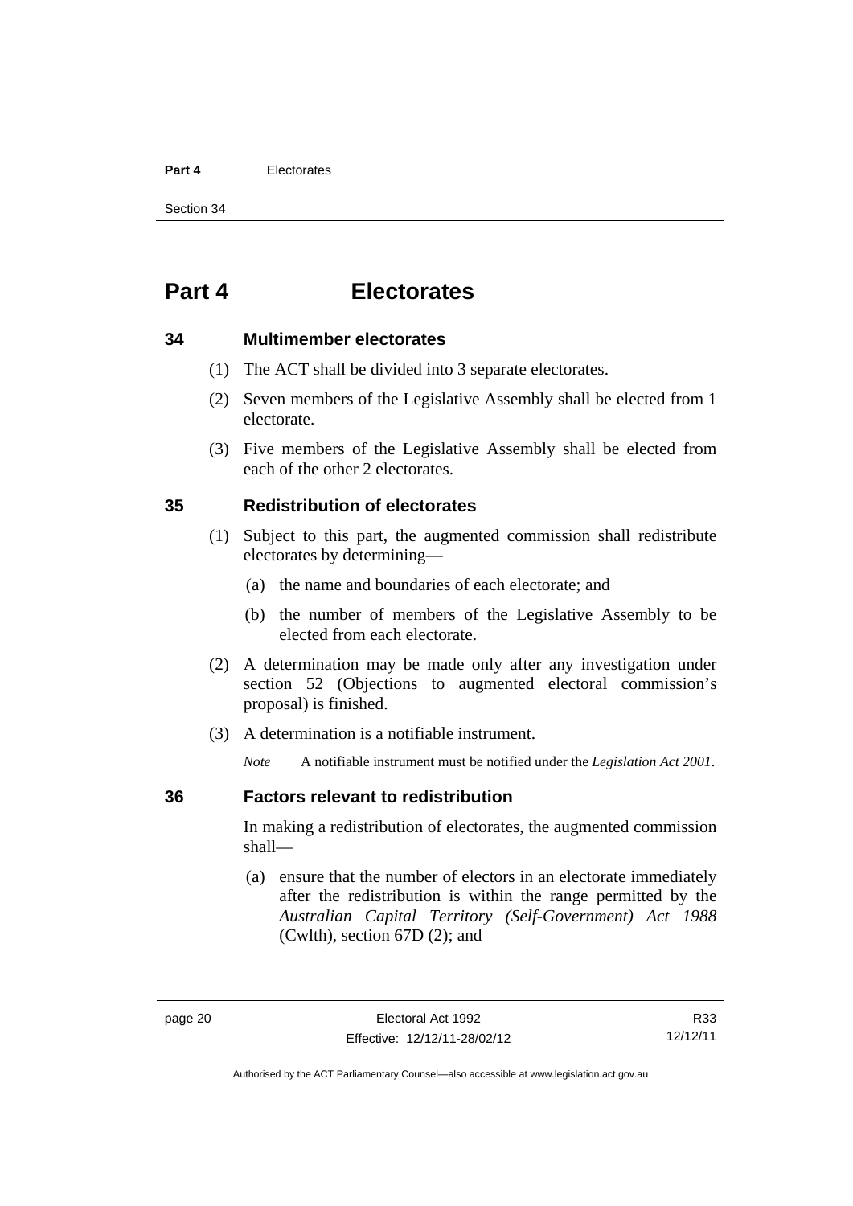# Part 4 Electorates

## 34 Multimember electorates

(1) The ACT shall be divided into 3 separate electorates.

(2) Seven members of the Legislative Assembly shall be elected from 1 electorate.

(3) Five members of the Legislative Assembly shall be elected from each of the other 2 electorates.

## 35 Redistribution of electorates

(1) Subject to this part, the augmented commission shall redistribute electorates by determining—

(a) the name and boundaries of each electorate; and

(b) the number of members of the Legislative Assembly to be elected from each electorate.

(2) A determination may be made only after any investigation under section 52 (Objections to augmented electoral commission's proposal) is finished.

(3) A determination is a notifiable instrument.

*Note* A notifiable instrument must be notified under the *Legislation Act 2001*.

## 36 Factors relevant to redistribution

In making a redistribution of electorates, the augmented commission shall—

(a) ensure that the number of electors in an electorate immediately after the redistribution is within the range permitted by the *Australian Capital Territory (Self-Government) Act 1988* (Cwlth), section 67D (2); and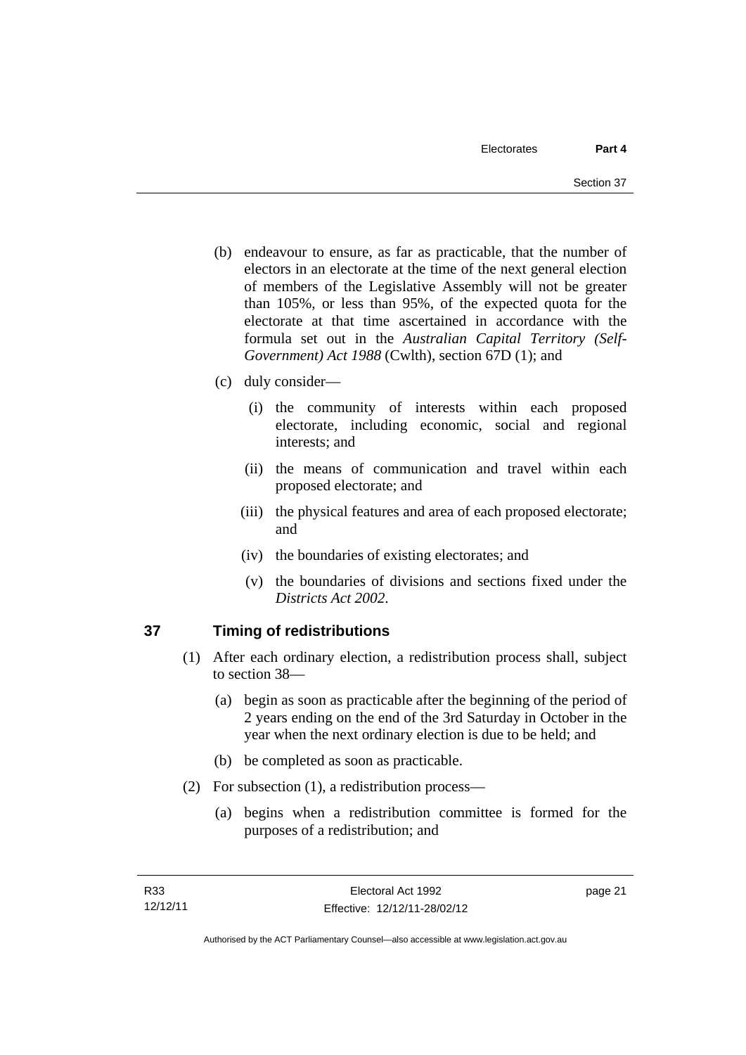(b) endeavour to ensure, as far as practicable, that the number of electors in an electorate at the time of the next general election of members of the Legislative Assembly will not be greater than 105%, or less than 95%, of the expected quota for the electorate at that time ascertained in accordance with the formula set out in the *Australian Capital Territory (Self-Government) Act 1988* (Cwlth), section 67D (1); and

(c) duly consider—

(i) the community of interests within each proposed electorate, including economic, social and regional interests; and

(ii) the means of communication and travel within each proposed electorate; and

(iii) the physical features and area of each proposed electorate; and

(iv) the boundaries of existing electorates; and

(v) the boundaries of divisions and sections fixed under the *Districts Act 2002*.

## 37 Timing of redistributions

(1) After each ordinary election, a redistribution process shall, subject to section 38—

(a) begin as soon as practicable after the beginning of the period of 2 years ending on the end of the 3rd Saturday in October in the year when the next ordinary election is due to be held; and

(b) be completed as soon as practicable.

(2) For subsection (1), a redistribution process—

(a) begins when a redistribution committee is formed for the purposes of a redistribution; and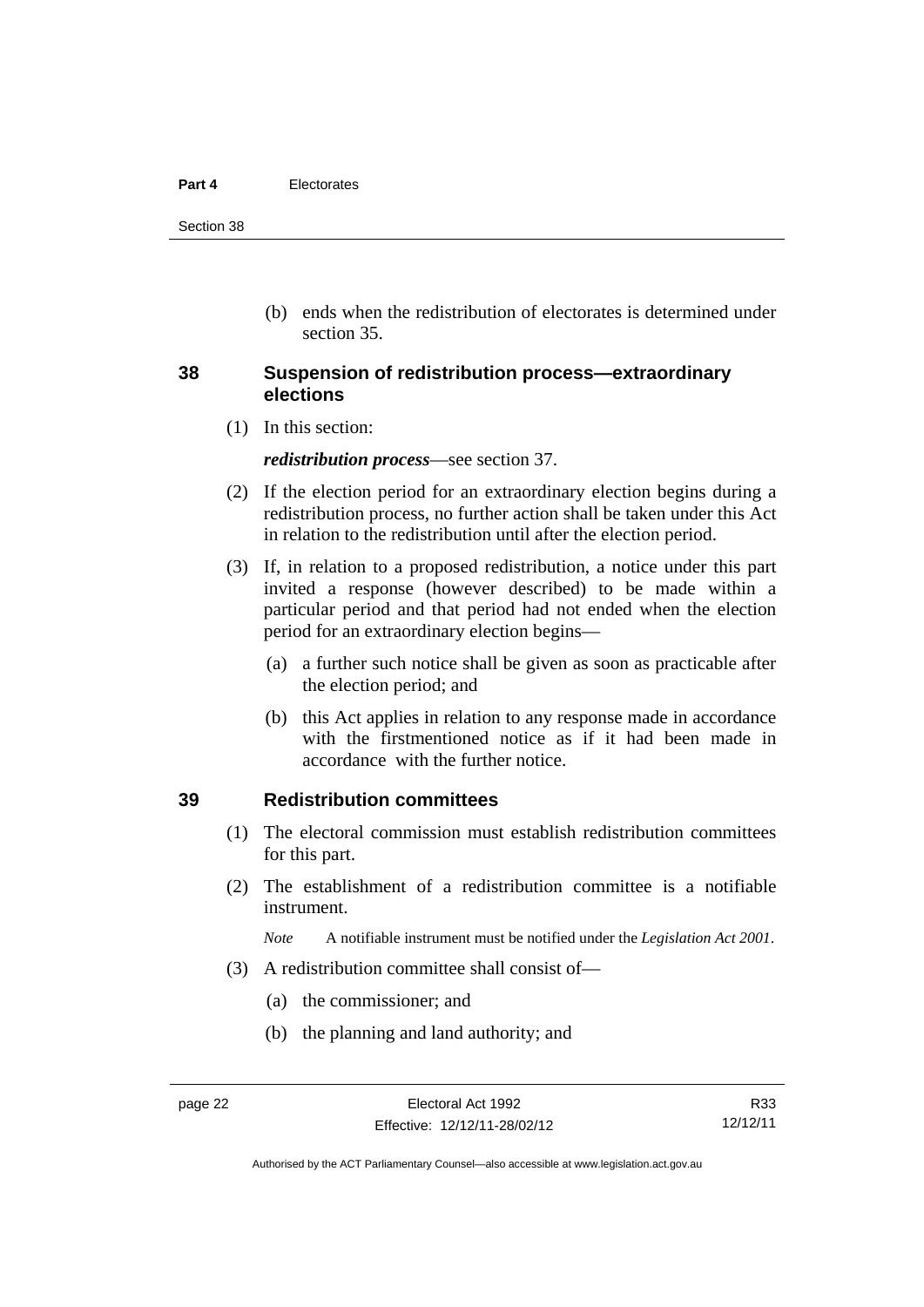(b) ends when the redistribution of electorates is determined under section 35.

## 38 Suspension of redistribution process—extraordinary elections

(1) In this section:

***redistribution process***—see section 37.

(2) If the election period for an extraordinary election begins during a redistribution process, no further action shall be taken under this Act in relation to the redistribution until after the election period.

(3) If, in relation to a proposed redistribution, a notice under this part invited a response (however described) to be made within a particular period and that period had not ended when the election period for an extraordinary election begins—

(a) a further such notice shall be given as soon as practicable after the election period; and

(b) this Act applies in relation to any response made in accordance with the firstmentioned notice as if it had been made in accordance with the further notice.

## 39 Redistribution committees

(1) The electoral commission must establish redistribution committees for this part.

(2) The establishment of a redistribution committee is a notifiable instrument.

*Note* A notifiable instrument must be notified under the *Legislation Act 2001*.

(3) A redistribution committee shall consist of—

(a) the commissioner; and

(b) the planning and land authority; and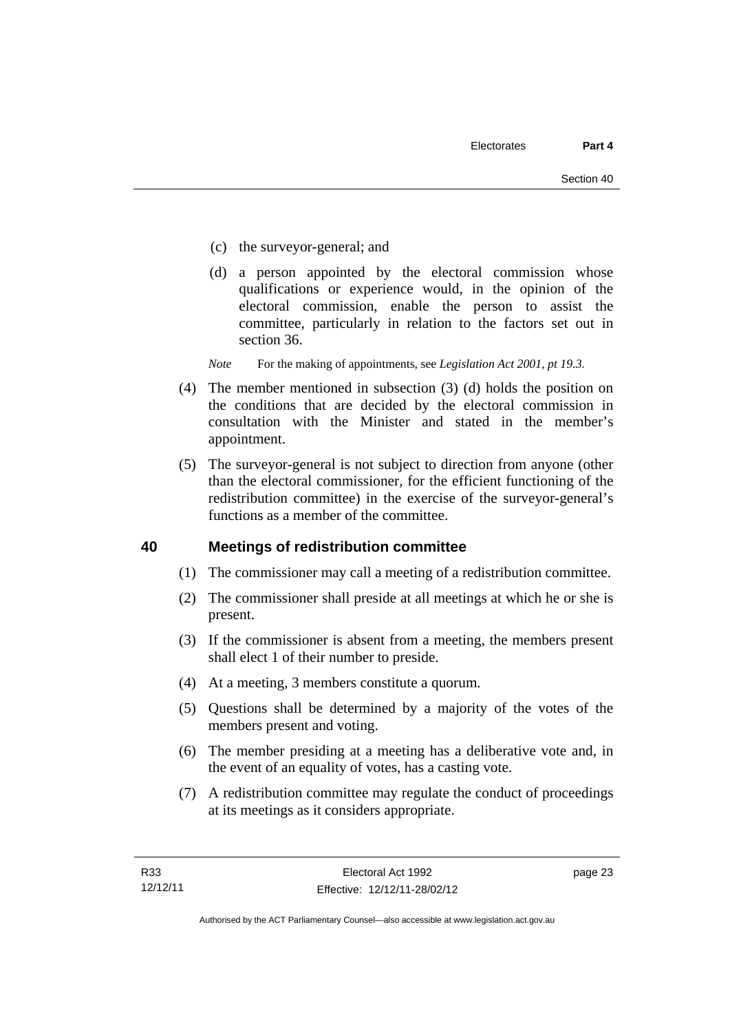(c) the surveyor-general; and

(d) a person appointed by the electoral commission whose qualifications or experience would, in the opinion of the electoral commission, enable the person to assist the committee, particularly in relation to the factors set out in section 36.

*Note* For the making of appointments, see *Legislation Act 2001, pt 19.3.*

(4) The member mentioned in subsection (3) (d) holds the position on the conditions that are decided by the electoral commission in consultation with the Minister and stated in the member's appointment.

(5) The surveyor-general is not subject to direction from anyone (other than the electoral commissioner, for the efficient functioning of the redistribution committee) in the exercise of the surveyor-general's functions as a member of the committee.

## 40 Meetings of redistribution committee

(1) The commissioner may call a meeting of a redistribution committee.

(2) The commissioner shall preside at all meetings at which he or she is present.

(3) If the commissioner is absent from a meeting, the members present shall elect 1 of their number to preside.

(4) At a meeting, 3 members constitute a quorum.

(5) Questions shall be determined by a majority of the votes of the members present and voting.

(6) The member presiding at a meeting has a deliberative vote and, in the event of an equality of votes, has a casting vote.

(7) A redistribution committee may regulate the conduct of proceedings at its meetings as it considers appropriate.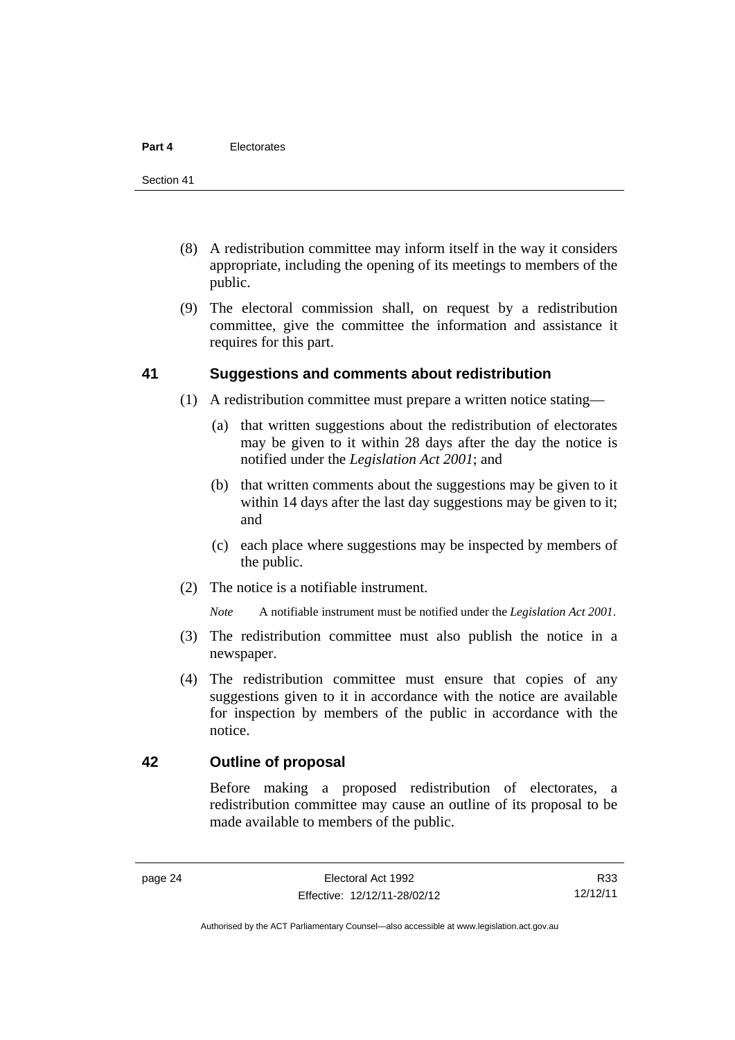(8) A redistribution committee may inform itself in the way it considers appropriate, including the opening of its meetings to members of the public.

(9) The electoral commission shall, on request by a redistribution committee, give the committee the information and assistance it requires for this part.

## 41 Suggestions and comments about redistribution

(1) A redistribution committee must prepare a written notice stating—

(a) that written suggestions about the redistribution of electorates may be given to it within 28 days after the day the notice is notified under the *Legislation Act 2001*; and

(b) that written comments about the suggestions may be given to it within 14 days after the last day suggestions may be given to it; and

(c) each place where suggestions may be inspected by members of the public.

(2) The notice is a notifiable instrument.

*Note* A notifiable instrument must be notified under the *Legislation Act 2001*.

(3) The redistribution committee must also publish the notice in a newspaper.

(4) The redistribution committee must ensure that copies of any suggestions given to it in accordance with the notice are available for inspection by members of the public in accordance with the notice.

## 42 Outline of proposal

Before making a proposed redistribution of electorates, a redistribution committee may cause an outline of its proposal to be made available to members of the public.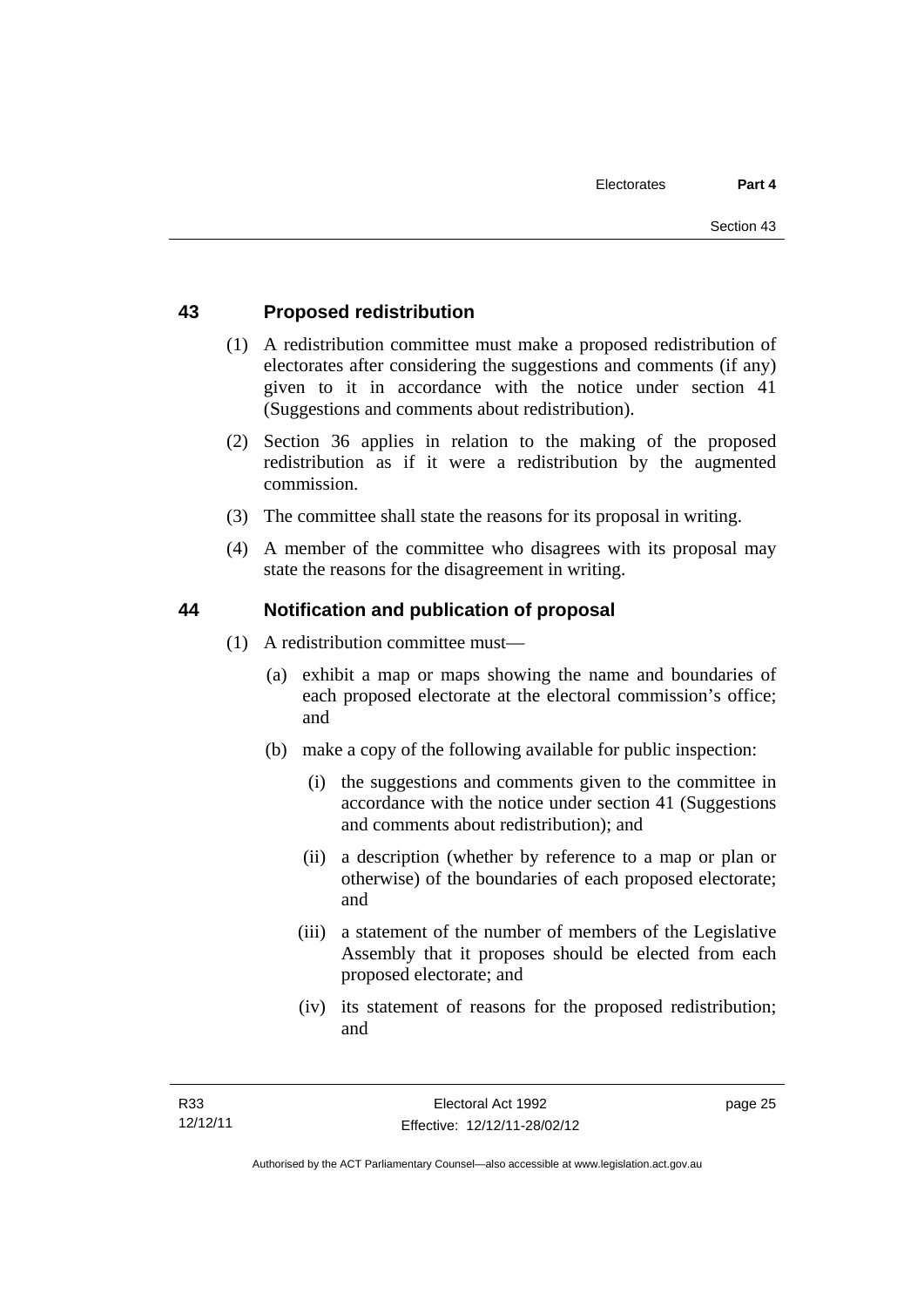## 43 Proposed redistribution

(1) A redistribution committee must make a proposed redistribution of electorates after considering the suggestions and comments (if any) given to it in accordance with the notice under section 41 (Suggestions and comments about redistribution).

(2) Section 36 applies in relation to the making of the proposed redistribution as if it were a redistribution by the augmented commission.

(3) The committee shall state the reasons for its proposal in writing.

(4) A member of the committee who disagrees with its proposal may state the reasons for the disagreement in writing.

## 44 Notification and publication of proposal

(1) A redistribution committee must—

(a) exhibit a map or maps showing the name and boundaries of each proposed electorate at the electoral commission's office; and

(b) make a copy of the following available for public inspection:

(i) the suggestions and comments given to the committee in accordance with the notice under section 41 (Suggestions and comments about redistribution); and

(ii) a description (whether by reference to a map or plan or otherwise) of the boundaries of each proposed electorate; and

(iii) a statement of the number of members of the Legislative Assembly that it proposes should be elected from each proposed electorate; and

(iv) its statement of reasons for the proposed redistribution; and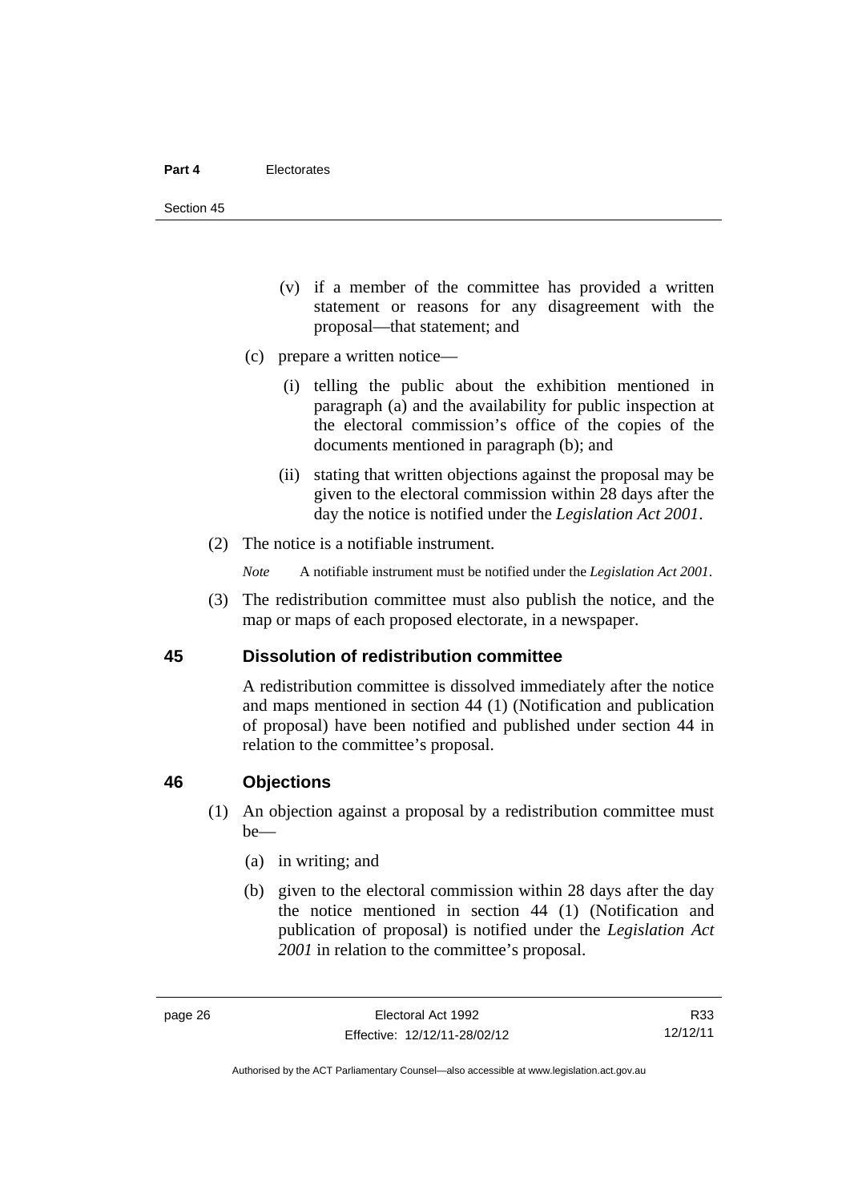(v) if a member of the committee has provided a written statement or reasons for any disagreement with the proposal—that statement; and

(c) prepare a written notice—

(i) telling the public about the exhibition mentioned in paragraph (a) and the availability for public inspection at the electoral commission's office of the copies of the documents mentioned in paragraph (b); and

(ii) stating that written objections against the proposal may be given to the electoral commission within 28 days after the day the notice is notified under the *Legislation Act 2001*.

(2) The notice is a notifiable instrument.

*Note* A notifiable instrument must be notified under the *Legislation Act 2001*.

(3) The redistribution committee must also publish the notice, and the map or maps of each proposed electorate, in a newspaper.

## 45 Dissolution of redistribution committee

A redistribution committee is dissolved immediately after the notice and maps mentioned in section 44 (1) (Notification and publication of proposal) have been notified and published under section 44 in relation to the committee's proposal.

## 46 Objections

(1) An objection against a proposal by a redistribution committee must be—

(a) in writing; and

(b) given to the electoral commission within 28 days after the day the notice mentioned in section 44 (1) (Notification and publication of proposal) is notified under the *Legislation Act 2001* in relation to the committee's proposal.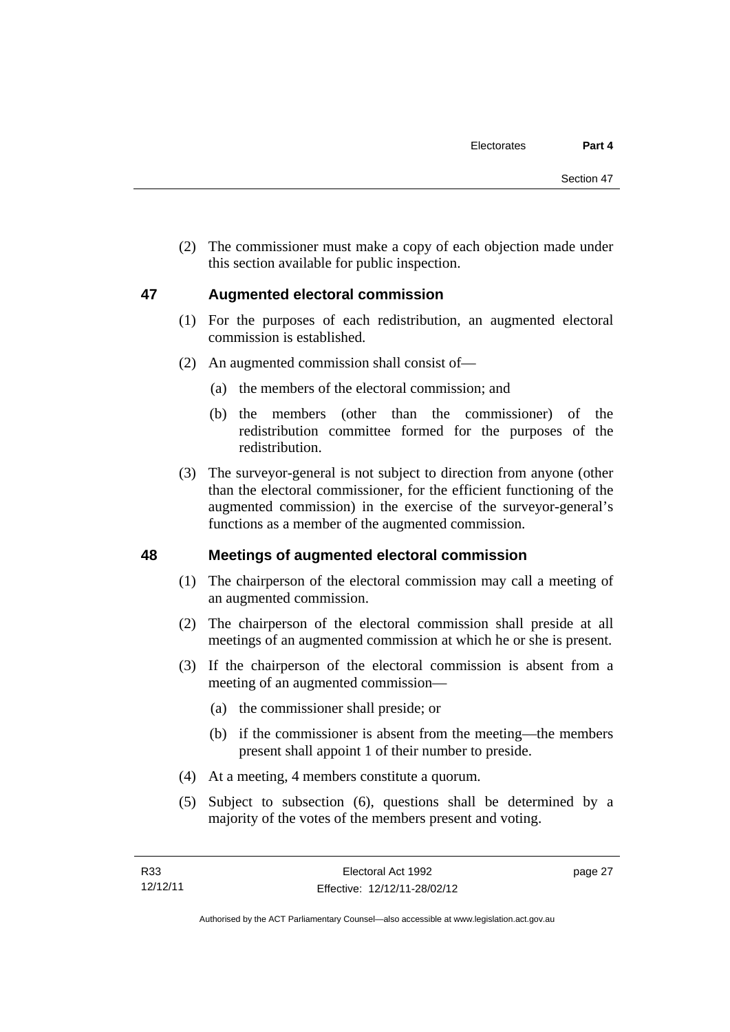(2) The commissioner must make a copy of each objection made under this section available for public inspection.

## 47 Augmented electoral commission

(1) For the purposes of each redistribution, an augmented electoral commission is established.

(2) An augmented commission shall consist of—

(a) the members of the electoral commission; and

(b) the members (other than the commissioner) of the redistribution committee formed for the purposes of the redistribution.

(3) The surveyor-general is not subject to direction from anyone (other than the electoral commissioner, for the efficient functioning of the augmented commission) in the exercise of the surveyor-general's functions as a member of the augmented commission.

## 48 Meetings of augmented electoral commission

(1) The chairperson of the electoral commission may call a meeting of an augmented commission.

(2) The chairperson of the electoral commission shall preside at all meetings of an augmented commission at which he or she is present.

(3) If the chairperson of the electoral commission is absent from a meeting of an augmented commission—

(a) the commissioner shall preside; or

(b) if the commissioner is absent from the meeting—the members present shall appoint 1 of their number to preside.

(4) At a meeting, 4 members constitute a quorum.

(5) Subject to subsection (6), questions shall be determined by a majority of the votes of the members present and voting.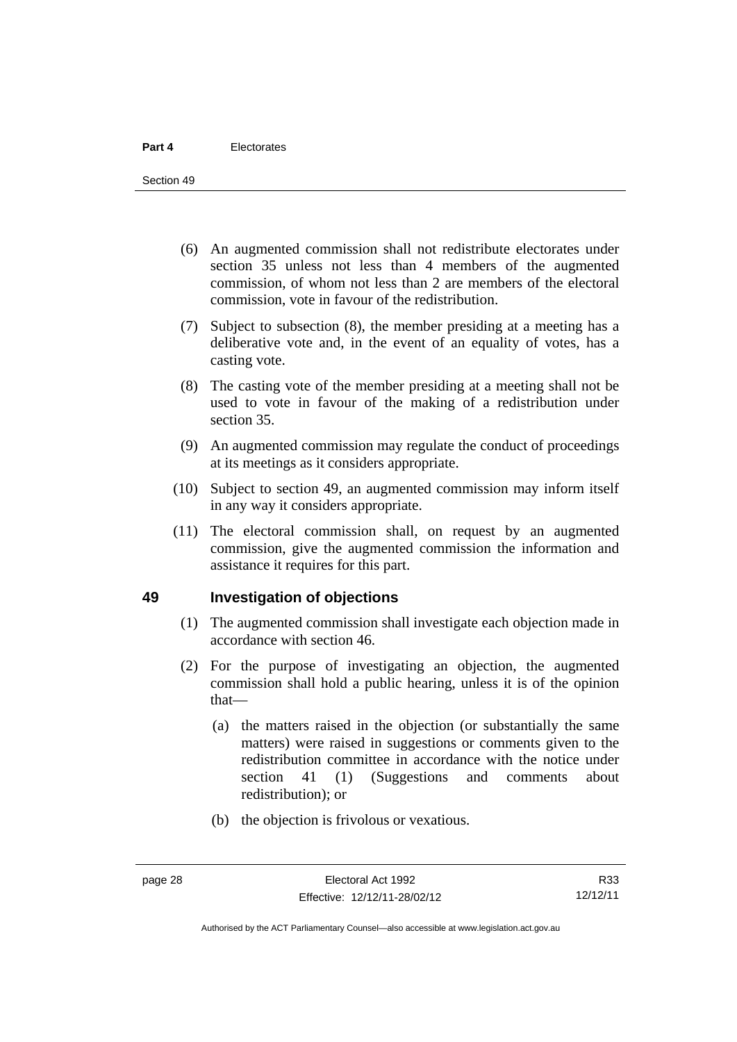(6) An augmented commission shall not redistribute electorates under section 35 unless not less than 4 members of the augmented commission, of whom not less than 2 are members of the electoral commission, vote in favour of the redistribution.

(7) Subject to subsection (8), the member presiding at a meeting has a deliberative vote and, in the event of an equality of votes, has a casting vote.

(8) The casting vote of the member presiding at a meeting shall not be used to vote in favour of the making of a redistribution under section 35.

(9) An augmented commission may regulate the conduct of proceedings at its meetings as it considers appropriate.

(10) Subject to section 49, an augmented commission may inform itself in any way it considers appropriate.

(11) The electoral commission shall, on request by an augmented commission, give the augmented commission the information and assistance it requires for this part.

## 49 Investigation of objections

(1) The augmented commission shall investigate each objection made in accordance with section 46.

(2) For the purpose of investigating an objection, the augmented commission shall hold a public hearing, unless it is of the opinion that—

(a) the matters raised in the objection (or substantially the same matters) were raised in suggestions or comments given to the redistribution committee in accordance with the notice under section 41 (1) (Suggestions and comments about redistribution); or

(b) the objection is frivolous or vexatious.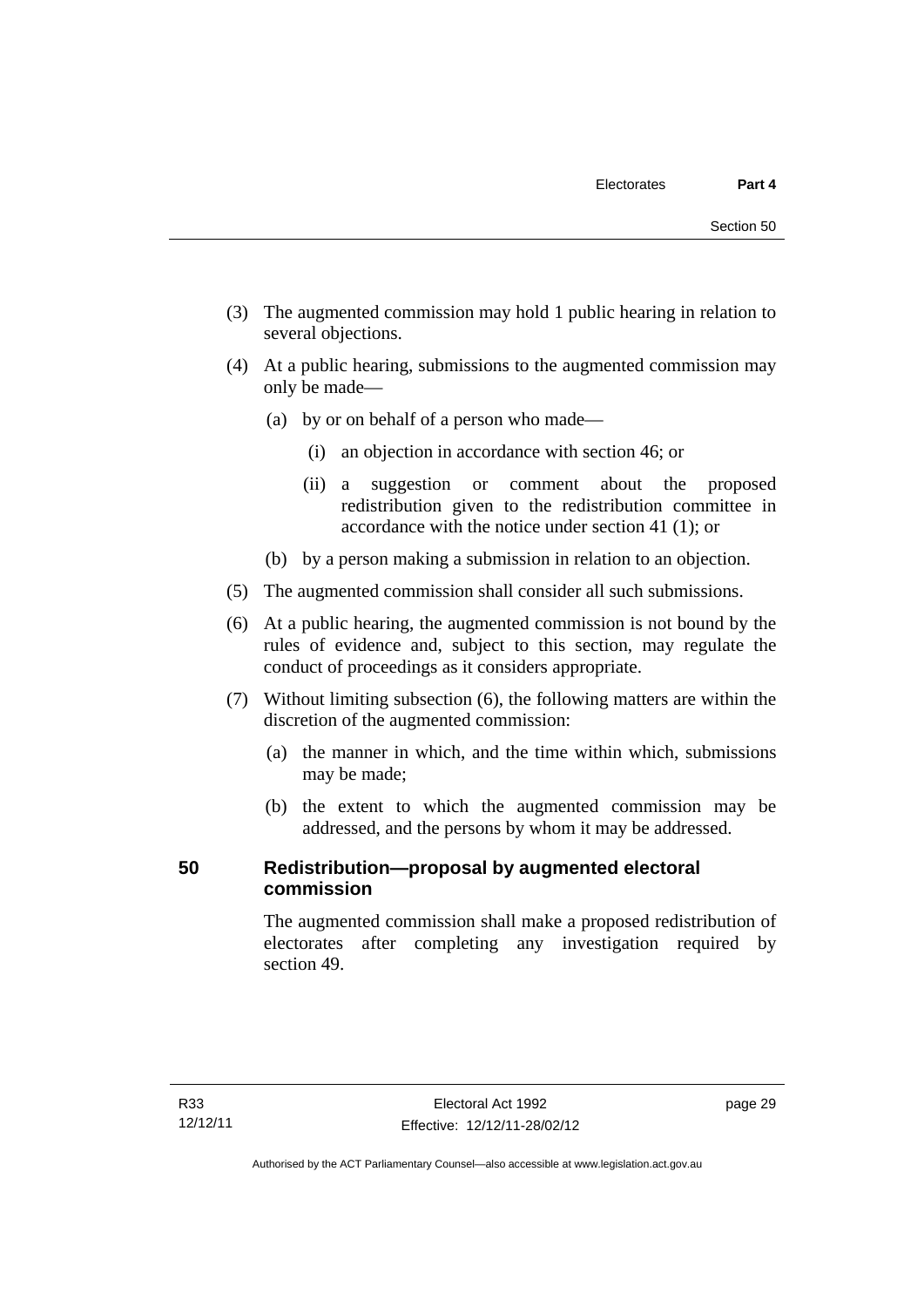(3) The augmented commission may hold 1 public hearing in relation to several objections.

(4) At a public hearing, submissions to the augmented commission may only be made—

(a) by or on behalf of a person who made—

(i) an objection in accordance with section 46; or

(ii) a suggestion or comment about the proposed redistribution given to the redistribution committee in accordance with the notice under section 41 (1); or

(b) by a person making a submission in relation to an objection.

(5) The augmented commission shall consider all such submissions.

(6) At a public hearing, the augmented commission is not bound by the rules of evidence and, subject to this section, may regulate the conduct of proceedings as it considers appropriate.

(7) Without limiting subsection (6), the following matters are within the discretion of the augmented commission:

(a) the manner in which, and the time within which, submissions may be made;

(b) the extent to which the augmented commission may be addressed, and the persons by whom it may be addressed.

## 50 Redistribution—proposal by augmented electoral commission

The augmented commission shall make a proposed redistribution of electorates after completing any investigation required by section 49.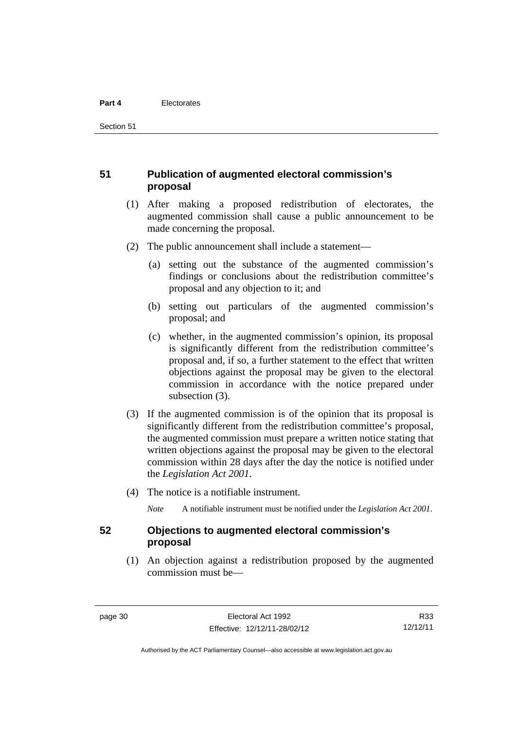## 51 Publication of augmented electoral commission's proposal

(1) After making a proposed redistribution of electorates, the augmented commission shall cause a public announcement to be made concerning the proposal.

(2) The public announcement shall include a statement—

(a) setting out the substance of the augmented commission's findings or conclusions about the redistribution committee's proposal and any objection to it; and

(b) setting out particulars of the augmented commission's proposal; and

(c) whether, in the augmented commission's opinion, its proposal is significantly different from the redistribution committee's proposal and, if so, a further statement to the effect that written objections against the proposal may be given to the electoral commission in accordance with the notice prepared under subsection (3).

(3) If the augmented commission is of the opinion that its proposal is significantly different from the redistribution committee's proposal, the augmented commission must prepare a written notice stating that written objections against the proposal may be given to the electoral commission within 28 days after the day the notice is notified under the *Legislation Act 2001*.

(4) The notice is a notifiable instrument.

*Note* A notifiable instrument must be notified under the *Legislation Act 2001*.

## 52 Objections to augmented electoral commission's proposal

(1) An objection against a redistribution proposed by the augmented commission must be—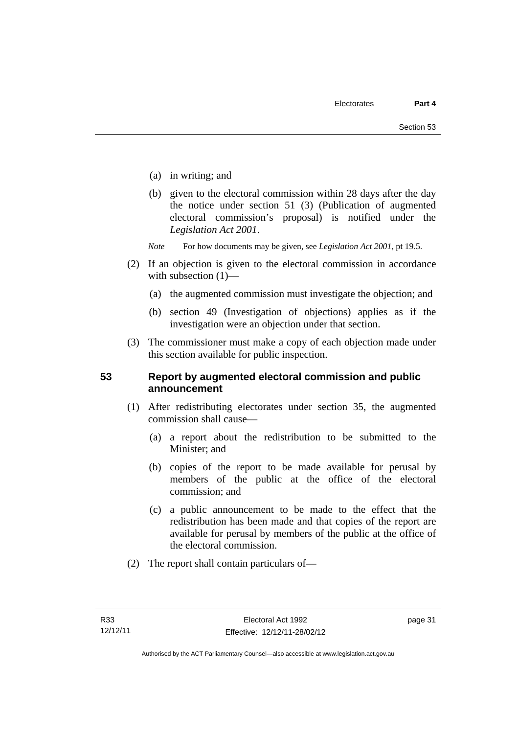(a) in writing; and

(b) given to the electoral commission within 28 days after the day the notice under section 51 (3) (Publication of augmented electoral commission's proposal) is notified under the *Legislation Act 2001*.

*Note* For how documents may be given, see *Legislation Act 2001*, pt 19.5.

(2) If an objection is given to the electoral commission in accordance with subsection (1)—

(a) the augmented commission must investigate the objection; and

(b) section 49 (Investigation of objections) applies as if the investigation were an objection under that section.

(3) The commissioner must make a copy of each objection made under this section available for public inspection.

## 53 Report by augmented electoral commission and public announcement

(1) After redistributing electorates under section 35, the augmented commission shall cause—

(a) a report about the redistribution to be submitted to the Minister; and

(b) copies of the report to be made available for perusal by members of the public at the office of the electoral commission; and

(c) a public announcement to be made to the effect that the redistribution has been made and that copies of the report are available for perusal by members of the public at the office of the electoral commission.

(2) The report shall contain particulars of—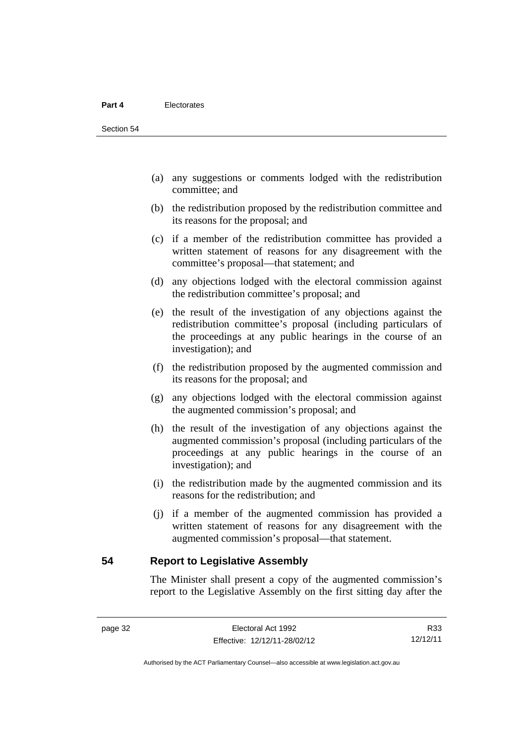(a) any suggestions or comments lodged with the redistribution committee; and

(b) the redistribution proposed by the redistribution committee and its reasons for the proposal; and

(c) if a member of the redistribution committee has provided a written statement of reasons for any disagreement with the committee's proposal—that statement; and

(d) any objections lodged with the electoral commission against the redistribution committee's proposal; and

(e) the result of the investigation of any objections against the redistribution committee's proposal (including particulars of the proceedings at any public hearings in the course of an investigation); and

(f) the redistribution proposed by the augmented commission and its reasons for the proposal; and

(g) any objections lodged with the electoral commission against the augmented commission's proposal; and

(h) the result of the investigation of any objections against the augmented commission's proposal (including particulars of the proceedings at any public hearings in the course of an investigation); and

(i) the redistribution made by the augmented commission and its reasons for the redistribution; and

(j) if a member of the augmented commission has provided a written statement of reasons for any disagreement with the augmented commission's proposal—that statement.

## 54 Report to Legislative Assembly

The Minister shall present a copy of the augmented commission's report to the Legislative Assembly on the first sitting day after the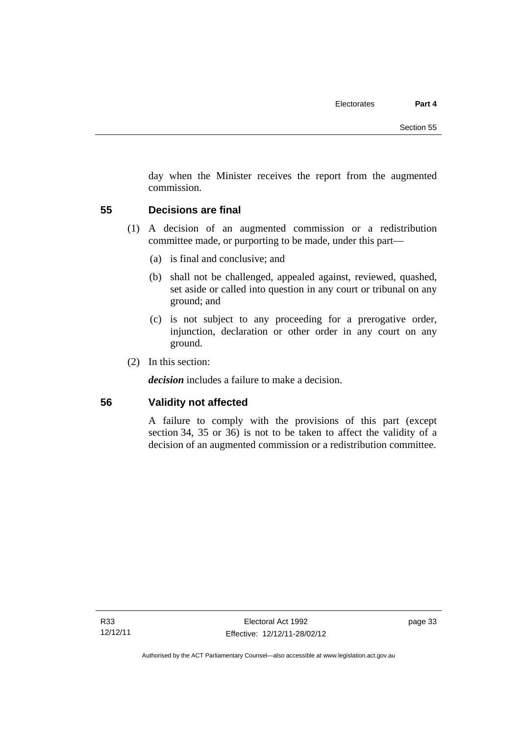day when the Minister receives the report from the augmented commission.

## 55 Decisions are final

(1) A decision of an augmented commission or a redistribution committee made, or purporting to be made, under this part—

(a) is final and conclusive; and

(b) shall not be challenged, appealed against, reviewed, quashed, set aside or called into question in any court or tribunal on any ground; and

(c) is not subject to any proceeding for a prerogative order, injunction, declaration or other order in any court on any ground.

(2) In this section:

***decision*** includes a failure to make a decision.

## 56 Validity not affected

A failure to comply with the provisions of this part (except section 34, 35 or 36) is not to be taken to affect the validity of a decision of an augmented commission or a redistribution committee.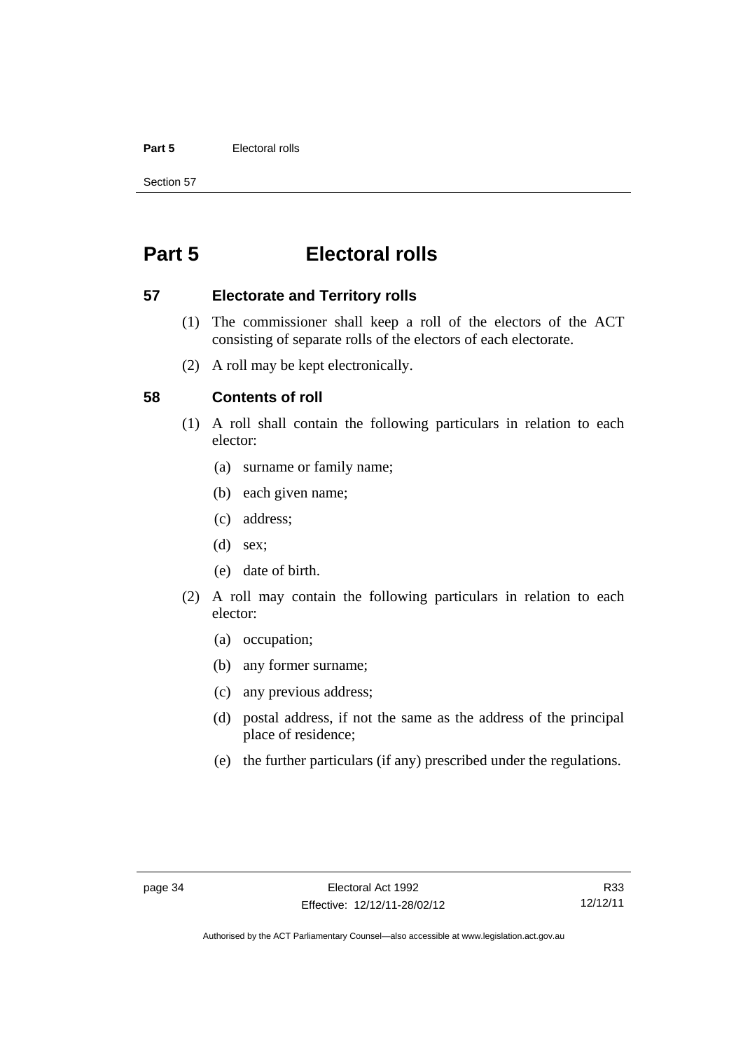# Part 5 Electoral rolls

## 57 Electorate and Territory rolls

(1) The commissioner shall keep a roll of the electors of the ACT consisting of separate rolls of the electors of each electorate.

(2) A roll may be kept electronically.

## 58 Contents of roll

(1) A roll shall contain the following particulars in relation to each elector:

(a) surname or family name;

(b) each given name;

(c) address;

(d) sex;

(e) date of birth.

(2) A roll may contain the following particulars in relation to each elector:

(a) occupation;

(b) any former surname;

(c) any previous address;

(d) postal address, if not the same as the address of the principal place of residence;

(e) the further particulars (if any) prescribed under the regulations.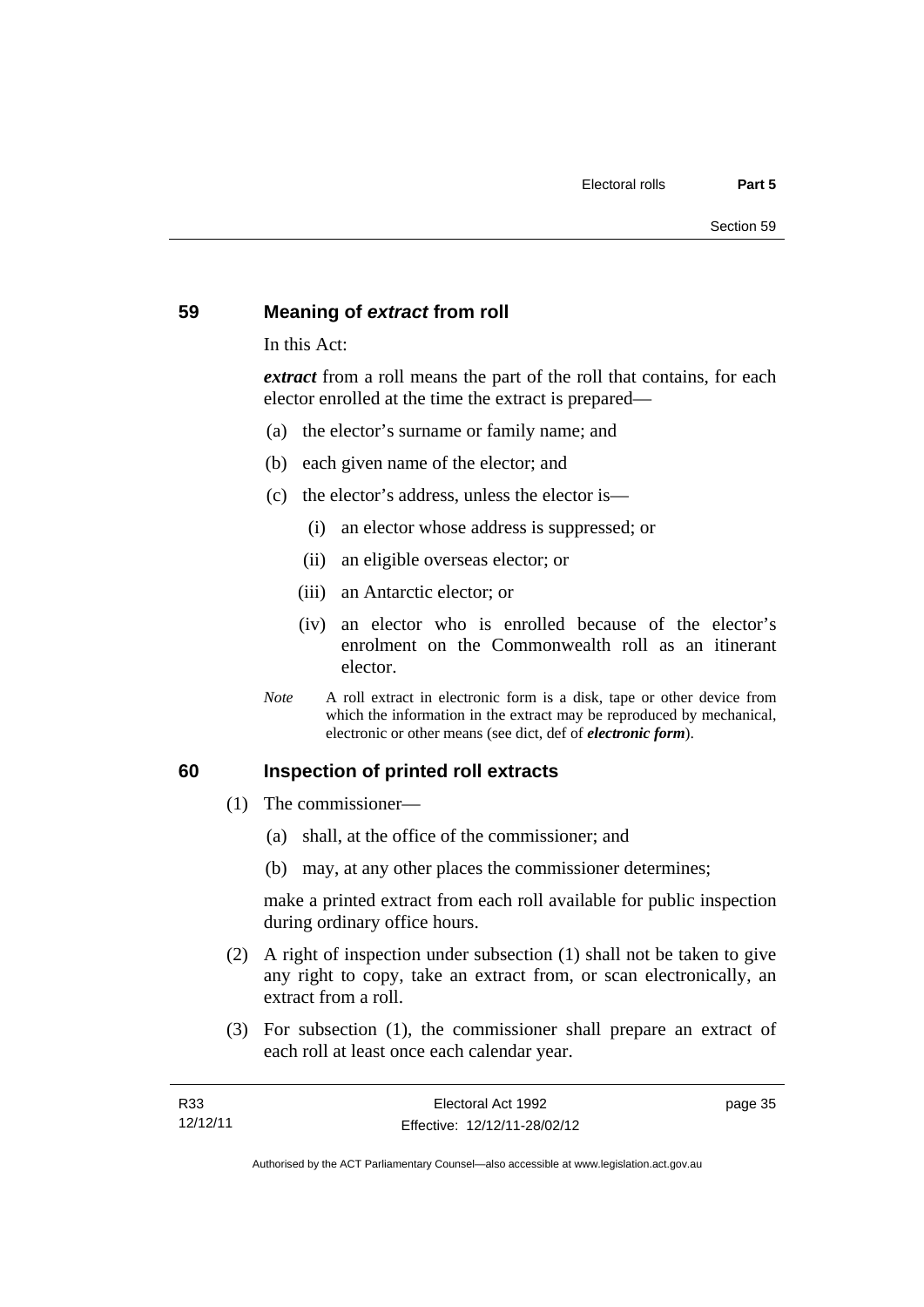## 59 Meaning of *extract* from roll

In this Act:

***extract*** from a roll means the part of the roll that contains, for each elector enrolled at the time the extract is prepared—

(a) the elector's surname or family name; and

(b) each given name of the elector; and

(c) the elector's address, unless the elector is—

   (i) an elector whose address is suppressed; or

   (ii) an eligible overseas elector; or

   (iii) an Antarctic elector; or

   (iv) an elector who is enrolled because of the elector's enrolment on the Commonwealth roll as an itinerant elector.

*Note* A roll extract in electronic form is a disk, tape or other device from which the information in the extract may be reproduced by mechanical, electronic or other means (see dict, def of ***electronic form***).

## 60 Inspection of printed roll extracts

(1) The commissioner—

   (a) shall, at the office of the commissioner; and

   (b) may, at any other places the commissioner determines;

   make a printed extract from each roll available for public inspection during ordinary office hours.

(2) A right of inspection under subsection (1) shall not be taken to give any right to copy, take an extract from, or scan electronically, an extract from a roll.

(3) For subsection (1), the commissioner shall prepare an extract of each roll at least once each calendar year.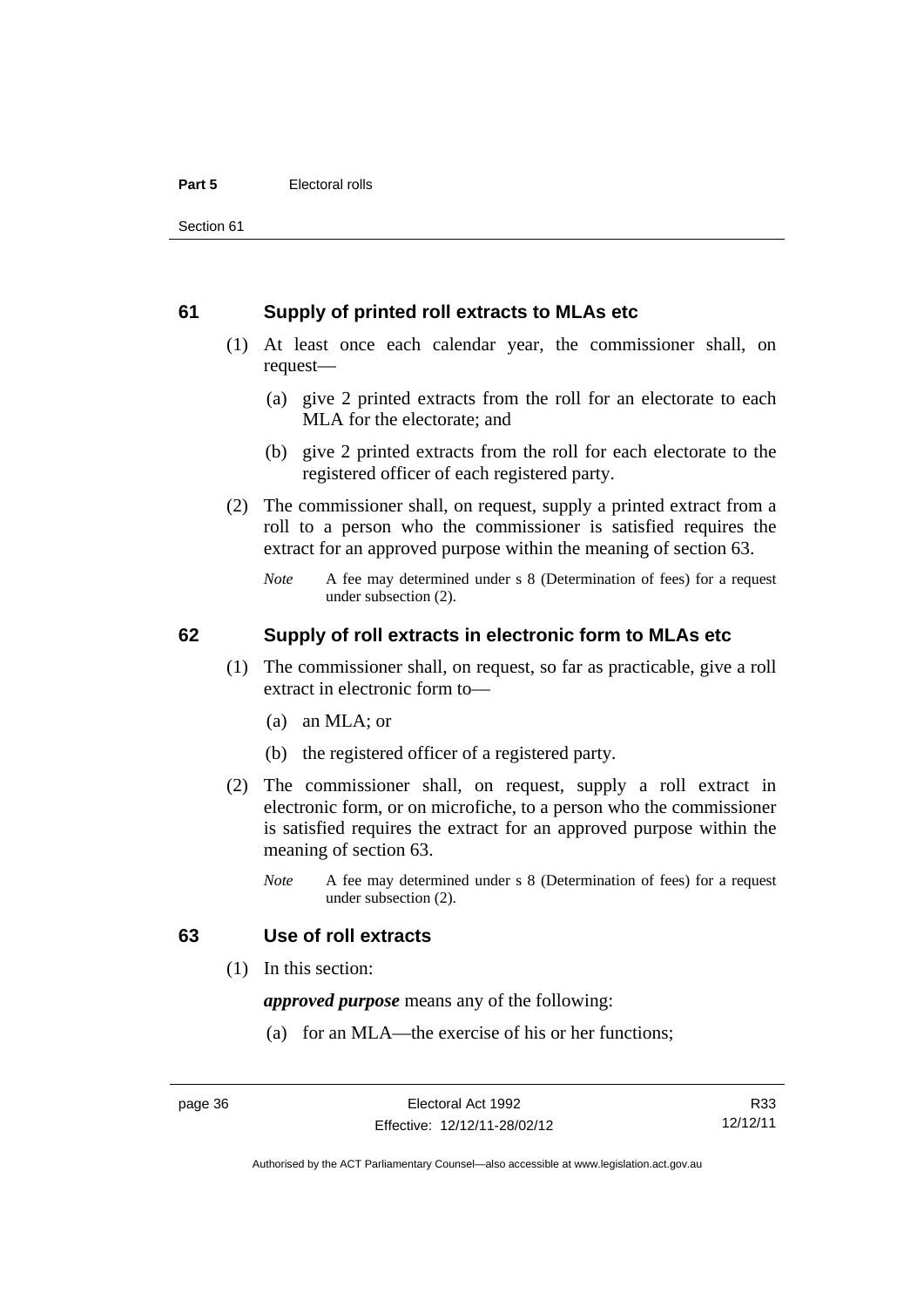## 61 Supply of printed roll extracts to MLAs etc

(1) At least once each calendar year, the commissioner shall, on request—

(a) give 2 printed extracts from the roll for an electorate to each MLA for the electorate; and

(b) give 2 printed extracts from the roll for each electorate to the registered officer of each registered party.

(2) The commissioner shall, on request, supply a printed extract from a roll to a person who the commissioner is satisfied requires the extract for an approved purpose within the meaning of section 63.

*Note* A fee may determined under s 8 (Determination of fees) for a request under subsection (2).

## 62 Supply of roll extracts in electronic form to MLAs etc

(1) The commissioner shall, on request, so far as practicable, give a roll extract in electronic form to—

(a) an MLA; or

(b) the registered officer of a registered party.

(2) The commissioner shall, on request, supply a roll extract in electronic form, or on microfiche, to a person who the commissioner is satisfied requires the extract for an approved purpose within the meaning of section 63.

*Note* A fee may determined under s 8 (Determination of fees) for a request under subsection (2).

## 63 Use of roll extracts

(1) In this section:

***approved purpose*** means any of the following:

(a) for an MLA—the exercise of his or her functions;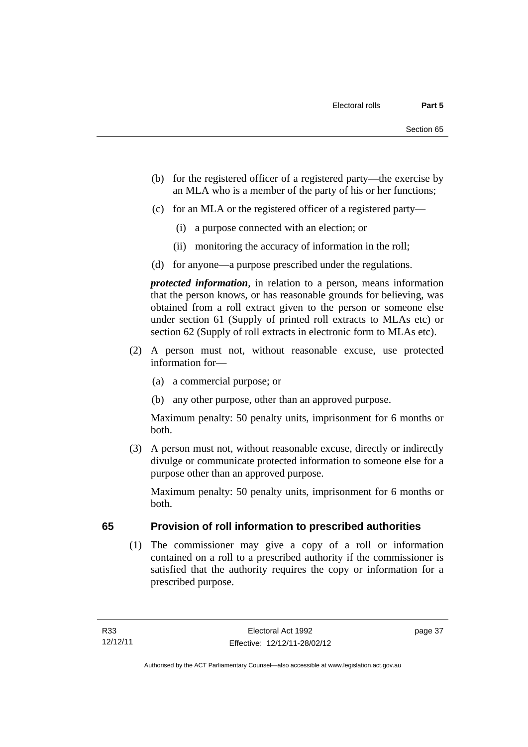(b) for the registered officer of a registered party—the exercise by an MLA who is a member of the party of his or her functions;

(c) for an MLA or the registered officer of a registered party—

(i) a purpose connected with an election; or

(ii) monitoring the accuracy of information in the roll;

(d) for anyone—a purpose prescribed under the regulations.

***protected information***, in relation to a person, means information that the person knows, or has reasonable grounds for believing, was obtained from a roll extract given to the person or someone else under section 61 (Supply of printed roll extracts to MLAs etc) or section 62 (Supply of roll extracts in electronic form to MLAs etc).

(2) A person must not, without reasonable excuse, use protected information for—

(a) a commercial purpose; or

(b) any other purpose, other than an approved purpose.

Maximum penalty: 50 penalty units, imprisonment for 6 months or both.

(3) A person must not, without reasonable excuse, directly or indirectly divulge or communicate protected information to someone else for a purpose other than an approved purpose.

Maximum penalty: 50 penalty units, imprisonment for 6 months or both.

## 65 Provision of roll information to prescribed authorities

(1) The commissioner may give a copy of a roll or information contained on a roll to a prescribed authority if the commissioner is satisfied that the authority requires the copy or information for a prescribed purpose.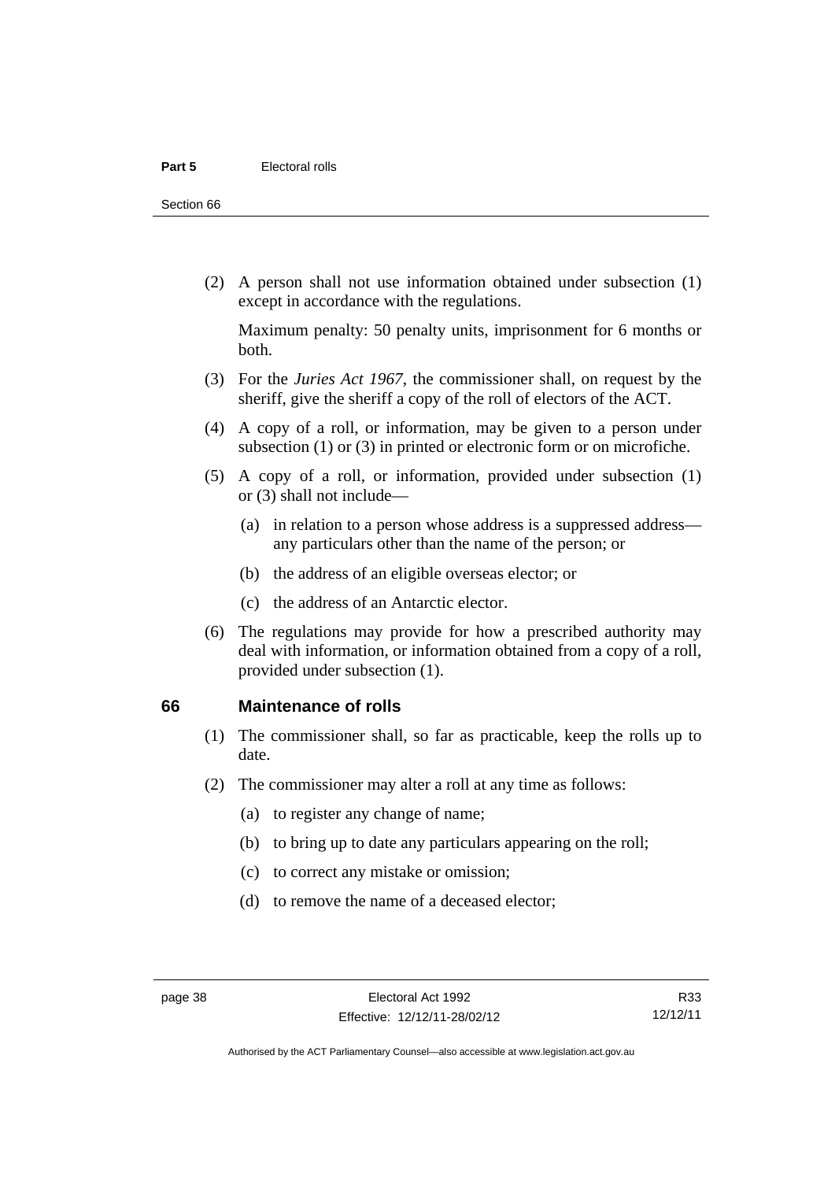(2) A person shall not use information obtained under subsection (1) except in accordance with the regulations.

Maximum penalty: 50 penalty units, imprisonment for 6 months or both.

(3) For the *Juries Act 1967*, the commissioner shall, on request by the sheriff, give the sheriff a copy of the roll of electors of the ACT.

(4) A copy of a roll, or information, may be given to a person under subsection (1) or (3) in printed or electronic form or on microfiche.

(5) A copy of a roll, or information, provided under subsection (1) or (3) shall not include—

(a) in relation to a person whose address is a suppressed address—any particulars other than the name of the person; or

(b) the address of an eligible overseas elector; or

(c) the address of an Antarctic elector.

(6) The regulations may provide for how a prescribed authority may deal with information, or information obtained from a copy of a roll, provided under subsection (1).

## 66 Maintenance of rolls

(1) The commissioner shall, so far as practicable, keep the rolls up to date.

(2) The commissioner may alter a roll at any time as follows:

(a) to register any change of name;

(b) to bring up to date any particulars appearing on the roll;

(c) to correct any mistake or omission;

(d) to remove the name of a deceased elector;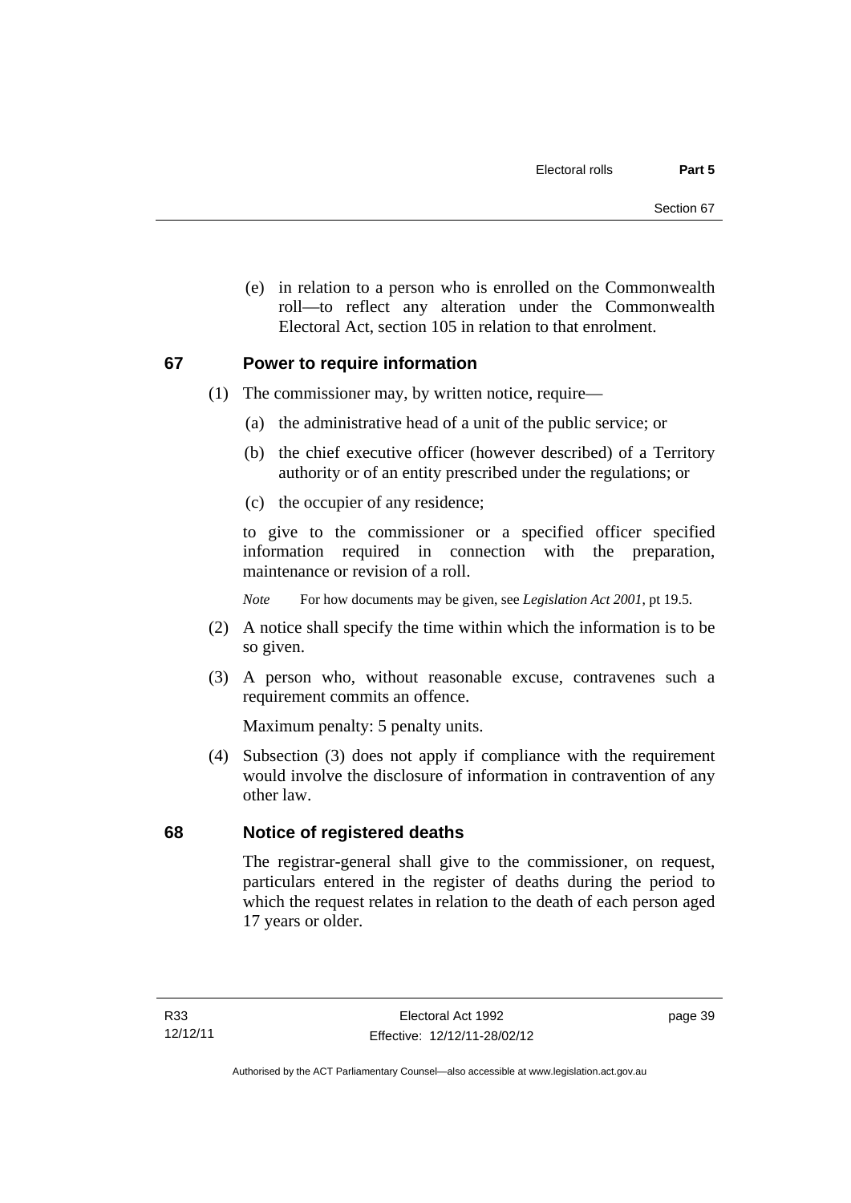(e) in relation to a person who is enrolled on the Commonwealth roll—to reflect any alteration under the Commonwealth Electoral Act, section 105 in relation to that enrolment.

## 67 Power to require information

(1) The commissioner may, by written notice, require—

(a) the administrative head of a unit of the public service; or

(b) the chief executive officer (however described) of a Territory authority or of an entity prescribed under the regulations; or

(c) the occupier of any residence;

to give to the commissioner or a specified officer specified information required in connection with the preparation, maintenance or revision of a roll.

*Note* For how documents may be given, see *Legislation Act 2001*, pt 19.5.

(2) A notice shall specify the time within which the information is to be so given.

(3) A person who, without reasonable excuse, contravenes such a requirement commits an offence.

Maximum penalty: 5 penalty units.

(4) Subsection (3) does not apply if compliance with the requirement would involve the disclosure of information in contravention of any other law.

## 68 Notice of registered deaths

The registrar-general shall give to the commissioner, on request, particulars entered in the register of deaths during the period to which the request relates in relation to the death of each person aged 17 years or older.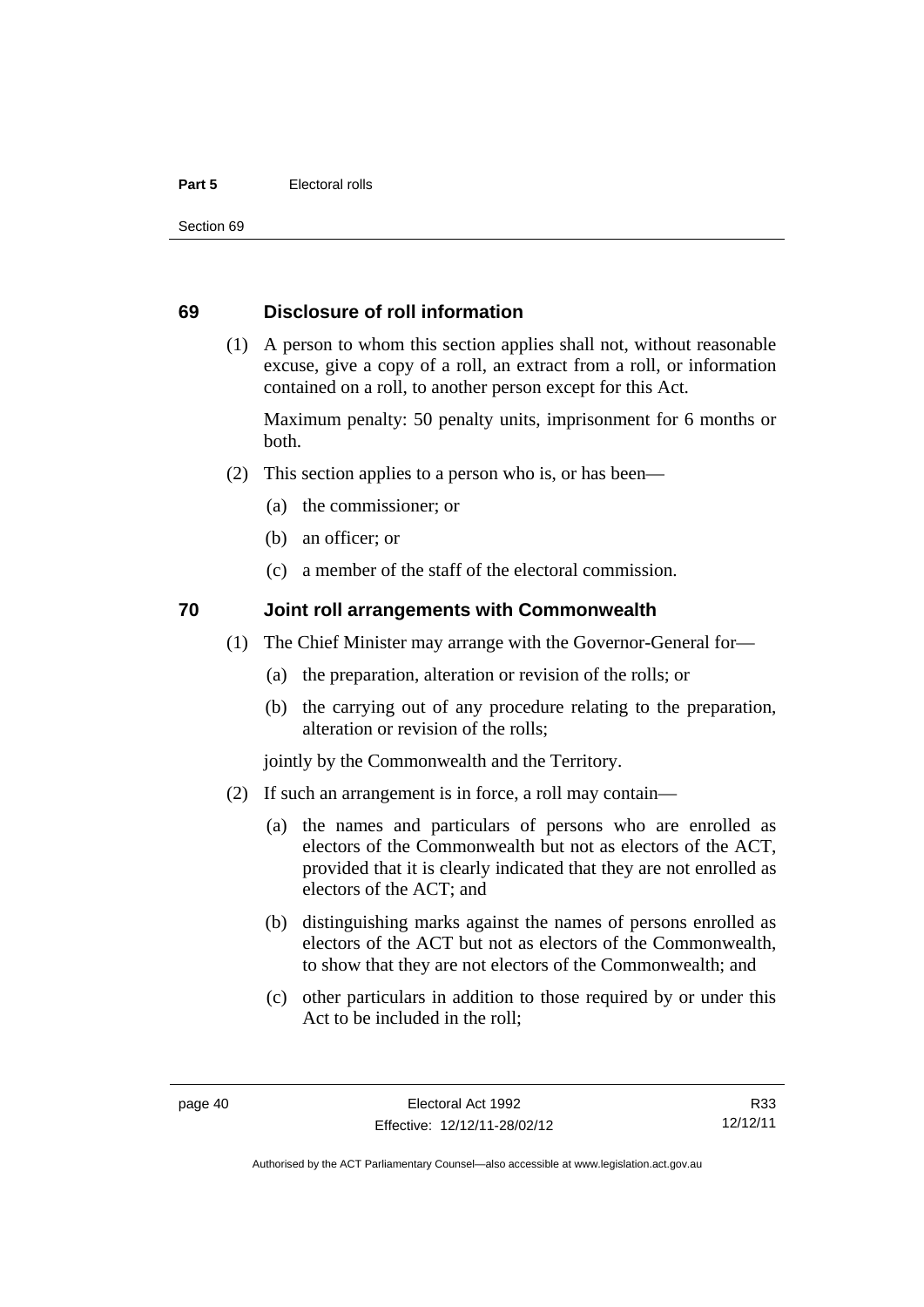## 69 Disclosure of roll information

(1) A person to whom this section applies shall not, without reasonable excuse, give a copy of a roll, an extract from a roll, or information contained on a roll, to another person except for this Act.

Maximum penalty: 50 penalty units, imprisonment for 6 months or both.

(2) This section applies to a person who is, or has been—

(a) the commissioner; or

(b) an officer; or

(c) a member of the staff of the electoral commission.

## 70 Joint roll arrangements with Commonwealth

(1) The Chief Minister may arrange with the Governor-General for—

(a) the preparation, alteration or revision of the rolls; or

(b) the carrying out of any procedure relating to the preparation, alteration or revision of the rolls;

jointly by the Commonwealth and the Territory.

(2) If such an arrangement is in force, a roll may contain—

(a) the names and particulars of persons who are enrolled as electors of the Commonwealth but not as electors of the ACT, provided that it is clearly indicated that they are not enrolled as electors of the ACT; and

(b) distinguishing marks against the names of persons enrolled as electors of the ACT but not as electors of the Commonwealth, to show that they are not electors of the Commonwealth; and

(c) other particulars in addition to those required by or under this Act to be included in the roll;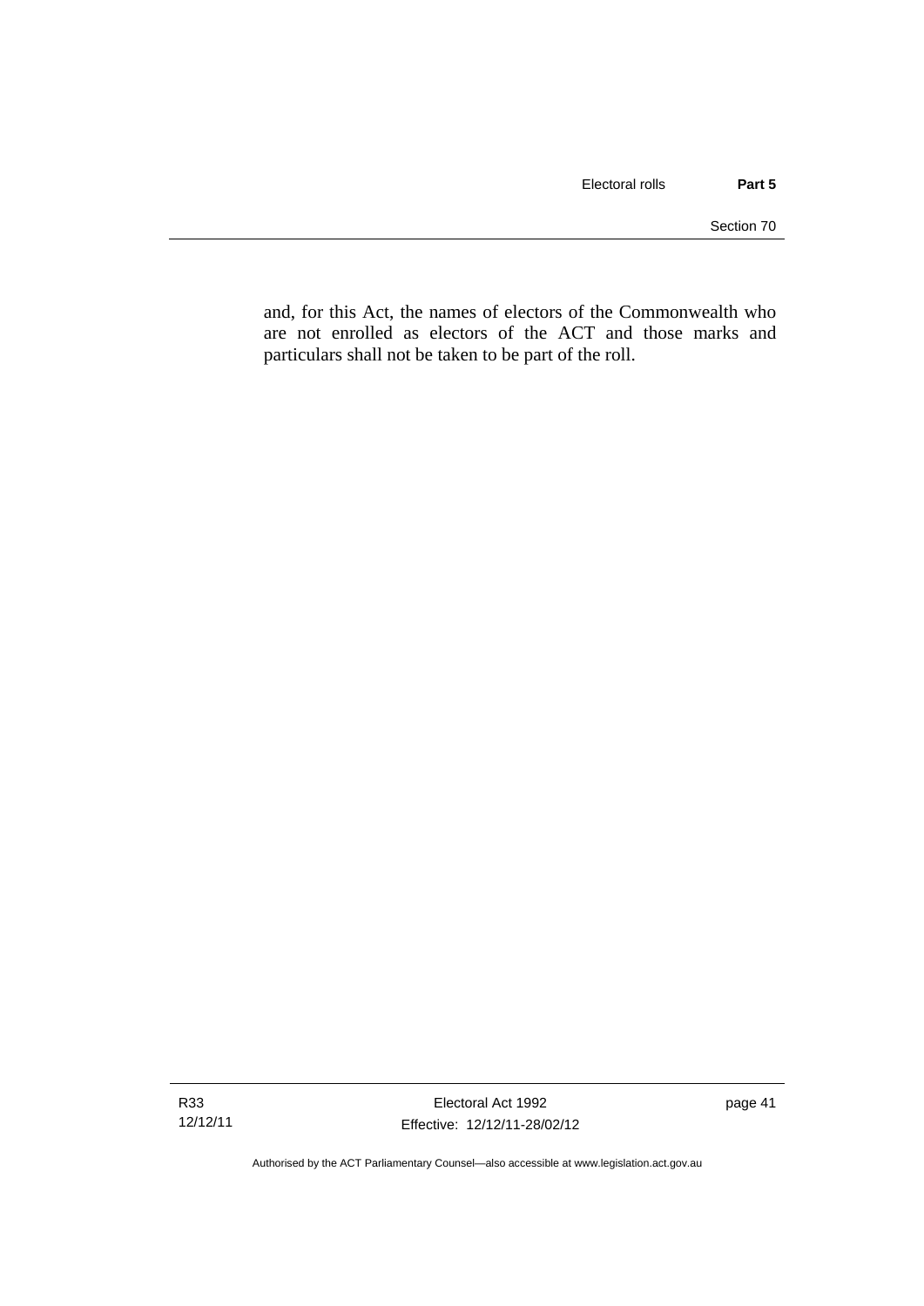and, for this Act, the names of electors of the Commonwealth who are not enrolled as electors of the ACT and those marks and particulars shall not be taken to be part of the roll.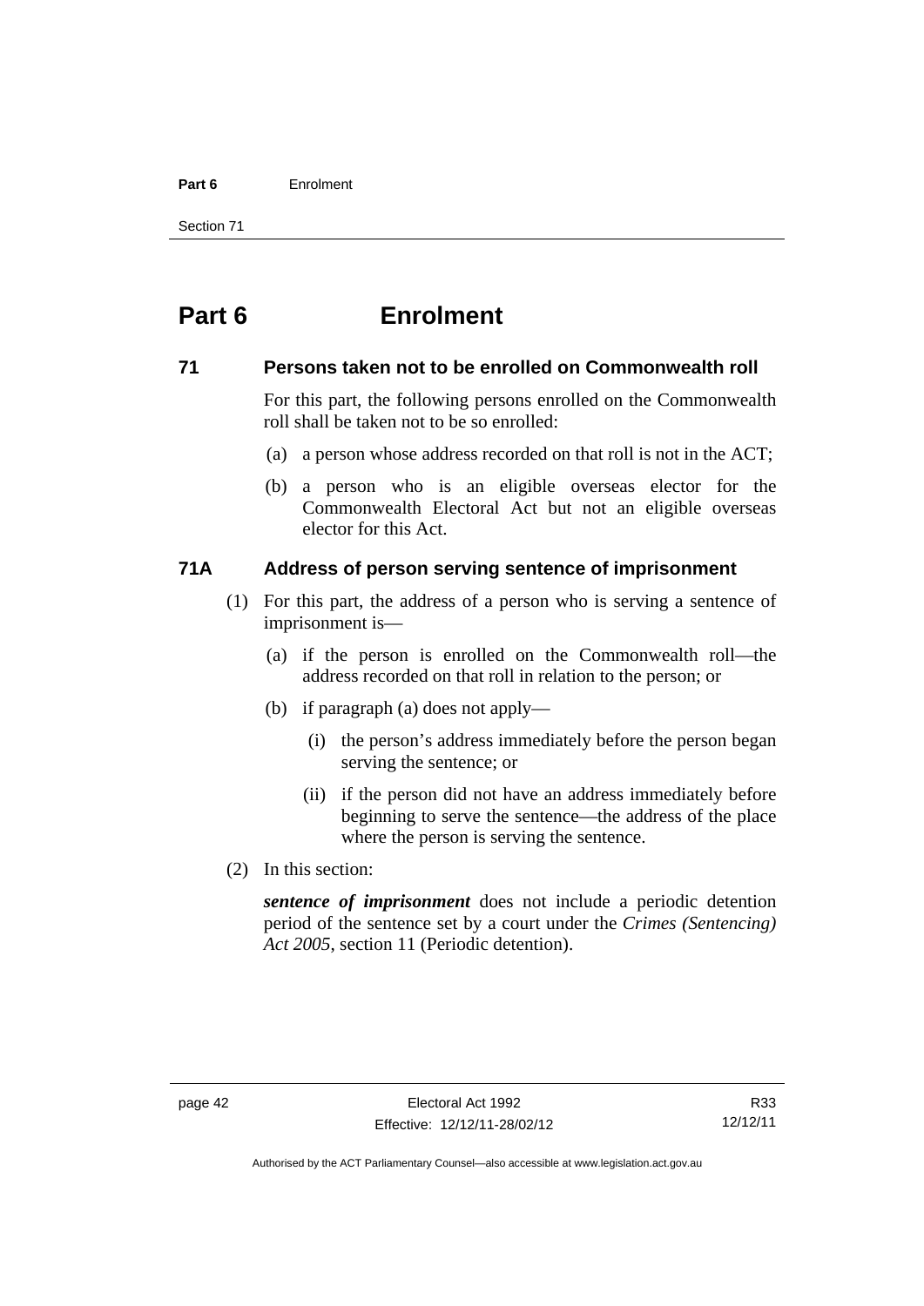# Part 6 Enrolment

## 71 Persons taken not to be enrolled on Commonwealth roll

For this part, the following persons enrolled on the Commonwealth roll shall be taken not to be so enrolled:

(a) a person whose address recorded on that roll is not in the ACT;

(b) a person who is an eligible overseas elector for the Commonwealth Electoral Act but not an eligible overseas elector for this Act.

## 71A Address of person serving sentence of imprisonment

(1) For this part, the address of a person who is serving a sentence of imprisonment is—

(a) if the person is enrolled on the Commonwealth roll—the address recorded on that roll in relation to the person; or

(b) if paragraph (a) does not apply—

(i) the person's address immediately before the person began serving the sentence; or

(ii) if the person did not have an address immediately before beginning to serve the sentence—the address of the place where the person is serving the sentence.

(2) In this section:

***sentence of imprisonment*** does not include a periodic detention period of the sentence set by a court under the *Crimes (Sentencing) Act 2005*, section 11 (Periodic detention).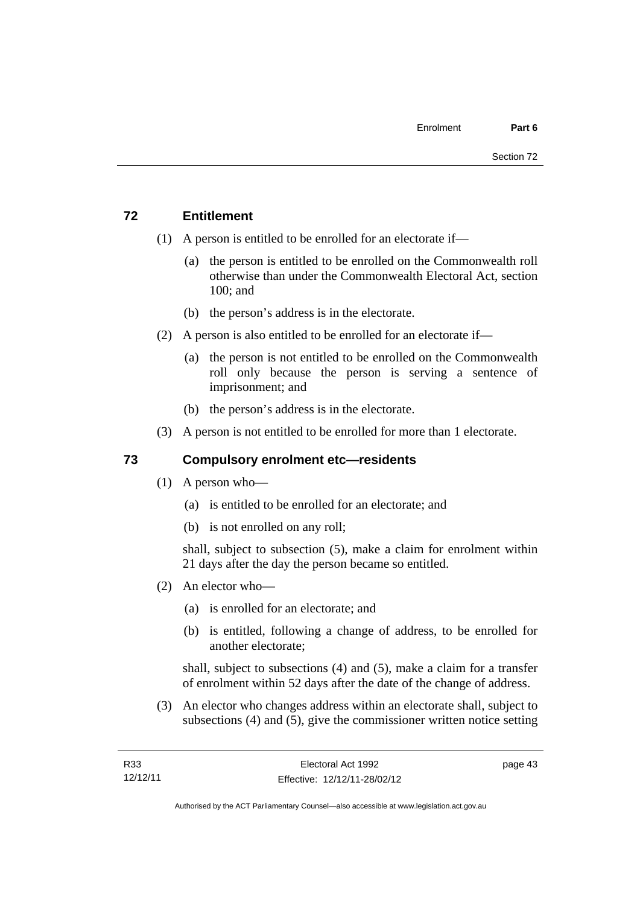## 72 Entitlement

(1) A person is entitled to be enrolled for an electorate if—

(a) the person is entitled to be enrolled on the Commonwealth roll otherwise than under the Commonwealth Electoral Act, section 100; and

(b) the person's address is in the electorate.

(2) A person is also entitled to be enrolled for an electorate if—

(a) the person is not entitled to be enrolled on the Commonwealth roll only because the person is serving a sentence of imprisonment; and

(b) the person's address is in the electorate.

(3) A person is not entitled to be enrolled for more than 1 electorate.

## 73 Compulsory enrolment etc—residents

(1) A person who—

(a) is entitled to be enrolled for an electorate; and

(b) is not enrolled on any roll;

shall, subject to subsection (5), make a claim for enrolment within 21 days after the day the person became so entitled.

(2) An elector who—

(a) is enrolled for an electorate; and

(b) is entitled, following a change of address, to be enrolled for another electorate;

shall, subject to subsections (4) and (5), make a claim for a transfer of enrolment within 52 days after the date of the change of address.

(3) An elector who changes address within an electorate shall, subject to subsections (4) and (5), give the commissioner written notice setting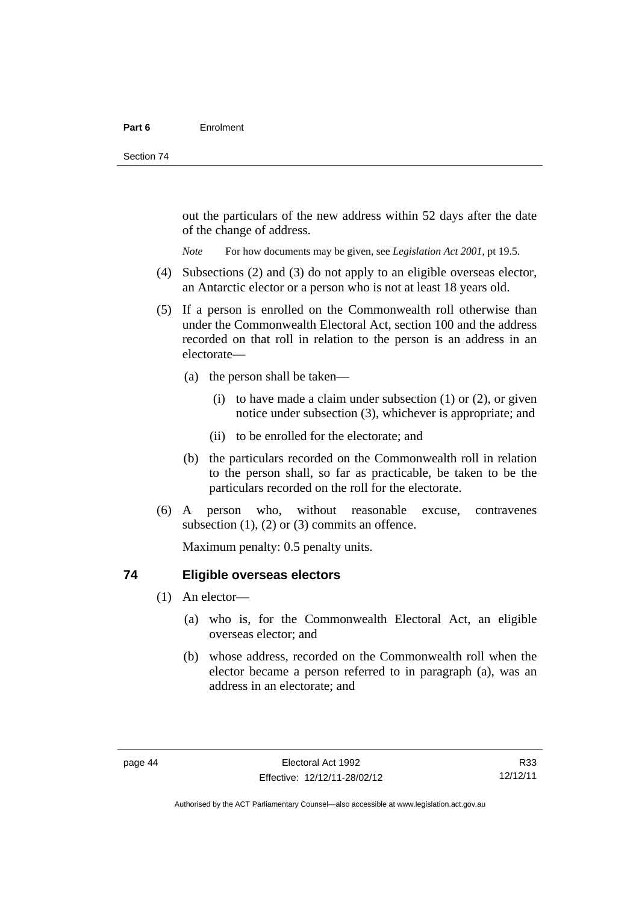out the particulars of the new address within 52 days after the date of the change of address.

*Note* For how documents may be given, see *Legislation Act 2001*, pt 19.5.

(4) Subsections (2) and (3) do not apply to an eligible overseas elector, an Antarctic elector or a person who is not at least 18 years old.

(5) If a person is enrolled on the Commonwealth roll otherwise than under the Commonwealth Electoral Act, section 100 and the address recorded on that roll in relation to the person is an address in an electorate—

(a) the person shall be taken—

(i) to have made a claim under subsection (1) or (2), or given notice under subsection (3), whichever is appropriate; and

(ii) to be enrolled for the electorate; and

(b) the particulars recorded on the Commonwealth roll in relation to the person shall, so far as practicable, be taken to be the particulars recorded on the roll for the electorate.

(6) A person who, without reasonable excuse, contravenes subsection (1), (2) or (3) commits an offence.

Maximum penalty: 0.5 penalty units.

## 74 Eligible overseas electors

(1) An elector—

(a) who is, for the Commonwealth Electoral Act, an eligible overseas elector; and

(b) whose address, recorded on the Commonwealth roll when the elector became a person referred to in paragraph (a), was an address in an electorate; and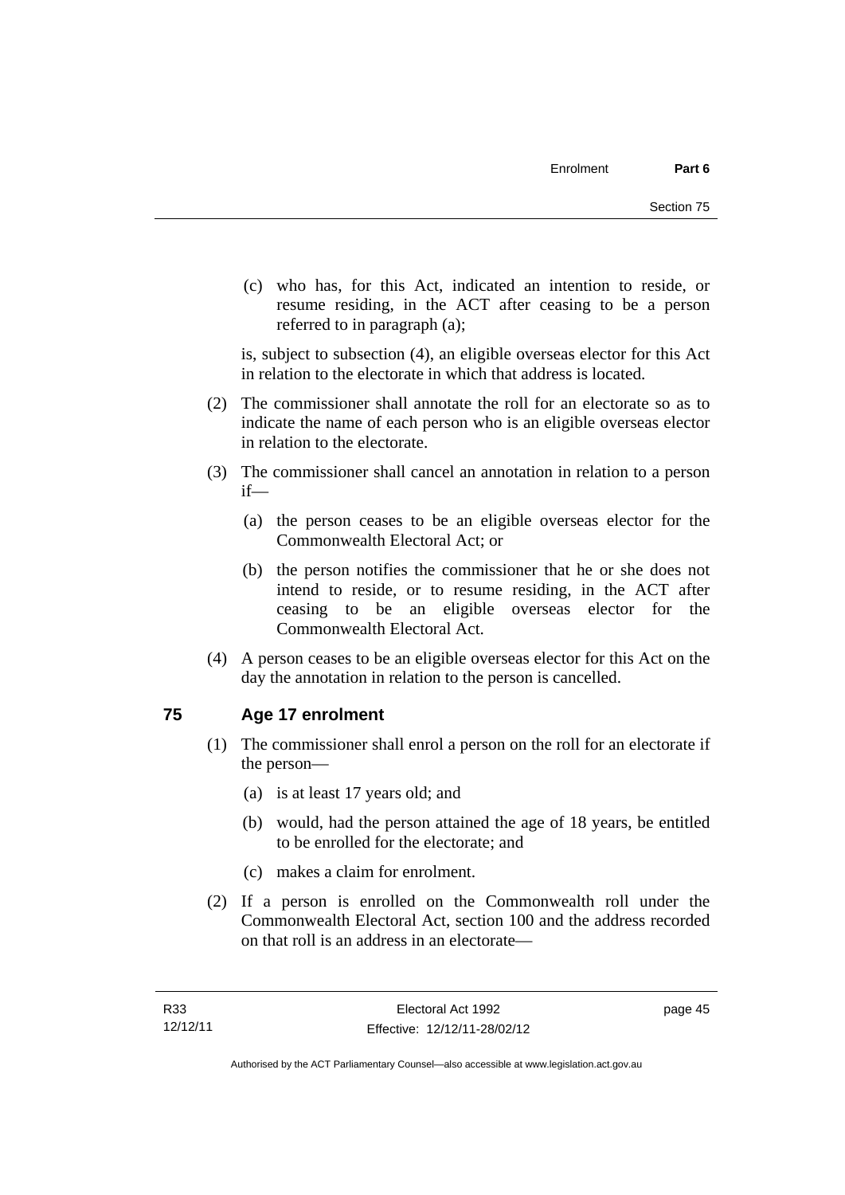(c) who has, for this Act, indicated an intention to reside, or resume residing, in the ACT after ceasing to be a person referred to in paragraph (a);

is, subject to subsection (4), an eligible overseas elector for this Act in relation to the electorate in which that address is located.

(2) The commissioner shall annotate the roll for an electorate so as to indicate the name of each person who is an eligible overseas elector in relation to the electorate.

(3) The commissioner shall cancel an annotation in relation to a person if—

(a) the person ceases to be an eligible overseas elector for the Commonwealth Electoral Act; or

(b) the person notifies the commissioner that he or she does not intend to reside, or to resume residing, in the ACT after ceasing to be an eligible overseas elector for the Commonwealth Electoral Act.

(4) A person ceases to be an eligible overseas elector for this Act on the day the annotation in relation to the person is cancelled.

## 75 Age 17 enrolment

(1) The commissioner shall enrol a person on the roll for an electorate if the person—

(a) is at least 17 years old; and

(b) would, had the person attained the age of 18 years, be entitled to be enrolled for the electorate; and

(c) makes a claim for enrolment.

(2) If a person is enrolled on the Commonwealth roll under the Commonwealth Electoral Act, section 100 and the address recorded on that roll is an address in an electorate—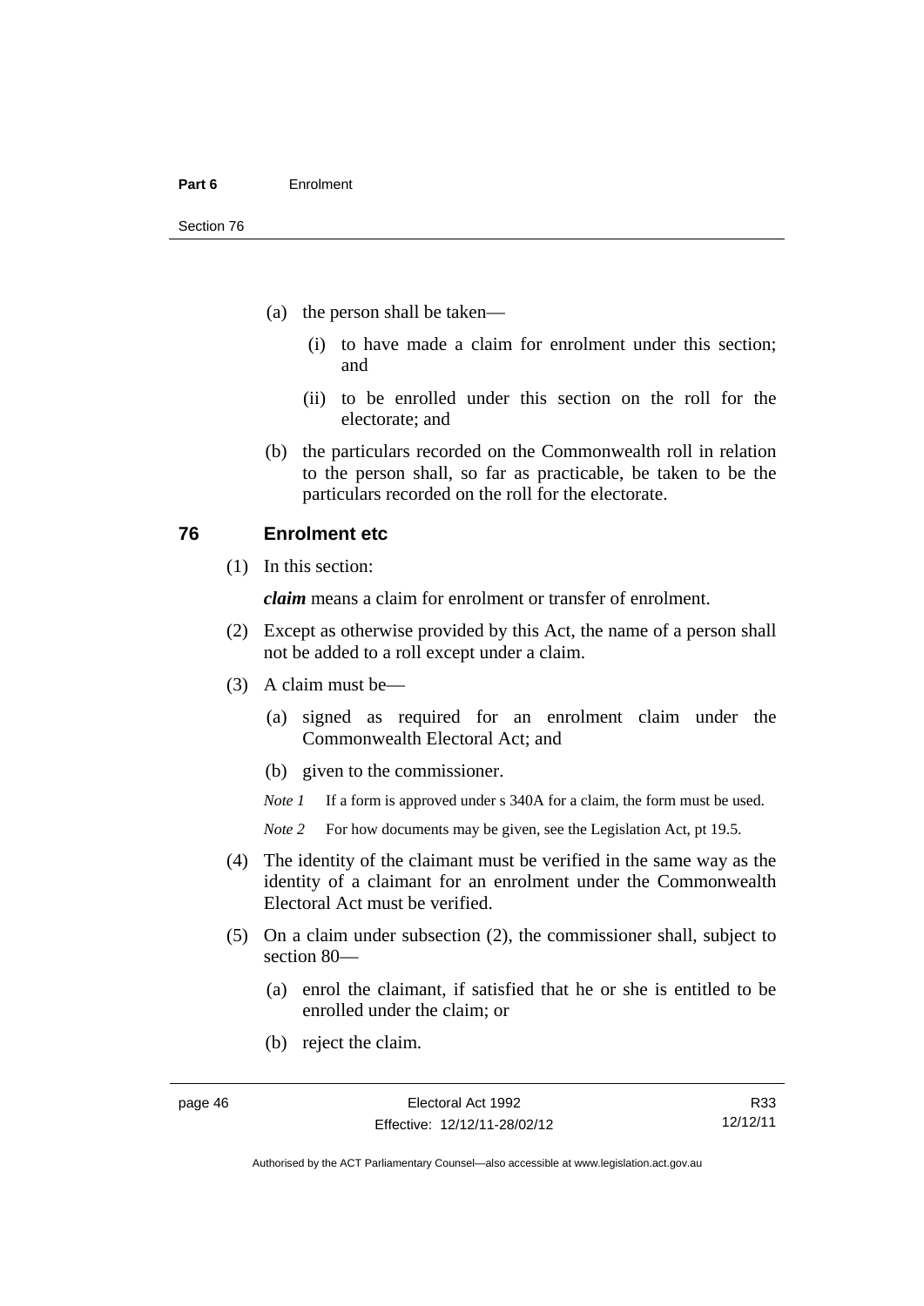(a) the person shall be taken—

(i) to have made a claim for enrolment under this section; and

(ii) to be enrolled under this section on the roll for the electorate; and

(b) the particulars recorded on the Commonwealth roll in relation to the person shall, so far as practicable, be taken to be the particulars recorded on the roll for the electorate.

## 76 Enrolment etc

(1) In this section:

***claim*** means a claim for enrolment or transfer of enrolment.

(2) Except as otherwise provided by this Act, the name of a person shall not be added to a roll except under a claim.

(3) A claim must be—

(a) signed as required for an enrolment claim under the Commonwealth Electoral Act; and

(b) given to the commissioner.

*Note 1* If a form is approved under s 340A for a claim, the form must be used.

*Note 2* For how documents may be given, see the Legislation Act, pt 19.5.

(4) The identity of the claimant must be verified in the same way as the identity of a claimant for an enrolment under the Commonwealth Electoral Act must be verified.

(5) On a claim under subsection (2), the commissioner shall, subject to section 80—

(a) enrol the claimant, if satisfied that he or she is entitled to be enrolled under the claim; or

(b) reject the claim.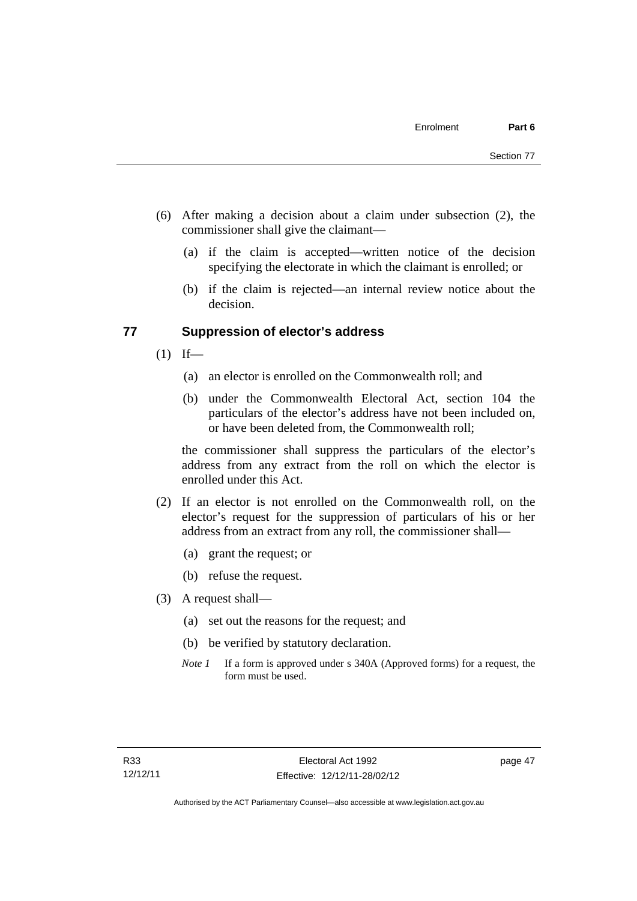(6) After making a decision about a claim under subsection (2), the commissioner shall give the claimant—

(a) if the claim is accepted—written notice of the decision specifying the electorate in which the claimant is enrolled; or

(b) if the claim is rejected—an internal review notice about the decision.

## 77 Suppression of elector's address

(1) If—

(a) an elector is enrolled on the Commonwealth roll; and

(b) under the Commonwealth Electoral Act, section 104 the particulars of the elector's address have not been included on, or have been deleted from, the Commonwealth roll;

the commissioner shall suppress the particulars of the elector's address from any extract from the roll on which the elector is enrolled under this Act.

(2) If an elector is not enrolled on the Commonwealth roll, on the elector's request for the suppression of particulars of his or her address from an extract from any roll, the commissioner shall—

(a) grant the request; or

(b) refuse the request.

(3) A request shall—

(a) set out the reasons for the request; and

(b) be verified by statutory declaration.

*Note 1* If a form is approved under s 340A (Approved forms) for a request, the form must be used.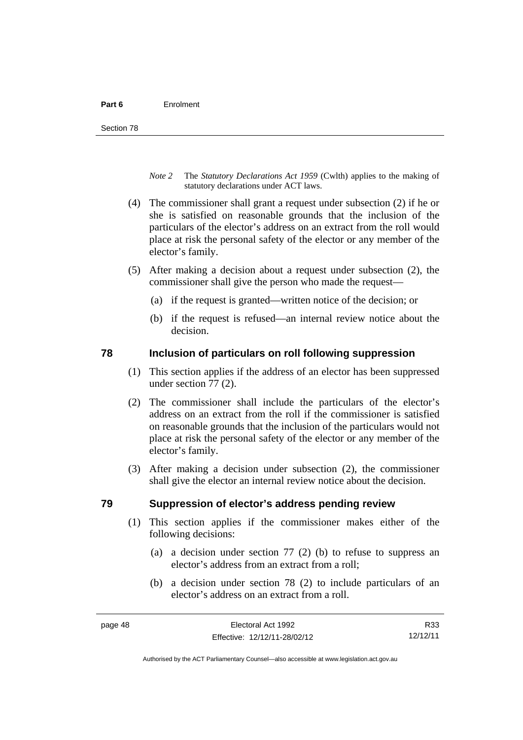*Note 2* The *Statutory Declarations Act 1959* (Cwlth) applies to the making of statutory declarations under ACT laws.

(4) The commissioner shall grant a request under subsection (2) if he or she is satisfied on reasonable grounds that the inclusion of the particulars of the elector's address on an extract from the roll would place at risk the personal safety of the elector or any member of the elector's family.

(5) After making a decision about a request under subsection (2), the commissioner shall give the person who made the request—

(a) if the request is granted—written notice of the decision; or

(b) if the request is refused—an internal review notice about the decision.

## 78 Inclusion of particulars on roll following suppression

(1) This section applies if the address of an elector has been suppressed under section 77 (2).

(2) The commissioner shall include the particulars of the elector's address on an extract from the roll if the commissioner is satisfied on reasonable grounds that the inclusion of the particulars would not place at risk the personal safety of the elector or any member of the elector's family.

(3) After making a decision under subsection (2), the commissioner shall give the elector an internal review notice about the decision.

## 79 Suppression of elector's address pending review

(1) This section applies if the commissioner makes either of the following decisions:

(a) a decision under section 77 (2) (b) to refuse to suppress an elector's address from an extract from a roll;

(b) a decision under section 78 (2) to include particulars of an elector's address on an extract from a roll.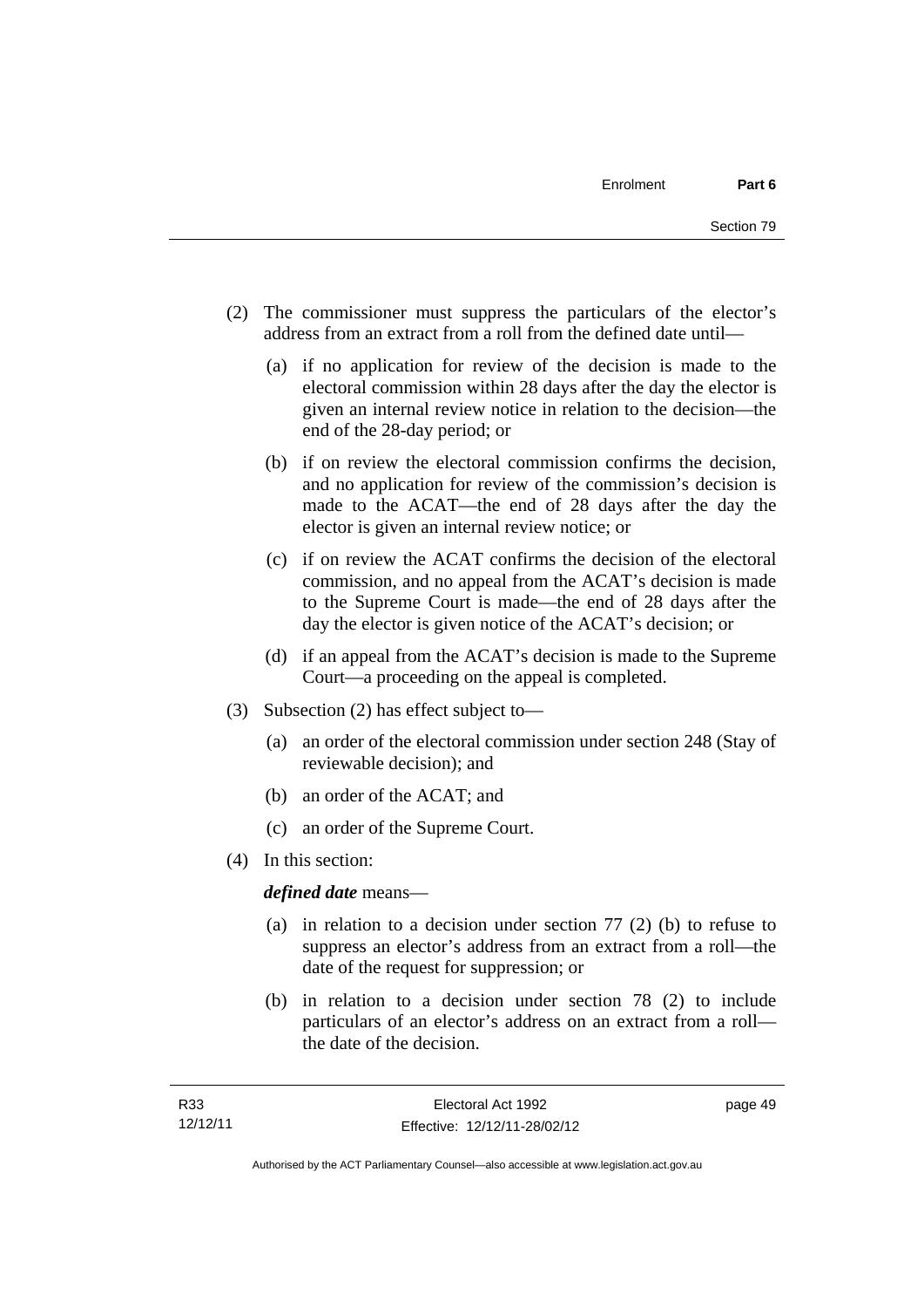(2) The commissioner must suppress the particulars of the elector's address from an extract from a roll from the defined date until—

   (a) if no application for review of the decision is made to the electoral commission within 28 days after the day the elector is given an internal review notice in relation to the decision—the end of the 28-day period; or

   (b) if on review the electoral commission confirms the decision, and no application for review of the commission's decision is made to the ACAT—the end of 28 days after the day the elector is given an internal review notice; or

   (c) if on review the ACAT confirms the decision of the electoral commission, and no appeal from the ACAT's decision is made to the Supreme Court is made—the end of 28 days after the day the elector is given notice of the ACAT's decision; or

   (d) if an appeal from the ACAT's decision is made to the Supreme Court—a proceeding on the appeal is completed.

(3) Subsection (2) has effect subject to—

   (a) an order of the electoral commission under section 248 (Stay of reviewable decision); and

   (b) an order of the ACAT; and

   (c) an order of the Supreme Court.

(4) In this section:

***defined date*** means—

   (a) in relation to a decision under section 77 (2) (b) to refuse to suppress an elector's address from an extract from a roll—the date of the request for suppression; or

   (b) in relation to a decision under section 78 (2) to include particulars of an elector's address on an extract from a roll—the date of the decision.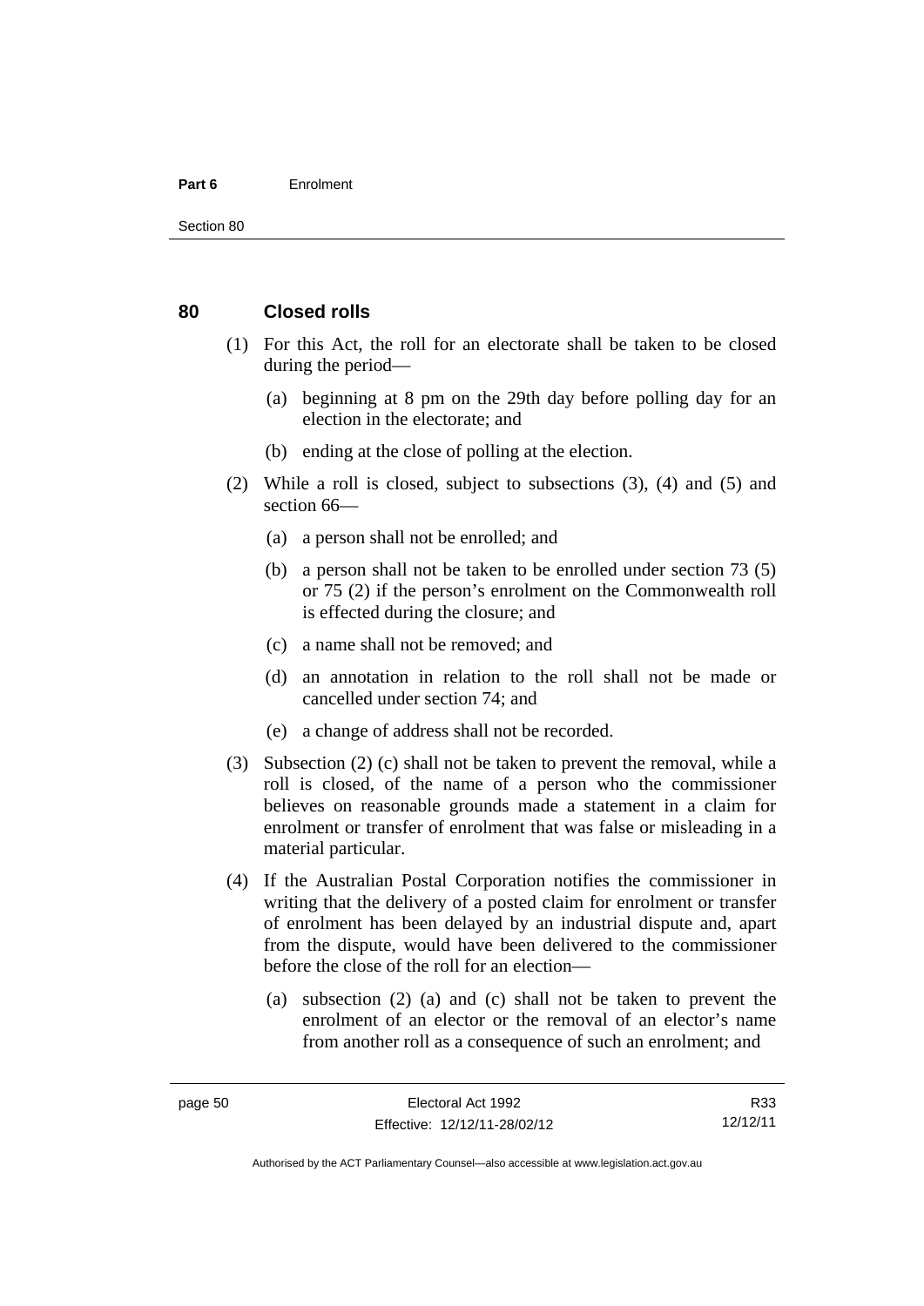## 80 Closed rolls

(1) For this Act, the roll for an electorate shall be taken to be closed during the period—

(a) beginning at 8 pm on the 29th day before polling day for an election in the electorate; and

(b) ending at the close of polling at the election.

(2) While a roll is closed, subject to subsections (3), (4) and (5) and section 66—

(a) a person shall not be enrolled; and

(b) a person shall not be taken to be enrolled under section 73 (5) or 75 (2) if the person's enrolment on the Commonwealth roll is effected during the closure; and

(c) a name shall not be removed; and

(d) an annotation in relation to the roll shall not be made or cancelled under section 74; and

(e) a change of address shall not be recorded.

(3) Subsection (2) (c) shall not be taken to prevent the removal, while a roll is closed, of the name of a person who the commissioner believes on reasonable grounds made a statement in a claim for enrolment or transfer of enrolment that was false or misleading in a material particular.

(4) If the Australian Postal Corporation notifies the commissioner in writing that the delivery of a posted claim for enrolment or transfer of enrolment has been delayed by an industrial dispute and, apart from the dispute, would have been delivered to the commissioner before the close of the roll for an election—

(a) subsection (2) (a) and (c) shall not be taken to prevent the enrolment of an elector or the removal of an elector's name from another roll as a consequence of such an enrolment; and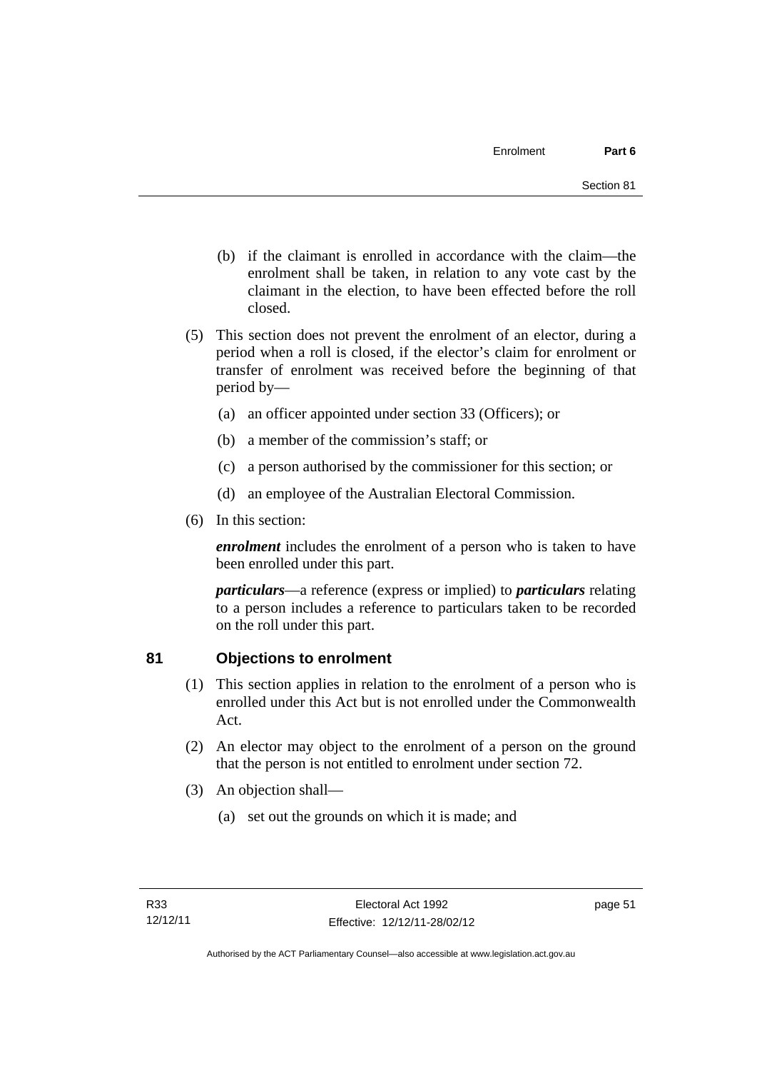(b) if the claimant is enrolled in accordance with the claim—the enrolment shall be taken, in relation to any vote cast by the claimant in the election, to have been effected before the roll closed.

(5) This section does not prevent the enrolment of an elector, during a period when a roll is closed, if the elector's claim for enrolment or transfer of enrolment was received before the beginning of that period by—

(a) an officer appointed under section 33 (Officers); or

(b) a member of the commission's staff; or

(c) a person authorised by the commissioner for this section; or

(d) an employee of the Australian Electoral Commission.

(6) In this section:

***enrolment*** includes the enrolment of a person who is taken to have been enrolled under this part.

***particulars***—a reference (express or implied) to ***particulars*** relating to a person includes a reference to particulars taken to be recorded on the roll under this part.

## 81 Objections to enrolment

(1) This section applies in relation to the enrolment of a person who is enrolled under this Act but is not enrolled under the Commonwealth Act.

(2) An elector may object to the enrolment of a person on the ground that the person is not entitled to enrolment under section 72.

(3) An objection shall—

(a) set out the grounds on which it is made; and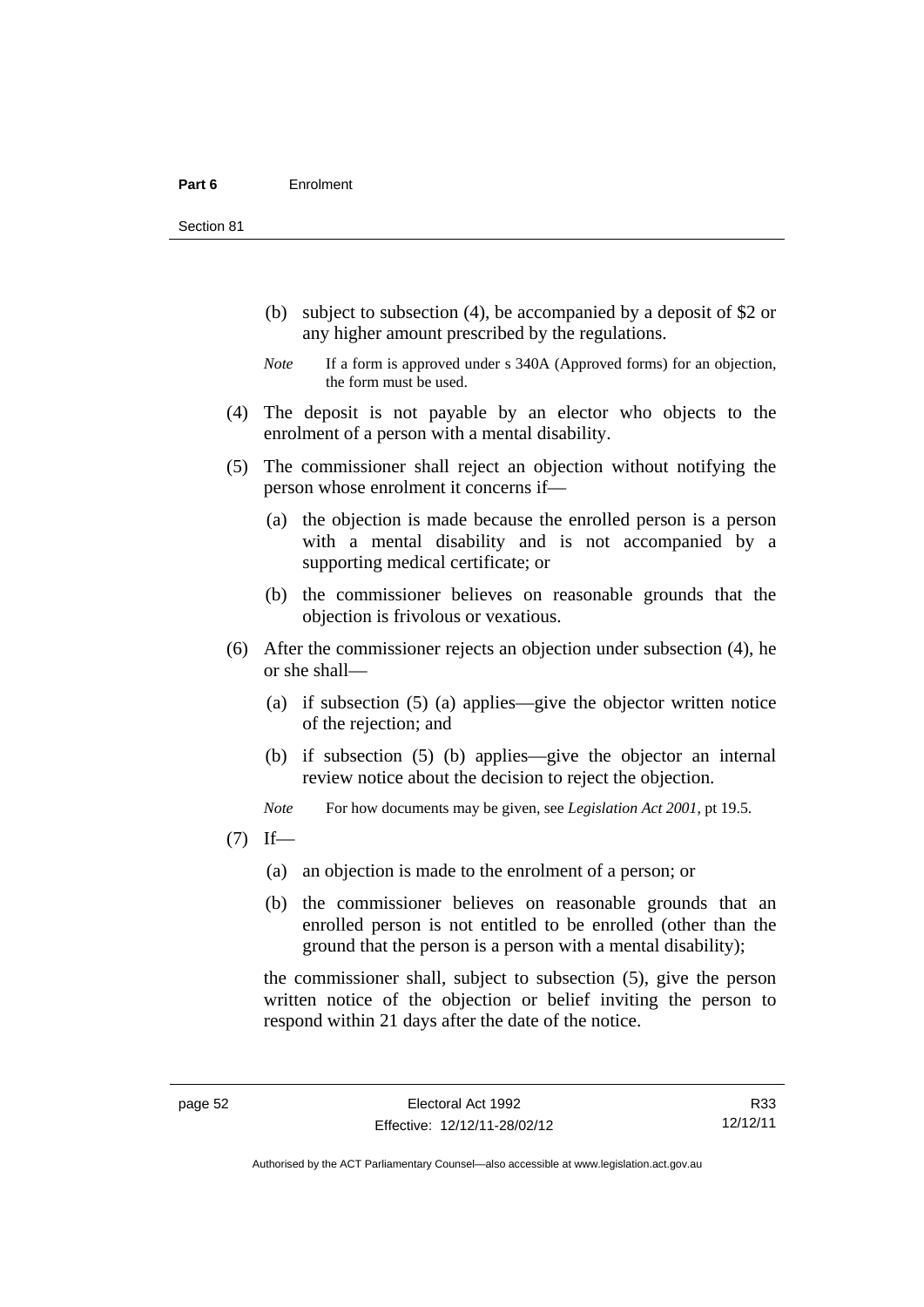(b) subject to subsection (4), be accompanied by a deposit of $2 or any higher amount prescribed by the regulations.

*Note* If a form is approved under s 340A (Approved forms) for an objection, the form must be used.

(4) The deposit is not payable by an elector who objects to the enrolment of a person with a mental disability.

(5) The commissioner shall reject an objection without notifying the person whose enrolment it concerns if—

(a) the objection is made because the enrolled person is a person with a mental disability and is not accompanied by a supporting medical certificate; or

(b) the commissioner believes on reasonable grounds that the objection is frivolous or vexatious.

(6) After the commissioner rejects an objection under subsection (4), he or she shall—

(a) if subsection (5) (a) applies—give the objector written notice of the rejection; and

(b) if subsection (5) (b) applies—give the objector an internal review notice about the decision to reject the objection.

*Note* For how documents may be given, see *Legislation Act 2001*, pt 19.5.

(7) If—

(a) an objection is made to the enrolment of a person; or

(b) the commissioner believes on reasonable grounds that an enrolled person is not entitled to be enrolled (other than the ground that the person is a person with a mental disability);

the commissioner shall, subject to subsection (5), give the person written notice of the objection or belief inviting the person to respond within 21 days after the date of the notice.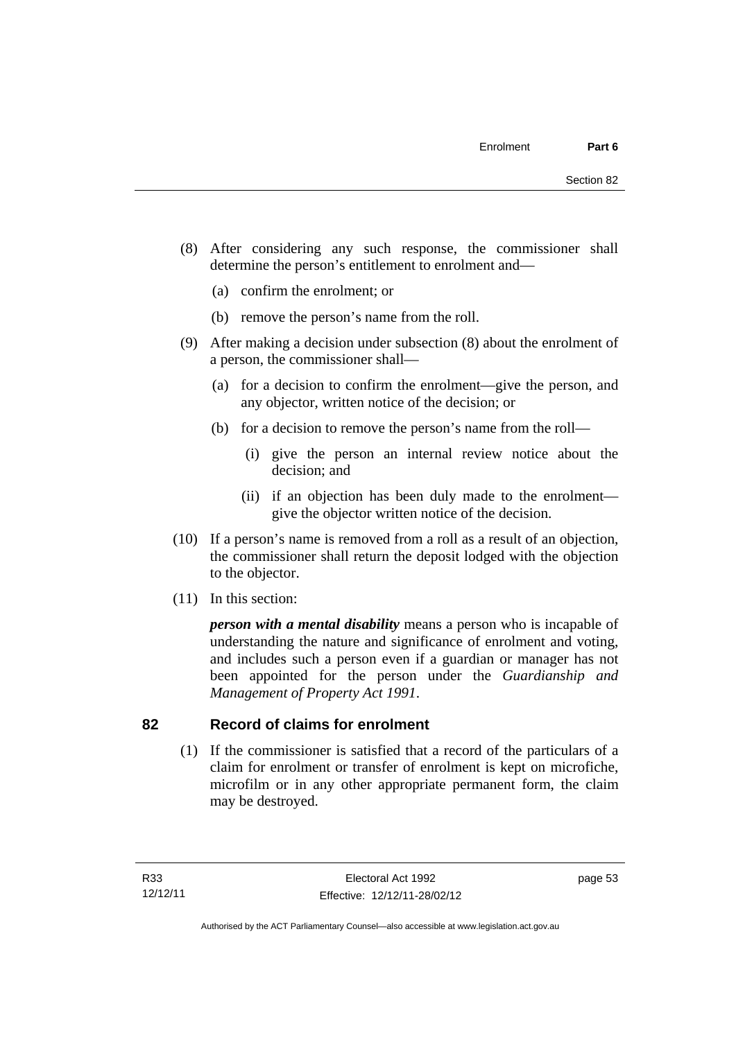(8) After considering any such response, the commissioner shall determine the person's entitlement to enrolment and—

(a) confirm the enrolment; or

(b) remove the person's name from the roll.

(9) After making a decision under subsection (8) about the enrolment of a person, the commissioner shall—

(a) for a decision to confirm the enrolment—give the person, and any objector, written notice of the decision; or

(b) for a decision to remove the person's name from the roll—

(i) give the person an internal review notice about the decision; and

(ii) if an objection has been duly made to the enrolment—give the objector written notice of the decision.

(10) If a person's name is removed from a roll as a result of an objection, the commissioner shall return the deposit lodged with the objection to the objector.

(11) In this section:

***person with a mental disability*** means a person who is incapable of understanding the nature and significance of enrolment and voting, and includes such a person even if a guardian or manager has not been appointed for the person under the *Guardianship and Management of Property Act 1991*.

## 82 Record of claims for enrolment

(1) If the commissioner is satisfied that a record of the particulars of a claim for enrolment or transfer of enrolment is kept on microfiche, microfilm or in any other appropriate permanent form, the claim may be destroyed.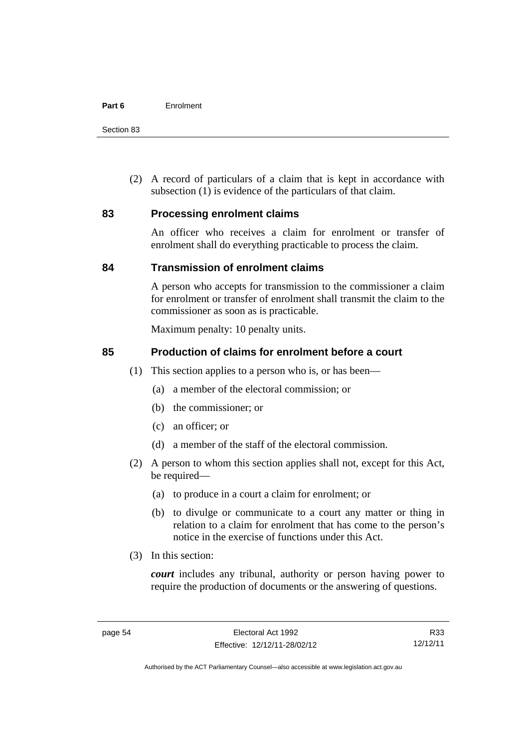(2) A record of particulars of a claim that is kept in accordance with subsection (1) is evidence of the particulars of that claim.

## 83 Processing enrolment claims

An officer who receives a claim for enrolment or transfer of enrolment shall do everything practicable to process the claim.

## 84 Transmission of enrolment claims

A person who accepts for transmission to the commissioner a claim for enrolment or transfer of enrolment shall transmit the claim to the commissioner as soon as is practicable.

Maximum penalty: 10 penalty units.

## 85 Production of claims for enrolment before a court

(1) This section applies to a person who is, or has been—

(a) a member of the electoral commission; or

(b) the commissioner; or

(c) an officer; or

(d) a member of the staff of the electoral commission.

(2) A person to whom this section applies shall not, except for this Act, be required—

(a) to produce in a court a claim for enrolment; or

(b) to divulge or communicate to a court any matter or thing in relation to a claim for enrolment that has come to the person's notice in the exercise of functions under this Act.

(3) In this section:

***court*** includes any tribunal, authority or person having power to require the production of documents or the answering of questions.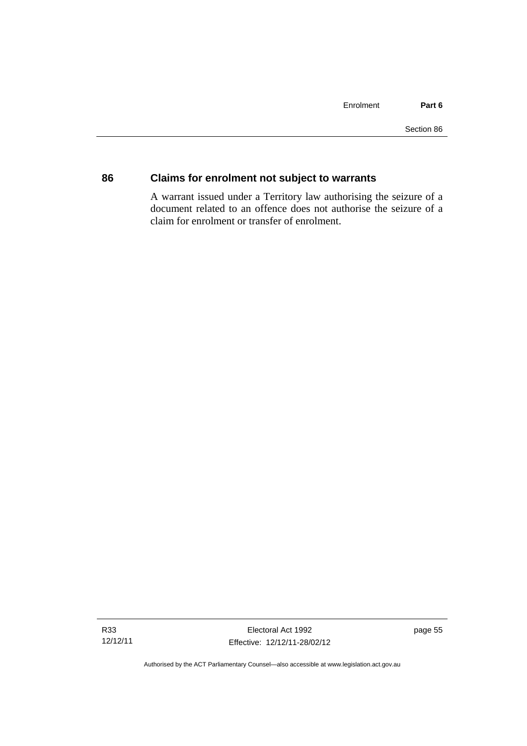## 86 Claims for enrolment not subject to warrants

A warrant issued under a Territory law authorising the seizure of a document related to an offence does not authorise the seizure of a claim for enrolment or transfer of enrolment.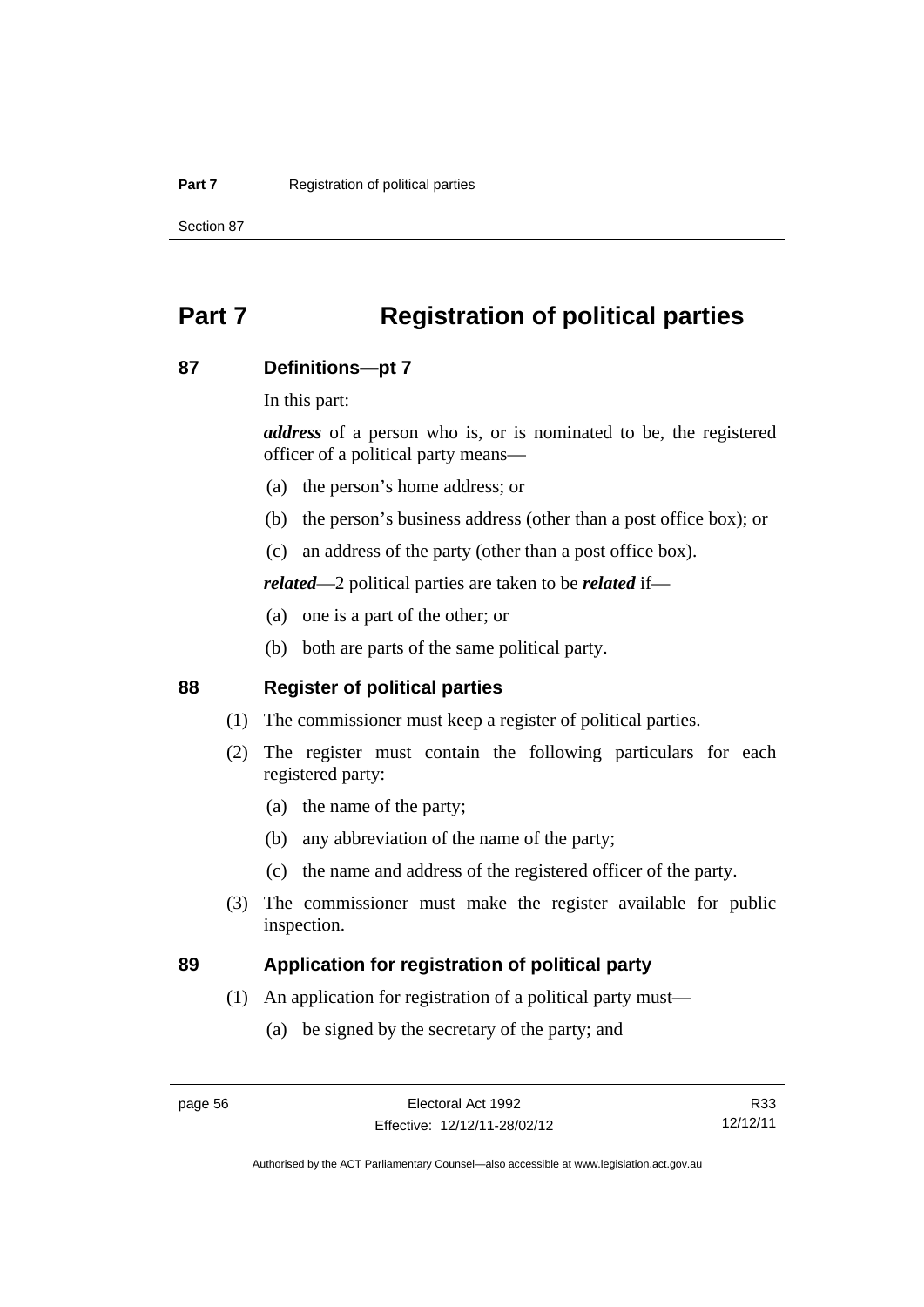# Part 7 Registration of political parties

## 87 Definitions—pt 7

In this part:

***address*** of a person who is, or is nominated to be, the registered officer of a political party means—

(a) the person's home address; or

(b) the person's business address (other than a post office box); or

(c) an address of the party (other than a post office box).

***related***—2 political parties are taken to be ***related*** if—

(a) one is a part of the other; or

(b) both are parts of the same political party.

## 88 Register of political parties

(1) The commissioner must keep a register of political parties.

(2) The register must contain the following particulars for each registered party:

(a) the name of the party;

(b) any abbreviation of the name of the party;

(c) the name and address of the registered officer of the party.

(3) The commissioner must make the register available for public inspection.

## 89 Application for registration of political party

(1) An application for registration of a political party must—

(a) be signed by the secretary of the party; and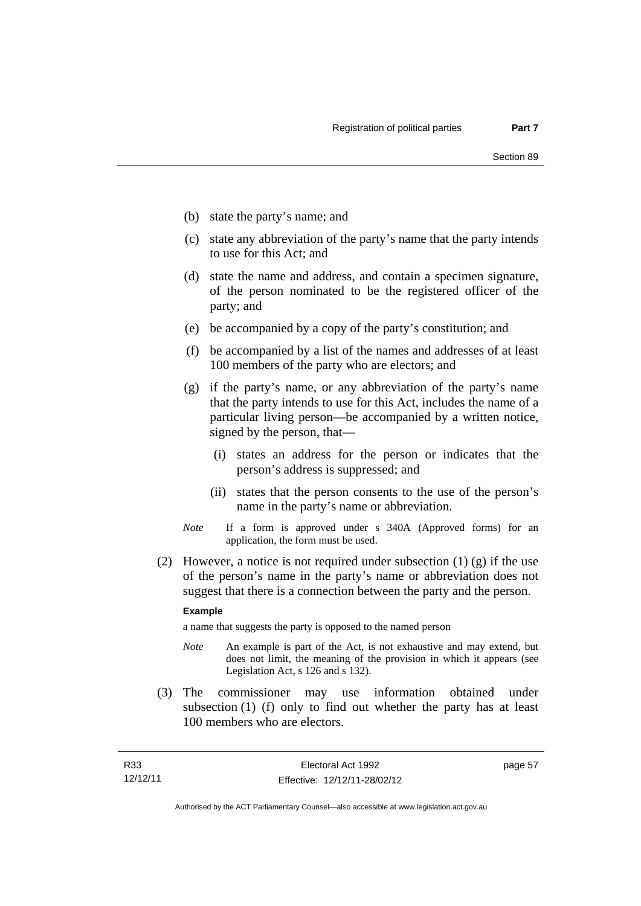(b) state the party's name; and

(c) state any abbreviation of the party's name that the party intends to use for this Act; and

(d) state the name and address, and contain a specimen signature, of the person nominated to be the registered officer of the party; and

(e) be accompanied by a copy of the party's constitution; and

(f) be accompanied by a list of the names and addresses of at least 100 members of the party who are electors; and

(g) if the party's name, or any abbreviation of the party's name that the party intends to use for this Act, includes the name of a particular living person—be accompanied by a written notice, signed by the person, that—

  (i) states an address for the person or indicates that the person's address is suppressed; and

  (ii) states that the person consents to the use of the person's name in the party's name or abbreviation.

*Note* If a form is approved under s 340A (Approved forms) for an application, the form must be used.

(2) However, a notice is not required under subsection (1) (g) if the use of the person's name in the party's name or abbreviation does not suggest that there is a connection between the party and the person.

**Example**

a name that suggests the party is opposed to the named person

*Note* An example is part of the Act, is not exhaustive and may extend, but does not limit, the meaning of the provision in which it appears (see Legislation Act, s 126 and s 132).

(3) The commissioner may use information obtained under subsection (1) (f) only to find out whether the party has at least 100 members who are electors.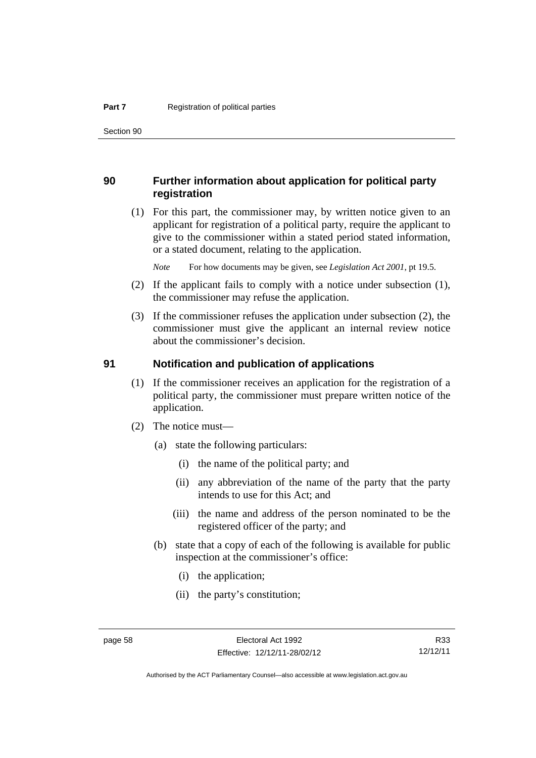## 90 Further information about application for political party registration

(1) For this part, the commissioner may, by written notice given to an applicant for registration of a political party, require the applicant to give to the commissioner within a stated period stated information, or a stated document, relating to the application.

*Note* For how documents may be given, see *Legislation Act 2001*, pt 19.5.

(2) If the applicant fails to comply with a notice under subsection (1), the commissioner may refuse the application.

(3) If the commissioner refuses the application under subsection (2), the commissioner must give the applicant an internal review notice about the commissioner's decision.

## 91 Notification and publication of applications

(1) If the commissioner receives an application for the registration of a political party, the commissioner must prepare written notice of the application.

(2) The notice must—

(a) state the following particulars:

(i) the name of the political party; and

(ii) any abbreviation of the name of the party that the party intends to use for this Act; and

(iii) the name and address of the person nominated to be the registered officer of the party; and

(b) state that a copy of each of the following is available for public inspection at the commissioner's office:

(i) the application;

(ii) the party's constitution;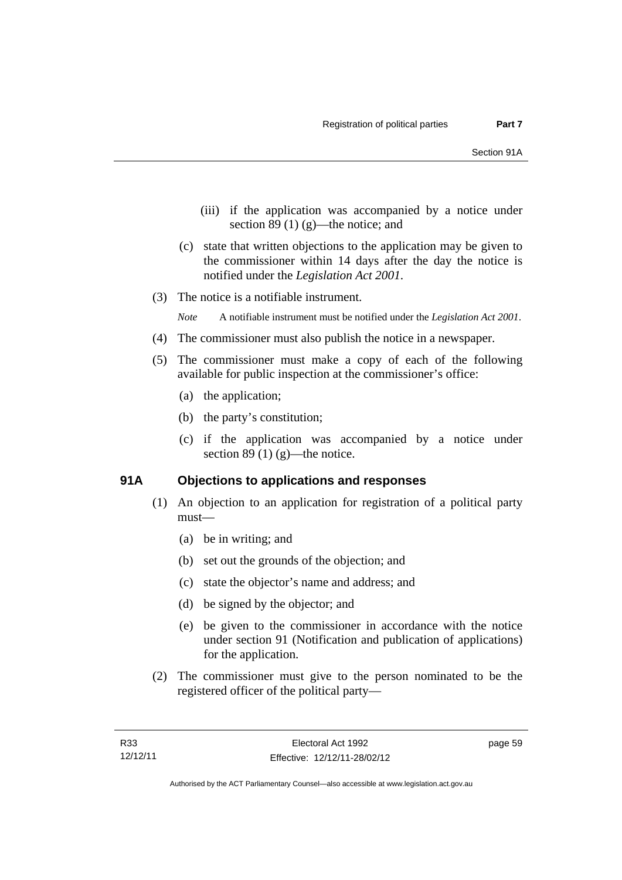(iii) if the application was accompanied by a notice under section 89 (1) (g)—the notice; and

(c) state that written objections to the application may be given to the commissioner within 14 days after the day the notice is notified under the *Legislation Act 2001*.

(3) The notice is a notifiable instrument.

*Note* A notifiable instrument must be notified under the *Legislation Act 2001*.

(4) The commissioner must also publish the notice in a newspaper.

(5) The commissioner must make a copy of each of the following available for public inspection at the commissioner's office:

(a) the application;

(b) the party's constitution;

(c) if the application was accompanied by a notice under section 89 (1) (g)—the notice.

## 91A Objections to applications and responses

(1) An objection to an application for registration of a political party must—

(a) be in writing; and

(b) set out the grounds of the objection; and

(c) state the objector's name and address; and

(d) be signed by the objector; and

(e) be given to the commissioner in accordance with the notice under section 91 (Notification and publication of applications) for the application.

(2) The commissioner must give to the person nominated to be the registered officer of the political party—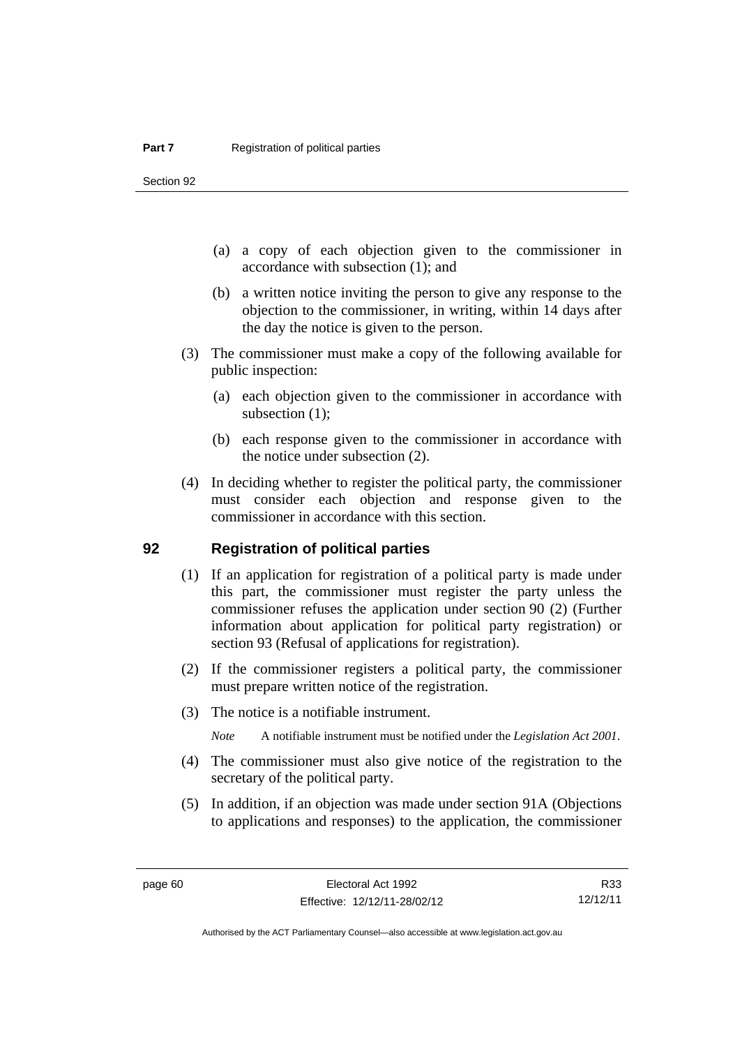(a) a copy of each objection given to the commissioner in accordance with subsection (1); and

(b) a written notice inviting the person to give any response to the objection to the commissioner, in writing, within 14 days after the day the notice is given to the person.

(3) The commissioner must make a copy of the following available for public inspection:

(a) each objection given to the commissioner in accordance with subsection (1);

(b) each response given to the commissioner in accordance with the notice under subsection (2).

(4) In deciding whether to register the political party, the commissioner must consider each objection and response given to the commissioner in accordance with this section.

## 92 Registration of political parties

(1) If an application for registration of a political party is made under this part, the commissioner must register the party unless the commissioner refuses the application under section 90 (2) (Further information about application for political party registration) or section 93 (Refusal of applications for registration).

(2) If the commissioner registers a political party, the commissioner must prepare written notice of the registration.

(3) The notice is a notifiable instrument.

*Note* A notifiable instrument must be notified under the *Legislation Act 2001*.

(4) The commissioner must also give notice of the registration to the secretary of the political party.

(5) In addition, if an objection was made under section 91A (Objections to applications and responses) to the application, the commissioner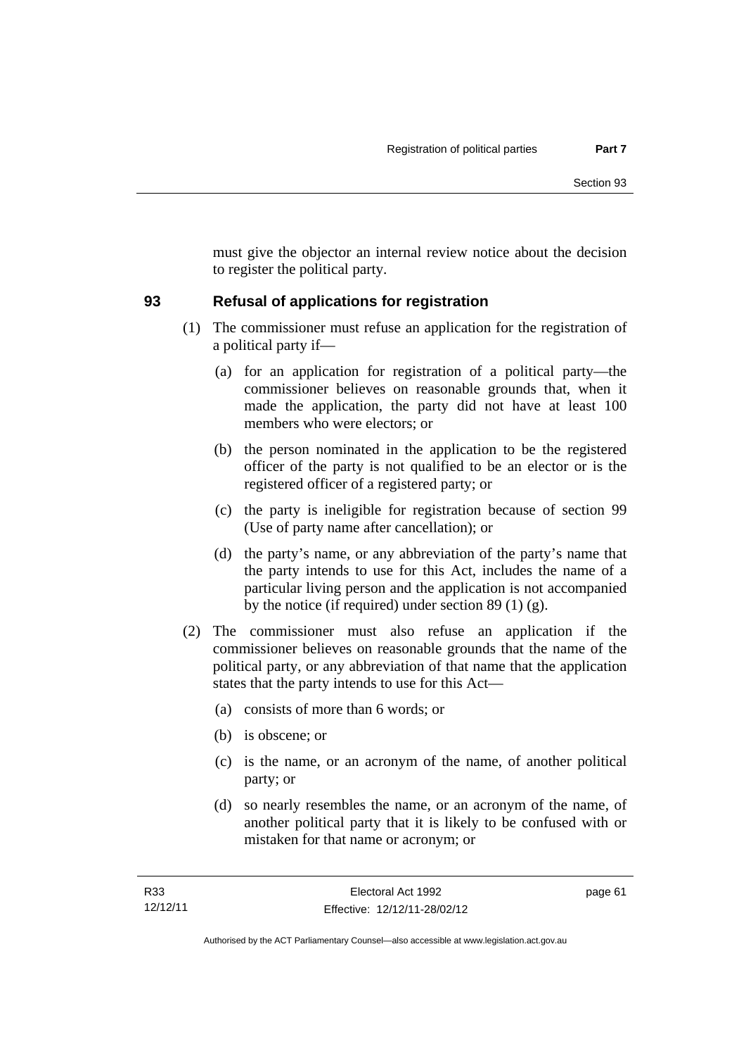must give the objector an internal review notice about the decision to register the political party.

## 93 Refusal of applications for registration

(1) The commissioner must refuse an application for the registration of a political party if—

(a) for an application for registration of a political party—the commissioner believes on reasonable grounds that, when it made the application, the party did not have at least 100 members who were electors; or

(b) the person nominated in the application to be the registered officer of the party is not qualified to be an elector or is the registered officer of a registered party; or

(c) the party is ineligible for registration because of section 99 (Use of party name after cancellation); or

(d) the party's name, or any abbreviation of the party's name that the party intends to use for this Act, includes the name of a particular living person and the application is not accompanied by the notice (if required) under section 89 (1) (g).

(2) The commissioner must also refuse an application if the commissioner believes on reasonable grounds that the name of the political party, or any abbreviation of that name that the application states that the party intends to use for this Act—

(a) consists of more than 6 words; or

(b) is obscene; or

(c) is the name, or an acronym of the name, of another political party; or

(d) so nearly resembles the name, or an acronym of the name, of another political party that it is likely to be confused with or mistaken for that name or acronym; or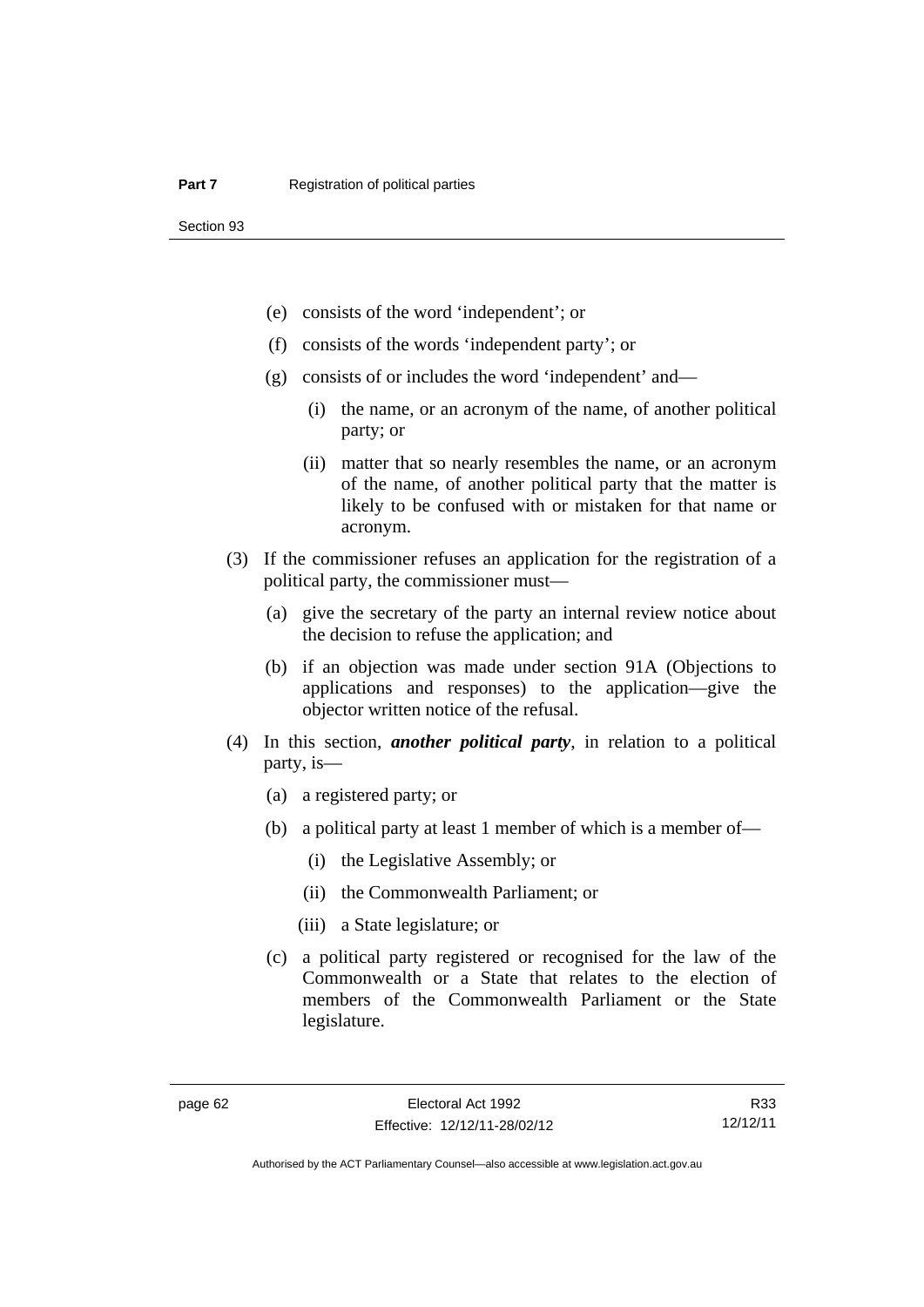(e) consists of the word 'independent'; or

(f) consists of the words 'independent party'; or

(g) consists of or includes the word 'independent' and—

(i) the name, or an acronym of the name, of another political party; or

(ii) matter that so nearly resembles the name, or an acronym of the name, of another political party that the matter is likely to be confused with or mistaken for that name or acronym.

(3) If the commissioner refuses an application for the registration of a political party, the commissioner must—

(a) give the secretary of the party an internal review notice about the decision to refuse the application; and

(b) if an objection was made under section 91A (Objections to applications and responses) to the application—give the objector written notice of the refusal.

(4) In this section, ***another political party***, in relation to a political party, is—

(a) a registered party; or

(b) a political party at least 1 member of which is a member of—

(i) the Legislative Assembly; or

(ii) the Commonwealth Parliament; or

(iii) a State legislature; or

(c) a political party registered or recognised for the law of the Commonwealth or a State that relates to the election of members of the Commonwealth Parliament or the State legislature.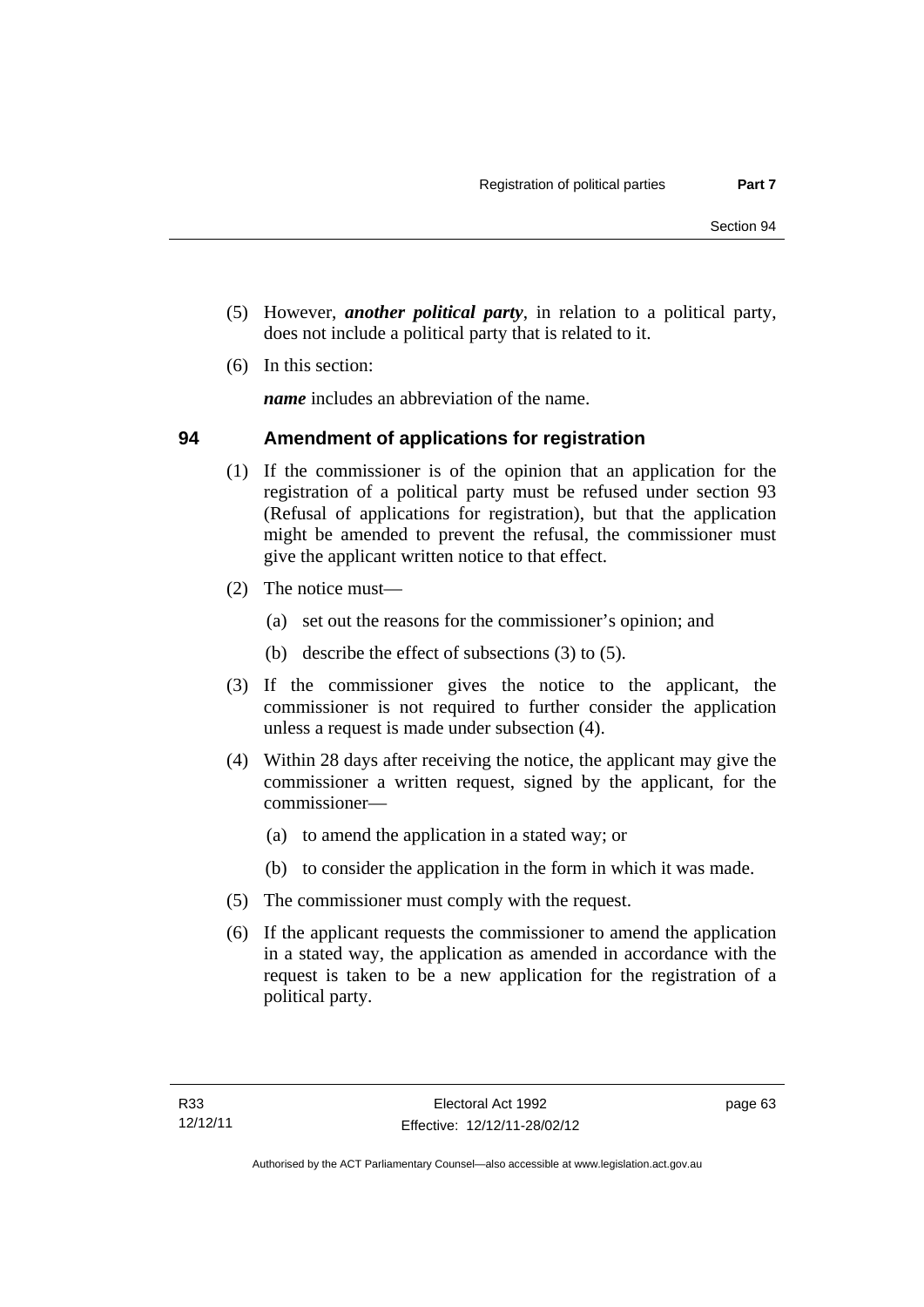(5) However, ***another political party***, in relation to a political party, does not include a political party that is related to it.

(6) In this section:

***name*** includes an abbreviation of the name.

## 94 Amendment of applications for registration

(1) If the commissioner is of the opinion that an application for the registration of a political party must be refused under section 93 (Refusal of applications for registration), but that the application might be amended to prevent the refusal, the commissioner must give the applicant written notice to that effect.

(2) The notice must—

(a) set out the reasons for the commissioner's opinion; and

(b) describe the effect of subsections (3) to (5).

(3) If the commissioner gives the notice to the applicant, the commissioner is not required to further consider the application unless a request is made under subsection (4).

(4) Within 28 days after receiving the notice, the applicant may give the commissioner a written request, signed by the applicant, for the commissioner—

(a) to amend the application in a stated way; or

(b) to consider the application in the form in which it was made.

(5) The commissioner must comply with the request.

(6) If the applicant requests the commissioner to amend the application in a stated way, the application as amended in accordance with the request is taken to be a new application for the registration of a political party.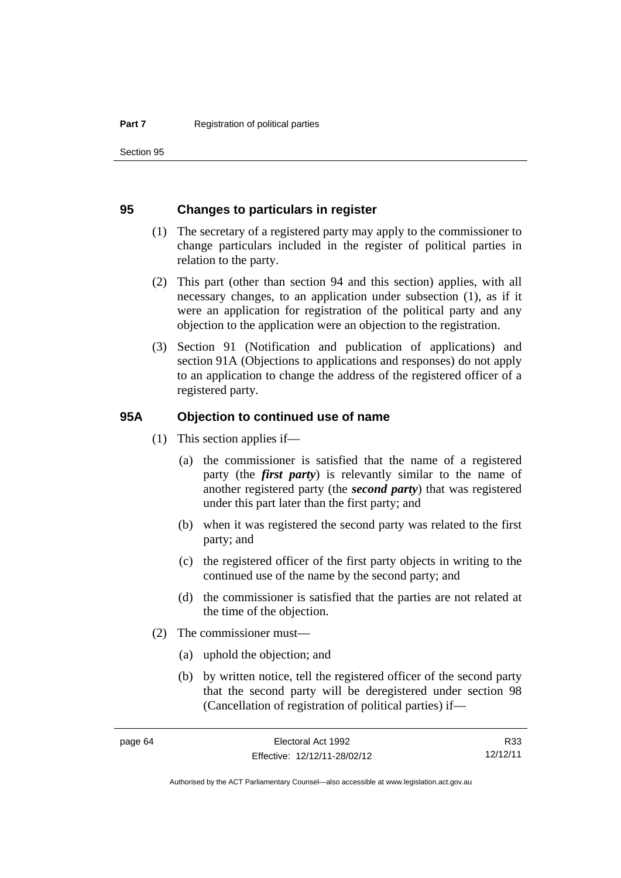## 95 Changes to particulars in register

(1) The secretary of a registered party may apply to the commissioner to change particulars included in the register of political parties in relation to the party.

(2) This part (other than section 94 and this section) applies, with all necessary changes, to an application under subsection (1), as if it were an application for registration of the political party and any objection to the application were an objection to the registration.

(3) Section 91 (Notification and publication of applications) and section 91A (Objections to applications and responses) do not apply to an application to change the address of the registered officer of a registered party.

## 95A Objection to continued use of name

(1) This section applies if—

(a) the commissioner is satisfied that the name of a registered party (the ***first party***) is relevantly similar to the name of another registered party (the ***second party***) that was registered under this part later than the first party; and

(b) when it was registered the second party was related to the first party; and

(c) the registered officer of the first party objects in writing to the continued use of the name by the second party; and

(d) the commissioner is satisfied that the parties are not related at the time of the objection.

(2) The commissioner must—

(a) uphold the objection; and

(b) by written notice, tell the registered officer of the second party that the second party will be deregistered under section 98 (Cancellation of registration of political parties) if—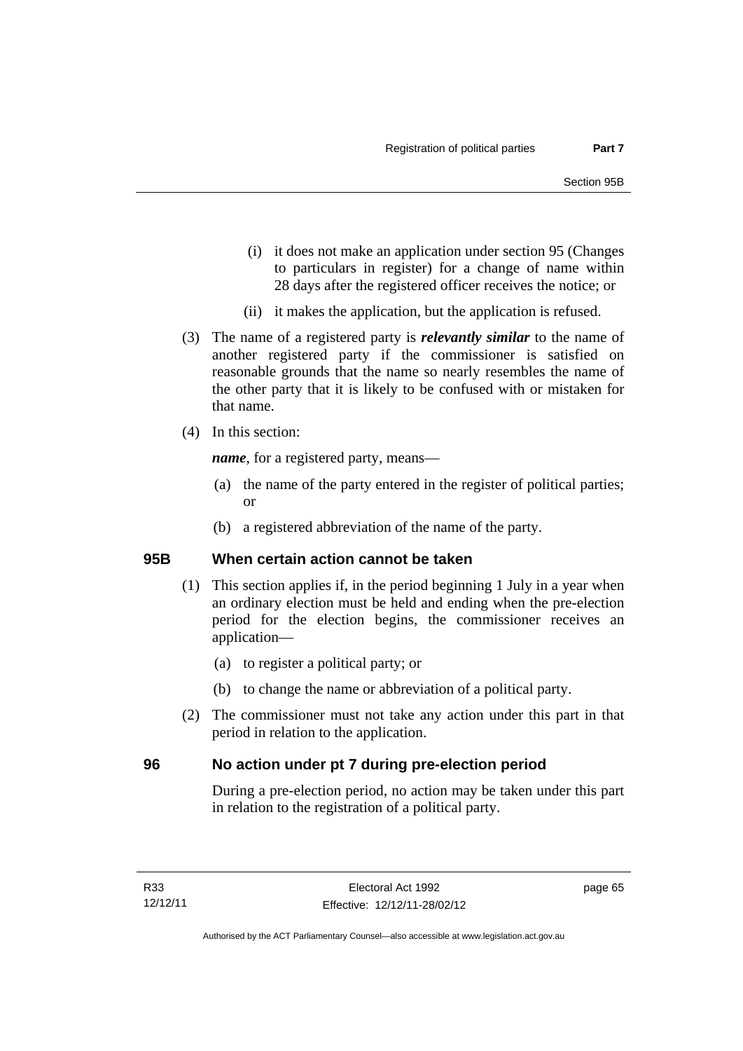(i) it does not make an application under section 95 (Changes to particulars in register) for a change of name within 28 days after the registered officer receives the notice; or

(ii) it makes the application, but the application is refused.

(3) The name of a registered party is ***relevantly similar*** to the name of another registered party if the commissioner is satisfied on reasonable grounds that the name so nearly resembles the name of the other party that it is likely to be confused with or mistaken for that name.

(4) In this section:

***name***, for a registered party, means—

(a) the name of the party entered in the register of political parties; or

(b) a registered abbreviation of the name of the party.

## 95B When certain action cannot be taken

(1) This section applies if, in the period beginning 1 July in a year when an ordinary election must be held and ending when the pre-election period for the election begins, the commissioner receives an application—

(a) to register a political party; or

(b) to change the name or abbreviation of a political party.

(2) The commissioner must not take any action under this part in that period in relation to the application.

## 96 No action under pt 7 during pre-election period

During a pre-election period, no action may be taken under this part in relation to the registration of a political party.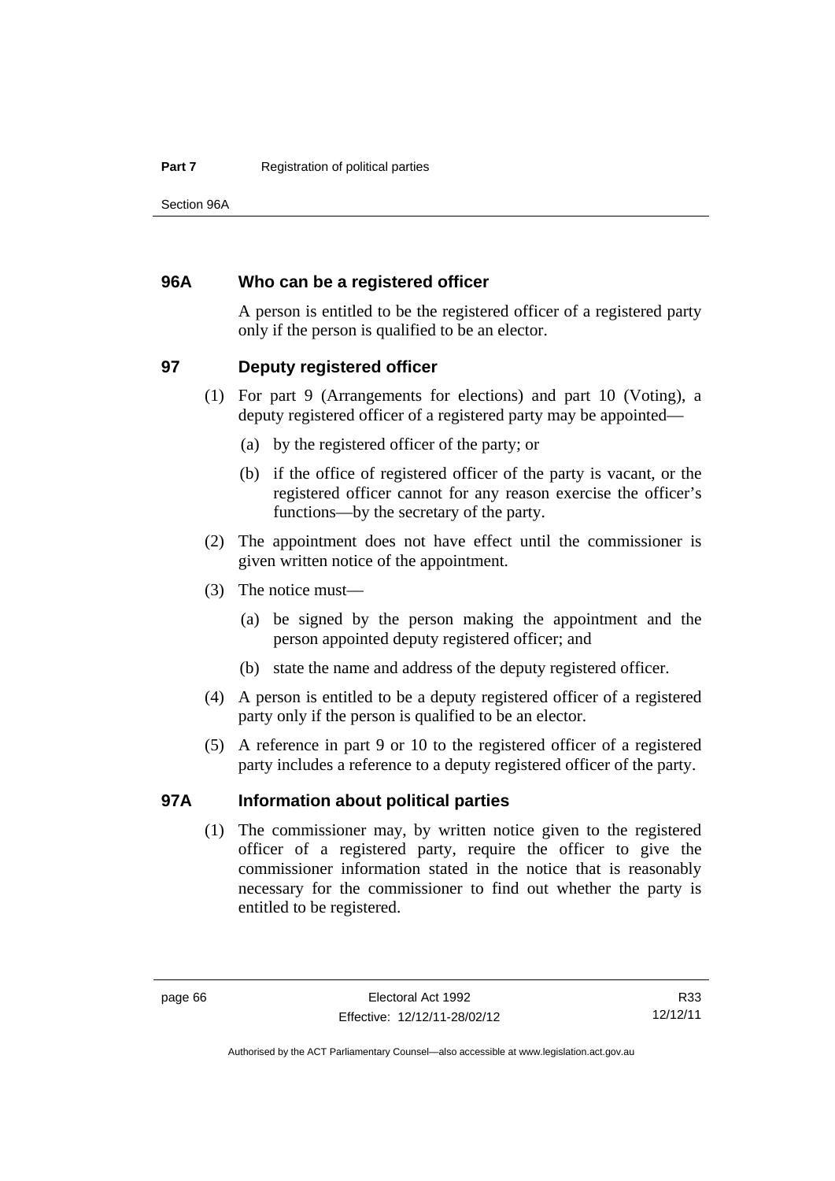## 96A Who can be a registered officer

A person is entitled to be the registered officer of a registered party only if the person is qualified to be an elector.

## 97 Deputy registered officer

(1) For part 9 (Arrangements for elections) and part 10 (Voting), a deputy registered officer of a registered party may be appointed—

(a) by the registered officer of the party; or

(b) if the office of registered officer of the party is vacant, or the registered officer cannot for any reason exercise the officer's functions—by the secretary of the party.

(2) The appointment does not have effect until the commissioner is given written notice of the appointment.

(3) The notice must—

(a) be signed by the person making the appointment and the person appointed deputy registered officer; and

(b) state the name and address of the deputy registered officer.

(4) A person is entitled to be a deputy registered officer of a registered party only if the person is qualified to be an elector.

(5) A reference in part 9 or 10 to the registered officer of a registered party includes a reference to a deputy registered officer of the party.

## 97A Information about political parties

(1) The commissioner may, by written notice given to the registered officer of a registered party, require the officer to give the commissioner information stated in the notice that is reasonably necessary for the commissioner to find out whether the party is entitled to be registered.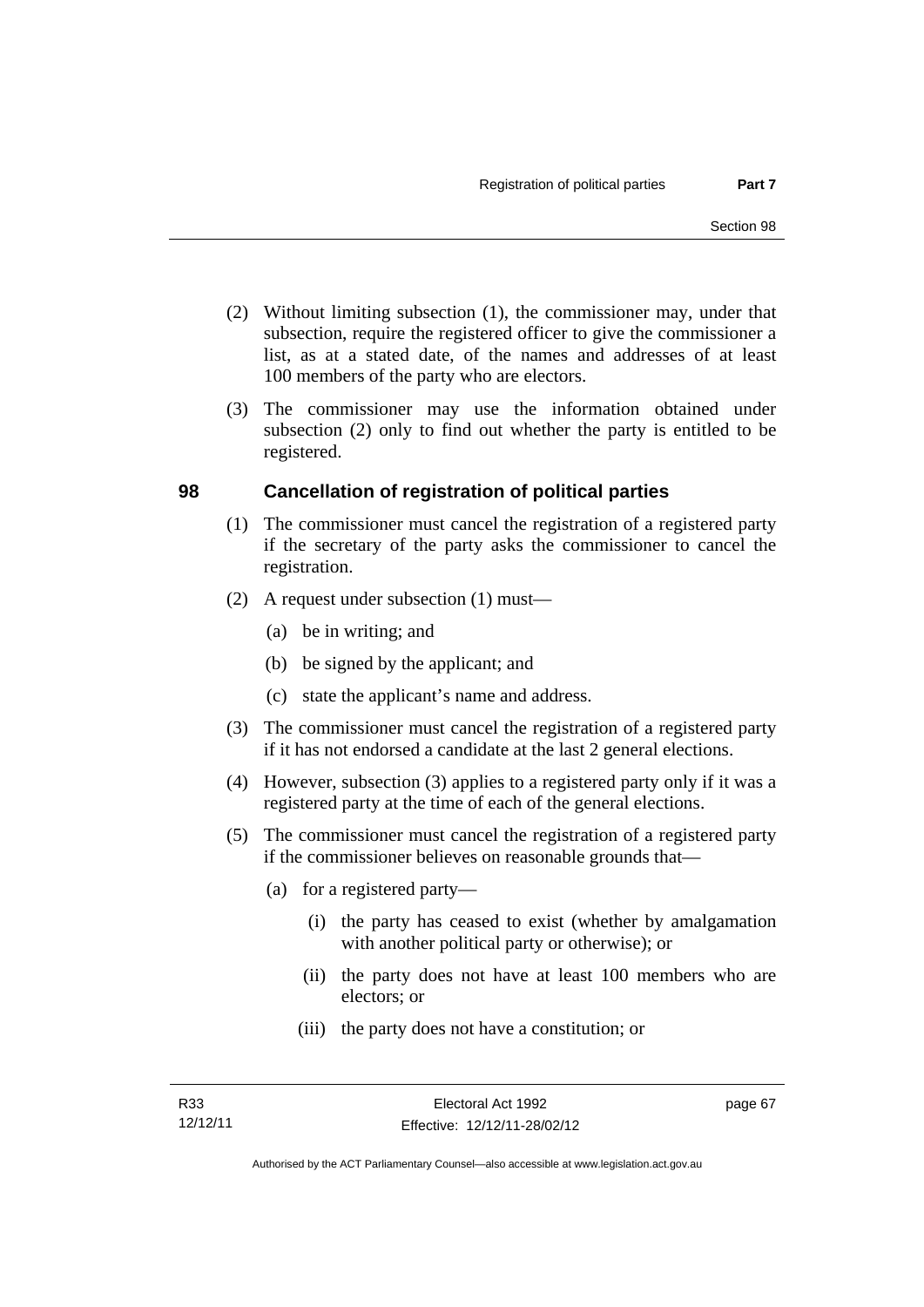(2) Without limiting subsection (1), the commissioner may, under that subsection, require the registered officer to give the commissioner a list, as at a stated date, of the names and addresses of at least 100 members of the party who are electors.

(3) The commissioner may use the information obtained under subsection (2) only to find out whether the party is entitled to be registered.

## 98 Cancellation of registration of political parties

(1) The commissioner must cancel the registration of a registered party if the secretary of the party asks the commissioner to cancel the registration.

(2) A request under subsection (1) must—

(a) be in writing; and

(b) be signed by the applicant; and

(c) state the applicant's name and address.

(3) The commissioner must cancel the registration of a registered party if it has not endorsed a candidate at the last 2 general elections.

(4) However, subsection (3) applies to a registered party only if it was a registered party at the time of each of the general elections.

(5) The commissioner must cancel the registration of a registered party if the commissioner believes on reasonable grounds that—

(a) for a registered party—

(i) the party has ceased to exist (whether by amalgamation with another political party or otherwise); or

(ii) the party does not have at least 100 members who are electors; or

(iii) the party does not have a constitution; or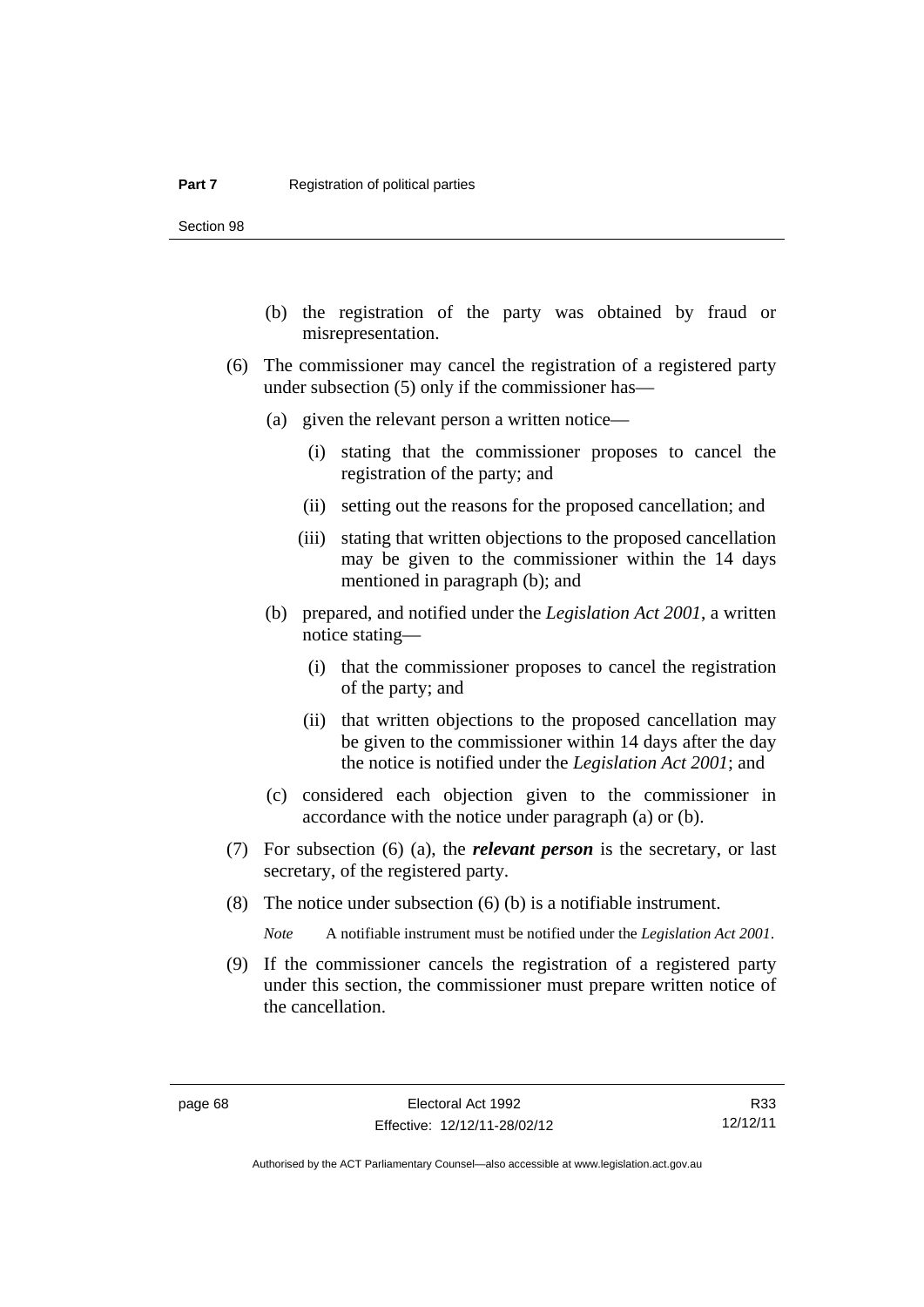(b) the registration of the party was obtained by fraud or misrepresentation.

(6) The commissioner may cancel the registration of a registered party under subsection (5) only if the commissioner has—

(a) given the relevant person a written notice—

(i) stating that the commissioner proposes to cancel the registration of the party; and

(ii) setting out the reasons for the proposed cancellation; and

(iii) stating that written objections to the proposed cancellation may be given to the commissioner within the 14 days mentioned in paragraph (b); and

(b) prepared, and notified under the *Legislation Act 2001*, a written notice stating—

(i) that the commissioner proposes to cancel the registration of the party; and

(ii) that written objections to the proposed cancellation may be given to the commissioner within 14 days after the day the notice is notified under the *Legislation Act 2001*; and

(c) considered each objection given to the commissioner in accordance with the notice under paragraph (a) or (b).

(7) For subsection (6) (a), the ***relevant person*** is the secretary, or last secretary, of the registered party.

(8) The notice under subsection (6) (b) is a notifiable instrument.

*Note* A notifiable instrument must be notified under the *Legislation Act 2001*.

(9) If the commissioner cancels the registration of a registered party under this section, the commissioner must prepare written notice of the cancellation.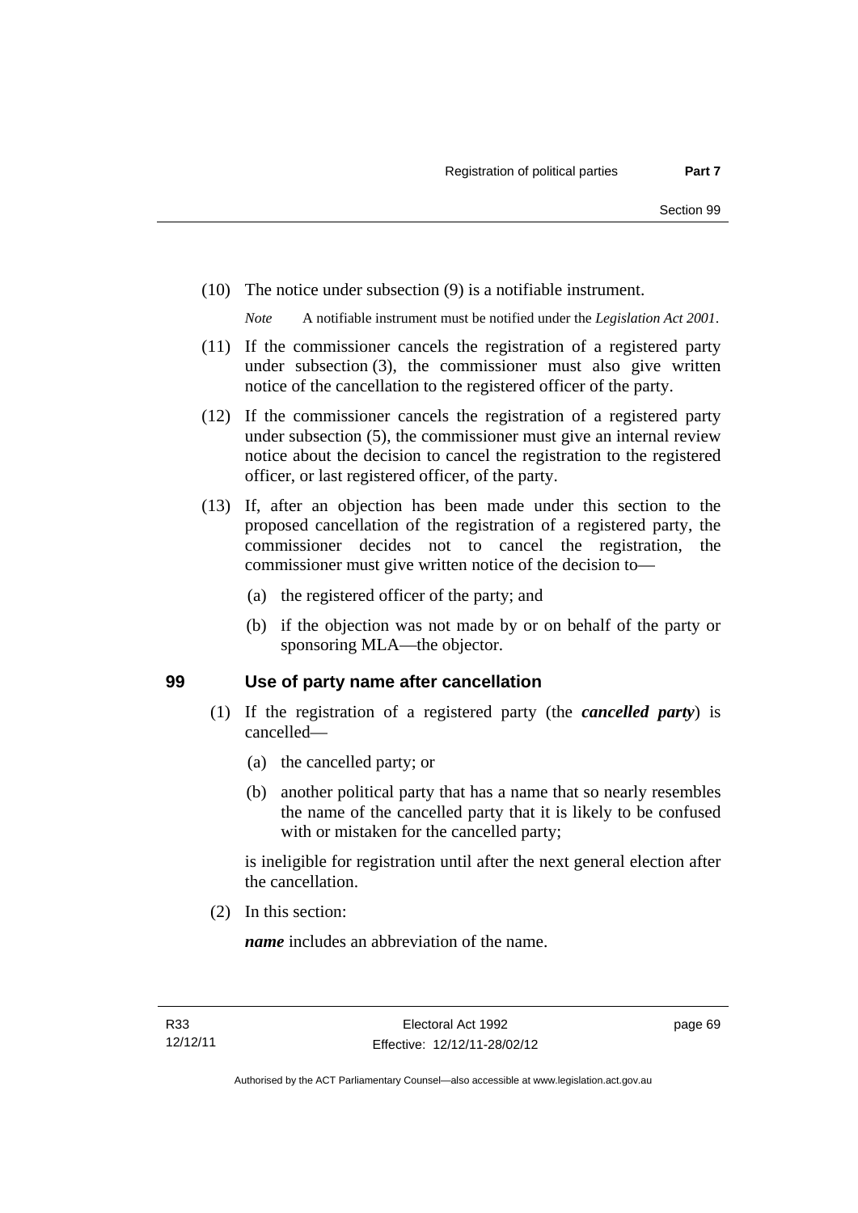(10) The notice under subsection (9) is a notifiable instrument.

*Note* A notifiable instrument must be notified under the *Legislation Act 2001*.

(11) If the commissioner cancels the registration of a registered party under subsection (3), the commissioner must also give written notice of the cancellation to the registered officer of the party.

(12) If the commissioner cancels the registration of a registered party under subsection (5), the commissioner must give an internal review notice about the decision to cancel the registration to the registered officer, or last registered officer, of the party.

(13) If, after an objection has been made under this section to the proposed cancellation of the registration of a registered party, the commissioner decides not to cancel the registration, the commissioner must give written notice of the decision to—

(a) the registered officer of the party; and

(b) if the objection was not made by or on behalf of the party or sponsoring MLA—the objector.

## 99 Use of party name after cancellation

(1) If the registration of a registered party (the ***cancelled party***) is cancelled—

(a) the cancelled party; or

(b) another political party that has a name that so nearly resembles the name of the cancelled party that it is likely to be confused with or mistaken for the cancelled party;

is ineligible for registration until after the next general election after the cancellation.

(2) In this section:

***name*** includes an abbreviation of the name.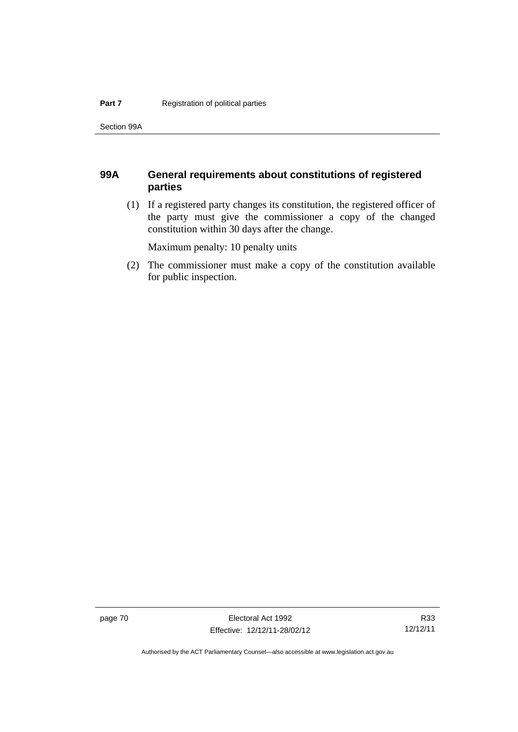### 99A General requirements about constitutions of registered parties

(1) If a registered party changes its constitution, the registered officer of the party must give the commissioner a copy of the changed constitution within 30 days after the change.

Maximum penalty: 10 penalty units

(2) The commissioner must make a copy of the constitution available for public inspection.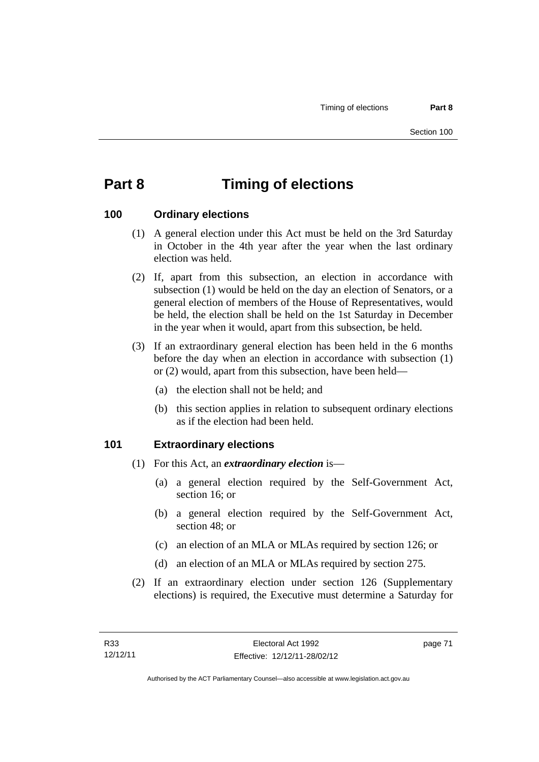# Part 8 Timing of elections

## 100 Ordinary elections

(1) A general election under this Act must be held on the 3rd Saturday in October in the 4th year after the year when the last ordinary election was held.

(2) If, apart from this subsection, an election in accordance with subsection (1) would be held on the day an election of Senators, or a general election of members of the House of Representatives, would be held, the election shall be held on the 1st Saturday in December in the year when it would, apart from this subsection, be held.

(3) If an extraordinary general election has been held in the 6 months before the day when an election in accordance with subsection (1) or (2) would, apart from this subsection, have been held—

(a) the election shall not be held; and

(b) this section applies in relation to subsequent ordinary elections as if the election had been held.

## 101 Extraordinary elections

(1) For this Act, an ***extraordinary election*** is—

(a) a general election required by the Self-Government Act, section 16; or

(b) a general election required by the Self-Government Act, section 48; or

(c) an election of an MLA or MLAs required by section 126; or

(d) an election of an MLA or MLAs required by section 275.

(2) If an extraordinary election under section 126 (Supplementary elections) is required, the Executive must determine a Saturday for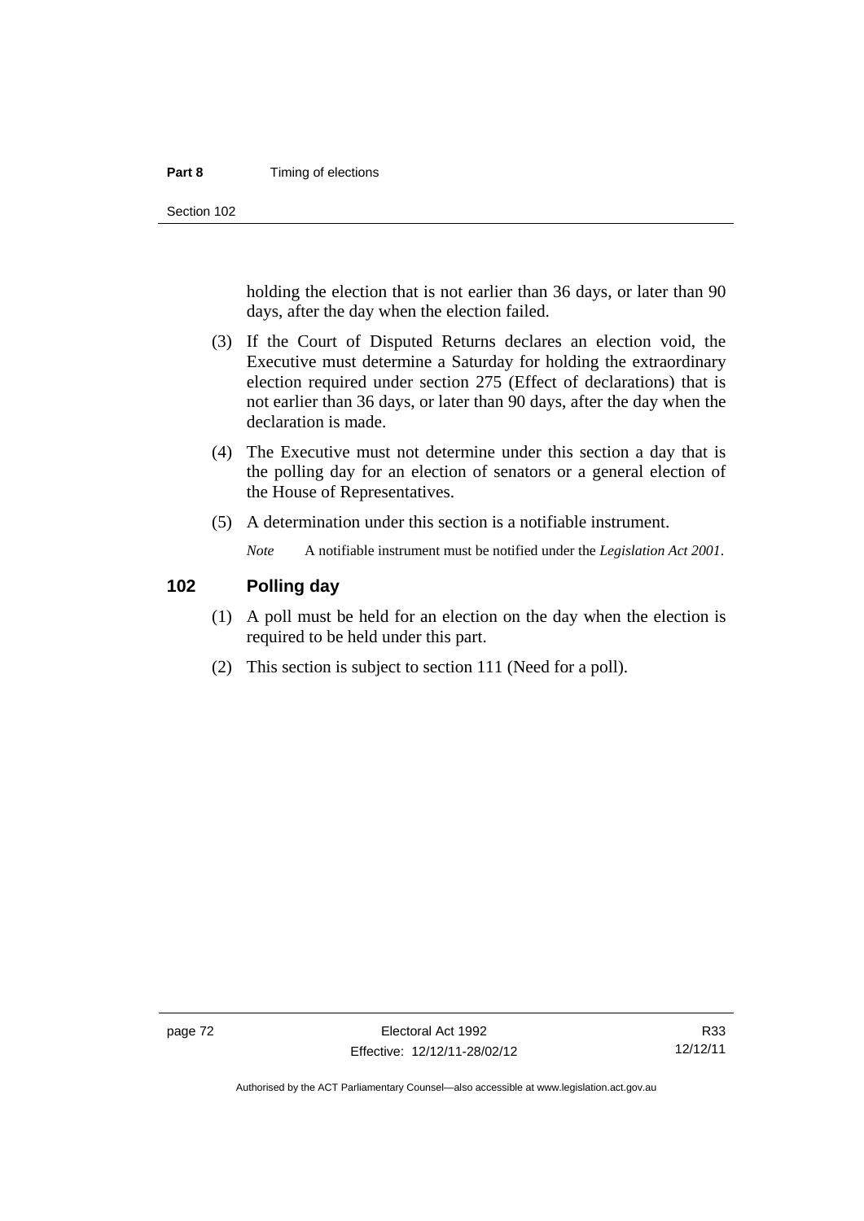holding the election that is not earlier than 36 days, or later than 90 days, after the day when the election failed.

(3) If the Court of Disputed Returns declares an election void, the Executive must determine a Saturday for holding the extraordinary election required under section 275 (Effect of declarations) that is not earlier than 36 days, or later than 90 days, after the day when the declaration is made.

(4) The Executive must not determine under this section a day that is the polling day for an election of senators or a general election of the House of Representatives.

(5) A determination under this section is a notifiable instrument.

*Note* A notifiable instrument must be notified under the *Legislation Act 2001*.

## 102 Polling day

(1) A poll must be held for an election on the day when the election is required to be held under this part.

(2) This section is subject to section 111 (Need for a poll).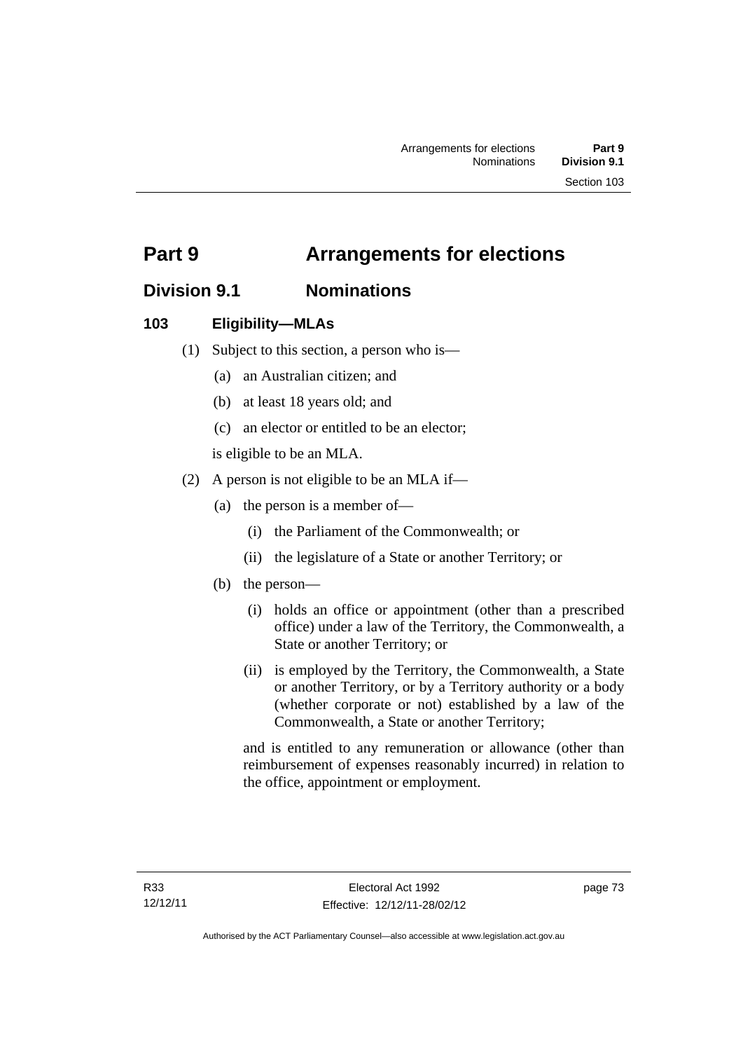# Part 9 Arrangements for elections

## Division 9.1 Nominations

### 103 Eligibility—MLAs

(1) Subject to this section, a person who is—

  (a) an Australian citizen; and

  (b) at least 18 years old; and

  (c) an elector or entitled to be an elector;

  is eligible to be an MLA.

(2) A person is not eligible to be an MLA if—

  (a) the person is a member of—

    (i) the Parliament of the Commonwealth; or

    (ii) the legislature of a State or another Territory; or

  (b) the person—

    (i) holds an office or appointment (other than a prescribed office) under a law of the Territory, the Commonwealth, a State or another Territory; or

    (ii) is employed by the Territory, the Commonwealth, a State or another Territory, or by a Territory authority or a body (whether corporate or not) established by a law of the Commonwealth, a State or another Territory;

  and is entitled to any remuneration or allowance (other than reimbursement of expenses reasonably incurred) in relation to the office, appointment or employment.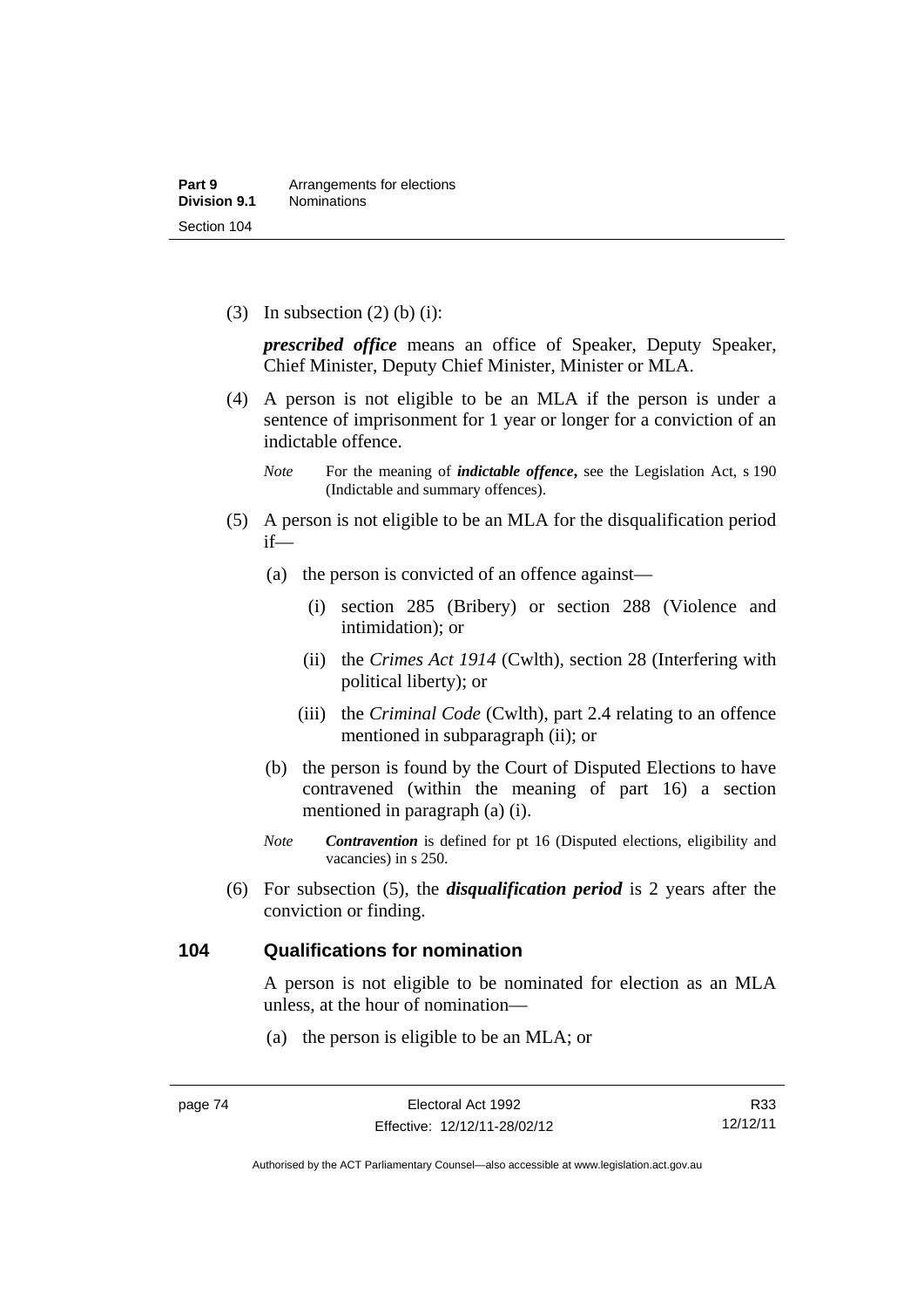(3) In subsection (2) (b) (i):

***prescribed office*** means an office of Speaker, Deputy Speaker, Chief Minister, Deputy Chief Minister, Minister or MLA.

(4) A person is not eligible to be an MLA if the person is under a sentence of imprisonment for 1 year or longer for a conviction of an indictable offence.

*Note* For the meaning of ***indictable offence***, see the Legislation Act, s 190 (Indictable and summary offences).

(5) A person is not eligible to be an MLA for the disqualification period if—

(a) the person is convicted of an offence against—

(i) section 285 (Bribery) or section 288 (Violence and intimidation); or

(ii) the *Crimes Act 1914* (Cwlth), section 28 (Interfering with political liberty); or

(iii) the *Criminal Code* (Cwlth), part 2.4 relating to an offence mentioned in subparagraph (ii); or

(b) the person is found by the Court of Disputed Elections to have contravened (within the meaning of part 16) a section mentioned in paragraph (a) (i).

*Note* ***Contravention*** is defined for pt 16 (Disputed elections, eligibility and vacancies) in s 250.

(6) For subsection (5), the ***disqualification period*** is 2 years after the conviction or finding.

## 104 Qualifications for nomination

A person is not eligible to be nominated for election as an MLA unless, at the hour of nomination—

(a) the person is eligible to be an MLA; or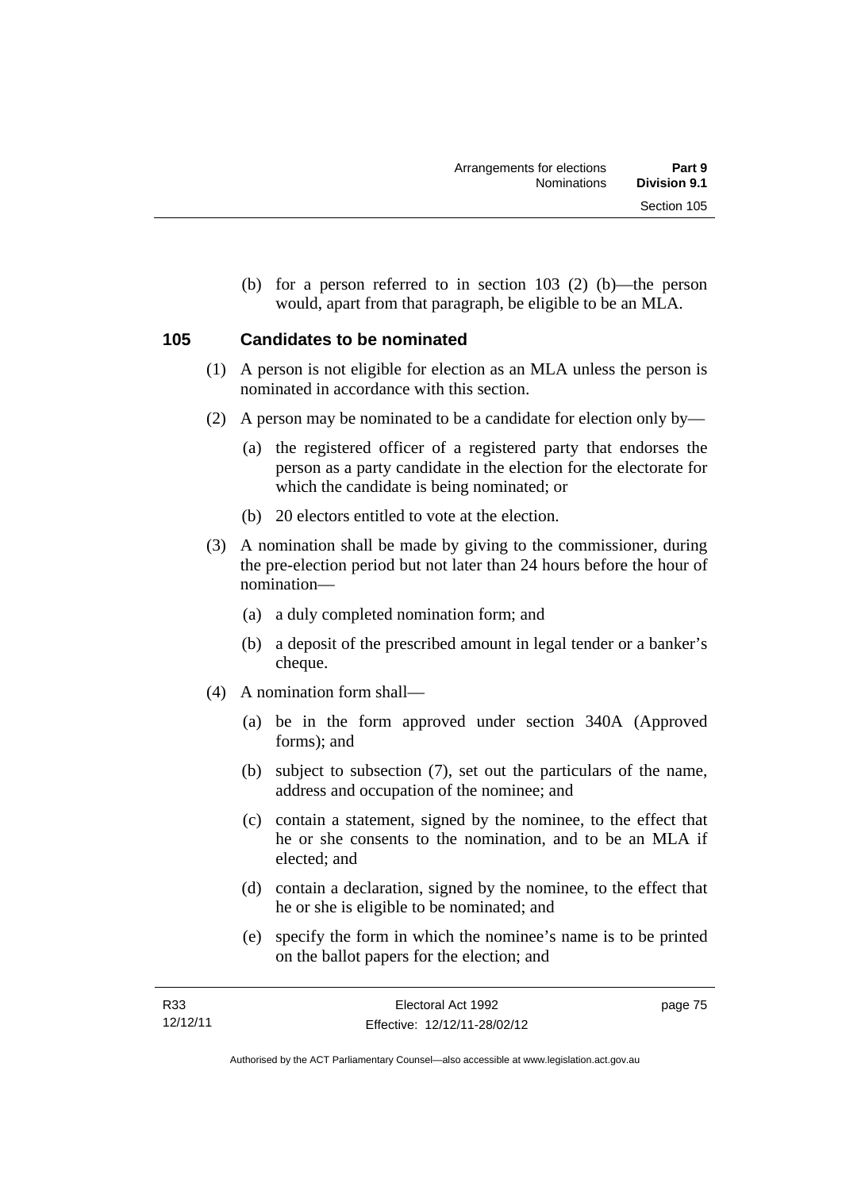(b) for a person referred to in section 103 (2) (b)—the person would, apart from that paragraph, be eligible to be an MLA.

## 105 Candidates to be nominated

(1) A person is not eligible for election as an MLA unless the person is nominated in accordance with this section.

(2) A person may be nominated to be a candidate for election only by—

(a) the registered officer of a registered party that endorses the person as a party candidate in the election for the electorate for which the candidate is being nominated; or

(b) 20 electors entitled to vote at the election.

(3) A nomination shall be made by giving to the commissioner, during the pre-election period but not later than 24 hours before the hour of nomination—

(a) a duly completed nomination form; and

(b) a deposit of the prescribed amount in legal tender or a banker's cheque.

(4) A nomination form shall—

(a) be in the form approved under section 340A (Approved forms); and

(b) subject to subsection (7), set out the particulars of the name, address and occupation of the nominee; and

(c) contain a statement, signed by the nominee, to the effect that he or she consents to the nomination, and to be an MLA if elected; and

(d) contain a declaration, signed by the nominee, to the effect that he or she is eligible to be nominated; and

(e) specify the form in which the nominee's name is to be printed on the ballot papers for the election; and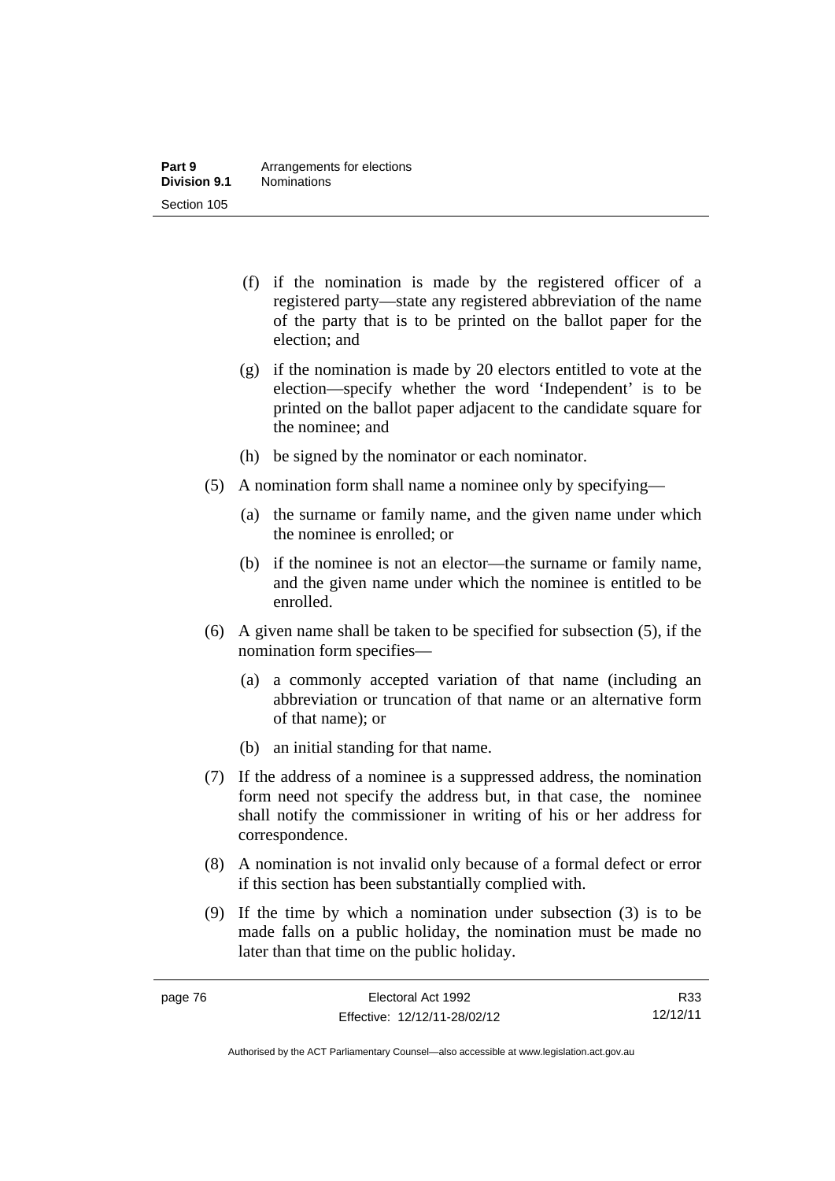(f) if the nomination is made by the registered officer of a registered party—state any registered abbreviation of the name of the party that is to be printed on the ballot paper for the election; and

(g) if the nomination is made by 20 electors entitled to vote at the election—specify whether the word 'Independent' is to be printed on the ballot paper adjacent to the candidate square for the nominee; and

(h) be signed by the nominator or each nominator.

(5) A nomination form shall name a nominee only by specifying—

(a) the surname or family name, and the given name under which the nominee is enrolled; or

(b) if the nominee is not an elector—the surname or family name, and the given name under which the nominee is entitled to be enrolled.

(6) A given name shall be taken to be specified for subsection (5), if the nomination form specifies—

(a) a commonly accepted variation of that name (including an abbreviation or truncation of that name or an alternative form of that name); or

(b) an initial standing for that name.

(7) If the address of a nominee is a suppressed address, the nomination form need not specify the address but, in that case, the nominee shall notify the commissioner in writing of his or her address for correspondence.

(8) A nomination is not invalid only because of a formal defect or error if this section has been substantially complied with.

(9) If the time by which a nomination under subsection (3) is to be made falls on a public holiday, the nomination must be made no later than that time on the public holiday.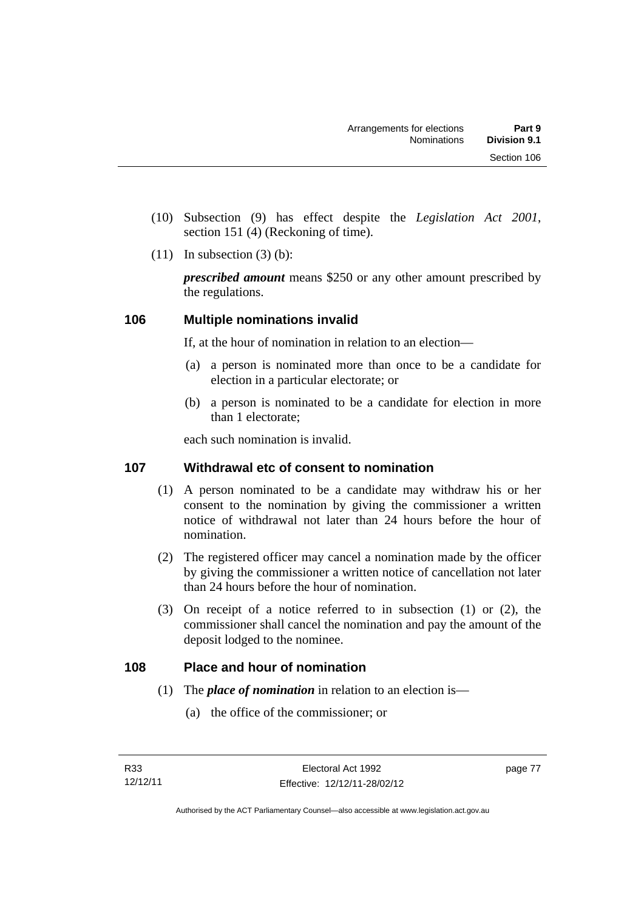(10) Subsection (9) has effect despite the *Legislation Act 2001*, section 151 (4) (Reckoning of time).

(11) In subsection (3) (b):

***prescribed amount*** means $250 or any other amount prescribed by the regulations.

## 106 Multiple nominations invalid

If, at the hour of nomination in relation to an election—

(a) a person is nominated more than once to be a candidate for election in a particular electorate; or

(b) a person is nominated to be a candidate for election in more than 1 electorate;

each such nomination is invalid.

## 107 Withdrawal etc of consent to nomination

(1) A person nominated to be a candidate may withdraw his or her consent to the nomination by giving the commissioner a written notice of withdrawal not later than 24 hours before the hour of nomination.

(2) The registered officer may cancel a nomination made by the officer by giving the commissioner a written notice of cancellation not later than 24 hours before the hour of nomination.

(3) On receipt of a notice referred to in subsection (1) or (2), the commissioner shall cancel the nomination and pay the amount of the deposit lodged to the nominee.

## 108 Place and hour of nomination

(1) The ***place of nomination*** in relation to an election is—

(a) the office of the commissioner; or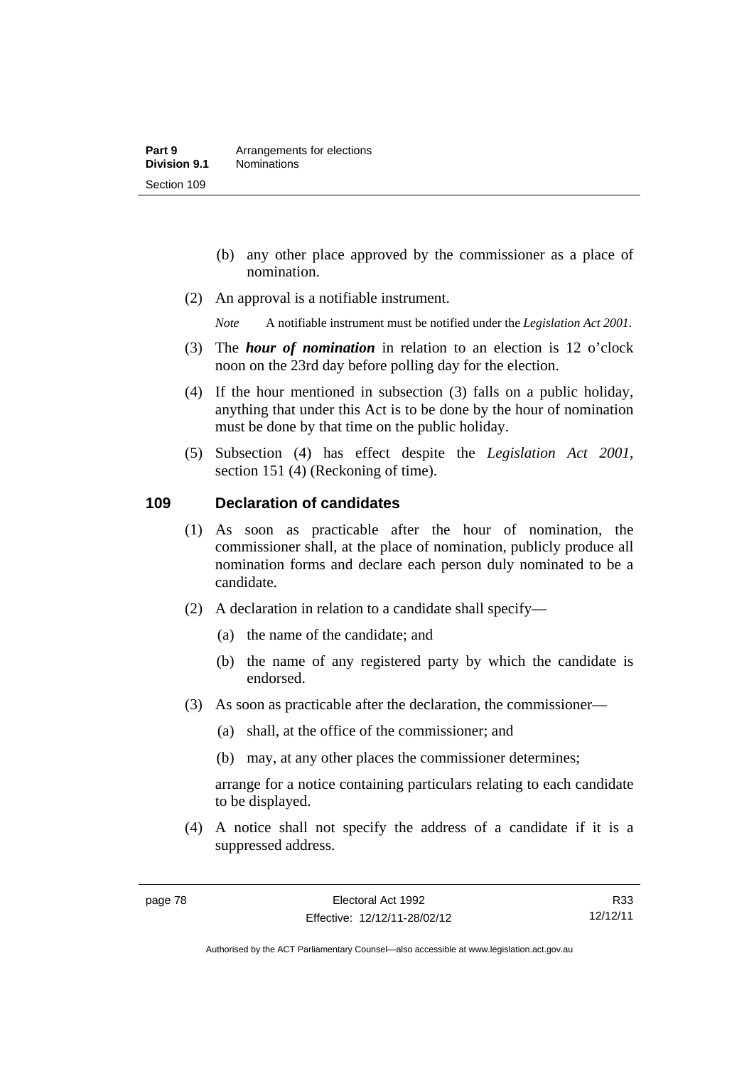(b) any other place approved by the commissioner as a place of nomination.

(2) An approval is a notifiable instrument.

*Note* A notifiable instrument must be notified under the *Legislation Act 2001*.

(3) The ***hour of nomination*** in relation to an election is 12 o'clock noon on the 23rd day before polling day for the election.

(4) If the hour mentioned in subsection (3) falls on a public holiday, anything that under this Act is to be done by the hour of nomination must be done by that time on the public holiday.

(5) Subsection (4) has effect despite the *Legislation Act 2001*, section 151 (4) (Reckoning of time).

## 109 Declaration of candidates

(1) As soon as practicable after the hour of nomination, the commissioner shall, at the place of nomination, publicly produce all nomination forms and declare each person duly nominated to be a candidate.

(2) A declaration in relation to a candidate shall specify—

(a) the name of the candidate; and

(b) the name of any registered party by which the candidate is endorsed.

(3) As soon as practicable after the declaration, the commissioner—

(a) shall, at the office of the commissioner; and

(b) may, at any other places the commissioner determines;

arrange for a notice containing particulars relating to each candidate to be displayed.

(4) A notice shall not specify the address of a candidate if it is a suppressed address.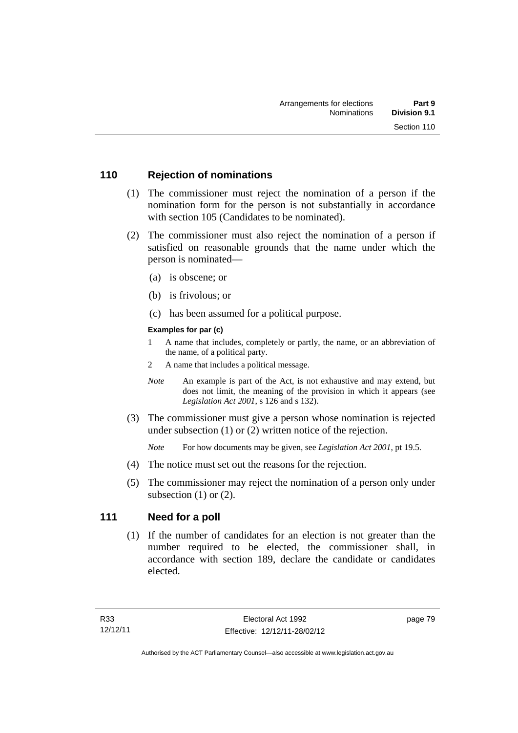## 110 Rejection of nominations

(1) The commissioner must reject the nomination of a person if the nomination form for the person is not substantially in accordance with section 105 (Candidates to be nominated).

(2) The commissioner must also reject the nomination of a person if satisfied on reasonable grounds that the name under which the person is nominated—

(a) is obscene; or

(b) is frivolous; or

(c) has been assumed for a political purpose.

**Examples for par (c)**

1 A name that includes, completely or partly, the name, or an abbreviation of the name, of a political party.

2 A name that includes a political message.

*Note* An example is part of the Act, is not exhaustive and may extend, but does not limit, the meaning of the provision in which it appears (see *Legislation Act 2001*, s 126 and s 132).

(3) The commissioner must give a person whose nomination is rejected under subsection (1) or (2) written notice of the rejection.

*Note* For how documents may be given, see *Legislation Act 2001*, pt 19.5.

(4) The notice must set out the reasons for the rejection.

(5) The commissioner may reject the nomination of a person only under subsection (1) or (2).

## 111 Need for a poll

(1) If the number of candidates for an election is not greater than the number required to be elected, the commissioner shall, in accordance with section 189, declare the candidate or candidates elected.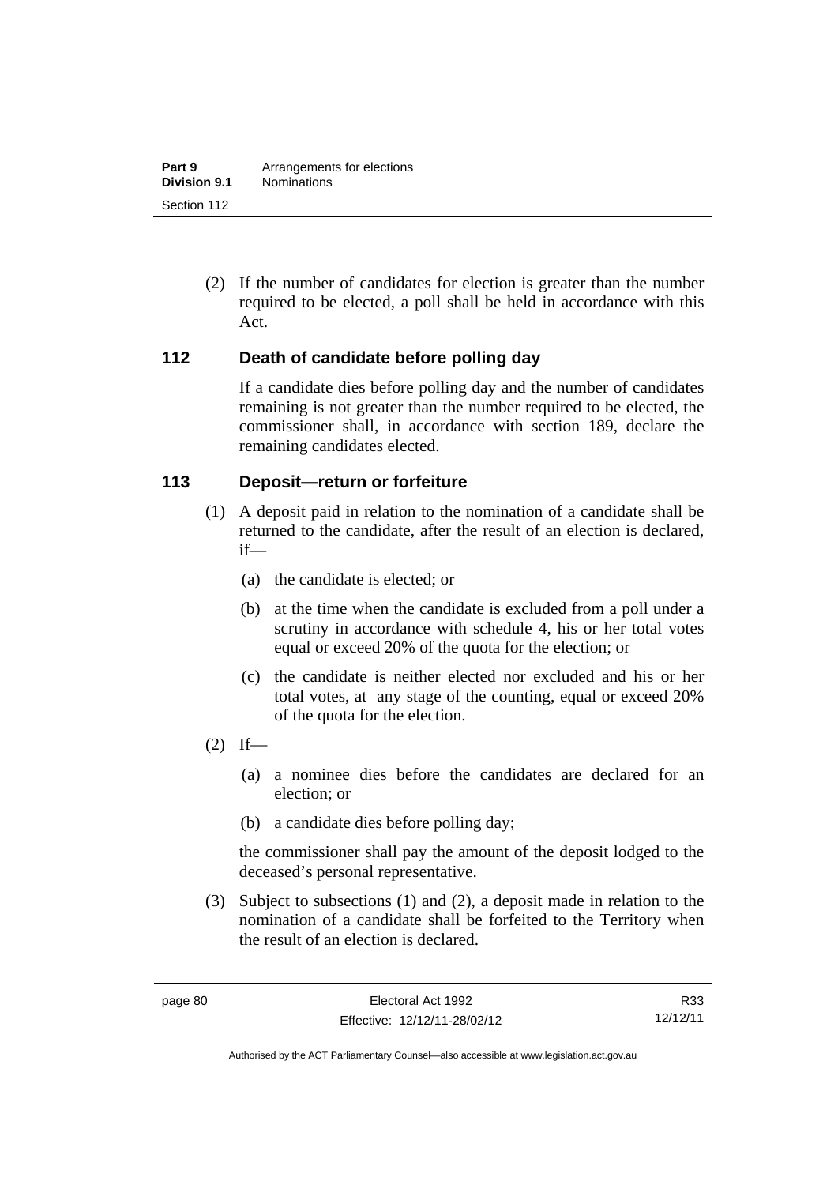(2) If the number of candidates for election is greater than the number required to be elected, a poll shall be held in accordance with this Act.

## 112 Death of candidate before polling day

If a candidate dies before polling day and the number of candidates remaining is not greater than the number required to be elected, the commissioner shall, in accordance with section 189, declare the remaining candidates elected.

## 113 Deposit—return or forfeiture

(1) A deposit paid in relation to the nomination of a candidate shall be returned to the candidate, after the result of an election is declared, if—

(a) the candidate is elected; or

(b) at the time when the candidate is excluded from a poll under a scrutiny in accordance with schedule 4, his or her total votes equal or exceed 20% of the quota for the election; or

(c) the candidate is neither elected nor excluded and his or her total votes, at any stage of the counting, equal or exceed 20% of the quota for the election.

(2) If—

(a) a nominee dies before the candidates are declared for an election; or

(b) a candidate dies before polling day;

the commissioner shall pay the amount of the deposit lodged to the deceased's personal representative.

(3) Subject to subsections (1) and (2), a deposit made in relation to the nomination of a candidate shall be forfeited to the Territory when the result of an election is declared.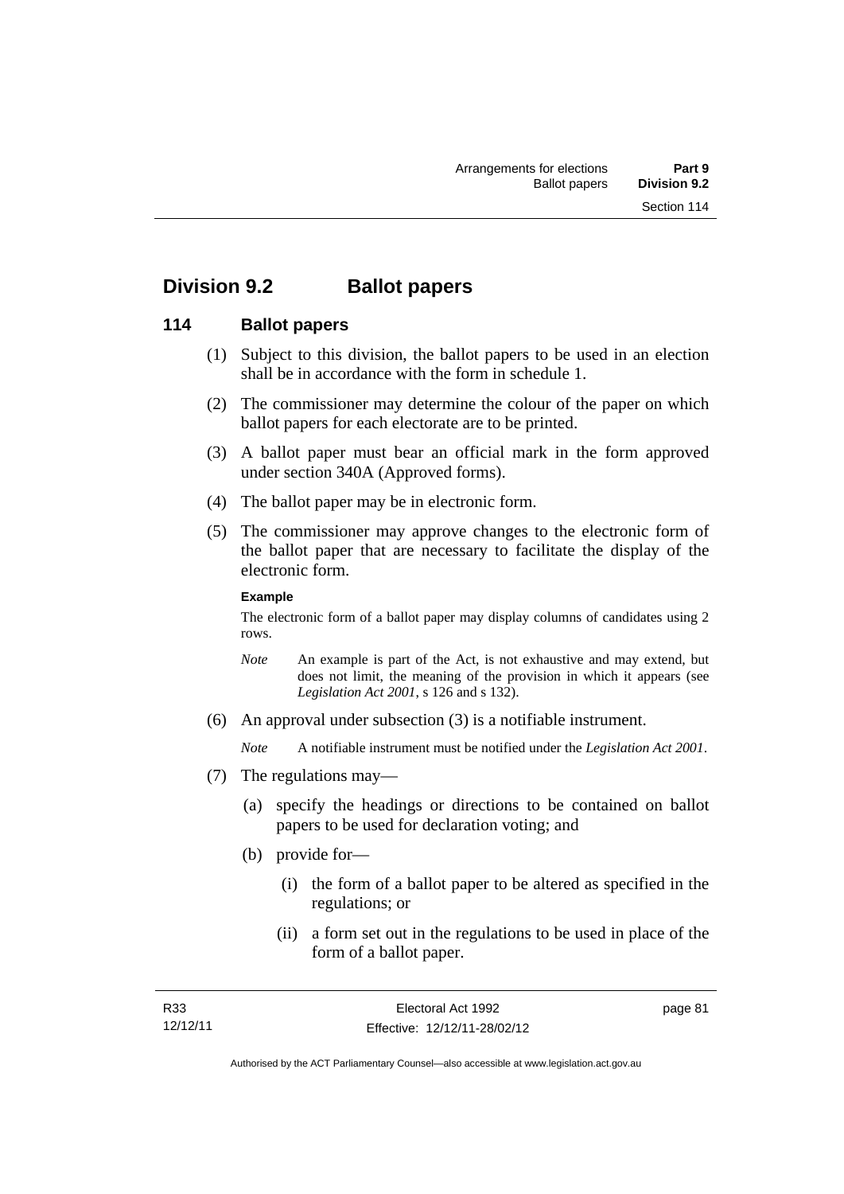## Division 9.2 Ballot papers

### 114 Ballot papers

(1) Subject to this division, the ballot papers to be used in an election shall be in accordance with the form in schedule 1.

(2) The commissioner may determine the colour of the paper on which ballot papers for each electorate are to be printed.

(3) A ballot paper must bear an official mark in the form approved under section 340A (Approved forms).

(4) The ballot paper may be in electronic form.

(5) The commissioner may approve changes to the electronic form of the ballot paper that are necessary to facilitate the display of the electronic form.

**Example**

The electronic form of a ballot paper may display columns of candidates using 2 rows.

*Note* An example is part of the Act, is not exhaustive and may extend, but does not limit, the meaning of the provision in which it appears (see *Legislation Act 2001*, s 126 and s 132).

(6) An approval under subsection (3) is a notifiable instrument.

*Note* A notifiable instrument must be notified under the *Legislation Act 2001*.

(7) The regulations may—

(a) specify the headings or directions to be contained on ballot papers to be used for declaration voting; and

(b) provide for—

(i) the form of a ballot paper to be altered as specified in the regulations; or

(ii) a form set out in the regulations to be used in place of the form of a ballot paper.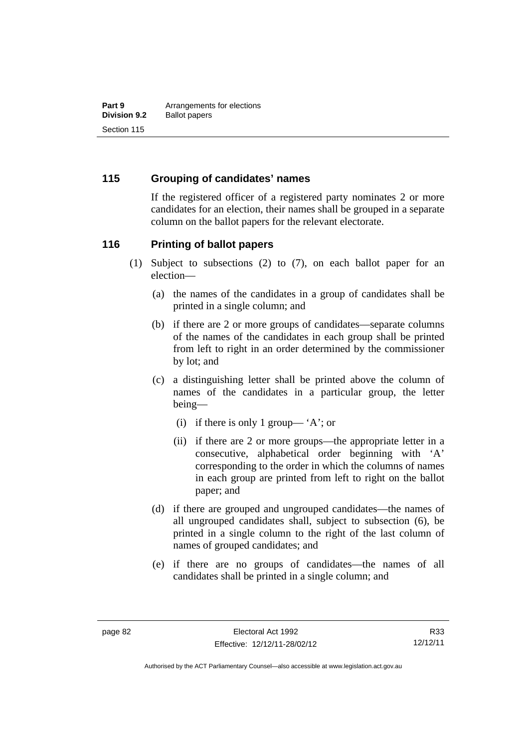## 115 Grouping of candidates' names

If the registered officer of a registered party nominates 2 or more candidates for an election, their names shall be grouped in a separate column on the ballot papers for the relevant electorate.

## 116 Printing of ballot papers

(1) Subject to subsections (2) to (7), on each ballot paper for an election—

(a) the names of the candidates in a group of candidates shall be printed in a single column; and

(b) if there are 2 or more groups of candidates—separate columns of the names of the candidates in each group shall be printed from left to right in an order determined by the commissioner by lot; and

(c) a distinguishing letter shall be printed above the column of names of the candidates in a particular group, the letter being—

(i) if there is only 1 group— 'A'; or

(ii) if there are 2 or more groups—the appropriate letter in a consecutive, alphabetical order beginning with 'A' corresponding to the order in which the columns of names in each group are printed from left to right on the ballot paper; and

(d) if there are grouped and ungrouped candidates—the names of all ungrouped candidates shall, subject to subsection (6), be printed in a single column to the right of the last column of names of grouped candidates; and

(e) if there are no groups of candidates—the names of all candidates shall be printed in a single column; and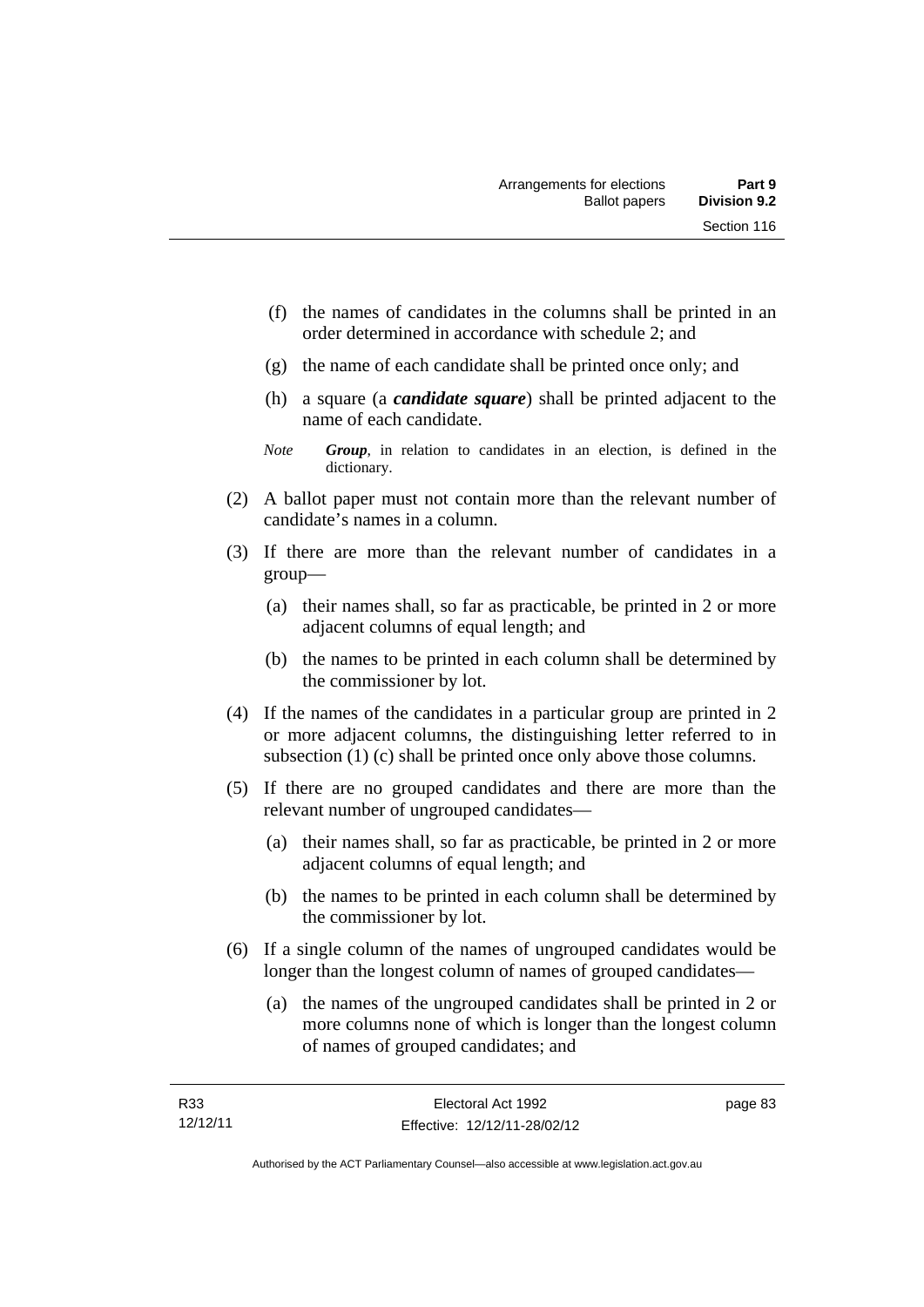(f) the names of candidates in the columns shall be printed in an order determined in accordance with schedule 2; and

(g) the name of each candidate shall be printed once only; and

(h) a square (a ***candidate square***) shall be printed adjacent to the name of each candidate.

*Note* ***Group***, in relation to candidates in an election, is defined in the dictionary.

(2) A ballot paper must not contain more than the relevant number of candidate's names in a column.

(3) If there are more than the relevant number of candidates in a group—

(a) their names shall, so far as practicable, be printed in 2 or more adjacent columns of equal length; and

(b) the names to be printed in each column shall be determined by the commissioner by lot.

(4) If the names of the candidates in a particular group are printed in 2 or more adjacent columns, the distinguishing letter referred to in subsection (1) (c) shall be printed once only above those columns.

(5) If there are no grouped candidates and there are more than the relevant number of ungrouped candidates—

(a) their names shall, so far as practicable, be printed in 2 or more adjacent columns of equal length; and

(b) the names to be printed in each column shall be determined by the commissioner by lot.

(6) If a single column of the names of ungrouped candidates would be longer than the longest column of names of grouped candidates—

(a) the names of the ungrouped candidates shall be printed in 2 or more columns none of which is longer than the longest column of names of grouped candidates; and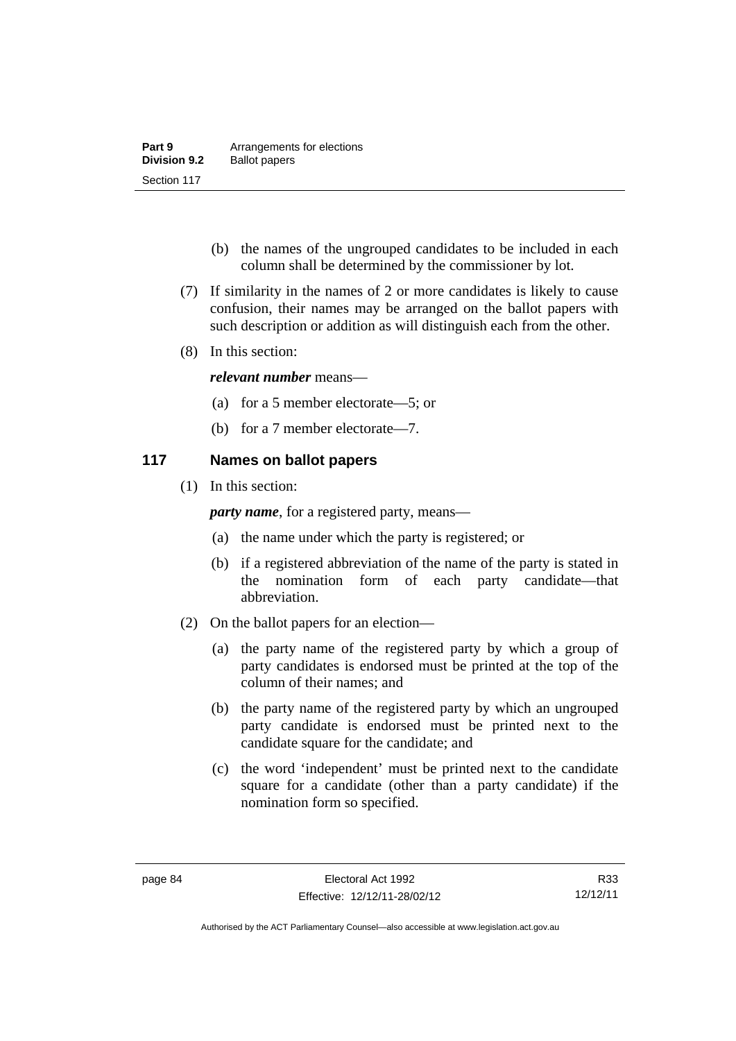(b) the names of the ungrouped candidates to be included in each column shall be determined by the commissioner by lot.

(7) If similarity in the names of 2 or more candidates is likely to cause confusion, their names may be arranged on the ballot papers with such description or addition as will distinguish each from the other.

(8) In this section:

***relevant number*** means—

(a) for a 5 member electorate—5; or

(b) for a 7 member electorate—7.

## 117 Names on ballot papers

(1) In this section:

***party name***, for a registered party, means—

(a) the name under which the party is registered; or

(b) if a registered abbreviation of the name of the party is stated in the nomination form of each party candidate—that abbreviation.

(2) On the ballot papers for an election—

(a) the party name of the registered party by which a group of party candidates is endorsed must be printed at the top of the column of their names; and

(b) the party name of the registered party by which an ungrouped party candidate is endorsed must be printed next to the candidate square for the candidate; and

(c) the word 'independent' must be printed next to the candidate square for a candidate (other than a party candidate) if the nomination form so specified.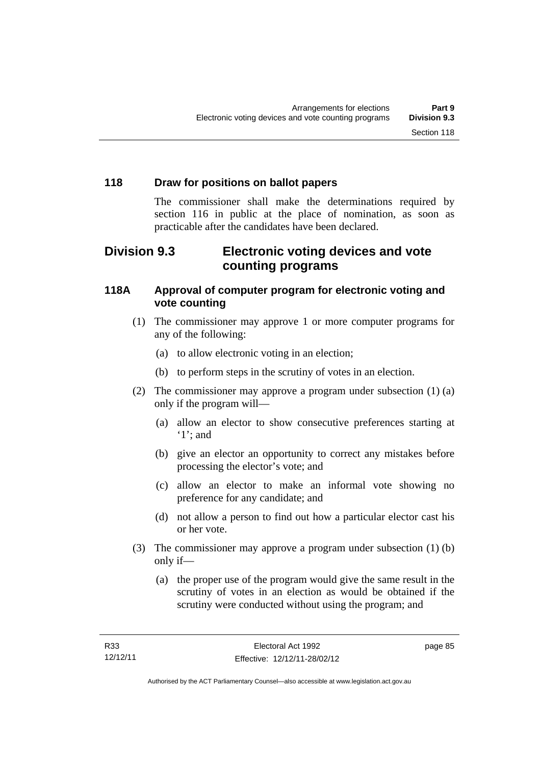### 118 Draw for positions on ballot papers

The commissioner shall make the determinations required by section 116 in public at the place of nomination, as soon as practicable after the candidates have been declared.

## Division 9.3 Electronic voting devices and vote counting programs

### 118A Approval of computer program for electronic voting and vote counting

(1) The commissioner may approve 1 or more computer programs for any of the following:

(a) to allow electronic voting in an election;

(b) to perform steps in the scrutiny of votes in an election.

(2) The commissioner may approve a program under subsection (1) (a) only if the program will—

(a) allow an elector to show consecutive preferences starting at '1'; and

(b) give an elector an opportunity to correct any mistakes before processing the elector's vote; and

(c) allow an elector to make an informal vote showing no preference for any candidate; and

(d) not allow a person to find out how a particular elector cast his or her vote.

(3) The commissioner may approve a program under subsection (1) (b) only if—

(a) the proper use of the program would give the same result in the scrutiny of votes in an election as would be obtained if the scrutiny were conducted without using the program; and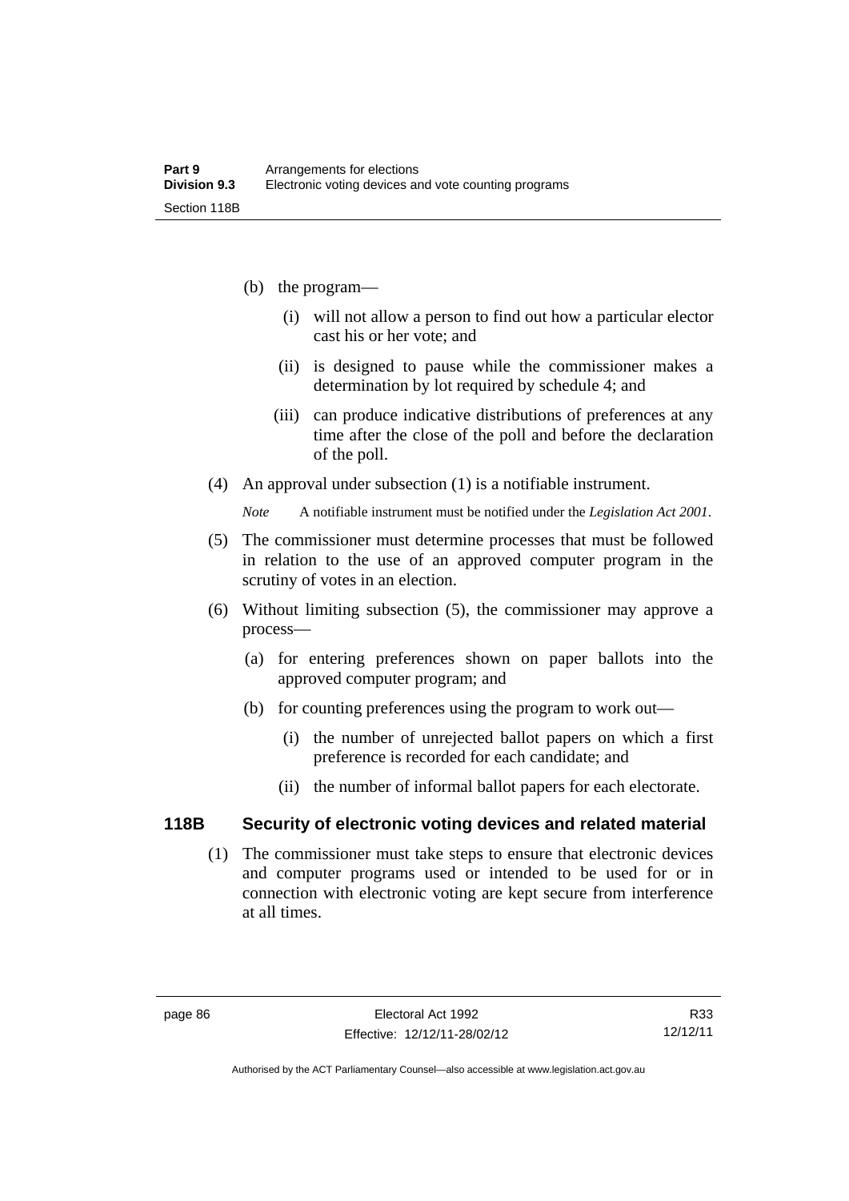(b) the program—

  (i) will not allow a person to find out how a particular elector cast his or her vote; and

  (ii) is designed to pause while the commissioner makes a determination by lot required by schedule 4; and

  (iii) can produce indicative distributions of preferences at any time after the close of the poll and before the declaration of the poll.

(4) An approval under subsection (1) is a notifiable instrument.

*Note* A notifiable instrument must be notified under the *Legislation Act 2001*.

(5) The commissioner must determine processes that must be followed in relation to the use of an approved computer program in the scrutiny of votes in an election.

(6) Without limiting subsection (5), the commissioner may approve a process—

  (a) for entering preferences shown on paper ballots into the approved computer program; and

  (b) for counting preferences using the program to work out—

    (i) the number of unrejected ballot papers on which a first preference is recorded for each candidate; and

    (ii) the number of informal ballot papers for each electorate.

## 118B Security of electronic voting devices and related material

(1) The commissioner must take steps to ensure that electronic devices and computer programs used or intended to be used for or in connection with electronic voting are kept secure from interference at all times.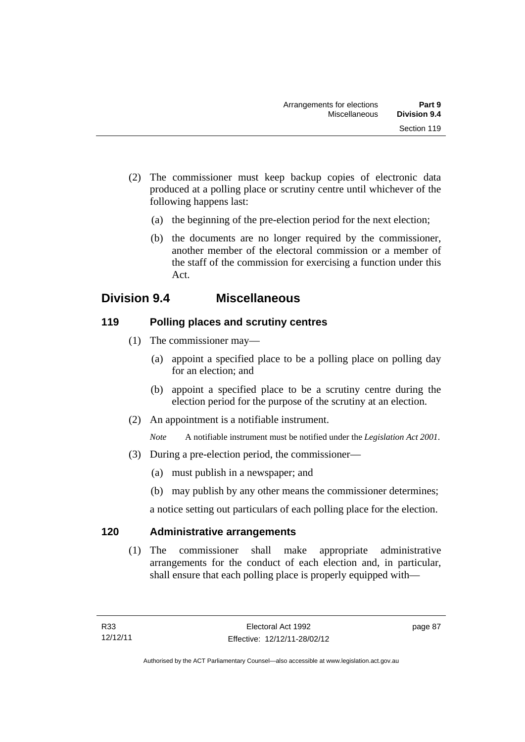(2) The commissioner must keep backup copies of electronic data produced at a polling place or scrutiny centre until whichever of the following happens last:

(a) the beginning of the pre-election period for the next election;

(b) the documents are no longer required by the commissioner, another member of the electoral commission or a member of the staff of the commission for exercising a function under this Act.

## Division 9.4 Miscellaneous

### 119 Polling places and scrutiny centres

(1) The commissioner may—

(a) appoint a specified place to be a polling place on polling day for an election; and

(b) appoint a specified place to be a scrutiny centre during the election period for the purpose of the scrutiny at an election.

(2) An appointment is a notifiable instrument.

*Note* A notifiable instrument must be notified under the *Legislation Act 2001*.

(3) During a pre-election period, the commissioner—

(a) must publish in a newspaper; and

(b) may publish by any other means the commissioner determines;

a notice setting out particulars of each polling place for the election.

### 120 Administrative arrangements

(1) The commissioner shall make appropriate administrative arrangements for the conduct of each election and, in particular, shall ensure that each polling place is properly equipped with—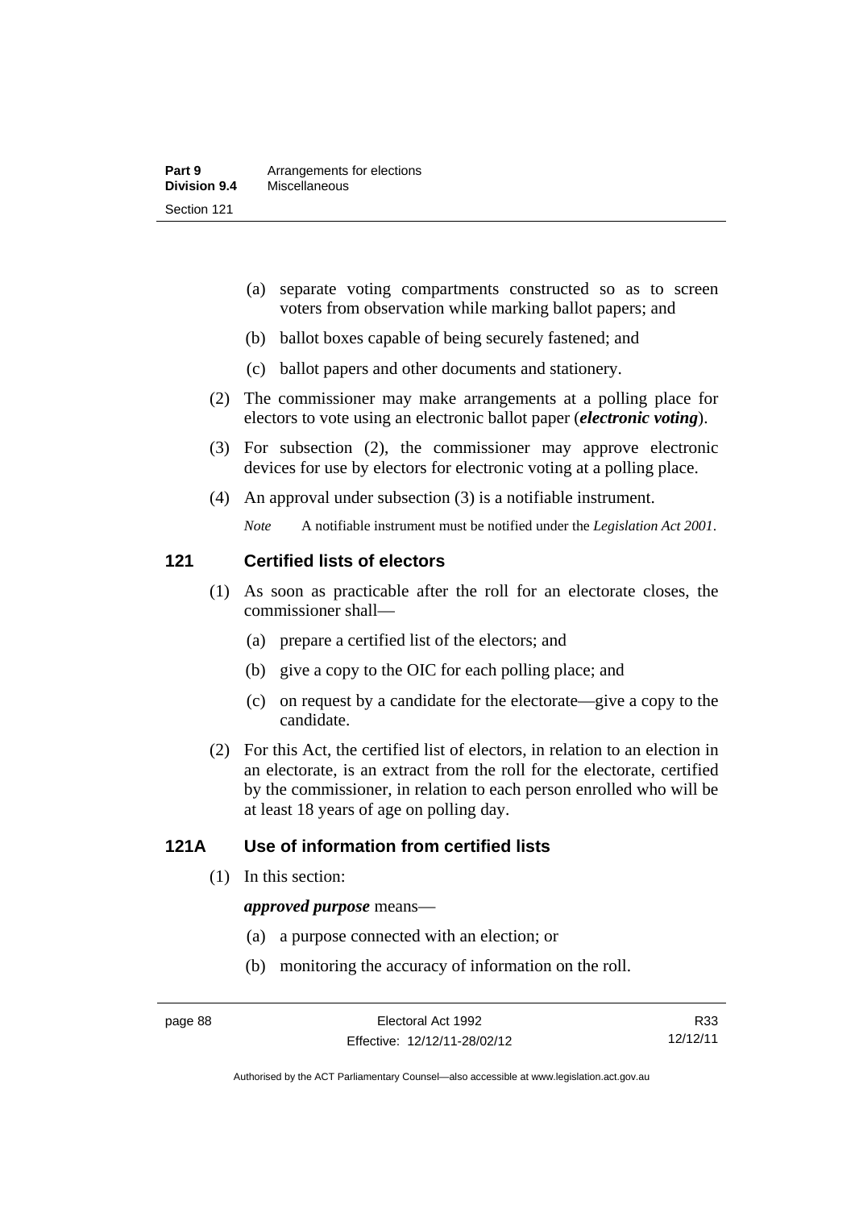(a) separate voting compartments constructed so as to screen voters from observation while marking ballot papers; and

(b) ballot boxes capable of being securely fastened; and

(c) ballot papers and other documents and stationery.

(2) The commissioner may make arrangements at a polling place for electors to vote using an electronic ballot paper (***electronic voting***).

(3) For subsection (2), the commissioner may approve electronic devices for use by electors for electronic voting at a polling place.

(4) An approval under subsection (3) is a notifiable instrument.

*Note* A notifiable instrument must be notified under the *Legislation Act 2001*.

## 121 Certified lists of electors

(1) As soon as practicable after the roll for an electorate closes, the commissioner shall—

(a) prepare a certified list of the electors; and

(b) give a copy to the OIC for each polling place; and

(c) on request by a candidate for the electorate—give a copy to the candidate.

(2) For this Act, the certified list of electors, in relation to an election in an electorate, is an extract from the roll for the electorate, certified by the commissioner, in relation to each person enrolled who will be at least 18 years of age on polling day.

## 121A Use of information from certified lists

(1) In this section:

***approved purpose*** means—

(a) a purpose connected with an election; or

(b) monitoring the accuracy of information on the roll.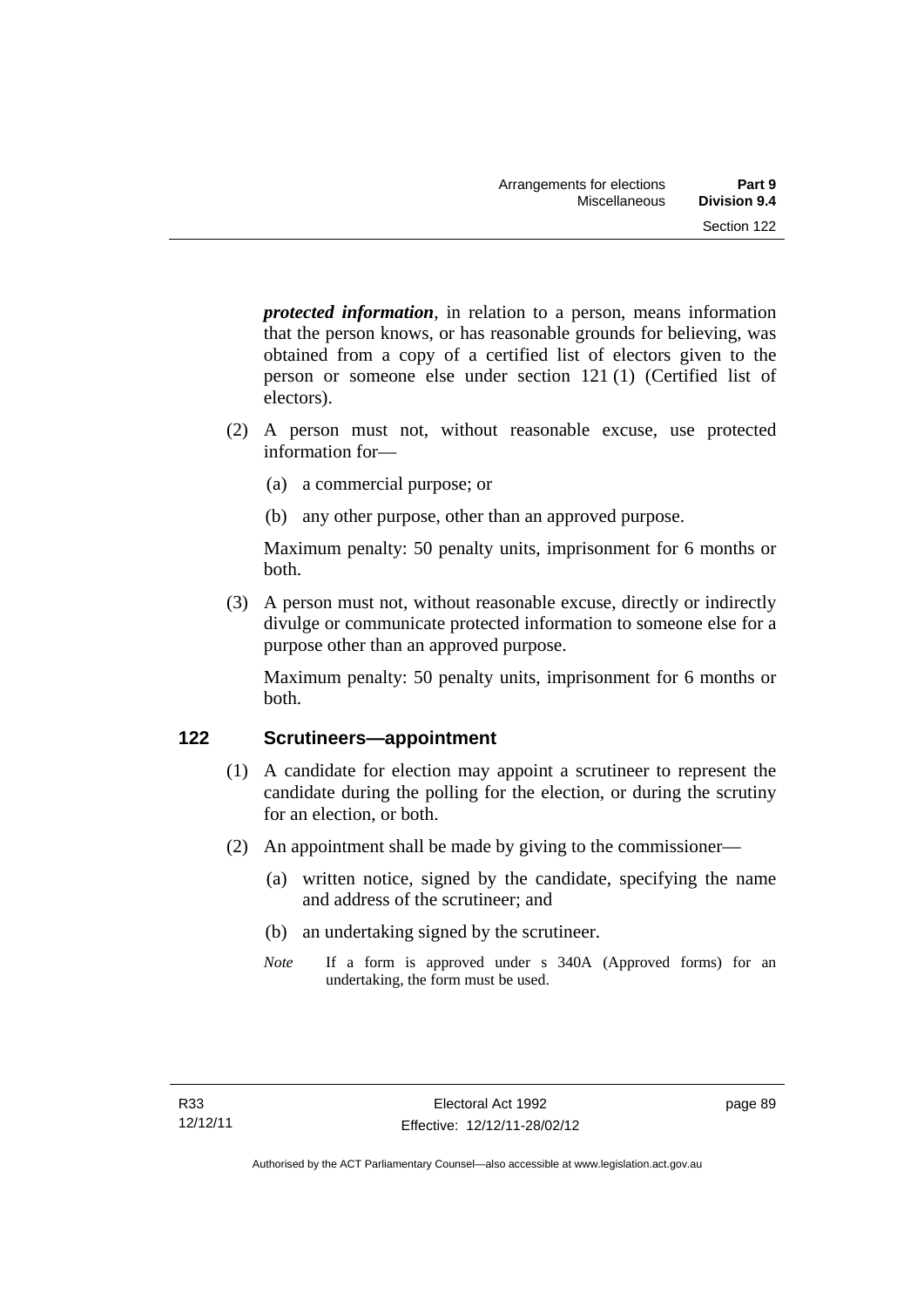***protected information***, in relation to a person, means information that the person knows, or has reasonable grounds for believing, was obtained from a copy of a certified list of electors given to the person or someone else under section 121 (1) (Certified list of electors).

(2) A person must not, without reasonable excuse, use protected information for—

(a) a commercial purpose; or

(b) any other purpose, other than an approved purpose.

Maximum penalty: 50 penalty units, imprisonment for 6 months or both.

(3) A person must not, without reasonable excuse, directly or indirectly divulge or communicate protected information to someone else for a purpose other than an approved purpose.

Maximum penalty: 50 penalty units, imprisonment for 6 months or both.

## 122 Scrutineers—appointment

(1) A candidate for election may appoint a scrutineer to represent the candidate during the polling for the election, or during the scrutiny for an election, or both.

(2) An appointment shall be made by giving to the commissioner—

(a) written notice, signed by the candidate, specifying the name and address of the scrutineer; and

(b) an undertaking signed by the scrutineer.

*Note* If a form is approved under s 340A (Approved forms) for an undertaking, the form must be used.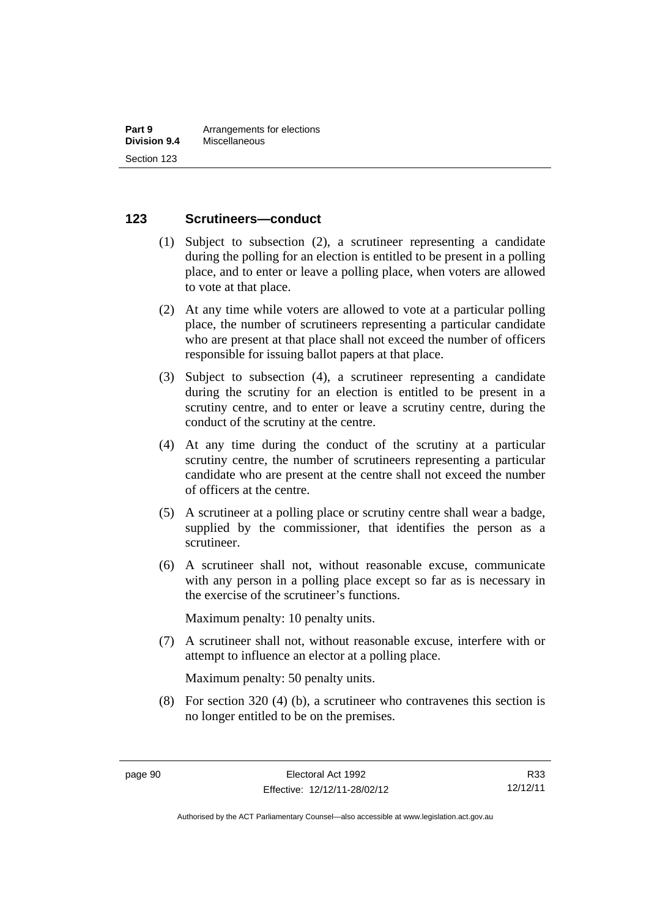## 123 Scrutineers—conduct

(1) Subject to subsection (2), a scrutineer representing a candidate during the polling for an election is entitled to be present in a polling place, and to enter or leave a polling place, when voters are allowed to vote at that place.

(2) At any time while voters are allowed to vote at a particular polling place, the number of scrutineers representing a particular candidate who are present at that place shall not exceed the number of officers responsible for issuing ballot papers at that place.

(3) Subject to subsection (4), a scrutineer representing a candidate during the scrutiny for an election is entitled to be present in a scrutiny centre, and to enter or leave a scrutiny centre, during the conduct of the scrutiny at the centre.

(4) At any time during the conduct of the scrutiny at a particular scrutiny centre, the number of scrutineers representing a particular candidate who are present at the centre shall not exceed the number of officers at the centre.

(5) A scrutineer at a polling place or scrutiny centre shall wear a badge, supplied by the commissioner, that identifies the person as a scrutineer.

(6) A scrutineer shall not, without reasonable excuse, communicate with any person in a polling place except so far as is necessary in the exercise of the scrutineer's functions.

Maximum penalty: 10 penalty units.

(7) A scrutineer shall not, without reasonable excuse, interfere with or attempt to influence an elector at a polling place.

Maximum penalty: 50 penalty units.

(8) For section 320 (4) (b), a scrutineer who contravenes this section is no longer entitled to be on the premises.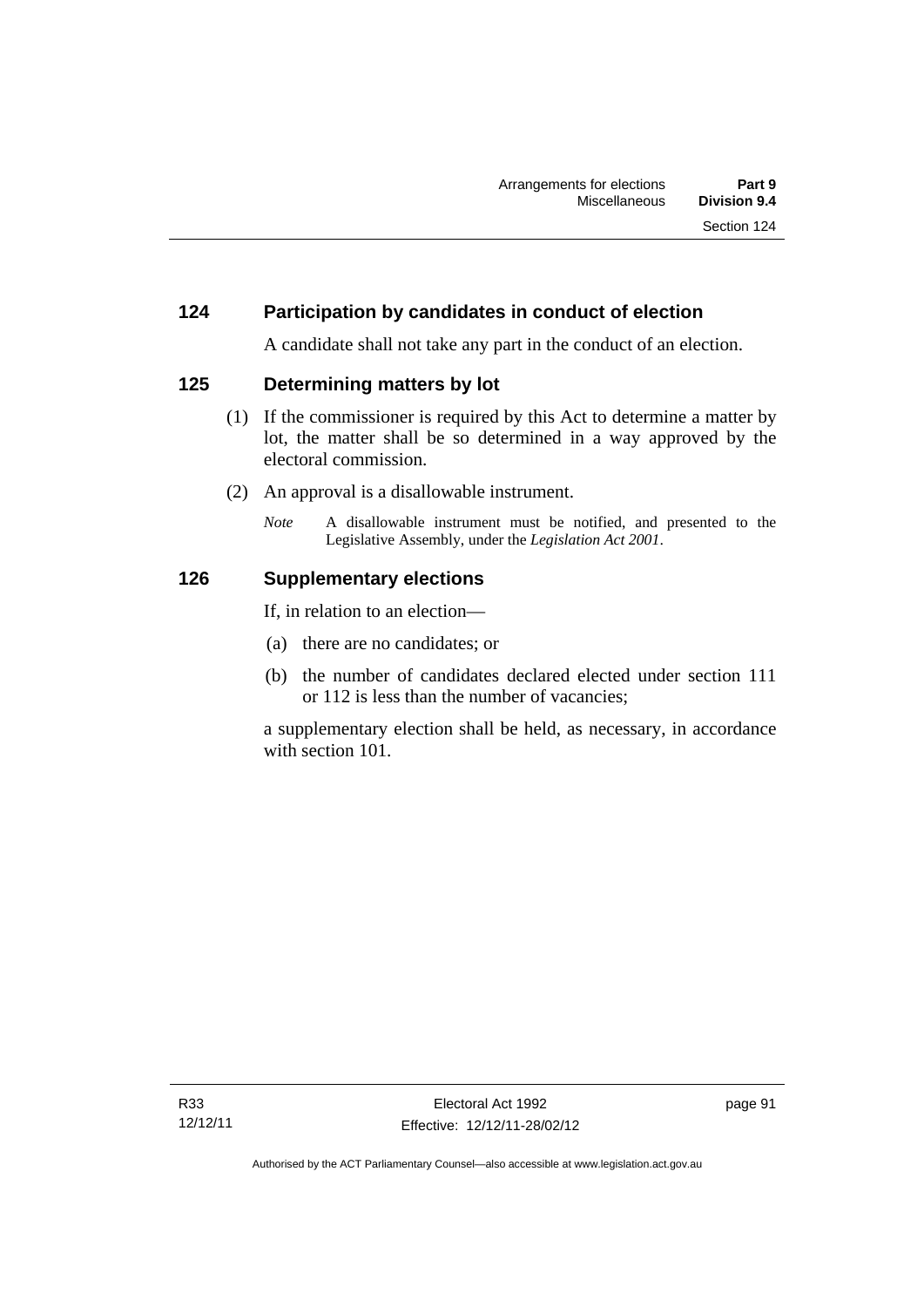## 124 Participation by candidates in conduct of election

A candidate shall not take any part in the conduct of an election.

## 125 Determining matters by lot

(1) If the commissioner is required by this Act to determine a matter by lot, the matter shall be so determined in a way approved by the electoral commission.

(2) An approval is a disallowable instrument.

*Note* A disallowable instrument must be notified, and presented to the Legislative Assembly, under the *Legislation Act 2001*.

## 126 Supplementary elections

If, in relation to an election—

(a) there are no candidates; or

(b) the number of candidates declared elected under section 111 or 112 is less than the number of vacancies;

a supplementary election shall be held, as necessary, in accordance with section 101.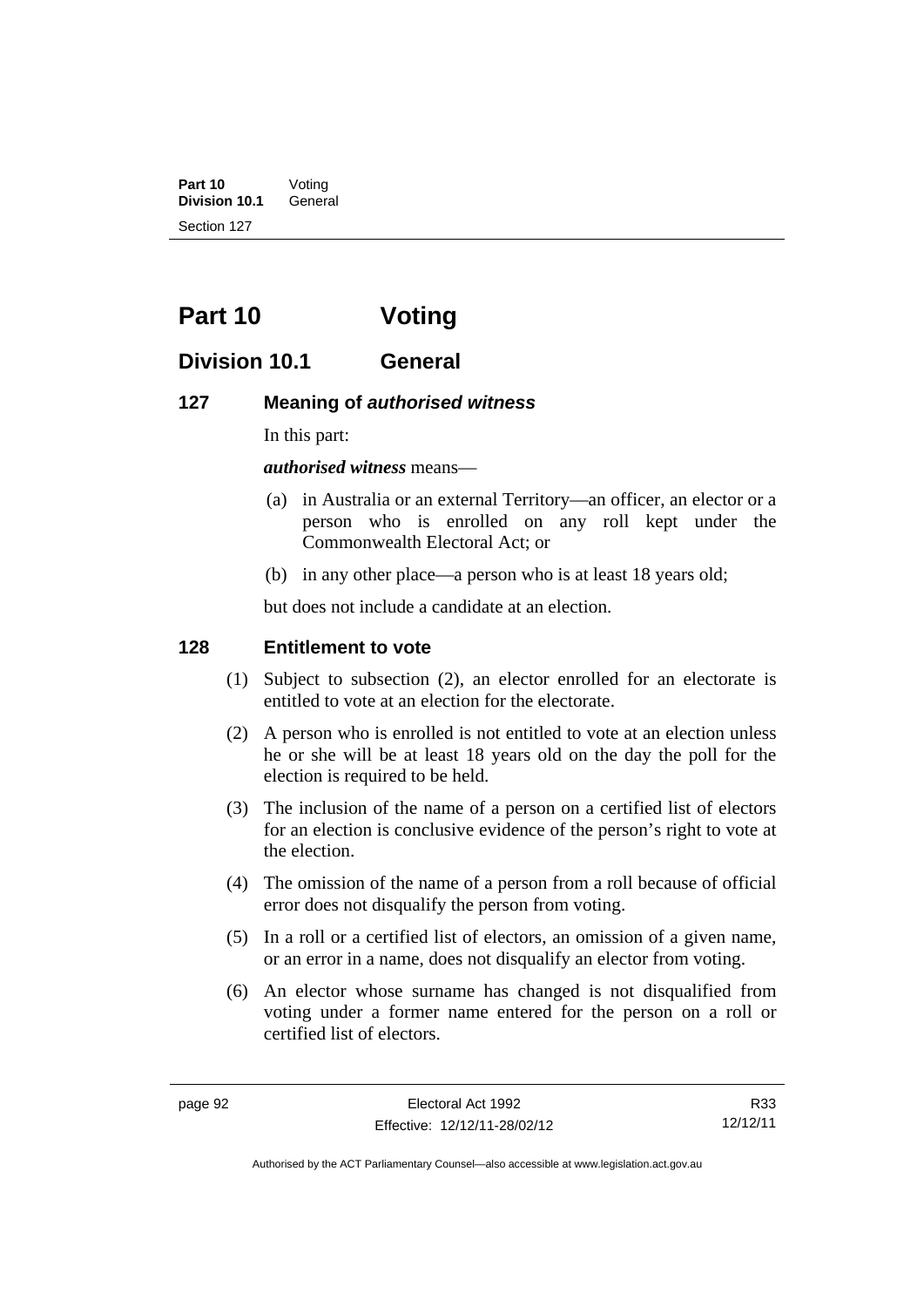# Part 10 Voting

## Division 10.1 General

### 127 Meaning of *authorised witness*

In this part:

***authorised witness*** means—

(a) in Australia or an external Territory—an officer, an elector or a person who is enrolled on any roll kept under the Commonwealth Electoral Act; or

(b) in any other place—a person who is at least 18 years old;

but does not include a candidate at an election.

### 128 Entitlement to vote

(1) Subject to subsection (2), an elector enrolled for an electorate is entitled to vote at an election for the electorate.

(2) A person who is enrolled is not entitled to vote at an election unless he or she will be at least 18 years old on the day the poll for the election is required to be held.

(3) The inclusion of the name of a person on a certified list of electors for an election is conclusive evidence of the person's right to vote at the election.

(4) The omission of the name of a person from a roll because of official error does not disqualify the person from voting.

(5) In a roll or a certified list of electors, an omission of a given name, or an error in a name, does not disqualify an elector from voting.

(6) An elector whose surname has changed is not disqualified from voting under a former name entered for the person on a roll or certified list of electors.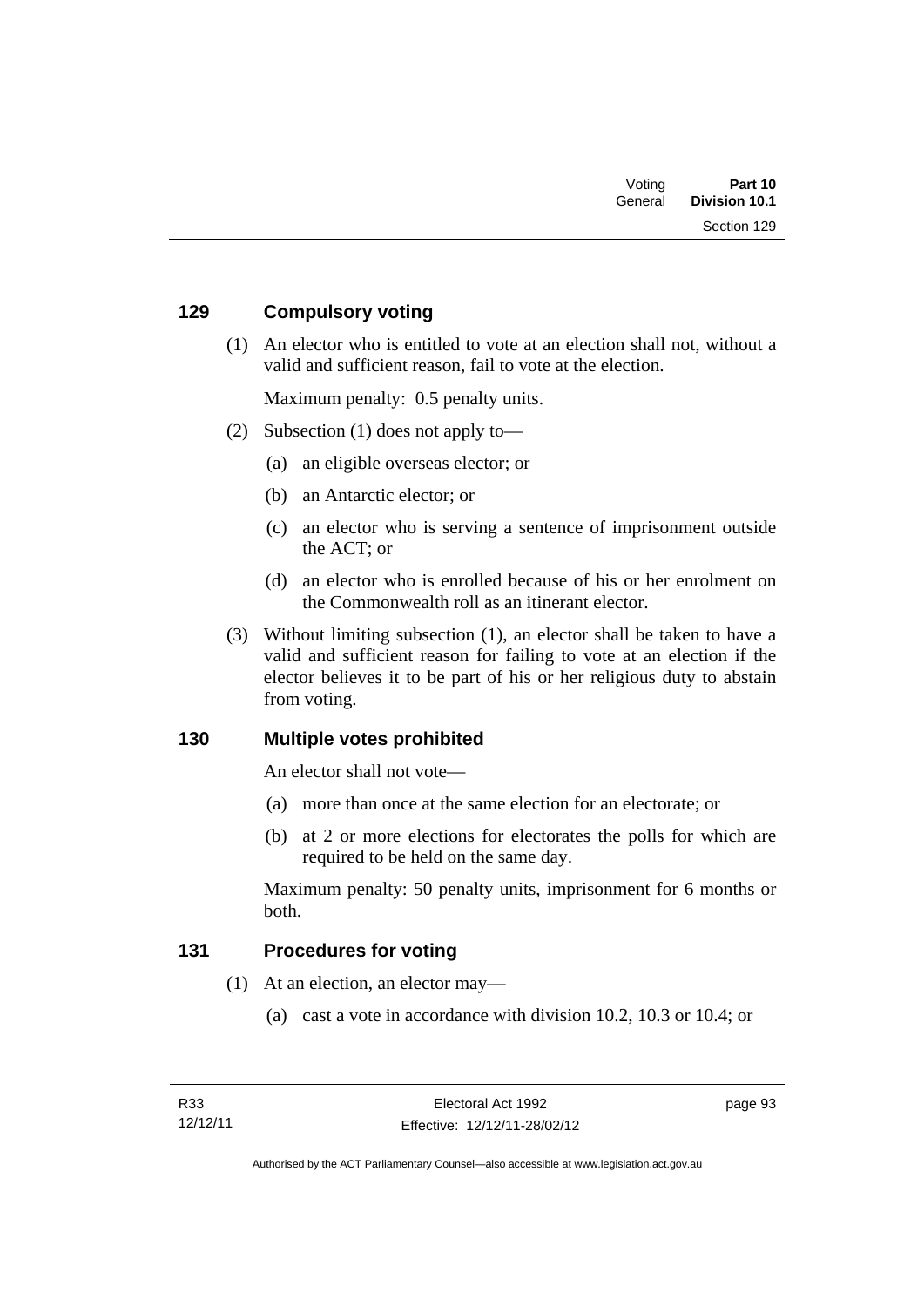## 129 Compulsory voting

(1) An elector who is entitled to vote at an election shall not, without a valid and sufficient reason, fail to vote at the election.

Maximum penalty: 0.5 penalty units.

(2) Subsection (1) does not apply to—

- (a) an eligible overseas elector; or
- (b) an Antarctic elector; or
- (c) an elector who is serving a sentence of imprisonment outside the ACT; or
- (d) an elector who is enrolled because of his or her enrolment on the Commonwealth roll as an itinerant elector.

(3) Without limiting subsection (1), an elector shall be taken to have a valid and sufficient reason for failing to vote at an election if the elector believes it to be part of his or her religious duty to abstain from voting.

## 130 Multiple votes prohibited

An elector shall not vote—

- (a) more than once at the same election for an electorate; or
- (b) at 2 or more elections for electorates the polls for which are required to be held on the same day.

Maximum penalty: 50 penalty units, imprisonment for 6 months or both.

## 131 Procedures for voting

(1) At an election, an elector may—

- (a) cast a vote in accordance with division 10.2, 10.3 or 10.4; or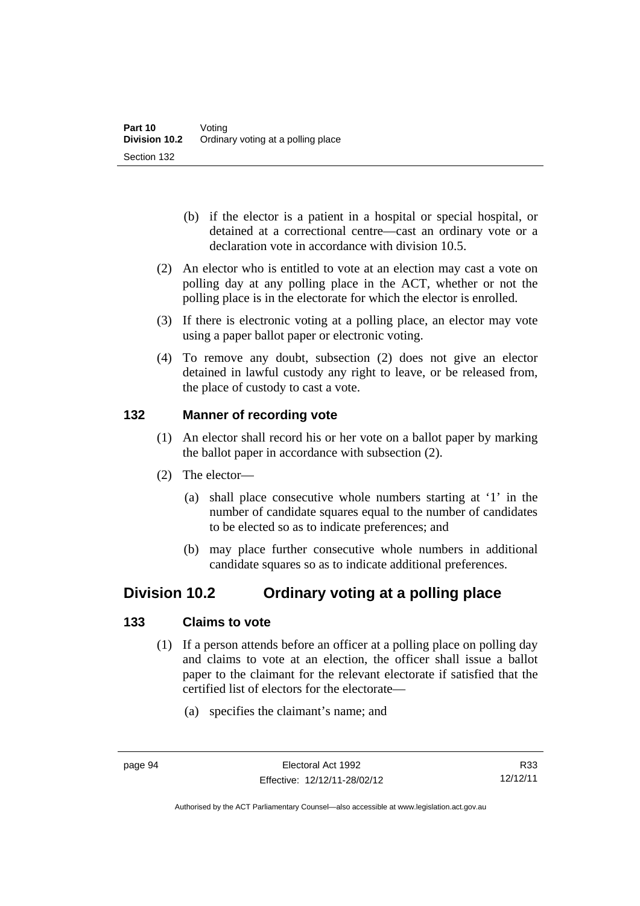(b) if the elector is a patient in a hospital or special hospital, or detained at a correctional centre—cast an ordinary vote or a declaration vote in accordance with division 10.5.

(2) An elector who is entitled to vote at an election may cast a vote on polling day at any polling place in the ACT, whether or not the polling place is in the electorate for which the elector is enrolled.

(3) If there is electronic voting at a polling place, an elector may vote using a paper ballot paper or electronic voting.

(4) To remove any doubt, subsection (2) does not give an elector detained in lawful custody any right to leave, or be released from, the place of custody to cast a vote.

### 132 Manner of recording vote

(1) An elector shall record his or her vote on a ballot paper by marking the ballot paper in accordance with subsection (2).

(2) The elector—

(a) shall place consecutive whole numbers starting at '1' in the number of candidate squares equal to the number of candidates to be elected so as to indicate preferences; and

(b) may place further consecutive whole numbers in additional candidate squares so as to indicate additional preferences.

## Division 10.2 Ordinary voting at a polling place

### 133 Claims to vote

(1) If a person attends before an officer at a polling place on polling day and claims to vote at an election, the officer shall issue a ballot paper to the claimant for the relevant electorate if satisfied that the certified list of electors for the electorate—

(a) specifies the claimant's name; and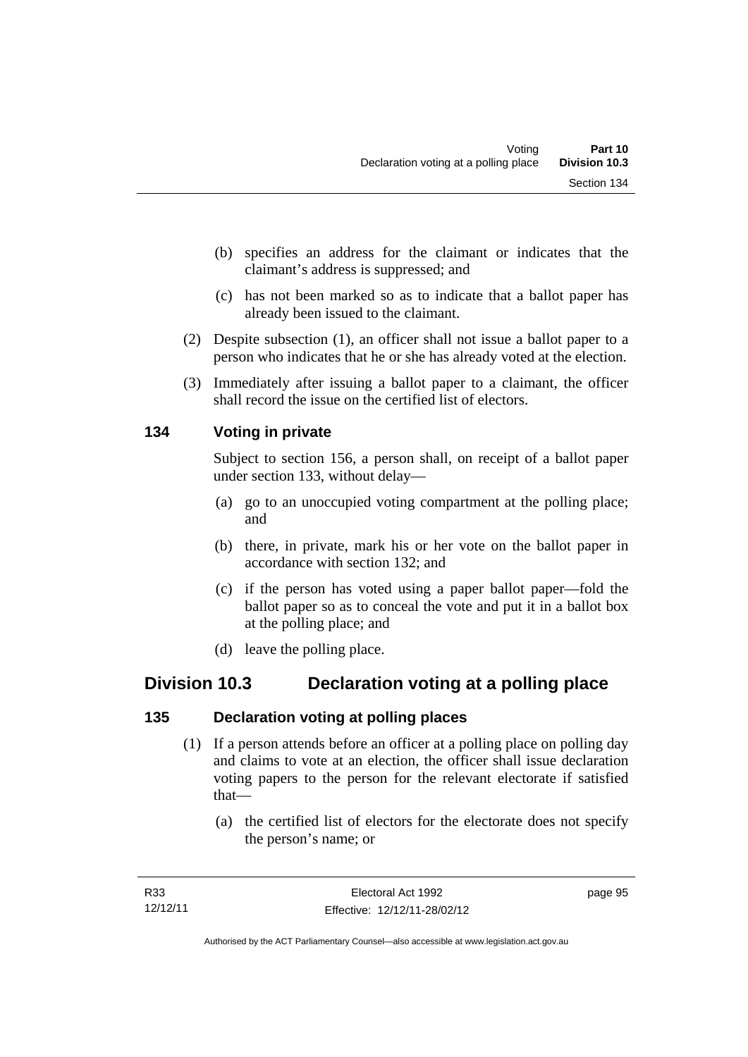(b) specifies an address for the claimant or indicates that the claimant's address is suppressed; and

(c) has not been marked so as to indicate that a ballot paper has already been issued to the claimant.

(2) Despite subsection (1), an officer shall not issue a ballot paper to a person who indicates that he or she has already voted at the election.

(3) Immediately after issuing a ballot paper to a claimant, the officer shall record the issue on the certified list of electors.

### 134 Voting in private

Subject to section 156, a person shall, on receipt of a ballot paper under section 133, without delay—

(a) go to an unoccupied voting compartment at the polling place; and

(b) there, in private, mark his or her vote on the ballot paper in accordance with section 132; and

(c) if the person has voted using a paper ballot paper—fold the ballot paper so as to conceal the vote and put it in a ballot box at the polling place; and

(d) leave the polling place.

## Division 10.3 Declaration voting at a polling place

### 135 Declaration voting at polling places

(1) If a person attends before an officer at a polling place on polling day and claims to vote at an election, the officer shall issue declaration voting papers to the person for the relevant electorate if satisfied that—

(a) the certified list of electors for the electorate does not specify the person's name; or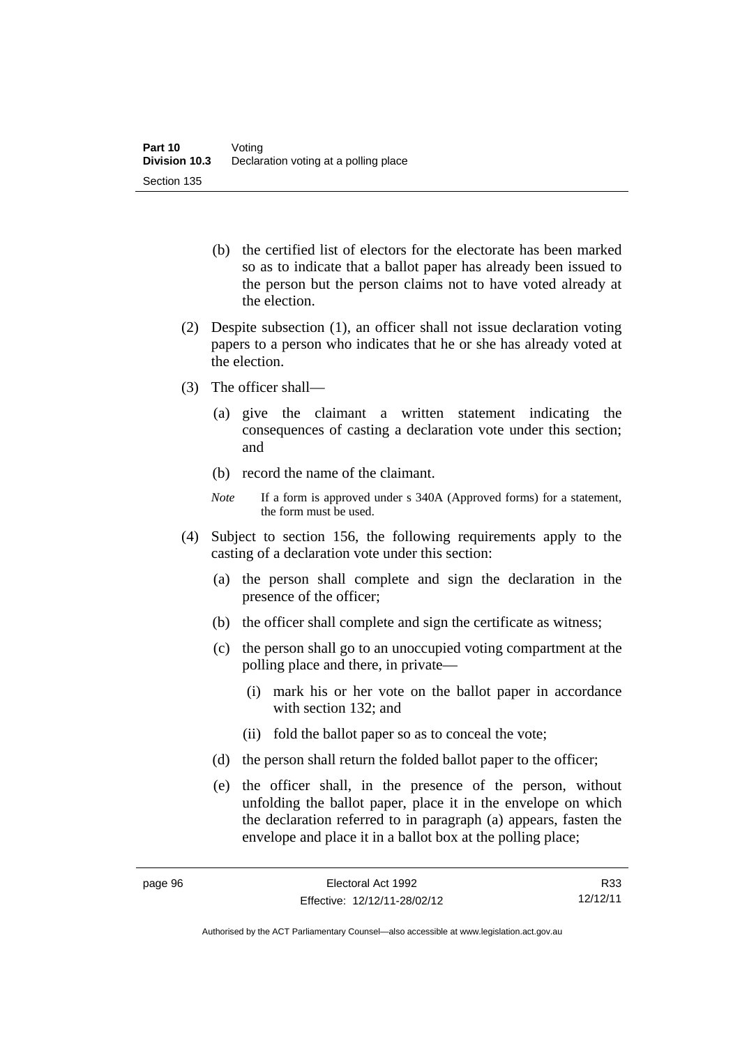(b) the certified list of electors for the electorate has been marked so as to indicate that a ballot paper has already been issued to the person but the person claims not to have voted already at the election.

(2) Despite subsection (1), an officer shall not issue declaration voting papers to a person who indicates that he or she has already voted at the election.

(3) The officer shall—

(a) give the claimant a written statement indicating the consequences of casting a declaration vote under this section; and

(b) record the name of the claimant.

*Note* If a form is approved under s 340A (Approved forms) for a statement, the form must be used.

(4) Subject to section 156, the following requirements apply to the casting of a declaration vote under this section:

(a) the person shall complete and sign the declaration in the presence of the officer;

(b) the officer shall complete and sign the certificate as witness;

(c) the person shall go to an unoccupied voting compartment at the polling place and there, in private—

(i) mark his or her vote on the ballot paper in accordance with section 132; and

(ii) fold the ballot paper so as to conceal the vote;

(d) the person shall return the folded ballot paper to the officer;

(e) the officer shall, in the presence of the person, without unfolding the ballot paper, place it in the envelope on which the declaration referred to in paragraph (a) appears, fasten the envelope and place it in a ballot box at the polling place;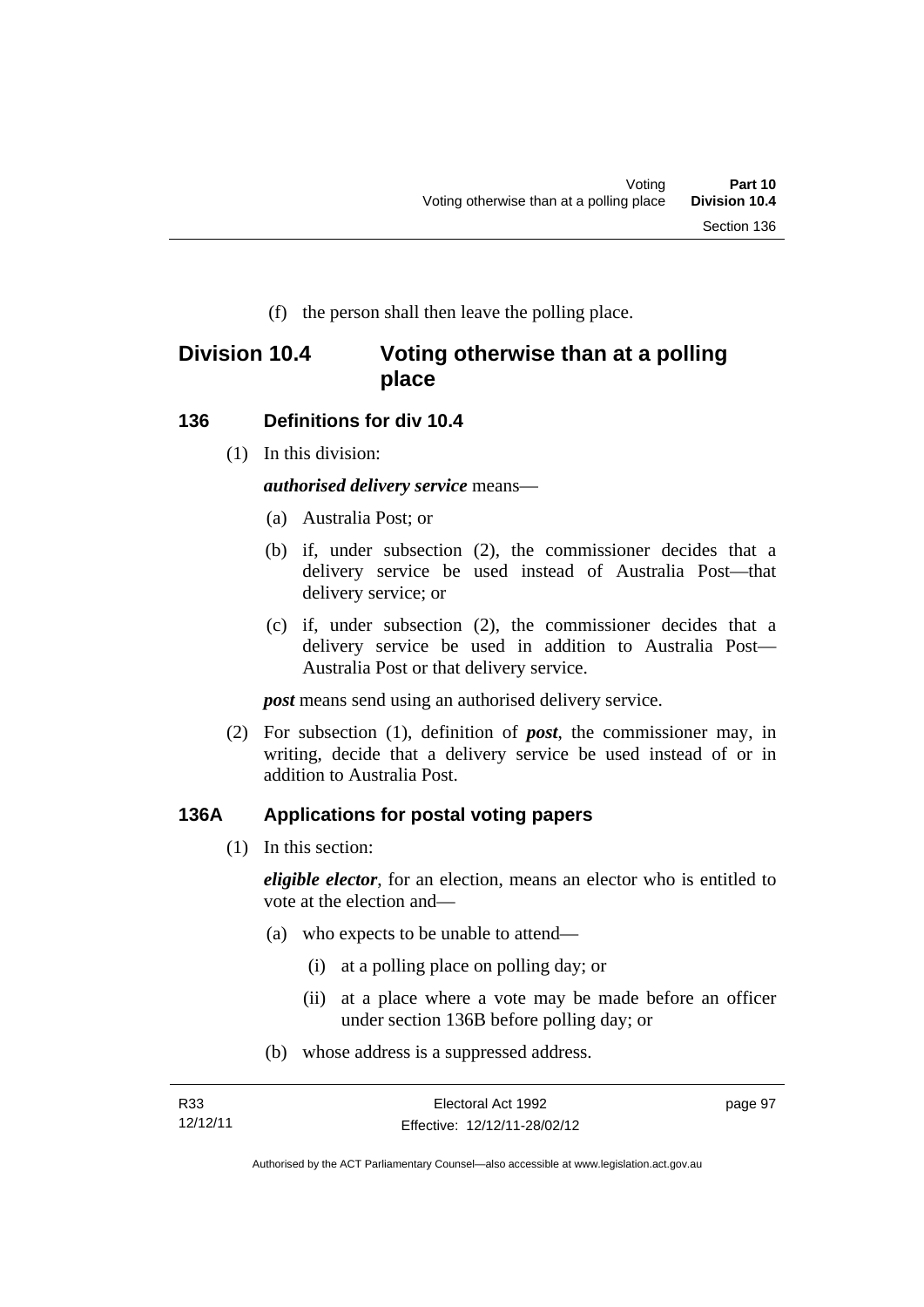(f) the person shall then leave the polling place.

## Division 10.4 Voting otherwise than at a polling place

### 136 Definitions for div 10.4

(1) In this division:

***authorised delivery service*** means—

(a) Australia Post; or

(b) if, under subsection (2), the commissioner decides that a delivery service be used instead of Australia Post—that delivery service; or

(c) if, under subsection (2), the commissioner decides that a delivery service be used in addition to Australia Post—Australia Post or that delivery service.

***post*** means send using an authorised delivery service.

(2) For subsection (1), definition of ***post***, the commissioner may, in writing, decide that a delivery service be used instead of or in addition to Australia Post.

### 136A Applications for postal voting papers

(1) In this section:

***eligible elector***, for an election, means an elector who is entitled to vote at the election and—

(a) who expects to be unable to attend—

(i) at a polling place on polling day; or

(ii) at a place where a vote may be made before an officer under section 136B before polling day; or

(b) whose address is a suppressed address.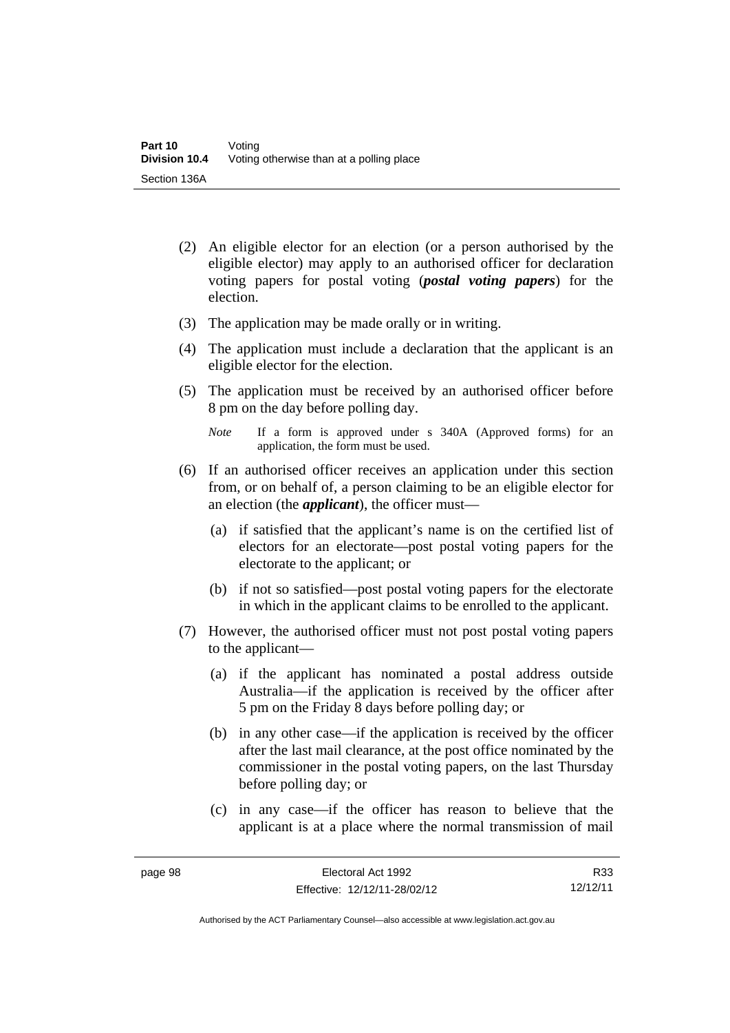(2) An eligible elector for an election (or a person authorised by the eligible elector) may apply to an authorised officer for declaration voting papers for postal voting (***postal voting papers***) for the election.

(3) The application may be made orally or in writing.

(4) The application must include a declaration that the applicant is an eligible elector for the election.

(5) The application must be received by an authorised officer before 8 pm on the day before polling day.

*Note* If a form is approved under s 340A (Approved forms) for an application, the form must be used.

(6) If an authorised officer receives an application under this section from, or on behalf of, a person claiming to be an eligible elector for an election (the ***applicant***), the officer must—

(a) if satisfied that the applicant's name is on the certified list of electors for an electorate—post postal voting papers for the electorate to the applicant; or

(b) if not so satisfied—post postal voting papers for the electorate in which in the applicant claims to be enrolled to the applicant.

(7) However, the authorised officer must not post postal voting papers to the applicant—

(a) if the applicant has nominated a postal address outside Australia—if the application is received by the officer after 5 pm on the Friday 8 days before polling day; or

(b) in any other case—if the application is received by the officer after the last mail clearance, at the post office nominated by the commissioner in the postal voting papers, on the last Thursday before polling day; or

(c) in any case—if the officer has reason to believe that the applicant is at a place where the normal transmission of mail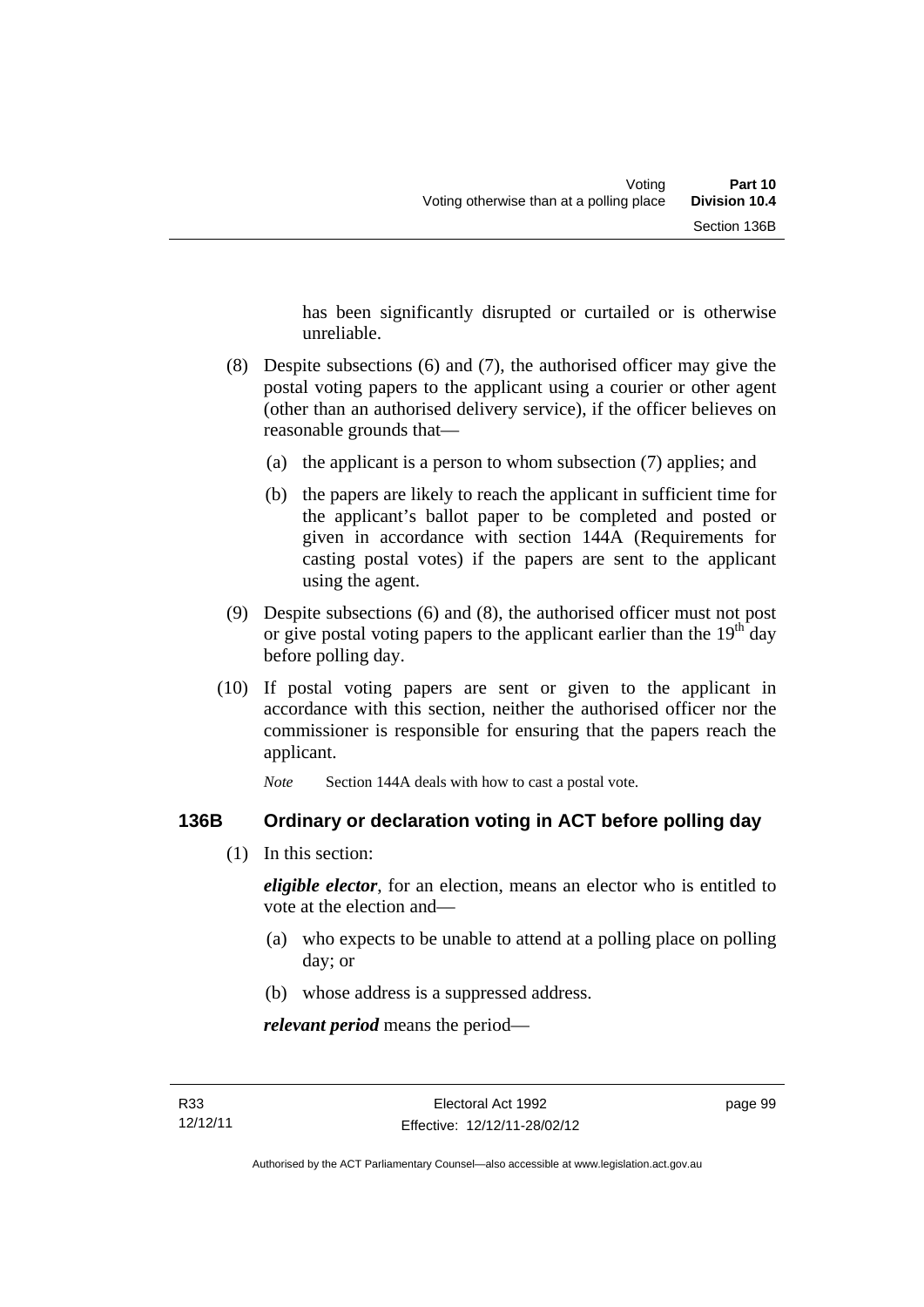has been significantly disrupted or curtailed or is otherwise unreliable.

(8) Despite subsections (6) and (7), the authorised officer may give the postal voting papers to the applicant using a courier or other agent (other than an authorised delivery service), if the officer believes on reasonable grounds that—

(a) the applicant is a person to whom subsection (7) applies; and

(b) the papers are likely to reach the applicant in sufficient time for the applicant's ballot paper to be completed and posted or given in accordance with section 144A (Requirements for casting postal votes) if the papers are sent to the applicant using the agent.

(9) Despite subsections (6) and (8), the authorised officer must not post or give postal voting papers to the applicant earlier than the 19th day before polling day.

(10) If postal voting papers are sent or given to the applicant in accordance with this section, neither the authorised officer nor the commissioner is responsible for ensuring that the papers reach the applicant.

*Note* Section 144A deals with how to cast a postal vote.

## 136B Ordinary or declaration voting in ACT before polling day

(1) In this section:

***eligible elector***, for an election, means an elector who is entitled to vote at the election and—

(a) who expects to be unable to attend at a polling place on polling day; or

(b) whose address is a suppressed address.

***relevant period*** means the period—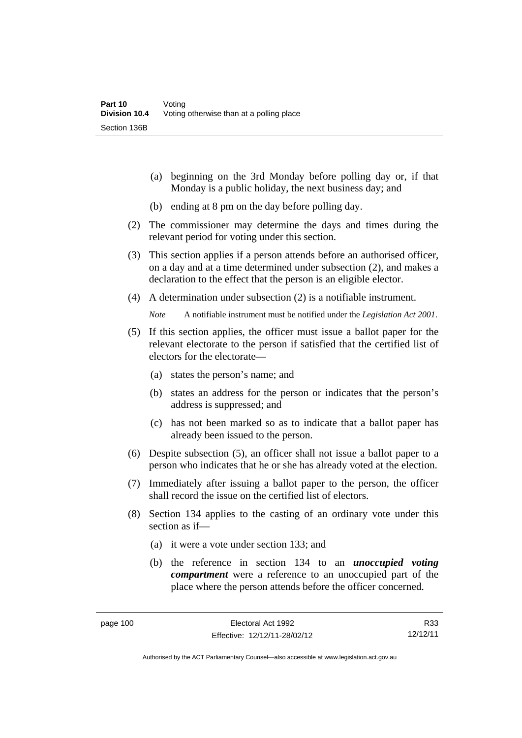(a) beginning on the 3rd Monday before polling day or, if that Monday is a public holiday, the next business day; and

(b) ending at 8 pm on the day before polling day.

(2) The commissioner may determine the days and times during the relevant period for voting under this section.

(3) This section applies if a person attends before an authorised officer, on a day and at a time determined under subsection (2), and makes a declaration to the effect that the person is an eligible elector.

(4) A determination under subsection (2) is a notifiable instrument.

*Note* A notifiable instrument must be notified under the *Legislation Act 2001*.

(5) If this section applies, the officer must issue a ballot paper for the relevant electorate to the person if satisfied that the certified list of electors for the electorate—

(a) states the person's name; and

(b) states an address for the person or indicates that the person's address is suppressed; and

(c) has not been marked so as to indicate that a ballot paper has already been issued to the person.

(6) Despite subsection (5), an officer shall not issue a ballot paper to a person who indicates that he or she has already voted at the election.

(7) Immediately after issuing a ballot paper to the person, the officer shall record the issue on the certified list of electors.

(8) Section 134 applies to the casting of an ordinary vote under this section as if—

(a) it were a vote under section 133; and

(b) the reference in section 134 to an ***unoccupied voting compartment*** were a reference to an unoccupied part of the place where the person attends before the officer concerned.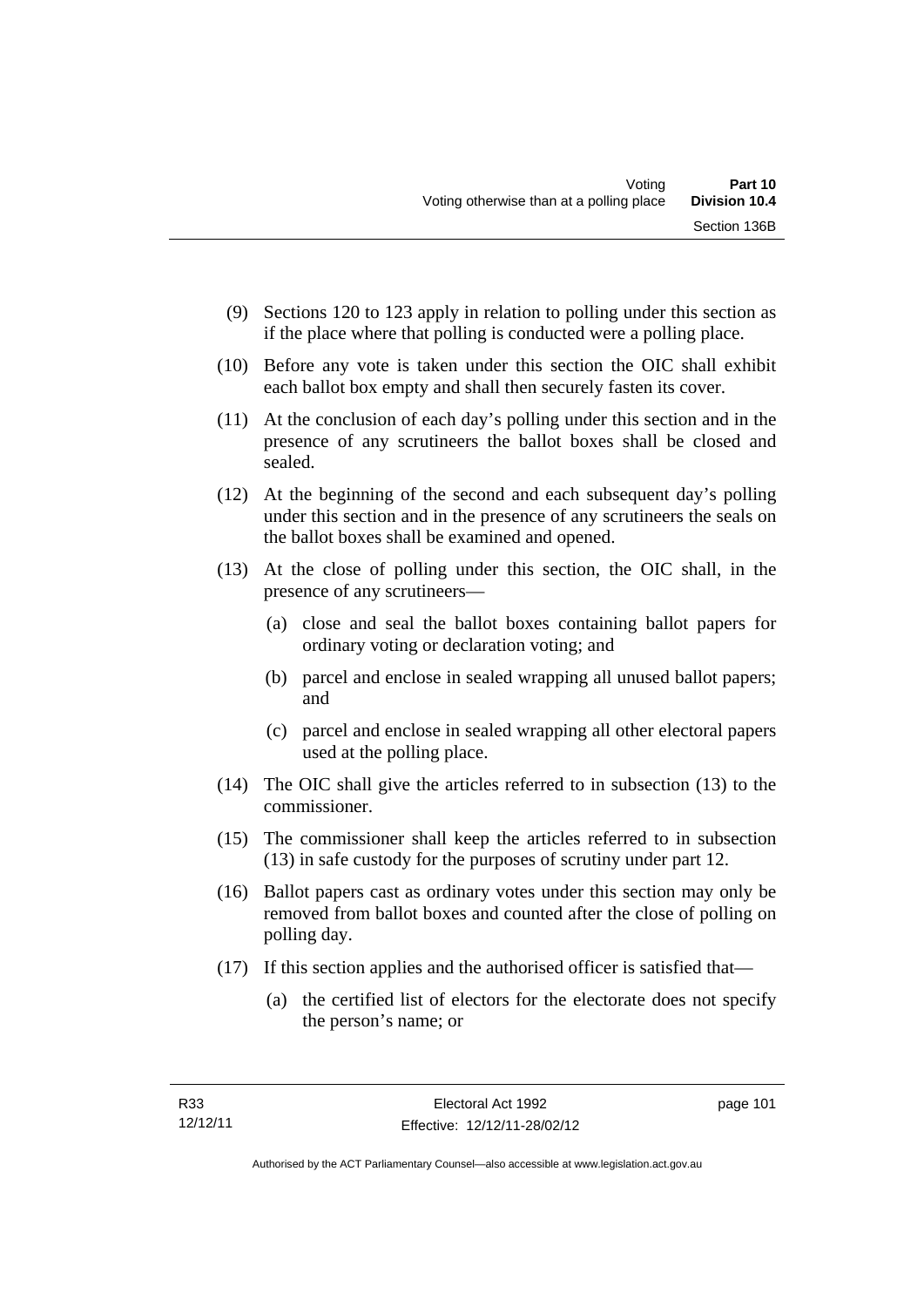(9) Sections 120 to 123 apply in relation to polling under this section as if the place where that polling is conducted were a polling place.

(10) Before any vote is taken under this section the OIC shall exhibit each ballot box empty and shall then securely fasten its cover.

(11) At the conclusion of each day's polling under this section and in the presence of any scrutineers the ballot boxes shall be closed and sealed.

(12) At the beginning of the second and each subsequent day's polling under this section and in the presence of any scrutineers the seals on the ballot boxes shall be examined and opened.

(13) At the close of polling under this section, the OIC shall, in the presence of any scrutineers—

(a) close and seal the ballot boxes containing ballot papers for ordinary voting or declaration voting; and

(b) parcel and enclose in sealed wrapping all unused ballot papers; and

(c) parcel and enclose in sealed wrapping all other electoral papers used at the polling place.

(14) The OIC shall give the articles referred to in subsection (13) to the commissioner.

(15) The commissioner shall keep the articles referred to in subsection (13) in safe custody for the purposes of scrutiny under part 12.

(16) Ballot papers cast as ordinary votes under this section may only be removed from ballot boxes and counted after the close of polling on polling day.

(17) If this section applies and the authorised officer is satisfied that—

(a) the certified list of electors for the electorate does not specify the person's name; or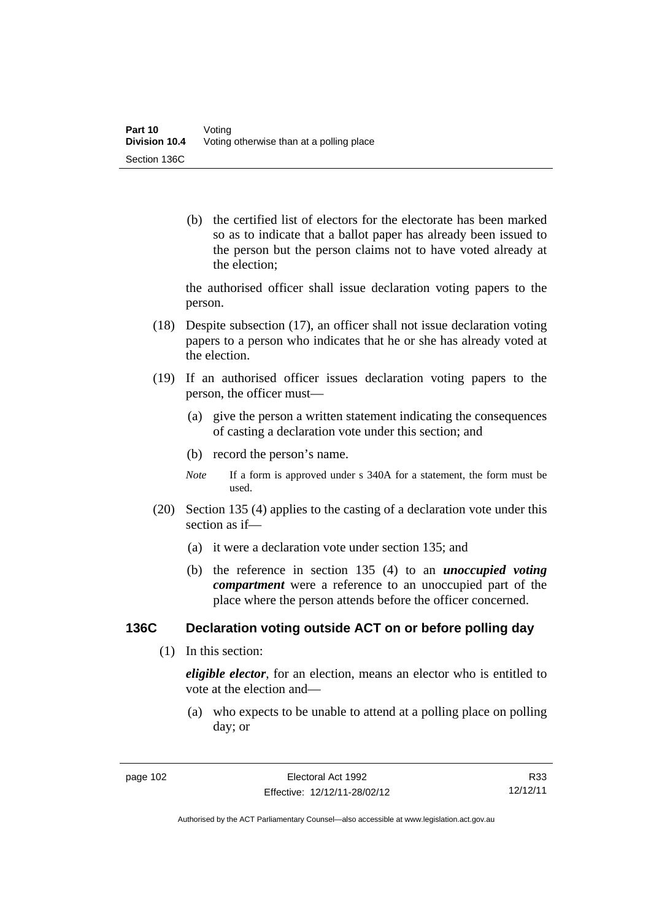(b) the certified list of electors for the electorate has been marked so as to indicate that a ballot paper has already been issued to the person but the person claims not to have voted already at the election;

the authorised officer shall issue declaration voting papers to the person.

(18) Despite subsection (17), an officer shall not issue declaration voting papers to a person who indicates that he or she has already voted at the election.

(19) If an authorised officer issues declaration voting papers to the person, the officer must—

(a) give the person a written statement indicating the consequences of casting a declaration vote under this section; and

(b) record the person's name.

*Note* If a form is approved under s 340A for a statement, the form must be used.

(20) Section 135 (4) applies to the casting of a declaration vote under this section as if—

(a) it were a declaration vote under section 135; and

(b) the reference in section 135 (4) to an ***unoccupied voting compartment*** were a reference to an unoccupied part of the place where the person attends before the officer concerned.

### 136C Declaration voting outside ACT on or before polling day

(1) In this section:

***eligible elector***, for an election, means an elector who is entitled to vote at the election and—

(a) who expects to be unable to attend at a polling place on polling day; or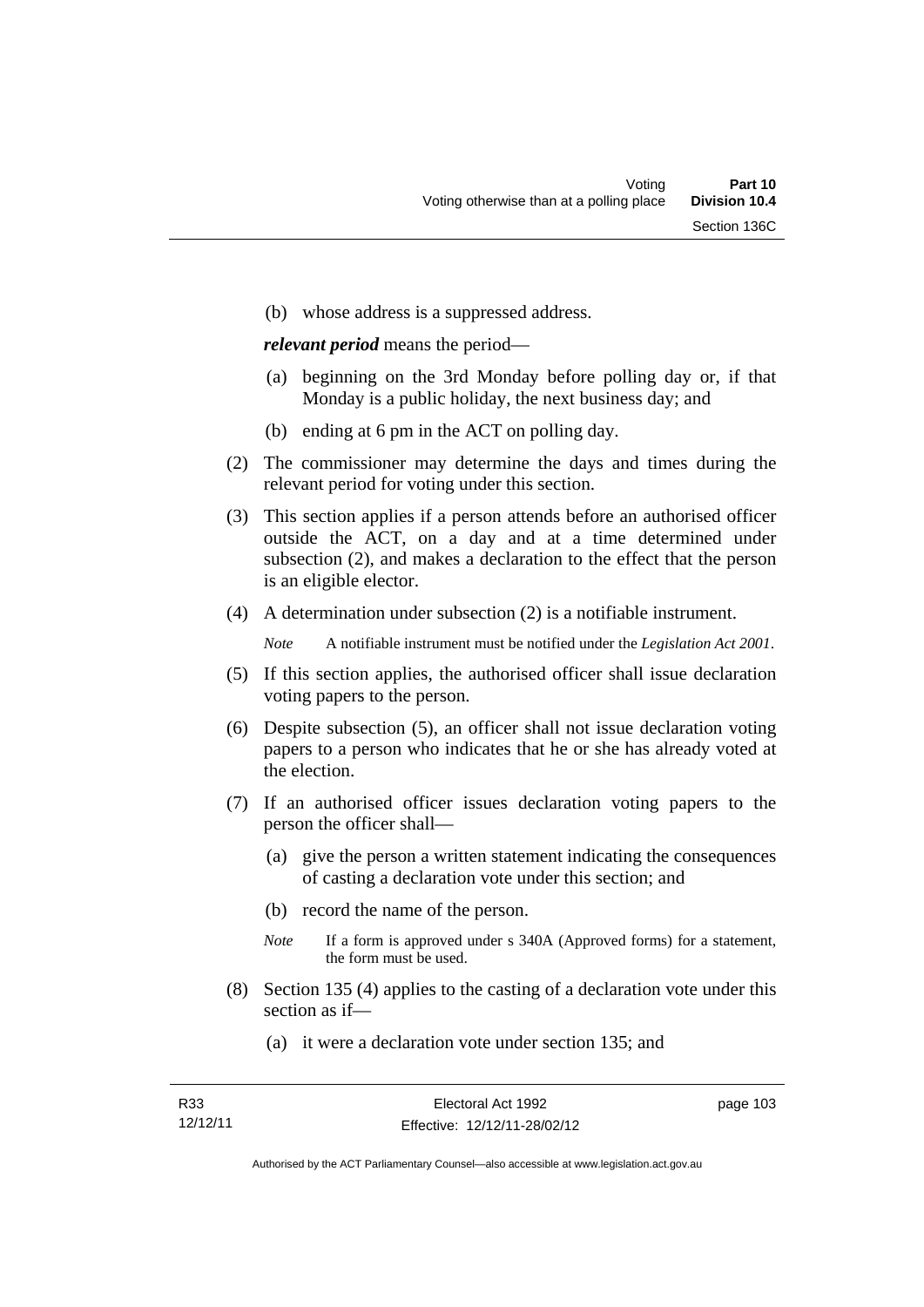(b) whose address is a suppressed address.

***relevant period*** means the period—

(a) beginning on the 3rd Monday before polling day or, if that Monday is a public holiday, the next business day; and

(b) ending at 6 pm in the ACT on polling day.

(2) The commissioner may determine the days and times during the relevant period for voting under this section.

(3) This section applies if a person attends before an authorised officer outside the ACT, on a day and at a time determined under subsection (2), and makes a declaration to the effect that the person is an eligible elector.

(4) A determination under subsection (2) is a notifiable instrument.

*Note* A notifiable instrument must be notified under the *Legislation Act 2001*.

(5) If this section applies, the authorised officer shall issue declaration voting papers to the person.

(6) Despite subsection (5), an officer shall not issue declaration voting papers to a person who indicates that he or she has already voted at the election.

(7) If an authorised officer issues declaration voting papers to the person the officer shall—

(a) give the person a written statement indicating the consequences of casting a declaration vote under this section; and

(b) record the name of the person.

*Note* If a form is approved under s 340A (Approved forms) for a statement, the form must be used.

(8) Section 135 (4) applies to the casting of a declaration vote under this section as if—

(a) it were a declaration vote under section 135; and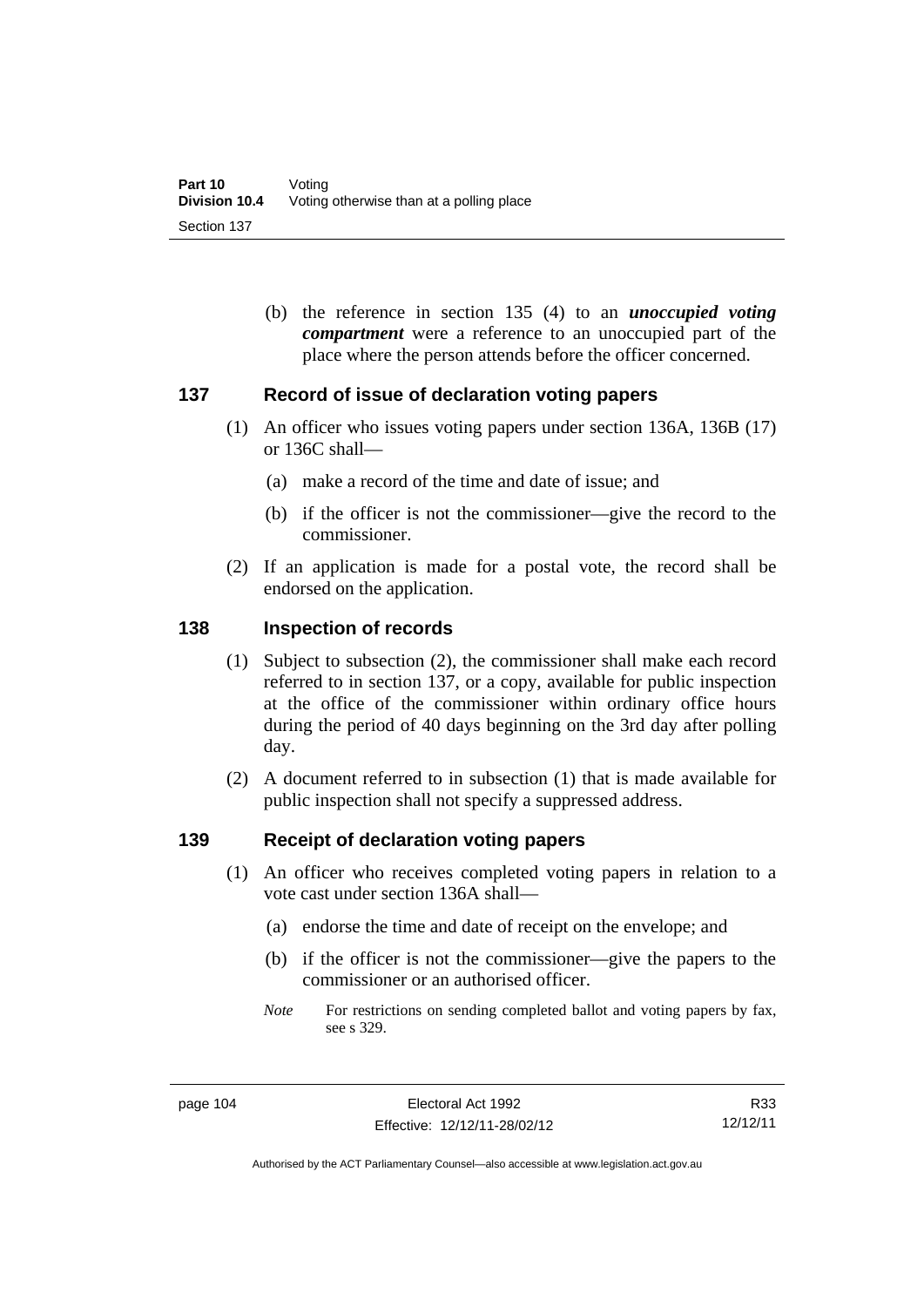(b) the reference in section 135 (4) to an ***unoccupied voting compartment*** were a reference to an unoccupied part of the place where the person attends before the officer concerned.

## 137 Record of issue of declaration voting papers

(1) An officer who issues voting papers under section 136A, 136B (17) or 136C shall—

(a) make a record of the time and date of issue; and

(b) if the officer is not the commissioner—give the record to the commissioner.

(2) If an application is made for a postal vote, the record shall be endorsed on the application.

## 138 Inspection of records

(1) Subject to subsection (2), the commissioner shall make each record referred to in section 137, or a copy, available for public inspection at the office of the commissioner within ordinary office hours during the period of 40 days beginning on the 3rd day after polling day.

(2) A document referred to in subsection (1) that is made available for public inspection shall not specify a suppressed address.

## 139 Receipt of declaration voting papers

(1) An officer who receives completed voting papers in relation to a vote cast under section 136A shall—

(a) endorse the time and date of receipt on the envelope; and

(b) if the officer is not the commissioner—give the papers to the commissioner or an authorised officer.

*Note* For restrictions on sending completed ballot and voting papers by fax, see s 329.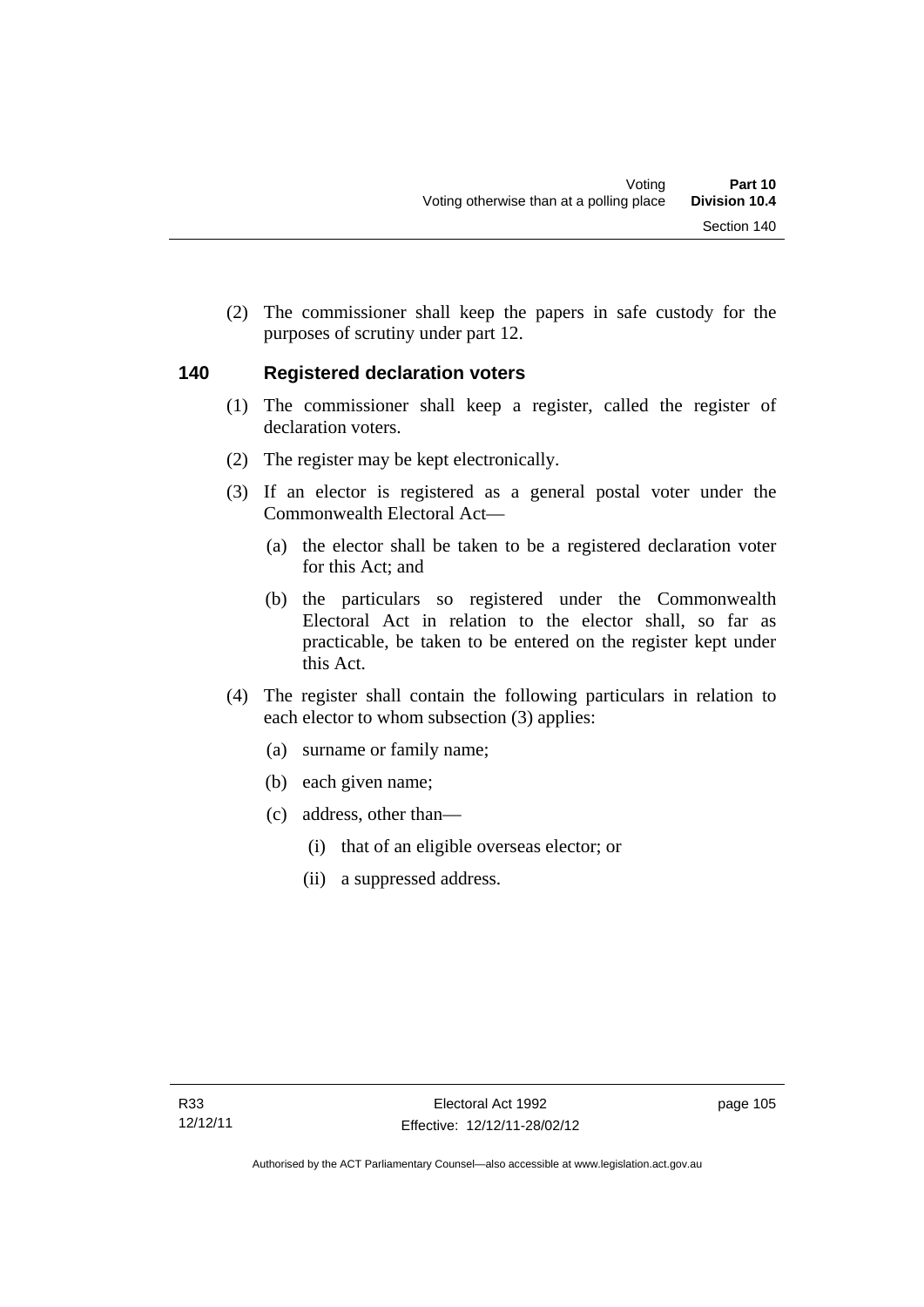(2) The commissioner shall keep the papers in safe custody for the purposes of scrutiny under part 12.

## 140 Registered declaration voters

(1) The commissioner shall keep a register, called the register of declaration voters.

(2) The register may be kept electronically.

(3) If an elector is registered as a general postal voter under the Commonwealth Electoral Act—

(a) the elector shall be taken to be a registered declaration voter for this Act; and

(b) the particulars so registered under the Commonwealth Electoral Act in relation to the elector shall, so far as practicable, be taken to be entered on the register kept under this Act.

(4) The register shall contain the following particulars in relation to each elector to whom subsection (3) applies:

(a) surname or family name;

(b) each given name;

(c) address, other than—

(i) that of an eligible overseas elector; or

(ii) a suppressed address.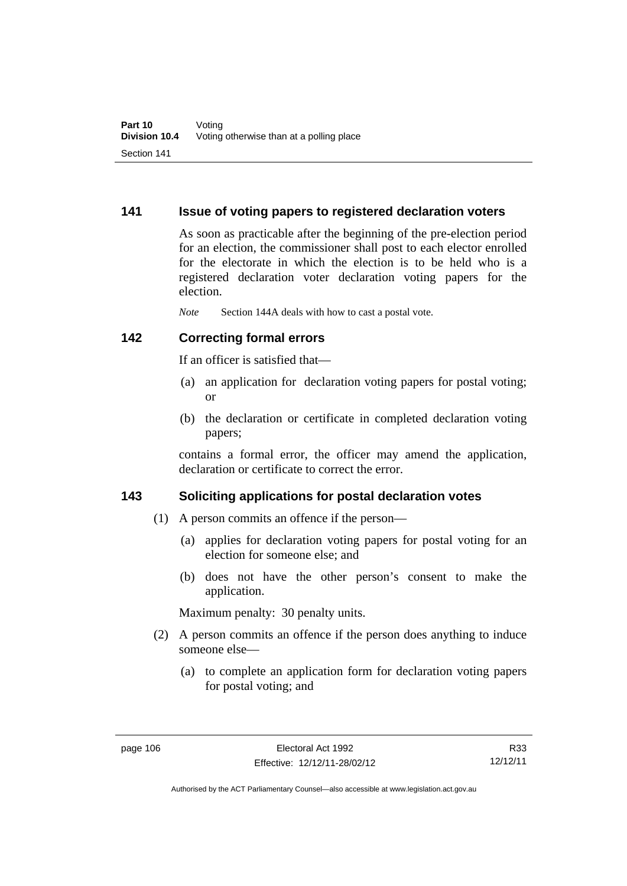## 141 Issue of voting papers to registered declaration voters

As soon as practicable after the beginning of the pre-election period for an election, the commissioner shall post to each elector enrolled for the electorate in which the election is to be held who is a registered declaration voter declaration voting papers for the election.

*Note* Section 144A deals with how to cast a postal vote.

## 142 Correcting formal errors

If an officer is satisfied that—

(a) an application for declaration voting papers for postal voting; or

(b) the declaration or certificate in completed declaration voting papers;

contains a formal error, the officer may amend the application, declaration or certificate to correct the error.

## 143 Soliciting applications for postal declaration votes

(1) A person commits an offence if the person—

(a) applies for declaration voting papers for postal voting for an election for someone else; and

(b) does not have the other person's consent to make the application.

Maximum penalty: 30 penalty units.

(2) A person commits an offence if the person does anything to induce someone else—

(a) to complete an application form for declaration voting papers for postal voting; and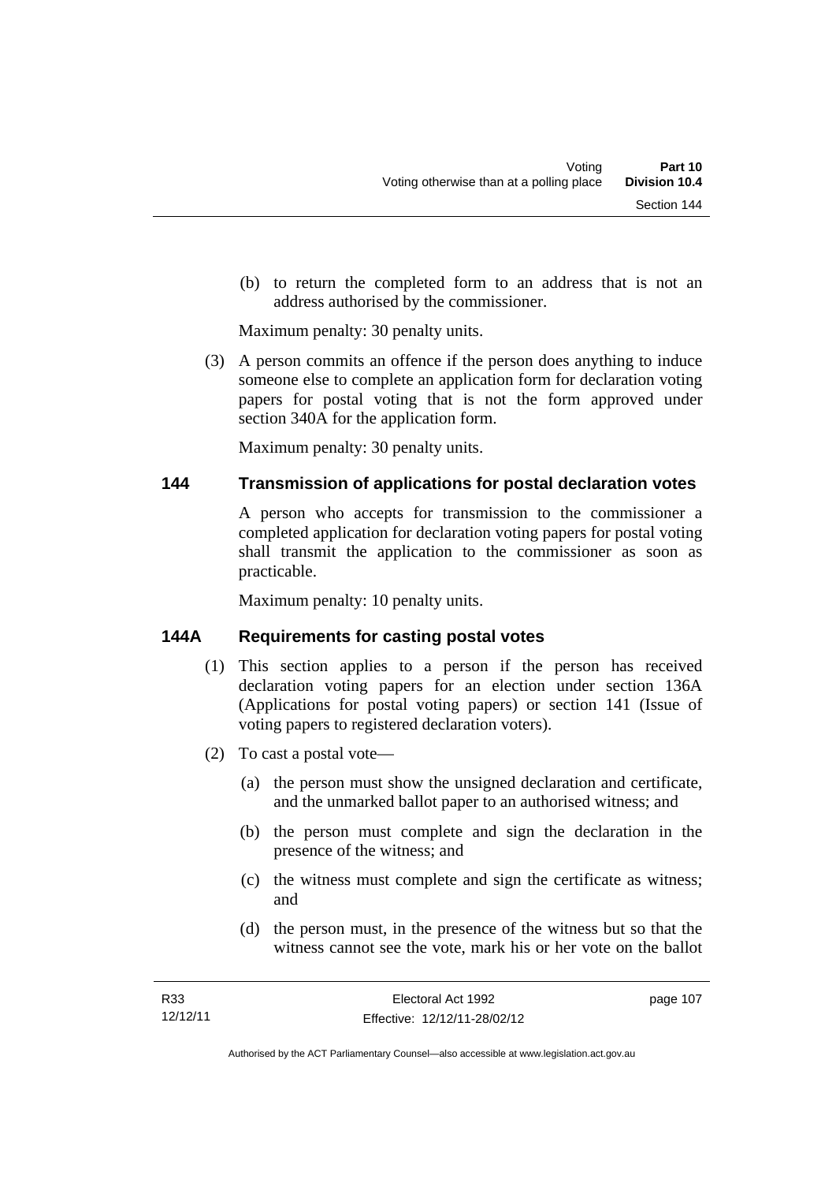(b) to return the completed form to an address that is not an address authorised by the commissioner.

Maximum penalty: 30 penalty units.

(3) A person commits an offence if the person does anything to induce someone else to complete an application form for declaration voting papers for postal voting that is not the form approved under section 340A for the application form.

Maximum penalty: 30 penalty units.

## 144 Transmission of applications for postal declaration votes

A person who accepts for transmission to the commissioner a completed application for declaration voting papers for postal voting shall transmit the application to the commissioner as soon as practicable.

Maximum penalty: 10 penalty units.

## 144A Requirements for casting postal votes

(1) This section applies to a person if the person has received declaration voting papers for an election under section 136A (Applications for postal voting papers) or section 141 (Issue of voting papers to registered declaration voters).

(2) To cast a postal vote—

(a) the person must show the unsigned declaration and certificate, and the unmarked ballot paper to an authorised witness; and

(b) the person must complete and sign the declaration in the presence of the witness; and

(c) the witness must complete and sign the certificate as witness; and

(d) the person must, in the presence of the witness but so that the witness cannot see the vote, mark his or her vote on the ballot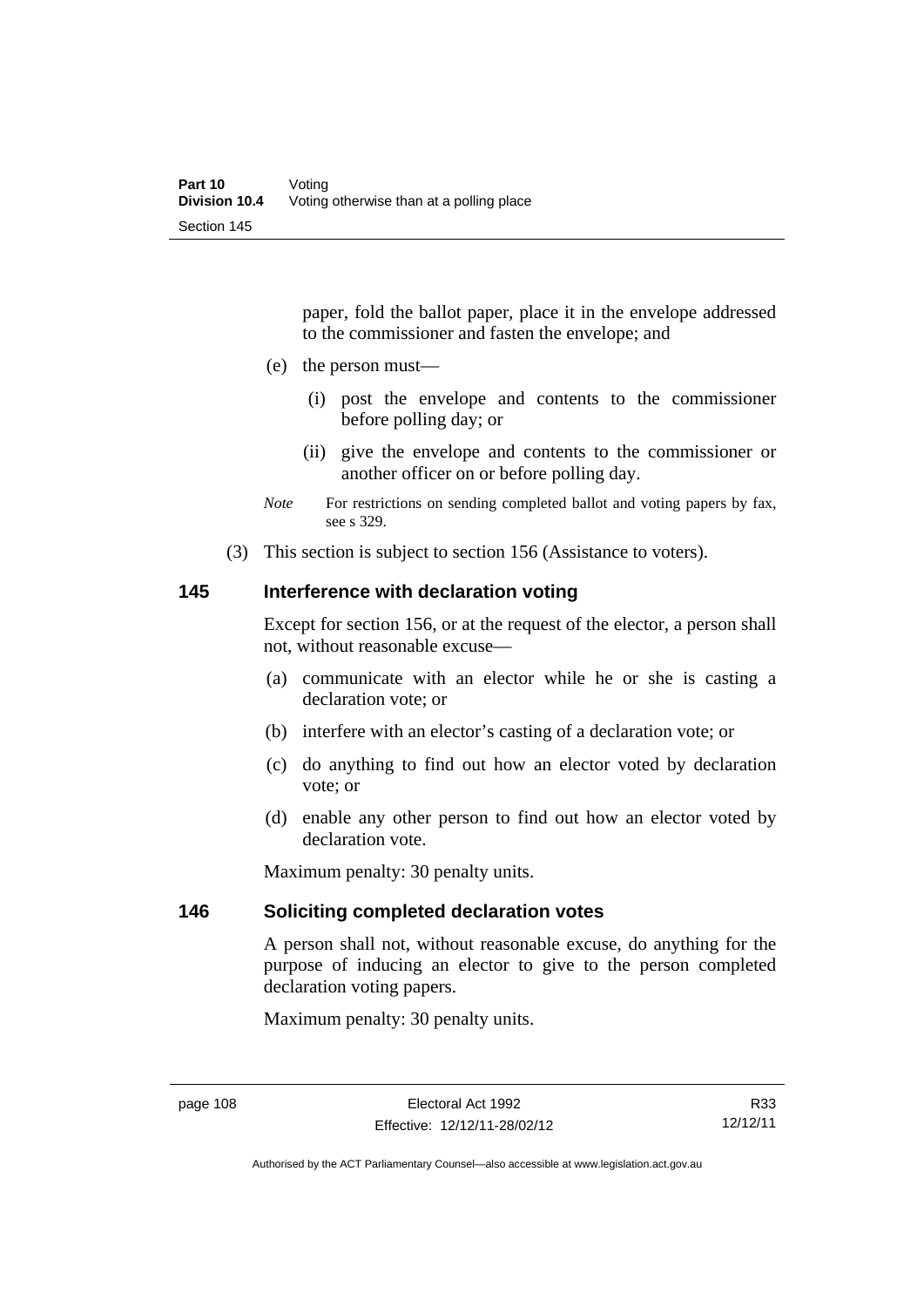paper, fold the ballot paper, place it in the envelope addressed to the commissioner and fasten the envelope; and

(e) the person must—

(i) post the envelope and contents to the commissioner before polling day; or

(ii) give the envelope and contents to the commissioner or another officer on or before polling day.

*Note* For restrictions on sending completed ballot and voting papers by fax, see s 329.

(3) This section is subject to section 156 (Assistance to voters).

## 145 Interference with declaration voting

Except for section 156, or at the request of the elector, a person shall not, without reasonable excuse—

(a) communicate with an elector while he or she is casting a declaration vote; or

(b) interfere with an elector's casting of a declaration vote; or

(c) do anything to find out how an elector voted by declaration vote; or

(d) enable any other person to find out how an elector voted by declaration vote.

Maximum penalty: 30 penalty units.

## 146 Soliciting completed declaration votes

A person shall not, without reasonable excuse, do anything for the purpose of inducing an elector to give to the person completed declaration voting papers.

Maximum penalty: 30 penalty units.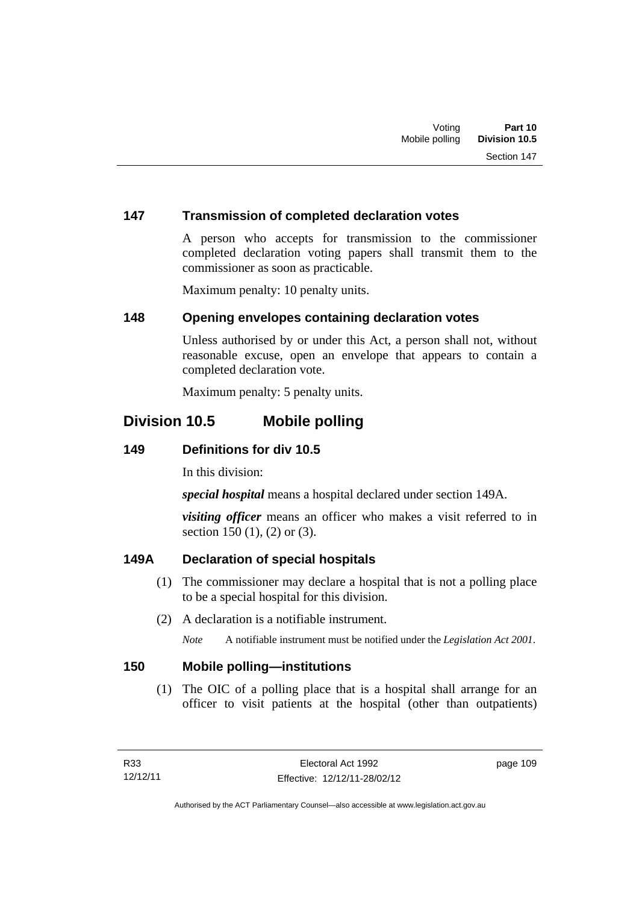### 147 Transmission of completed declaration votes

A person who accepts for transmission to the commissioner completed declaration voting papers shall transmit them to the commissioner as soon as practicable.

Maximum penalty: 10 penalty units.

### 148 Opening envelopes containing declaration votes

Unless authorised by or under this Act, a person shall not, without reasonable excuse, open an envelope that appears to contain a completed declaration vote.

Maximum penalty: 5 penalty units.

## Division 10.5 Mobile polling

### 149 Definitions for div 10.5

In this division:

***special hospital*** means a hospital declared under section 149A.

***visiting officer*** means an officer who makes a visit referred to in section 150 (1), (2) or (3).

### 149A Declaration of special hospitals

(1) The commissioner may declare a hospital that is not a polling place to be a special hospital for this division.

(2) A declaration is a notifiable instrument.

*Note* A notifiable instrument must be notified under the *Legislation Act 2001*.

### 150 Mobile polling—institutions

(1) The OIC of a polling place that is a hospital shall arrange for an officer to visit patients at the hospital (other than outpatients)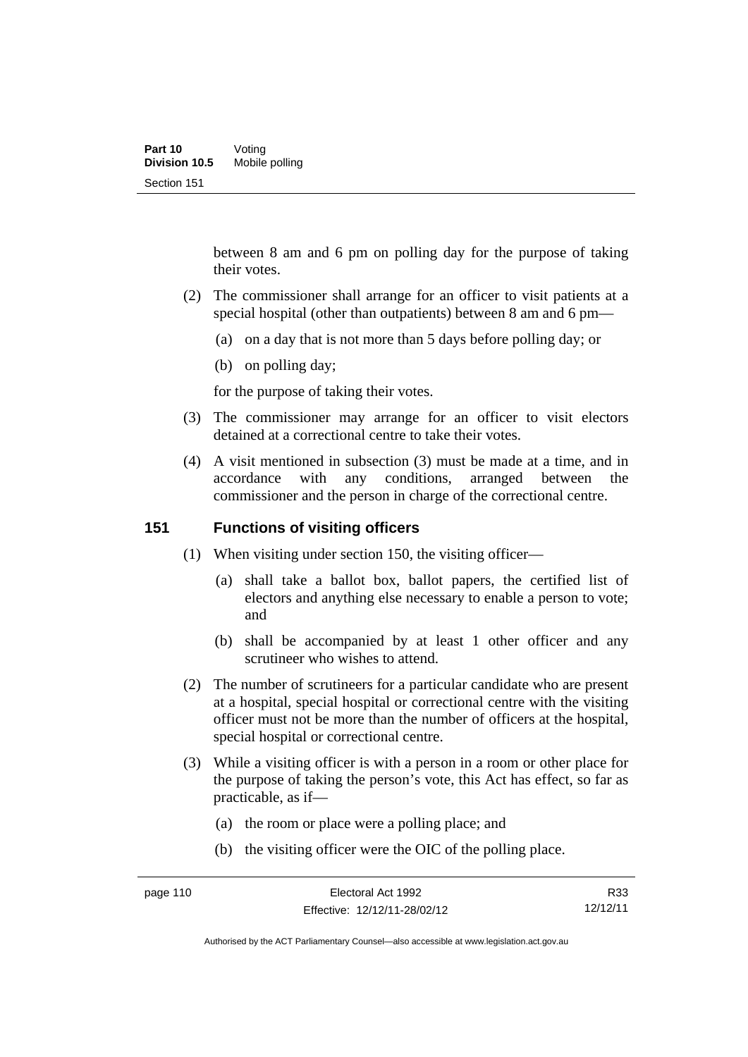between 8 am and 6 pm on polling day for the purpose of taking their votes.

(2) The commissioner shall arrange for an officer to visit patients at a special hospital (other than outpatients) between 8 am and 6 pm—

(a) on a day that is not more than 5 days before polling day; or

(b) on polling day;

for the purpose of taking their votes.

(3) The commissioner may arrange for an officer to visit electors detained at a correctional centre to take their votes.

(4) A visit mentioned in subsection (3) must be made at a time, and in accordance with any conditions, arranged between the commissioner and the person in charge of the correctional centre.

## 151 Functions of visiting officers

(1) When visiting under section 150, the visiting officer—

(a) shall take a ballot box, ballot papers, the certified list of electors and anything else necessary to enable a person to vote; and

(b) shall be accompanied by at least 1 other officer and any scrutineer who wishes to attend.

(2) The number of scrutineers for a particular candidate who are present at a hospital, special hospital or correctional centre with the visiting officer must not be more than the number of officers at the hospital, special hospital or correctional centre.

(3) While a visiting officer is with a person in a room or other place for the purpose of taking the person's vote, this Act has effect, so far as practicable, as if—

(a) the room or place were a polling place; and

(b) the visiting officer were the OIC of the polling place.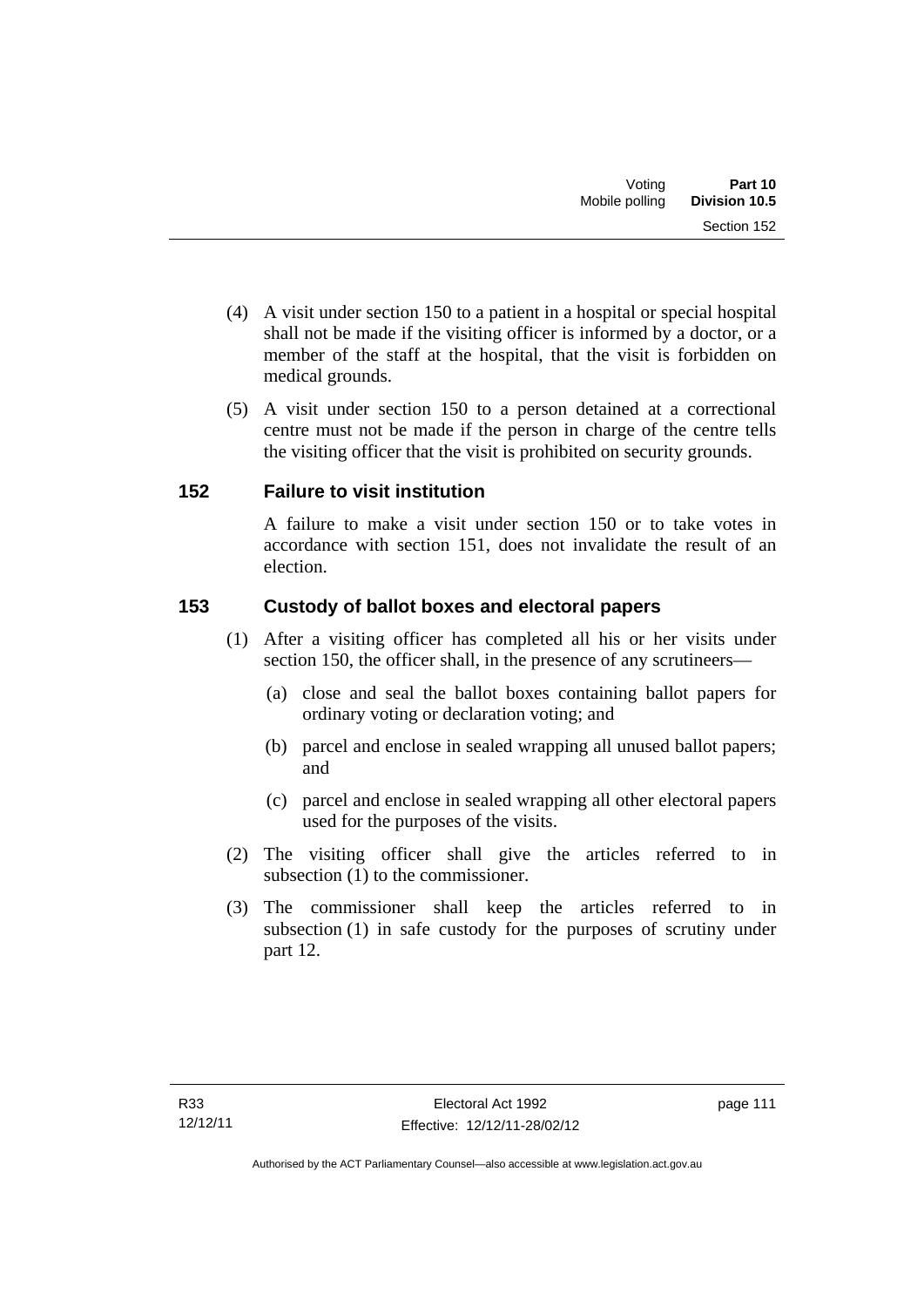(4) A visit under section 150 to a patient in a hospital or special hospital shall not be made if the visiting officer is informed by a doctor, or a member of the staff at the hospital, that the visit is forbidden on medical grounds.

(5) A visit under section 150 to a person detained at a correctional centre must not be made if the person in charge of the centre tells the visiting officer that the visit is prohibited on security grounds.

## 152 Failure to visit institution

A failure to make a visit under section 150 or to take votes in accordance with section 151, does not invalidate the result of an election.

## 153 Custody of ballot boxes and electoral papers

(1) After a visiting officer has completed all his or her visits under section 150, the officer shall, in the presence of any scrutineers—

(a) close and seal the ballot boxes containing ballot papers for ordinary voting or declaration voting; and

(b) parcel and enclose in sealed wrapping all unused ballot papers; and

(c) parcel and enclose in sealed wrapping all other electoral papers used for the purposes of the visits.

(2) The visiting officer shall give the articles referred to in subsection (1) to the commissioner.

(3) The commissioner shall keep the articles referred to in subsection (1) in safe custody for the purposes of scrutiny under part 12.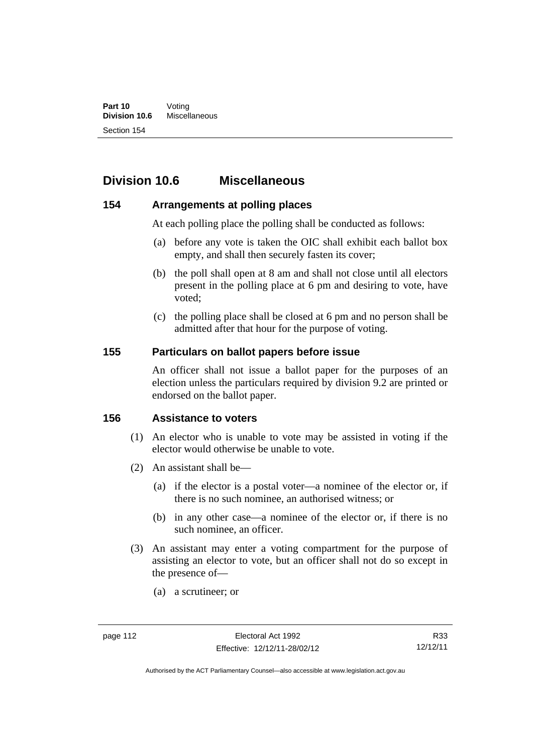## Division 10.6 Miscellaneous

### 154 Arrangements at polling places

At each polling place the polling shall be conducted as follows:

(a) before any vote is taken the OIC shall exhibit each ballot box empty, and shall then securely fasten its cover;

(b) the poll shall open at 8 am and shall not close until all electors present in the polling place at 6 pm and desiring to vote, have voted;

(c) the polling place shall be closed at 6 pm and no person shall be admitted after that hour for the purpose of voting.

### 155 Particulars on ballot papers before issue

An officer shall not issue a ballot paper for the purposes of an election unless the particulars required by division 9.2 are printed or endorsed on the ballot paper.

### 156 Assistance to voters

(1) An elector who is unable to vote may be assisted in voting if the elector would otherwise be unable to vote.

(2) An assistant shall be—

(a) if the elector is a postal voter—a nominee of the elector or, if there is no such nominee, an authorised witness; or

(b) in any other case—a nominee of the elector or, if there is no such nominee, an officer.

(3) An assistant may enter a voting compartment for the purpose of assisting an elector to vote, but an officer shall not do so except in the presence of—

(a) a scrutineer; or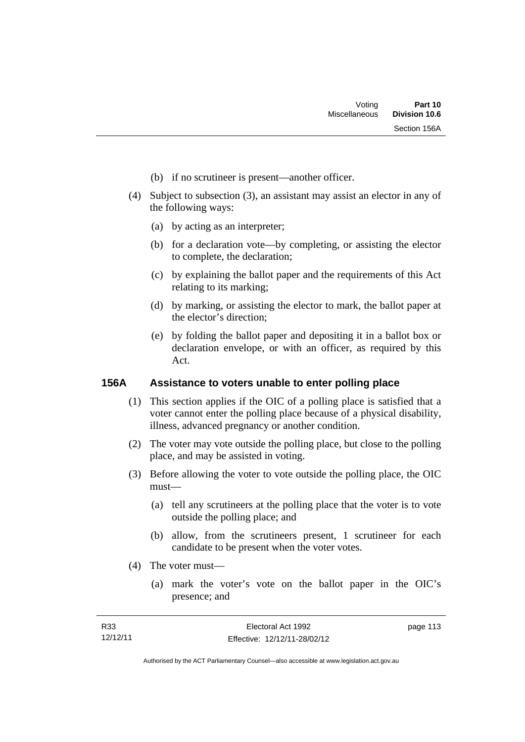(b) if no scrutineer is present—another officer.

(4) Subject to subsection (3), an assistant may assist an elector in any of the following ways:

(a) by acting as an interpreter;

(b) for a declaration vote—by completing, or assisting the elector to complete, the declaration;

(c) by explaining the ballot paper and the requirements of this Act relating to its marking;

(d) by marking, or assisting the elector to mark, the ballot paper at the elector's direction;

(e) by folding the ballot paper and depositing it in a ballot box or declaration envelope, or with an officer, as required by this Act.

## 156A Assistance to voters unable to enter polling place

(1) This section applies if the OIC of a polling place is satisfied that a voter cannot enter the polling place because of a physical disability, illness, advanced pregnancy or another condition.

(2) The voter may vote outside the polling place, but close to the polling place, and may be assisted in voting.

(3) Before allowing the voter to vote outside the polling place, the OIC must—

(a) tell any scrutineers at the polling place that the voter is to vote outside the polling place; and

(b) allow, from the scrutineers present, 1 scrutineer for each candidate to be present when the voter votes.

(4) The voter must—

(a) mark the voter's vote on the ballot paper in the OIC's presence; and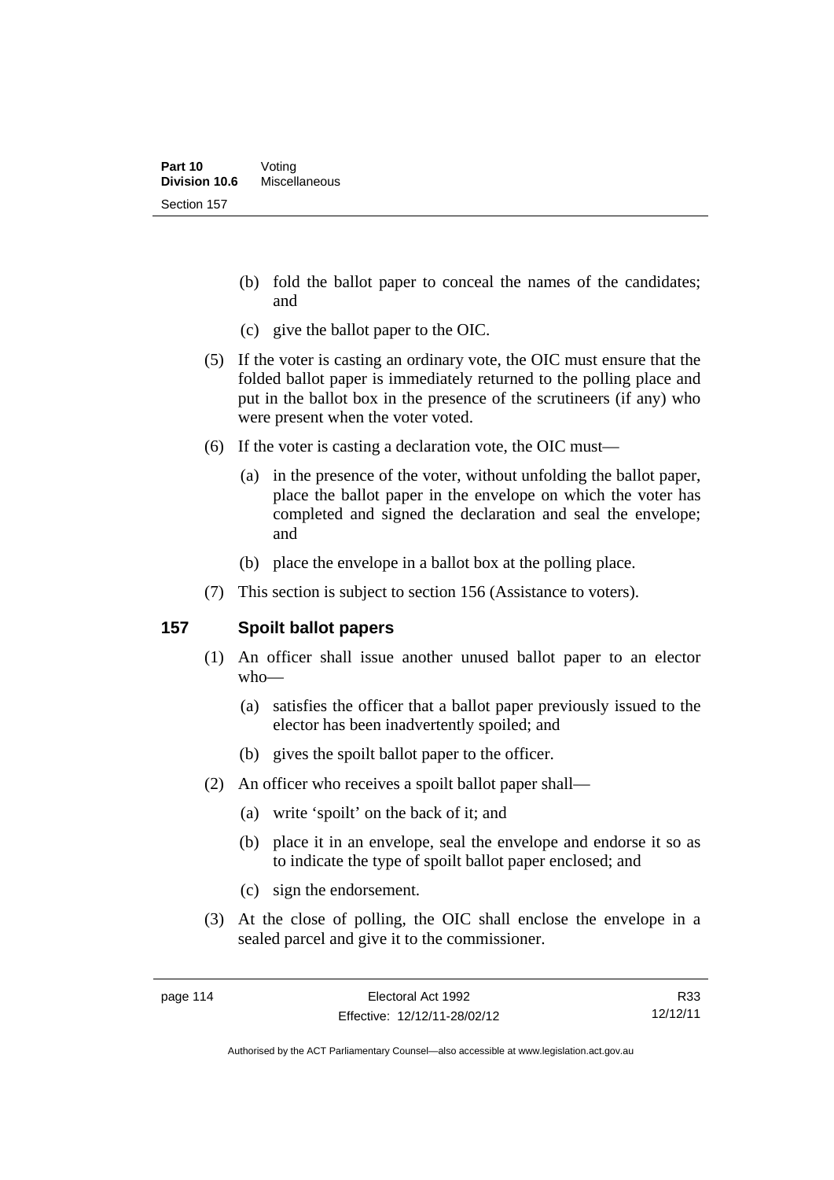(b) fold the ballot paper to conceal the names of the candidates; and

(c) give the ballot paper to the OIC.

(5) If the voter is casting an ordinary vote, the OIC must ensure that the folded ballot paper is immediately returned to the polling place and put in the ballot box in the presence of the scrutineers (if any) who were present when the voter voted.

(6) If the voter is casting a declaration vote, the OIC must—

(a) in the presence of the voter, without unfolding the ballot paper, place the ballot paper in the envelope on which the voter has completed and signed the declaration and seal the envelope; and

(b) place the envelope in a ballot box at the polling place.

(7) This section is subject to section 156 (Assistance to voters).

## 157 Spoilt ballot papers

(1) An officer shall issue another unused ballot paper to an elector who—

(a) satisfies the officer that a ballot paper previously issued to the elector has been inadvertently spoiled; and

(b) gives the spoilt ballot paper to the officer.

(2) An officer who receives a spoilt ballot paper shall—

(a) write 'spoilt' on the back of it; and

(b) place it in an envelope, seal the envelope and endorse it so as to indicate the type of spoilt ballot paper enclosed; and

(c) sign the endorsement.

(3) At the close of polling, the OIC shall enclose the envelope in a sealed parcel and give it to the commissioner.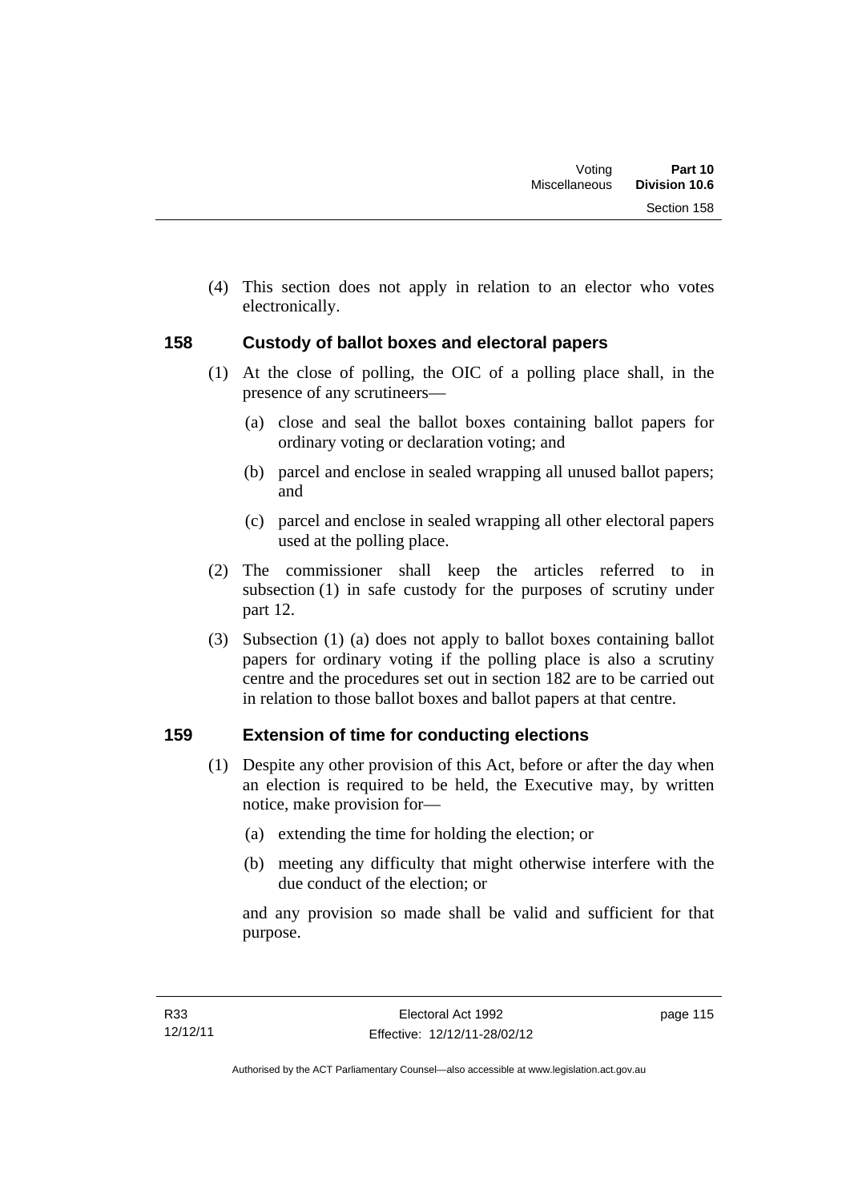(4) This section does not apply in relation to an elector who votes electronically.

## 158 Custody of ballot boxes and electoral papers

(1) At the close of polling, the OIC of a polling place shall, in the presence of any scrutineers—

(a) close and seal the ballot boxes containing ballot papers for ordinary voting or declaration voting; and

(b) parcel and enclose in sealed wrapping all unused ballot papers; and

(c) parcel and enclose in sealed wrapping all other electoral papers used at the polling place.

(2) The commissioner shall keep the articles referred to in subsection (1) in safe custody for the purposes of scrutiny under part 12.

(3) Subsection (1) (a) does not apply to ballot boxes containing ballot papers for ordinary voting if the polling place is also a scrutiny centre and the procedures set out in section 182 are to be carried out in relation to those ballot boxes and ballot papers at that centre.

## 159 Extension of time for conducting elections

(1) Despite any other provision of this Act, before or after the day when an election is required to be held, the Executive may, by written notice, make provision for—

(a) extending the time for holding the election; or

(b) meeting any difficulty that might otherwise interfere with the due conduct of the election; or

and any provision so made shall be valid and sufficient for that purpose.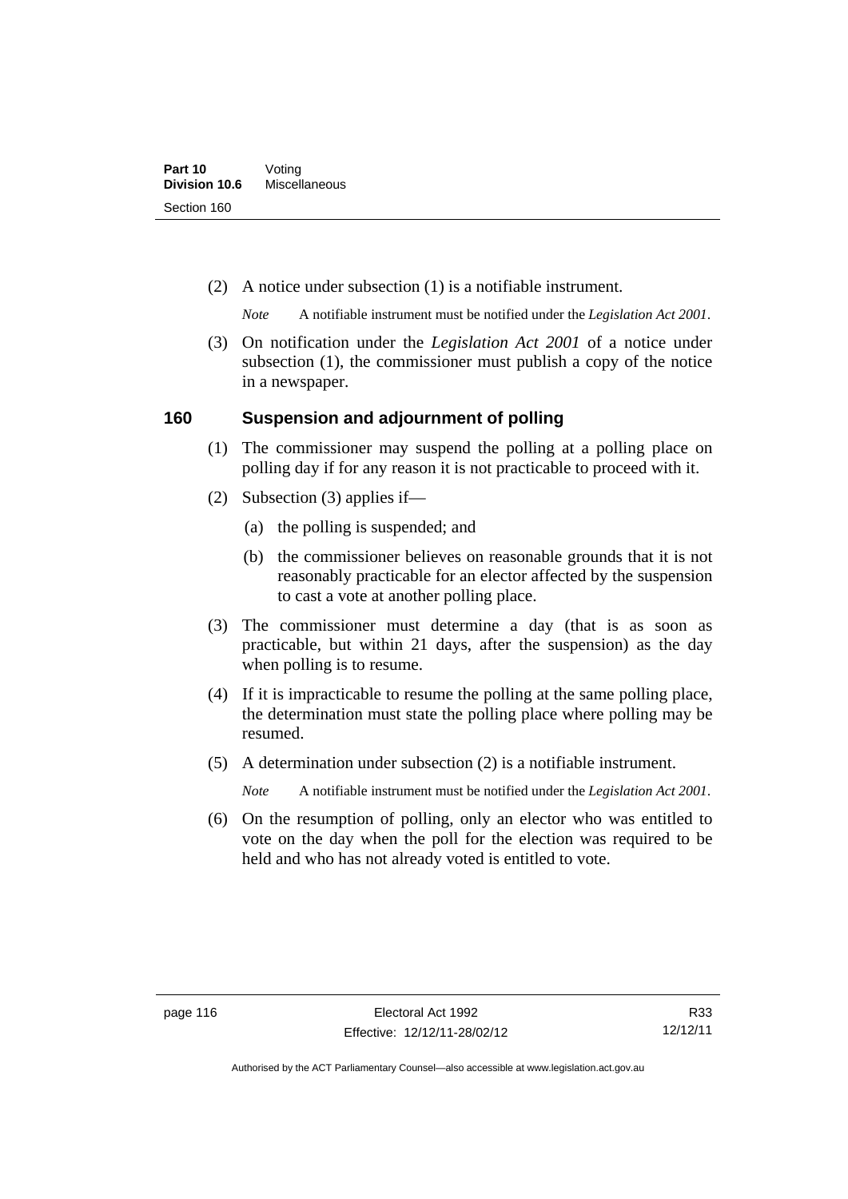(2) A notice under subsection (1) is a notifiable instrument.

*Note* A notifiable instrument must be notified under the *Legislation Act 2001*.

(3) On notification under the *Legislation Act 2001* of a notice under subsection (1), the commissioner must publish a copy of the notice in a newspaper.

## 160 Suspension and adjournment of polling

(1) The commissioner may suspend the polling at a polling place on polling day if for any reason it is not practicable to proceed with it.

(2) Subsection (3) applies if—

(a) the polling is suspended; and

(b) the commissioner believes on reasonable grounds that it is not reasonably practicable for an elector affected by the suspension to cast a vote at another polling place.

(3) The commissioner must determine a day (that is as soon as practicable, but within 21 days, after the suspension) as the day when polling is to resume.

(4) If it is impracticable to resume the polling at the same polling place, the determination must state the polling place where polling may be resumed.

(5) A determination under subsection (2) is a notifiable instrument.

*Note* A notifiable instrument must be notified under the *Legislation Act 2001*.

(6) On the resumption of polling, only an elector who was entitled to vote on the day when the poll for the election was required to be held and who has not already voted is entitled to vote.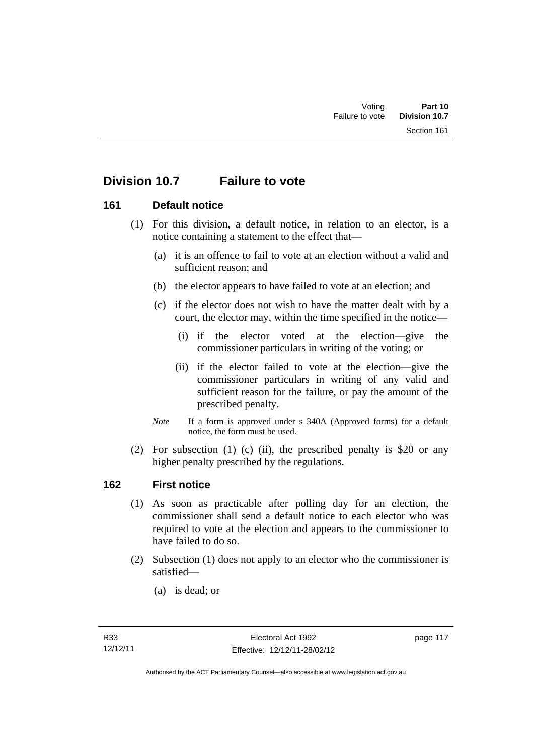# Division 10.7 Failure to vote

## 161 Default notice

(1) For this division, a default notice, in relation to an elector, is a notice containing a statement to the effect that—

(a) it is an offence to fail to vote at an election without a valid and sufficient reason; and

(b) the elector appears to have failed to vote at an election; and

(c) if the elector does not wish to have the matter dealt with by a court, the elector may, within the time specified in the notice—

(i) if the elector voted at the election—give the commissioner particulars in writing of the voting; or

(ii) if the elector failed to vote at the election—give the commissioner particulars in writing of any valid and sufficient reason for the failure, or pay the amount of the prescribed penalty.

*Note* If a form is approved under s 340A (Approved forms) for a default notice, the form must be used.

(2) For subsection (1) (c) (ii), the prescribed penalty is $20 or any higher penalty prescribed by the regulations.

## 162 First notice

(1) As soon as practicable after polling day for an election, the commissioner shall send a default notice to each elector who was required to vote at the election and appears to the commissioner to have failed to do so.

(2) Subsection (1) does not apply to an elector who the commissioner is satisfied—

(a) is dead; or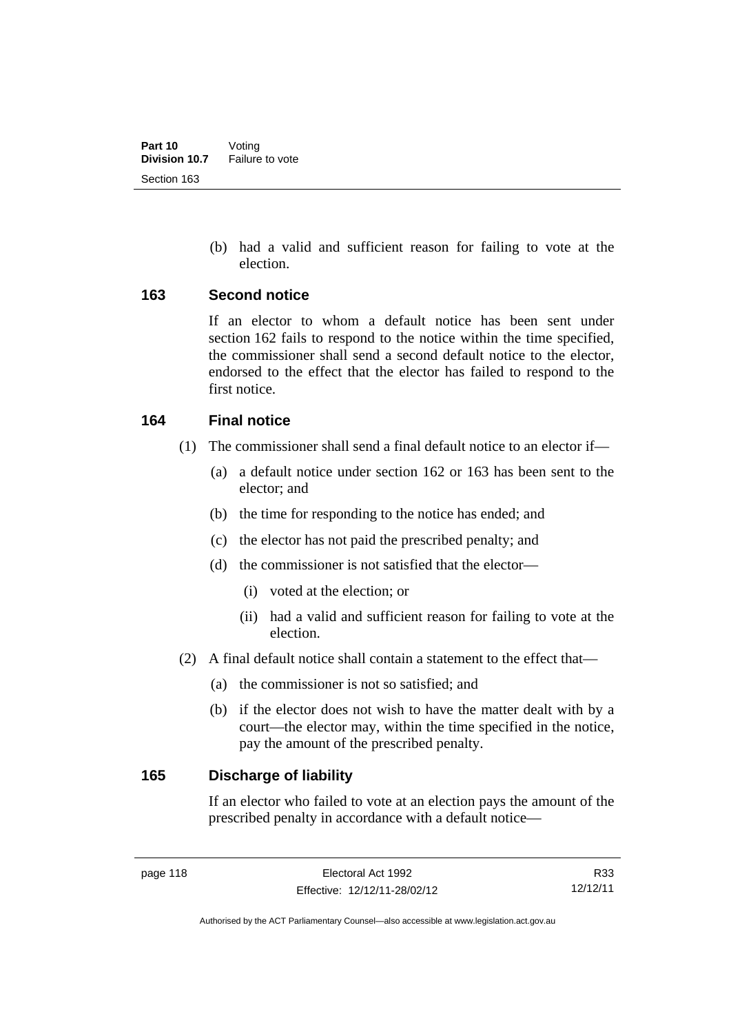(b) had a valid and sufficient reason for failing to vote at the election.

## 163 Second notice

If an elector to whom a default notice has been sent under section 162 fails to respond to the notice within the time specified, the commissioner shall send a second default notice to the elector, endorsed to the effect that the elector has failed to respond to the first notice.

## 164 Final notice

(1) The commissioner shall send a final default notice to an elector if—

(a) a default notice under section 162 or 163 has been sent to the elector; and

(b) the time for responding to the notice has ended; and

(c) the elector has not paid the prescribed penalty; and

(d) the commissioner is not satisfied that the elector—

(i) voted at the election; or

(ii) had a valid and sufficient reason for failing to vote at the election.

(2) A final default notice shall contain a statement to the effect that—

(a) the commissioner is not so satisfied; and

(b) if the elector does not wish to have the matter dealt with by a court—the elector may, within the time specified in the notice, pay the amount of the prescribed penalty.

## 165 Discharge of liability

If an elector who failed to vote at an election pays the amount of the prescribed penalty in accordance with a default notice—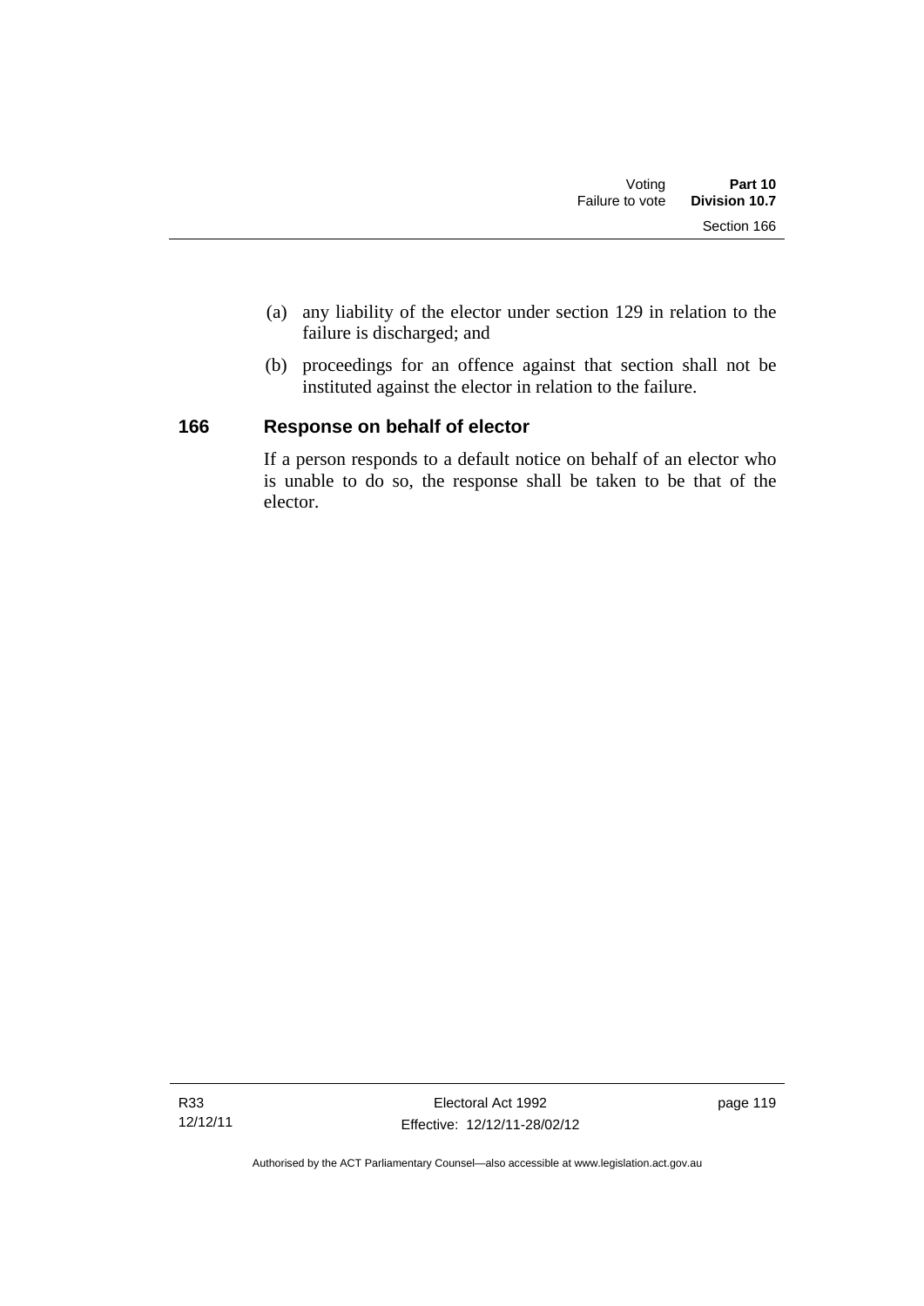(a) any liability of the elector under section 129 in relation to the failure is discharged; and

(b) proceedings for an offence against that section shall not be instituted against the elector in relation to the failure.

## 166 Response on behalf of elector

If a person responds to a default notice on behalf of an elector who is unable to do so, the response shall be taken to be that of the elector.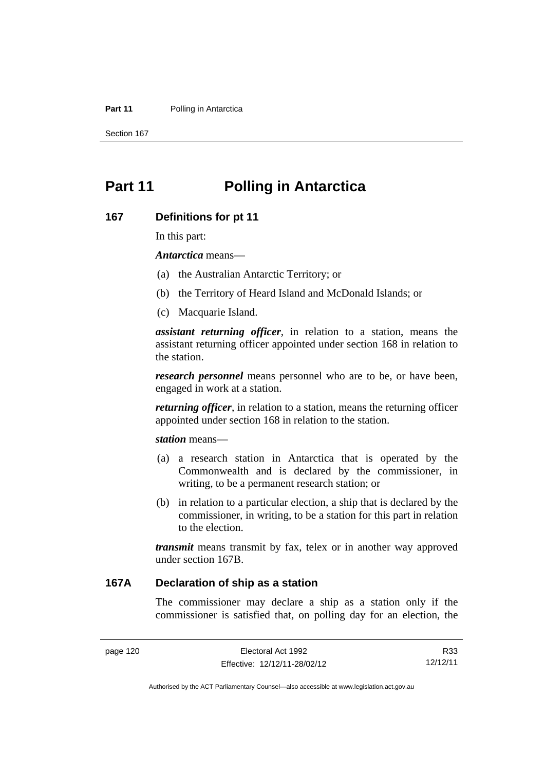# Part 11 Polling in Antarctica

## 167 Definitions for pt 11

In this part:

***Antarctica*** means—

(a) the Australian Antarctic Territory; or

(b) the Territory of Heard Island and McDonald Islands; or

(c) Macquarie Island.

***assistant returning officer***, in relation to a station, means the assistant returning officer appointed under section 168 in relation to the station.

***research personnel*** means personnel who are to be, or have been, engaged in work at a station.

***returning officer***, in relation to a station, means the returning officer appointed under section 168 in relation to the station.

***station*** means—

(a) a research station in Antarctica that is operated by the Commonwealth and is declared by the commissioner, in writing, to be a permanent research station; or

(b) in relation to a particular election, a ship that is declared by the commissioner, in writing, to be a station for this part in relation to the election.

***transmit*** means transmit by fax, telex or in another way approved under section 167B.

## 167A Declaration of ship as a station

The commissioner may declare a ship as a station only if the commissioner is satisfied that, on polling day for an election, the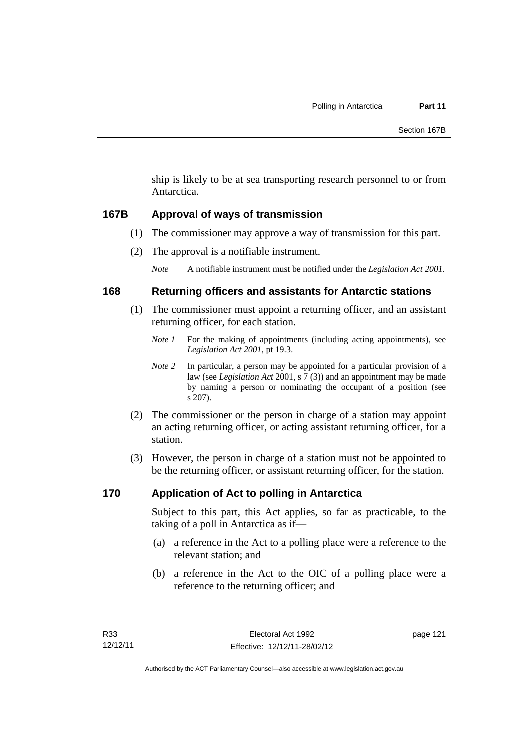ship is likely to be at sea transporting research personnel to or from Antarctica.

### 167B Approval of ways of transmission

(1) The commissioner may approve a way of transmission for this part.

(2) The approval is a notifiable instrument.

*Note* A notifiable instrument must be notified under the *Legislation Act 2001*.

### 168 Returning officers and assistants for Antarctic stations

(1) The commissioner must appoint a returning officer, and an assistant returning officer, for each station.

*Note 1* For the making of appointments (including acting appointments), see *Legislation Act 2001*, pt 19.3.

*Note 2* In particular, a person may be appointed for a particular provision of a law (see *Legislation Act* 2001, s 7 (3)) and an appointment may be made by naming a person or nominating the occupant of a position (see s 207).

(2) The commissioner or the person in charge of a station may appoint an acting returning officer, or acting assistant returning officer, for a station.

(3) However, the person in charge of a station must not be appointed to be the returning officer, or assistant returning officer, for the station.

### 170 Application of Act to polling in Antarctica

Subject to this part, this Act applies, so far as practicable, to the taking of a poll in Antarctica as if—

(a) a reference in the Act to a polling place were a reference to the relevant station; and

(b) a reference in the Act to the OIC of a polling place were a reference to the returning officer; and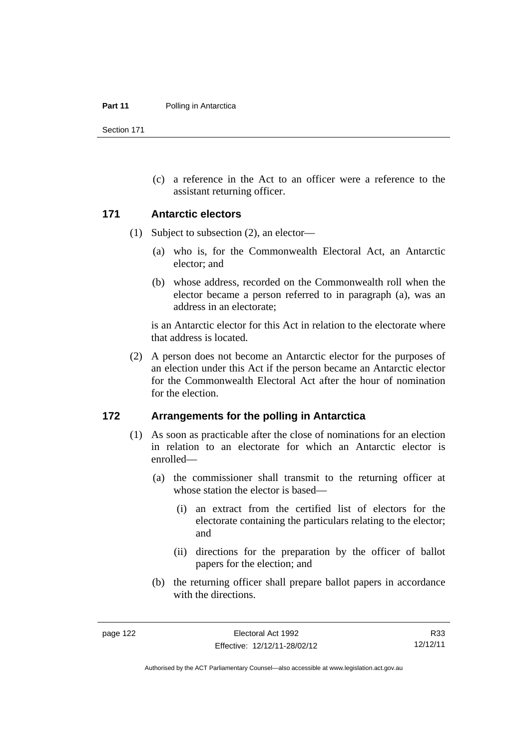(c) a reference in the Act to an officer were a reference to the assistant returning officer.

## 171 Antarctic electors

(1) Subject to subsection (2), an elector—

(a) who is, for the Commonwealth Electoral Act, an Antarctic elector; and

(b) whose address, recorded on the Commonwealth roll when the elector became a person referred to in paragraph (a), was an address in an electorate;

is an Antarctic elector for this Act in relation to the electorate where that address is located.

(2) A person does not become an Antarctic elector for the purposes of an election under this Act if the person became an Antarctic elector for the Commonwealth Electoral Act after the hour of nomination for the election.

## 172 Arrangements for the polling in Antarctica

(1) As soon as practicable after the close of nominations for an election in relation to an electorate for which an Antarctic elector is enrolled—

(a) the commissioner shall transmit to the returning officer at whose station the elector is based—

(i) an extract from the certified list of electors for the electorate containing the particulars relating to the elector; and

(ii) directions for the preparation by the officer of ballot papers for the election; and

(b) the returning officer shall prepare ballot papers in accordance with the directions.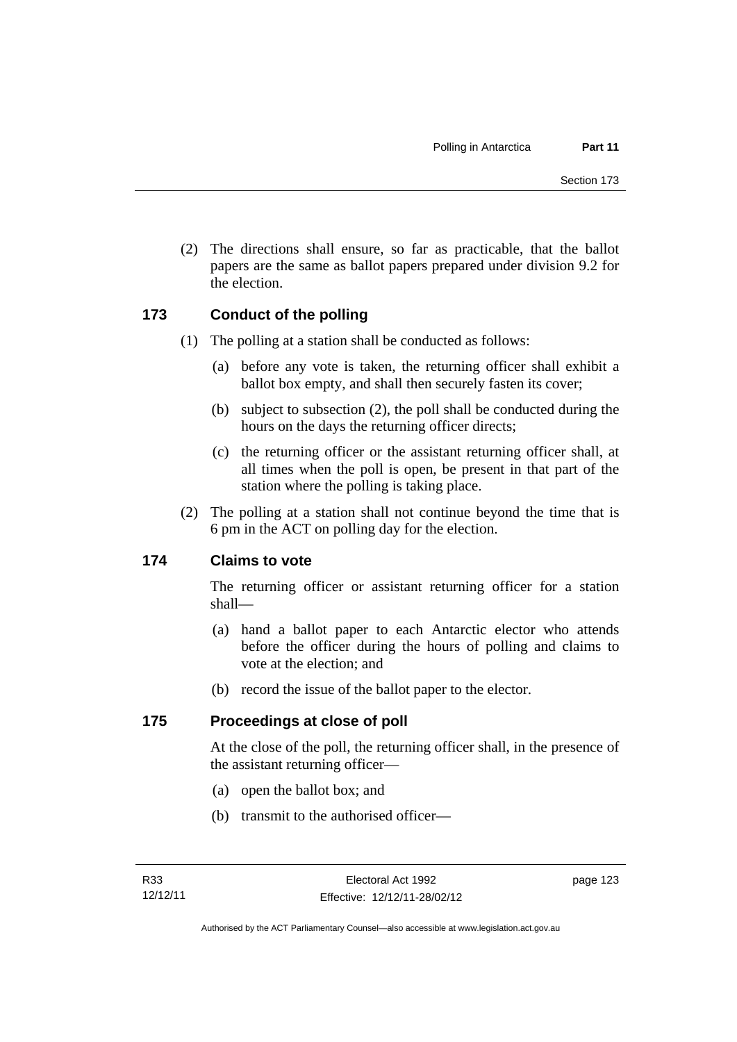(2) The directions shall ensure, so far as practicable, that the ballot papers are the same as ballot papers prepared under division 9.2 for the election.

## 173 Conduct of the polling

(1) The polling at a station shall be conducted as follows:

- (a) before any vote is taken, the returning officer shall exhibit a ballot box empty, and shall then securely fasten its cover;
- (b) subject to subsection (2), the poll shall be conducted during the hours on the days the returning officer directs;
- (c) the returning officer or the assistant returning officer shall, at all times when the poll is open, be present in that part of the station where the polling is taking place.

(2) The polling at a station shall not continue beyond the time that is 6 pm in the ACT on polling day for the election.

## 174 Claims to vote

The returning officer or assistant returning officer for a station shall—

- (a) hand a ballot paper to each Antarctic elector who attends before the officer during the hours of polling and claims to vote at the election; and
- (b) record the issue of the ballot paper to the elector.

## 175 Proceedings at close of poll

At the close of the poll, the returning officer shall, in the presence of the assistant returning officer—

- (a) open the ballot box; and
- (b) transmit to the authorised officer—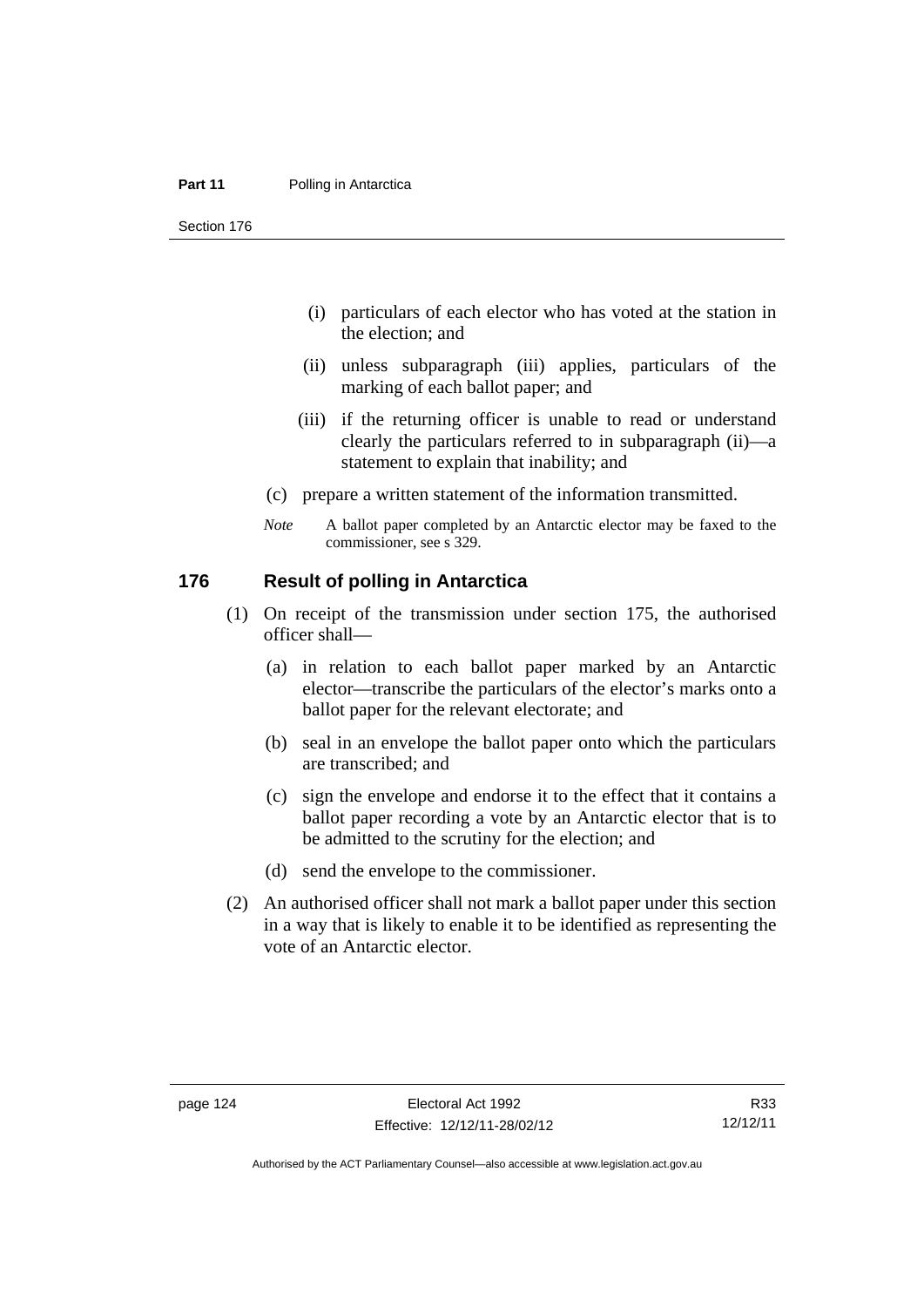(i) particulars of each elector who has voted at the station in the election; and

(ii) unless subparagraph (iii) applies, particulars of the marking of each ballot paper; and

(iii) if the returning officer is unable to read or understand clearly the particulars referred to in subparagraph (ii)—a statement to explain that inability; and

(c) prepare a written statement of the information transmitted.

*Note* A ballot paper completed by an Antarctic elector may be faxed to the commissioner, see s 329.

## 176 Result of polling in Antarctica

(1) On receipt of the transmission under section 175, the authorised officer shall—

(a) in relation to each ballot paper marked by an Antarctic elector—transcribe the particulars of the elector's marks onto a ballot paper for the relevant electorate; and

(b) seal in an envelope the ballot paper onto which the particulars are transcribed; and

(c) sign the envelope and endorse it to the effect that it contains a ballot paper recording a vote by an Antarctic elector that is to be admitted to the scrutiny for the election; and

(d) send the envelope to the commissioner.

(2) An authorised officer shall not mark a ballot paper under this section in a way that is likely to enable it to be identified as representing the vote of an Antarctic elector.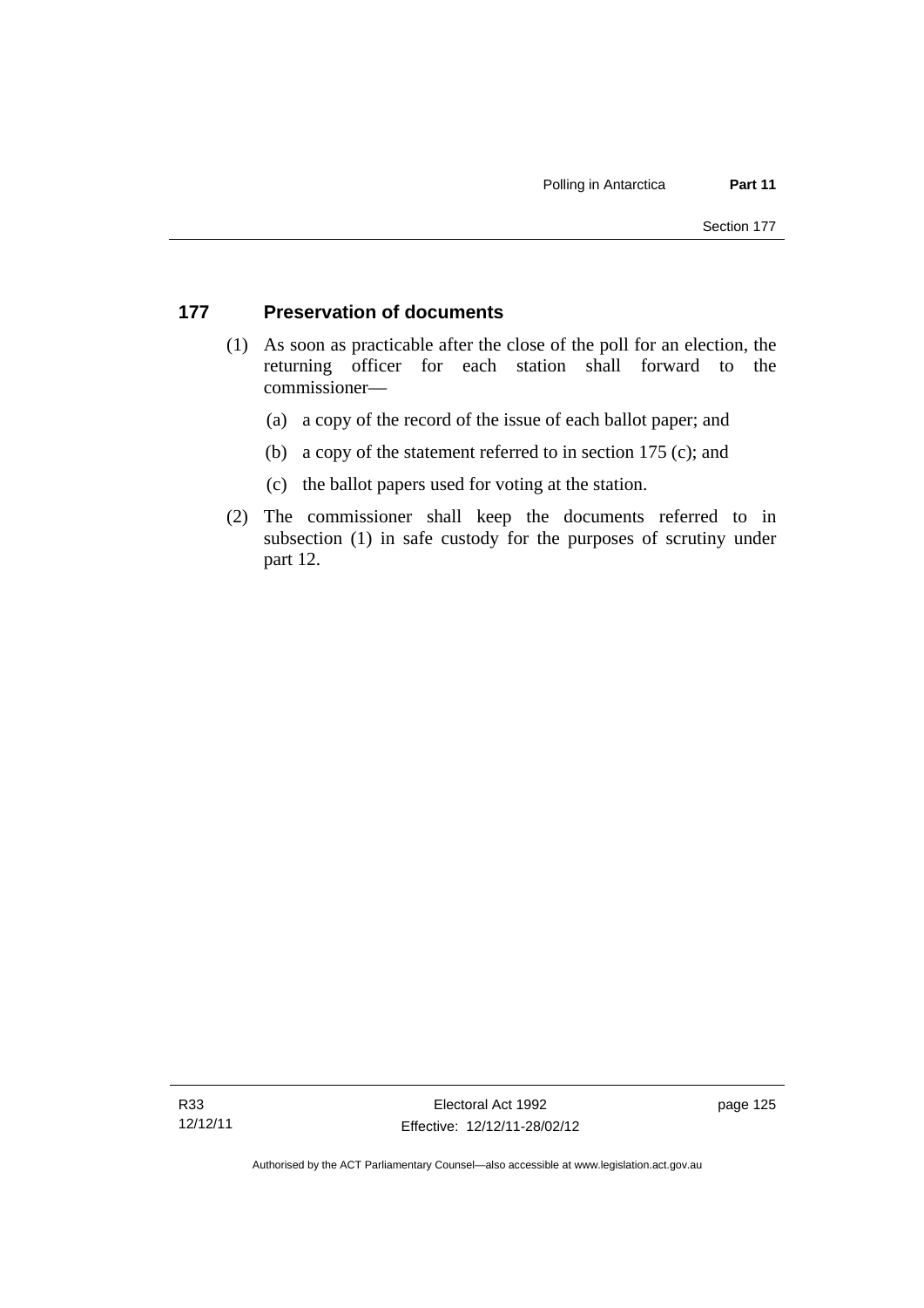## 177 Preservation of documents

(1) As soon as practicable after the close of the poll for an election, the returning officer for each station shall forward to the commissioner—

(a) a copy of the record of the issue of each ballot paper; and

(b) a copy of the statement referred to in section 175 (c); and

(c) the ballot papers used for voting at the station.

(2) The commissioner shall keep the documents referred to in subsection (1) in safe custody for the purposes of scrutiny under part 12.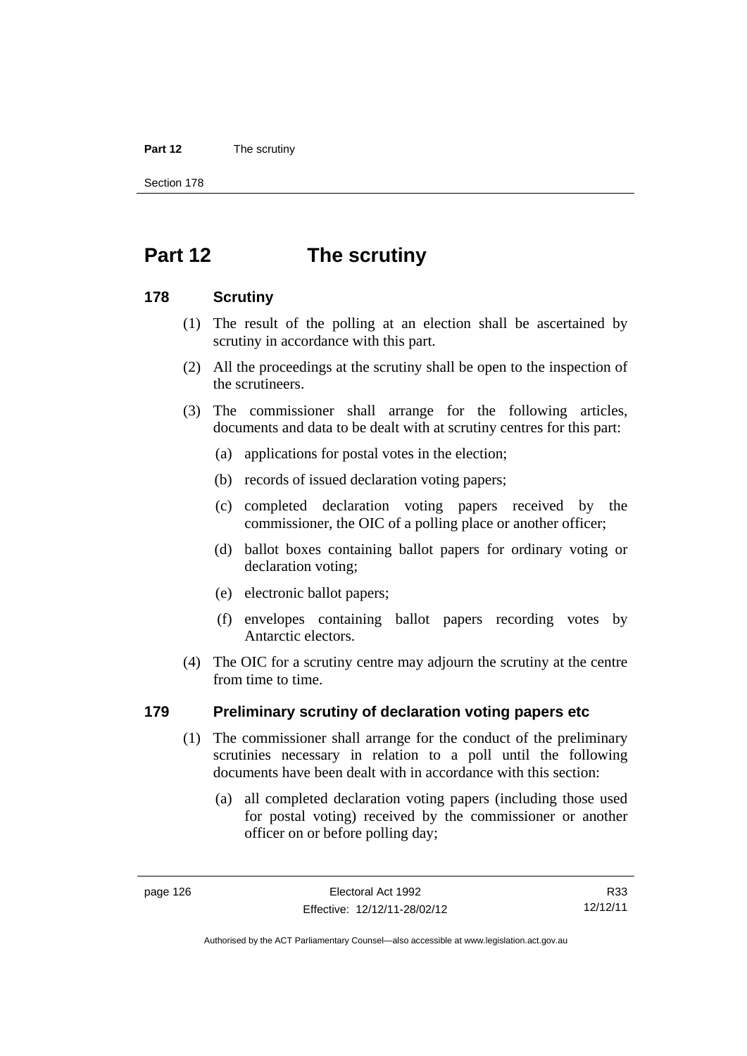# Part 12 The scrutiny

## 178 Scrutiny

(1) The result of the polling at an election shall be ascertained by scrutiny in accordance with this part.

(2) All the proceedings at the scrutiny shall be open to the inspection of the scrutineers.

(3) The commissioner shall arrange for the following articles, documents and data to be dealt with at scrutiny centres for this part:

- (a) applications for postal votes in the election;
- (b) records of issued declaration voting papers;
- (c) completed declaration voting papers received by the commissioner, the OIC of a polling place or another officer;
- (d) ballot boxes containing ballot papers for ordinary voting or declaration voting;
- (e) electronic ballot papers;
- (f) envelopes containing ballot papers recording votes by Antarctic electors.

(4) The OIC for a scrutiny centre may adjourn the scrutiny at the centre from time to time.

## 179 Preliminary scrutiny of declaration voting papers etc

(1) The commissioner shall arrange for the conduct of the preliminary scrutinies necessary in relation to a poll until the following documents have been dealt with in accordance with this section:

- (a) all completed declaration voting papers (including those used for postal voting) received by the commissioner or another officer on or before polling day;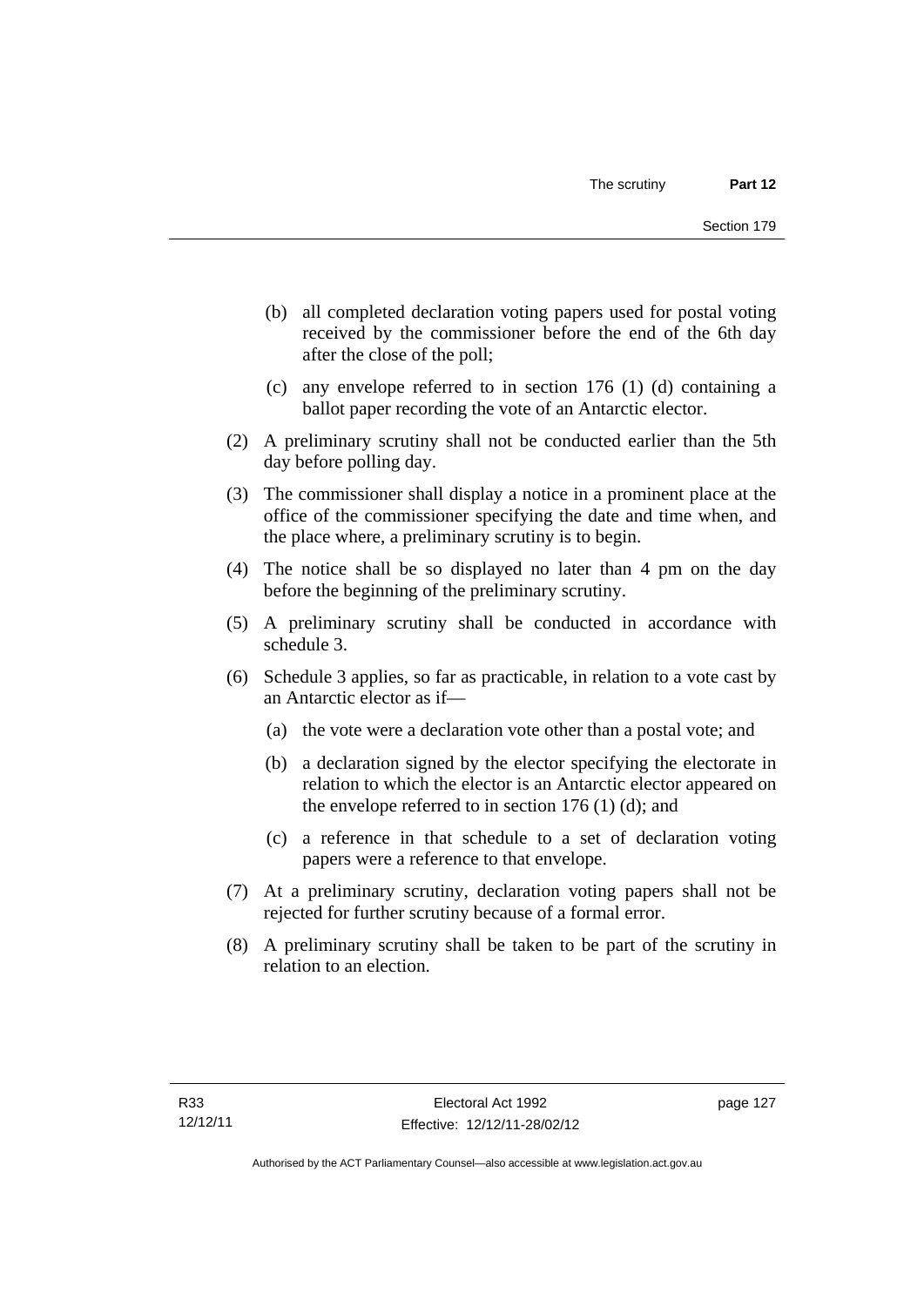(b) all completed declaration voting papers used for postal voting received by the commissioner before the end of the 6th day after the close of the poll;

(c) any envelope referred to in section 176 (1) (d) containing a ballot paper recording the vote of an Antarctic elector.

(2) A preliminary scrutiny shall not be conducted earlier than the 5th day before polling day.

(3) The commissioner shall display a notice in a prominent place at the office of the commissioner specifying the date and time when, and the place where, a preliminary scrutiny is to begin.

(4) The notice shall be so displayed no later than 4 pm on the day before the beginning of the preliminary scrutiny.

(5) A preliminary scrutiny shall be conducted in accordance with schedule 3.

(6) Schedule 3 applies, so far as practicable, in relation to a vote cast by an Antarctic elector as if—

(a) the vote were a declaration vote other than a postal vote; and

(b) a declaration signed by the elector specifying the electorate in relation to which the elector is an Antarctic elector appeared on the envelope referred to in section 176 (1) (d); and

(c) a reference in that schedule to a set of declaration voting papers were a reference to that envelope.

(7) At a preliminary scrutiny, declaration voting papers shall not be rejected for further scrutiny because of a formal error.

(8) A preliminary scrutiny shall be taken to be part of the scrutiny in relation to an election.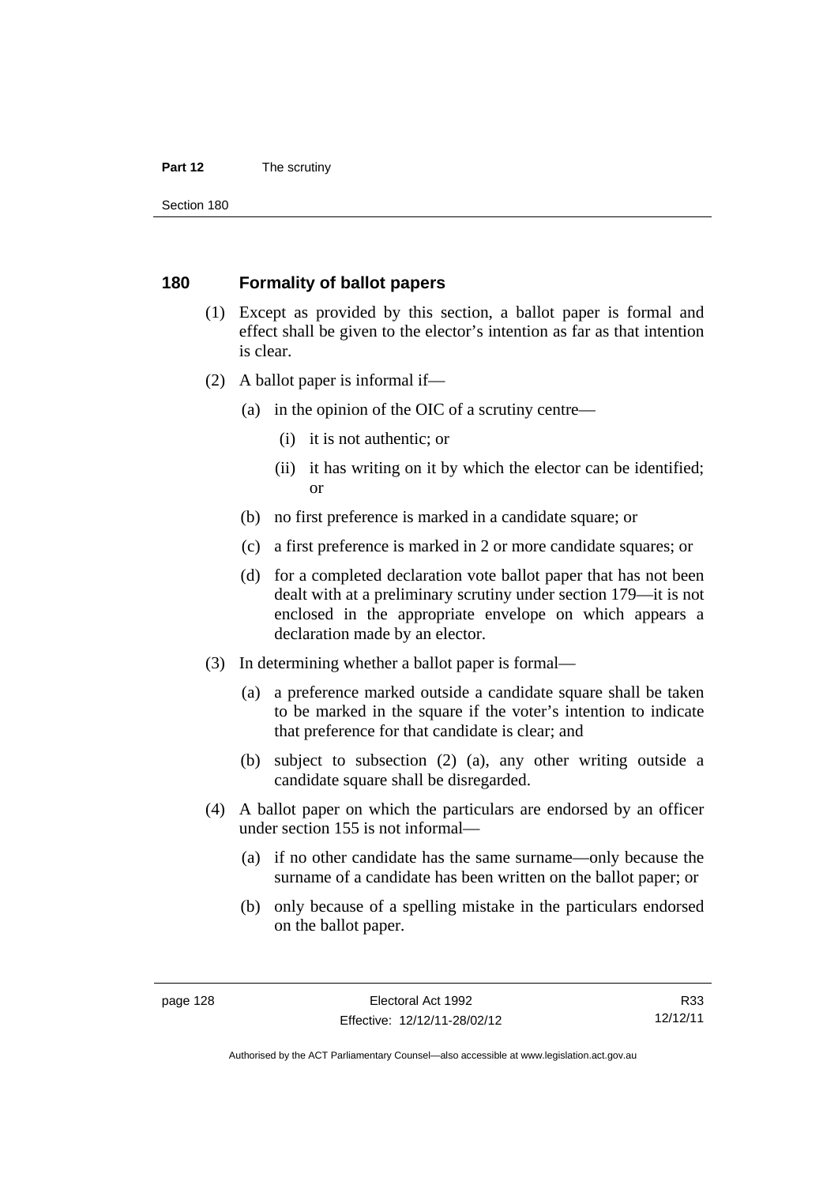## 180 Formality of ballot papers

(1) Except as provided by this section, a ballot paper is formal and effect shall be given to the elector's intention as far as that intention is clear.

(2) A ballot paper is informal if—

- (a) in the opinion of the OIC of a scrutiny centre—
  - (i) it is not authentic; or
  - (ii) it has writing on it by which the elector can be identified; or
- (b) no first preference is marked in a candidate square; or
- (c) a first preference is marked in 2 or more candidate squares; or
- (d) for a completed declaration vote ballot paper that has not been dealt with at a preliminary scrutiny under section 179—it is not enclosed in the appropriate envelope on which appears a declaration made by an elector.

(3) In determining whether a ballot paper is formal—

- (a) a preference marked outside a candidate square shall be taken to be marked in the square if the voter's intention to indicate that preference for that candidate is clear; and
- (b) subject to subsection (2) (a), any other writing outside a candidate square shall be disregarded.

(4) A ballot paper on which the particulars are endorsed by an officer under section 155 is not informal—

- (a) if no other candidate has the same surname—only because the surname of a candidate has been written on the ballot paper; or
- (b) only because of a spelling mistake in the particulars endorsed on the ballot paper.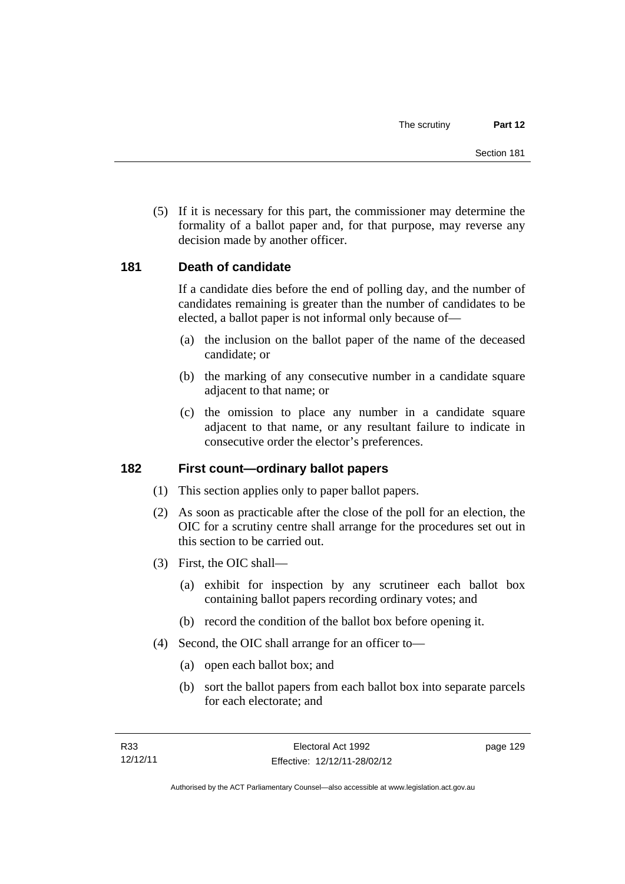(5) If it is necessary for this part, the commissioner may determine the formality of a ballot paper and, for that purpose, may reverse any decision made by another officer.

## 181 Death of candidate

If a candidate dies before the end of polling day, and the number of candidates remaining is greater than the number of candidates to be elected, a ballot paper is not informal only because of—

(a) the inclusion on the ballot paper of the name of the deceased candidate; or

(b) the marking of any consecutive number in a candidate square adjacent to that name; or

(c) the omission to place any number in a candidate square adjacent to that name, or any resultant failure to indicate in consecutive order the elector's preferences.

## 182 First count—ordinary ballot papers

(1) This section applies only to paper ballot papers.

(2) As soon as practicable after the close of the poll for an election, the OIC for a scrutiny centre shall arrange for the procedures set out in this section to be carried out.

(3) First, the OIC shall—

(a) exhibit for inspection by any scrutineer each ballot box containing ballot papers recording ordinary votes; and

(b) record the condition of the ballot box before opening it.

(4) Second, the OIC shall arrange for an officer to—

(a) open each ballot box; and

(b) sort the ballot papers from each ballot box into separate parcels for each electorate; and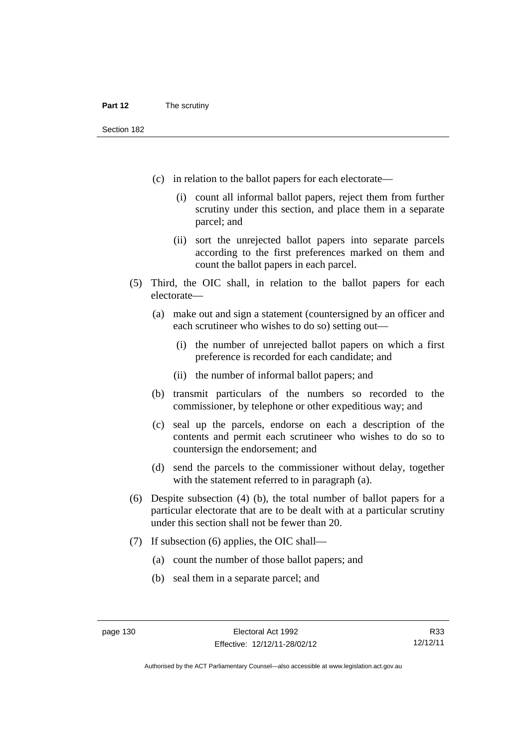(c) in relation to the ballot papers for each electorate—

(i) count all informal ballot papers, reject them from further scrutiny under this section, and place them in a separate parcel; and

(ii) sort the unrejected ballot papers into separate parcels according to the first preferences marked on them and count the ballot papers in each parcel.

(5) Third, the OIC shall, in relation to the ballot papers for each electorate—

(a) make out and sign a statement (countersigned by an officer and each scrutineer who wishes to do so) setting out—

(i) the number of unrejected ballot papers on which a first preference is recorded for each candidate; and

(ii) the number of informal ballot papers; and

(b) transmit particulars of the numbers so recorded to the commissioner, by telephone or other expeditious way; and

(c) seal up the parcels, endorse on each a description of the contents and permit each scrutineer who wishes to do so to countersign the endorsement; and

(d) send the parcels to the commissioner without delay, together with the statement referred to in paragraph (a).

(6) Despite subsection (4) (b), the total number of ballot papers for a particular electorate that are to be dealt with at a particular scrutiny under this section shall not be fewer than 20.

(7) If subsection (6) applies, the OIC shall—

(a) count the number of those ballot papers; and

(b) seal them in a separate parcel; and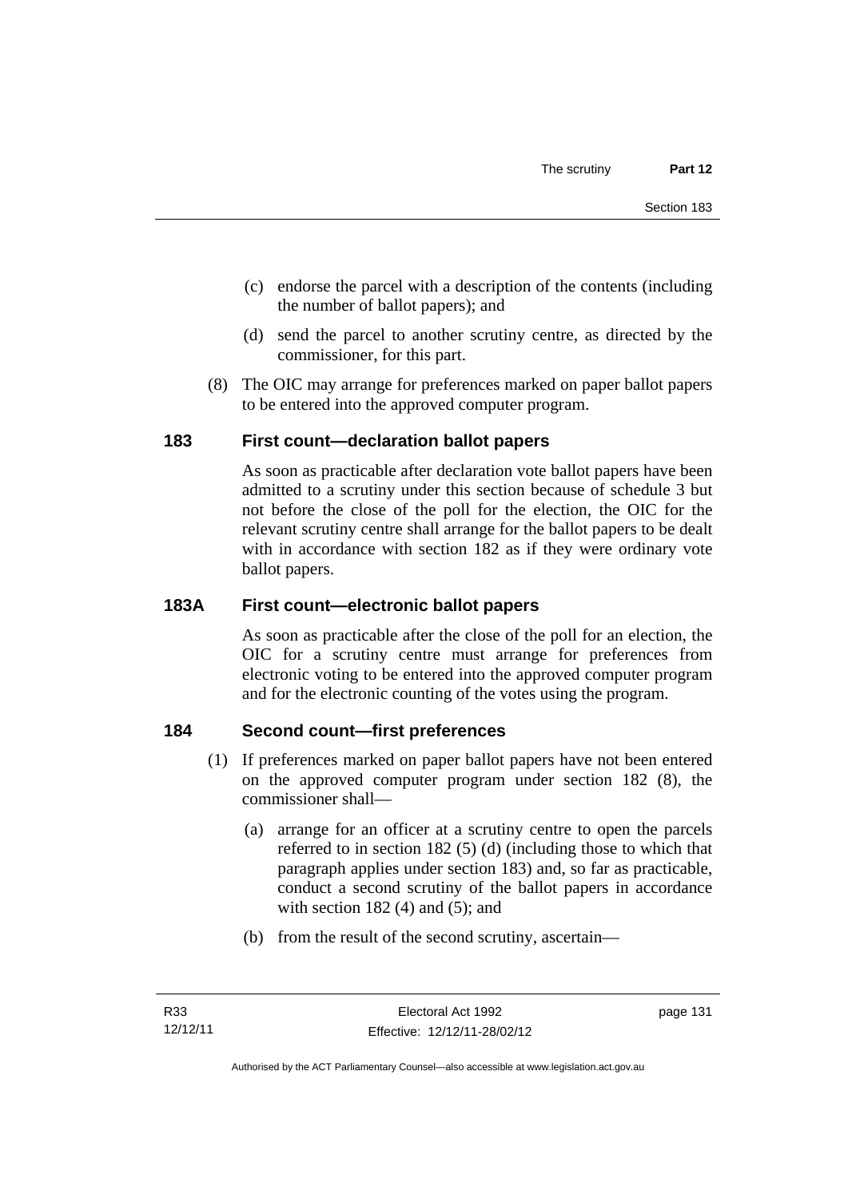(c) endorse the parcel with a description of the contents (including the number of ballot papers); and

(d) send the parcel to another scrutiny centre, as directed by the commissioner, for this part.

(8) The OIC may arrange for preferences marked on paper ballot papers to be entered into the approved computer program.

### 183 First count—declaration ballot papers

As soon as practicable after declaration vote ballot papers have been admitted to a scrutiny under this section because of schedule 3 but not before the close of the poll for the election, the OIC for the relevant scrutiny centre shall arrange for the ballot papers to be dealt with in accordance with section 182 as if they were ordinary vote ballot papers.

### 183A First count—electronic ballot papers

As soon as practicable after the close of the poll for an election, the OIC for a scrutiny centre must arrange for preferences from electronic voting to be entered into the approved computer program and for the electronic counting of the votes using the program.

### 184 Second count—first preferences

(1) If preferences marked on paper ballot papers have not been entered on the approved computer program under section 182 (8), the commissioner shall—

(a) arrange for an officer at a scrutiny centre to open the parcels referred to in section 182 (5) (d) (including those to which that paragraph applies under section 183) and, so far as practicable, conduct a second scrutiny of the ballot papers in accordance with section 182 (4) and (5); and

(b) from the result of the second scrutiny, ascertain—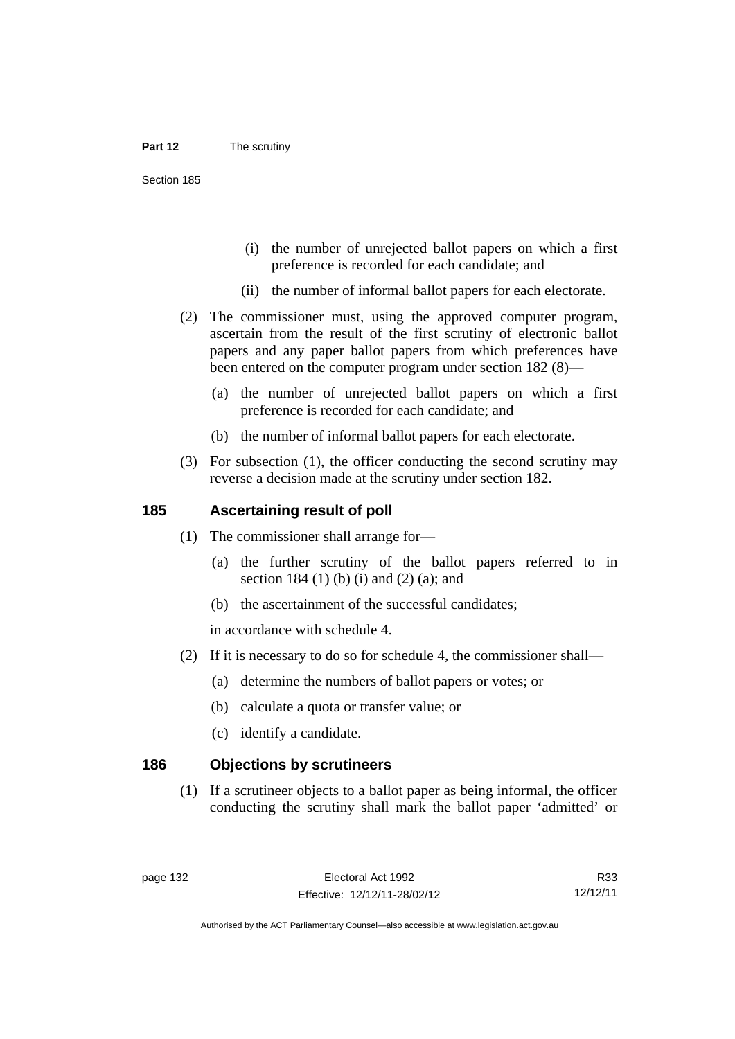(i) the number of unrejected ballot papers on which a first preference is recorded for each candidate; and

(ii) the number of informal ballot papers for each electorate.

(2) The commissioner must, using the approved computer program, ascertain from the result of the first scrutiny of electronic ballot papers and any paper ballot papers from which preferences have been entered on the computer program under section 182 (8)—

(a) the number of unrejected ballot papers on which a first preference is recorded for each candidate; and

(b) the number of informal ballot papers for each electorate.

(3) For subsection (1), the officer conducting the second scrutiny may reverse a decision made at the scrutiny under section 182.

## 185 Ascertaining result of poll

(1) The commissioner shall arrange for—

(a) the further scrutiny of the ballot papers referred to in section 184 (1) (b) (i) and (2) (a); and

(b) the ascertainment of the successful candidates;

in accordance with schedule 4.

(2) If it is necessary to do so for schedule 4, the commissioner shall—

(a) determine the numbers of ballot papers or votes; or

(b) calculate a quota or transfer value; or

(c) identify a candidate.

## 186 Objections by scrutineers

(1) If a scrutineer objects to a ballot paper as being informal, the officer conducting the scrutiny shall mark the ballot paper 'admitted' or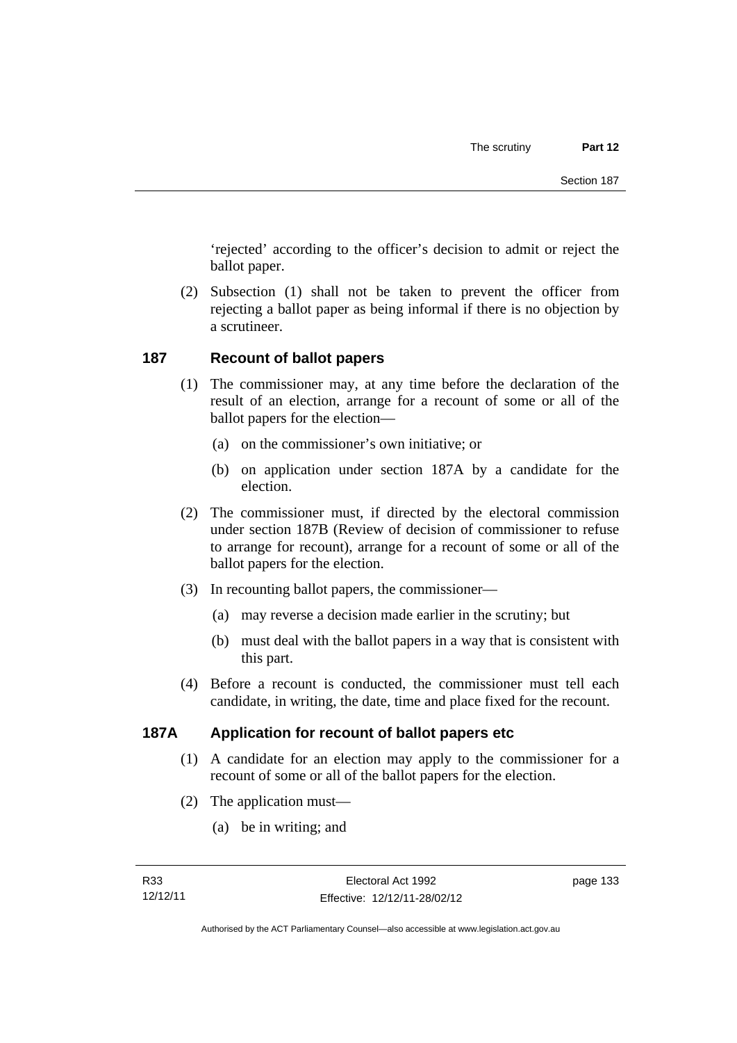'rejected' according to the officer's decision to admit or reject the ballot paper.

(2) Subsection (1) shall not be taken to prevent the officer from rejecting a ballot paper as being informal if there is no objection by a scrutineer.

## 187 Recount of ballot papers

(1) The commissioner may, at any time before the declaration of the result of an election, arrange for a recount of some or all of the ballot papers for the election—

(a) on the commissioner's own initiative; or

(b) on application under section 187A by a candidate for the election.

(2) The commissioner must, if directed by the electoral commission under section 187B (Review of decision of commissioner to refuse to arrange for recount), arrange for a recount of some or all of the ballot papers for the election.

(3) In recounting ballot papers, the commissioner—

(a) may reverse a decision made earlier in the scrutiny; but

(b) must deal with the ballot papers in a way that is consistent with this part.

(4) Before a recount is conducted, the commissioner must tell each candidate, in writing, the date, time and place fixed for the recount.

## 187A Application for recount of ballot papers etc

(1) A candidate for an election may apply to the commissioner for a recount of some or all of the ballot papers for the election.

(2) The application must—

(a) be in writing; and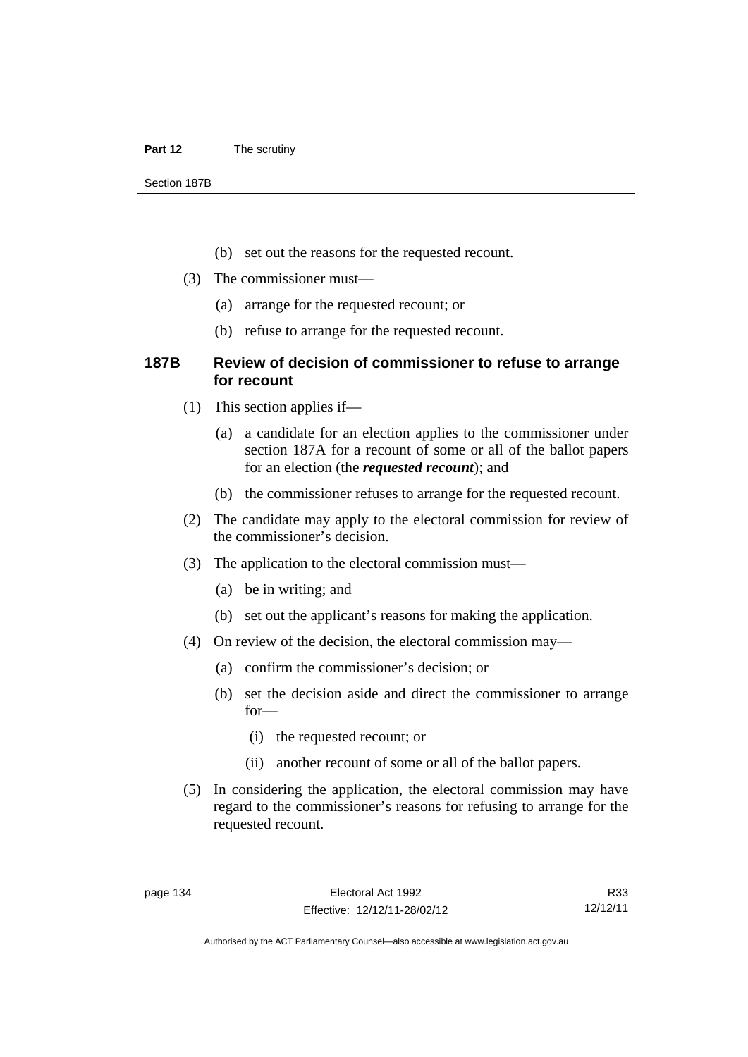(b) set out the reasons for the requested recount.

(3) The commissioner must—

(a) arrange for the requested recount; or

(b) refuse to arrange for the requested recount.

### 187B Review of decision of commissioner to refuse to arrange for recount

(1) This section applies if—

(a) a candidate for an election applies to the commissioner under section 187A for a recount of some or all of the ballot papers for an election (the ***requested recount***); and

(b) the commissioner refuses to arrange for the requested recount.

(2) The candidate may apply to the electoral commission for review of the commissioner's decision.

(3) The application to the electoral commission must—

(a) be in writing; and

(b) set out the applicant's reasons for making the application.

(4) On review of the decision, the electoral commission may—

(a) confirm the commissioner's decision; or

(b) set the decision aside and direct the commissioner to arrange for—

(i) the requested recount; or

(ii) another recount of some or all of the ballot papers.

(5) In considering the application, the electoral commission may have regard to the commissioner's reasons for refusing to arrange for the requested recount.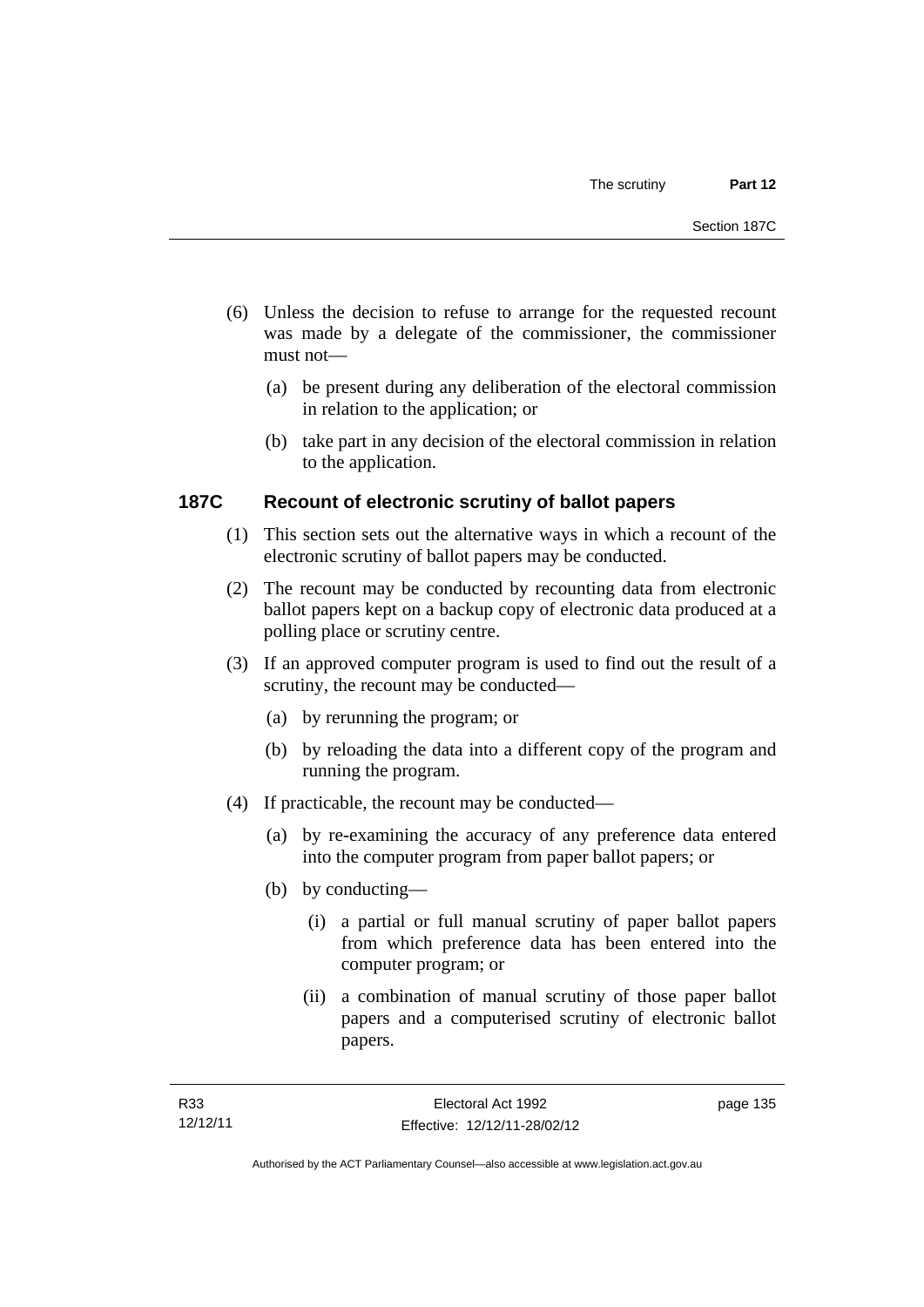(6) Unless the decision to refuse to arrange for the requested recount was made by a delegate of the commissioner, the commissioner must not—

(a) be present during any deliberation of the electoral commission in relation to the application; or

(b) take part in any decision of the electoral commission in relation to the application.

### 187C Recount of electronic scrutiny of ballot papers

(1) This section sets out the alternative ways in which a recount of the electronic scrutiny of ballot papers may be conducted.

(2) The recount may be conducted by recounting data from electronic ballot papers kept on a backup copy of electronic data produced at a polling place or scrutiny centre.

(3) If an approved computer program is used to find out the result of a scrutiny, the recount may be conducted—

(a) by rerunning the program; or

(b) by reloading the data into a different copy of the program and running the program.

(4) If practicable, the recount may be conducted—

(a) by re-examining the accuracy of any preference data entered into the computer program from paper ballot papers; or

(b) by conducting—

(i) a partial or full manual scrutiny of paper ballot papers from which preference data has been entered into the computer program; or

(ii) a combination of manual scrutiny of those paper ballot papers and a computerised scrutiny of electronic ballot papers.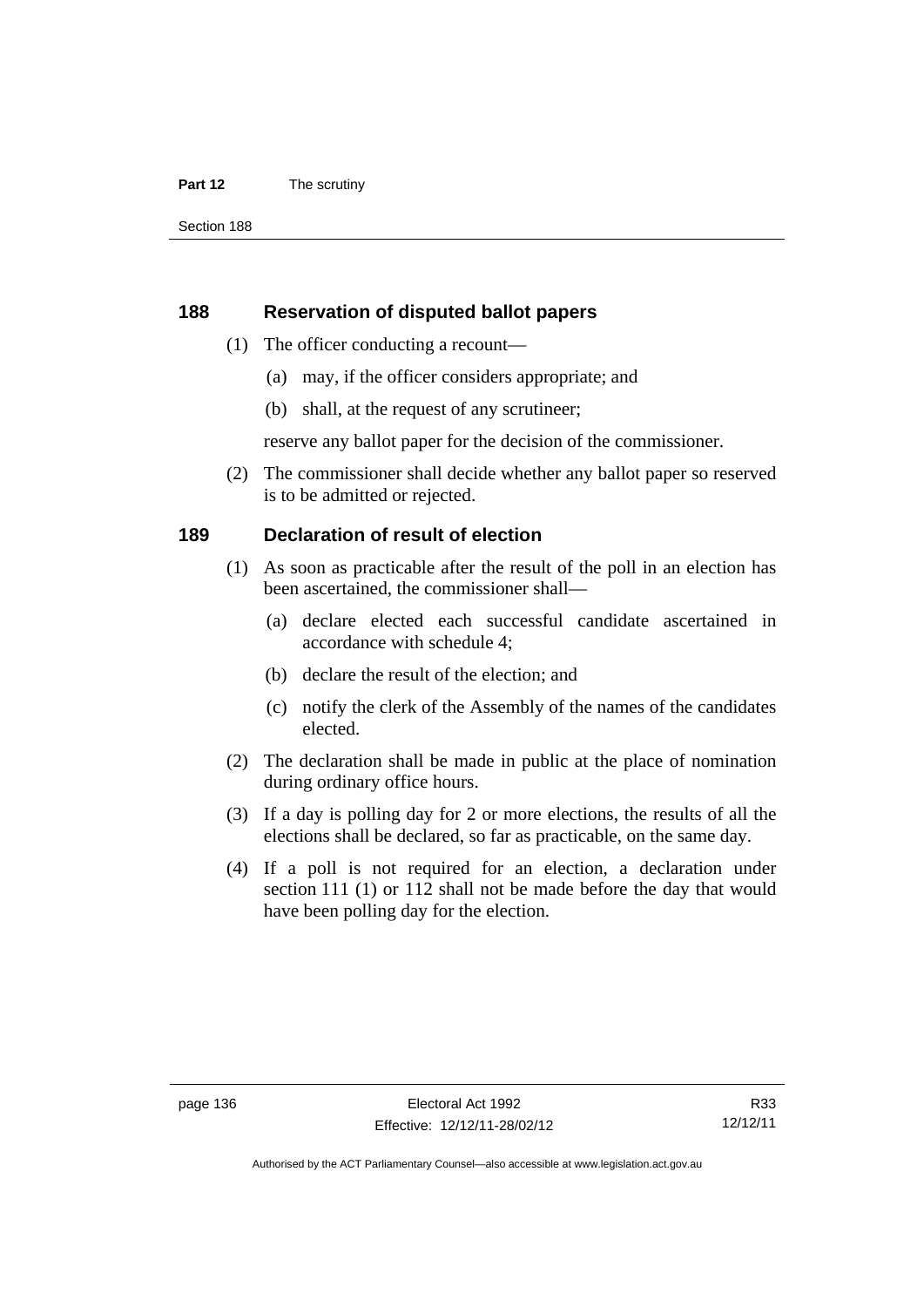## 188 Reservation of disputed ballot papers

(1) The officer conducting a recount—

(a) may, if the officer considers appropriate; and

(b) shall, at the request of any scrutineer;

reserve any ballot paper for the decision of the commissioner.

(2) The commissioner shall decide whether any ballot paper so reserved is to be admitted or rejected.

## 189 Declaration of result of election

(1) As soon as practicable after the result of the poll in an election has been ascertained, the commissioner shall—

(a) declare elected each successful candidate ascertained in accordance with schedule 4;

(b) declare the result of the election; and

(c) notify the clerk of the Assembly of the names of the candidates elected.

(2) The declaration shall be made in public at the place of nomination during ordinary office hours.

(3) If a day is polling day for 2 or more elections, the results of all the elections shall be declared, so far as practicable, on the same day.

(4) If a poll is not required for an election, a declaration under section 111 (1) or 112 shall not be made before the day that would have been polling day for the election.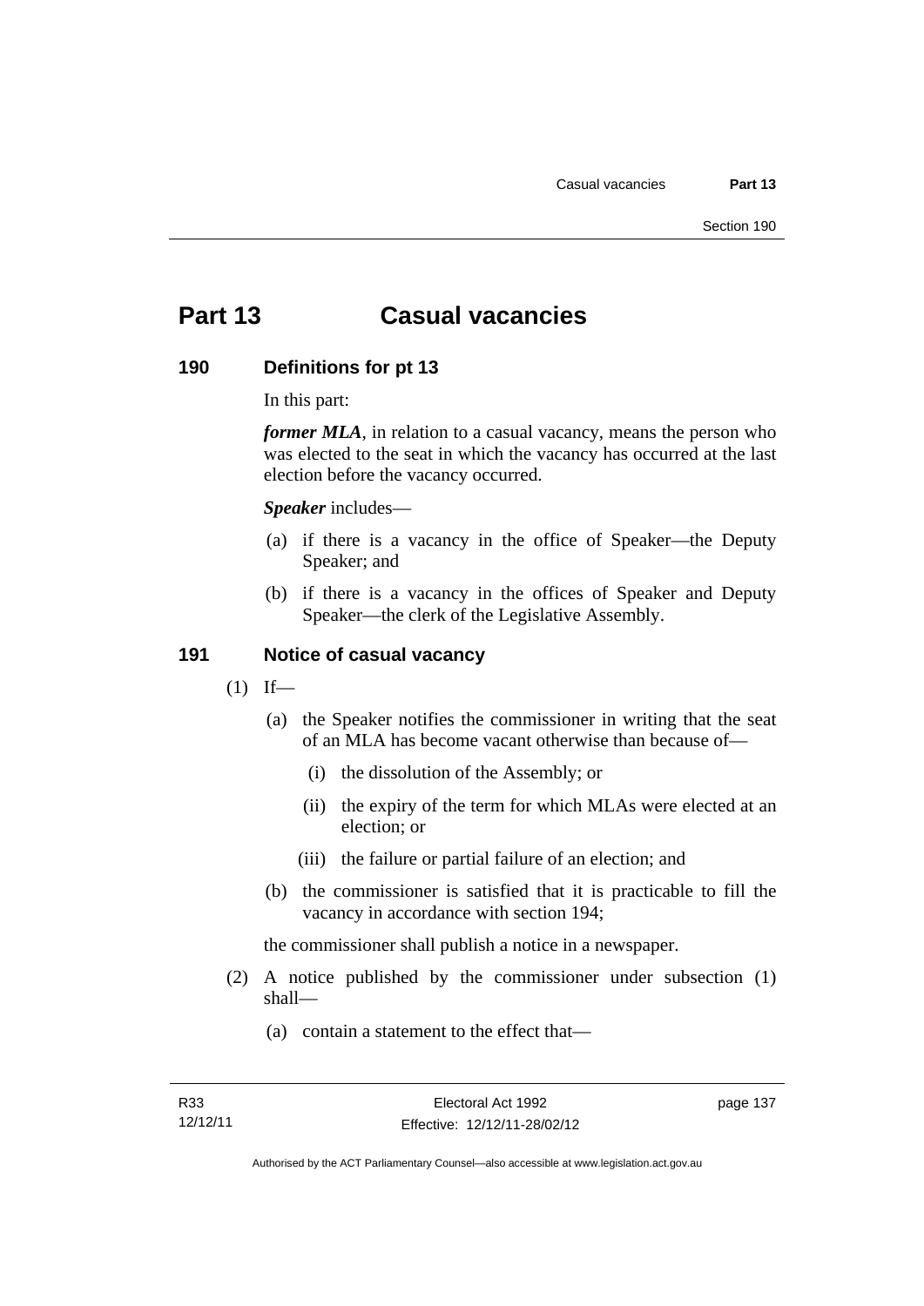# Part 13 Casual vacancies

## 190 Definitions for pt 13

In this part:

***former MLA***, in relation to a casual vacancy, means the person who was elected to the seat in which the vacancy has occurred at the last election before the vacancy occurred.

***Speaker*** includes—

(a) if there is a vacancy in the office of Speaker—the Deputy Speaker; and

(b) if there is a vacancy in the offices of Speaker and Deputy Speaker—the clerk of the Legislative Assembly.

## 191 Notice of casual vacancy

(1) If—

(a) the Speaker notifies the commissioner in writing that the seat of an MLA has become vacant otherwise than because of—

(i) the dissolution of the Assembly; or

(ii) the expiry of the term for which MLAs were elected at an election; or

(iii) the failure or partial failure of an election; and

(b) the commissioner is satisfied that it is practicable to fill the vacancy in accordance with section 194;

the commissioner shall publish a notice in a newspaper.

(2) A notice published by the commissioner under subsection (1) shall—

(a) contain a statement to the effect that—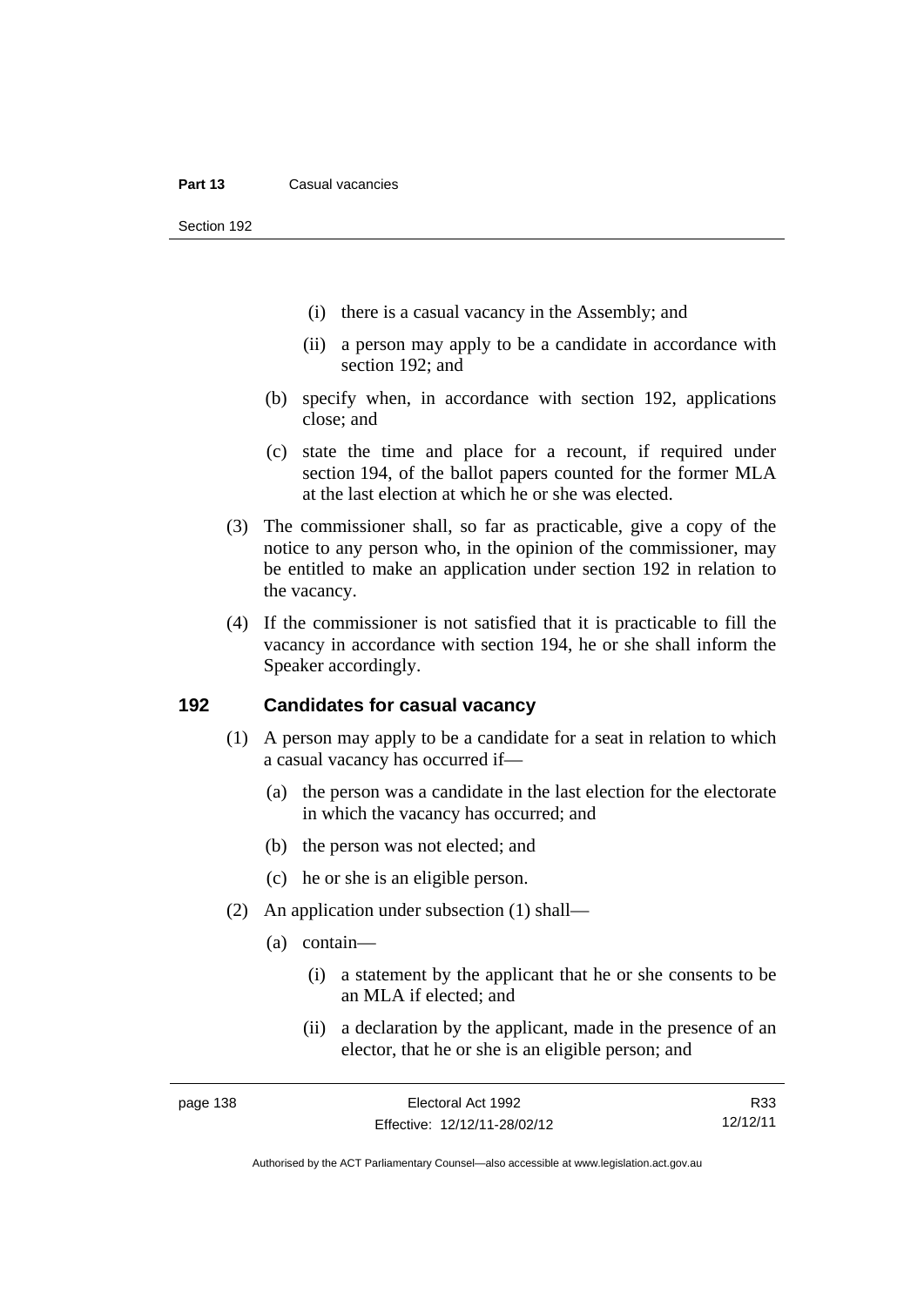(i) there is a casual vacancy in the Assembly; and

(ii) a person may apply to be a candidate in accordance with section 192; and

(b) specify when, in accordance with section 192, applications close; and

(c) state the time and place for a recount, if required under section 194, of the ballot papers counted for the former MLA at the last election at which he or she was elected.

(3) The commissioner shall, so far as practicable, give a copy of the notice to any person who, in the opinion of the commissioner, may be entitled to make an application under section 192 in relation to the vacancy.

(4) If the commissioner is not satisfied that it is practicable to fill the vacancy in accordance with section 194, he or she shall inform the Speaker accordingly.

## 192 Candidates for casual vacancy

(1) A person may apply to be a candidate for a seat in relation to which a casual vacancy has occurred if—

(a) the person was a candidate in the last election for the electorate in which the vacancy has occurred; and

(b) the person was not elected; and

(c) he or she is an eligible person.

(2) An application under subsection (1) shall—

(a) contain—

(i) a statement by the applicant that he or she consents to be an MLA if elected; and

(ii) a declaration by the applicant, made in the presence of an elector, that he or she is an eligible person; and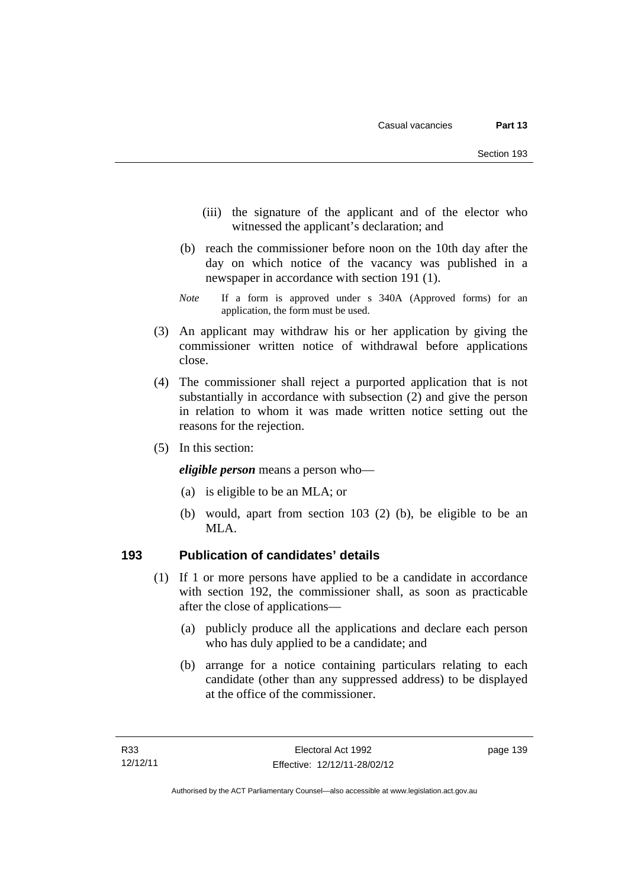(iii) the signature of the applicant and of the elector who witnessed the applicant's declaration; and

(b) reach the commissioner before noon on the 10th day after the day on which notice of the vacancy was published in a newspaper in accordance with section 191 (1).

*Note* If a form is approved under s 340A (Approved forms) for an application, the form must be used.

(3) An applicant may withdraw his or her application by giving the commissioner written notice of withdrawal before applications close.

(4) The commissioner shall reject a purported application that is not substantially in accordance with subsection (2) and give the person in relation to whom it was made written notice setting out the reasons for the rejection.

(5) In this section:

***eligible person*** means a person who—

(a) is eligible to be an MLA; or

(b) would, apart from section 103 (2) (b), be eligible to be an MLA.

## 193 Publication of candidates' details

(1) If 1 or more persons have applied to be a candidate in accordance with section 192, the commissioner shall, as soon as practicable after the close of applications—

(a) publicly produce all the applications and declare each person who has duly applied to be a candidate; and

(b) arrange for a notice containing particulars relating to each candidate (other than any suppressed address) to be displayed at the office of the commissioner.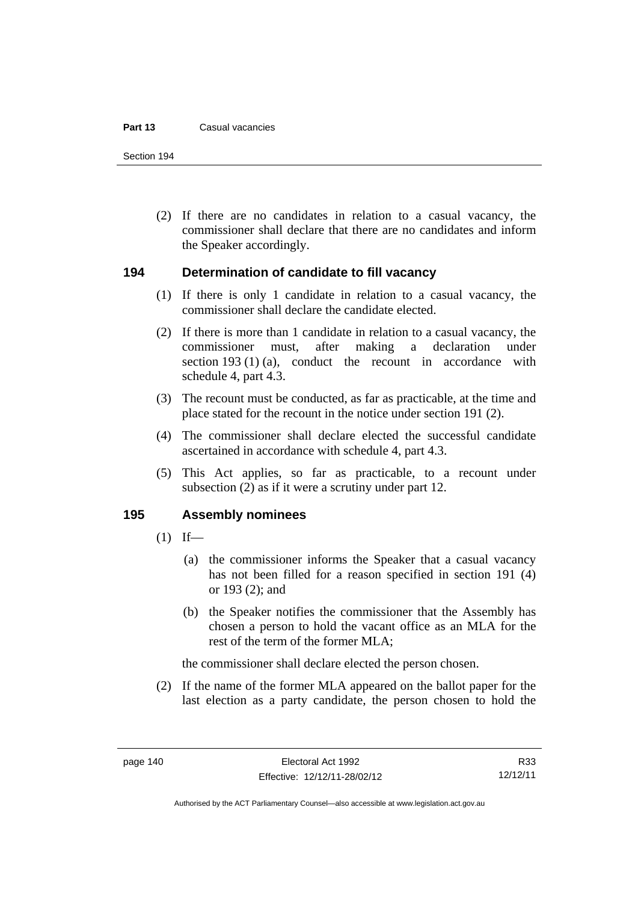(2) If there are no candidates in relation to a casual vacancy, the commissioner shall declare that there are no candidates and inform the Speaker accordingly.

## 194 Determination of candidate to fill vacancy

(1) If there is only 1 candidate in relation to a casual vacancy, the commissioner shall declare the candidate elected.

(2) If there is more than 1 candidate in relation to a casual vacancy, the commissioner must, after making a declaration under section 193 (1) (a), conduct the recount in accordance with schedule 4, part 4.3.

(3) The recount must be conducted, as far as practicable, at the time and place stated for the recount in the notice under section 191 (2).

(4) The commissioner shall declare elected the successful candidate ascertained in accordance with schedule 4, part 4.3.

(5) This Act applies, so far as practicable, to a recount under subsection (2) as if it were a scrutiny under part 12.

## 195 Assembly nominees

(1) If—

(a) the commissioner informs the Speaker that a casual vacancy has not been filled for a reason specified in section 191 (4) or 193 (2); and

(b) the Speaker notifies the commissioner that the Assembly has chosen a person to hold the vacant office as an MLA for the rest of the term of the former MLA;

the commissioner shall declare elected the person chosen.

(2) If the name of the former MLA appeared on the ballot paper for the last election as a party candidate, the person chosen to hold the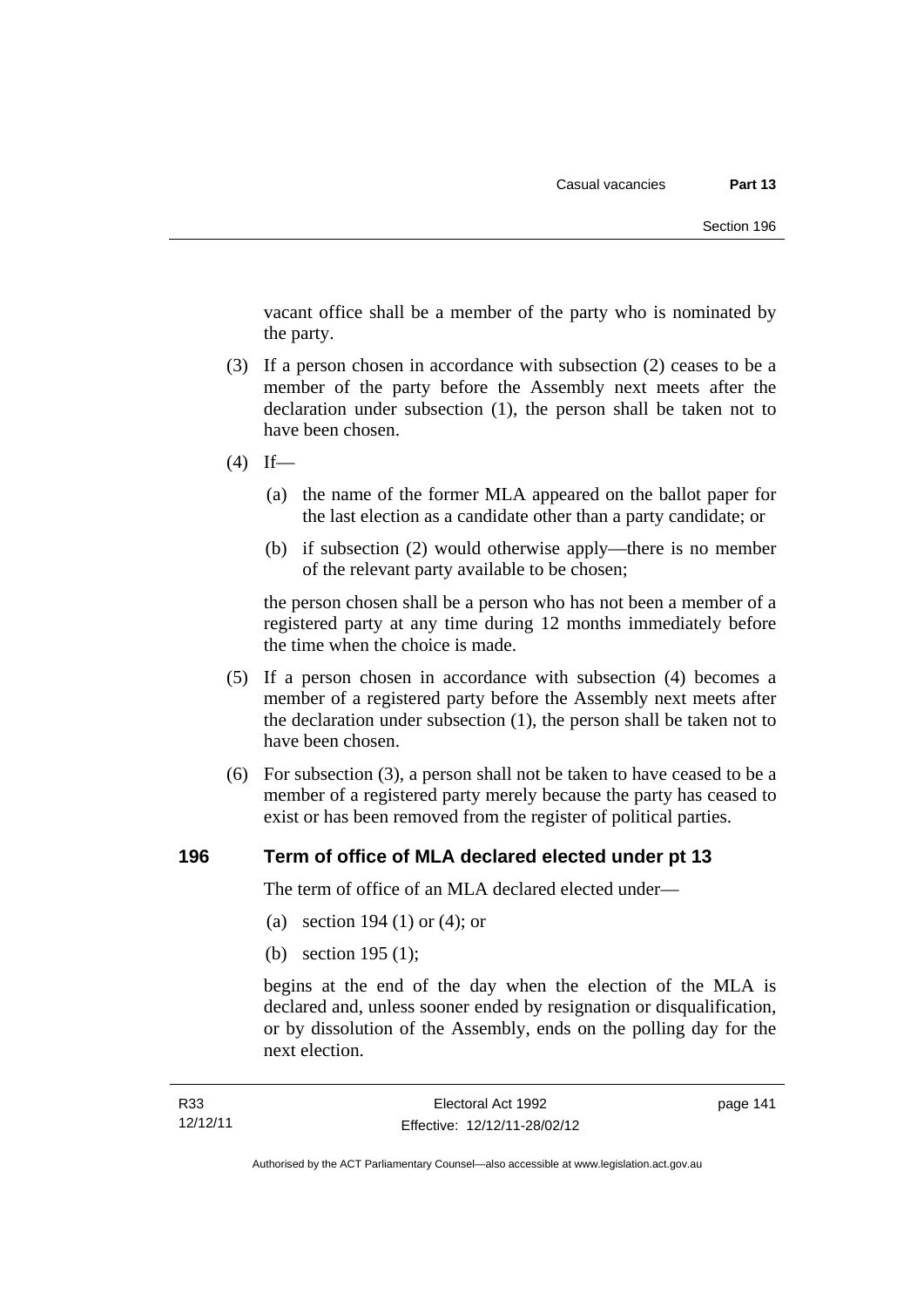vacant office shall be a member of the party who is nominated by the party.

(3) If a person chosen in accordance with subsection (2) ceases to be a member of the party before the Assembly next meets after the declaration under subsection (1), the person shall be taken not to have been chosen.

(4) If—

(a) the name of the former MLA appeared on the ballot paper for the last election as a candidate other than a party candidate; or

(b) if subsection (2) would otherwise apply—there is no member of the relevant party available to be chosen;

the person chosen shall be a person who has not been a member of a registered party at any time during 12 months immediately before the time when the choice is made.

(5) If a person chosen in accordance with subsection (4) becomes a member of a registered party before the Assembly next meets after the declaration under subsection (1), the person shall be taken not to have been chosen.

(6) For subsection (3), a person shall not be taken to have ceased to be a member of a registered party merely because the party has ceased to exist or has been removed from the register of political parties.

## 196 Term of office of MLA declared elected under pt 13

The term of office of an MLA declared elected under—

(a) section 194 (1) or (4); or

(b) section 195 (1);

begins at the end of the day when the election of the MLA is declared and, unless sooner ended by resignation or disqualification, or by dissolution of the Assembly, ends on the polling day for the next election.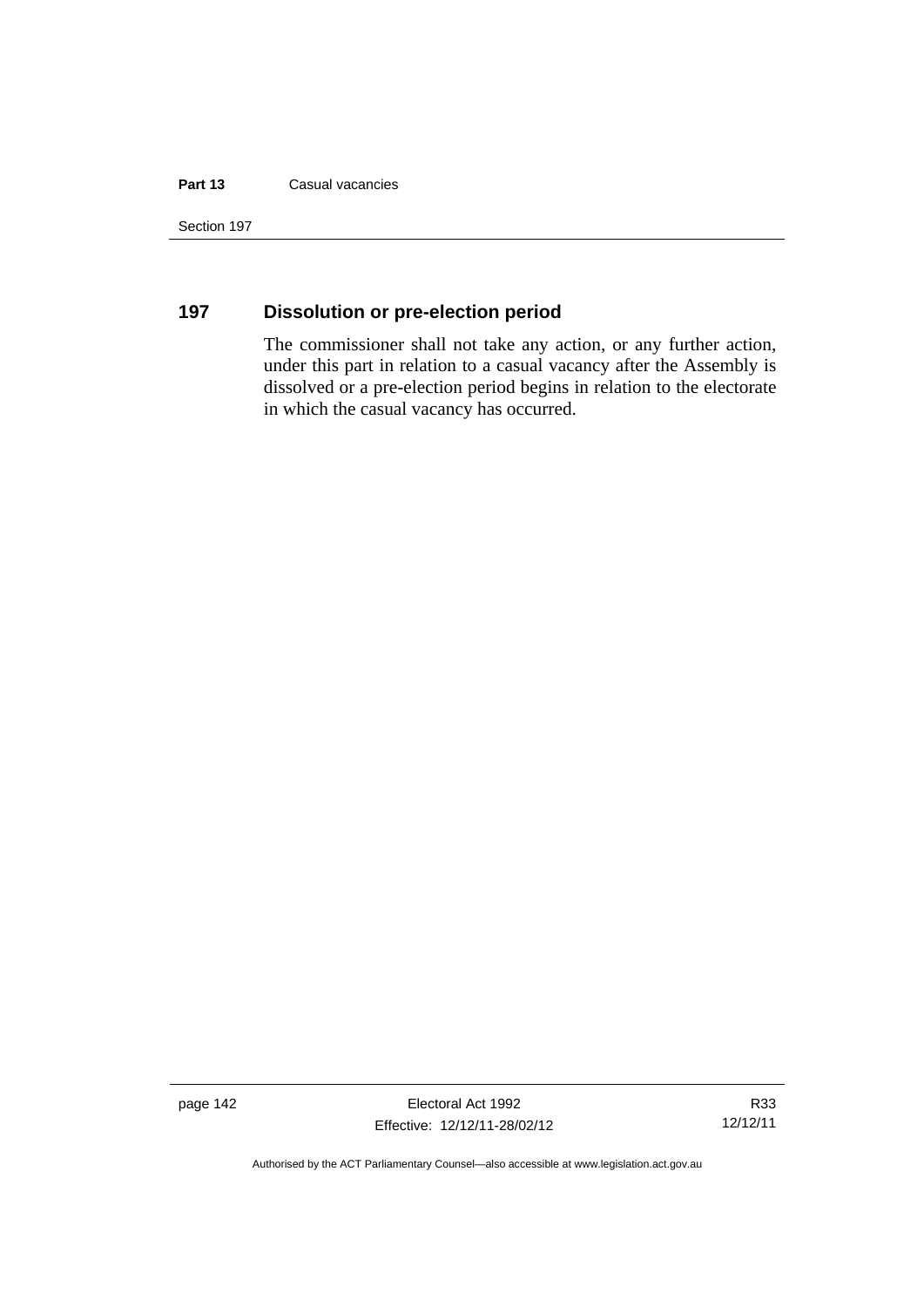## 197 Dissolution or pre-election period

The commissioner shall not take any action, or any further action, under this part in relation to a casual vacancy after the Assembly is dissolved or a pre-election period begins in relation to the electorate in which the casual vacancy has occurred.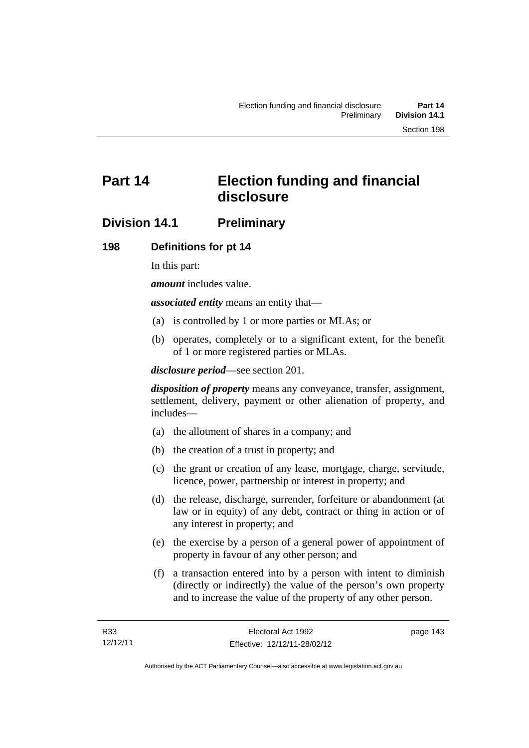# Part 14 Election funding and financial disclosure

## Division 14.1 Preliminary

### 198 Definitions for pt 14

In this part:

***amount*** includes value.

***associated entity*** means an entity that—

(a) is controlled by 1 or more parties or MLAs; or

(b) operates, completely or to a significant extent, for the benefit of 1 or more registered parties or MLAs.

***disclosure period***—see section 201.

***disposition of property*** means any conveyance, transfer, assignment, settlement, delivery, payment or other alienation of property, and includes—

(a) the allotment of shares in a company; and

(b) the creation of a trust in property; and

(c) the grant or creation of any lease, mortgage, charge, servitude, licence, power, partnership or interest in property; and

(d) the release, discharge, surrender, forfeiture or abandonment (at law or in equity) of any debt, contract or thing in action or of any interest in property; and

(e) the exercise by a person of a general power of appointment of property in favour of any other person; and

(f) a transaction entered into by a person with intent to diminish (directly or indirectly) the value of the person's own property and to increase the value of the property of any other person.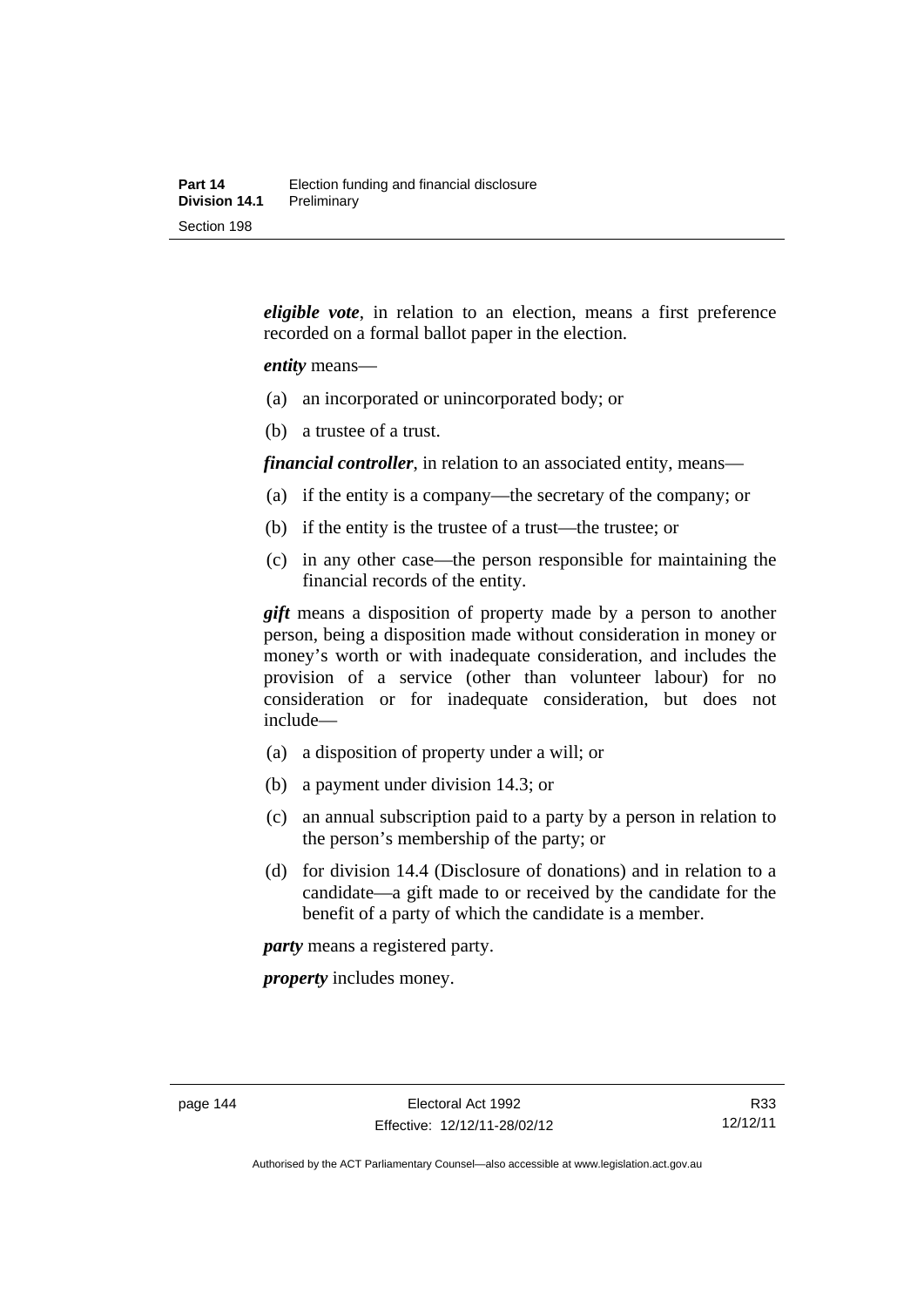***eligible vote***, in relation to an election, means a first preference recorded on a formal ballot paper in the election.

***entity*** means—

(a) an incorporated or unincorporated body; or

(b) a trustee of a trust.

***financial controller***, in relation to an associated entity, means—

(a) if the entity is a company—the secretary of the company; or

(b) if the entity is the trustee of a trust—the trustee; or

(c) in any other case—the person responsible for maintaining the financial records of the entity.

***gift*** means a disposition of property made by a person to another person, being a disposition made without consideration in money or money's worth or with inadequate consideration, and includes the provision of a service (other than volunteer labour) for no consideration or for inadequate consideration, but does not include—

(a) a disposition of property under a will; or

(b) a payment under division 14.3; or

(c) an annual subscription paid to a party by a person in relation to the person's membership of the party; or

(d) for division 14.4 (Disclosure of donations) and in relation to a candidate—a gift made to or received by the candidate for the benefit of a party of which the candidate is a member.

***party*** means a registered party.

***property*** includes money.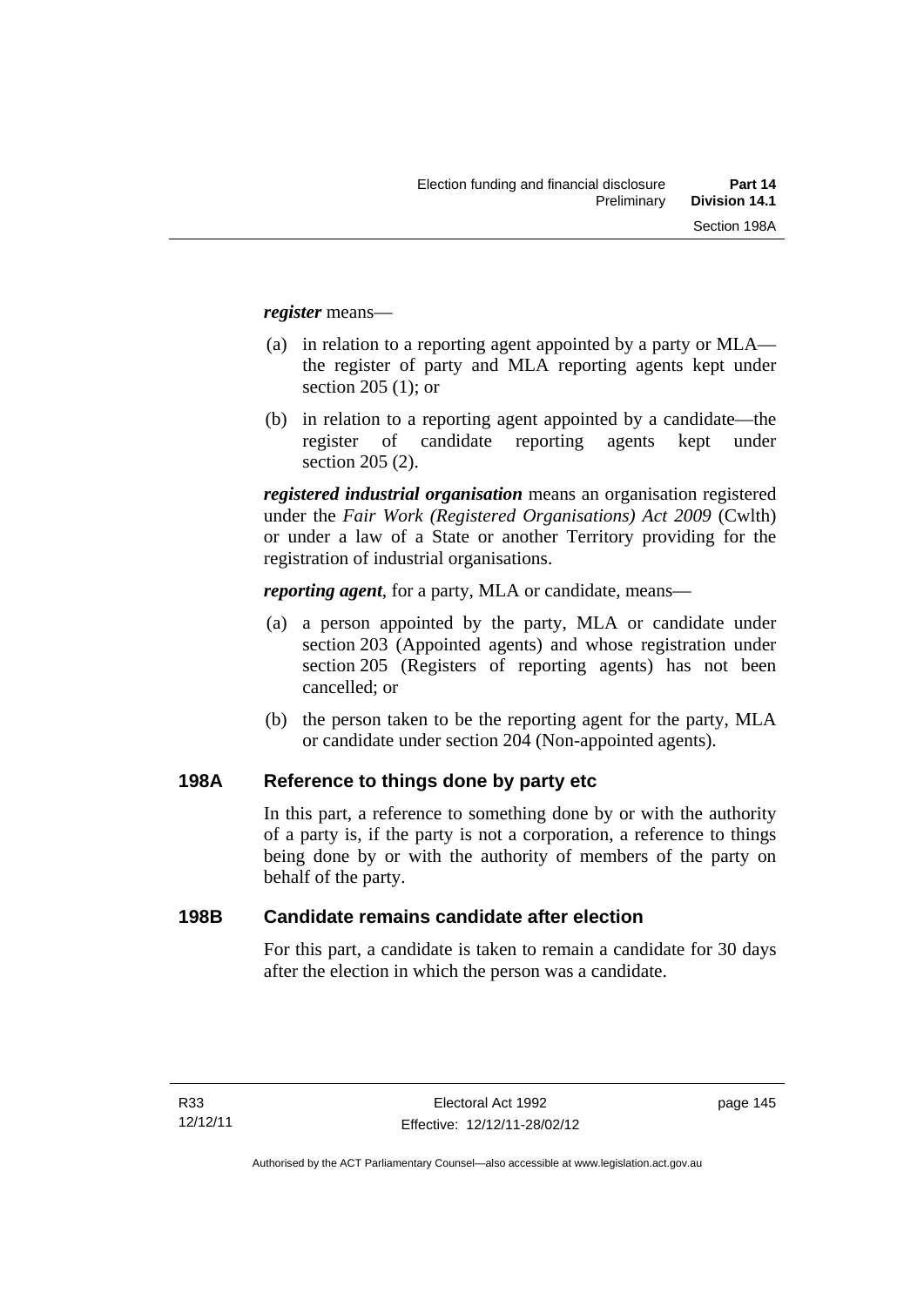***register*** means—

(a) in relation to a reporting agent appointed by a party or MLA—the register of party and MLA reporting agents kept under section 205 (1); or

(b) in relation to a reporting agent appointed by a candidate—the register of candidate reporting agents kept under section 205 (2).

***registered industrial organisation*** means an organisation registered under the *Fair Work (Registered Organisations) Act 2009* (Cwlth) or under a law of a State or another Territory providing for the registration of industrial organisations.

***reporting agent***, for a party, MLA or candidate, means—

(a) a person appointed by the party, MLA or candidate under section 203 (Appointed agents) and whose registration under section 205 (Registers of reporting agents) has not been cancelled; or

(b) the person taken to be the reporting agent for the party, MLA or candidate under section 204 (Non-appointed agents).

## 198A Reference to things done by party etc

In this part, a reference to something done by or with the authority of a party is, if the party is not a corporation, a reference to things being done by or with the authority of members of the party on behalf of the party.

## 198B Candidate remains candidate after election

For this part, a candidate is taken to remain a candidate for 30 days after the election in which the person was a candidate.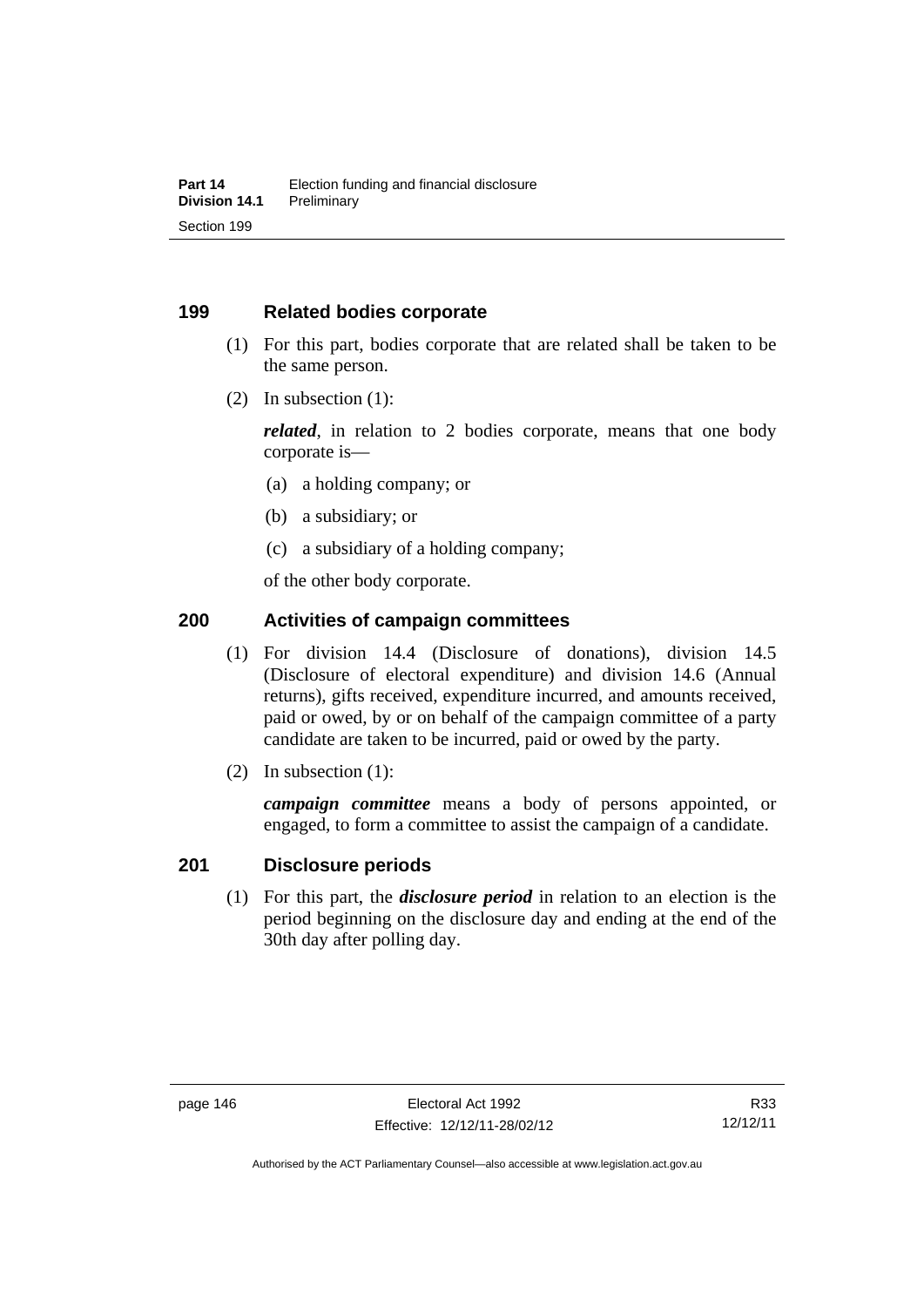## 199 Related bodies corporate

(1) For this part, bodies corporate that are related shall be taken to be the same person.

(2) In subsection (1):

***related***, in relation to 2 bodies corporate, means that one body corporate is—

(a) a holding company; or

(b) a subsidiary; or

(c) a subsidiary of a holding company;

of the other body corporate.

## 200 Activities of campaign committees

(1) For division 14.4 (Disclosure of donations), division 14.5 (Disclosure of electoral expenditure) and division 14.6 (Annual returns), gifts received, expenditure incurred, and amounts received, paid or owed, by or on behalf of the campaign committee of a party candidate are taken to be incurred, paid or owed by the party.

(2) In subsection (1):

***campaign committee*** means a body of persons appointed, or engaged, to form a committee to assist the campaign of a candidate.

## 201 Disclosure periods

(1) For this part, the ***disclosure period*** in relation to an election is the period beginning on the disclosure day and ending at the end of the 30th day after polling day.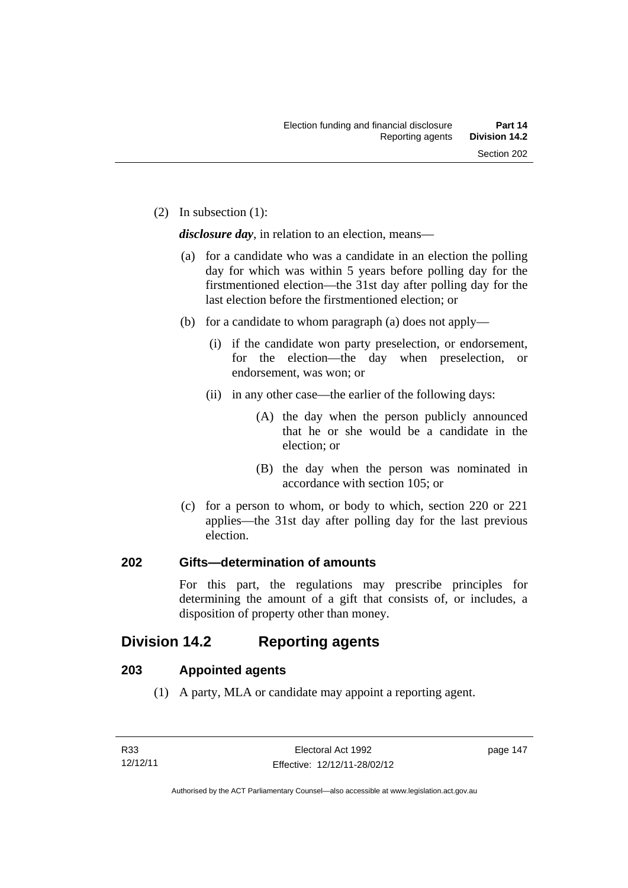(2) In subsection (1):

***disclosure day***, in relation to an election, means—

(a) for a candidate who was a candidate in an election the polling day for which was within 5 years before polling day for the firstmentioned election—the 31st day after polling day for the last election before the firstmentioned election; or

(b) for a candidate to whom paragraph (a) does not apply—

(i) if the candidate won party preselection, or endorsement, for the election—the day when preselection, or endorsement, was won; or

(ii) in any other case—the earlier of the following days:

(A) the day when the person publicly announced that he or she would be a candidate in the election; or

(B) the day when the person was nominated in accordance with section 105; or

(c) for a person to whom, or body to which, section 220 or 221 applies—the 31st day after polling day for the last previous election.

### 202 Gifts—determination of amounts

For this part, the regulations may prescribe principles for determining the amount of a gift that consists of, or includes, a disposition of property other than money.

## Division 14.2 Reporting agents

### 203 Appointed agents

(1) A party, MLA or candidate may appoint a reporting agent.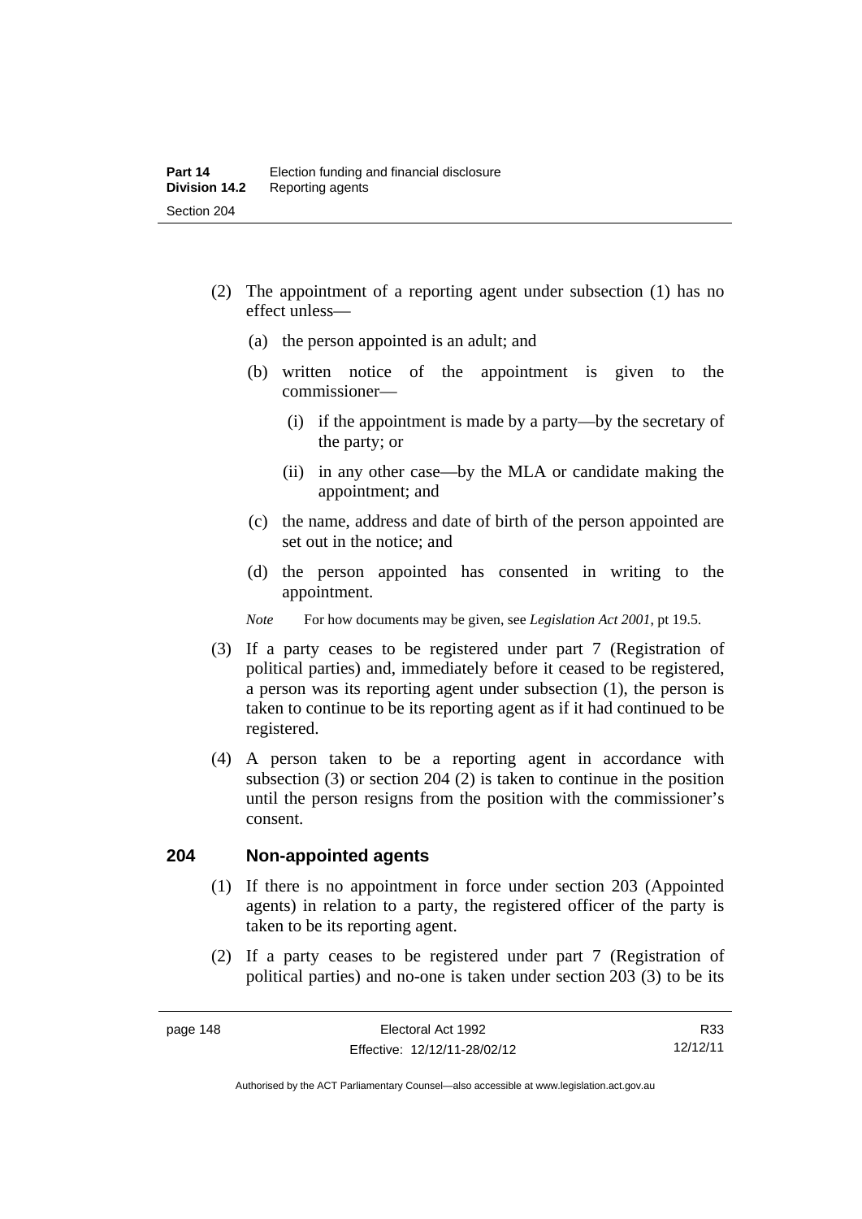(2) The appointment of a reporting agent under subsection (1) has no effect unless—

(a) the person appointed is an adult; and

(b) written notice of the appointment is given to the commissioner—

(i) if the appointment is made by a party—by the secretary of the party; or

(ii) in any other case—by the MLA or candidate making the appointment; and

(c) the name, address and date of birth of the person appointed are set out in the notice; and

(d) the person appointed has consented in writing to the appointment.

*Note* For how documents may be given, see *Legislation Act 2001*, pt 19.5.

(3) If a party ceases to be registered under part 7 (Registration of political parties) and, immediately before it ceased to be registered, a person was its reporting agent under subsection (1), the person is taken to continue to be its reporting agent as if it had continued to be registered.

(4) A person taken to be a reporting agent in accordance with subsection (3) or section 204 (2) is taken to continue in the position until the person resigns from the position with the commissioner's consent.

## 204 Non-appointed agents

(1) If there is no appointment in force under section 203 (Appointed agents) in relation to a party, the registered officer of the party is taken to be its reporting agent.

(2) If a party ceases to be registered under part 7 (Registration of political parties) and no-one is taken under section 203 (3) to be its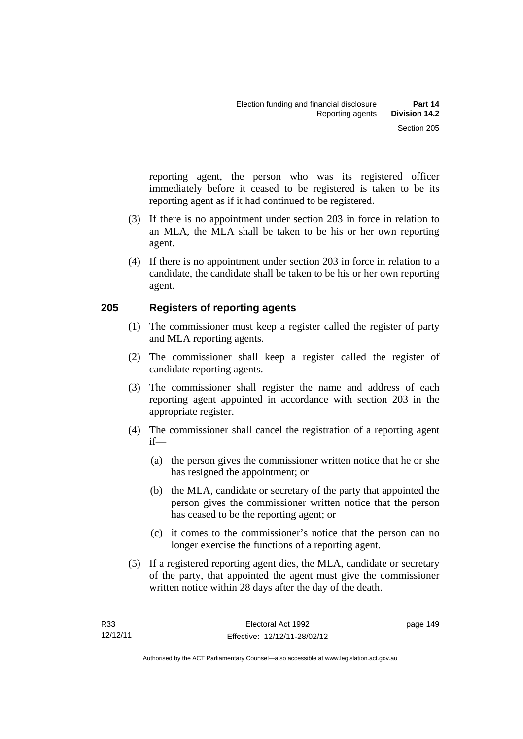reporting agent, the person who was its registered officer immediately before it ceased to be registered is taken to be its reporting agent as if it had continued to be registered.

(3) If there is no appointment under section 203 in force in relation to an MLA, the MLA shall be taken to be his or her own reporting agent.

(4) If there is no appointment under section 203 in force in relation to a candidate, the candidate shall be taken to be his or her own reporting agent.

## 205 Registers of reporting agents

(1) The commissioner must keep a register called the register of party and MLA reporting agents.

(2) The commissioner shall keep a register called the register of candidate reporting agents.

(3) The commissioner shall register the name and address of each reporting agent appointed in accordance with section 203 in the appropriate register.

(4) The commissioner shall cancel the registration of a reporting agent if—

(a) the person gives the commissioner written notice that he or she has resigned the appointment; or

(b) the MLA, candidate or secretary of the party that appointed the person gives the commissioner written notice that the person has ceased to be the reporting agent; or

(c) it comes to the commissioner's notice that the person can no longer exercise the functions of a reporting agent.

(5) If a registered reporting agent dies, the MLA, candidate or secretary of the party, that appointed the agent must give the commissioner written notice within 28 days after the day of the death.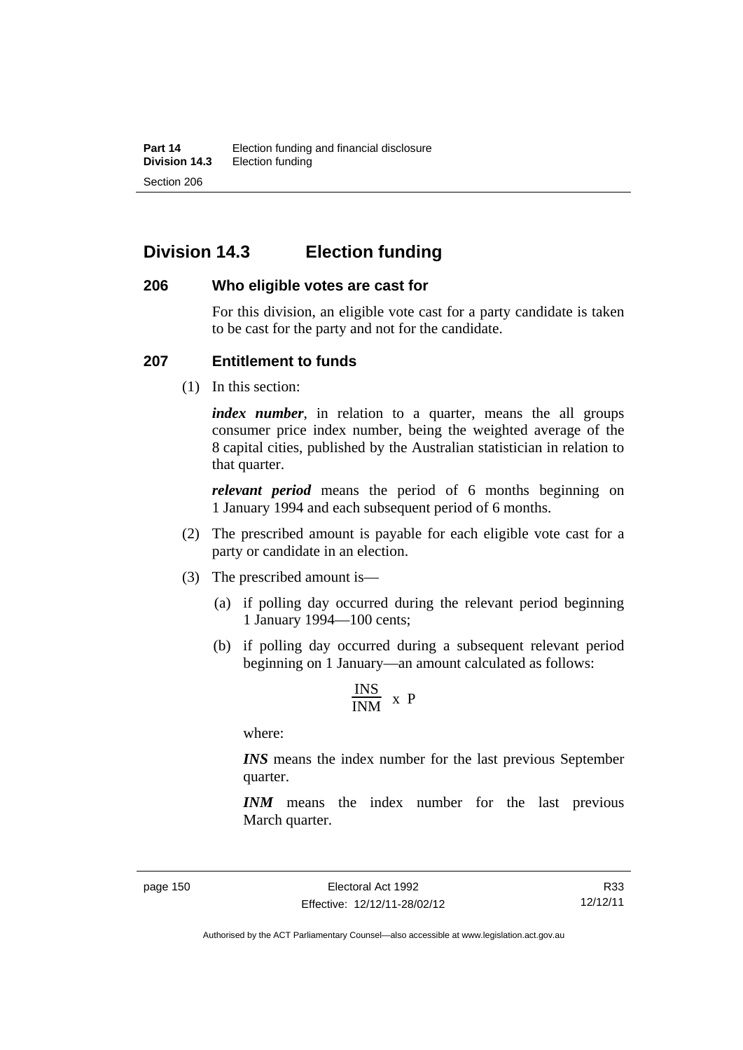# Division 14.3 Election funding

## 206 Who eligible votes are cast for

For this division, an eligible vote cast for a party candidate is taken to be cast for the party and not for the candidate.

## 207 Entitlement to funds

(1) In this section:

***index number***, in relation to a quarter, means the all groups consumer price index number, being the weighted average of the 8 capital cities, published by the Australian statistician in relation to that quarter.

***relevant period*** means the period of 6 months beginning on 1 January 1994 and each subsequent period of 6 months.

(2) The prescribed amount is payable for each eligible vote cast for a party or candidate in an election.

(3) The prescribed amount is—

(a) if polling day occurred during the relevant period beginning 1 January 1994—100 cents;

(b) if polling day occurred during a subsequent relevant period beginning on 1 January—an amount calculated as follows:

$$\frac{INS}{INM} \times P$$

where:

***INS*** means the index number for the last previous September quarter.

***INM*** means the index number for the last previous March quarter.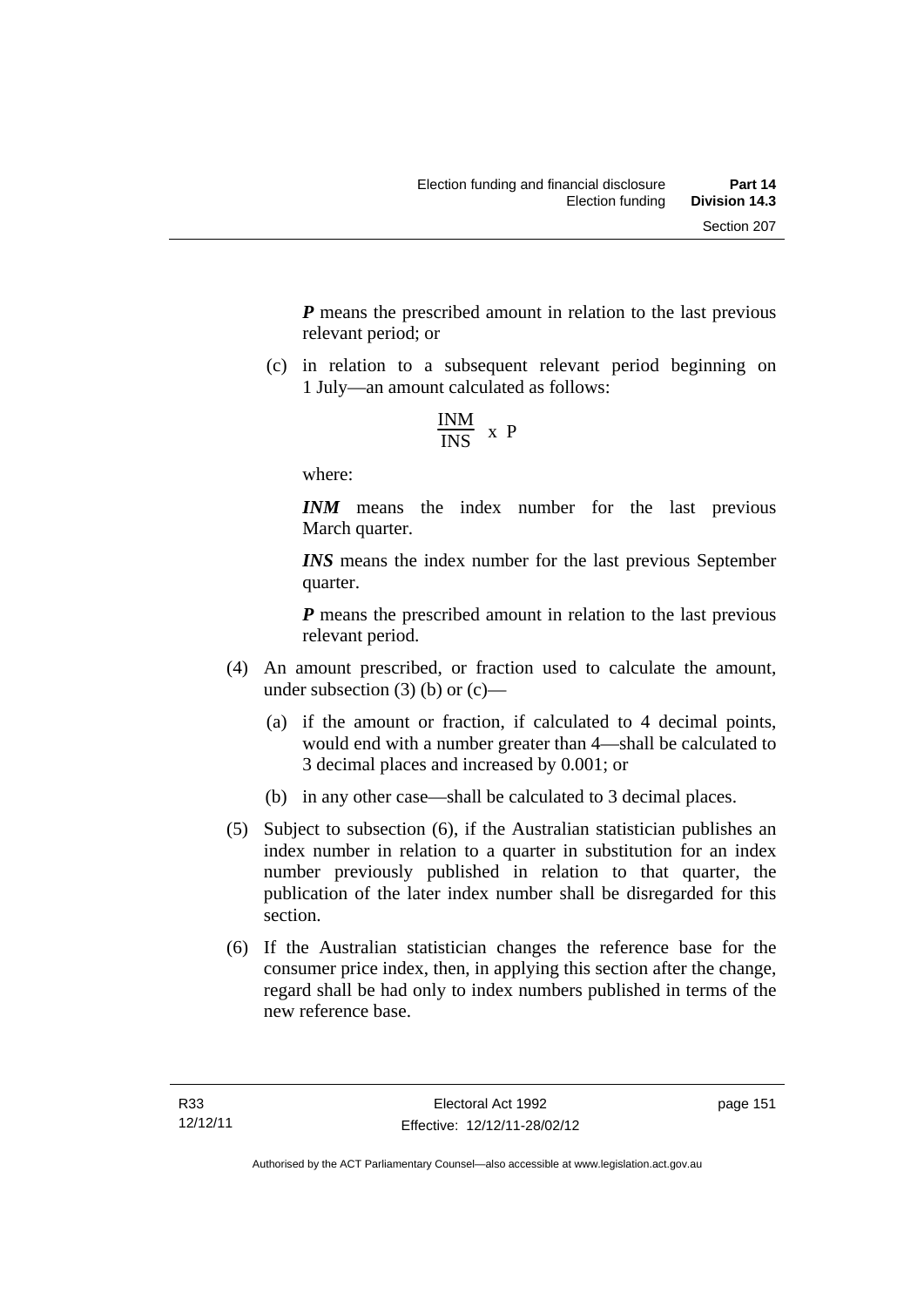***P*** means the prescribed amount in relation to the last previous relevant period; or

(c) in relation to a subsequent relevant period beginning on 1 July—an amount calculated as follows:

$$\frac{\text{INM}}{\text{INS}} \text{ x P}$$

where:

***INM*** means the index number for the last previous March quarter.

***INS*** means the index number for the last previous September quarter.

***P*** means the prescribed amount in relation to the last previous relevant period.

(4) An amount prescribed, or fraction used to calculate the amount, under subsection (3) (b) or (c)—

(a) if the amount or fraction, if calculated to 4 decimal points, would end with a number greater than 4—shall be calculated to 3 decimal places and increased by 0.001; or

(b) in any other case—shall be calculated to 3 decimal places.

(5) Subject to subsection (6), if the Australian statistician publishes an index number in relation to a quarter in substitution for an index number previously published in relation to that quarter, the publication of the later index number shall be disregarded for this section.

(6) If the Australian statistician changes the reference base for the consumer price index, then, in applying this section after the change, regard shall be had only to index numbers published in terms of the new reference base.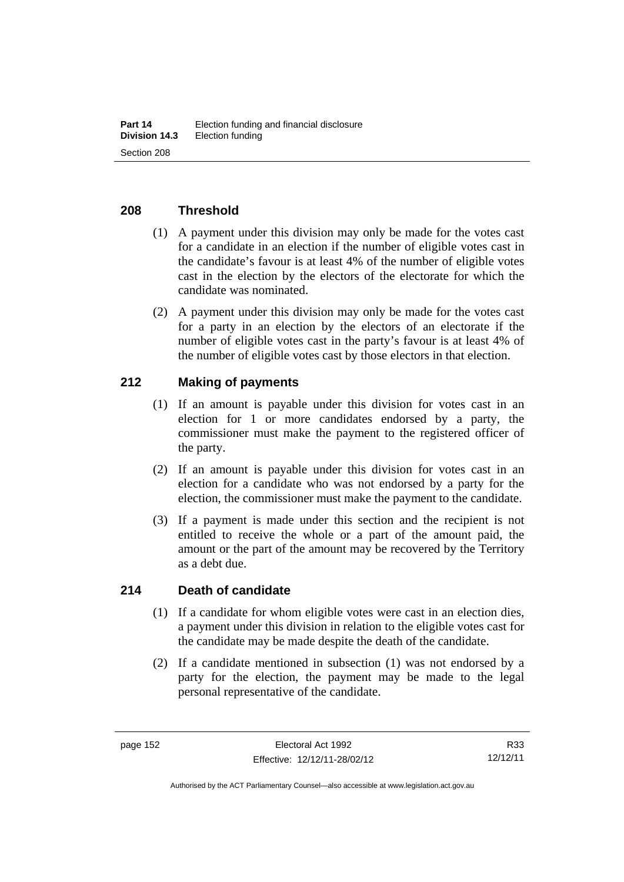## 208 Threshold

(1) A payment under this division may only be made for the votes cast for a candidate in an election if the number of eligible votes cast in the candidate's favour is at least 4% of the number of eligible votes cast in the election by the electors of the electorate for which the candidate was nominated.

(2) A payment under this division may only be made for the votes cast for a party in an election by the electors of an electorate if the number of eligible votes cast in the party's favour is at least 4% of the number of eligible votes cast by those electors in that election.

## 212 Making of payments

(1) If an amount is payable under this division for votes cast in an election for 1 or more candidates endorsed by a party, the commissioner must make the payment to the registered officer of the party.

(2) If an amount is payable under this division for votes cast in an election for a candidate who was not endorsed by a party for the election, the commissioner must make the payment to the candidate.

(3) If a payment is made under this section and the recipient is not entitled to receive the whole or a part of the amount paid, the amount or the part of the amount may be recovered by the Territory as a debt due.

## 214 Death of candidate

(1) If a candidate for whom eligible votes were cast in an election dies, a payment under this division in relation to the eligible votes cast for the candidate may be made despite the death of the candidate.

(2) If a candidate mentioned in subsection (1) was not endorsed by a party for the election, the payment may be made to the legal personal representative of the candidate.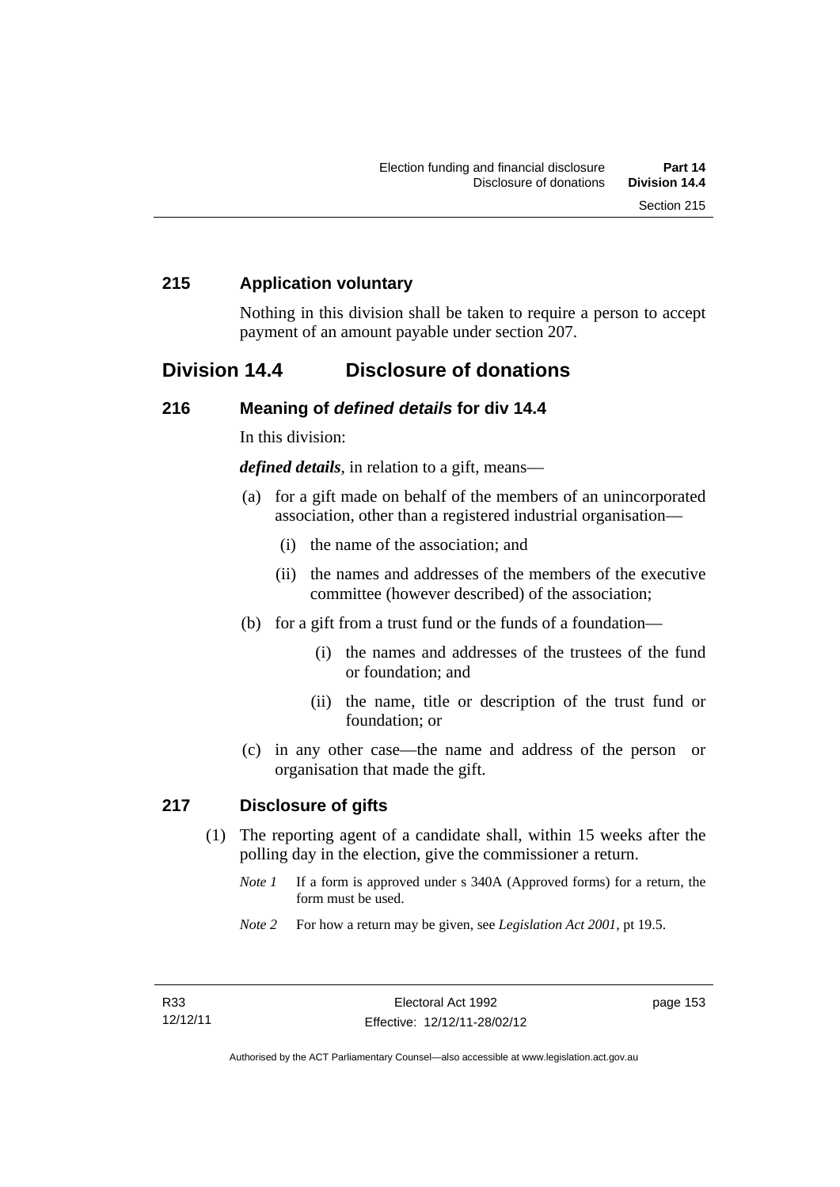## 215 Application voluntary

Nothing in this division shall be taken to require a person to accept payment of an amount payable under section 207.

# Division 14.4 Disclosure of donations

## 216 Meaning of *defined details* for div 14.4

In this division:

***defined details***, in relation to a gift, means—

(a) for a gift made on behalf of the members of an unincorporated association, other than a registered industrial organisation—

(i) the name of the association; and

(ii) the names and addresses of the members of the executive committee (however described) of the association;

(b) for a gift from a trust fund or the funds of a foundation—

(i) the names and addresses of the trustees of the fund or foundation; and

(ii) the name, title or description of the trust fund or foundation; or

(c) in any other case—the name and address of the person or organisation that made the gift.

## 217 Disclosure of gifts

(1) The reporting agent of a candidate shall, within 15 weeks after the polling day in the election, give the commissioner a return.

*Note 1* If a form is approved under s 340A (Approved forms) for a return, the form must be used.

*Note 2* For how a return may be given, see *Legislation Act 2001*, pt 19.5.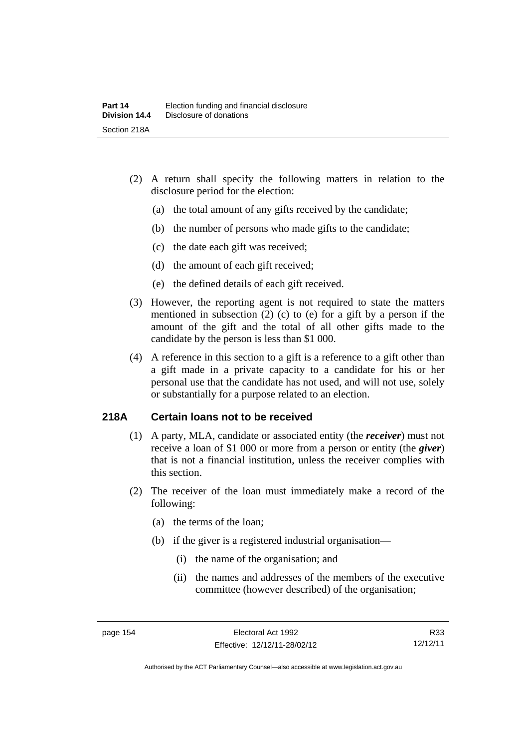(2) A return shall specify the following matters in relation to the disclosure period for the election:

(a) the total amount of any gifts received by the candidate;

(b) the number of persons who made gifts to the candidate;

(c) the date each gift was received;

(d) the amount of each gift received;

(e) the defined details of each gift received.

(3) However, the reporting agent is not required to state the matters mentioned in subsection (2) (c) to (e) for a gift by a person if the amount of the gift and the total of all other gifts made to the candidate by the person is less than $1 000.

(4) A reference in this section to a gift is a reference to a gift other than a gift made in a private capacity to a candidate for his or her personal use that the candidate has not used, and will not use, solely or substantially for a purpose related to an election.

## 218A Certain loans not to be received

(1) A party, MLA, candidate or associated entity (the ***receiver***) must not receive a loan of $1 000 or more from a person or entity (the ***giver***) that is not a financial institution, unless the receiver complies with this section.

(2) The receiver of the loan must immediately make a record of the following:

(a) the terms of the loan;

(b) if the giver is a registered industrial organisation—

(i) the name of the organisation; and

(ii) the names and addresses of the members of the executive committee (however described) of the organisation;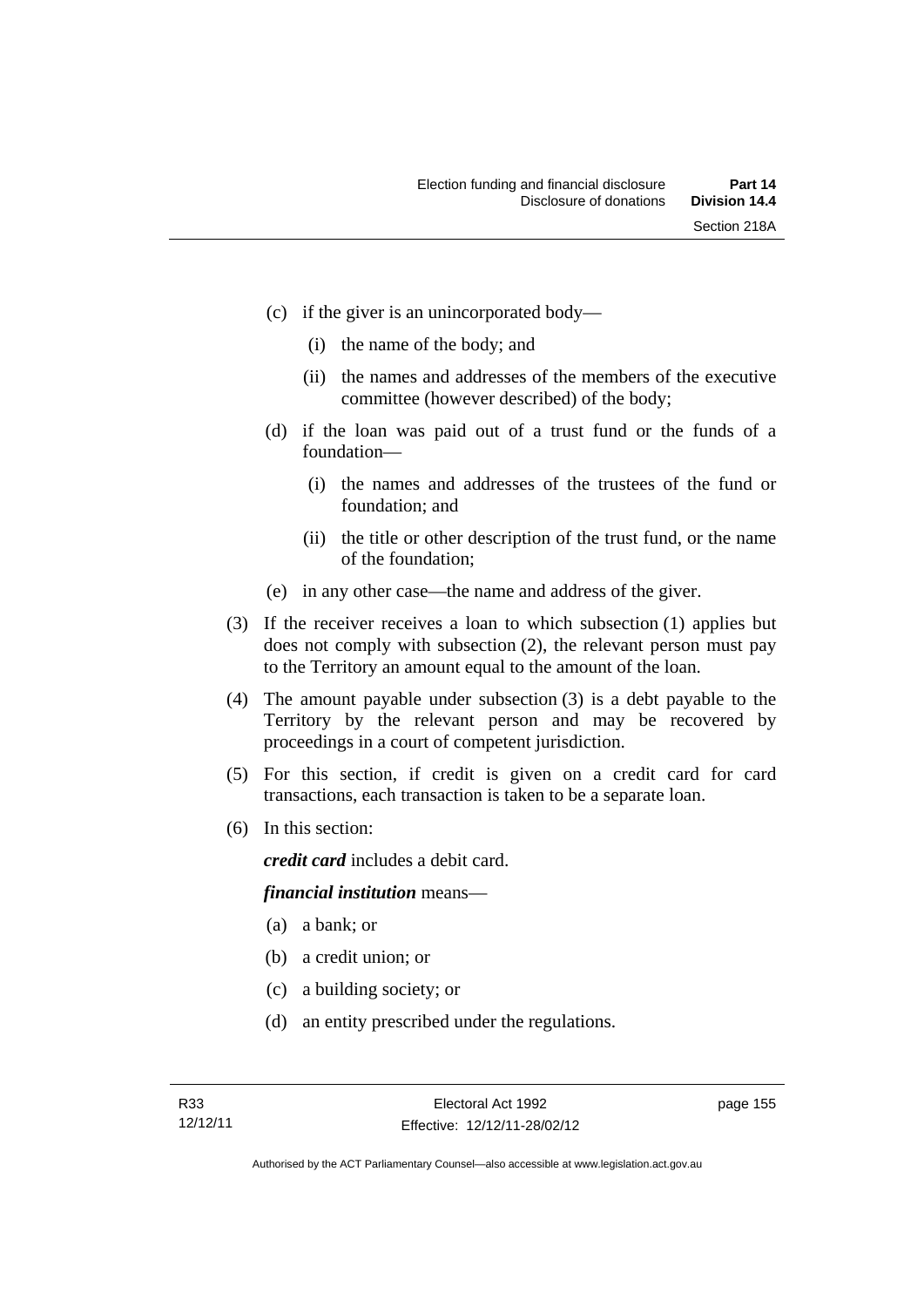(c) if the giver is an unincorporated body—

   (i) the name of the body; and

   (ii) the names and addresses of the members of the executive committee (however described) of the body;

(d) if the loan was paid out of a trust fund or the funds of a foundation—

   (i) the names and addresses of the trustees of the fund or foundation; and

   (ii) the title or other description of the trust fund, or the name of the foundation;

(e) in any other case—the name and address of the giver.

(3) If the receiver receives a loan to which subsection (1) applies but does not comply with subsection (2), the relevant person must pay to the Territory an amount equal to the amount of the loan.

(4) The amount payable under subsection (3) is a debt payable to the Territory by the relevant person and may be recovered by proceedings in a court of competent jurisdiction.

(5) For this section, if credit is given on a credit card for card transactions, each transaction is taken to be a separate loan.

(6) In this section:

***credit card*** includes a debit card.

***financial institution*** means—

(a) a bank; or

(b) a credit union; or

(c) a building society; or

(d) an entity prescribed under the regulations.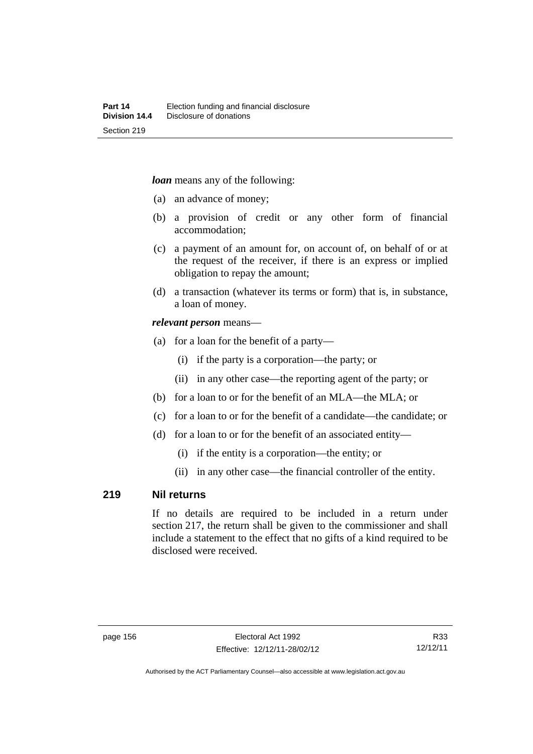***loan*** means any of the following:

(a) an advance of money;

(b) a provision of credit or any other form of financial accommodation;

(c) a payment of an amount for, on account of, on behalf of or at the request of the receiver, if there is an express or implied obligation to repay the amount;

(d) a transaction (whatever its terms or form) that is, in substance, a loan of money.

***relevant person*** means—

(a) for a loan for the benefit of a party—

  (i) if the party is a corporation—the party; or

  (ii) in any other case—the reporting agent of the party; or

(b) for a loan to or for the benefit of an MLA—the MLA; or

(c) for a loan to or for the benefit of a candidate—the candidate; or

(d) for a loan to or for the benefit of an associated entity—

  (i) if the entity is a corporation—the entity; or

  (ii) in any other case—the financial controller of the entity.

## 219 Nil returns

If no details are required to be included in a return under section 217, the return shall be given to the commissioner and shall include a statement to the effect that no gifts of a kind required to be disclosed were received.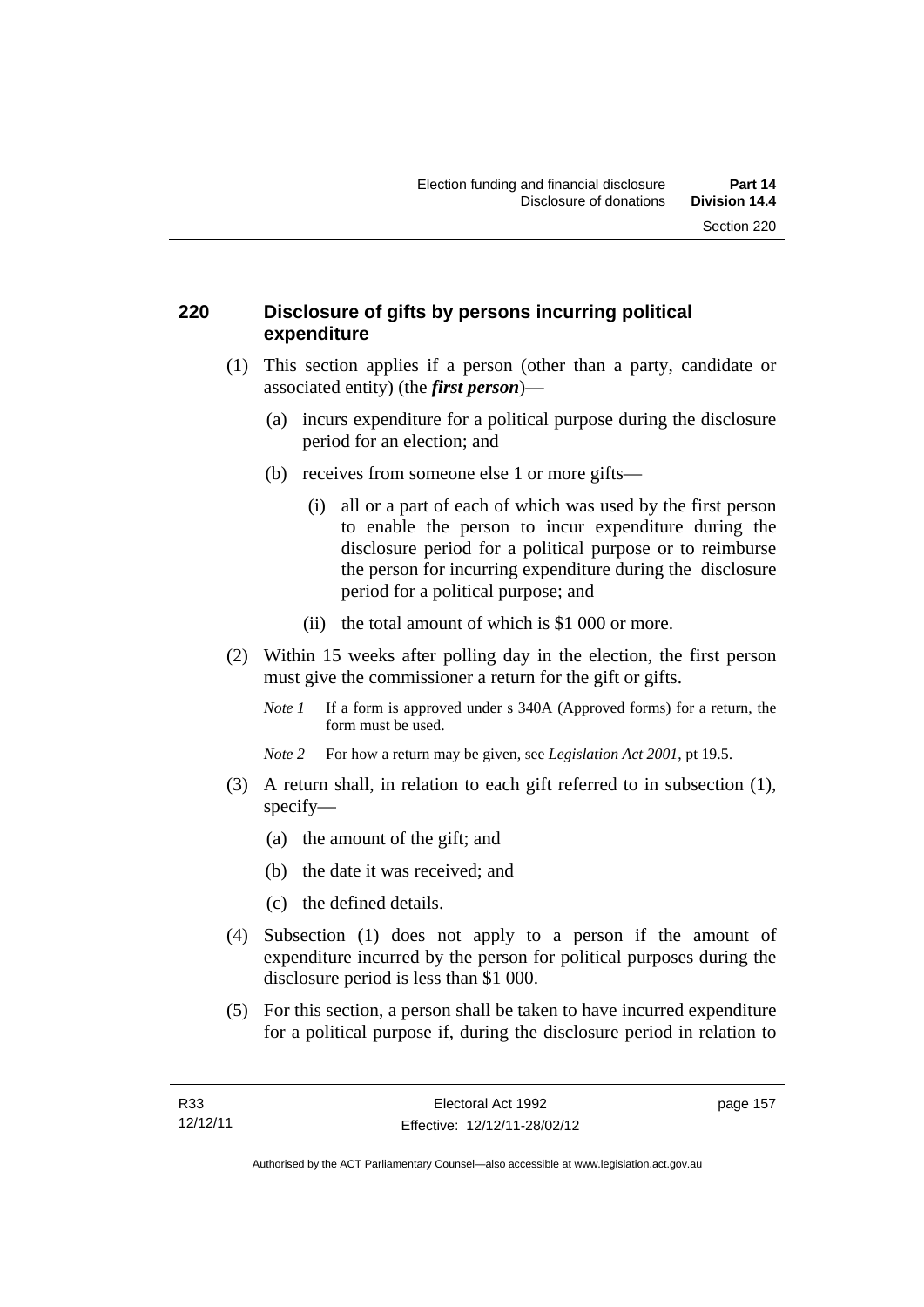## 220 Disclosure of gifts by persons incurring political expenditure

(1) This section applies if a person (other than a party, candidate or associated entity) (the ***first person***)—

(a) incurs expenditure for a political purpose during the disclosure period for an election; and

(b) receives from someone else 1 or more gifts—

(i) all or a part of each of which was used by the first person to enable the person to incur expenditure during the disclosure period for a political purpose or to reimburse the person for incurring expenditure during the disclosure period for a political purpose; and

(ii) the total amount of which is $1 000 or more.

(2) Within 15 weeks after polling day in the election, the first person must give the commissioner a return for the gift or gifts.

*Note 1* If a form is approved under s 340A (Approved forms) for a return, the form must be used.

*Note 2* For how a return may be given, see *Legislation Act 2001*, pt 19.5.

(3) A return shall, in relation to each gift referred to in subsection (1), specify—

(a) the amount of the gift; and

(b) the date it was received; and

(c) the defined details.

(4) Subsection (1) does not apply to a person if the amount of expenditure incurred by the person for political purposes during the disclosure period is less than $1 000.

(5) For this section, a person shall be taken to have incurred expenditure for a political purpose if, during the disclosure period in relation to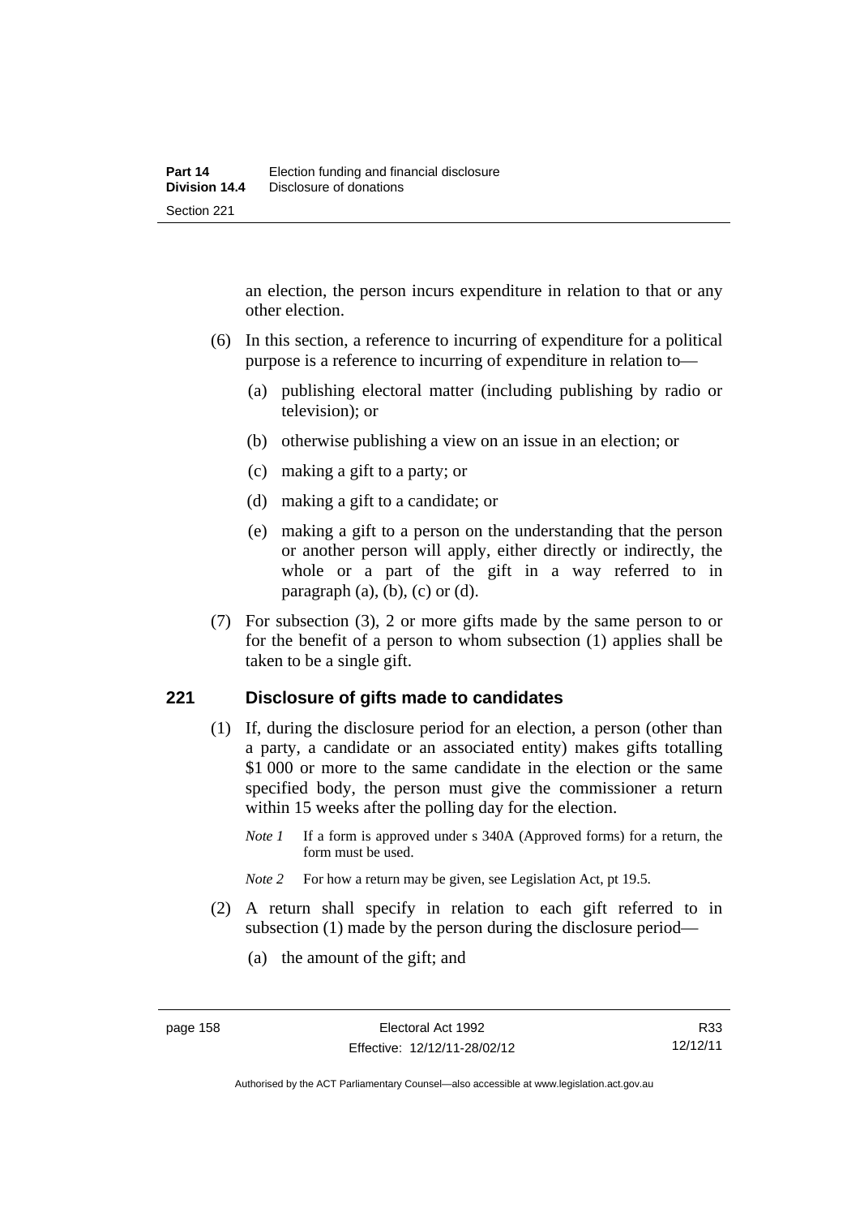an election, the person incurs expenditure in relation to that or any other election.

(6) In this section, a reference to incurring of expenditure for a political purpose is a reference to incurring of expenditure in relation to—

(a) publishing electoral matter (including publishing by radio or television); or

(b) otherwise publishing a view on an issue in an election; or

(c) making a gift to a party; or

(d) making a gift to a candidate; or

(e) making a gift to a person on the understanding that the person or another person will apply, either directly or indirectly, the whole or a part of the gift in a way referred to in paragraph (a), (b), (c) or (d).

(7) For subsection (3), 2 or more gifts made by the same person to or for the benefit of a person to whom subsection (1) applies shall be taken to be a single gift.

## 221 Disclosure of gifts made to candidates

(1) If, during the disclosure period for an election, a person (other than a party, a candidate or an associated entity) makes gifts totalling $1 000 or more to the same candidate in the election or the same specified body, the person must give the commissioner a return within 15 weeks after the polling day for the election.

*Note 1* If a form is approved under s 340A (Approved forms) for a return, the form must be used.

*Note 2* For how a return may be given, see Legislation Act, pt 19.5.

(2) A return shall specify in relation to each gift referred to in subsection (1) made by the person during the disclosure period—

(a) the amount of the gift; and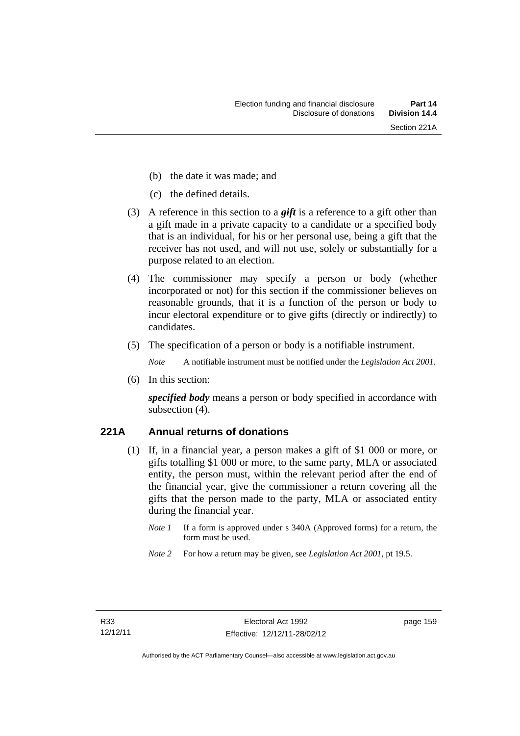(b) the date it was made; and

(c) the defined details.

(3) A reference in this section to a ***gift*** is a reference to a gift other than a gift made in a private capacity to a candidate or a specified body that is an individual, for his or her personal use, being a gift that the receiver has not used, and will not use, solely or substantially for a purpose related to an election.

(4) The commissioner may specify a person or body (whether incorporated or not) for this section if the commissioner believes on reasonable grounds, that it is a function of the person or body to incur electoral expenditure or to give gifts (directly or indirectly) to candidates.

(5) The specification of a person or body is a notifiable instrument.

*Note* A notifiable instrument must be notified under the *Legislation Act 2001*.

(6) In this section:

***specified body*** means a person or body specified in accordance with subsection (4).

### 221A Annual returns of donations

(1) If, in a financial year, a person makes a gift of $1 000 or more, or gifts totalling $1 000 or more, to the same party, MLA or associated entity, the person must, within the relevant period after the end of the financial year, give the commissioner a return covering all the gifts that the person made to the party, MLA or associated entity during the financial year.

*Note 1* If a form is approved under s 340A (Approved forms) for a return, the form must be used.

*Note 2* For how a return may be given, see *Legislation Act 2001*, pt 19.5.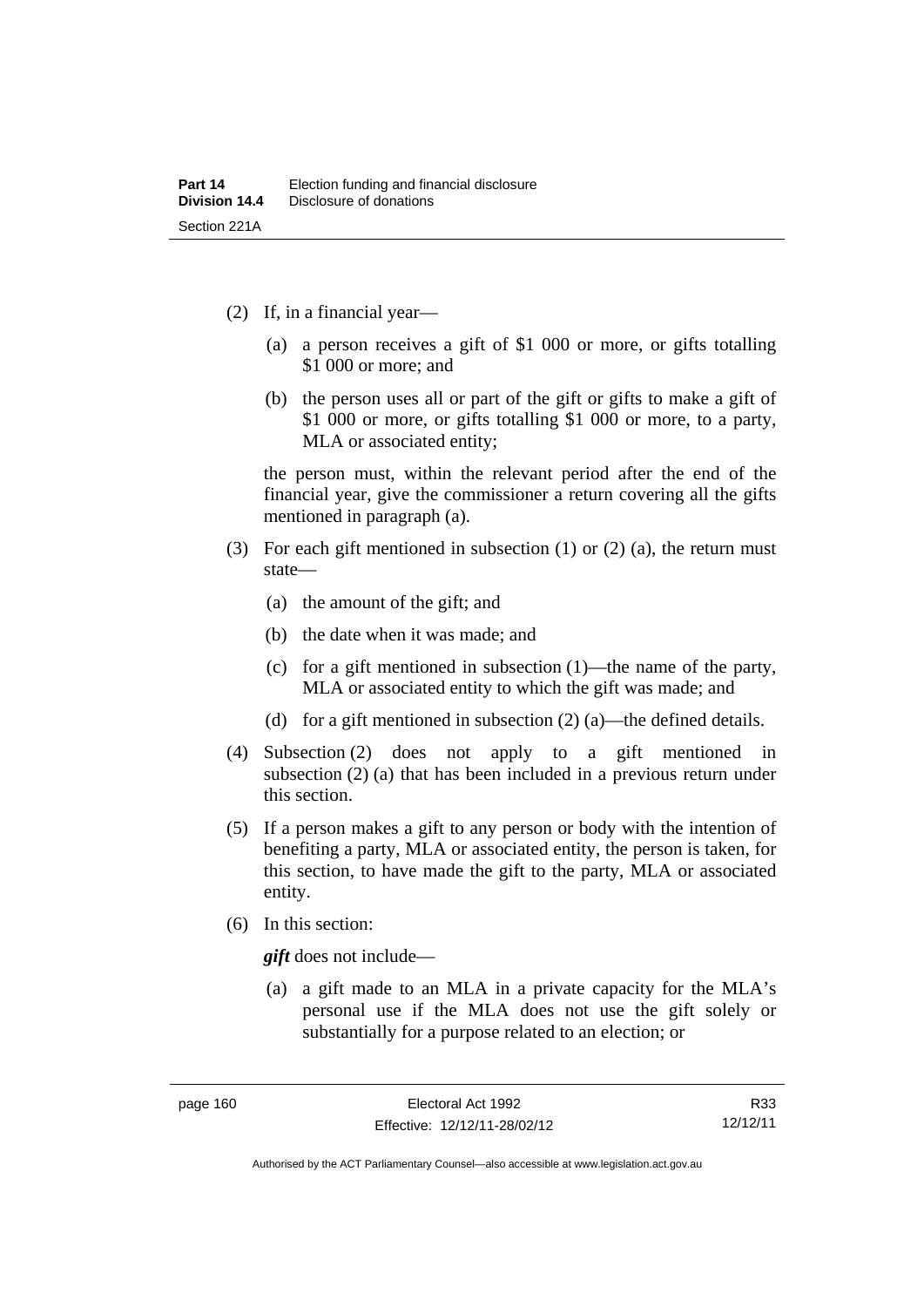(2) If, in a financial year—

  (a) a person receives a gift of $1 000 or more, or gifts totalling $1 000 or more; and

  (b) the person uses all or part of the gift or gifts to make a gift of $1 000 or more, or gifts totalling $1 000 or more, to a party, MLA or associated entity;

  the person must, within the relevant period after the end of the financial year, give the commissioner a return covering all the gifts mentioned in paragraph (a).

(3) For each gift mentioned in subsection (1) or (2) (a), the return must state—

  (a) the amount of the gift; and

  (b) the date when it was made; and

  (c) for a gift mentioned in subsection (1)—the name of the party, MLA or associated entity to which the gift was made; and

  (d) for a gift mentioned in subsection (2) (a)—the defined details.

(4) Subsection (2) does not apply to a gift mentioned in subsection (2) (a) that has been included in a previous return under this section.

(5) If a person makes a gift to any person or body with the intention of benefiting a party, MLA or associated entity, the person is taken, for this section, to have made the gift to the party, MLA or associated entity.

(6) In this section:

  ***gift*** does not include—

  (a) a gift made to an MLA in a private capacity for the MLA's personal use if the MLA does not use the gift solely or substantially for a purpose related to an election; or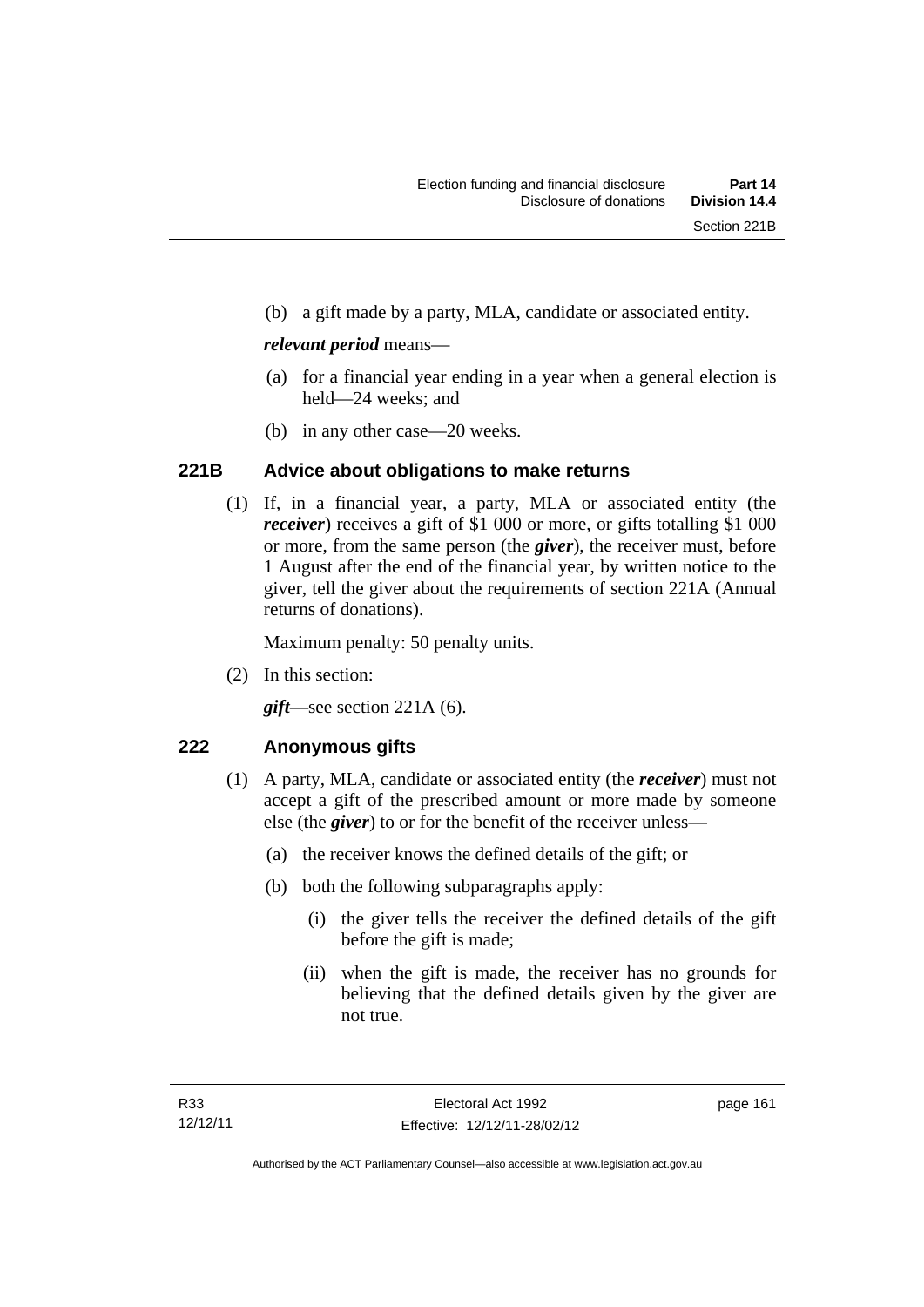(b) a gift made by a party, MLA, candidate or associated entity.

***relevant period*** means—

(a) for a financial year ending in a year when a general election is held—24 weeks; and

(b) in any other case—20 weeks.

### 221B Advice about obligations to make returns

(1) If, in a financial year, a party, MLA or associated entity (the ***receiver***) receives a gift of \$1 000 or more, or gifts totalling \$1 000 or more, from the same person (the ***giver***), the receiver must, before 1 August after the end of the financial year, by written notice to the giver, tell the giver about the requirements of section 221A (Annual returns of donations).

Maximum penalty: 50 penalty units.

(2) In this section:

***gift***—see section 221A (6).

### 222 Anonymous gifts

(1) A party, MLA, candidate or associated entity (the ***receiver***) must not accept a gift of the prescribed amount or more made by someone else (the ***giver***) to or for the benefit of the receiver unless—

(a) the receiver knows the defined details of the gift; or

(b) both the following subparagraphs apply:

(i) the giver tells the receiver the defined details of the gift before the gift is made;

(ii) when the gift is made, the receiver has no grounds for believing that the defined details given by the giver are not true.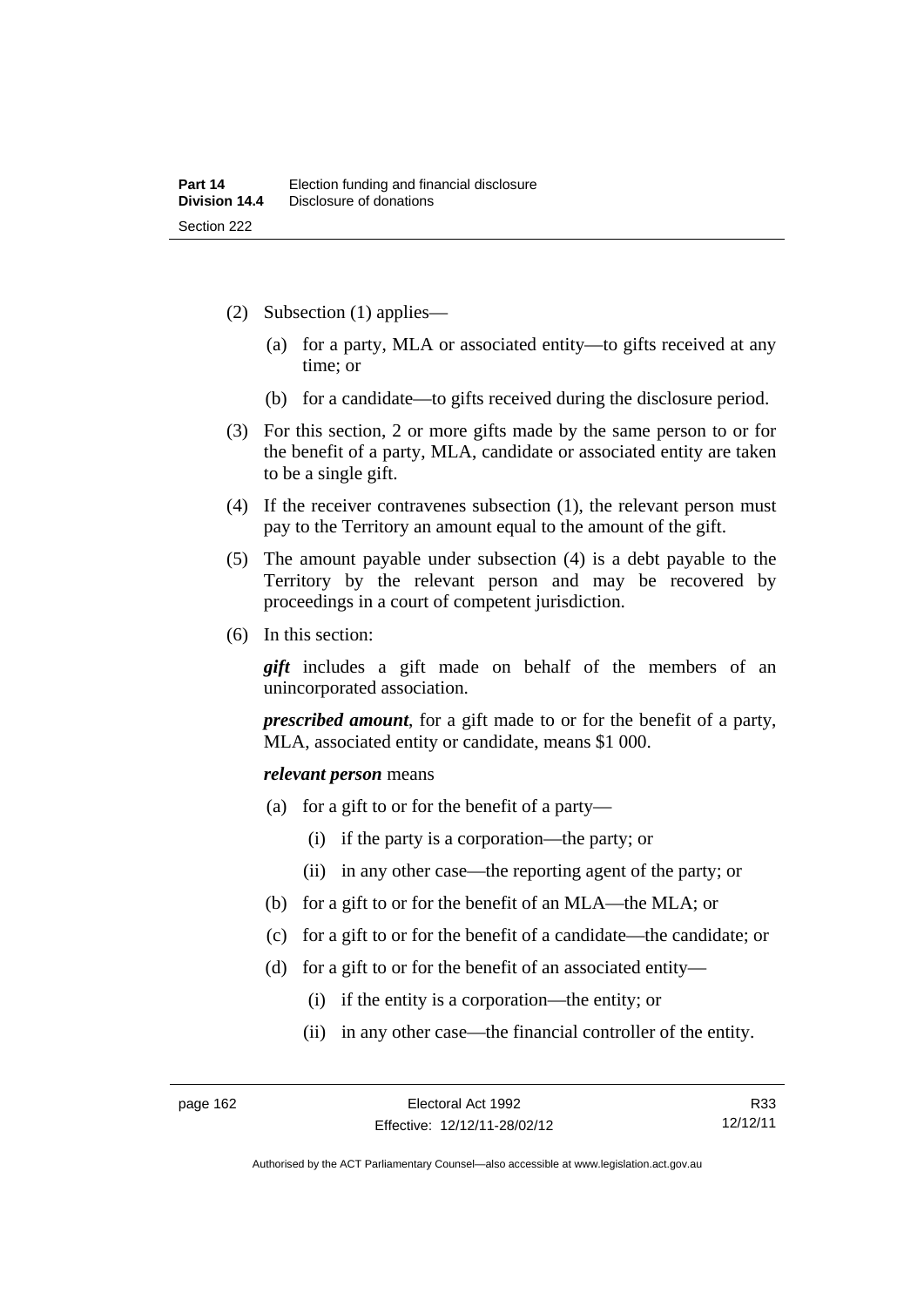(2) Subsection (1) applies—

(a) for a party, MLA or associated entity—to gifts received at any time; or

(b) for a candidate—to gifts received during the disclosure period.

(3) For this section, 2 or more gifts made by the same person to or for the benefit of a party, MLA, candidate or associated entity are taken to be a single gift.

(4) If the receiver contravenes subsection (1), the relevant person must pay to the Territory an amount equal to the amount of the gift.

(5) The amount payable under subsection (4) is a debt payable to the Territory by the relevant person and may be recovered by proceedings in a court of competent jurisdiction.

(6) In this section:

***gift*** includes a gift made on behalf of the members of an unincorporated association.

***prescribed amount***, for a gift made to or for the benefit of a party, MLA, associated entity or candidate, means $1 000.

***relevant person*** means

(a) for a gift to or for the benefit of a party—

(i) if the party is a corporation—the party; or

(ii) in any other case—the reporting agent of the party; or

(b) for a gift to or for the benefit of an MLA—the MLA; or

(c) for a gift to or for the benefit of a candidate—the candidate; or

(d) for a gift to or for the benefit of an associated entity—

(i) if the entity is a corporation—the entity; or

(ii) in any other case—the financial controller of the entity.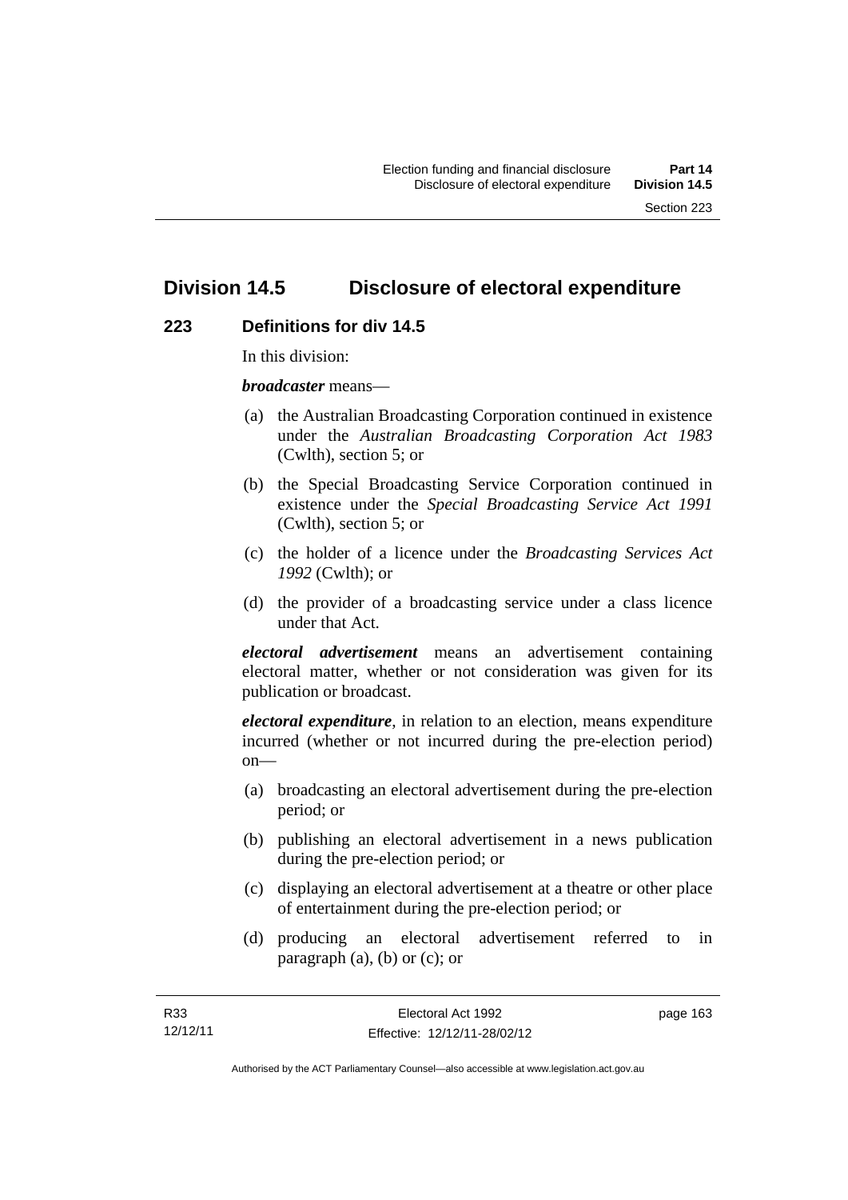## Division 14.5 Disclosure of electoral expenditure

### 223 Definitions for div 14.5

In this division:

***broadcaster*** means—

(a) the Australian Broadcasting Corporation continued in existence under the *Australian Broadcasting Corporation Act 1983* (Cwlth), section 5; or

(b) the Special Broadcasting Service Corporation continued in existence under the *Special Broadcasting Service Act 1991* (Cwlth), section 5; or

(c) the holder of a licence under the *Broadcasting Services Act 1992* (Cwlth); or

(d) the provider of a broadcasting service under a class licence under that Act.

***electoral advertisement*** means an advertisement containing electoral matter, whether or not consideration was given for its publication or broadcast.

***electoral expenditure***, in relation to an election, means expenditure incurred (whether or not incurred during the pre-election period) on—

(a) broadcasting an electoral advertisement during the pre-election period; or

(b) publishing an electoral advertisement in a news publication during the pre-election period; or

(c) displaying an electoral advertisement at a theatre or other place of entertainment during the pre-election period; or

(d) producing an electoral advertisement referred to in paragraph (a), (b) or (c); or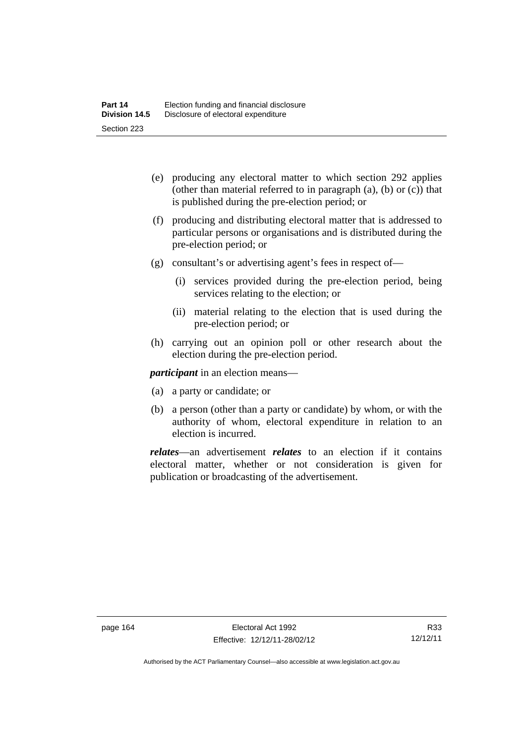(e) producing any electoral matter to which section 292 applies (other than material referred to in paragraph (a), (b) or (c)) that is published during the pre-election period; or

(f) producing and distributing electoral matter that is addressed to particular persons or organisations and is distributed during the pre-election period; or

(g) consultant's or advertising agent's fees in respect of—

  (i) services provided during the pre-election period, being services relating to the election; or

  (ii) material relating to the election that is used during the pre-election period; or

(h) carrying out an opinion poll or other research about the election during the pre-election period.

***participant*** in an election means—

(a) a party or candidate; or

(b) a person (other than a party or candidate) by whom, or with the authority of whom, electoral expenditure in relation to an election is incurred.

***relates***—an advertisement ***relates*** to an election if it contains electoral matter, whether or not consideration is given for publication or broadcasting of the advertisement.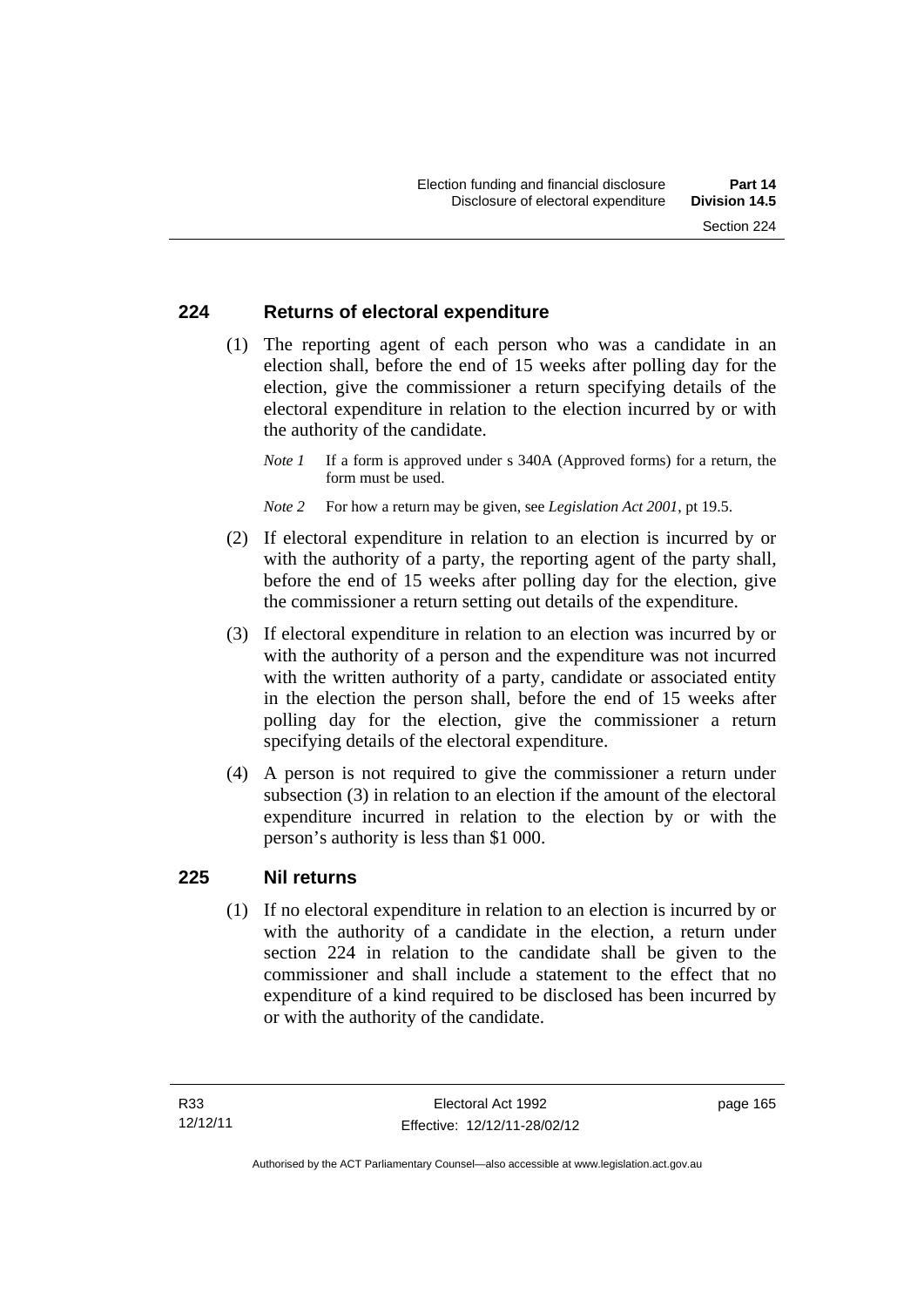## 224 Returns of electoral expenditure

(1) The reporting agent of each person who was a candidate in an election shall, before the end of 15 weeks after polling day for the election, give the commissioner a return specifying details of the electoral expenditure in relation to the election incurred by or with the authority of the candidate.

*Note 1* If a form is approved under s 340A (Approved forms) for a return, the form must be used.

*Note 2* For how a return may be given, see *Legislation Act 2001*, pt 19.5.

(2) If electoral expenditure in relation to an election is incurred by or with the authority of a party, the reporting agent of the party shall, before the end of 15 weeks after polling day for the election, give the commissioner a return setting out details of the expenditure.

(3) If electoral expenditure in relation to an election was incurred by or with the authority of a person and the expenditure was not incurred with the written authority of a party, candidate or associated entity in the election the person shall, before the end of 15 weeks after polling day for the election, give the commissioner a return specifying details of the electoral expenditure.

(4) A person is not required to give the commissioner a return under subsection (3) in relation to an election if the amount of the electoral expenditure incurred in relation to the election by or with the person's authority is less than $1 000.

## 225 Nil returns

(1) If no electoral expenditure in relation to an election is incurred by or with the authority of a candidate in the election, a return under section 224 in relation to the candidate shall be given to the commissioner and shall include a statement to the effect that no expenditure of a kind required to be disclosed has been incurred by or with the authority of the candidate.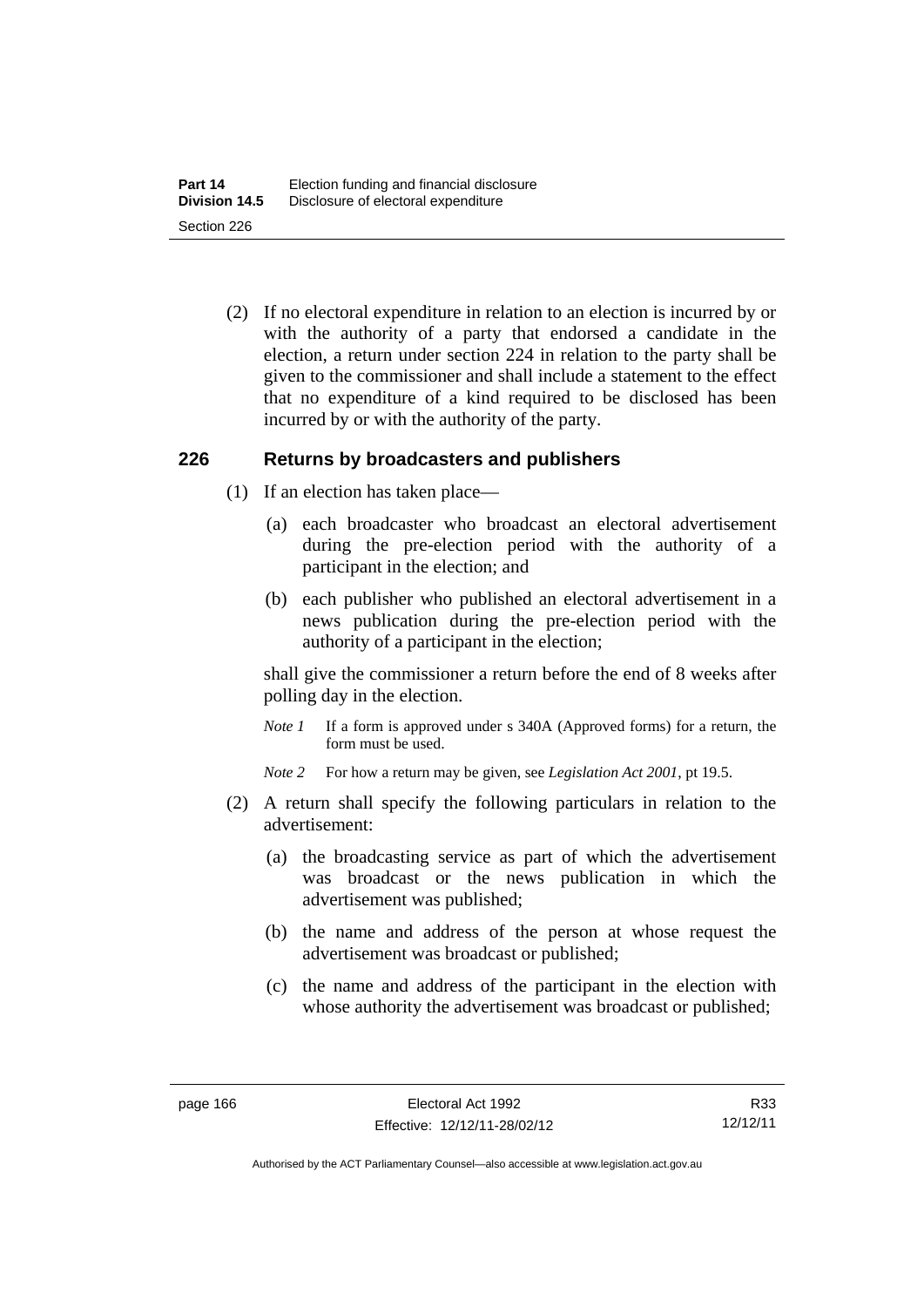(2) If no electoral expenditure in relation to an election is incurred by or with the authority of a party that endorsed a candidate in the election, a return under section 224 in relation to the party shall be given to the commissioner and shall include a statement to the effect that no expenditure of a kind required to be disclosed has been incurred by or with the authority of the party.

### 226 Returns by broadcasters and publishers

(1) If an election has taken place—

(a) each broadcaster who broadcast an electoral advertisement during the pre-election period with the authority of a participant in the election; and

(b) each publisher who published an electoral advertisement in a news publication during the pre-election period with the authority of a participant in the election;

shall give the commissioner a return before the end of 8 weeks after polling day in the election.

*Note 1* If a form is approved under s 340A (Approved forms) for a return, the form must be used.

*Note 2* For how a return may be given, see *Legislation Act 2001*, pt 19.5.

(2) A return shall specify the following particulars in relation to the advertisement:

(a) the broadcasting service as part of which the advertisement was broadcast or the news publication in which the advertisement was published;

(b) the name and address of the person at whose request the advertisement was broadcast or published;

(c) the name and address of the participant in the election with whose authority the advertisement was broadcast or published;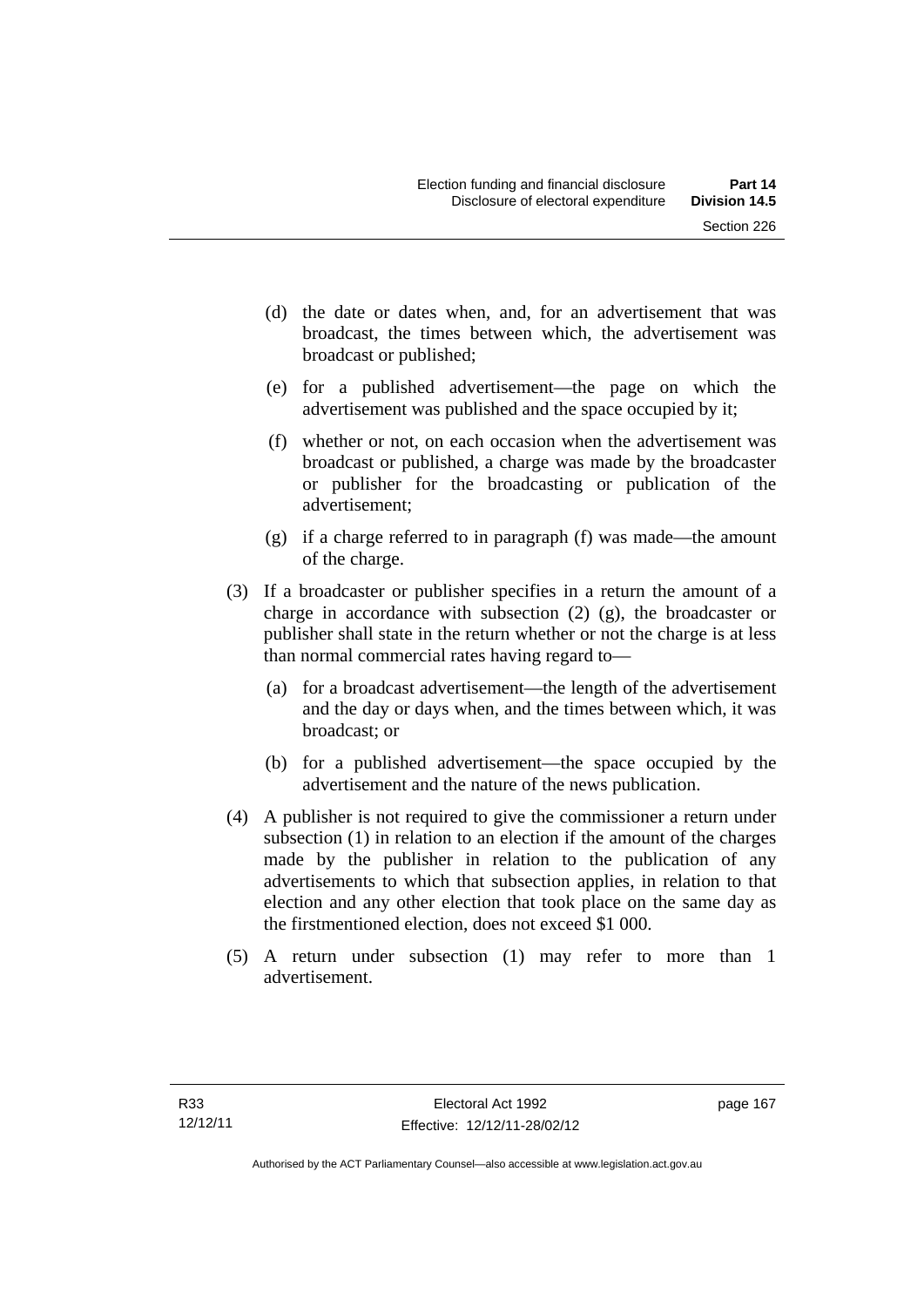(d) the date or dates when, and, for an advertisement that was broadcast, the times between which, the advertisement was broadcast or published;

(e) for a published advertisement—the page on which the advertisement was published and the space occupied by it;

(f) whether or not, on each occasion when the advertisement was broadcast or published, a charge was made by the broadcaster or publisher for the broadcasting or publication of the advertisement;

(g) if a charge referred to in paragraph (f) was made—the amount of the charge.

(3) If a broadcaster or publisher specifies in a return the amount of a charge in accordance with subsection (2) (g), the broadcaster or publisher shall state in the return whether or not the charge is at less than normal commercial rates having regard to—

(a) for a broadcast advertisement—the length of the advertisement and the day or days when, and the times between which, it was broadcast; or

(b) for a published advertisement—the space occupied by the advertisement and the nature of the news publication.

(4) A publisher is not required to give the commissioner a return under subsection (1) in relation to an election if the amount of the charges made by the publisher in relation to the publication of any advertisements to which that subsection applies, in relation to that election and any other election that took place on the same day as the firstmentioned election, does not exceed $1 000.

(5) A return under subsection (1) may refer to more than 1 advertisement.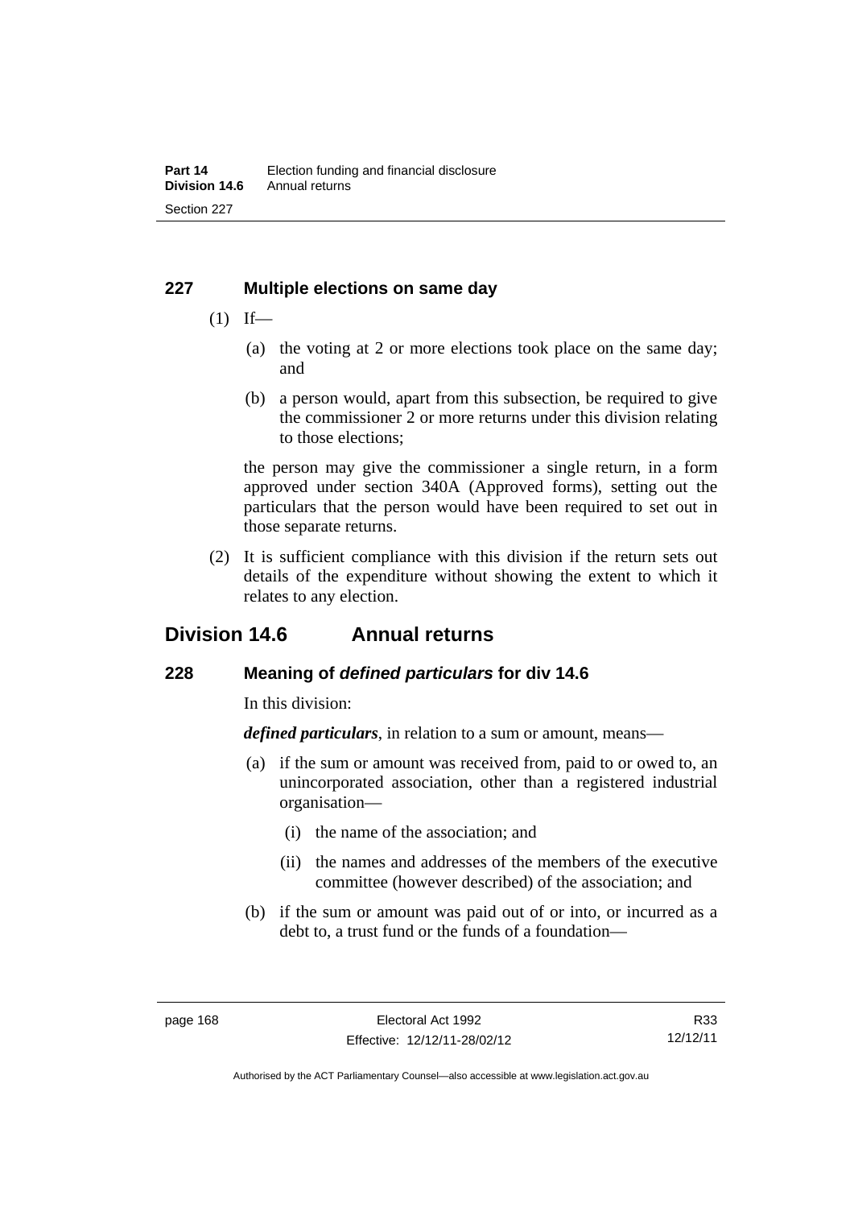## 227 Multiple elections on same day

(1) If—

(a) the voting at 2 or more elections took place on the same day; and

(b) a person would, apart from this subsection, be required to give the commissioner 2 or more returns under this division relating to those elections;

the person may give the commissioner a single return, in a form approved under section 340A (Approved forms), setting out the particulars that the person would have been required to set out in those separate returns.

(2) It is sufficient compliance with this division if the return sets out details of the expenditure without showing the extent to which it relates to any election.

# Division 14.6 Annual returns

## 228 Meaning of *defined particulars* for div 14.6

In this division:

***defined particulars***, in relation to a sum or amount, means—

(a) if the sum or amount was received from, paid to or owed to, an unincorporated association, other than a registered industrial organisation—

(i) the name of the association; and

(ii) the names and addresses of the members of the executive committee (however described) of the association; and

(b) if the sum or amount was paid out of or into, or incurred as a debt to, a trust fund or the funds of a foundation—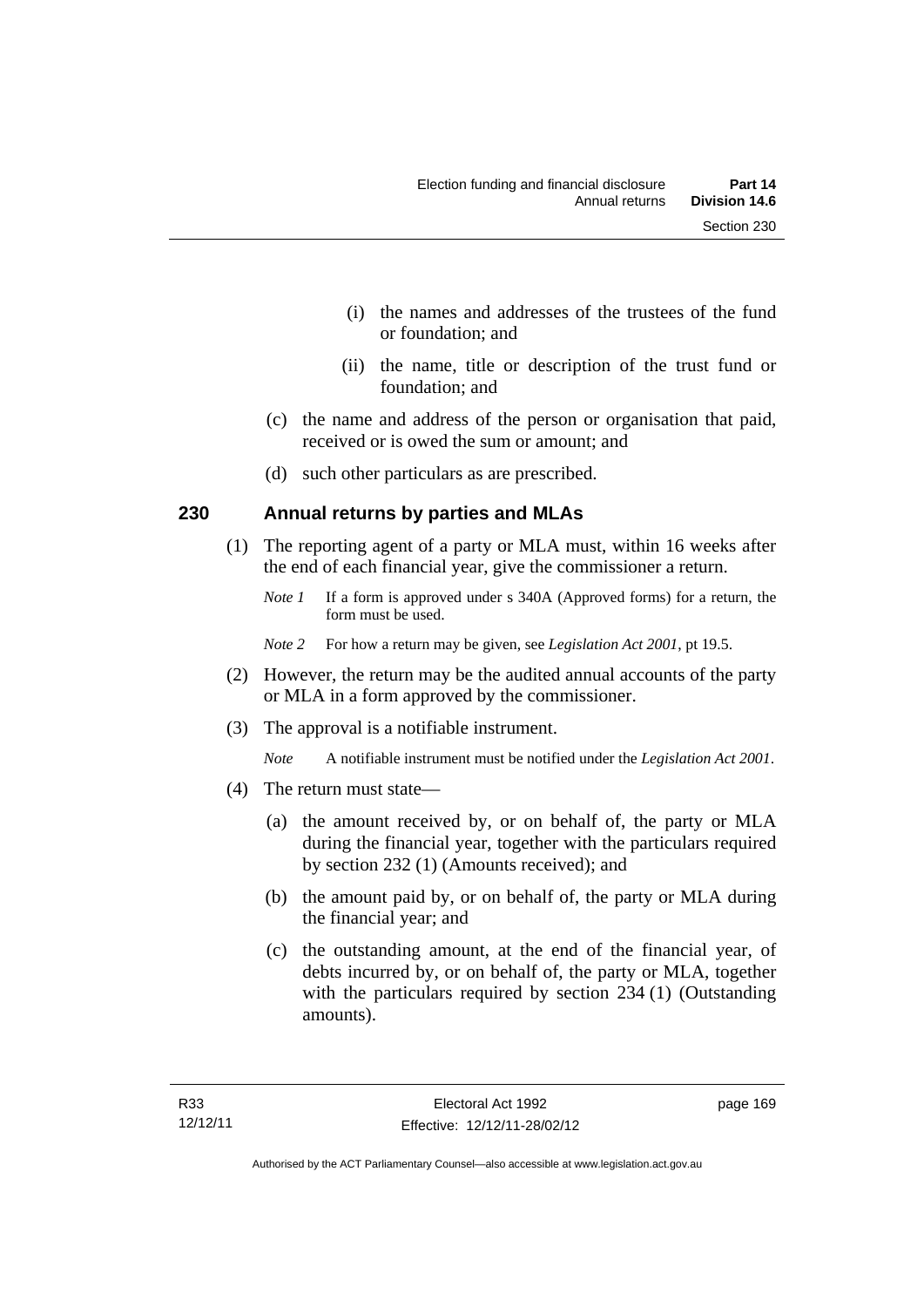(i) the names and addresses of the trustees of the fund or foundation; and

(ii) the name, title or description of the trust fund or foundation; and

(c) the name and address of the person or organisation that paid, received or is owed the sum or amount; and

(d) such other particulars as are prescribed.

## 230 Annual returns by parties and MLAs

(1) The reporting agent of a party or MLA must, within 16 weeks after the end of each financial year, give the commissioner a return.

*Note 1* If a form is approved under s 340A (Approved forms) for a return, the form must be used.

*Note 2* For how a return may be given, see *Legislation Act 2001*, pt 19.5.

(2) However, the return may be the audited annual accounts of the party or MLA in a form approved by the commissioner.

(3) The approval is a notifiable instrument.

*Note* A notifiable instrument must be notified under the *Legislation Act 2001*.

(4) The return must state—

(a) the amount received by, or on behalf of, the party or MLA during the financial year, together with the particulars required by section 232 (1) (Amounts received); and

(b) the amount paid by, or on behalf of, the party or MLA during the financial year; and

(c) the outstanding amount, at the end of the financial year, of debts incurred by, or on behalf of, the party or MLA, together with the particulars required by section 234 (1) (Outstanding amounts).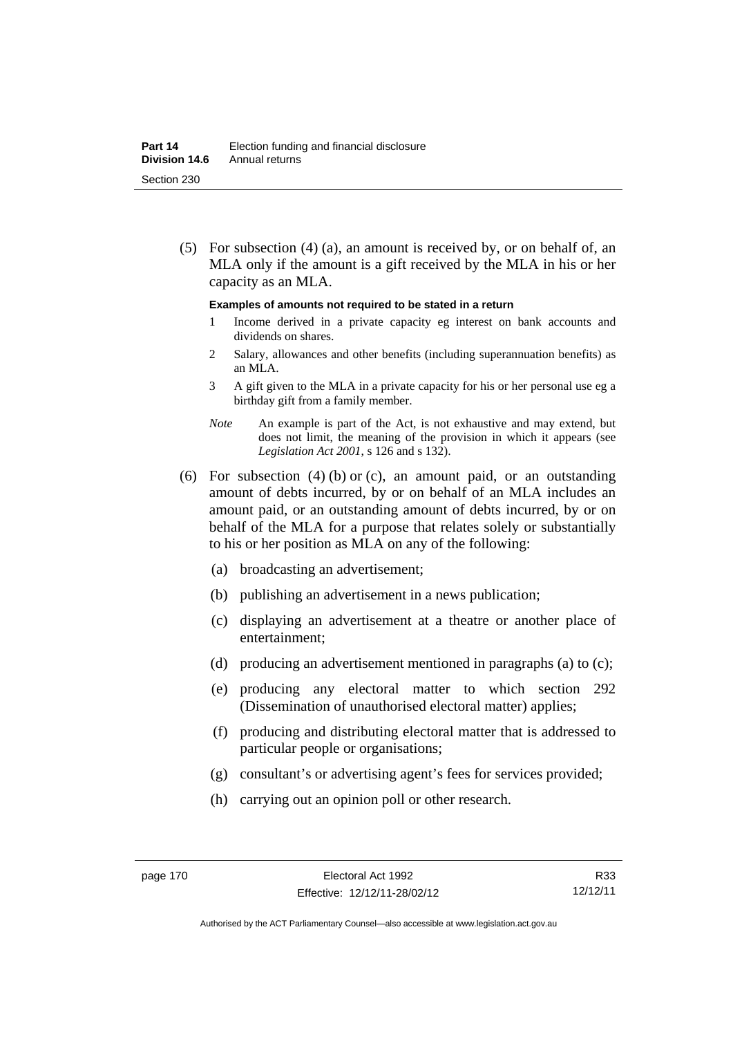(5) For subsection (4) (a), an amount is received by, or on behalf of, an MLA only if the amount is a gift received by the MLA in his or her capacity as an MLA.

**Examples of amounts not required to be stated in a return**

1. Income derived in a private capacity eg interest on bank accounts and dividends on shares.
2. Salary, allowances and other benefits (including superannuation benefits) as an MLA.
3. A gift given to the MLA in a private capacity for his or her personal use eg a birthday gift from a family member.

*Note* An example is part of the Act, is not exhaustive and may extend, but does not limit, the meaning of the provision in which it appears (see *Legislation Act 2001*, s 126 and s 132).

(6) For subsection (4) (b) or (c), an amount paid, or an outstanding amount of debts incurred, by or on behalf of an MLA includes an amount paid, or an outstanding amount of debts incurred, by or on behalf of the MLA for a purpose that relates solely or substantially to his or her position as MLA on any of the following:

(a) broadcasting an advertisement;

(b) publishing an advertisement in a news publication;

(c) displaying an advertisement at a theatre or another place of entertainment;

(d) producing an advertisement mentioned in paragraphs (a) to (c);

(e) producing any electoral matter to which section 292 (Dissemination of unauthorised electoral matter) applies;

(f) producing and distributing electoral matter that is addressed to particular people or organisations;

(g) consultant's or advertising agent's fees for services provided;

(h) carrying out an opinion poll or other research.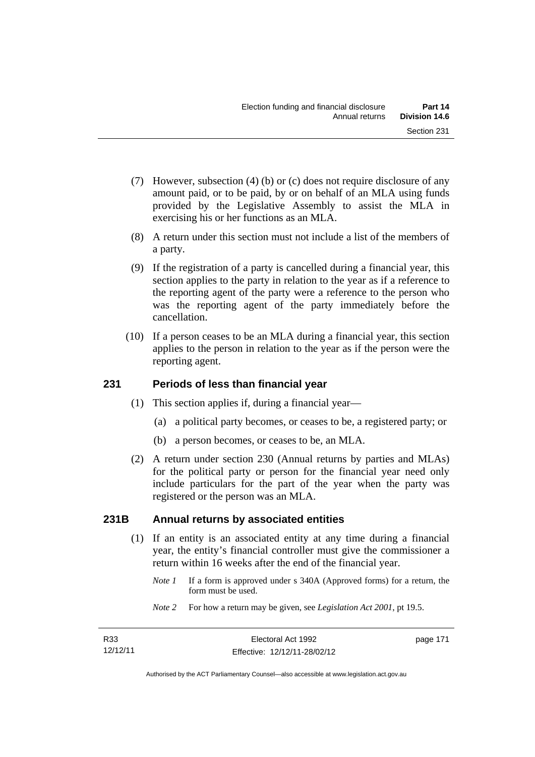(7) However, subsection (4) (b) or (c) does not require disclosure of any amount paid, or to be paid, by or on behalf of an MLA using funds provided by the Legislative Assembly to assist the MLA in exercising his or her functions as an MLA.

(8) A return under this section must not include a list of the members of a party.

(9) If the registration of a party is cancelled during a financial year, this section applies to the party in relation to the year as if a reference to the reporting agent of the party were a reference to the person who was the reporting agent of the party immediately before the cancellation.

(10) If a person ceases to be an MLA during a financial year, this section applies to the person in relation to the year as if the person were the reporting agent.

## 231 Periods of less than financial year

(1) This section applies if, during a financial year—

(a) a political party becomes, or ceases to be, a registered party; or

(b) a person becomes, or ceases to be, an MLA.

(2) A return under section 230 (Annual returns by parties and MLAs) for the political party or person for the financial year need only include particulars for the part of the year when the party was registered or the person was an MLA.

## 231B Annual returns by associated entities

(1) If an entity is an associated entity at any time during a financial year, the entity's financial controller must give the commissioner a return within 16 weeks after the end of the financial year.

*Note 1* If a form is approved under s 340A (Approved forms) for a return, the form must be used.

*Note 2* For how a return may be given, see *Legislation Act 2001*, pt 19.5.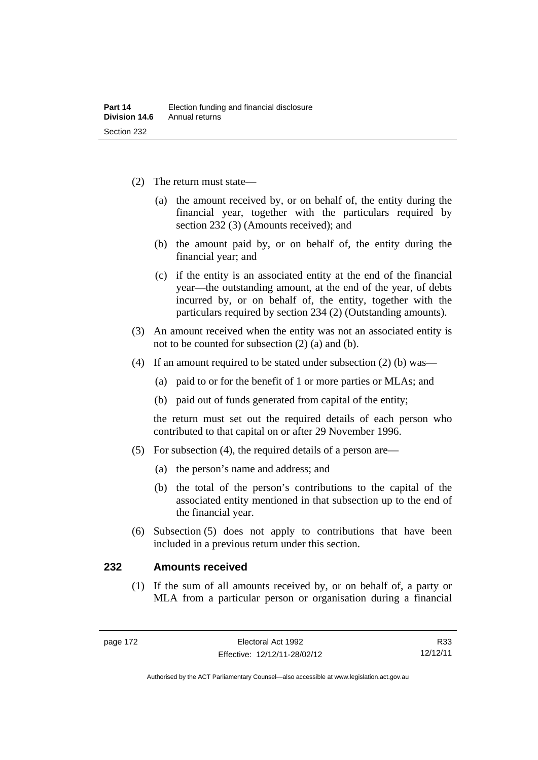(2) The return must state—

(a) the amount received by, or on behalf of, the entity during the financial year, together with the particulars required by section 232 (3) (Amounts received); and

(b) the amount paid by, or on behalf of, the entity during the financial year; and

(c) if the entity is an associated entity at the end of the financial year—the outstanding amount, at the end of the year, of debts incurred by, or on behalf of, the entity, together with the particulars required by section 234 (2) (Outstanding amounts).

(3) An amount received when the entity was not an associated entity is not to be counted for subsection (2) (a) and (b).

(4) If an amount required to be stated under subsection (2) (b) was—

(a) paid to or for the benefit of 1 or more parties or MLAs; and

(b) paid out of funds generated from capital of the entity;

the return must set out the required details of each person who contributed to that capital on or after 29 November 1996.

(5) For subsection (4), the required details of a person are—

(a) the person's name and address; and

(b) the total of the person's contributions to the capital of the associated entity mentioned in that subsection up to the end of the financial year.

(6) Subsection (5) does not apply to contributions that have been included in a previous return under this section.

## 232 Amounts received

(1) If the sum of all amounts received by, or on behalf of, a party or MLA from a particular person or organisation during a financial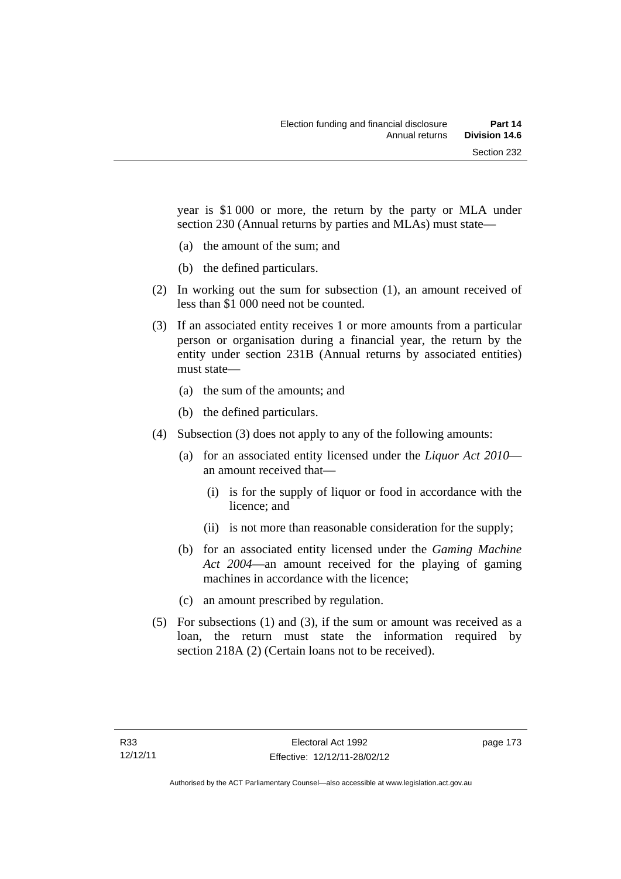year is $1 000 or more, the return by the party or MLA under section 230 (Annual returns by parties and MLAs) must state—

(a) the amount of the sum; and

(b) the defined particulars.

(2) In working out the sum for subsection (1), an amount received of less than $1 000 need not be counted.

(3) If an associated entity receives 1 or more amounts from a particular person or organisation during a financial year, the return by the entity under section 231B (Annual returns by associated entities) must state—

(a) the sum of the amounts; and

(b) the defined particulars.

(4) Subsection (3) does not apply to any of the following amounts:

(a) for an associated entity licensed under the *Liquor Act 2010*—an amount received that—

(i) is for the supply of liquor or food in accordance with the licence; and

(ii) is not more than reasonable consideration for the supply;

(b) for an associated entity licensed under the *Gaming Machine Act 2004*—an amount received for the playing of gaming machines in accordance with the licence;

(c) an amount prescribed by regulation.

(5) For subsections (1) and (3), if the sum or amount was received as a loan, the return must state the information required by section 218A (2) (Certain loans not to be received).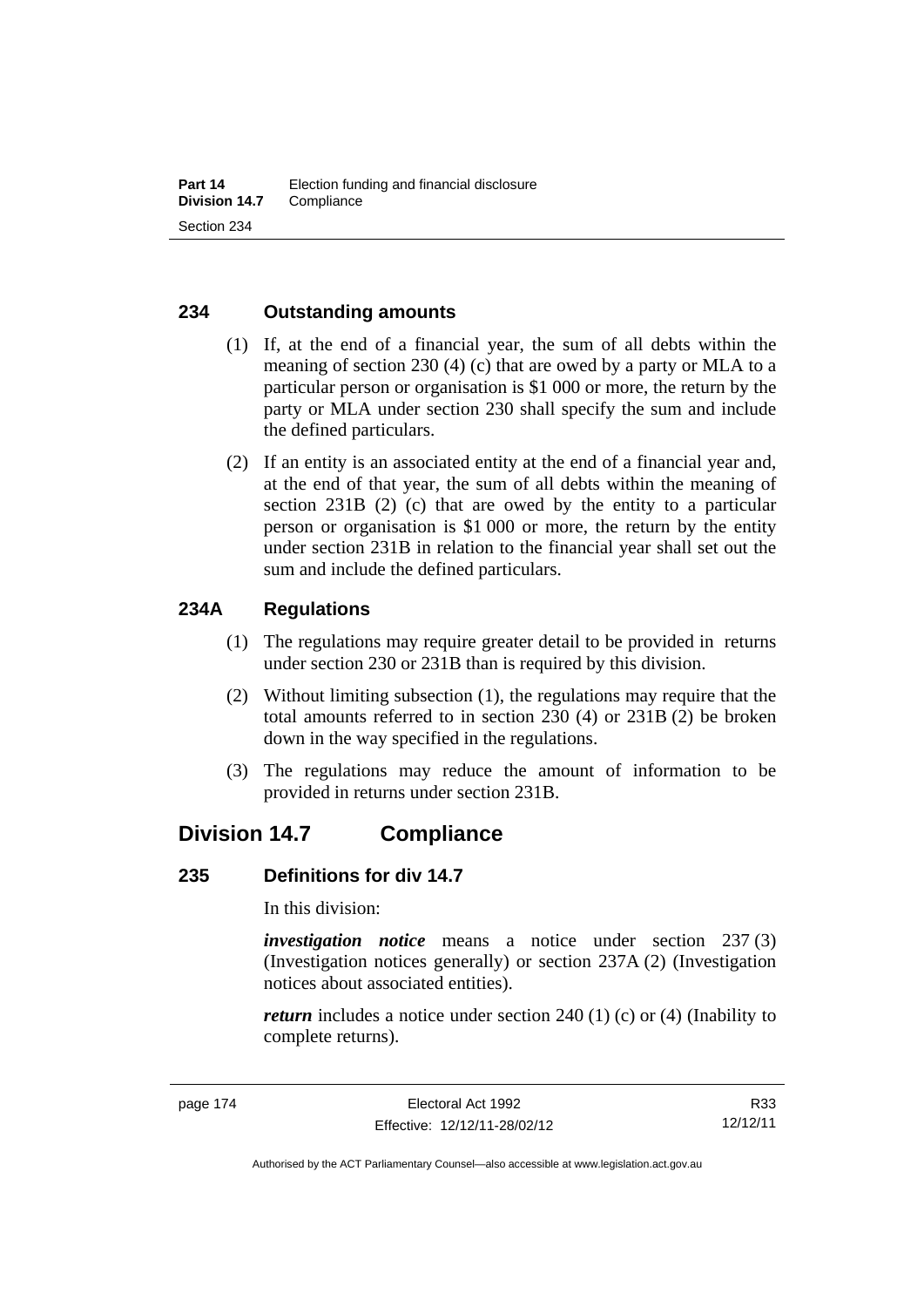### 234 Outstanding amounts

(1) If, at the end of a financial year, the sum of all debts within the meaning of section 230 (4) (c) that are owed by a party or MLA to a particular person or organisation is \$1 000 or more, the return by the party or MLA under section 230 shall specify the sum and include the defined particulars.

(2) If an entity is an associated entity at the end of a financial year and, at the end of that year, the sum of all debts within the meaning of section 231B (2) (c) that are owed by the entity to a particular person or organisation is \$1 000 or more, the return by the entity under section 231B in relation to the financial year shall set out the sum and include the defined particulars.

### 234A Regulations

(1) The regulations may require greater detail to be provided in returns under section 230 or 231B than is required by this division.

(2) Without limiting subsection (1), the regulations may require that the total amounts referred to in section 230 (4) or 231B (2) be broken down in the way specified in the regulations.

(3) The regulations may reduce the amount of information to be provided in returns under section 231B.

## Division 14.7 Compliance

### 235 Definitions for div 14.7

In this division:

***investigation notice*** means a notice under section 237 (3) (Investigation notices generally) or section 237A (2) (Investigation notices about associated entities).

***return*** includes a notice under section 240 (1) (c) or (4) (Inability to complete returns).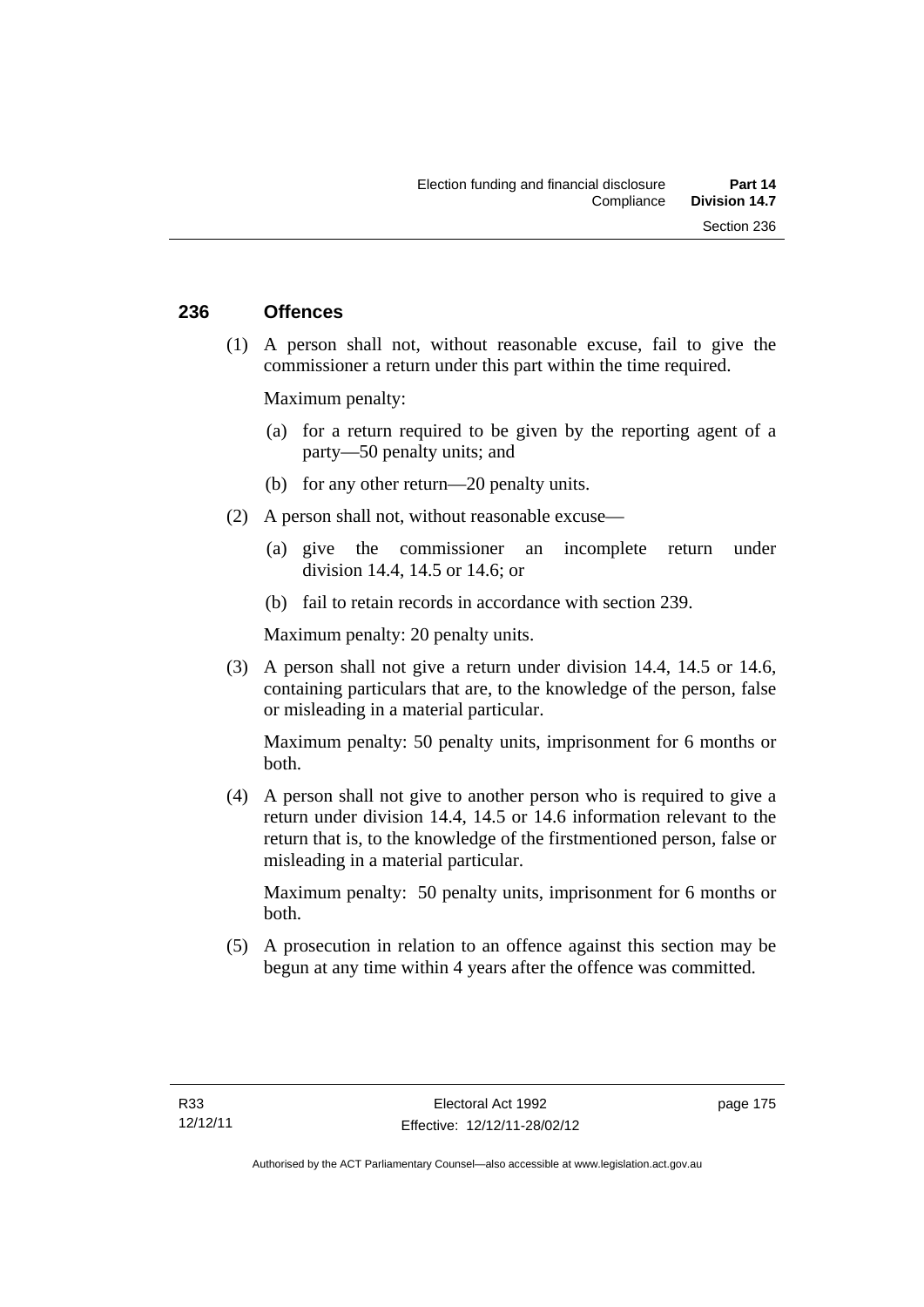## 236 Offences

(1) A person shall not, without reasonable excuse, fail to give the commissioner a return under this part within the time required.

Maximum penalty:

(a) for a return required to be given by the reporting agent of a party—50 penalty units; and

(b) for any other return—20 penalty units.

(2) A person shall not, without reasonable excuse—

(a) give the commissioner an incomplete return under division 14.4, 14.5 or 14.6; or

(b) fail to retain records in accordance with section 239.

Maximum penalty: 20 penalty units.

(3) A person shall not give a return under division 14.4, 14.5 or 14.6, containing particulars that are, to the knowledge of the person, false or misleading in a material particular.

Maximum penalty: 50 penalty units, imprisonment for 6 months or both.

(4) A person shall not give to another person who is required to give a return under division 14.4, 14.5 or 14.6 information relevant to the return that is, to the knowledge of the firstmentioned person, false or misleading in a material particular.

Maximum penalty: 50 penalty units, imprisonment for 6 months or both.

(5) A prosecution in relation to an offence against this section may be begun at any time within 4 years after the offence was committed.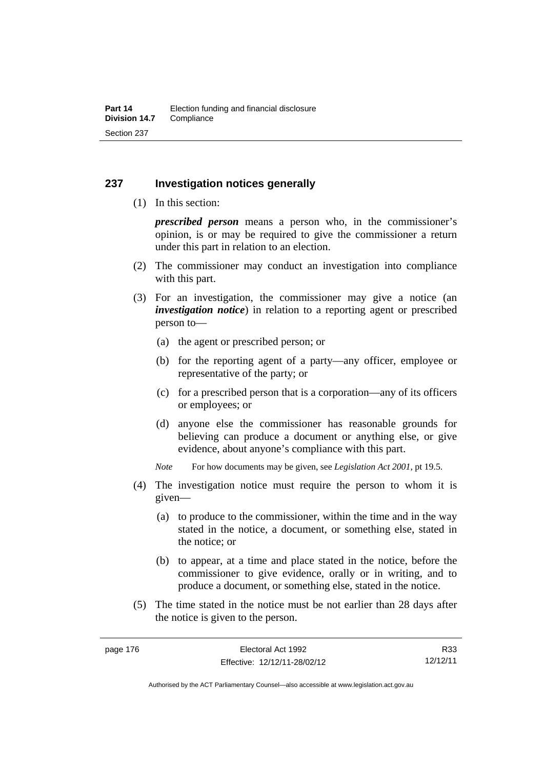## 237 Investigation notices generally

(1) In this section:

***prescribed person*** means a person who, in the commissioner's opinion, is or may be required to give the commissioner a return under this part in relation to an election.

(2) The commissioner may conduct an investigation into compliance with this part.

(3) For an investigation, the commissioner may give a notice (an ***investigation notice***) in relation to a reporting agent or prescribed person to—

(a) the agent or prescribed person; or

(b) for the reporting agent of a party—any officer, employee or representative of the party; or

(c) for a prescribed person that is a corporation—any of its officers or employees; or

(d) anyone else the commissioner has reasonable grounds for believing can produce a document or anything else, or give evidence, about anyone's compliance with this part.

*Note* For how documents may be given, see *Legislation Act 2001*, pt 19.5.

(4) The investigation notice must require the person to whom it is given—

(a) to produce to the commissioner, within the time and in the way stated in the notice, a document, or something else, stated in the notice; or

(b) to appear, at a time and place stated in the notice, before the commissioner to give evidence, orally or in writing, and to produce a document, or something else, stated in the notice.

(5) The time stated in the notice must be not earlier than 28 days after the notice is given to the person.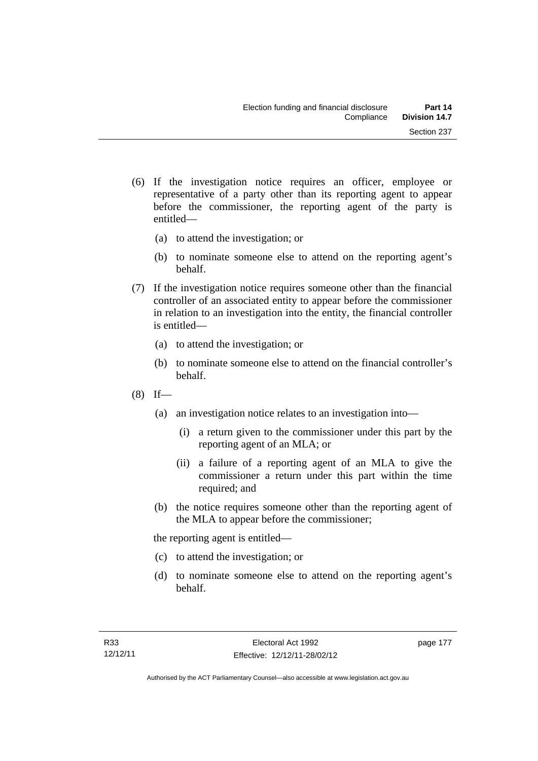(6) If the investigation notice requires an officer, employee or representative of a party other than its reporting agent to appear before the commissioner, the reporting agent of the party is entitled—

  (a) to attend the investigation; or

  (b) to nominate someone else to attend on the reporting agent's behalf.

(7) If the investigation notice requires someone other than the financial controller of an associated entity to appear before the commissioner in relation to an investigation into the entity, the financial controller is entitled—

  (a) to attend the investigation; or

  (b) to nominate someone else to attend on the financial controller's behalf.

(8) If—

  (a) an investigation notice relates to an investigation into—

    (i) a return given to the commissioner under this part by the reporting agent of an MLA; or

    (ii) a failure of a reporting agent of an MLA to give the commissioner a return under this part within the time required; and

  (b) the notice requires someone other than the reporting agent of the MLA to appear before the commissioner;

the reporting agent is entitled—

  (c) to attend the investigation; or

  (d) to nominate someone else to attend on the reporting agent's behalf.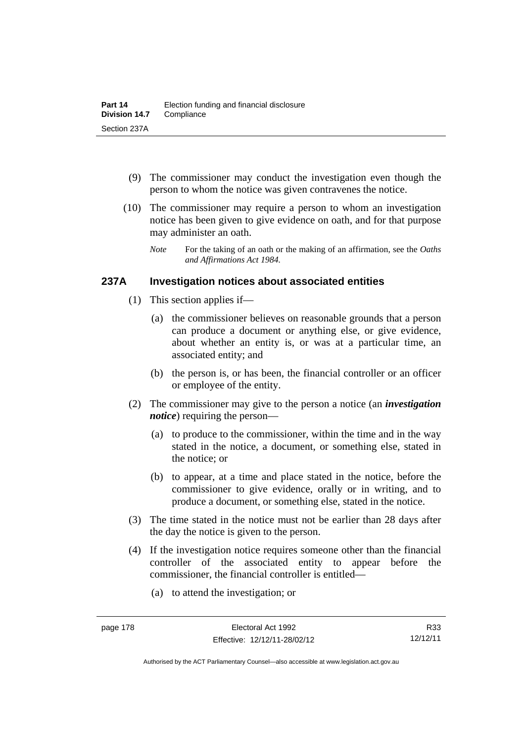(9) The commissioner may conduct the investigation even though the person to whom the notice was given contravenes the notice.

(10) The commissioner may require a person to whom an investigation notice has been given to give evidence on oath, and for that purpose may administer an oath.

*Note* For the taking of an oath or the making of an affirmation, see the *Oaths and Affirmations Act 1984*.

### 237A Investigation notices about associated entities

(1) This section applies if—

(a) the commissioner believes on reasonable grounds that a person can produce a document or anything else, or give evidence, about whether an entity is, or was at a particular time, an associated entity; and

(b) the person is, or has been, the financial controller or an officer or employee of the entity.

(2) The commissioner may give to the person a notice (an ***investigation notice***) requiring the person—

(a) to produce to the commissioner, within the time and in the way stated in the notice, a document, or something else, stated in the notice; or

(b) to appear, at a time and place stated in the notice, before the commissioner to give evidence, orally or in writing, and to produce a document, or something else, stated in the notice.

(3) The time stated in the notice must not be earlier than 28 days after the day the notice is given to the person.

(4) If the investigation notice requires someone other than the financial controller of the associated entity to appear before the commissioner, the financial controller is entitled—

(a) to attend the investigation; or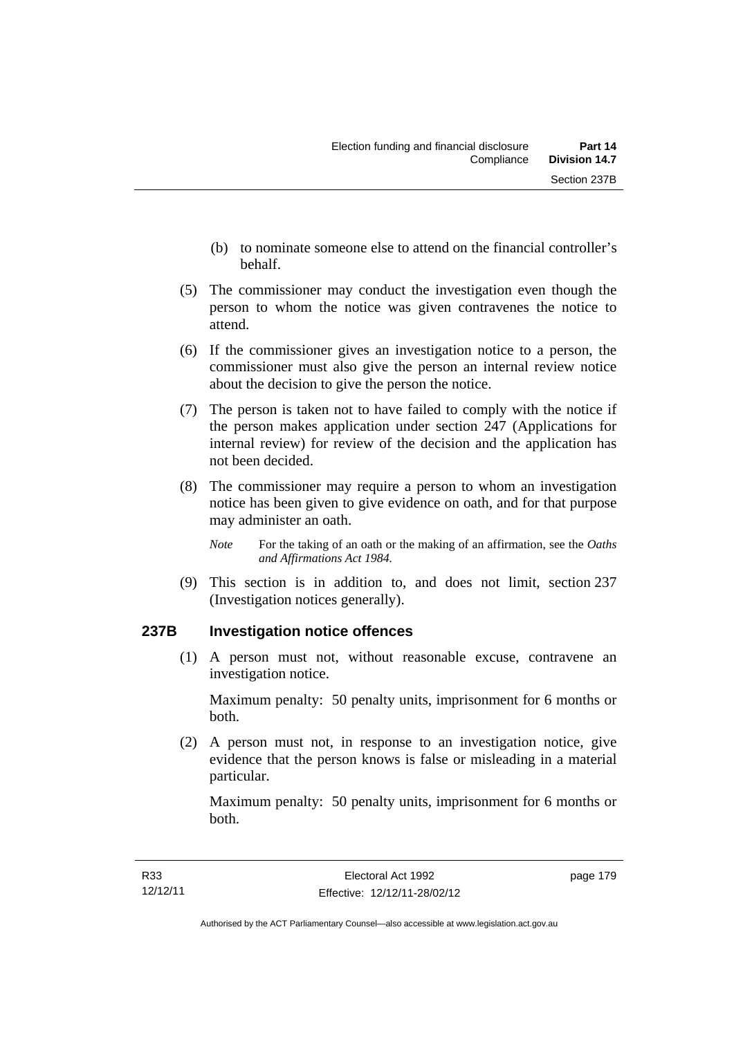(b) to nominate someone else to attend on the financial controller's behalf.

(5) The commissioner may conduct the investigation even though the person to whom the notice was given contravenes the notice to attend.

(6) If the commissioner gives an investigation notice to a person, the commissioner must also give the person an internal review notice about the decision to give the person the notice.

(7) The person is taken not to have failed to comply with the notice if the person makes application under section 247 (Applications for internal review) for review of the decision and the application has not been decided.

(8) The commissioner may require a person to whom an investigation notice has been given to give evidence on oath, and for that purpose may administer an oath.

*Note* For the taking of an oath or the making of an affirmation, see the *Oaths and Affirmations Act 1984.*

(9) This section is in addition to, and does not limit, section 237 (Investigation notices generally).

## 237B Investigation notice offences

(1) A person must not, without reasonable excuse, contravene an investigation notice.

Maximum penalty: 50 penalty units, imprisonment for 6 months or both.

(2) A person must not, in response to an investigation notice, give evidence that the person knows is false or misleading in a material particular.

Maximum penalty: 50 penalty units, imprisonment for 6 months or both.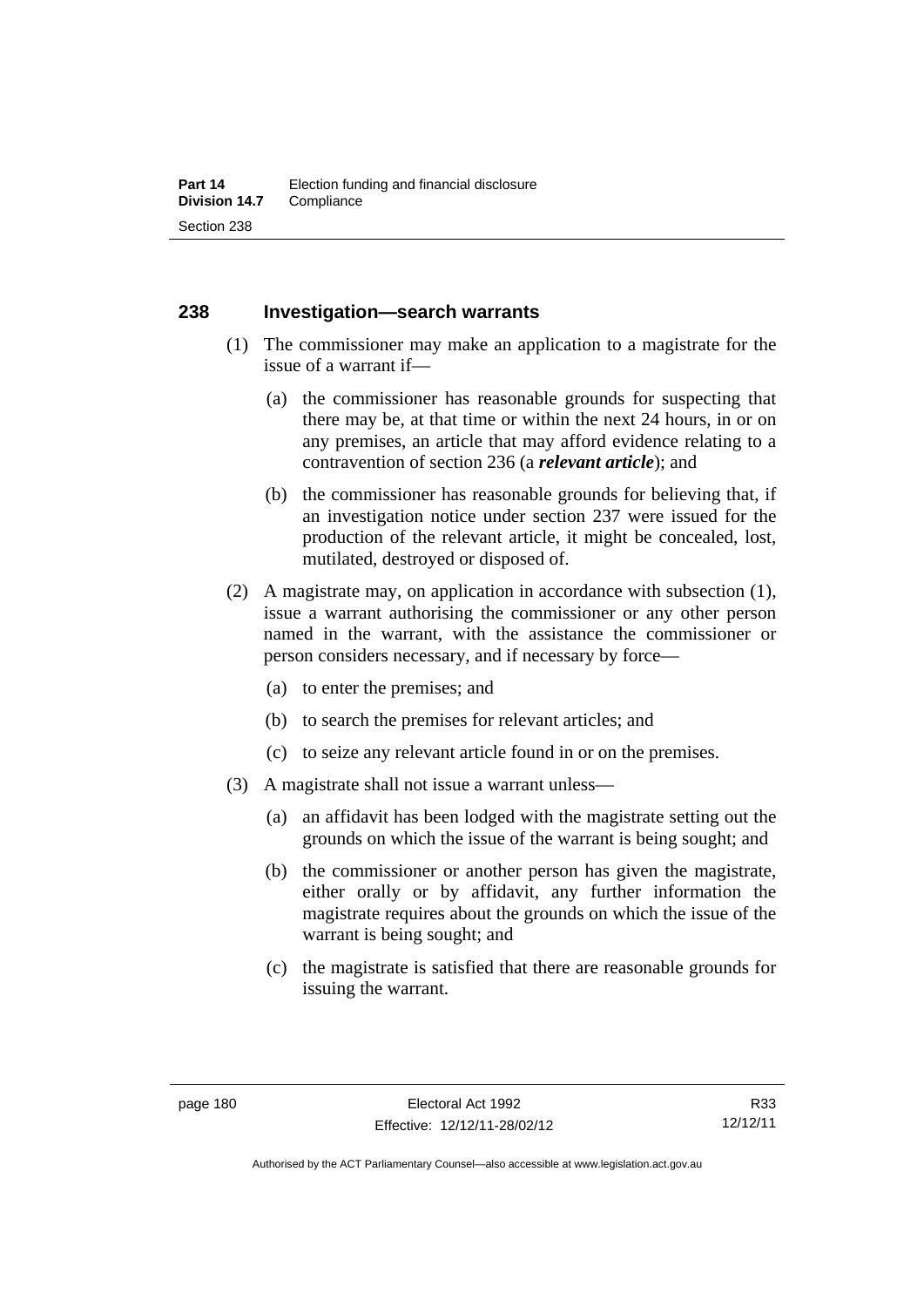## 238 Investigation—search warrants

(1) The commissioner may make an application to a magistrate for the issue of a warrant if—

(a) the commissioner has reasonable grounds for suspecting that there may be, at that time or within the next 24 hours, in or on any premises, an article that may afford evidence relating to a contravention of section 236 (a ***relevant article***); and

(b) the commissioner has reasonable grounds for believing that, if an investigation notice under section 237 were issued for the production of the relevant article, it might be concealed, lost, mutilated, destroyed or disposed of.

(2) A magistrate may, on application in accordance with subsection (1), issue a warrant authorising the commissioner or any other person named in the warrant, with the assistance the commissioner or person considers necessary, and if necessary by force—

(a) to enter the premises; and

(b) to search the premises for relevant articles; and

(c) to seize any relevant article found in or on the premises.

(3) A magistrate shall not issue a warrant unless—

(a) an affidavit has been lodged with the magistrate setting out the grounds on which the issue of the warrant is being sought; and

(b) the commissioner or another person has given the magistrate, either orally or by affidavit, any further information the magistrate requires about the grounds on which the issue of the warrant is being sought; and

(c) the magistrate is satisfied that there are reasonable grounds for issuing the warrant.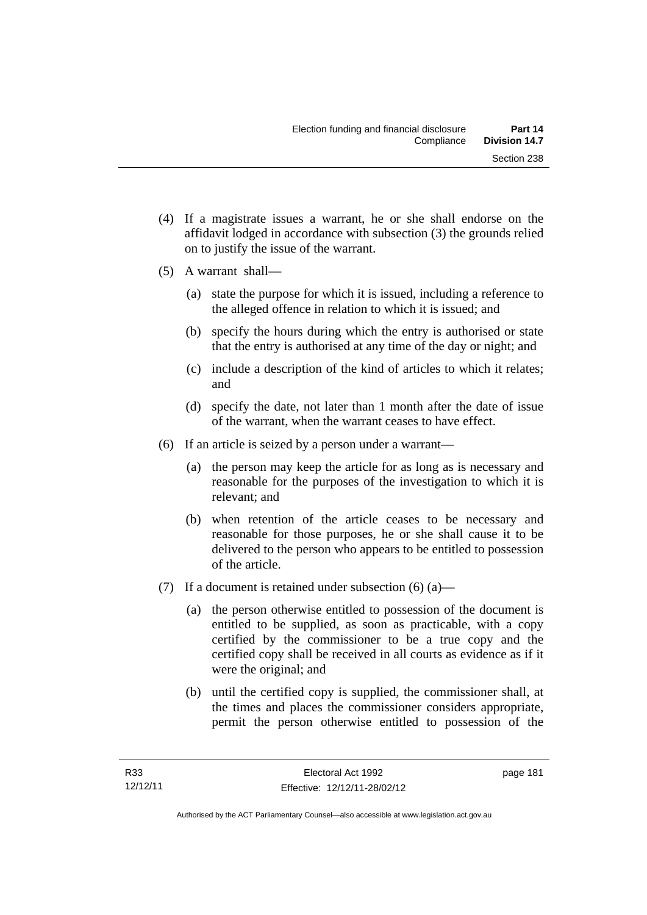(4) If a magistrate issues a warrant, he or she shall endorse on the affidavit lodged in accordance with subsection (3) the grounds relied on to justify the issue of the warrant.

(5) A warrant shall—

  (a) state the purpose for which it is issued, including a reference to the alleged offence in relation to which it is issued; and

  (b) specify the hours during which the entry is authorised or state that the entry is authorised at any time of the day or night; and

  (c) include a description of the kind of articles to which it relates; and

  (d) specify the date, not later than 1 month after the date of issue of the warrant, when the warrant ceases to have effect.

(6) If an article is seized by a person under a warrant—

  (a) the person may keep the article for as long as is necessary and reasonable for the purposes of the investigation to which it is relevant; and

  (b) when retention of the article ceases to be necessary and reasonable for those purposes, he or she shall cause it to be delivered to the person who appears to be entitled to possession of the article.

(7) If a document is retained under subsection (6) (a)—

  (a) the person otherwise entitled to possession of the document is entitled to be supplied, as soon as practicable, with a copy certified by the commissioner to be a true copy and the certified copy shall be received in all courts as evidence as if it were the original; and

  (b) until the certified copy is supplied, the commissioner shall, at the times and places the commissioner considers appropriate, permit the person otherwise entitled to possession of the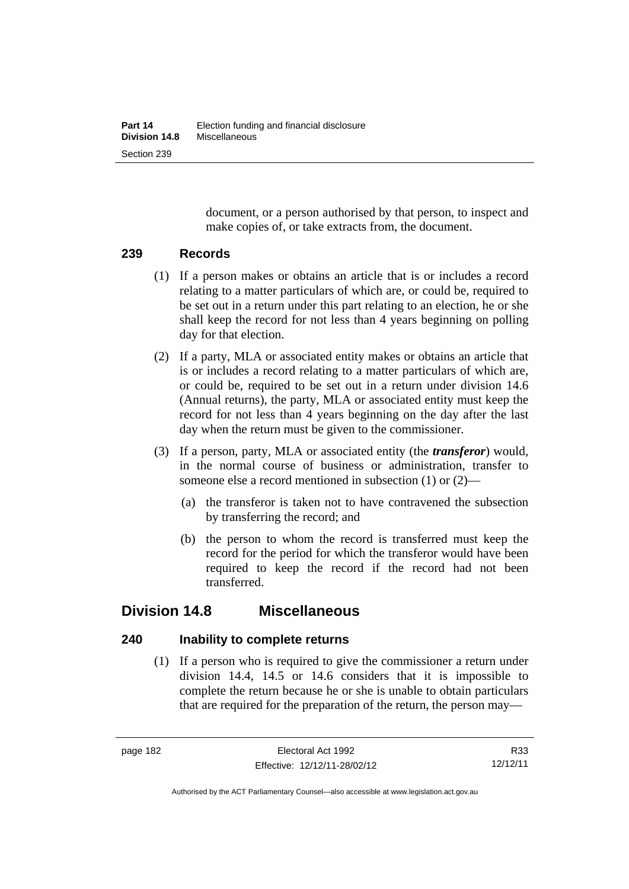document, or a person authorised by that person, to inspect and make copies of, or take extracts from, the document.

### 239 Records

(1) If a person makes or obtains an article that is or includes a record relating to a matter particulars of which are, or could be, required to be set out in a return under this part relating to an election, he or she shall keep the record for not less than 4 years beginning on polling day for that election.

(2) If a party, MLA or associated entity makes or obtains an article that is or includes a record relating to a matter particulars of which are, or could be, required to be set out in a return under division 14.6 (Annual returns), the party, MLA or associated entity must keep the record for not less than 4 years beginning on the day after the last day when the return must be given to the commissioner.

(3) If a person, party, MLA or associated entity (the ***transferor***) would, in the normal course of business or administration, transfer to someone else a record mentioned in subsection (1) or (2)—

- (a) the transferor is taken not to have contravened the subsection by transferring the record; and
- (b) the person to whom the record is transferred must keep the record for the period for which the transferor would have been required to keep the record if the record had not been transferred.

## Division 14.8 Miscellaneous

### 240 Inability to complete returns

(1) If a person who is required to give the commissioner a return under division 14.4, 14.5 or 14.6 considers that it is impossible to complete the return because he or she is unable to obtain particulars that are required for the preparation of the return, the person may—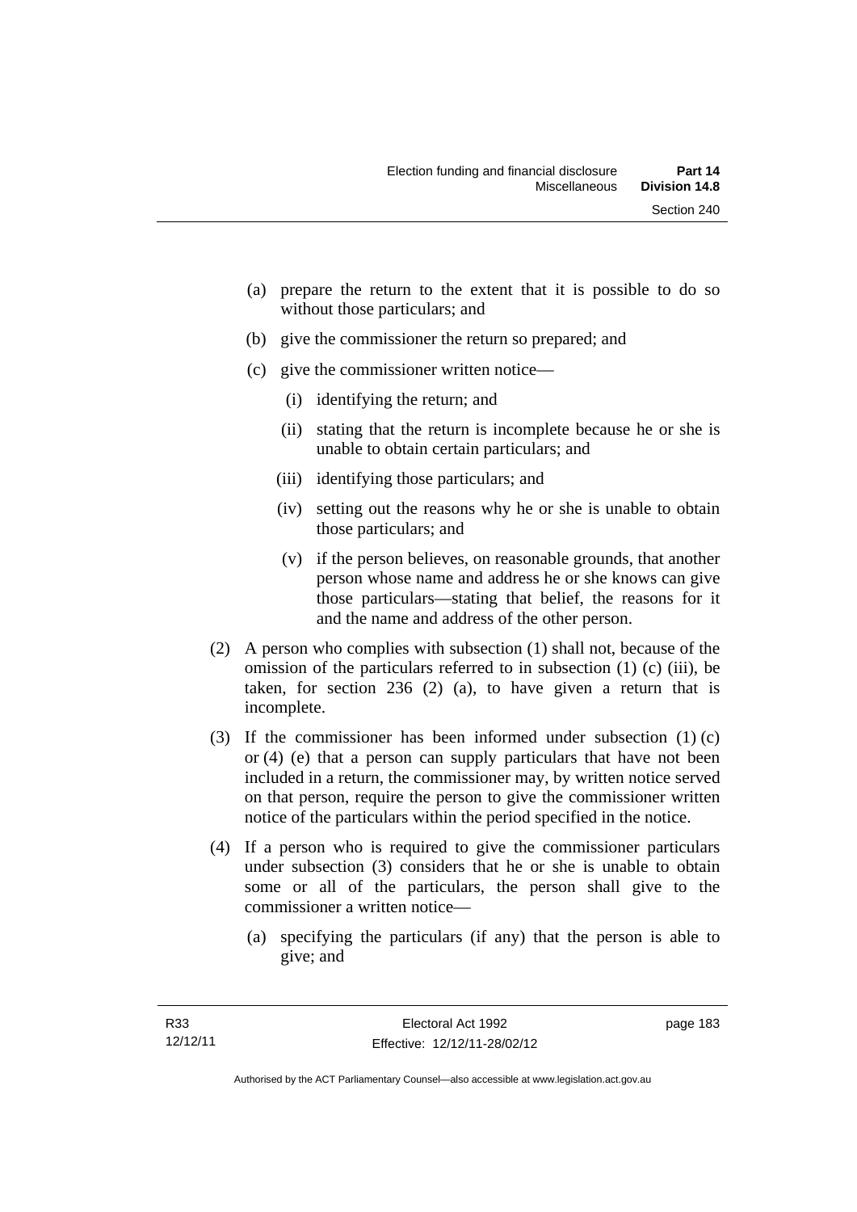(a) prepare the return to the extent that it is possible to do so without those particulars; and

(b) give the commissioner the return so prepared; and

(c) give the commissioner written notice—

(i) identifying the return; and

(ii) stating that the return is incomplete because he or she is unable to obtain certain particulars; and

(iii) identifying those particulars; and

(iv) setting out the reasons why he or she is unable to obtain those particulars; and

(v) if the person believes, on reasonable grounds, that another person whose name and address he or she knows can give those particulars—stating that belief, the reasons for it and the name and address of the other person.

(2) A person who complies with subsection (1) shall not, because of the omission of the particulars referred to in subsection (1) (c) (iii), be taken, for section 236 (2) (a), to have given a return that is incomplete.

(3) If the commissioner has been informed under subsection (1) (c) or (4) (e) that a person can supply particulars that have not been included in a return, the commissioner may, by written notice served on that person, require the person to give the commissioner written notice of the particulars within the period specified in the notice.

(4) If a person who is required to give the commissioner particulars under subsection (3) considers that he or she is unable to obtain some or all of the particulars, the person shall give to the commissioner a written notice—

(a) specifying the particulars (if any) that the person is able to give; and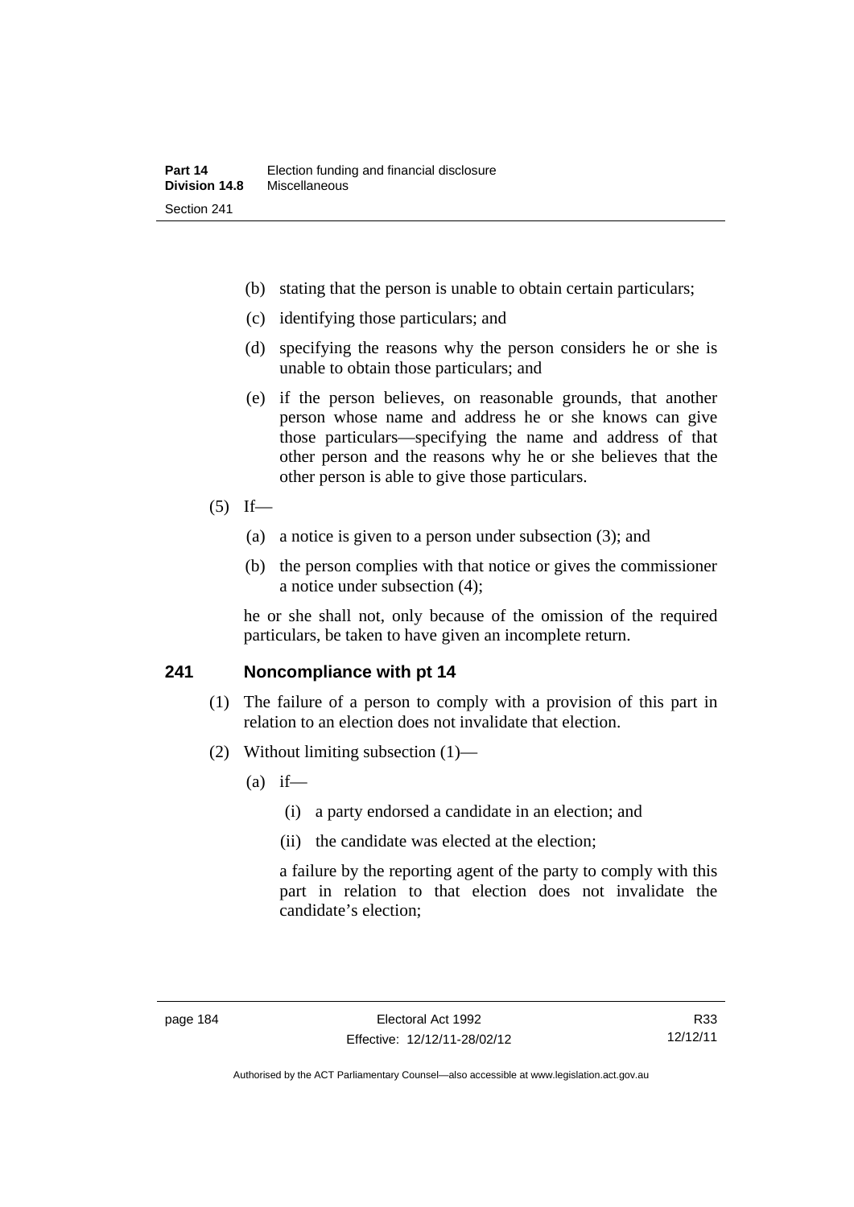(b) stating that the person is unable to obtain certain particulars;

(c) identifying those particulars; and

(d) specifying the reasons why the person considers he or she is unable to obtain those particulars; and

(e) if the person believes, on reasonable grounds, that another person whose name and address he or she knows can give those particulars—specifying the name and address of that other person and the reasons why he or she believes that the other person is able to give those particulars.

(5) If—

(a) a notice is given to a person under subsection (3); and

(b) the person complies with that notice or gives the commissioner a notice under subsection (4);

he or she shall not, only because of the omission of the required particulars, be taken to have given an incomplete return.

## 241 Noncompliance with pt 14

(1) The failure of a person to comply with a provision of this part in relation to an election does not invalidate that election.

(2) Without limiting subsection (1)—

(a) if—

(i) a party endorsed a candidate in an election; and

(ii) the candidate was elected at the election;

a failure by the reporting agent of the party to comply with this part in relation to that election does not invalidate the candidate's election;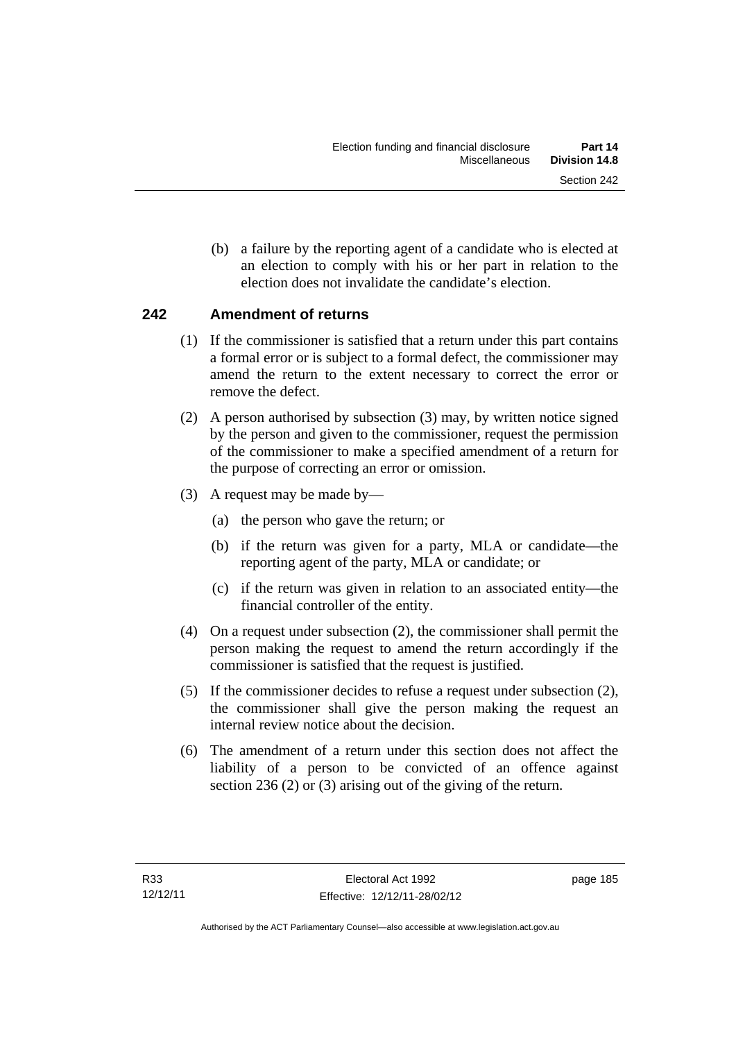(b) a failure by the reporting agent of a candidate who is elected at an election to comply with his or her part in relation to the election does not invalidate the candidate's election.

## 242 Amendment of returns

(1) If the commissioner is satisfied that a return under this part contains a formal error or is subject to a formal defect, the commissioner may amend the return to the extent necessary to correct the error or remove the defect.

(2) A person authorised by subsection (3) may, by written notice signed by the person and given to the commissioner, request the permission of the commissioner to make a specified amendment of a return for the purpose of correcting an error or omission.

(3) A request may be made by—

(a) the person who gave the return; or

(b) if the return was given for a party, MLA or candidate—the reporting agent of the party, MLA or candidate; or

(c) if the return was given in relation to an associated entity—the financial controller of the entity.

(4) On a request under subsection (2), the commissioner shall permit the person making the request to amend the return accordingly if the commissioner is satisfied that the request is justified.

(5) If the commissioner decides to refuse a request under subsection (2), the commissioner shall give the person making the request an internal review notice about the decision.

(6) The amendment of a return under this section does not affect the liability of a person to be convicted of an offence against section 236 (2) or (3) arising out of the giving of the return.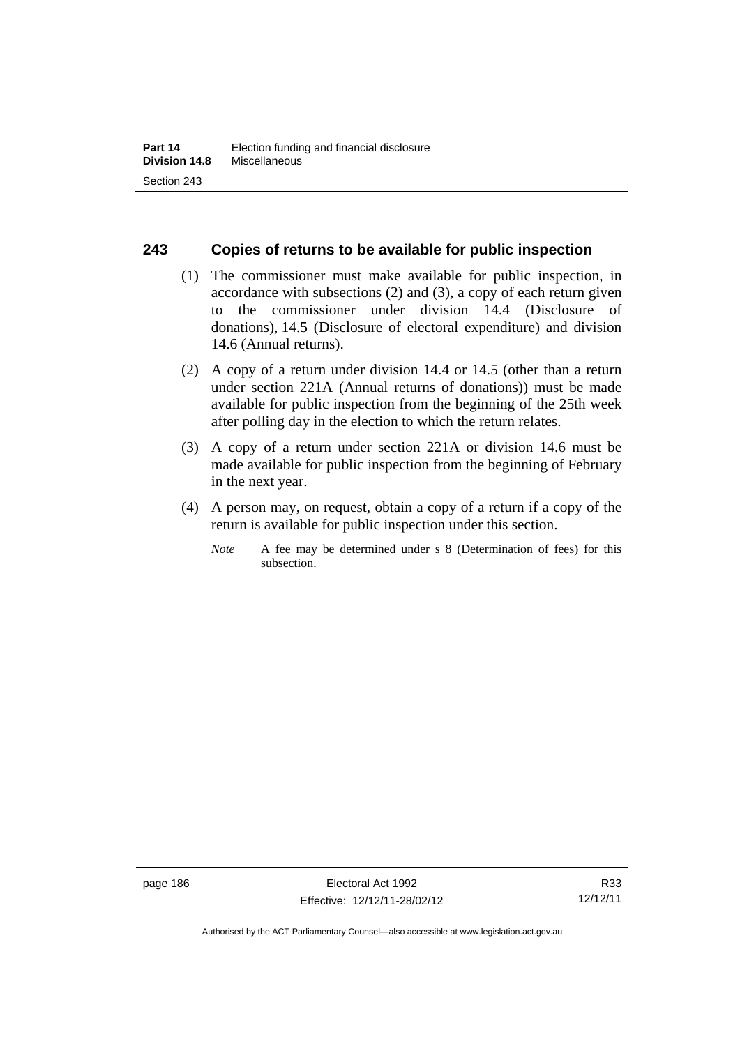## 243 Copies of returns to be available for public inspection

(1) The commissioner must make available for public inspection, in accordance with subsections (2) and (3), a copy of each return given to the commissioner under division 14.4 (Disclosure of donations), 14.5 (Disclosure of electoral expenditure) and division 14.6 (Annual returns).

(2) A copy of a return under division 14.4 or 14.5 (other than a return under section 221A (Annual returns of donations)) must be made available for public inspection from the beginning of the 25th week after polling day in the election to which the return relates.

(3) A copy of a return under section 221A or division 14.6 must be made available for public inspection from the beginning of February in the next year.

(4) A person may, on request, obtain a copy of a return if a copy of the return is available for public inspection under this section.

*Note* A fee may be determined under s 8 (Determination of fees) for this subsection.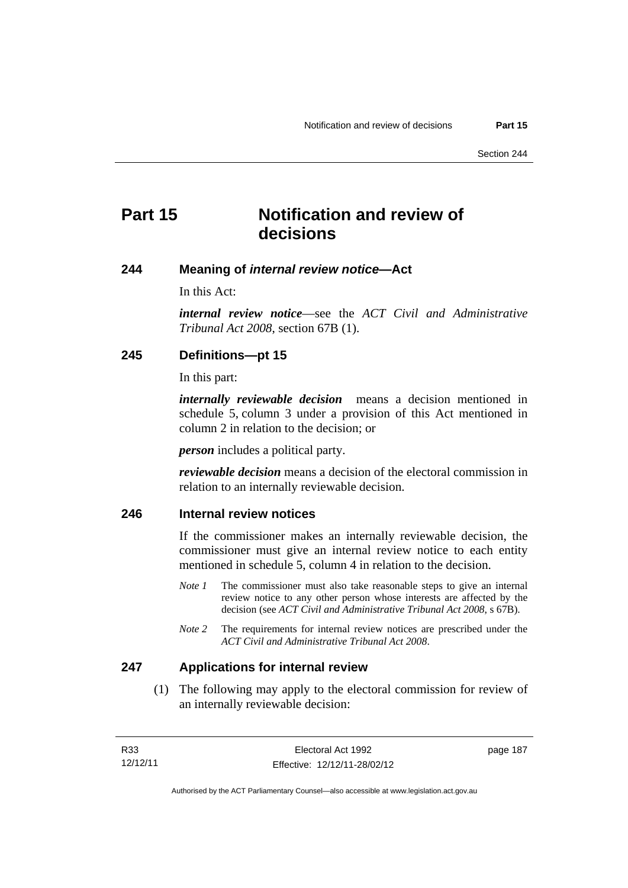# Part 15 Notification and review of decisions

## 244 Meaning of *internal review notice*—Act

In this Act:

***internal review notice***—see the *ACT Civil and Administrative Tribunal Act 2008*, section 67B (1).

## 245 Definitions—pt 15

In this part:

***internally reviewable decision*** means a decision mentioned in schedule 5, column 3 under a provision of this Act mentioned in column 2 in relation to the decision; or

***person*** includes a political party.

***reviewable decision*** means a decision of the electoral commission in relation to an internally reviewable decision.

## 246 Internal review notices

If the commissioner makes an internally reviewable decision, the commissioner must give an internal review notice to each entity mentioned in schedule 5, column 4 in relation to the decision.

*Note 1* The commissioner must also take reasonable steps to give an internal review notice to any other person whose interests are affected by the decision (see *ACT Civil and Administrative Tribunal Act 2008*, s 67B).

*Note 2* The requirements for internal review notices are prescribed under the *ACT Civil and Administrative Tribunal Act 2008*.

## 247 Applications for internal review

(1) The following may apply to the electoral commission for review of an internally reviewable decision: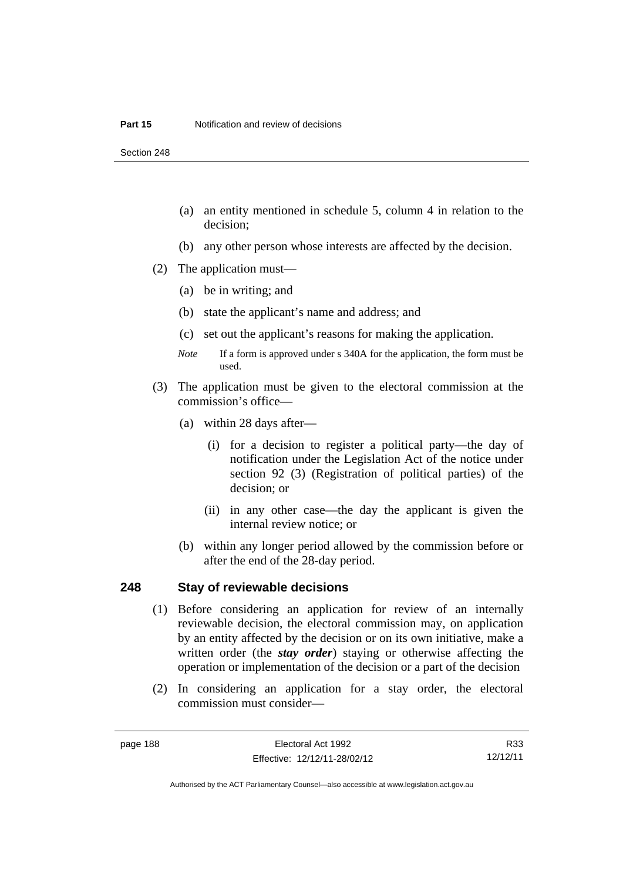(a) an entity mentioned in schedule 5, column 4 in relation to the decision;

(b) any other person whose interests are affected by the decision.

(2) The application must—

(a) be in writing; and

(b) state the applicant's name and address; and

(c) set out the applicant's reasons for making the application.

*Note* If a form is approved under s 340A for the application, the form must be used.

(3) The application must be given to the electoral commission at the commission's office—

(a) within 28 days after—

(i) for a decision to register a political party—the day of notification under the Legislation Act of the notice under section 92 (3) (Registration of political parties) of the decision; or

(ii) in any other case—the day the applicant is given the internal review notice; or

(b) within any longer period allowed by the commission before or after the end of the 28-day period.

## 248 Stay of reviewable decisions

(1) Before considering an application for review of an internally reviewable decision, the electoral commission may, on application by an entity affected by the decision or on its own initiative, make a written order (the ***stay order***) staying or otherwise affecting the operation or implementation of the decision or a part of the decision

(2) In considering an application for a stay order, the electoral commission must consider—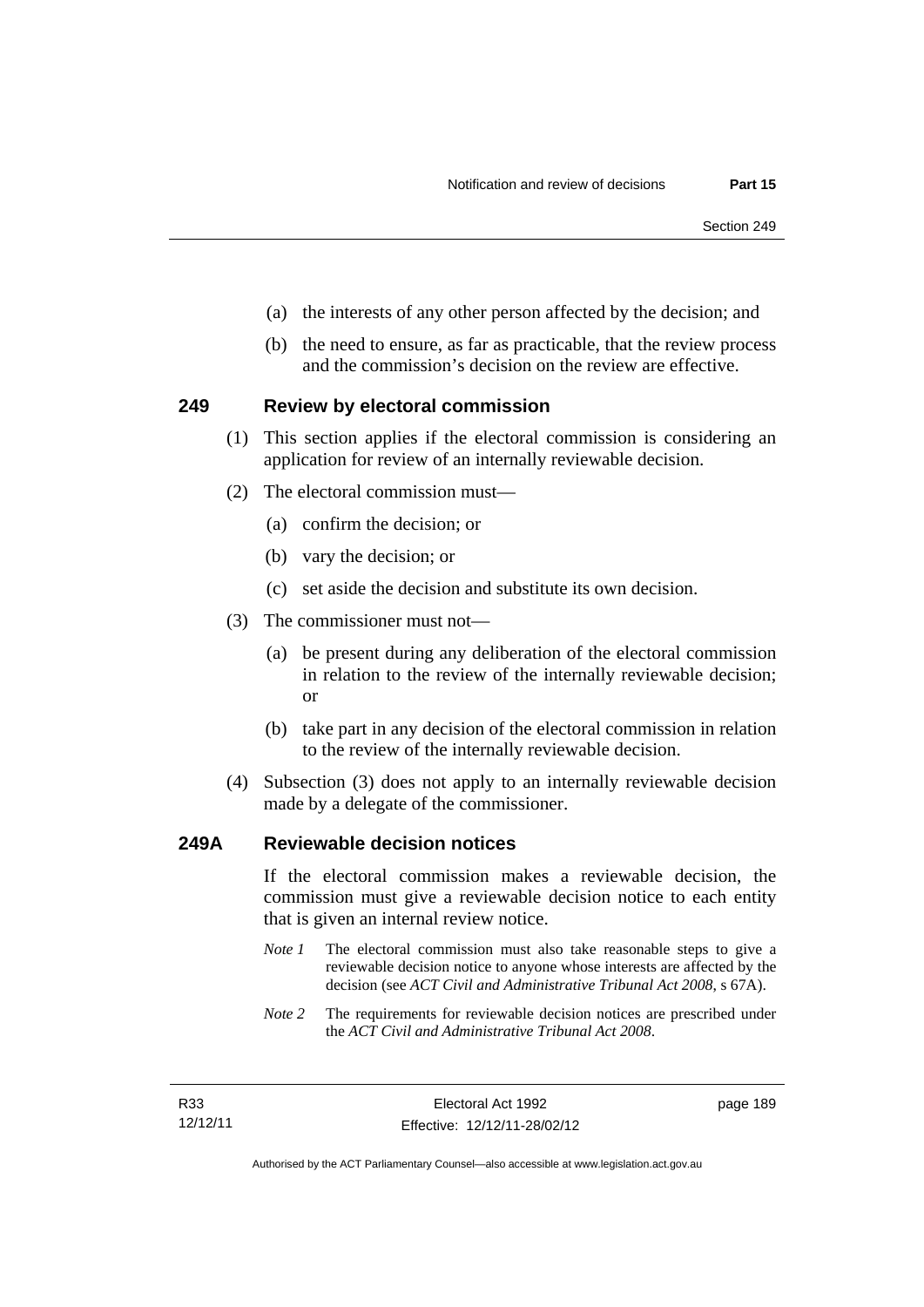(a) the interests of any other person affected by the decision; and

(b) the need to ensure, as far as practicable, that the review process and the commission's decision on the review are effective.

## 249 Review by electoral commission

(1) This section applies if the electoral commission is considering an application for review of an internally reviewable decision.

(2) The electoral commission must—

(a) confirm the decision; or

(b) vary the decision; or

(c) set aside the decision and substitute its own decision.

(3) The commissioner must not—

(a) be present during any deliberation of the electoral commission in relation to the review of the internally reviewable decision; or

(b) take part in any decision of the electoral commission in relation to the review of the internally reviewable decision.

(4) Subsection (3) does not apply to an internally reviewable decision made by a delegate of the commissioner.

## 249A Reviewable decision notices

If the electoral commission makes a reviewable decision, the commission must give a reviewable decision notice to each entity that is given an internal review notice.

*Note 1* The electoral commission must also take reasonable steps to give a reviewable decision notice to anyone whose interests are affected by the decision (see *ACT Civil and Administrative Tribunal Act 2008*, s 67A).

*Note 2* The requirements for reviewable decision notices are prescribed under the *ACT Civil and Administrative Tribunal Act 2008*.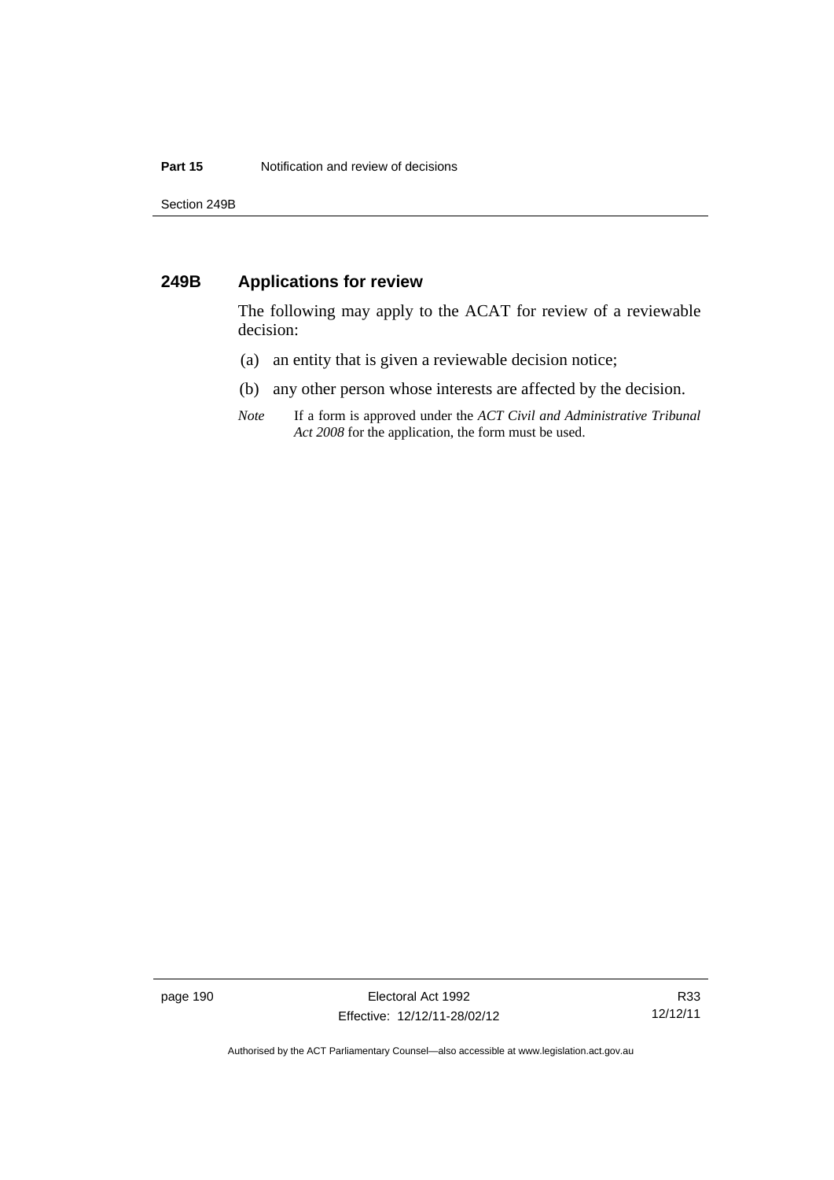## 249B Applications for review

The following may apply to the ACAT for review of a reviewable decision:

(a) an entity that is given a reviewable decision notice;

(b) any other person whose interests are affected by the decision.

*Note* If a form is approved under the *ACT Civil and Administrative Tribunal Act 2008* for the application, the form must be used.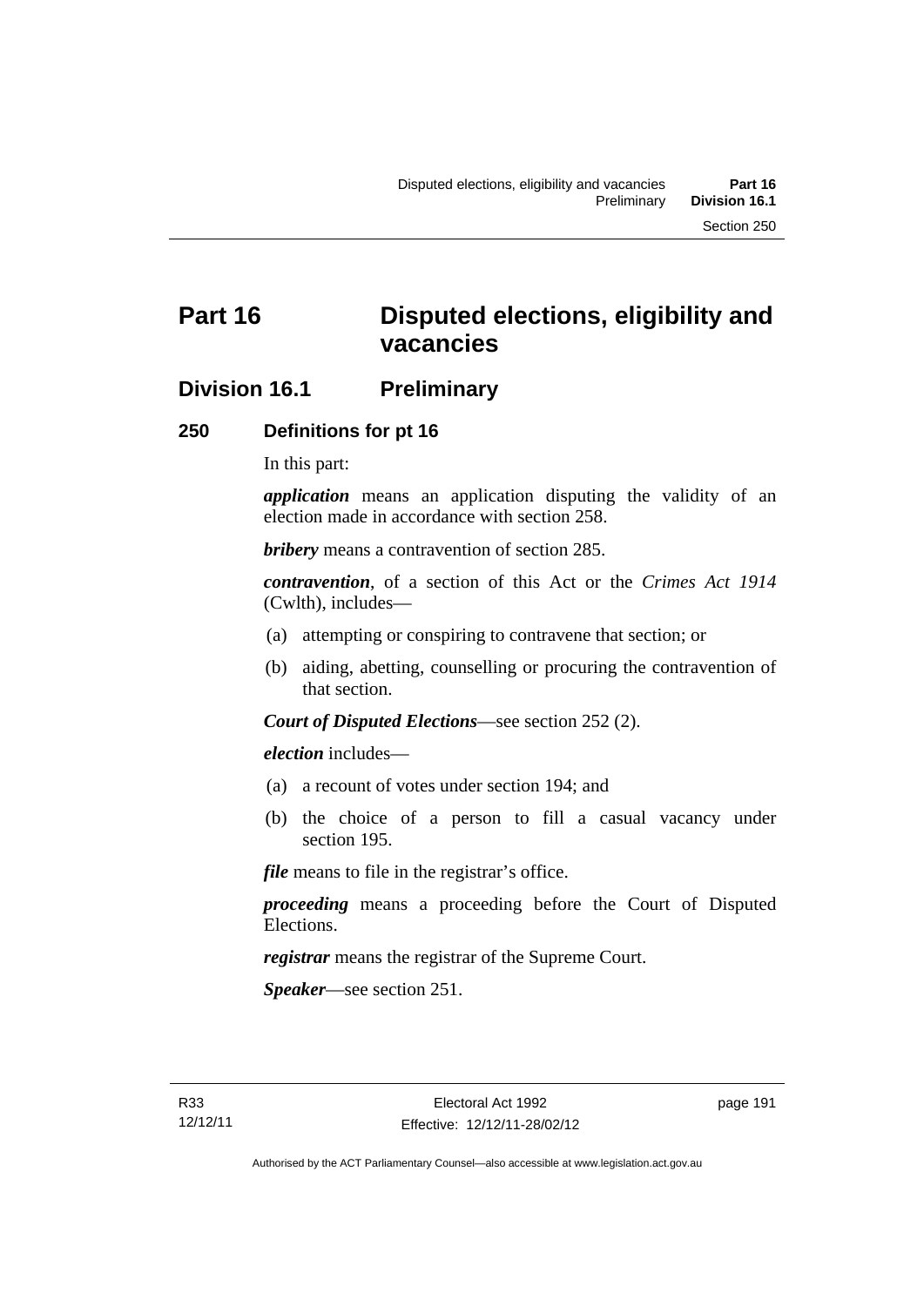# Part 16 Disputed elections, eligibility and vacancies

## Division 16.1 Preliminary

### 250 Definitions for pt 16

In this part:

***application*** means an application disputing the validity of an election made in accordance with section 258.

***bribery*** means a contravention of section 285.

***contravention***, of a section of this Act or the *Crimes Act 1914* (Cwlth), includes—

(a) attempting or conspiring to contravene that section; or

(b) aiding, abetting, counselling or procuring the contravention of that section.

***Court of Disputed Elections***—see section 252 (2).

***election*** includes—

(a) a recount of votes under section 194; and

(b) the choice of a person to fill a casual vacancy under section 195.

***file*** means to file in the registrar's office.

***proceeding*** means a proceeding before the Court of Disputed Elections.

***registrar*** means the registrar of the Supreme Court.

***Speaker***—see section 251.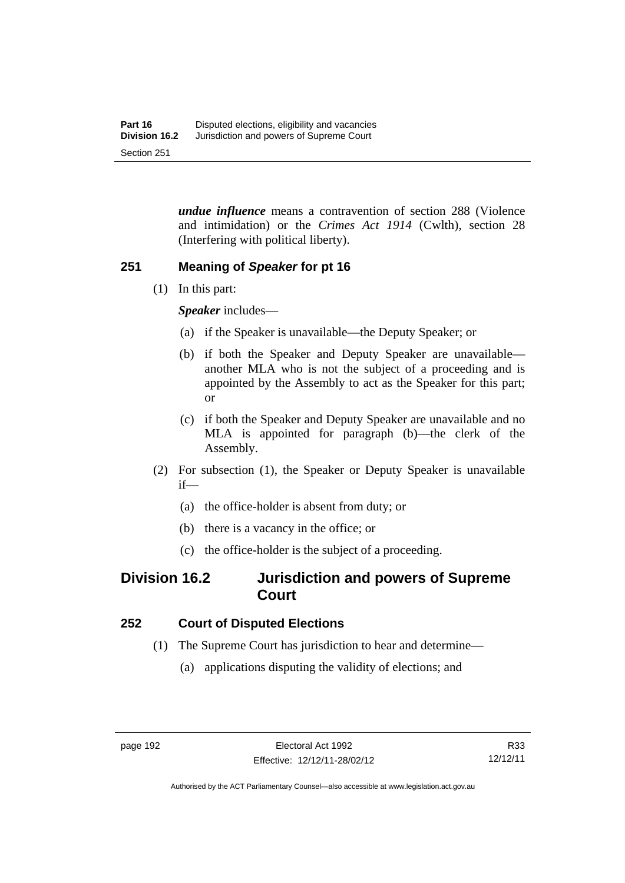***undue influence*** means a contravention of section 288 (Violence and intimidation) or the *Crimes Act 1914* (Cwlth), section 28 (Interfering with political liberty).

### 251 Meaning of *Speaker* for pt 16

(1) In this part:

***Speaker*** includes—

(a) if the Speaker is unavailable—the Deputy Speaker; or

(b) if both the Speaker and Deputy Speaker are unavailable—another MLA who is not the subject of a proceeding and is appointed by the Assembly to act as the Speaker for this part; or

(c) if both the Speaker and Deputy Speaker are unavailable and no MLA is appointed for paragraph (b)—the clerk of the Assembly.

(2) For subsection (1), the Speaker or Deputy Speaker is unavailable if—

(a) the office-holder is absent from duty; or

(b) there is a vacancy in the office; or

(c) the office-holder is the subject of a proceeding.

## Division 16.2 Jurisdiction and powers of Supreme Court

### 252 Court of Disputed Elections

(1) The Supreme Court has jurisdiction to hear and determine—

(a) applications disputing the validity of elections; and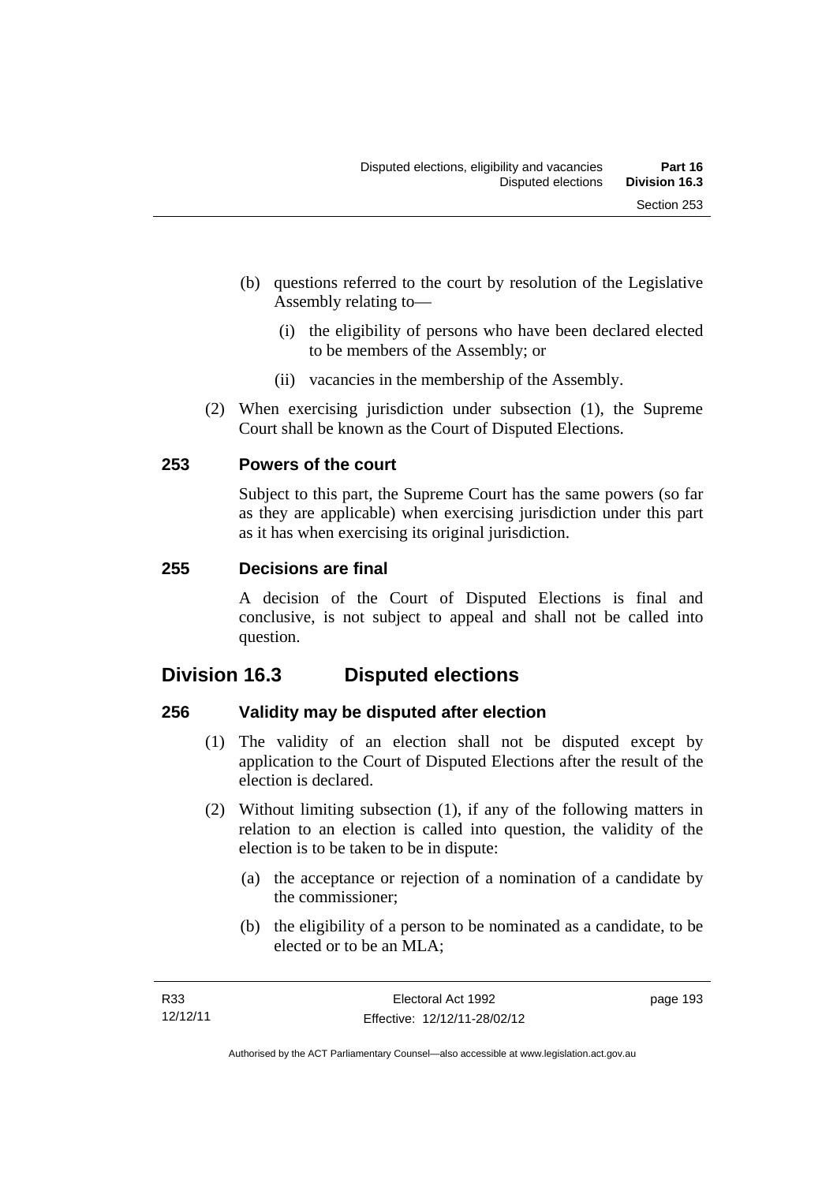(b) questions referred to the court by resolution of the Legislative Assembly relating to—

  (i) the eligibility of persons who have been declared elected to be members of the Assembly; or

  (ii) vacancies in the membership of the Assembly.

(2) When exercising jurisdiction under subsection (1), the Supreme Court shall be known as the Court of Disputed Elections.

### 253 Powers of the court

Subject to this part, the Supreme Court has the same powers (so far as they are applicable) when exercising jurisdiction under this part as it has when exercising its original jurisdiction.

### 255 Decisions are final

A decision of the Court of Disputed Elections is final and conclusive, is not subject to appeal and shall not be called into question.

## Division 16.3 Disputed elections

### 256 Validity may be disputed after election

(1) The validity of an election shall not be disputed except by application to the Court of Disputed Elections after the result of the election is declared.

(2) Without limiting subsection (1), if any of the following matters in relation to an election is called into question, the validity of the election is to be taken to be in dispute:

  (a) the acceptance or rejection of a nomination of a candidate by the commissioner;

  (b) the eligibility of a person to be nominated as a candidate, to be elected or to be an MLA;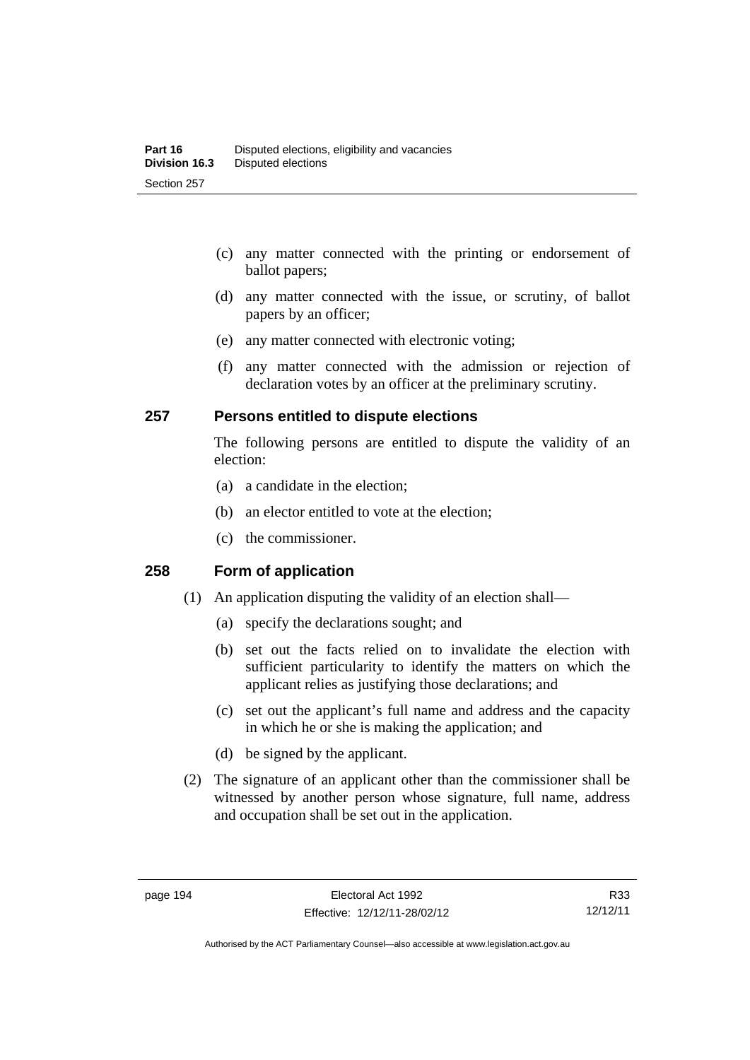(c) any matter connected with the printing or endorsement of ballot papers;

(d) any matter connected with the issue, or scrutiny, of ballot papers by an officer;

(e) any matter connected with electronic voting;

(f) any matter connected with the admission or rejection of declaration votes by an officer at the preliminary scrutiny.

## 257 Persons entitled to dispute elections

The following persons are entitled to dispute the validity of an election:

(a) a candidate in the election;

(b) an elector entitled to vote at the election;

(c) the commissioner.

## 258 Form of application

(1) An application disputing the validity of an election shall—

(a) specify the declarations sought; and

(b) set out the facts relied on to invalidate the election with sufficient particularity to identify the matters on which the applicant relies as justifying those declarations; and

(c) set out the applicant's full name and address and the capacity in which he or she is making the application; and

(d) be signed by the applicant.

(2) The signature of an applicant other than the commissioner shall be witnessed by another person whose signature, full name, address and occupation shall be set out in the application.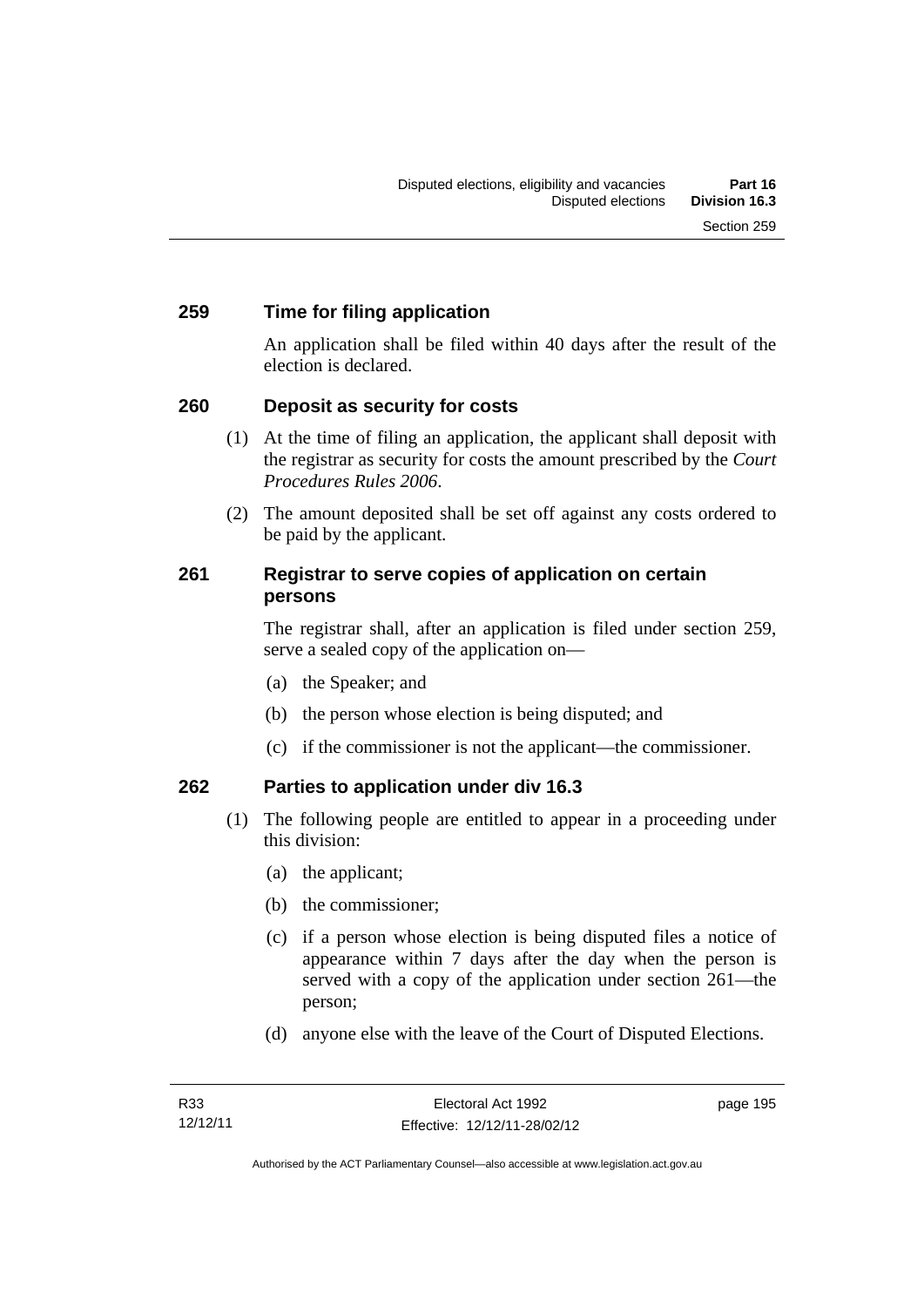## 259 Time for filing application

An application shall be filed within 40 days after the result of the election is declared.

## 260 Deposit as security for costs

(1) At the time of filing an application, the applicant shall deposit with the registrar as security for costs the amount prescribed by the *Court Procedures Rules 2006*.

(2) The amount deposited shall be set off against any costs ordered to be paid by the applicant.

## 261 Registrar to serve copies of application on certain persons

The registrar shall, after an application is filed under section 259, serve a sealed copy of the application on—

(a) the Speaker; and

(b) the person whose election is being disputed; and

(c) if the commissioner is not the applicant—the commissioner.

## 262 Parties to application under div 16.3

(1) The following people are entitled to appear in a proceeding under this division:

(a) the applicant;

(b) the commissioner;

(c) if a person whose election is being disputed files a notice of appearance within 7 days after the day when the person is served with a copy of the application under section 261—the person;

(d) anyone else with the leave of the Court of Disputed Elections.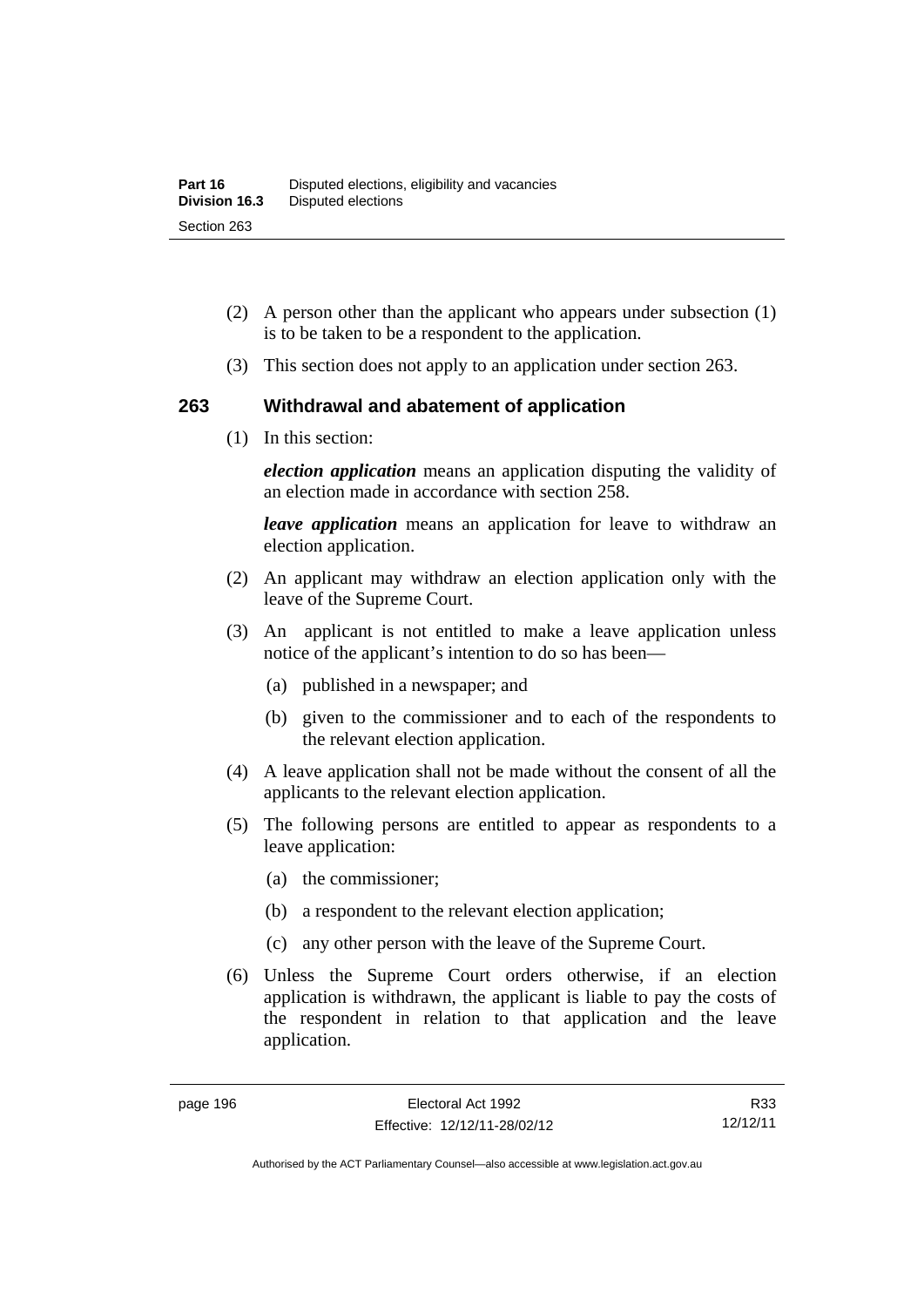(2) A person other than the applicant who appears under subsection (1) is to be taken to be a respondent to the application.

(3) This section does not apply to an application under section 263.

## 263 Withdrawal and abatement of application

(1) In this section:

***election application*** means an application disputing the validity of an election made in accordance with section 258.

***leave application*** means an application for leave to withdraw an election application.

(2) An applicant may withdraw an election application only with the leave of the Supreme Court.

(3) An applicant is not entitled to make a leave application unless notice of the applicant's intention to do so has been—

(a) published in a newspaper; and

(b) given to the commissioner and to each of the respondents to the relevant election application.

(4) A leave application shall not be made without the consent of all the applicants to the relevant election application.

(5) The following persons are entitled to appear as respondents to a leave application:

(a) the commissioner;

(b) a respondent to the relevant election application;

(c) any other person with the leave of the Supreme Court.

(6) Unless the Supreme Court orders otherwise, if an election application is withdrawn, the applicant is liable to pay the costs of the respondent in relation to that application and the leave application.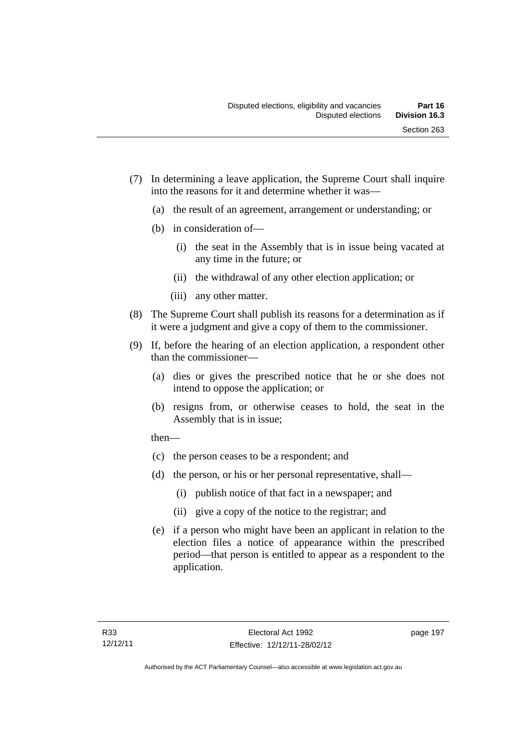(7) In determining a leave application, the Supreme Court shall inquire into the reasons for it and determine whether it was—

  (a) the result of an agreement, arrangement or understanding; or

  (b) in consideration of—

    (i) the seat in the Assembly that is in issue being vacated at any time in the future; or

    (ii) the withdrawal of any other election application; or

    (iii) any other matter.

(8) The Supreme Court shall publish its reasons for a determination as if it were a judgment and give a copy of them to the commissioner.

(9) If, before the hearing of an election application, a respondent other than the commissioner—

  (a) dies or gives the prescribed notice that he or she does not intend to oppose the application; or

  (b) resigns from, or otherwise ceases to hold, the seat in the Assembly that is in issue;

  then—

  (c) the person ceases to be a respondent; and

  (d) the person, or his or her personal representative, shall—

    (i) publish notice of that fact in a newspaper; and

    (ii) give a copy of the notice to the registrar; and

  (e) if a person who might have been an applicant in relation to the election files a notice of appearance within the prescribed period—that person is entitled to appear as a respondent to the application.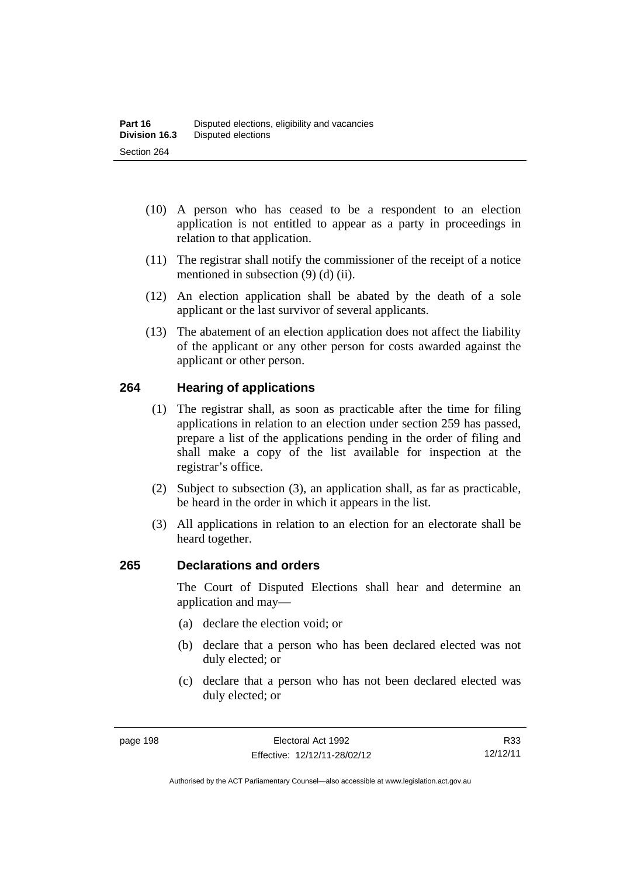(10) A person who has ceased to be a respondent to an election application is not entitled to appear as a party in proceedings in relation to that application.

(11) The registrar shall notify the commissioner of the receipt of a notice mentioned in subsection (9) (d) (ii).

(12) An election application shall be abated by the death of a sole applicant or the last survivor of several applicants.

(13) The abatement of an election application does not affect the liability of the applicant or any other person for costs awarded against the applicant or other person.

## 264 Hearing of applications

(1) The registrar shall, as soon as practicable after the time for filing applications in relation to an election under section 259 has passed, prepare a list of the applications pending in the order of filing and shall make a copy of the list available for inspection at the registrar's office.

(2) Subject to subsection (3), an application shall, as far as practicable, be heard in the order in which it appears in the list.

(3) All applications in relation to an election for an electorate shall be heard together.

## 265 Declarations and orders

The Court of Disputed Elections shall hear and determine an application and may—

(a) declare the election void; or

(b) declare that a person who has been declared elected was not duly elected; or

(c) declare that a person who has not been declared elected was duly elected; or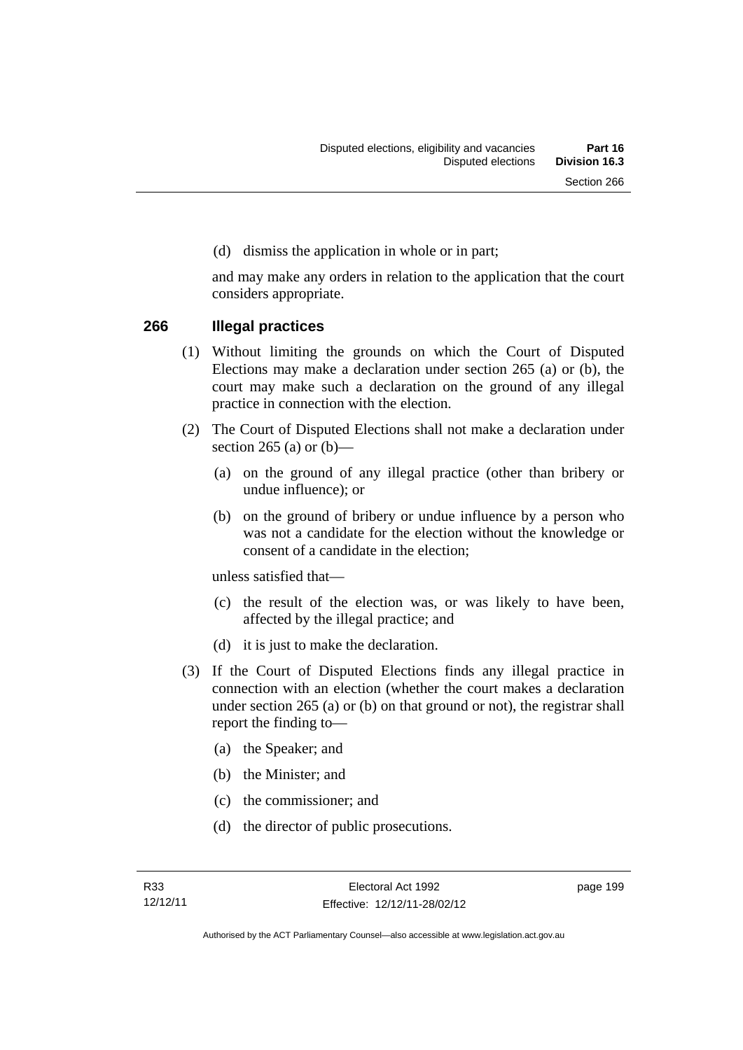(d) dismiss the application in whole or in part;

and may make any orders in relation to the application that the court considers appropriate.

### 266 Illegal practices

(1) Without limiting the grounds on which the Court of Disputed Elections may make a declaration under section 265 (a) or (b), the court may make such a declaration on the ground of any illegal practice in connection with the election.

(2) The Court of Disputed Elections shall not make a declaration under section 265 (a) or (b)—

(a) on the ground of any illegal practice (other than bribery or undue influence); or

(b) on the ground of bribery or undue influence by a person who was not a candidate for the election without the knowledge or consent of a candidate in the election;

unless satisfied that—

(c) the result of the election was, or was likely to have been, affected by the illegal practice; and

(d) it is just to make the declaration.

(3) If the Court of Disputed Elections finds any illegal practice in connection with an election (whether the court makes a declaration under section 265 (a) or (b) on that ground or not), the registrar shall report the finding to—

(a) the Speaker; and

(b) the Minister; and

(c) the commissioner; and

(d) the director of public prosecutions.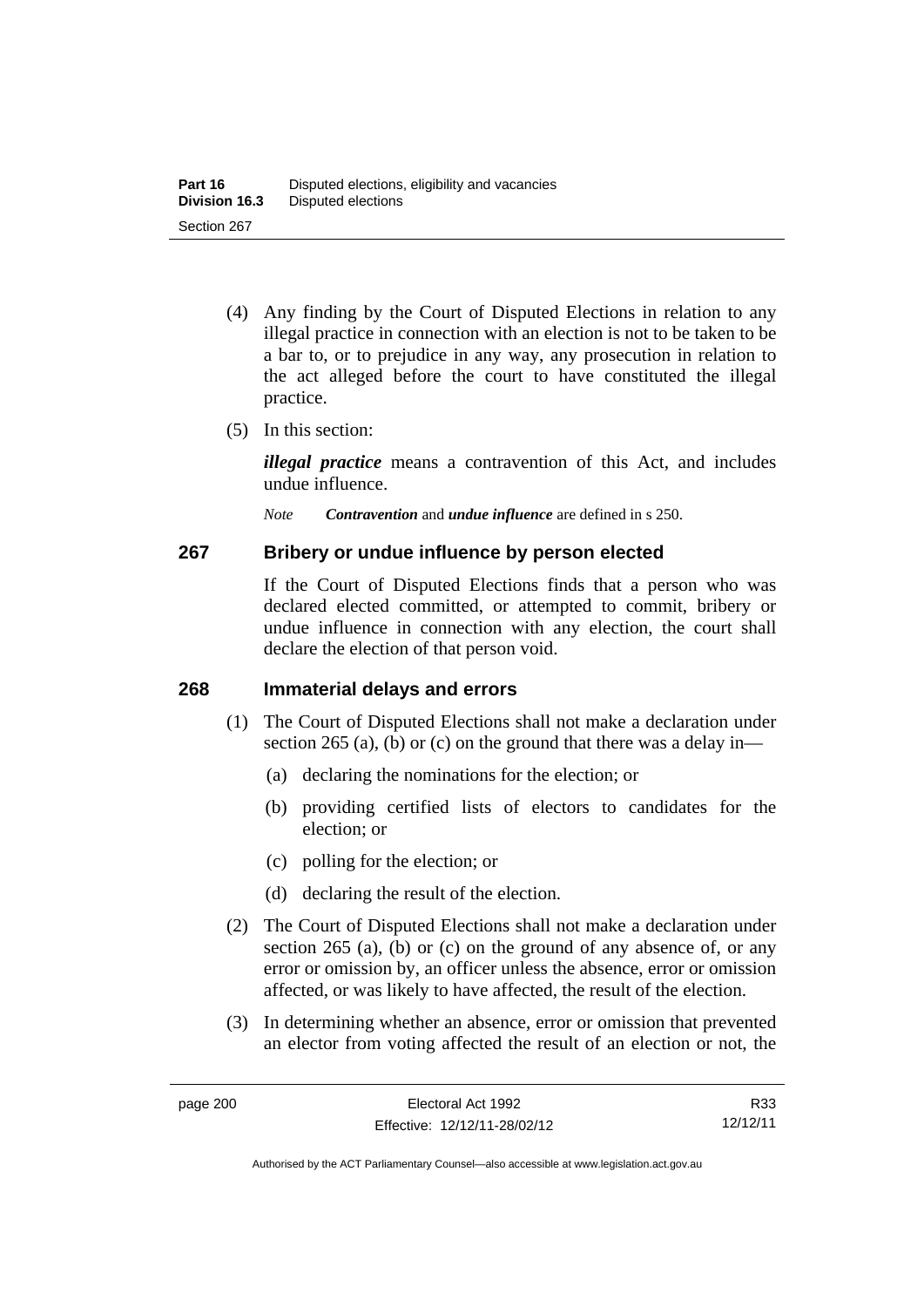(4) Any finding by the Court of Disputed Elections in relation to any illegal practice in connection with an election is not to be taken to be a bar to, or to prejudice in any way, any prosecution in relation to the act alleged before the court to have constituted the illegal practice.

(5) In this section:

***illegal practice*** means a contravention of this Act, and includes undue influence.

*Note* ***Contravention*** and ***undue influence*** are defined in s 250.

## 267 Bribery or undue influence by person elected

If the Court of Disputed Elections finds that a person who was declared elected committed, or attempted to commit, bribery or undue influence in connection with any election, the court shall declare the election of that person void.

## 268 Immaterial delays and errors

(1) The Court of Disputed Elections shall not make a declaration under section 265 (a), (b) or (c) on the ground that there was a delay in—

(a) declaring the nominations for the election; or

(b) providing certified lists of electors to candidates for the election; or

(c) polling for the election; or

(d) declaring the result of the election.

(2) The Court of Disputed Elections shall not make a declaration under section 265 (a), (b) or (c) on the ground of any absence of, or any error or omission by, an officer unless the absence, error or omission affected, or was likely to have affected, the result of the election.

(3) In determining whether an absence, error or omission that prevented an elector from voting affected the result of an election or not, the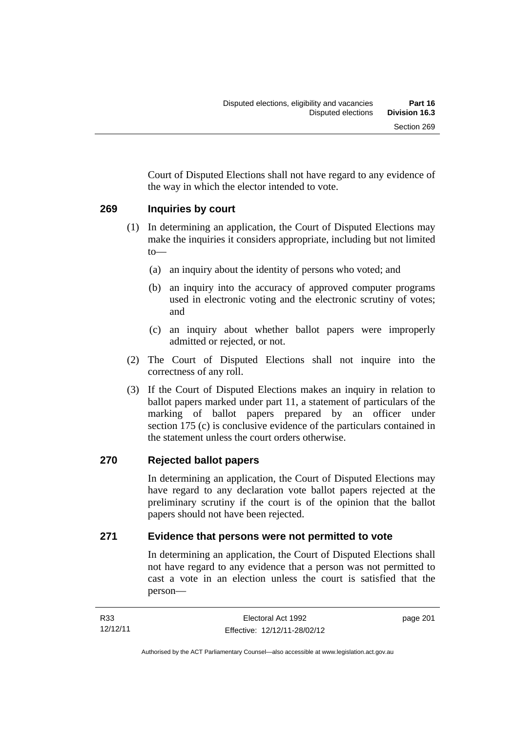Court of Disputed Elections shall not have regard to any evidence of the way in which the elector intended to vote.

### 269 Inquiries by court

(1) In determining an application, the Court of Disputed Elections may make the inquiries it considers appropriate, including but not limited to—

(a) an inquiry about the identity of persons who voted; and

(b) an inquiry into the accuracy of approved computer programs used in electronic voting and the electronic scrutiny of votes; and

(c) an inquiry about whether ballot papers were improperly admitted or rejected, or not.

(2) The Court of Disputed Elections shall not inquire into the correctness of any roll.

(3) If the Court of Disputed Elections makes an inquiry in relation to ballot papers marked under part 11, a statement of particulars of the marking of ballot papers prepared by an officer under section 175 (c) is conclusive evidence of the particulars contained in the statement unless the court orders otherwise.

### 270 Rejected ballot papers

In determining an application, the Court of Disputed Elections may have regard to any declaration vote ballot papers rejected at the preliminary scrutiny if the court is of the opinion that the ballot papers should not have been rejected.

### 271 Evidence that persons were not permitted to vote

In determining an application, the Court of Disputed Elections shall not have regard to any evidence that a person was not permitted to cast a vote in an election unless the court is satisfied that the person—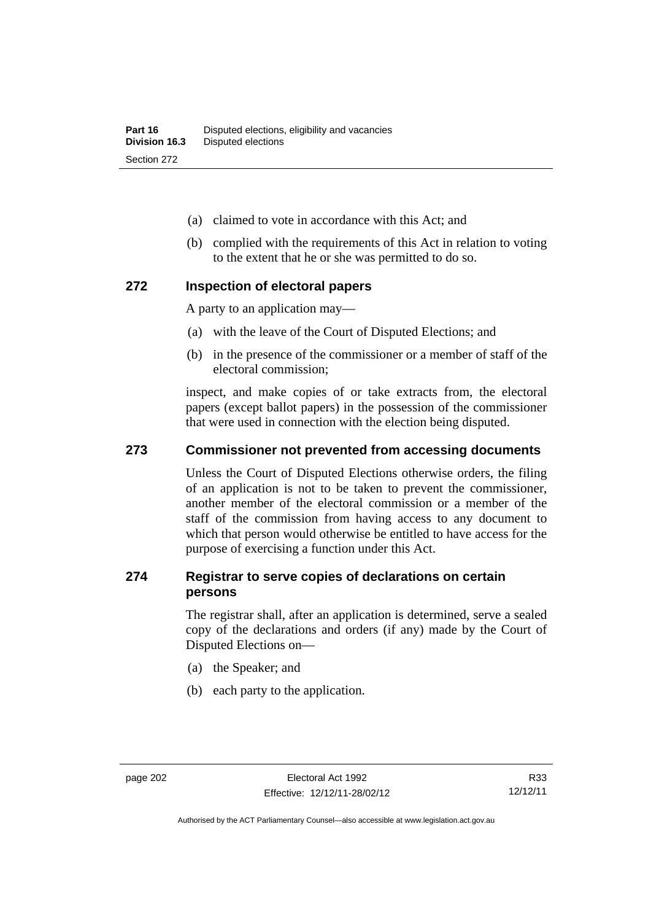(a) claimed to vote in accordance with this Act; and

(b) complied with the requirements of this Act in relation to voting to the extent that he or she was permitted to do so.

## 272 Inspection of electoral papers

A party to an application may—

(a) with the leave of the Court of Disputed Elections; and

(b) in the presence of the commissioner or a member of staff of the electoral commission;

inspect, and make copies of or take extracts from, the electoral papers (except ballot papers) in the possession of the commissioner that were used in connection with the election being disputed.

## 273 Commissioner not prevented from accessing documents

Unless the Court of Disputed Elections otherwise orders, the filing of an application is not to be taken to prevent the commissioner, another member of the electoral commission or a member of the staff of the commission from having access to any document to which that person would otherwise be entitled to have access for the purpose of exercising a function under this Act.

## 274 Registrar to serve copies of declarations on certain persons

The registrar shall, after an application is determined, serve a sealed copy of the declarations and orders (if any) made by the Court of Disputed Elections on—

(a) the Speaker; and

(b) each party to the application.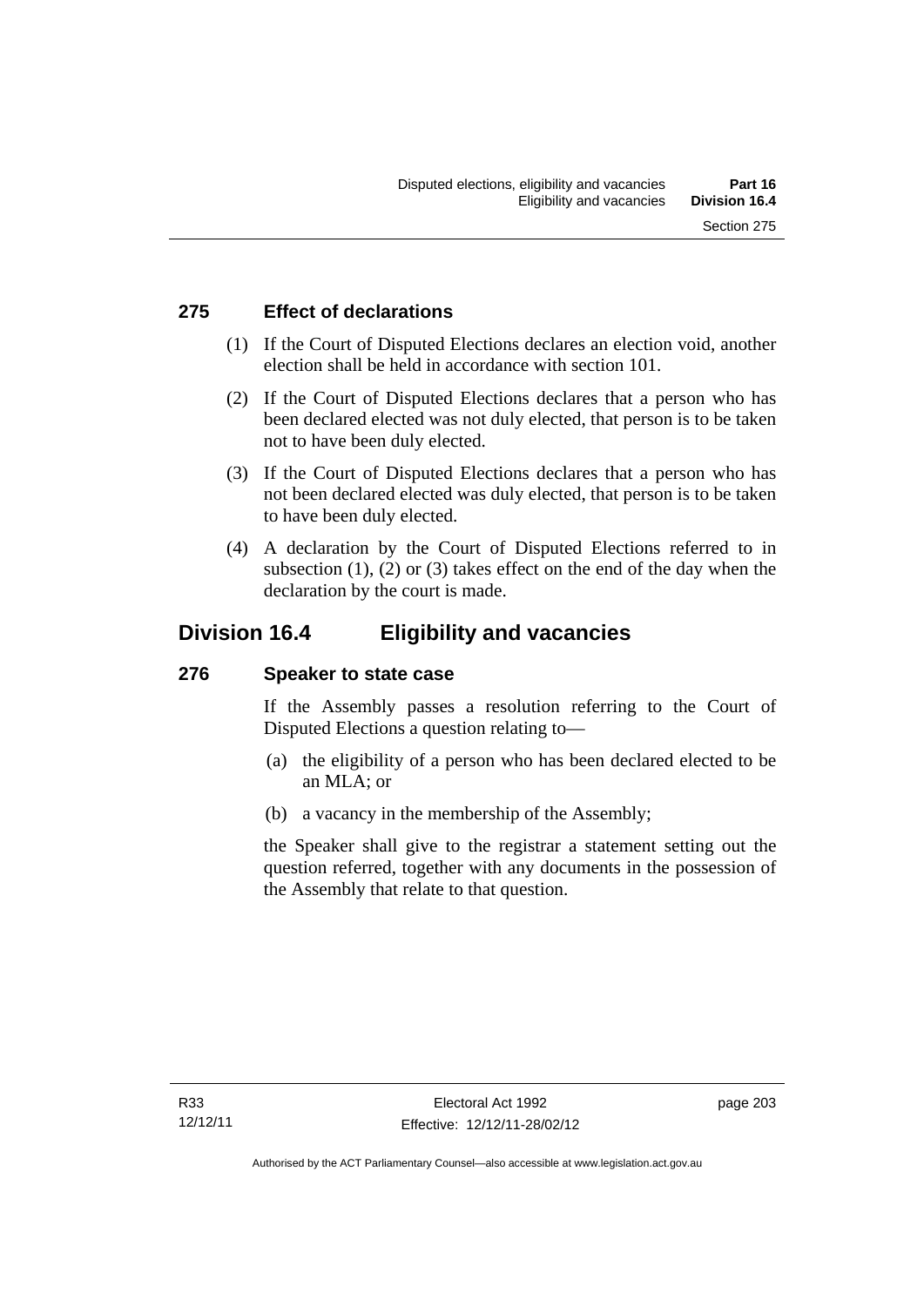### 275 Effect of declarations

(1) If the Court of Disputed Elections declares an election void, another election shall be held in accordance with section 101.

(2) If the Court of Disputed Elections declares that a person who has been declared elected was not duly elected, that person is to be taken not to have been duly elected.

(3) If the Court of Disputed Elections declares that a person who has not been declared elected was duly elected, that person is to be taken to have been duly elected.

(4) A declaration by the Court of Disputed Elections referred to in subsection (1), (2) or (3) takes effect on the end of the day when the declaration by the court is made.

## Division 16.4 Eligibility and vacancies

### 276 Speaker to state case

If the Assembly passes a resolution referring to the Court of Disputed Elections a question relating to—

(a) the eligibility of a person who has been declared elected to be an MLA; or

(b) a vacancy in the membership of the Assembly;

the Speaker shall give to the registrar a statement setting out the question referred, together with any documents in the possession of the Assembly that relate to that question.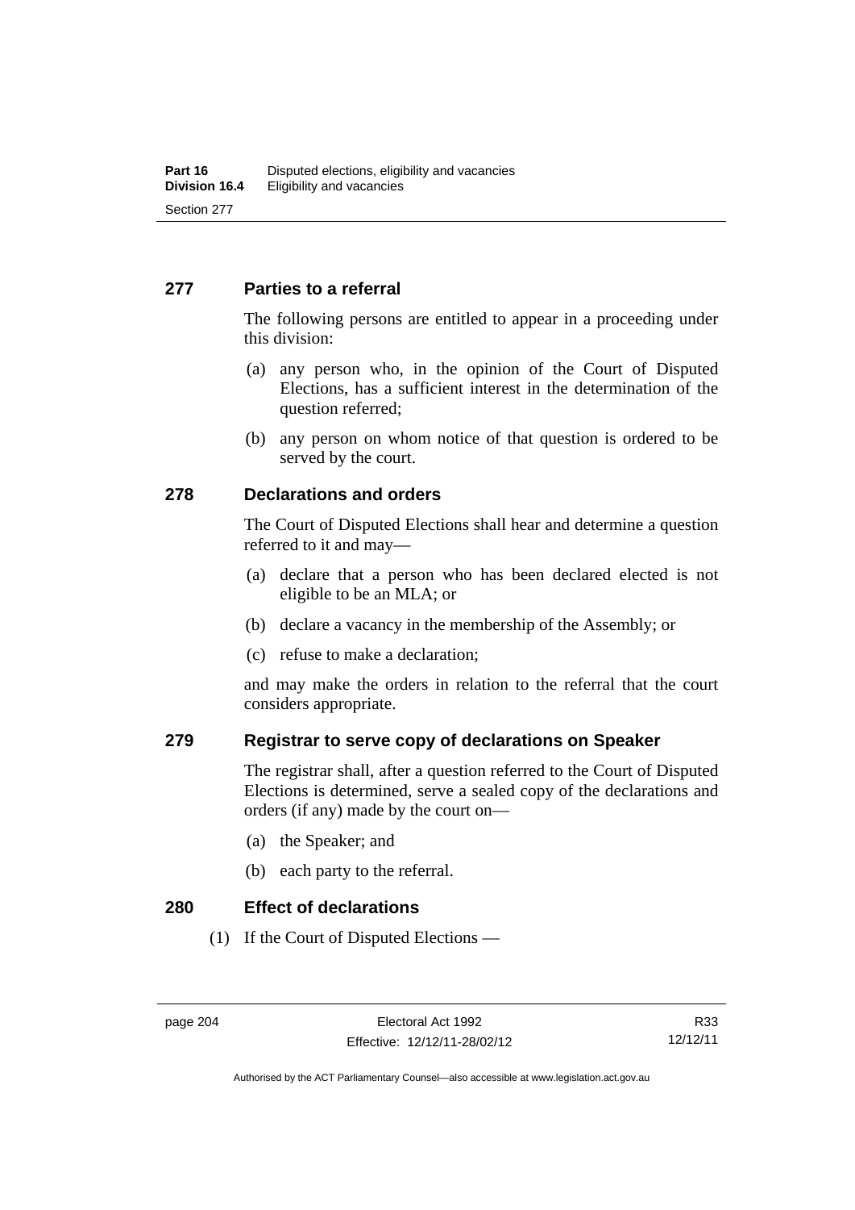## 277 Parties to a referral

The following persons are entitled to appear in a proceeding under this division:

(a) any person who, in the opinion of the Court of Disputed Elections, has a sufficient interest in the determination of the question referred;

(b) any person on whom notice of that question is ordered to be served by the court.

## 278 Declarations and orders

The Court of Disputed Elections shall hear and determine a question referred to it and may—

(a) declare that a person who has been declared elected is not eligible to be an MLA; or

(b) declare a vacancy in the membership of the Assembly; or

(c) refuse to make a declaration;

and may make the orders in relation to the referral that the court considers appropriate.

## 279 Registrar to serve copy of declarations on Speaker

The registrar shall, after a question referred to the Court of Disputed Elections is determined, serve a sealed copy of the declarations and orders (if any) made by the court on—

(a) the Speaker; and

(b) each party to the referral.

## 280 Effect of declarations

(1) If the Court of Disputed Elections —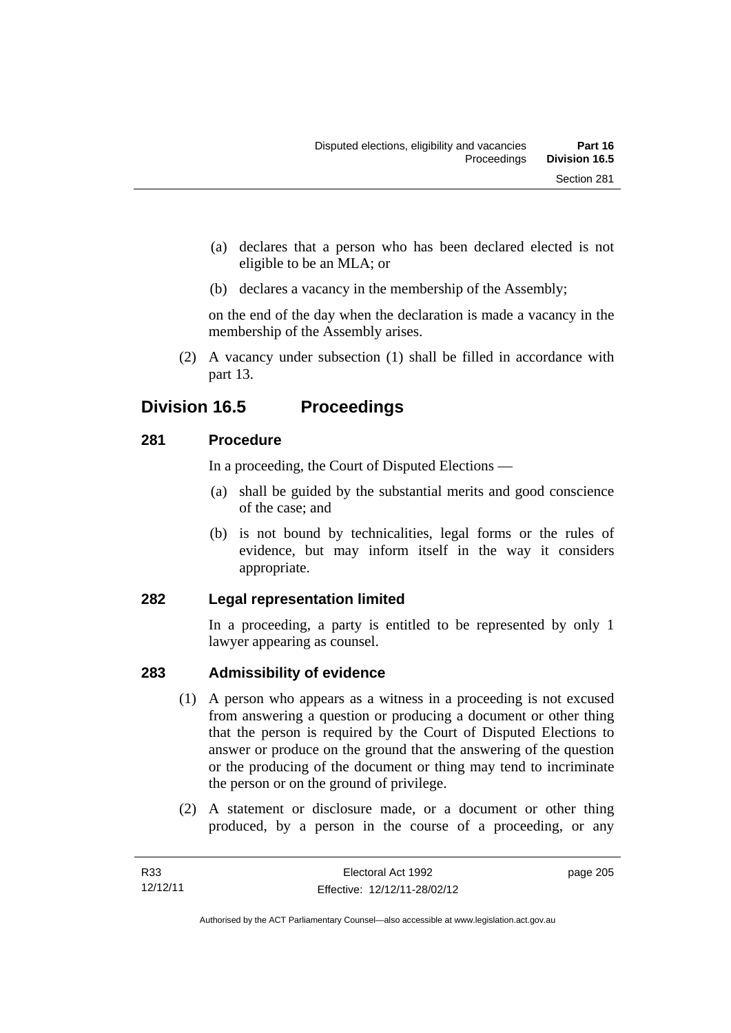(a) declares that a person who has been declared elected is not eligible to be an MLA; or

(b) declares a vacancy in the membership of the Assembly;

on the end of the day when the declaration is made a vacancy in the membership of the Assembly arises.

(2) A vacancy under subsection (1) shall be filled in accordance with part 13.

## Division 16.5 Proceedings

### 281 Procedure

In a proceeding, the Court of Disputed Elections —

(a) shall be guided by the substantial merits and good conscience of the case; and

(b) is not bound by technicalities, legal forms or the rules of evidence, but may inform itself in the way it considers appropriate.

### 282 Legal representation limited

In a proceeding, a party is entitled to be represented by only 1 lawyer appearing as counsel.

### 283 Admissibility of evidence

(1) A person who appears as a witness in a proceeding is not excused from answering a question or producing a document or other thing that the person is required by the Court of Disputed Elections to answer or produce on the ground that the answering of the question or the producing of the document or thing may tend to incriminate the person or on the ground of privilege.

(2) A statement or disclosure made, or a document or other thing produced, by a person in the course of a proceeding, or any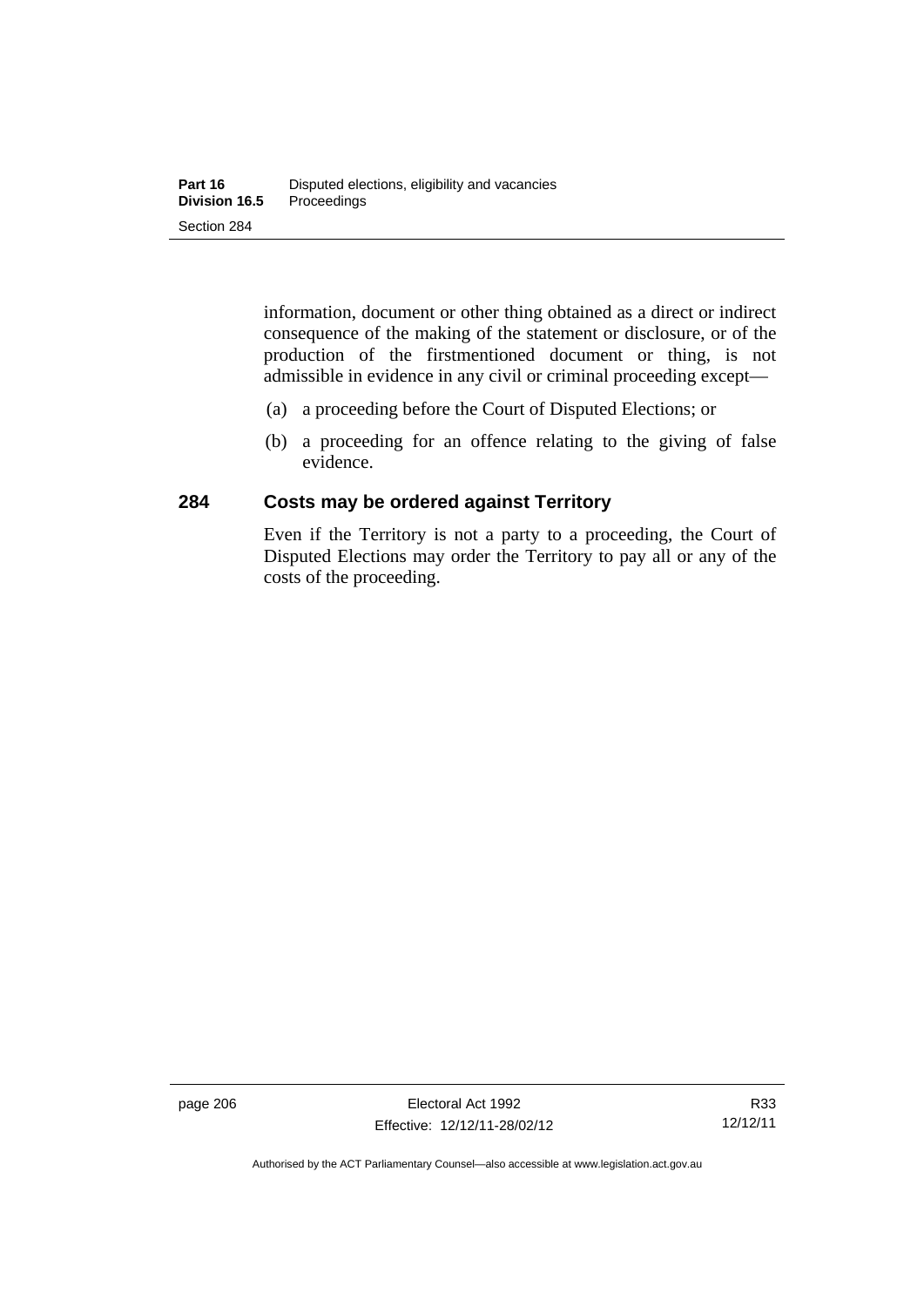information, document or other thing obtained as a direct or indirect consequence of the making of the statement or disclosure, or of the production of the firstmentioned document or thing, is not admissible in evidence in any civil or criminal proceeding except—

(a) a proceeding before the Court of Disputed Elections; or

(b) a proceeding for an offence relating to the giving of false evidence.

### 284 Costs may be ordered against Territory

Even if the Territory is not a party to a proceeding, the Court of Disputed Elections may order the Territory to pay all or any of the costs of the proceeding.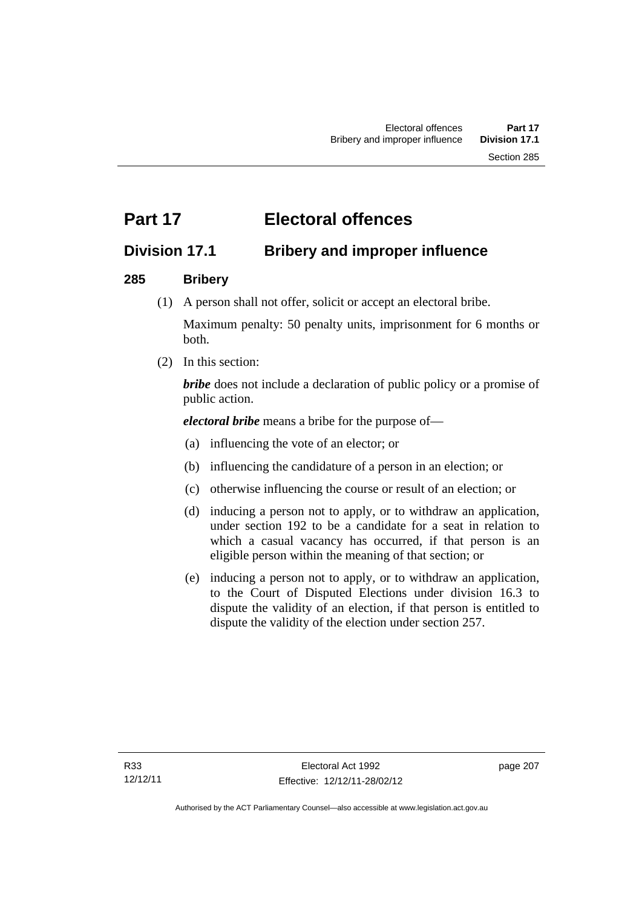# Part 17 Electoral offences

## Division 17.1 Bribery and improper influence

### 285 Bribery

(1) A person shall not offer, solicit or accept an electoral bribe.

Maximum penalty: 50 penalty units, imprisonment for 6 months or both.

(2) In this section:

***bribe*** does not include a declaration of public policy or a promise of public action.

***electoral bribe*** means a bribe for the purpose of—

(a) influencing the vote of an elector; or

(b) influencing the candidature of a person in an election; or

(c) otherwise influencing the course or result of an election; or

(d) inducing a person not to apply, or to withdraw an application, under section 192 to be a candidate for a seat in relation to which a casual vacancy has occurred, if that person is an eligible person within the meaning of that section; or

(e) inducing a person not to apply, or to withdraw an application, to the Court of Disputed Elections under division 16.3 to dispute the validity of an election, if that person is entitled to dispute the validity of the election under section 257.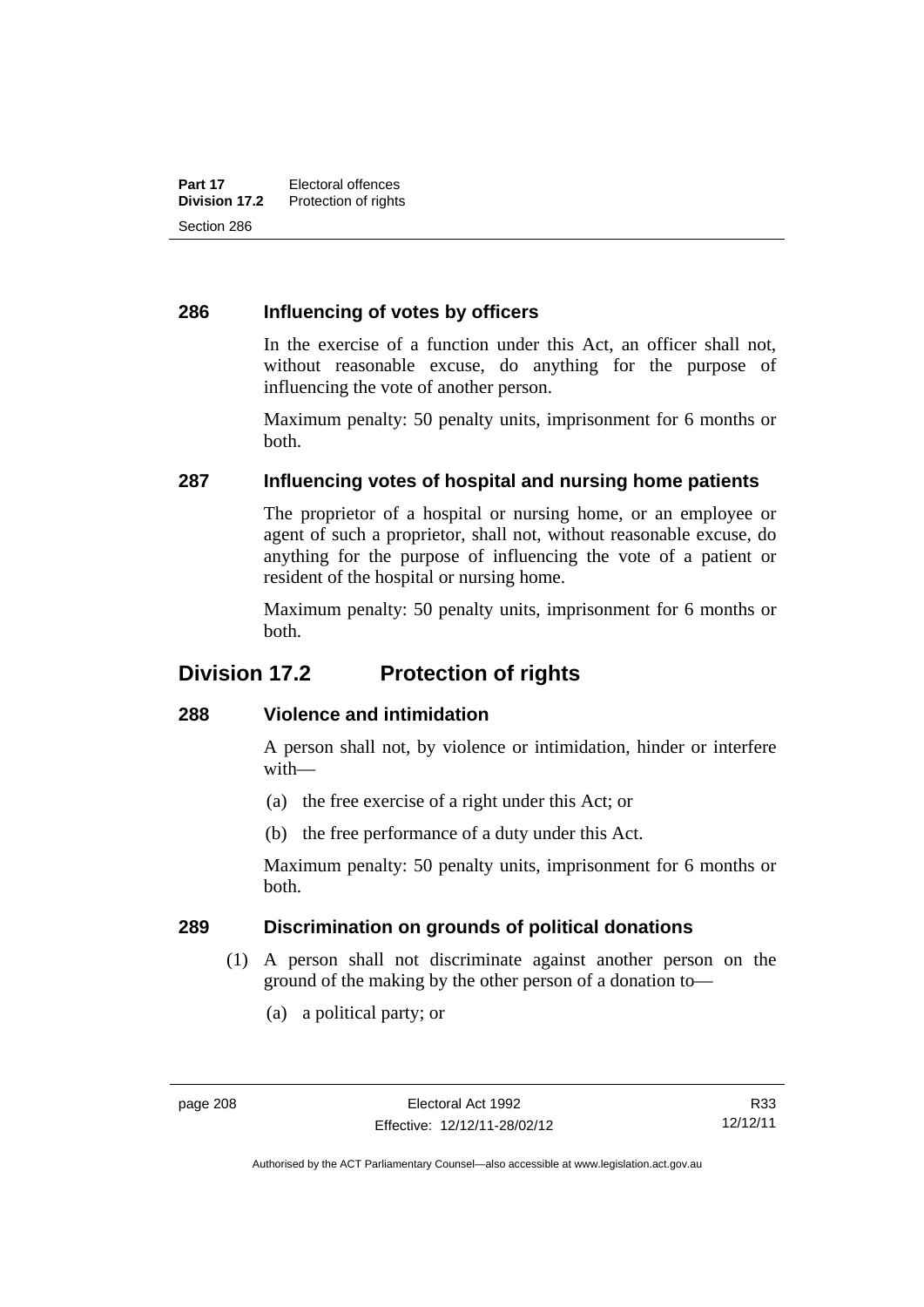### 286 Influencing of votes by officers

In the exercise of a function under this Act, an officer shall not, without reasonable excuse, do anything for the purpose of influencing the vote of another person.

Maximum penalty: 50 penalty units, imprisonment for 6 months or both.

### 287 Influencing votes of hospital and nursing home patients

The proprietor of a hospital or nursing home, or an employee or agent of such a proprietor, shall not, without reasonable excuse, do anything for the purpose of influencing the vote of a patient or resident of the hospital or nursing home.

Maximum penalty: 50 penalty units, imprisonment for 6 months or both.

## Division 17.2 Protection of rights

### 288 Violence and intimidation

A person shall not, by violence or intimidation, hinder or interfere with—

(a) the free exercise of a right under this Act; or

(b) the free performance of a duty under this Act.

Maximum penalty: 50 penalty units, imprisonment for 6 months or both.

### 289 Discrimination on grounds of political donations

(1) A person shall not discriminate against another person on the ground of the making by the other person of a donation to—

(a) a political party; or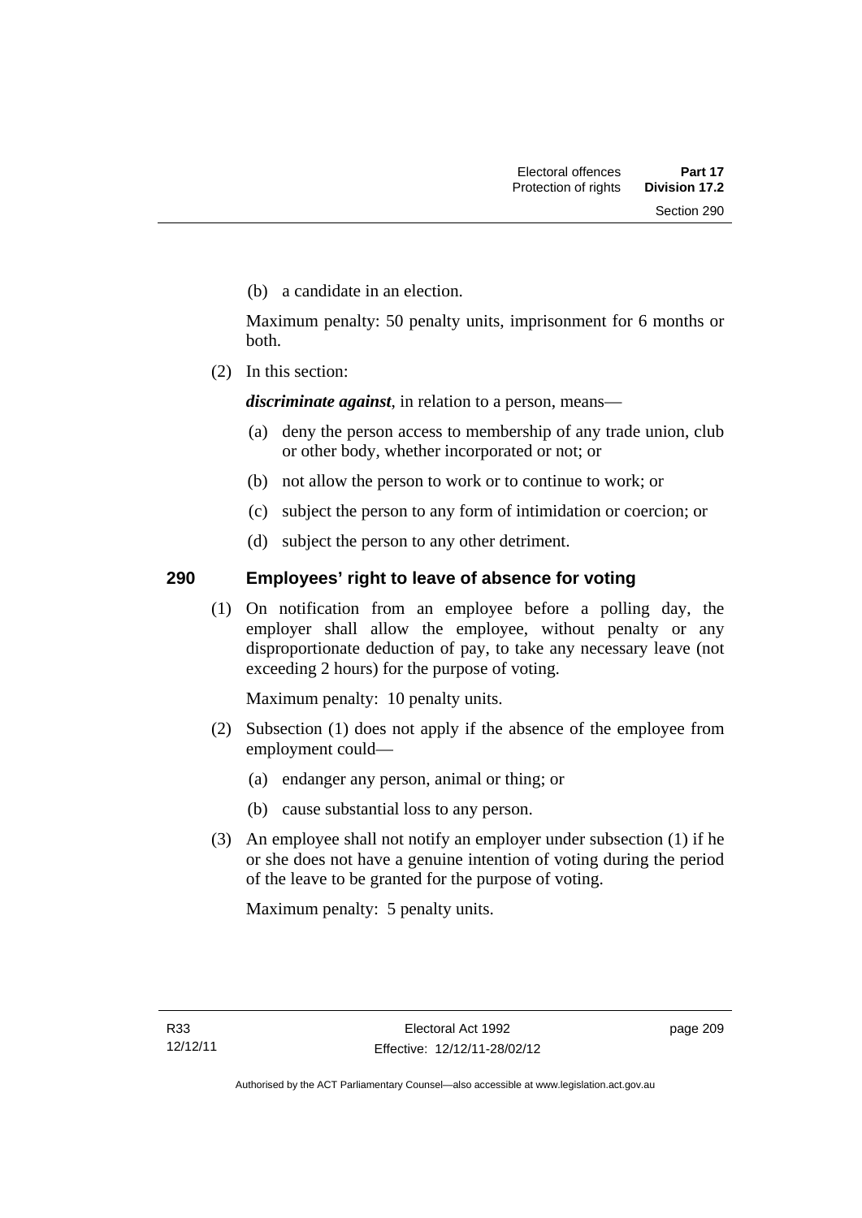(b) a candidate in an election.

Maximum penalty: 50 penalty units, imprisonment for 6 months or both.

(2) In this section:

***discriminate against***, in relation to a person, means—

(a) deny the person access to membership of any trade union, club or other body, whether incorporated or not; or

(b) not allow the person to work or to continue to work; or

(c) subject the person to any form of intimidation or coercion; or

(d) subject the person to any other detriment.

## 290 Employees' right to leave of absence for voting

(1) On notification from an employee before a polling day, the employer shall allow the employee, without penalty or any disproportionate deduction of pay, to take any necessary leave (not exceeding 2 hours) for the purpose of voting.

Maximum penalty: 10 penalty units.

(2) Subsection (1) does not apply if the absence of the employee from employment could—

(a) endanger any person, animal or thing; or

(b) cause substantial loss to any person.

(3) An employee shall not notify an employer under subsection (1) if he or she does not have a genuine intention of voting during the period of the leave to be granted for the purpose of voting.

Maximum penalty: 5 penalty units.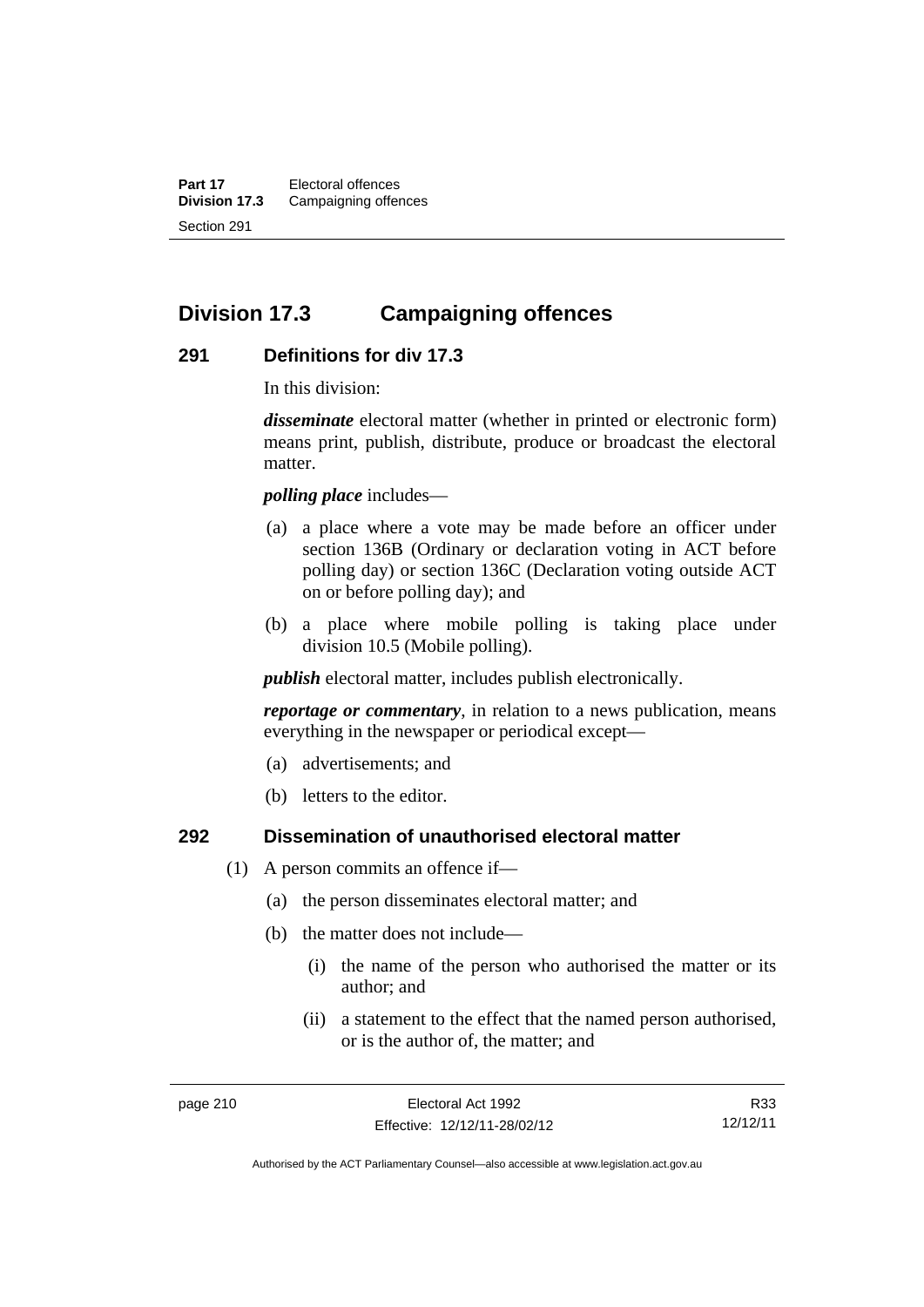## Division 17.3 Campaigning offences

### 291 Definitions for div 17.3

In this division:

***disseminate*** electoral matter (whether in printed or electronic form) means print, publish, distribute, produce or broadcast the electoral matter.

***polling place*** includes—

(a) a place where a vote may be made before an officer under section 136B (Ordinary or declaration voting in ACT before polling day) or section 136C (Declaration voting outside ACT on or before polling day); and

(b) a place where mobile polling is taking place under division 10.5 (Mobile polling).

***publish*** electoral matter, includes publish electronically.

***reportage or commentary***, in relation to a news publication, means everything in the newspaper or periodical except—

(a) advertisements; and

(b) letters to the editor.

### 292 Dissemination of unauthorised electoral matter

(1) A person commits an offence if—

(a) the person disseminates electoral matter; and

(b) the matter does not include—

(i) the name of the person who authorised the matter or its author; and

(ii) a statement to the effect that the named person authorised, or is the author of, the matter; and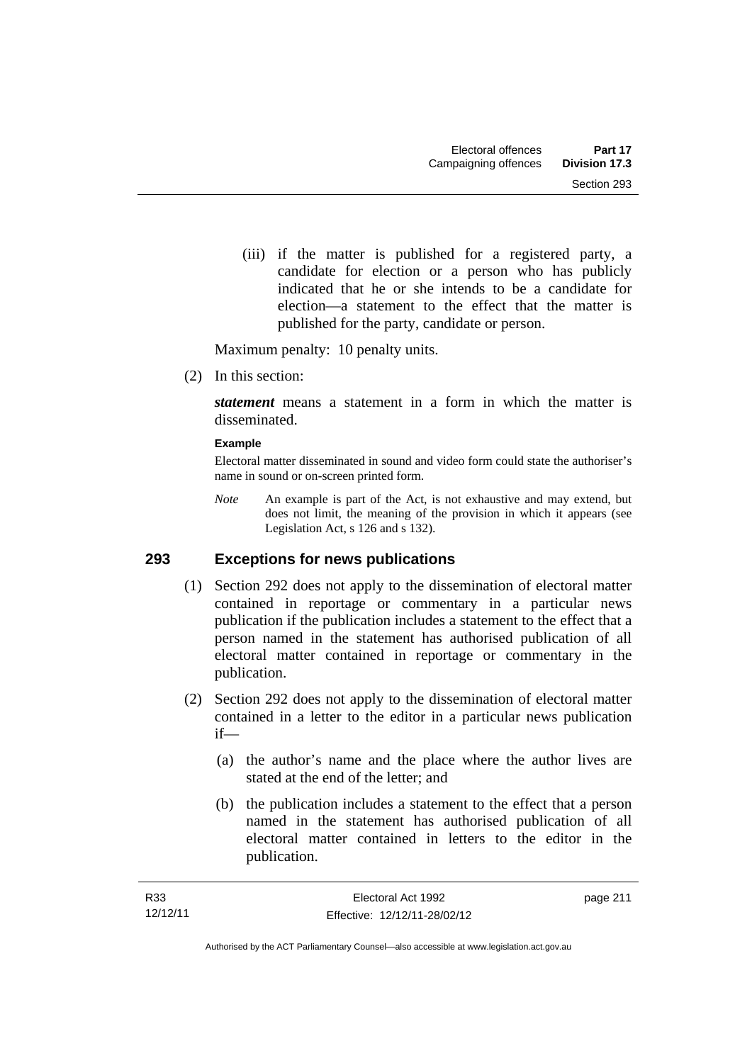(iii) if the matter is published for a registered party, a candidate for election or a person who has publicly indicated that he or she intends to be a candidate for election—a statement to the effect that the matter is published for the party, candidate or person.

Maximum penalty: 10 penalty units.

(2) In this section:

***statement*** means a statement in a form in which the matter is disseminated.

**Example**

Electoral matter disseminated in sound and video form could state the authoriser's name in sound or on-screen printed form.

*Note* An example is part of the Act, is not exhaustive and may extend, but does not limit, the meaning of the provision in which it appears (see Legislation Act, s 126 and s 132).

## 293 Exceptions for news publications

(1) Section 292 does not apply to the dissemination of electoral matter contained in reportage or commentary in a particular news publication if the publication includes a statement to the effect that a person named in the statement has authorised publication of all electoral matter contained in reportage or commentary in the publication.

(2) Section 292 does not apply to the dissemination of electoral matter contained in a letter to the editor in a particular news publication if—

(a) the author's name and the place where the author lives are stated at the end of the letter; and

(b) the publication includes a statement to the effect that a person named in the statement has authorised publication of all electoral matter contained in letters to the editor in the publication.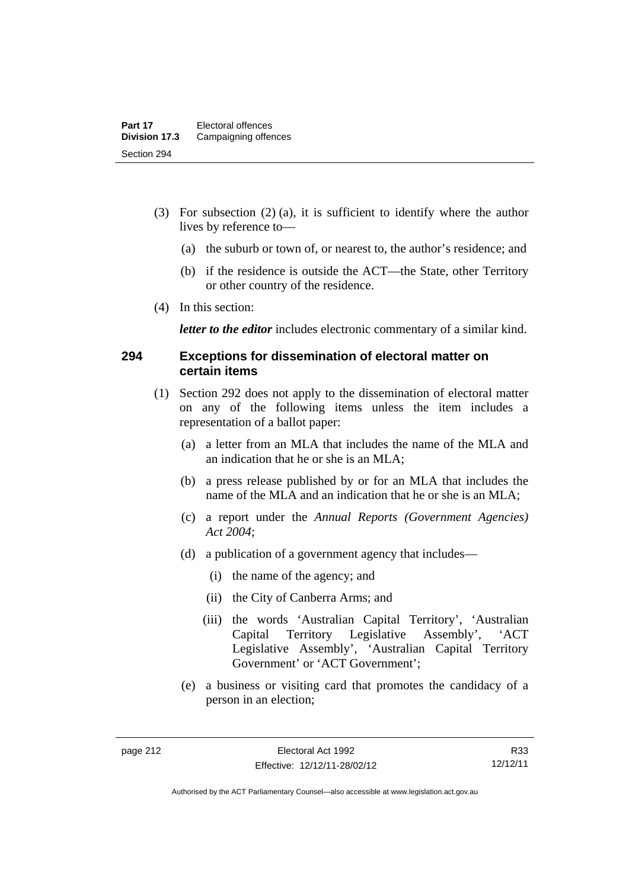(3) For subsection (2) (a), it is sufficient to identify where the author lives by reference to—

(a) the suburb or town of, or nearest to, the author's residence; and

(b) if the residence is outside the ACT—the State, other Territory or other country of the residence.

(4) In this section:

***letter to the editor*** includes electronic commentary of a similar kind.

### 294 Exceptions for dissemination of electoral matter on certain items

(1) Section 292 does not apply to the dissemination of electoral matter on any of the following items unless the item includes a representation of a ballot paper:

(a) a letter from an MLA that includes the name of the MLA and an indication that he or she is an MLA;

(b) a press release published by or for an MLA that includes the name of the MLA and an indication that he or she is an MLA;

(c) a report under the *Annual Reports (Government Agencies) Act 2004*;

(d) a publication of a government agency that includes—

(i) the name of the agency; and

(ii) the City of Canberra Arms; and

(iii) the words 'Australian Capital Territory', 'Australian Capital Territory Legislative Assembly', 'ACT Legislative Assembly', 'Australian Capital Territory Government' or 'ACT Government';

(e) a business or visiting card that promotes the candidacy of a person in an election;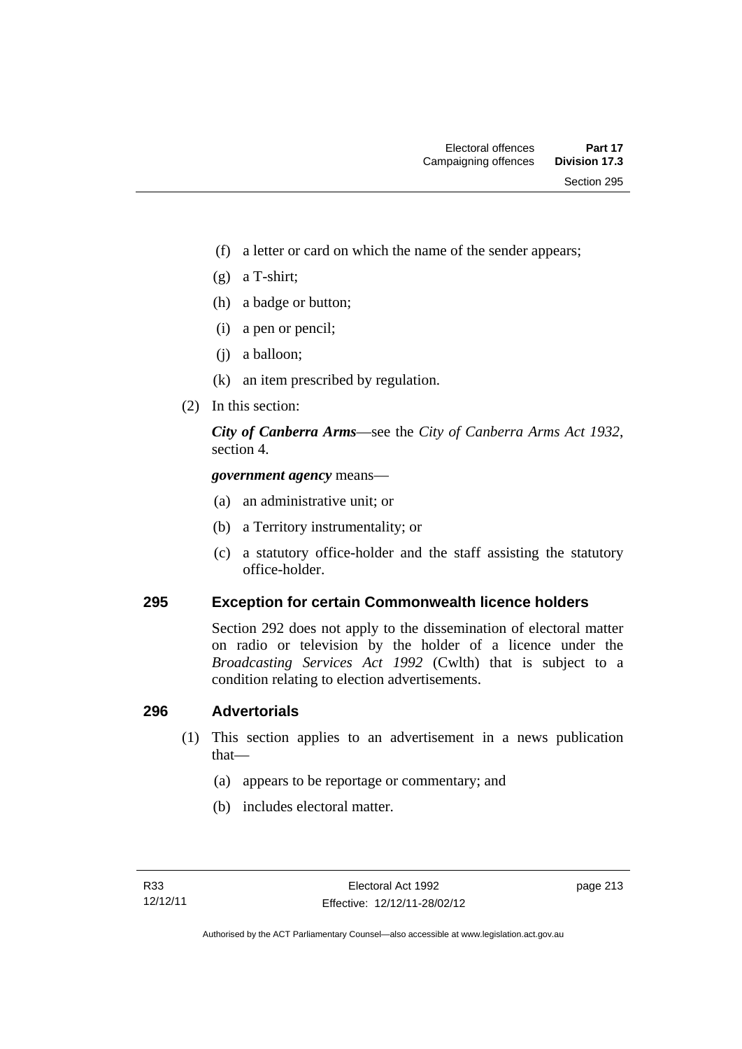(f) a letter or card on which the name of the sender appears;

(g) a T-shirt;

(h) a badge or button;

(i) a pen or pencil;

(j) a balloon;

(k) an item prescribed by regulation.

(2) In this section:

***City of Canberra Arms***—see the *City of Canberra Arms Act 1932*, section 4.

***government agency*** means—

(a) an administrative unit; or

(b) a Territory instrumentality; or

(c) a statutory office-holder and the staff assisting the statutory office-holder.

### 295 Exception for certain Commonwealth licence holders

Section 292 does not apply to the dissemination of electoral matter on radio or television by the holder of a licence under the *Broadcasting Services Act 1992* (Cwlth) that is subject to a condition relating to election advertisements.

### 296 Advertorials

(1) This section applies to an advertisement in a news publication that—

(a) appears to be reportage or commentary; and

(b) includes electoral matter.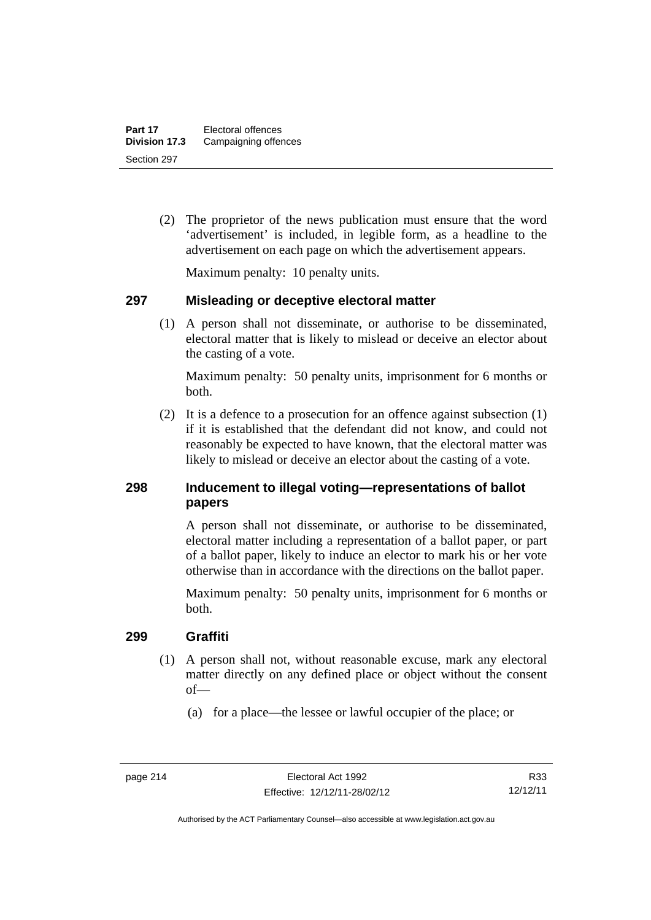(2) The proprietor of the news publication must ensure that the word 'advertisement' is included, in legible form, as a headline to the advertisement on each page on which the advertisement appears.

Maximum penalty: 10 penalty units.

### 297 Misleading or deceptive electoral matter

(1) A person shall not disseminate, or authorise to be disseminated, electoral matter that is likely to mislead or deceive an elector about the casting of a vote.

Maximum penalty: 50 penalty units, imprisonment for 6 months or both.

(2) It is a defence to a prosecution for an offence against subsection (1) if it is established that the defendant did not know, and could not reasonably be expected to have known, that the electoral matter was likely to mislead or deceive an elector about the casting of a vote.

### 298 Inducement to illegal voting—representations of ballot papers

A person shall not disseminate, or authorise to be disseminated, electoral matter including a representation of a ballot paper, or part of a ballot paper, likely to induce an elector to mark his or her vote otherwise than in accordance with the directions on the ballot paper.

Maximum penalty: 50 penalty units, imprisonment for 6 months or both.

### 299 Graffiti

(1) A person shall not, without reasonable excuse, mark any electoral matter directly on any defined place or object without the consent of—

(a) for a place—the lessee or lawful occupier of the place; or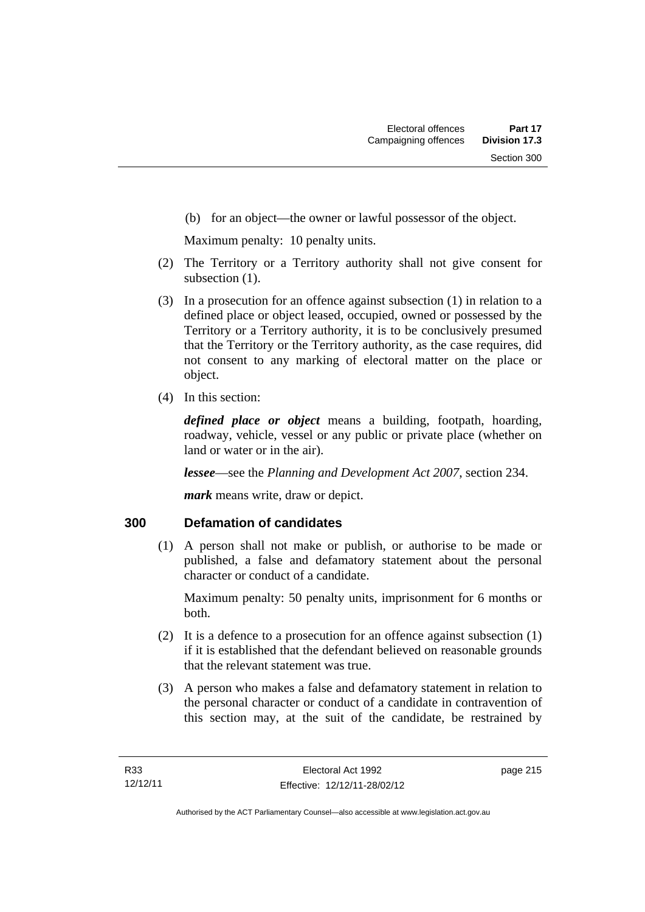(b) for an object—the owner or lawful possessor of the object.

Maximum penalty: 10 penalty units.

(2) The Territory or a Territory authority shall not give consent for subsection (1).

(3) In a prosecution for an offence against subsection (1) in relation to a defined place or object leased, occupied, owned or possessed by the Territory or a Territory authority, it is to be conclusively presumed that the Territory or the Territory authority, as the case requires, did not consent to any marking of electoral matter on the place or object.

(4) In this section:

***defined place or object*** means a building, footpath, hoarding, roadway, vehicle, vessel or any public or private place (whether on land or water or in the air).

***lessee***—see the *Planning and Development Act 2007*, section 234.

***mark*** means write, draw or depict.

## 300 Defamation of candidates

(1) A person shall not make or publish, or authorise to be made or published, a false and defamatory statement about the personal character or conduct of a candidate.

Maximum penalty: 50 penalty units, imprisonment for 6 months or both.

(2) It is a defence to a prosecution for an offence against subsection (1) if it is established that the defendant believed on reasonable grounds that the relevant statement was true.

(3) A person who makes a false and defamatory statement in relation to the personal character or conduct of a candidate in contravention of this section may, at the suit of the candidate, be restrained by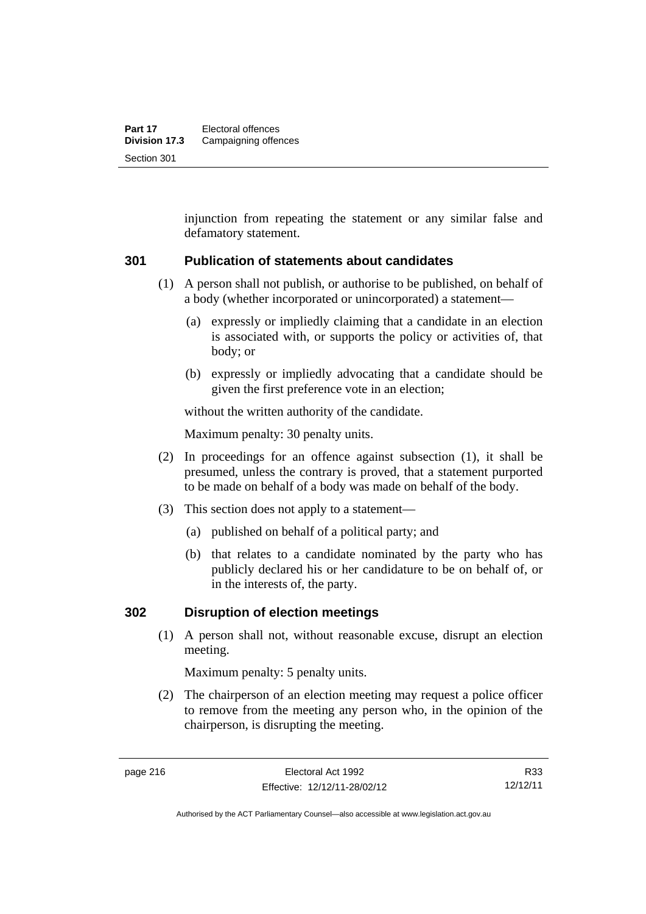injunction from repeating the statement or any similar false and defamatory statement.

## 301 Publication of statements about candidates

(1) A person shall not publish, or authorise to be published, on behalf of a body (whether incorporated or unincorporated) a statement—

(a) expressly or impliedly claiming that a candidate in an election is associated with, or supports the policy or activities of, that body; or

(b) expressly or impliedly advocating that a candidate should be given the first preference vote in an election;

without the written authority of the candidate.

Maximum penalty: 30 penalty units.

(2) In proceedings for an offence against subsection (1), it shall be presumed, unless the contrary is proved, that a statement purported to be made on behalf of a body was made on behalf of the body.

(3) This section does not apply to a statement—

(a) published on behalf of a political party; and

(b) that relates to a candidate nominated by the party who has publicly declared his or her candidature to be on behalf of, or in the interests of, the party.

## 302 Disruption of election meetings

(1) A person shall not, without reasonable excuse, disrupt an election meeting.

Maximum penalty: 5 penalty units.

(2) The chairperson of an election meeting may request a police officer to remove from the meeting any person who, in the opinion of the chairperson, is disrupting the meeting.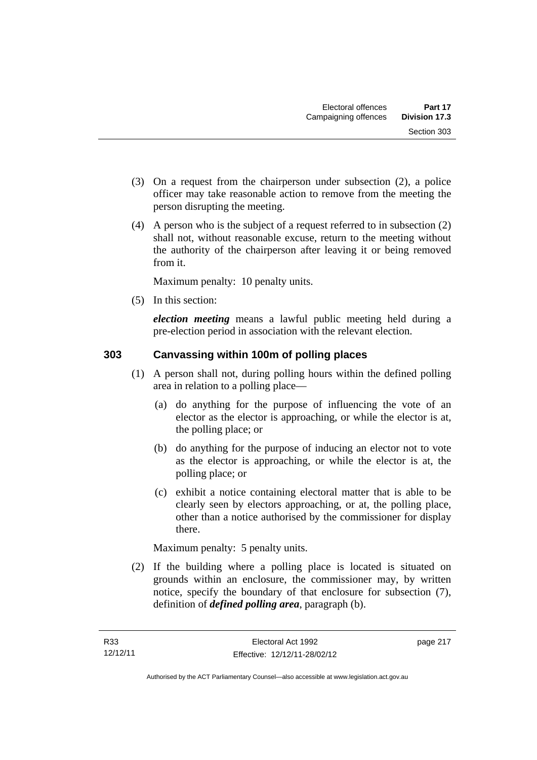(3) On a request from the chairperson under subsection (2), a police officer may take reasonable action to remove from the meeting the person disrupting the meeting.

(4) A person who is the subject of a request referred to in subsection (2) shall not, without reasonable excuse, return to the meeting without the authority of the chairperson after leaving it or being removed from it.

Maximum penalty: 10 penalty units.

(5) In this section:

***election meeting*** means a lawful public meeting held during a pre-election period in association with the relevant election.

## 303 Canvassing within 100m of polling places

(1) A person shall not, during polling hours within the defined polling area in relation to a polling place—

(a) do anything for the purpose of influencing the vote of an elector as the elector is approaching, or while the elector is at, the polling place; or

(b) do anything for the purpose of inducing an elector not to vote as the elector is approaching, or while the elector is at, the polling place; or

(c) exhibit a notice containing electoral matter that is able to be clearly seen by electors approaching, or at, the polling place, other than a notice authorised by the commissioner for display there.

Maximum penalty: 5 penalty units.

(2) If the building where a polling place is located is situated on grounds within an enclosure, the commissioner may, by written notice, specify the boundary of that enclosure for subsection (7), definition of ***defined polling area***, paragraph (b).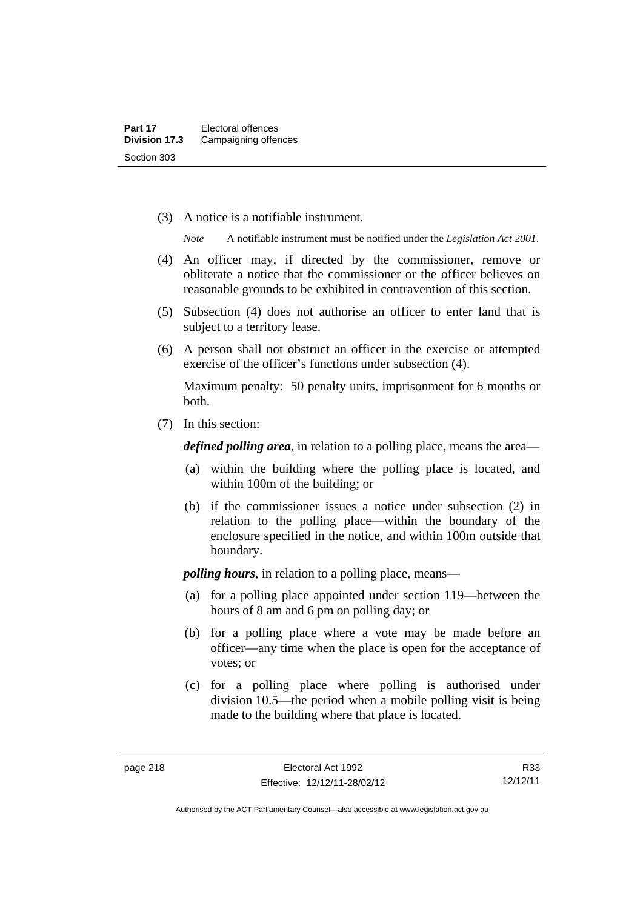(3) A notice is a notifiable instrument.

*Note* A notifiable instrument must be notified under the *Legislation Act 2001*.

(4) An officer may, if directed by the commissioner, remove or obliterate a notice that the commissioner or the officer believes on reasonable grounds to be exhibited in contravention of this section.

(5) Subsection (4) does not authorise an officer to enter land that is subject to a territory lease.

(6) A person shall not obstruct an officer in the exercise or attempted exercise of the officer's functions under subsection (4).

Maximum penalty: 50 penalty units, imprisonment for 6 months or both.

(7) In this section:

***defined polling area***, in relation to a polling place, means the area—

(a) within the building where the polling place is located, and within 100m of the building; or

(b) if the commissioner issues a notice under subsection (2) in relation to the polling place—within the boundary of the enclosure specified in the notice, and within 100m outside that boundary.

***polling hours***, in relation to a polling place, means—

(a) for a polling place appointed under section 119—between the hours of 8 am and 6 pm on polling day; or

(b) for a polling place where a vote may be made before an officer—any time when the place is open for the acceptance of votes; or

(c) for a polling place where polling is authorised under division 10.5—the period when a mobile polling visit is being made to the building where that place is located.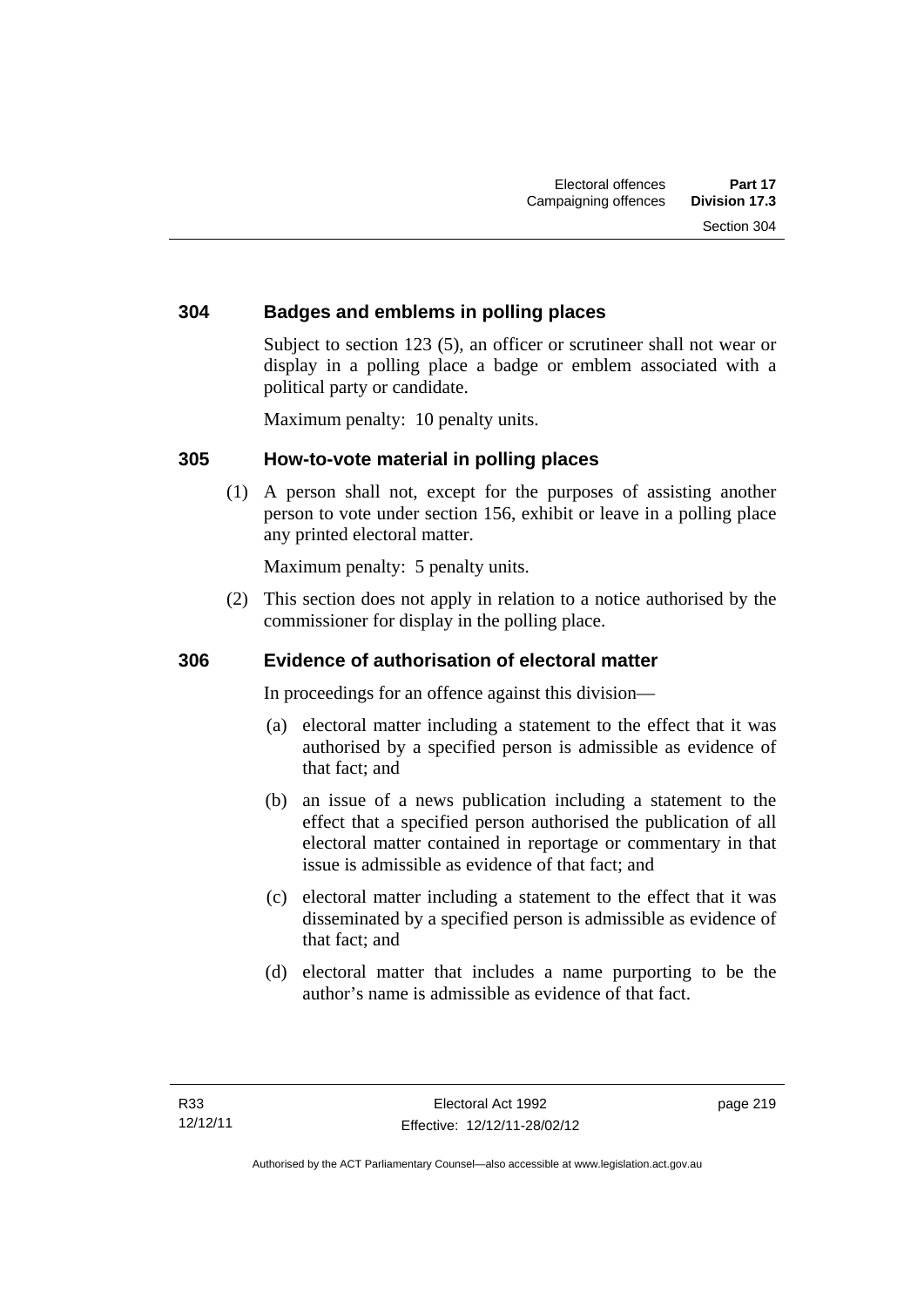## 304 Badges and emblems in polling places

Subject to section 123 (5), an officer or scrutineer shall not wear or display in a polling place a badge or emblem associated with a political party or candidate.

Maximum penalty: 10 penalty units.

## 305 How-to-vote material in polling places

(1) A person shall not, except for the purposes of assisting another person to vote under section 156, exhibit or leave in a polling place any printed electoral matter.

Maximum penalty: 5 penalty units.

(2) This section does not apply in relation to a notice authorised by the commissioner for display in the polling place.

## 306 Evidence of authorisation of electoral matter

In proceedings for an offence against this division—

(a) electoral matter including a statement to the effect that it was authorised by a specified person is admissible as evidence of that fact; and

(b) an issue of a news publication including a statement to the effect that a specified person authorised the publication of all electoral matter contained in reportage or commentary in that issue is admissible as evidence of that fact; and

(c) electoral matter including a statement to the effect that it was disseminated by a specified person is admissible as evidence of that fact; and

(d) electoral matter that includes a name purporting to be the author's name is admissible as evidence of that fact.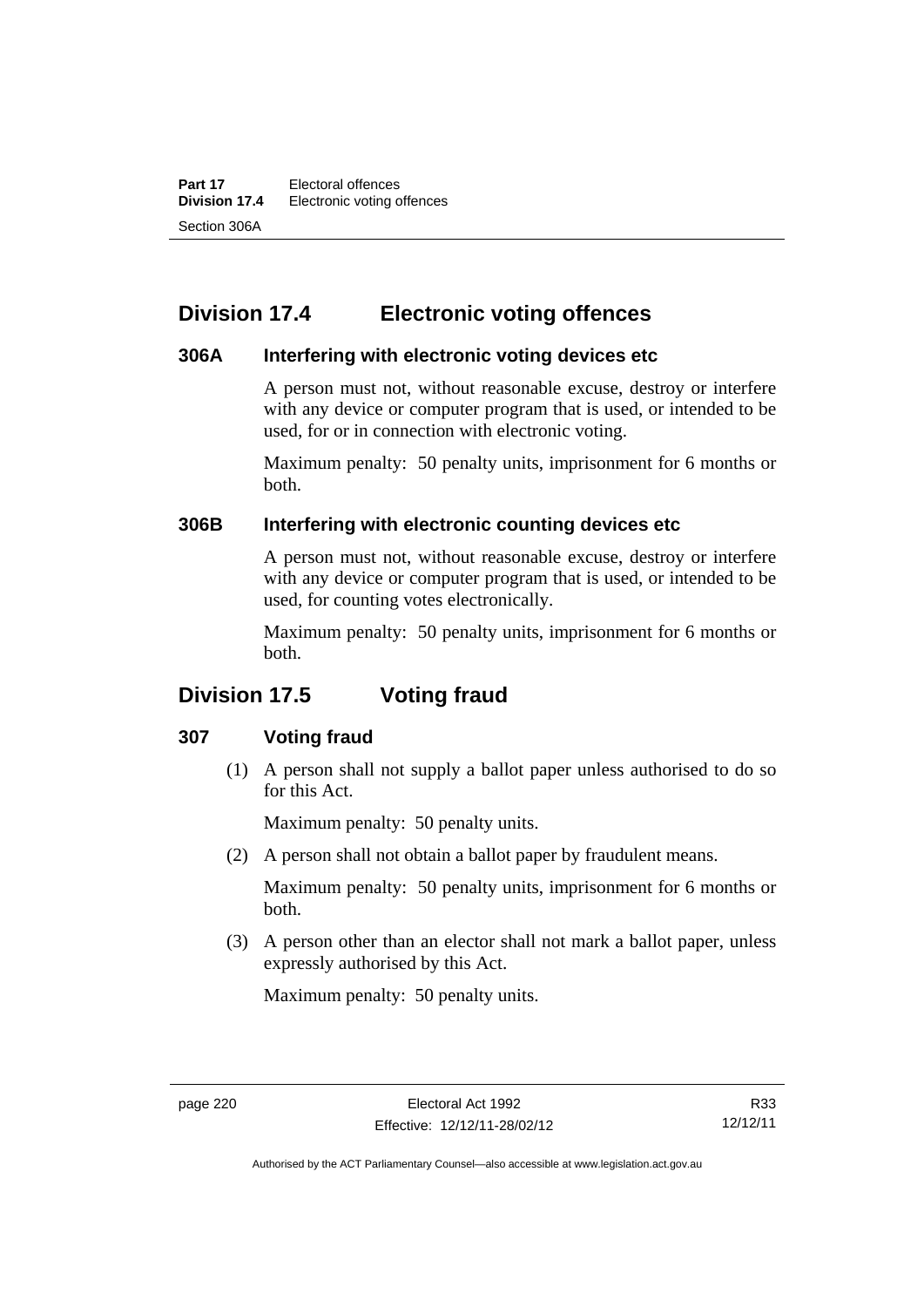## Division 17.4 Electronic voting offences

### 306A Interfering with electronic voting devices etc

A person must not, without reasonable excuse, destroy or interfere with any device or computer program that is used, or intended to be used, for or in connection with electronic voting.

Maximum penalty: 50 penalty units, imprisonment for 6 months or both.

### 306B Interfering with electronic counting devices etc

A person must not, without reasonable excuse, destroy or interfere with any device or computer program that is used, or intended to be used, for counting votes electronically.

Maximum penalty: 50 penalty units, imprisonment for 6 months or both.

## Division 17.5 Voting fraud

### 307 Voting fraud

(1) A person shall not supply a ballot paper unless authorised to do so for this Act.

Maximum penalty: 50 penalty units.

(2) A person shall not obtain a ballot paper by fraudulent means.

Maximum penalty: 50 penalty units, imprisonment for 6 months or both.

(3) A person other than an elector shall not mark a ballot paper, unless expressly authorised by this Act.

Maximum penalty: 50 penalty units.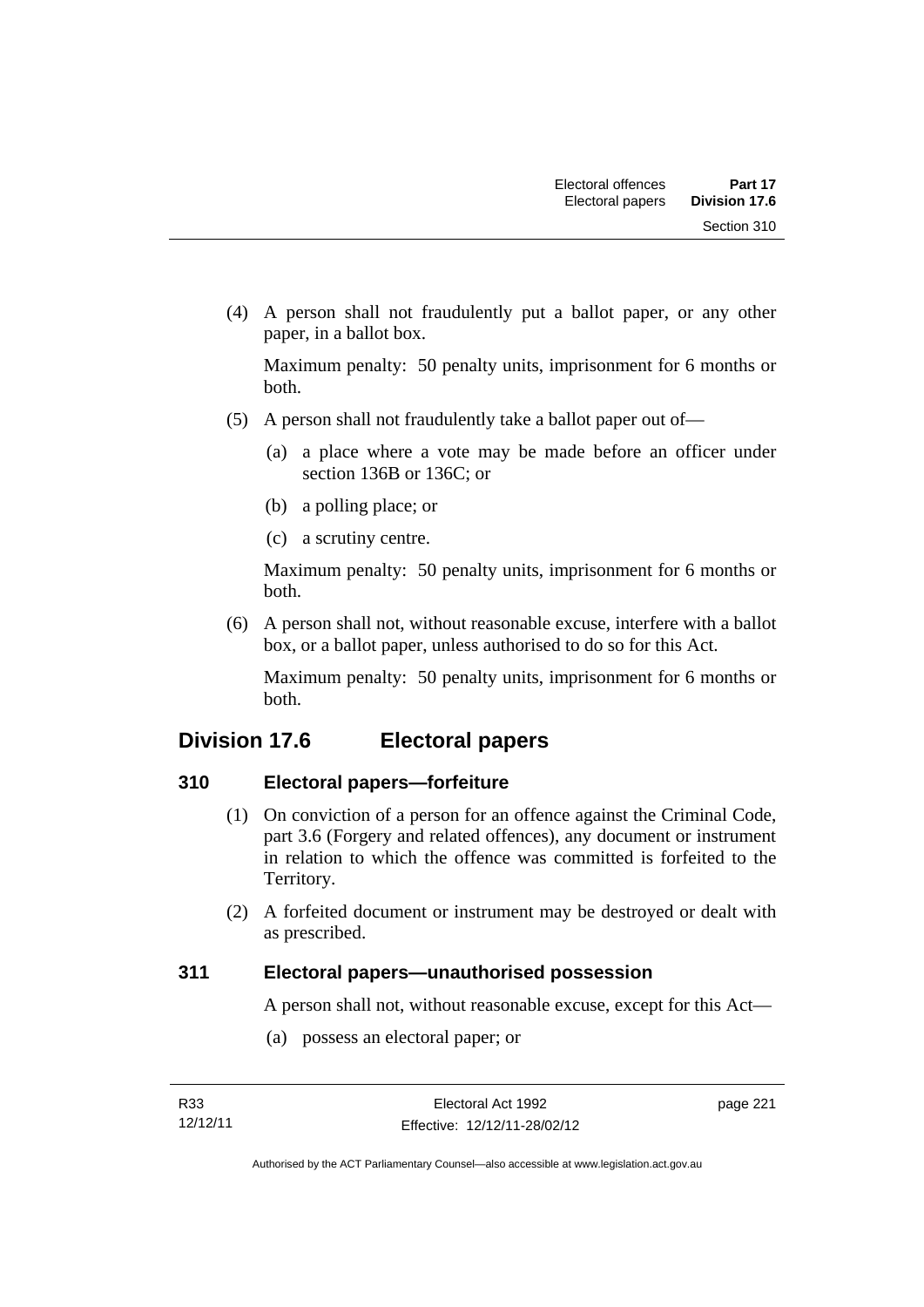(4) A person shall not fraudulently put a ballot paper, or any other paper, in a ballot box.

Maximum penalty: 50 penalty units, imprisonment for 6 months or both.

(5) A person shall not fraudulently take a ballot paper out of—

(a) a place where a vote may be made before an officer under section 136B or 136C; or

(b) a polling place; or

(c) a scrutiny centre.

Maximum penalty: 50 penalty units, imprisonment for 6 months or both.

(6) A person shall not, without reasonable excuse, interfere with a ballot box, or a ballot paper, unless authorised to do so for this Act.

Maximum penalty: 50 penalty units, imprisonment for 6 months or both.

## Division 17.6 Electoral papers

### 310 Electoral papers—forfeiture

(1) On conviction of a person for an offence against the Criminal Code, part 3.6 (Forgery and related offences), any document or instrument in relation to which the offence was committed is forfeited to the Territory.

(2) A forfeited document or instrument may be destroyed or dealt with as prescribed.

### 311 Electoral papers—unauthorised possession

A person shall not, without reasonable excuse, except for this Act—

(a) possess an electoral paper; or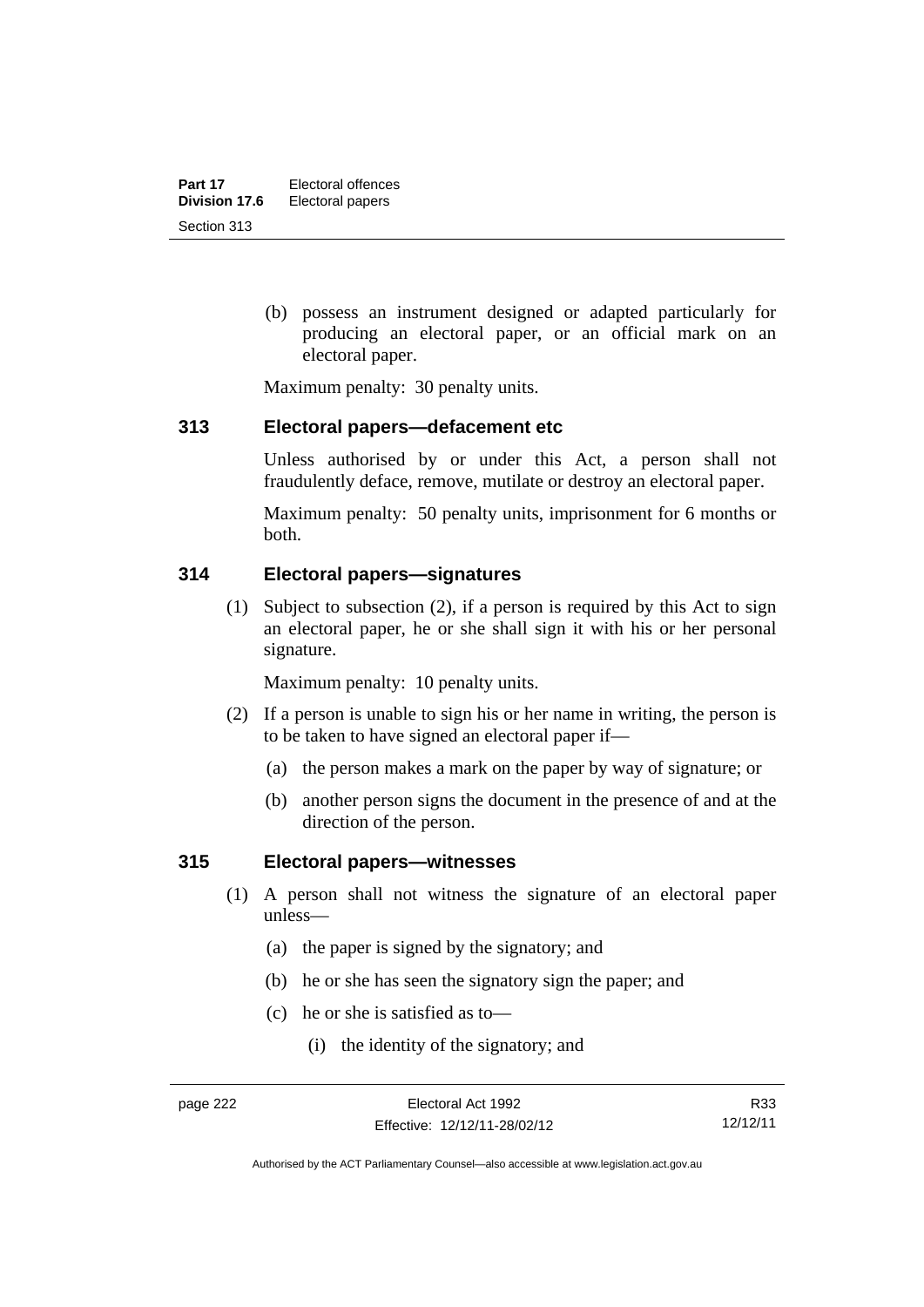(b) possess an instrument designed or adapted particularly for producing an electoral paper, or an official mark on an electoral paper.

Maximum penalty: 30 penalty units.

## 313 Electoral papers—defacement etc

Unless authorised by or under this Act, a person shall not fraudulently deface, remove, mutilate or destroy an electoral paper.

Maximum penalty: 50 penalty units, imprisonment for 6 months or both.

## 314 Electoral papers—signatures

(1) Subject to subsection (2), if a person is required by this Act to sign an electoral paper, he or she shall sign it with his or her personal signature.

Maximum penalty: 10 penalty units.

(2) If a person is unable to sign his or her name in writing, the person is to be taken to have signed an electoral paper if—

(a) the person makes a mark on the paper by way of signature; or

(b) another person signs the document in the presence of and at the direction of the person.

## 315 Electoral papers—witnesses

(1) A person shall not witness the signature of an electoral paper unless—

(a) the paper is signed by the signatory; and

(b) he or she has seen the signatory sign the paper; and

(c) he or she is satisfied as to—

(i) the identity of the signatory; and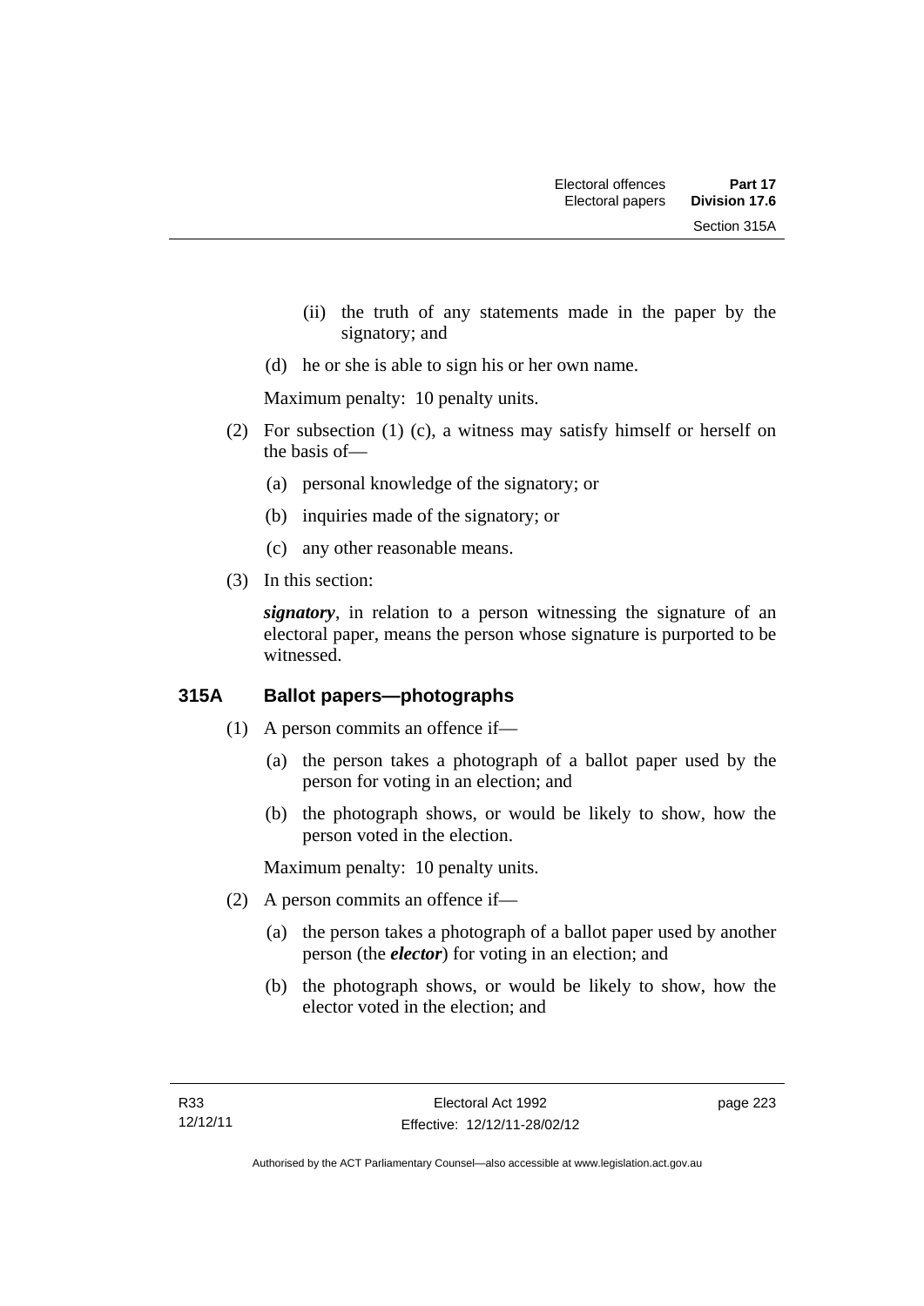(ii) the truth of any statements made in the paper by the signatory; and

(d) he or she is able to sign his or her own name.

Maximum penalty: 10 penalty units.

(2) For subsection (1) (c), a witness may satisfy himself or herself on the basis of—

(a) personal knowledge of the signatory; or

(b) inquiries made of the signatory; or

(c) any other reasonable means.

(3) In this section:

***signatory***, in relation to a person witnessing the signature of an electoral paper, means the person whose signature is purported to be witnessed.

## 315A Ballot papers—photographs

(1) A person commits an offence if—

(a) the person takes a photograph of a ballot paper used by the person for voting in an election; and

(b) the photograph shows, or would be likely to show, how the person voted in the election.

Maximum penalty: 10 penalty units.

(2) A person commits an offence if—

(a) the person takes a photograph of a ballot paper used by another person (the ***elector***) for voting in an election; and

(b) the photograph shows, or would be likely to show, how the elector voted in the election; and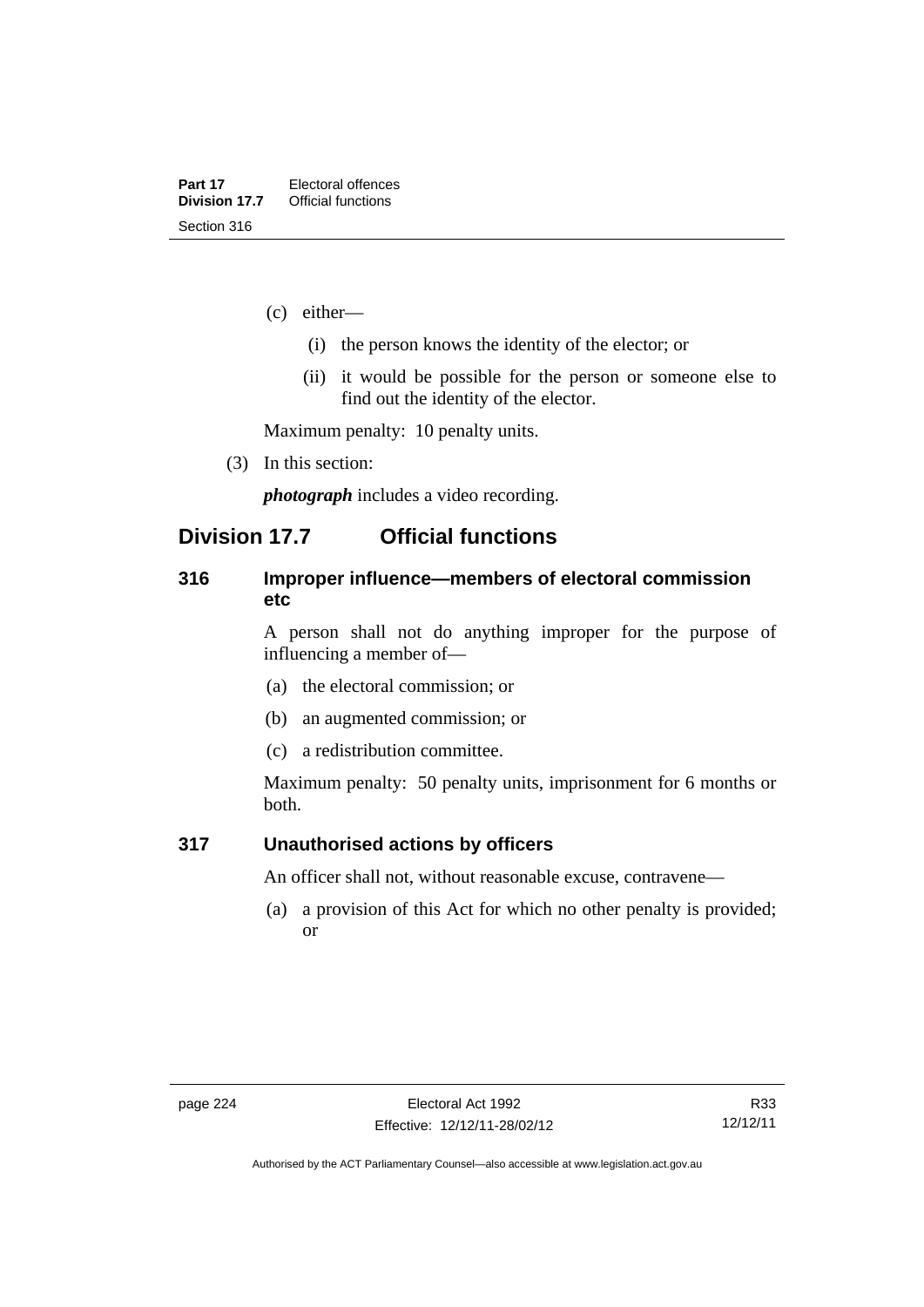(c) either—

(i) the person knows the identity of the elector; or

(ii) it would be possible for the person or someone else to find out the identity of the elector.

Maximum penalty: 10 penalty units.

(3) In this section:

***photograph*** includes a video recording.

## Division 17.7 Official functions

### 316 Improper influence—members of electoral commission etc

A person shall not do anything improper for the purpose of influencing a member of—

(a) the electoral commission; or

(b) an augmented commission; or

(c) a redistribution committee.

Maximum penalty: 50 penalty units, imprisonment for 6 months or both.

### 317 Unauthorised actions by officers

An officer shall not, without reasonable excuse, contravene—

(a) a provision of this Act for which no other penalty is provided; or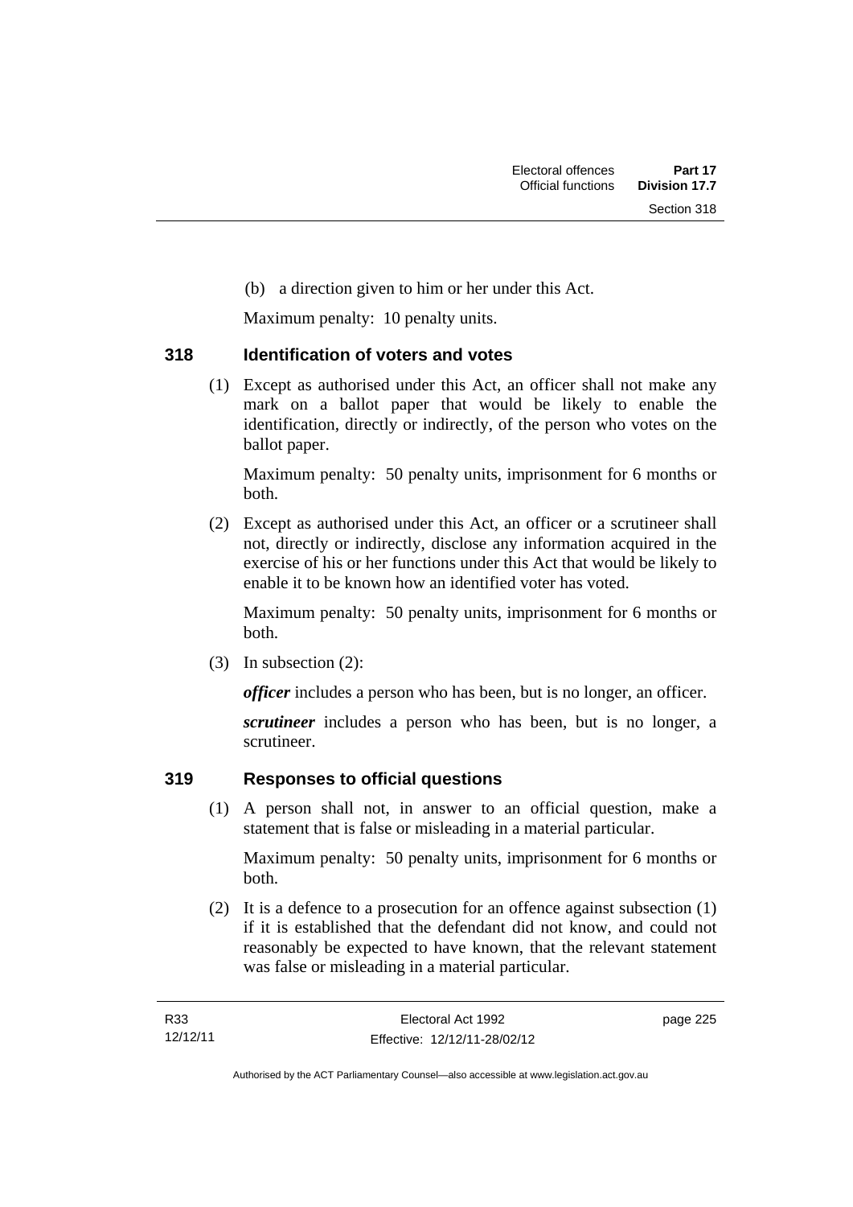(b) a direction given to him or her under this Act.

Maximum penalty: 10 penalty units.

### 318 Identification of voters and votes

(1) Except as authorised under this Act, an officer shall not make any mark on a ballot paper that would be likely to enable the identification, directly or indirectly, of the person who votes on the ballot paper.

Maximum penalty: 50 penalty units, imprisonment for 6 months or both.

(2) Except as authorised under this Act, an officer or a scrutineer shall not, directly or indirectly, disclose any information acquired in the exercise of his or her functions under this Act that would be likely to enable it to be known how an identified voter has voted.

Maximum penalty: 50 penalty units, imprisonment for 6 months or both.

(3) In subsection (2):

***officer*** includes a person who has been, but is no longer, an officer.

***scrutineer*** includes a person who has been, but is no longer, a scrutineer.

### 319 Responses to official questions

(1) A person shall not, in answer to an official question, make a statement that is false or misleading in a material particular.

Maximum penalty: 50 penalty units, imprisonment for 6 months or both.

(2) It is a defence to a prosecution for an offence against subsection (1) if it is established that the defendant did not know, and could not reasonably be expected to have known, that the relevant statement was false or misleading in a material particular.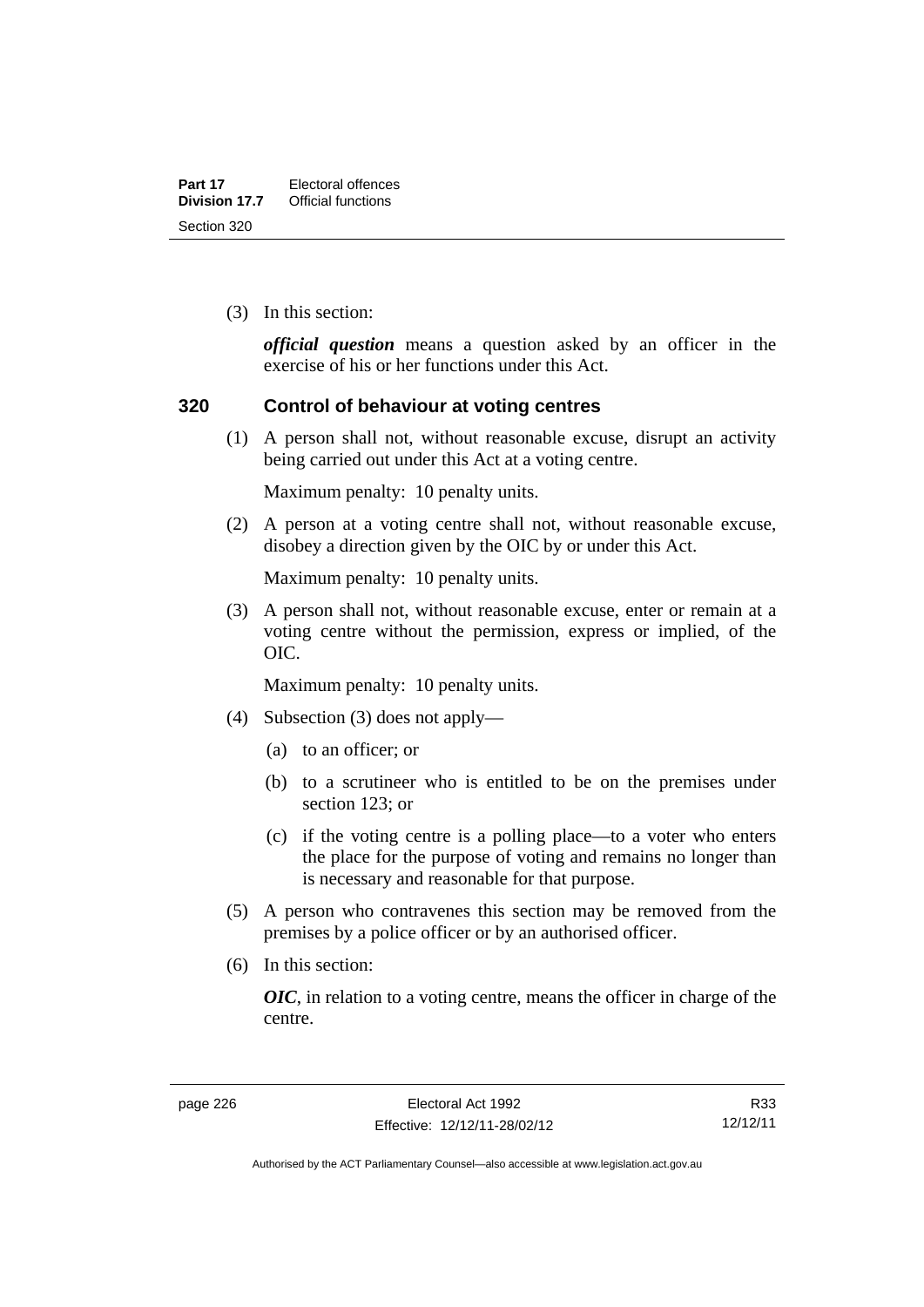(3) In this section:

***official question*** means a question asked by an officer in the exercise of his or her functions under this Act.

## 320 Control of behaviour at voting centres

(1) A person shall not, without reasonable excuse, disrupt an activity being carried out under this Act at a voting centre.

Maximum penalty: 10 penalty units.

(2) A person at a voting centre shall not, without reasonable excuse, disobey a direction given by the OIC by or under this Act.

Maximum penalty: 10 penalty units.

(3) A person shall not, without reasonable excuse, enter or remain at a voting centre without the permission, express or implied, of the OIC.

Maximum penalty: 10 penalty units.

(4) Subsection (3) does not apply—

(a) to an officer; or

(b) to a scrutineer who is entitled to be on the premises under section 123; or

(c) if the voting centre is a polling place—to a voter who enters the place for the purpose of voting and remains no longer than is necessary and reasonable for that purpose.

(5) A person who contravenes this section may be removed from the premises by a police officer or by an authorised officer.

(6) In this section:

***OIC***, in relation to a voting centre, means the officer in charge of the centre.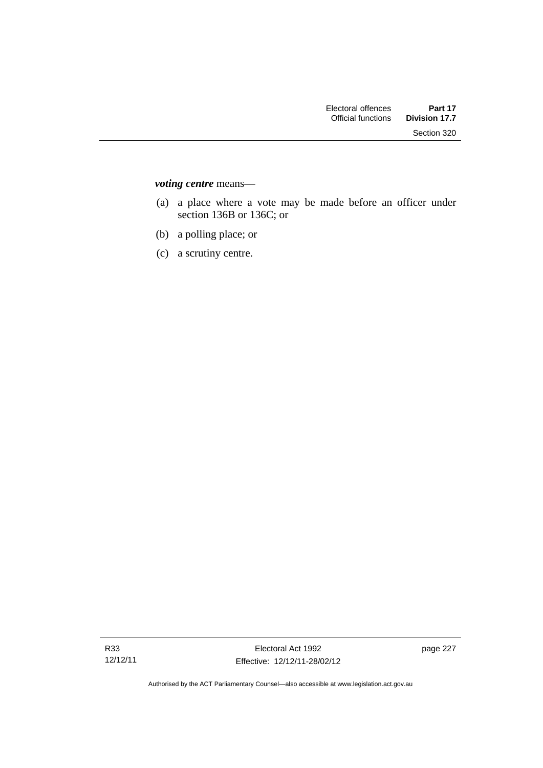***voting centre*** means—

(a) a place where a vote may be made before an officer under section 136B or 136C; or

(b) a polling place; or

(c) a scrutiny centre.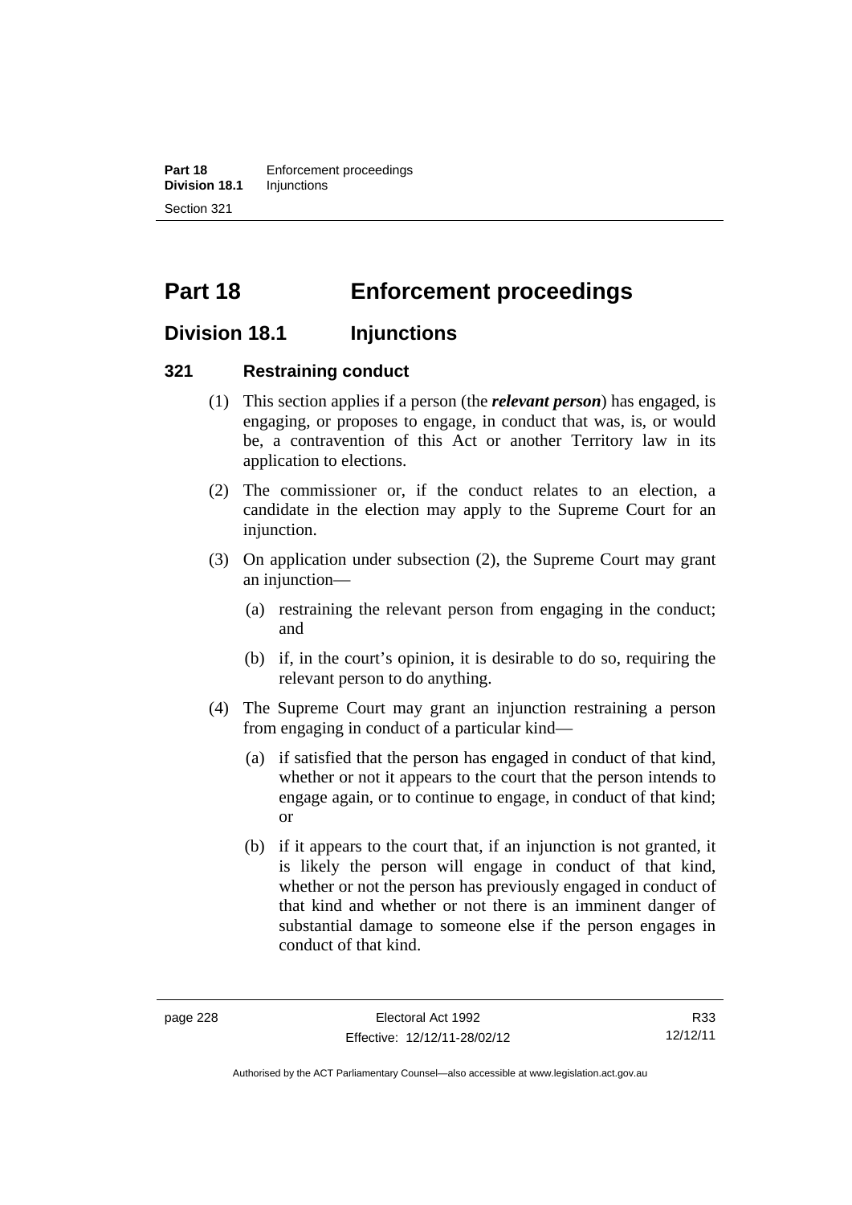# Part 18 Enforcement proceedings

## Division 18.1 Injunctions

### 321 Restraining conduct

(1) This section applies if a person (the ***relevant person***) has engaged, is engaging, or proposes to engage, in conduct that was, is, or would be, a contravention of this Act or another Territory law in its application to elections.

(2) The commissioner or, if the conduct relates to an election, a candidate in the election may apply to the Supreme Court for an injunction.

(3) On application under subsection (2), the Supreme Court may grant an injunction—

(a) restraining the relevant person from engaging in the conduct; and

(b) if, in the court's opinion, it is desirable to do so, requiring the relevant person to do anything.

(4) The Supreme Court may grant an injunction restraining a person from engaging in conduct of a particular kind—

(a) if satisfied that the person has engaged in conduct of that kind, whether or not it appears to the court that the person intends to engage again, or to continue to engage, in conduct of that kind; or

(b) if it appears to the court that, if an injunction is not granted, it is likely the person will engage in conduct of that kind, whether or not the person has previously engaged in conduct of that kind and whether or not there is an imminent danger of substantial damage to someone else if the person engages in conduct of that kind.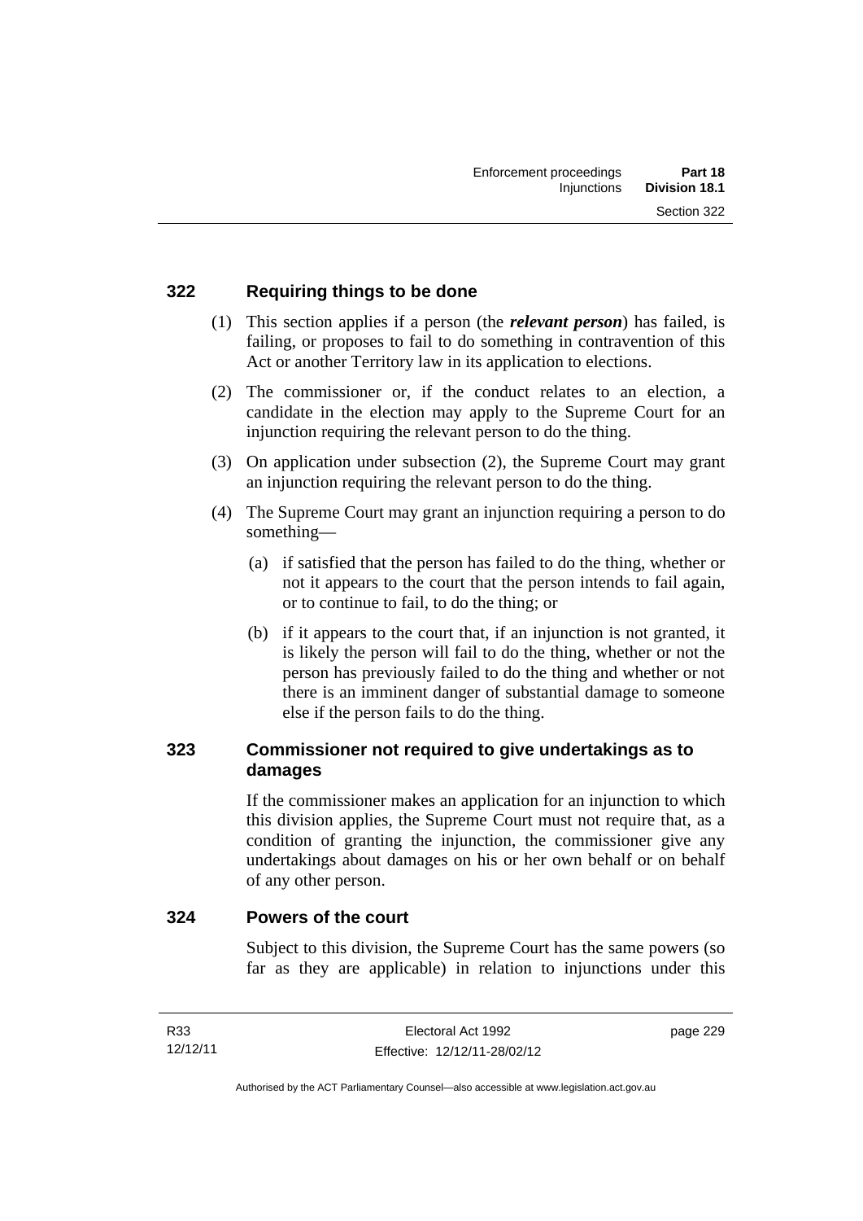## 322 Requiring things to be done

(1) This section applies if a person (the ***relevant person***) has failed, is failing, or proposes to fail to do something in contravention of this Act or another Territory law in its application to elections.

(2) The commissioner or, if the conduct relates to an election, a candidate in the election may apply to the Supreme Court for an injunction requiring the relevant person to do the thing.

(3) On application under subsection (2), the Supreme Court may grant an injunction requiring the relevant person to do the thing.

(4) The Supreme Court may grant an injunction requiring a person to do something—

(a) if satisfied that the person has failed to do the thing, whether or not it appears to the court that the person intends to fail again, or to continue to fail, to do the thing; or

(b) if it appears to the court that, if an injunction is not granted, it is likely the person will fail to do the thing, whether or not the person has previously failed to do the thing and whether or not there is an imminent danger of substantial damage to someone else if the person fails to do the thing.

## 323 Commissioner not required to give undertakings as to damages

If the commissioner makes an application for an injunction to which this division applies, the Supreme Court must not require that, as a condition of granting the injunction, the commissioner give any undertakings about damages on his or her own behalf or on behalf of any other person.

## 324 Powers of the court

Subject to this division, the Supreme Court has the same powers (so far as they are applicable) in relation to injunctions under this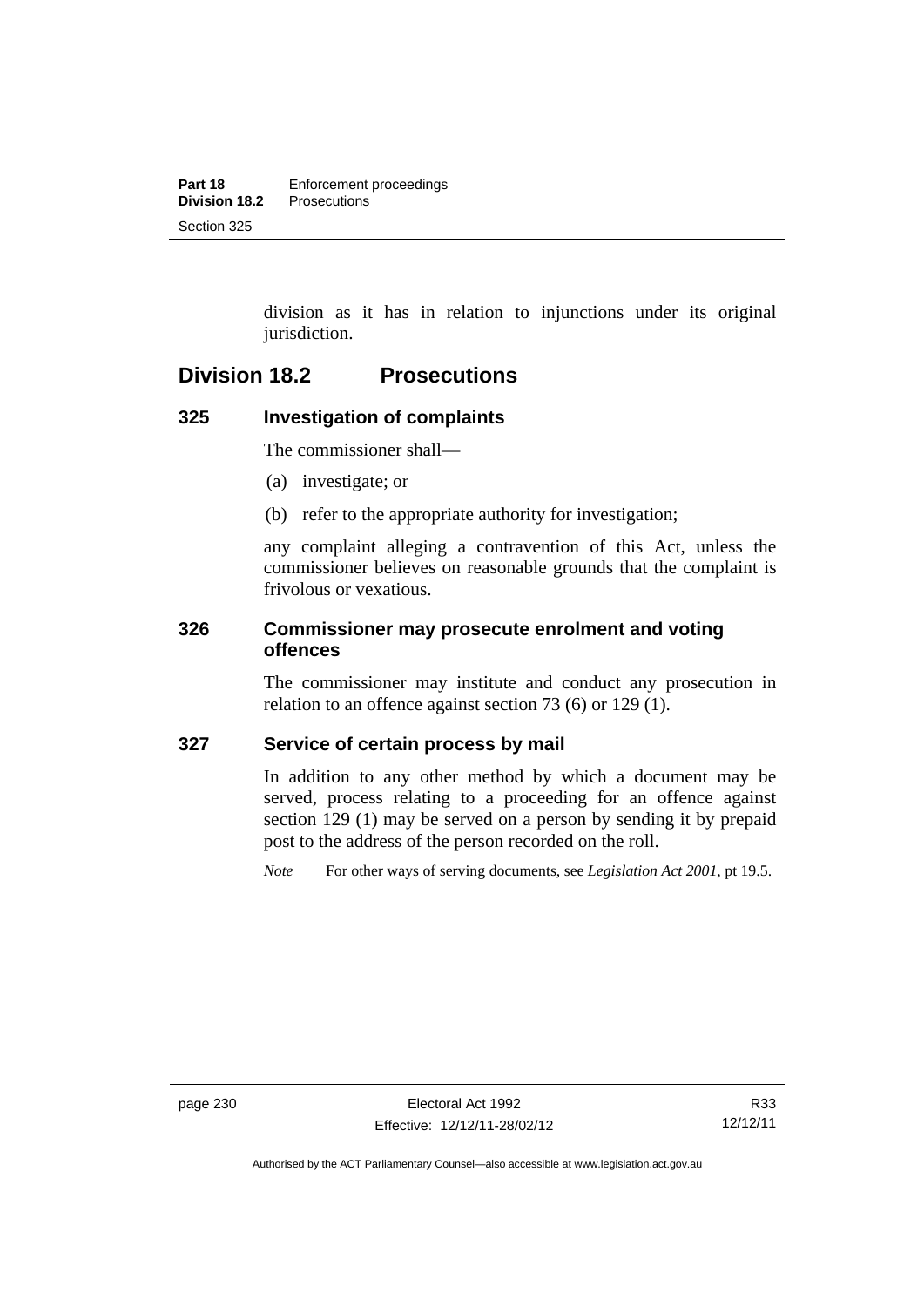division as it has in relation to injunctions under its original jurisdiction.

## Division 18.2 Prosecutions

### 325 Investigation of complaints

The commissioner shall—

(a) investigate; or

(b) refer to the appropriate authority for investigation;

any complaint alleging a contravention of this Act, unless the commissioner believes on reasonable grounds that the complaint is frivolous or vexatious.

### 326 Commissioner may prosecute enrolment and voting offences

The commissioner may institute and conduct any prosecution in relation to an offence against section 73 (6) or 129 (1).

### 327 Service of certain process by mail

In addition to any other method by which a document may be served, process relating to a proceeding for an offence against section 129 (1) may be served on a person by sending it by prepaid post to the address of the person recorded on the roll.

*Note* For other ways of serving documents, see *Legislation Act 2001*, pt 19.5.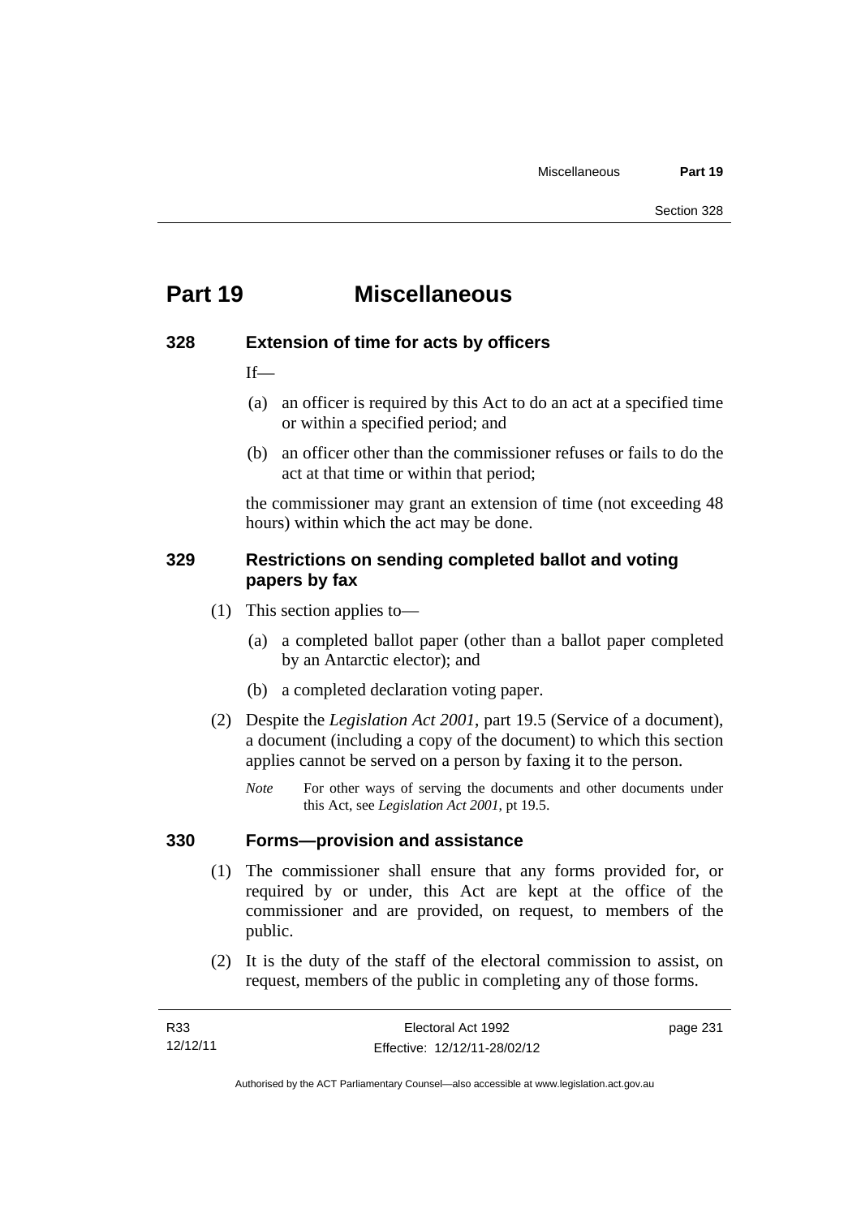# Part 19 Miscellaneous

## 328 Extension of time for acts by officers

If—

(a) an officer is required by this Act to do an act at a specified time or within a specified period; and

(b) an officer other than the commissioner refuses or fails to do the act at that time or within that period;

the commissioner may grant an extension of time (not exceeding 48 hours) within which the act may be done.

## 329 Restrictions on sending completed ballot and voting papers by fax

(1) This section applies to—

(a) a completed ballot paper (other than a ballot paper completed by an Antarctic elector); and

(b) a completed declaration voting paper.

(2) Despite the *Legislation Act 2001*, part 19.5 (Service of a document), a document (including a copy of the document) to which this section applies cannot be served on a person by faxing it to the person.

*Note* For other ways of serving the documents and other documents under this Act, see *Legislation Act 2001*, pt 19.5.

## 330 Forms—provision and assistance

(1) The commissioner shall ensure that any forms provided for, or required by or under, this Act are kept at the office of the commissioner and are provided, on request, to members of the public.

(2) It is the duty of the staff of the electoral commission to assist, on request, members of the public in completing any of those forms.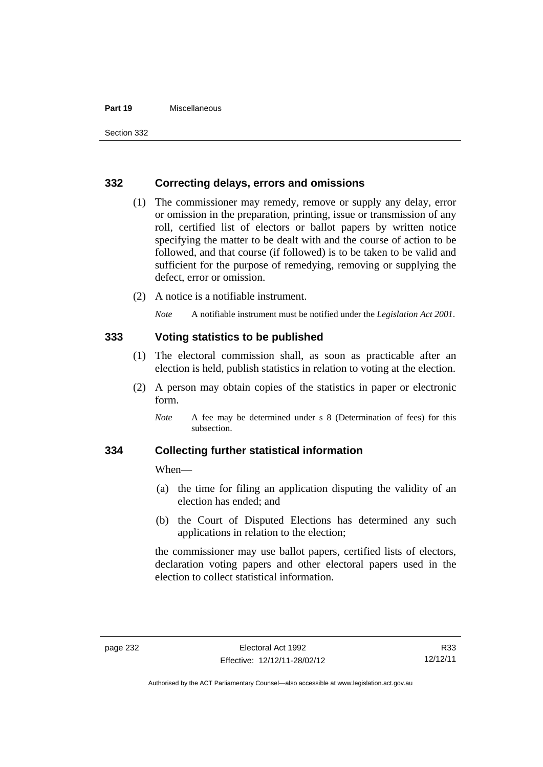## 332 Correcting delays, errors and omissions

(1) The commissioner may remedy, remove or supply any delay, error or omission in the preparation, printing, issue or transmission of any roll, certified list of electors or ballot papers by written notice specifying the matter to be dealt with and the course of action to be followed, and that course (if followed) is to be taken to be valid and sufficient for the purpose of remedying, removing or supplying the defect, error or omission.

(2) A notice is a notifiable instrument.

*Note* A notifiable instrument must be notified under the *Legislation Act 2001*.

## 333 Voting statistics to be published

(1) The electoral commission shall, as soon as practicable after an election is held, publish statistics in relation to voting at the election.

(2) A person may obtain copies of the statistics in paper or electronic form.

*Note* A fee may be determined under s 8 (Determination of fees) for this subsection.

## 334 Collecting further statistical information

When—

(a) the time for filing an application disputing the validity of an election has ended; and

(b) the Court of Disputed Elections has determined any such applications in relation to the election;

the commissioner may use ballot papers, certified lists of electors, declaration voting papers and other electoral papers used in the election to collect statistical information.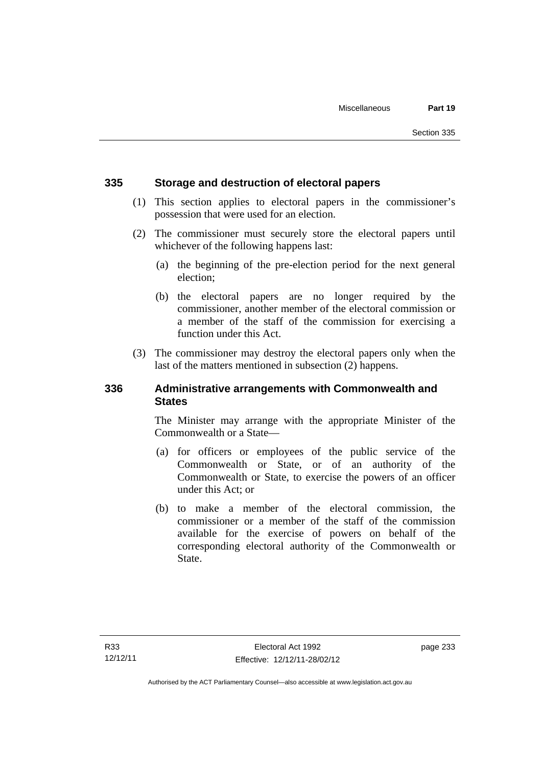## 335 Storage and destruction of electoral papers

(1) This section applies to electoral papers in the commissioner's possession that were used for an election.

(2) The commissioner must securely store the electoral papers until whichever of the following happens last:

(a) the beginning of the pre-election period for the next general election;

(b) the electoral papers are no longer required by the commissioner, another member of the electoral commission or a member of the staff of the commission for exercising a function under this Act.

(3) The commissioner may destroy the electoral papers only when the last of the matters mentioned in subsection (2) happens.

## 336 Administrative arrangements with Commonwealth and States

The Minister may arrange with the appropriate Minister of the Commonwealth or a State—

(a) for officers or employees of the public service of the Commonwealth or State, or of an authority of the Commonwealth or State, to exercise the powers of an officer under this Act; or

(b) to make a member of the electoral commission, the commissioner or a member of the staff of the commission available for the exercise of powers on behalf of the corresponding electoral authority of the Commonwealth or State.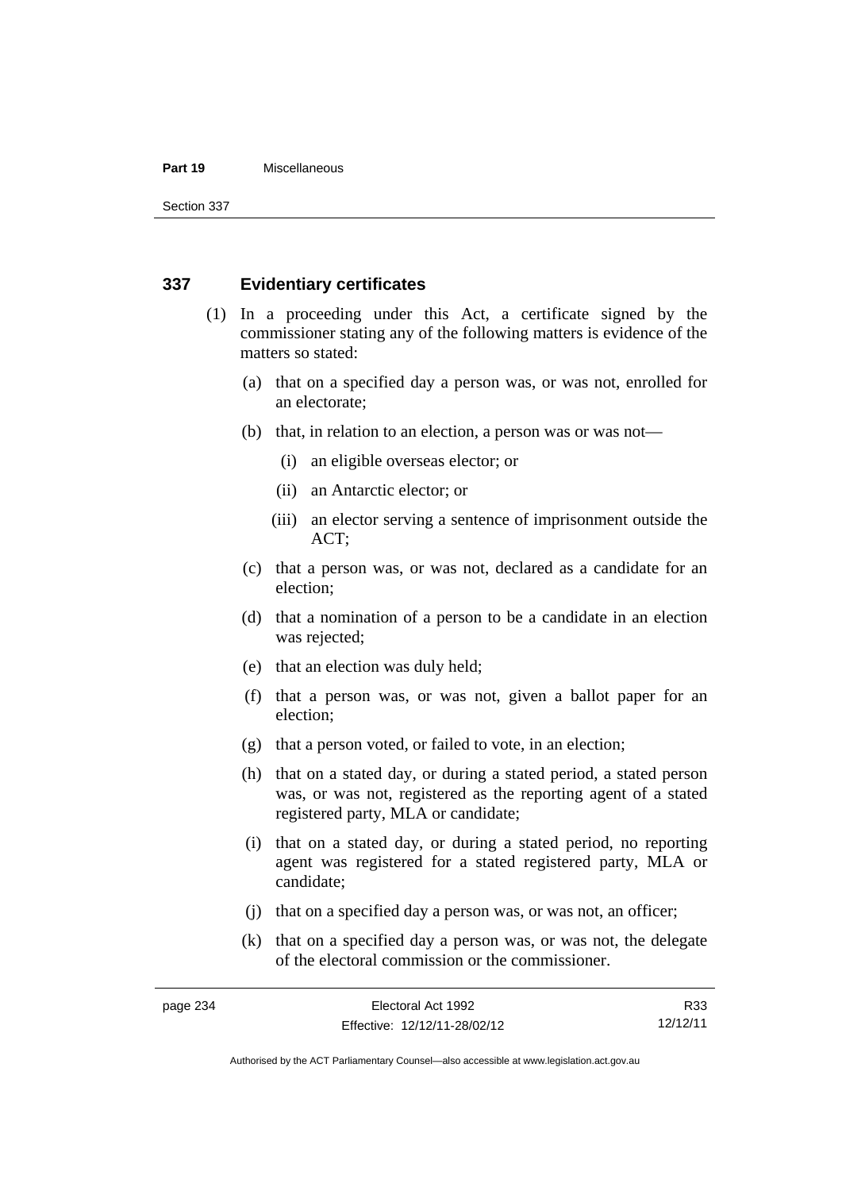## 337 Evidentiary certificates

(1) In a proceeding under this Act, a certificate signed by the commissioner stating any of the following matters is evidence of the matters so stated:

(a) that on a specified day a person was, or was not, enrolled for an electorate;

(b) that, in relation to an election, a person was or was not—

(i) an eligible overseas elector; or

(ii) an Antarctic elector; or

(iii) an elector serving a sentence of imprisonment outside the ACT;

(c) that a person was, or was not, declared as a candidate for an election;

(d) that a nomination of a person to be a candidate in an election was rejected;

(e) that an election was duly held;

(f) that a person was, or was not, given a ballot paper for an election;

(g) that a person voted, or failed to vote, in an election;

(h) that on a stated day, or during a stated period, a stated person was, or was not, registered as the reporting agent of a stated registered party, MLA or candidate;

(i) that on a stated day, or during a stated period, no reporting agent was registered for a stated registered party, MLA or candidate;

(j) that on a specified day a person was, or was not, an officer;

(k) that on a specified day a person was, or was not, the delegate of the electoral commission or the commissioner.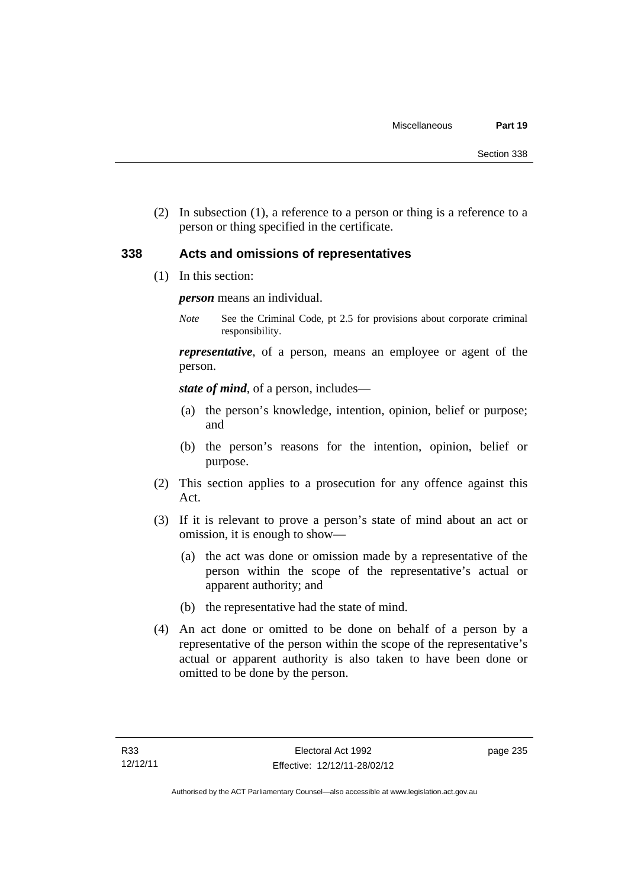(2) In subsection (1), a reference to a person or thing is a reference to a person or thing specified in the certificate.

## 338 Acts and omissions of representatives

(1) In this section:

***person*** means an individual.

*Note* See the Criminal Code, pt 2.5 for provisions about corporate criminal responsibility.

***representative***, of a person, means an employee or agent of the person.

***state of mind***, of a person, includes—

(a) the person's knowledge, intention, opinion, belief or purpose; and

(b) the person's reasons for the intention, opinion, belief or purpose.

(2) This section applies to a prosecution for any offence against this Act.

(3) If it is relevant to prove a person's state of mind about an act or omission, it is enough to show—

(a) the act was done or omission made by a representative of the person within the scope of the representative's actual or apparent authority; and

(b) the representative had the state of mind.

(4) An act done or omitted to be done on behalf of a person by a representative of the person within the scope of the representative's actual or apparent authority is also taken to have been done or omitted to be done by the person.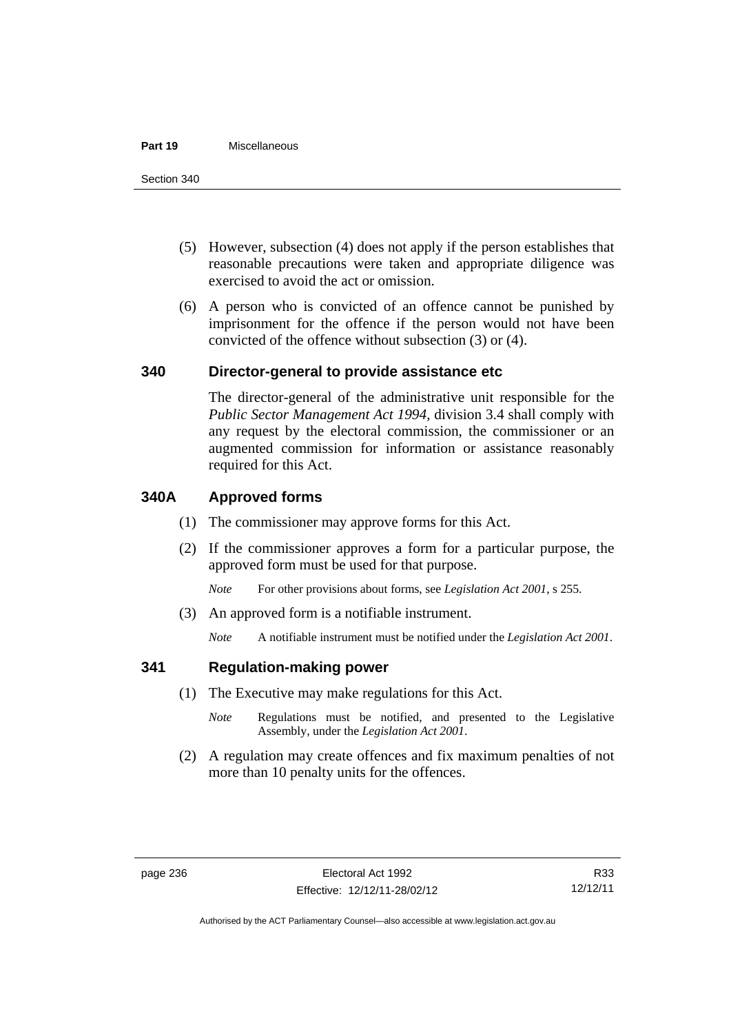(5) However, subsection (4) does not apply if the person establishes that reasonable precautions were taken and appropriate diligence was exercised to avoid the act or omission.

(6) A person who is convicted of an offence cannot be punished by imprisonment for the offence if the person would not have been convicted of the offence without subsection (3) or (4).

## 340 Director-general to provide assistance etc

The director-general of the administrative unit responsible for the *Public Sector Management Act 1994*, division 3.4 shall comply with any request by the electoral commission, the commissioner or an augmented commission for information or assistance reasonably required for this Act.

## 340A Approved forms

(1) The commissioner may approve forms for this Act.

(2) If the commissioner approves a form for a particular purpose, the approved form must be used for that purpose.

*Note* For other provisions about forms, see *Legislation Act 2001*, s 255.

(3) An approved form is a notifiable instrument.

*Note* A notifiable instrument must be notified under the *Legislation Act 2001*.

## 341 Regulation-making power

(1) The Executive may make regulations for this Act.

*Note* Regulations must be notified, and presented to the Legislative Assembly, under the *Legislation Act 2001*.

(2) A regulation may create offences and fix maximum penalties of not more than 10 penalty units for the offences.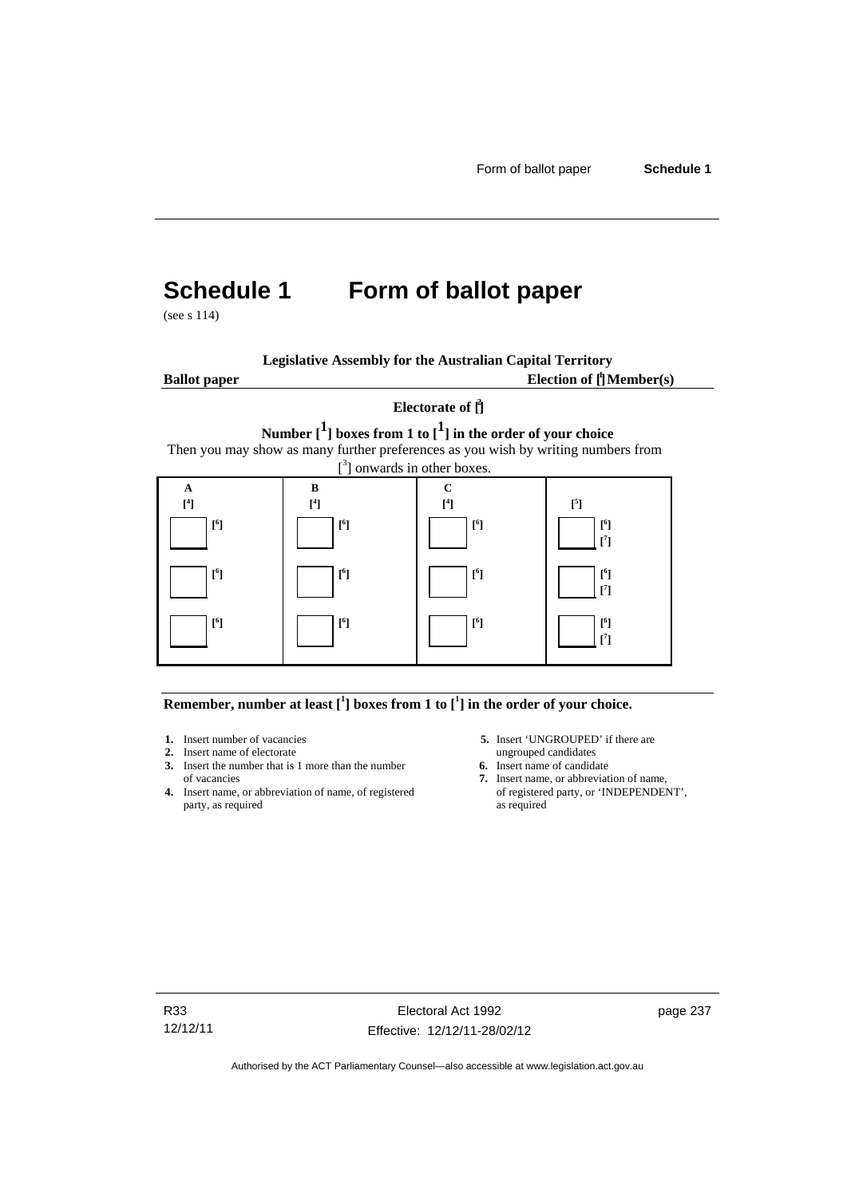# Schedule 1 Form of ballot paper

(see s 114)

**Legislative Assembly for the Australian Capital Territory**

**Ballot paper** **Election of [1] Member(s)**

**Electorate of [2]**

**Number [1] boxes from 1 to [1] in the order of your choice**

Then you may show as many further preferences as you wish by writing numbers from [3] onwards in other boxes.

| A | B | C | |
|---|---|---|---|
| [4] | [4] | [4] | [5] |
| ☐ [6] | ☐ [6] | ☐ [6] | ☐ [6] [7] |
| ☐ [6] | ☐ [6] | ☐ [6] | ☐ [6] [7] |
| ☐ [6] | ☐ [6] | ☐ [6] | ☐ [6] [7] |

**Remember, number at least [1] boxes from 1 to [1] in the order of your choice.**

1. Insert number of vacancies
2. Insert name of electorate
3. Insert the number that is 1 more than the number of vacancies
4. Insert name, or abbreviation of name, of registered party, as required
5. Insert 'UNGROUPED' if there are ungrouped candidates
6. Insert name of candidate
7. Insert name, or abbreviation of name, of registered party, or 'INDEPENDENT', as required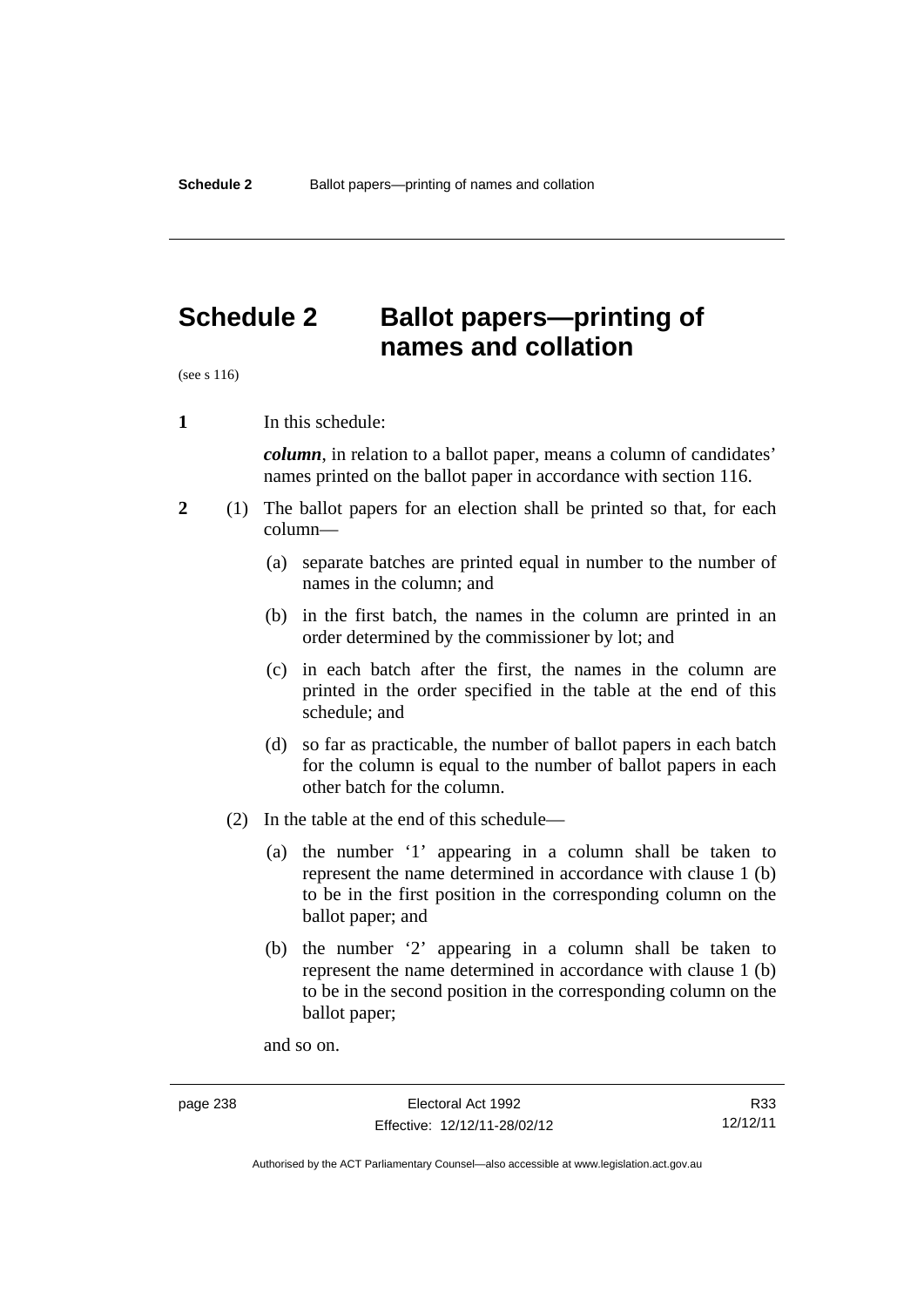# Schedule 2 Ballot papers—printing of names and collation

(see s 116)

**1** In this schedule:

***column***, in relation to a ballot paper, means a column of candidates' names printed on the ballot paper in accordance with section 116.

**2** (1) The ballot papers for an election shall be printed so that, for each column—

(a) separate batches are printed equal in number to the number of names in the column; and

(b) in the first batch, the names in the column are printed in an order determined by the commissioner by lot; and

(c) in each batch after the first, the names in the column are printed in the order specified in the table at the end of this schedule; and

(d) so far as practicable, the number of ballot papers in each batch for the column is equal to the number of ballot papers in each other batch for the column.

(2) In the table at the end of this schedule—

(a) the number '1' appearing in a column shall be taken to represent the name determined in accordance with clause 1 (b) to be in the first position in the corresponding column on the ballot paper; and

(b) the number '2' appearing in a column shall be taken to represent the name determined in accordance with clause 1 (b) to be in the second position in the corresponding column on the ballot paper;

and so on.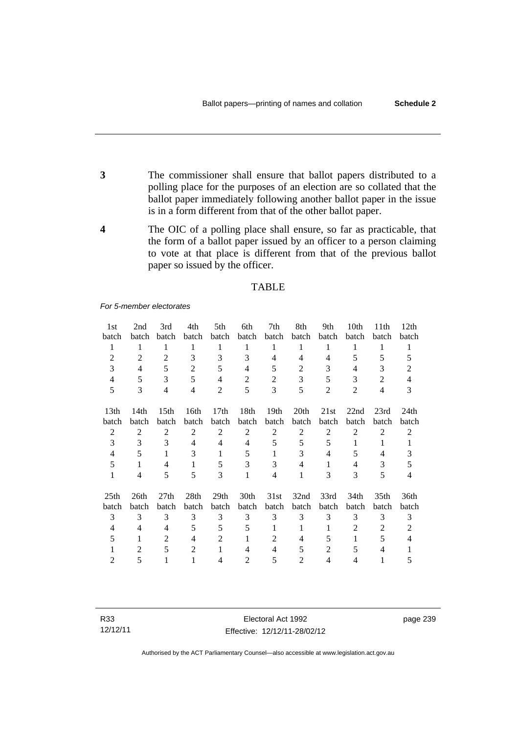**3** The commissioner shall ensure that ballot papers distributed to a polling place for the purposes of an election are so collated that the ballot paper immediately following another ballot paper in the issue is in a form different from that of the other ballot paper.

**4** The OIC of a polling place shall ensure, so far as practicable, that the form of a ballot paper issued by an officer to a person claiming to vote at that place is different from that of the previous ballot paper so issued by the officer.

TABLE

*For 5-member electorates*

| 1st batch | 2nd batch | 3rd batch | 4th batch | 5th batch | 6th batch | 7th batch | 8th batch | 9th batch | 10th batch | 11th batch | 12th batch |
|---|---|---|---|---|---|---|---|---|---|---|---|
| 1 | 1 | 1 | 1 | 1 | 1 | 1 | 1 | 1 | 1 | 1 | 1 |
| 2 | 2 | 2 | 3 | 3 | 3 | 4 | 4 | 4 | 5 | 5 | 5 |
| 3 | 4 | 5 | 2 | 5 | 4 | 5 | 2 | 3 | 4 | 3 | 2 |
| 4 | 5 | 3 | 5 | 4 | 2 | 2 | 3 | 5 | 3 | 2 | 4 |
| 5 | 3 | 4 | 4 | 2 | 5 | 3 | 5 | 2 | 2 | 4 | 3 |

| 13th batch | 14th batch | 15th batch | 16th batch | 17th batch | 18th batch | 19th batch | 20th batch | 21st batch | 22nd batch | 23rd batch | 24th batch |
|---|---|---|---|---|---|---|---|---|---|---|---|
| 2 | 2 | 2 | 2 | 2 | 2 | 2 | 2 | 2 | 2 | 2 | 2 |
| 3 | 3 | 3 | 4 | 4 | 4 | 5 | 5 | 5 | 1 | 1 | 1 |
| 4 | 5 | 1 | 3 | 1 | 5 | 1 | 3 | 4 | 5 | 4 | 3 |
| 5 | 1 | 4 | 1 | 5 | 3 | 3 | 4 | 1 | 4 | 3 | 5 |
| 1 | 4 | 5 | 5 | 3 | 1 | 4 | 1 | 3 | 3 | 5 | 4 |

| 25th batch | 26th batch | 27th batch | 28th batch | 29th batch | 30th batch | 31st batch | 32nd batch | 33rd batch | 34th batch | 35th batch | 36th batch |
|---|---|---|---|---|---|---|---|---|---|---|---|
| 3 | 3 | 3 | 3 | 3 | 3 | 3 | 3 | 3 | 3 | 3 | 3 |
| 4 | 4 | 4 | 5 | 5 | 5 | 1 | 1 | 1 | 2 | 2 | 2 |
| 5 | 1 | 2 | 4 | 2 | 1 | 2 | 4 | 5 | 1 | 5 | 4 |
| 1 | 2 | 5 | 2 | 1 | 4 | 4 | 5 | 2 | 5 | 4 | 1 |
| 2 | 5 | 1 | 1 | 4 | 2 | 5 | 2 | 4 | 4 | 1 | 5 |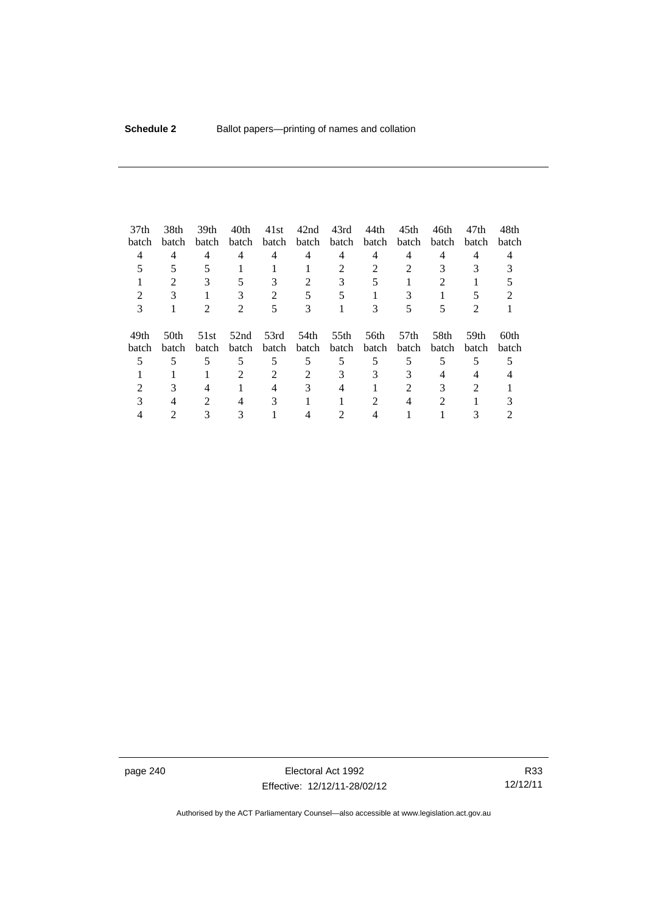| 37th batch | 38th batch | 39th batch | 40th batch | 41st batch | 42nd batch | 43rd batch | 44th batch | 45th batch | 46th batch | 47th batch | 48th batch |
|---|---|---|---|---|---|---|---|---|---|---|---|
| 4 | 4 | 4 | 4 | 4 | 4 | 4 | 4 | 4 | 4 | 4 | 4 |
| 5 | 5 | 5 | 1 | 1 | 1 | 2 | 2 | 2 | 3 | 3 | 3 |
| 1 | 2 | 3 | 5 | 3 | 2 | 3 | 5 | 1 | 2 | 1 | 5 |
| 2 | 3 | 1 | 3 | 2 | 5 | 5 | 1 | 3 | 1 | 5 | 2 |
| 3 | 1 | 2 | 2 | 5 | 3 | 1 | 3 | 5 | 5 | 2 | 1 |

| 49th batch | 50th batch | 51st batch | 52nd batch | 53rd batch | 54th batch | 55th batch | 56th batch | 57th batch | 58th batch | 59th batch | 60th batch |
|---|---|---|---|---|---|---|---|---|---|---|---|
| 5 | 5 | 5 | 5 | 5 | 5 | 5 | 5 | 5 | 5 | 5 | 5 |
| 1 | 1 | 1 | 2 | 2 | 2 | 3 | 3 | 3 | 4 | 4 | 4 |
| 2 | 3 | 4 | 1 | 4 | 3 | 4 | 1 | 2 | 3 | 2 | 1 |
| 3 | 4 | 2 | 4 | 3 | 1 | 1 | 2 | 4 | 2 | 1 | 3 |
| 4 | 2 | 3 | 3 | 1 | 4 | 2 | 4 | 1 | 1 | 3 | 2 |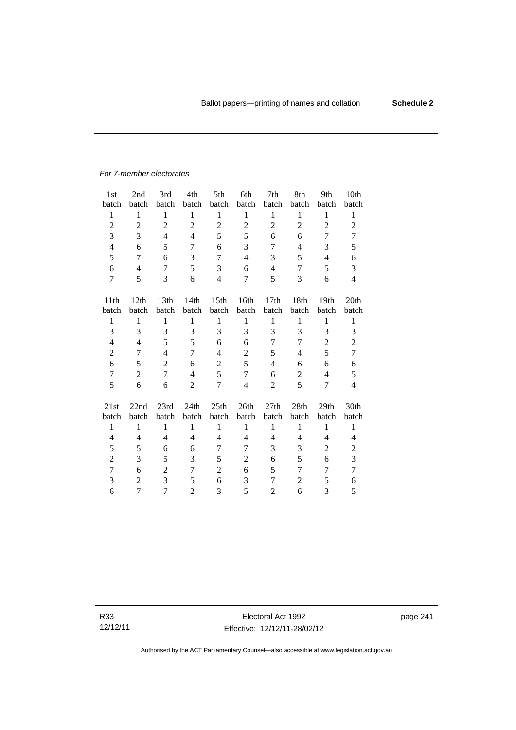*For 7-member electorates*

| 1st batch | 2nd batch | 3rd batch | 4th batch | 5th batch | 6th batch | 7th batch | 8th batch | 9th batch | 10th batch |
|---|---|---|---|---|---|---|---|---|---|
| 1 | 1 | 1 | 1 | 1 | 1 | 1 | 1 | 1 | 1 |
| 2 | 2 | 2 | 2 | 2 | 2 | 2 | 2 | 2 | 2 |
| 3 | 3 | 4 | 4 | 5 | 5 | 6 | 6 | 7 | 7 |
| 4 | 6 | 5 | 7 | 6 | 3 | 7 | 4 | 3 | 5 |
| 5 | 7 | 6 | 3 | 7 | 4 | 3 | 5 | 4 | 6 |
| 6 | 4 | 7 | 5 | 3 | 6 | 4 | 7 | 5 | 3 |
| 7 | 5 | 3 | 6 | 4 | 7 | 5 | 3 | 6 | 4 |

| 11th batch | 12th batch | 13th batch | 14th batch | 15th batch | 16th batch | 17th batch | 18th batch | 19th batch | 20th batch |
|---|---|---|---|---|---|---|---|---|---|
| 1 | 1 | 1 | 1 | 1 | 1 | 1 | 1 | 1 | 1 |
| 3 | 3 | 3 | 3 | 3 | 3 | 3 | 3 | 3 | 3 |
| 4 | 4 | 5 | 5 | 6 | 6 | 7 | 7 | 2 | 2 |
| 2 | 7 | 4 | 7 | 4 | 2 | 5 | 4 | 5 | 7 |
| 6 | 5 | 2 | 6 | 2 | 5 | 4 | 6 | 6 | 6 |
| 7 | 2 | 7 | 4 | 5 | 7 | 6 | 2 | 4 | 5 |
| 5 | 6 | 6 | 2 | 7 | 4 | 2 | 5 | 7 | 4 |

| 21st batch | 22nd batch | 23rd batch | 24th batch | 25th batch | 26th batch | 27th batch | 28th batch | 29th batch | 30th batch |
|---|---|---|---|---|---|---|---|---|---|
| 1 | 1 | 1 | 1 | 1 | 1 | 1 | 1 | 1 | 1 |
| 4 | 4 | 4 | 4 | 4 | 4 | 4 | 4 | 4 | 4 |
| 5 | 5 | 6 | 6 | 7 | 7 | 3 | 3 | 2 | 2 |
| 2 | 3 | 5 | 3 | 5 | 2 | 6 | 5 | 6 | 3 |
| 7 | 6 | 2 | 7 | 2 | 6 | 5 | 7 | 7 | 7 |
| 3 | 2 | 3 | 5 | 6 | 3 | 7 | 2 | 5 | 6 |
| 6 | 7 | 7 | 2 | 3 | 5 | 2 | 6 | 3 | 5 |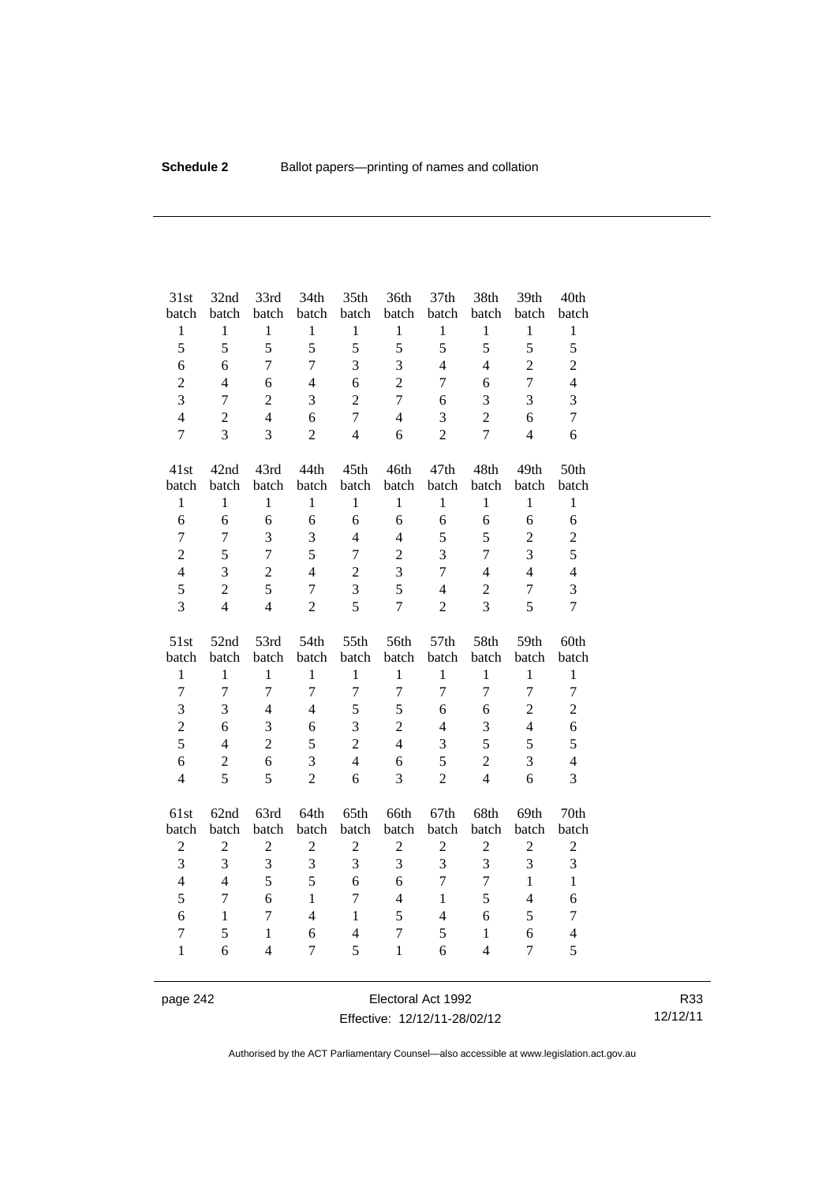| 31st batch | 32nd batch | 33rd batch | 34th batch | 35th batch | 36th batch | 37th batch | 38th batch | 39th batch | 40th batch |
|---|---|---|---|---|---|---|---|---|---|
| 1 | 1 | 1 | 1 | 1 | 1 | 1 | 1 | 1 | 1 |
| 5 | 5 | 5 | 5 | 5 | 5 | 5 | 5 | 5 | 5 |
| 6 | 6 | 7 | 7 | 3 | 3 | 4 | 4 | 2 | 2 |
| 2 | 4 | 6 | 4 | 6 | 2 | 7 | 6 | 7 | 4 |
| 3 | 7 | 2 | 3 | 2 | 7 | 6 | 3 | 3 | 3 |
| 4 | 2 | 4 | 6 | 7 | 4 | 3 | 2 | 6 | 7 |
| 7 | 3 | 3 | 2 | 4 | 6 | 2 | 7 | 4 | 6 |

| 41st batch | 42nd batch | 43rd batch | 44th batch | 45th batch | 46th batch | 47th batch | 48th batch | 49th batch | 50th batch |
|---|---|---|---|---|---|---|---|---|---|
| 1 | 1 | 1 | 1 | 1 | 1 | 1 | 1 | 1 | 1 |
| 6 | 6 | 6 | 6 | 6 | 6 | 6 | 6 | 6 | 6 |
| 7 | 7 | 3 | 3 | 4 | 4 | 5 | 5 | 2 | 2 |
| 2 | 5 | 7 | 5 | 7 | 2 | 3 | 7 | 3 | 5 |
| 4 | 3 | 2 | 4 | 2 | 3 | 7 | 4 | 4 | 4 |
| 5 | 2 | 5 | 7 | 3 | 5 | 4 | 2 | 7 | 3 |
| 3 | 4 | 4 | 2 | 5 | 7 | 2 | 3 | 5 | 7 |

| 51st batch | 52nd batch | 53rd batch | 54th batch | 55th batch | 56th batch | 57th batch | 58th batch | 59th batch | 60th batch |
|---|---|---|---|---|---|---|---|---|---|
| 1 | 1 | 1 | 1 | 1 | 1 | 1 | 1 | 1 | 1 |
| 7 | 7 | 7 | 7 | 7 | 7 | 7 | 7 | 7 | 7 |
| 3 | 3 | 4 | 4 | 5 | 5 | 6 | 6 | 2 | 2 |
| 2 | 6 | 3 | 6 | 3 | 2 | 4 | 3 | 4 | 6 |
| 5 | 4 | 2 | 5 | 2 | 4 | 3 | 5 | 5 | 5 |
| 6 | 2 | 6 | 3 | 4 | 6 | 5 | 2 | 3 | 4 |
| 4 | 5 | 5 | 2 | 6 | 3 | 2 | 4 | 6 | 3 |

| 61st batch | 62nd batch | 63rd batch | 64th batch | 65th batch | 66th batch | 67th batch | 68th batch | 69th batch | 70th batch |
|---|---|---|---|---|---|---|---|---|---|
| 2 | 2 | 2 | 2 | 2 | 2 | 2 | 2 | 2 | 2 |
| 3 | 3 | 3 | 3 | 3 | 3 | 3 | 3 | 3 | 3 |
| 4 | 4 | 5 | 5 | 6 | 6 | 7 | 7 | 1 | 1 |
| 5 | 7 | 6 | 1 | 7 | 4 | 1 | 5 | 4 | 6 |
| 6 | 1 | 7 | 4 | 1 | 5 | 4 | 6 | 5 | 7 |
| 7 | 5 | 1 | 6 | 4 | 7 | 5 | 1 | 6 | 4 |
| 1 | 6 | 4 | 7 | 5 | 1 | 6 | 4 | 7 | 5 |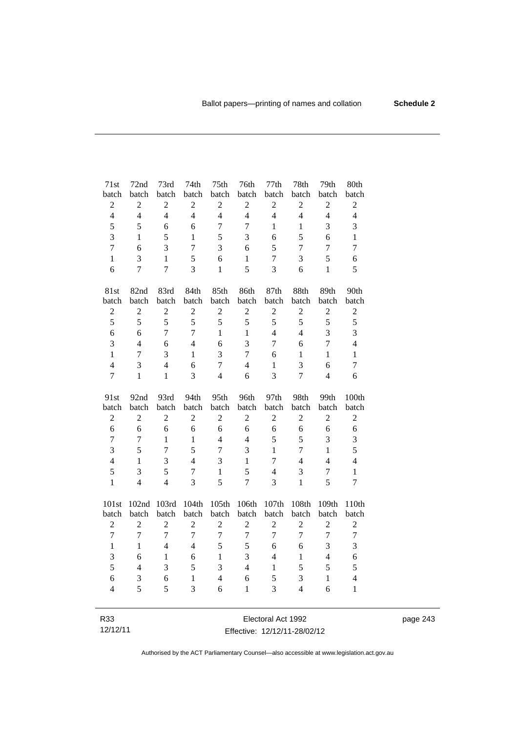| 71st batch | 72nd batch | 73rd batch | 74th batch | 75th batch | 76th batch | 77th batch | 78th batch | 79th batch | 80th batch |
|---|---|---|---|---|---|---|---|---|---|
| 2 | 2 | 2 | 2 | 2 | 2 | 2 | 2 | 2 | 2 |
| 4 | 4 | 4 | 4 | 4 | 4 | 4 | 4 | 4 | 4 |
| 5 | 5 | 6 | 6 | 7 | 7 | 1 | 1 | 3 | 3 |
| 3 | 1 | 5 | 1 | 5 | 3 | 6 | 5 | 6 | 1 |
| 7 | 6 | 3 | 7 | 3 | 6 | 5 | 7 | 7 | 7 |
| 1 | 3 | 1 | 5 | 6 | 1 | 7 | 3 | 5 | 6 |
| 6 | 7 | 7 | 3 | 1 | 5 | 3 | 6 | 1 | 5 |

| 81st batch | 82nd batch | 83rd batch | 84th batch | 85th batch | 86th batch | 87th batch | 88th batch | 89th batch | 90th batch |
|---|---|---|---|---|---|---|---|---|---|
| 2 | 2 | 2 | 2 | 2 | 2 | 2 | 2 | 2 | 2 |
| 5 | 5 | 5 | 5 | 5 | 5 | 5 | 5 | 5 | 5 |
| 6 | 6 | 7 | 7 | 1 | 1 | 4 | 4 | 3 | 3 |
| 3 | 4 | 6 | 4 | 6 | 3 | 7 | 6 | 7 | 4 |
| 1 | 7 | 3 | 1 | 3 | 7 | 6 | 1 | 1 | 1 |
| 4 | 3 | 4 | 6 | 7 | 4 | 1 | 3 | 6 | 7 |
| 7 | 1 | 1 | 3 | 4 | 6 | 3 | 7 | 4 | 6 |

| 91st batch | 92nd batch | 93rd batch | 94th batch | 95th batch | 96th batch | 97th batch | 98th batch | 99th batch | 100th batch |
|---|---|---|---|---|---|---|---|---|---|
| 2 | 2 | 2 | 2 | 2 | 2 | 2 | 2 | 2 | 2 |
| 6 | 6 | 6 | 6 | 6 | 6 | 6 | 6 | 6 | 6 |
| 7 | 7 | 1 | 1 | 4 | 4 | 5 | 5 | 3 | 3 |
| 3 | 5 | 7 | 5 | 7 | 3 | 1 | 7 | 1 | 5 |
| 4 | 1 | 3 | 4 | 3 | 1 | 7 | 4 | 4 | 4 |
| 5 | 3 | 5 | 7 | 1 | 5 | 4 | 3 | 7 | 1 |
| 1 | 4 | 4 | 3 | 5 | 7 | 3 | 1 | 5 | 7 |

| 101st batch | 102nd batch | 103rd batch | 104th batch | 105th batch | 106th batch | 107th batch | 108th batch | 109th batch | 110th batch |
|---|---|---|---|---|---|---|---|---|---|
| 2 | 2 | 2 | 2 | 2 | 2 | 2 | 2 | 2 | 2 |
| 7 | 7 | 7 | 7 | 7 | 7 | 7 | 7 | 7 | 7 |
| 1 | 1 | 4 | 4 | 5 | 5 | 6 | 6 | 3 | 3 |
| 3 | 6 | 1 | 6 | 1 | 3 | 4 | 1 | 4 | 6 |
| 5 | 4 | 3 | 5 | 3 | 4 | 1 | 5 | 5 | 5 |
| 6 | 3 | 6 | 1 | 4 | 6 | 5 | 3 | 1 | 4 |
| 4 | 5 | 5 | 3 | 6 | 1 | 3 | 4 | 6 | 1 |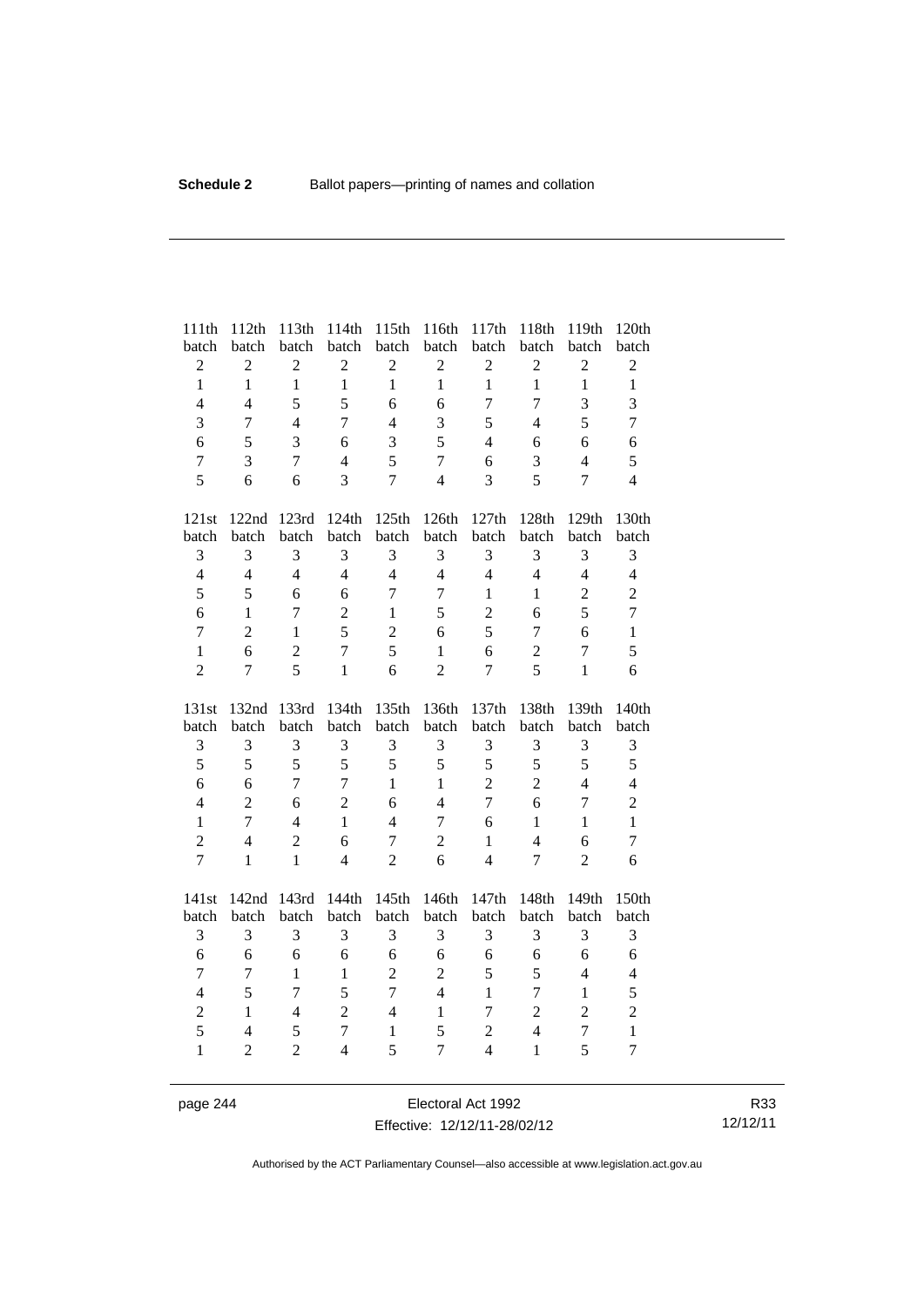| 111th batch | 112th batch | 113th batch | 114th batch | 115th batch | 116th batch | 117th batch | 118th batch | 119th batch | 120th batch |
|---|---|---|---|---|---|---|---|---|---|
| 2 | 2 | 2 | 2 | 2 | 2 | 2 | 2 | 2 | 2 |
| 1 | 1 | 1 | 1 | 1 | 1 | 1 | 1 | 1 | 1 |
| 4 | 4 | 5 | 5 | 6 | 6 | 7 | 7 | 3 | 3 |
| 3 | 7 | 4 | 7 | 4 | 3 | 5 | 4 | 5 | 7 |
| 6 | 5 | 3 | 6 | 3 | 5 | 4 | 6 | 6 | 6 |
| 7 | 3 | 7 | 4 | 5 | 7 | 6 | 3 | 4 | 5 |
| 5 | 6 | 6 | 3 | 7 | 4 | 3 | 5 | 7 | 4 |

| 121st batch | 122nd batch | 123rd batch | 124th batch | 125th batch | 126th batch | 127th batch | 128th batch | 129th batch | 130th batch |
|---|---|---|---|---|---|---|---|---|---|
| 3 | 3 | 3 | 3 | 3 | 3 | 3 | 3 | 3 | 3 |
| 4 | 4 | 4 | 4 | 4 | 4 | 4 | 4 | 4 | 4 |
| 5 | 5 | 6 | 6 | 7 | 7 | 1 | 1 | 2 | 2 |
| 6 | 1 | 7 | 2 | 1 | 5 | 2 | 6 | 5 | 7 |
| 7 | 2 | 1 | 5 | 2 | 6 | 5 | 7 | 6 | 1 |
| 1 | 6 | 2 | 7 | 5 | 1 | 6 | 2 | 7 | 5 |
| 2 | 7 | 5 | 1 | 6 | 2 | 7 | 5 | 1 | 6 |

| 131st batch | 132nd batch | 133rd batch | 134th batch | 135th batch | 136th batch | 137th batch | 138th batch | 139th batch | 140th batch |
|---|---|---|---|---|---|---|---|---|---|
| 3 | 3 | 3 | 3 | 3 | 3 | 3 | 3 | 3 | 3 |
| 5 | 5 | 5 | 5 | 5 | 5 | 5 | 5 | 5 | 5 |
| 6 | 6 | 7 | 7 | 1 | 1 | 2 | 2 | 4 | 4 |
| 4 | 2 | 6 | 2 | 6 | 4 | 7 | 6 | 7 | 2 |
| 1 | 7 | 4 | 1 | 4 | 7 | 6 | 1 | 1 | 1 |
| 2 | 4 | 2 | 6 | 7 | 2 | 1 | 4 | 6 | 7 |
| 7 | 1 | 1 | 4 | 2 | 6 | 4 | 7 | 2 | 6 |

| 141st batch | 142nd batch | 143rd batch | 144th batch | 145th batch | 146th batch | 147th batch | 148th batch | 149th batch | 150th batch |
|---|---|---|---|---|---|---|---|---|---|
| 3 | 3 | 3 | 3 | 3 | 3 | 3 | 3 | 3 | 3 |
| 6 | 6 | 6 | 6 | 6 | 6 | 6 | 6 | 6 | 6 |
| 7 | 7 | 1 | 1 | 2 | 2 | 5 | 5 | 4 | 4 |
| 4 | 5 | 7 | 5 | 7 | 4 | 1 | 7 | 1 | 5 |
| 2 | 1 | 4 | 2 | 4 | 1 | 7 | 2 | 2 | 2 |
| 5 | 4 | 5 | 7 | 1 | 5 | 2 | 4 | 7 | 1 |
| 1 | 2 | 2 | 4 | 5 | 7 | 4 | 1 | 5 | 7 |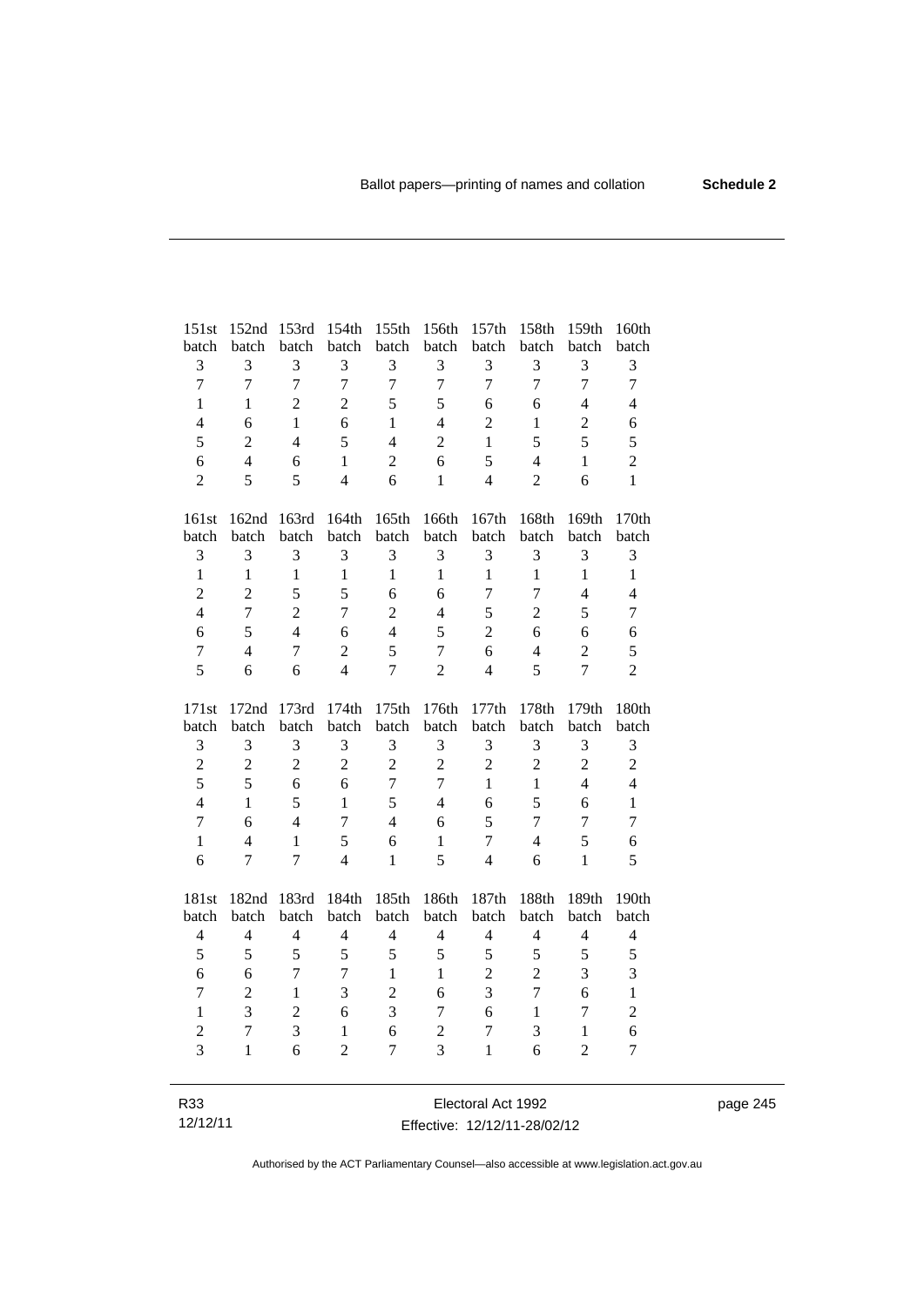| 151st batch | 152nd batch | 153rd batch | 154th batch | 155th batch | 156th batch | 157th batch | 158th batch | 159th batch | 160th batch |
|---|---|---|---|---|---|---|---|---|---|
| 3 | 3 | 3 | 3 | 3 | 3 | 3 | 3 | 3 | 3 |
| 7 | 7 | 7 | 7 | 7 | 7 | 7 | 7 | 7 | 7 |
| 1 | 1 | 2 | 2 | 5 | 5 | 6 | 6 | 4 | 4 |
| 4 | 6 | 1 | 6 | 1 | 4 | 2 | 1 | 2 | 6 |
| 5 | 2 | 4 | 5 | 4 | 2 | 1 | 5 | 5 | 5 |
| 6 | 4 | 6 | 1 | 2 | 6 | 5 | 4 | 1 | 2 |
| 2 | 5 | 5 | 4 | 6 | 1 | 4 | 2 | 6 | 1 |

| 161st batch | 162nd batch | 163rd batch | 164th batch | 165th batch | 166th batch | 167th batch | 168th batch | 169th batch | 170th batch |
|---|---|---|---|---|---|---|---|---|---|
| 3 | 3 | 3 | 3 | 3 | 3 | 3 | 3 | 3 | 3 |
| 1 | 1 | 1 | 1 | 1 | 1 | 1 | 1 | 1 | 1 |
| 2 | 2 | 5 | 5 | 6 | 6 | 7 | 7 | 4 | 4 |
| 4 | 7 | 2 | 7 | 2 | 4 | 5 | 2 | 5 | 7 |
| 6 | 5 | 4 | 6 | 4 | 5 | 2 | 6 | 6 | 6 |
| 7 | 4 | 7 | 2 | 5 | 7 | 6 | 4 | 2 | 5 |
| 5 | 6 | 6 | 4 | 7 | 2 | 4 | 5 | 7 | 2 |

| 171st batch | 172nd batch | 173rd batch | 174th batch | 175th batch | 176th batch | 177th batch | 178th batch | 179th batch | 180th batch |
|---|---|---|---|---|---|---|---|---|---|
| 3 | 3 | 3 | 3 | 3 | 3 | 3 | 3 | 3 | 3 |
| 2 | 2 | 2 | 2 | 2 | 2 | 2 | 2 | 2 | 2 |
| 5 | 5 | 6 | 6 | 7 | 7 | 1 | 1 | 4 | 4 |
| 4 | 1 | 5 | 1 | 5 | 4 | 6 | 5 | 6 | 1 |
| 7 | 6 | 4 | 7 | 4 | 6 | 5 | 7 | 7 | 7 |
| 1 | 4 | 1 | 5 | 6 | 1 | 7 | 4 | 5 | 6 |
| 6 | 7 | 7 | 4 | 1 | 5 | 4 | 6 | 1 | 5 |

| 181st batch | 182nd batch | 183rd batch | 184th batch | 185th batch | 186th batch | 187th batch | 188th batch | 189th batch | 190th batch |
|---|---|---|---|---|---|---|---|---|---|
| 4 | 4 | 4 | 4 | 4 | 4 | 4 | 4 | 4 | 4 |
| 5 | 5 | 5 | 5 | 5 | 5 | 5 | 5 | 5 | 5 |
| 6 | 6 | 7 | 7 | 1 | 1 | 2 | 2 | 3 | 3 |
| 7 | 2 | 1 | 3 | 2 | 6 | 3 | 7 | 6 | 1 |
| 1 | 3 | 2 | 6 | 3 | 7 | 6 | 1 | 7 | 2 |
| 2 | 7 | 3 | 1 | 6 | 2 | 7 | 3 | 1 | 6 |
| 3 | 1 | 6 | 2 | 7 | 3 | 1 | 6 | 2 | 7 |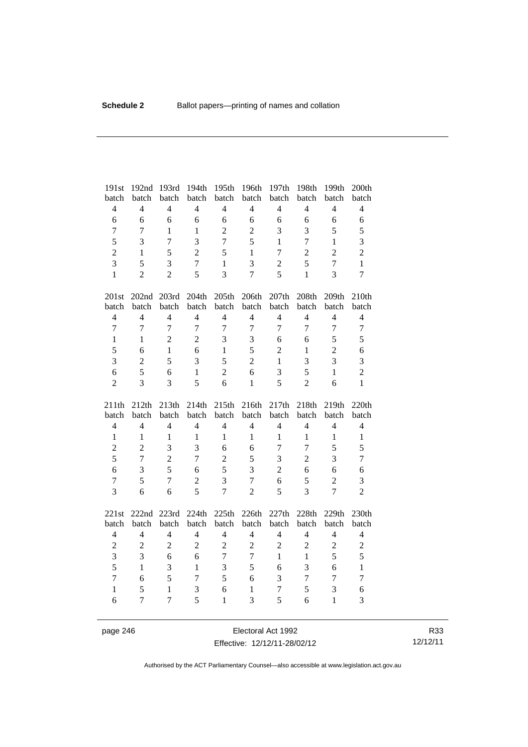| 191st batch | 192nd batch | 193rd batch | 194th batch | 195th batch | 196th batch | 197th batch | 198th batch | 199th batch | 200th batch |
|---|---|---|---|---|---|---|---|---|---|
| 4 | 4 | 4 | 4 | 4 | 4 | 4 | 4 | 4 | 4 |
| 6 | 6 | 6 | 6 | 6 | 6 | 6 | 6 | 6 | 6 |
| 7 | 7 | 1 | 1 | 2 | 2 | 3 | 3 | 5 | 5 |
| 5 | 3 | 7 | 3 | 7 | 5 | 1 | 7 | 1 | 3 |
| 2 | 1 | 5 | 2 | 5 | 1 | 7 | 2 | 2 | 2 |
| 3 | 5 | 3 | 7 | 1 | 3 | 2 | 5 | 7 | 1 |
| 1 | 2 | 2 | 5 | 3 | 7 | 5 | 1 | 3 | 7 |

| 201st batch | 202nd batch | 203rd batch | 204th batch | 205th batch | 206th batch | 207th batch | 208th batch | 209th batch | 210th batch |
|---|---|---|---|---|---|---|---|---|---|
| 4 | 4 | 4 | 4 | 4 | 4 | 4 | 4 | 4 | 4 |
| 7 | 7 | 7 | 7 | 7 | 7 | 7 | 7 | 7 | 7 |
| 1 | 1 | 2 | 2 | 3 | 3 | 6 | 6 | 5 | 5 |
| 5 | 6 | 1 | 6 | 1 | 5 | 2 | 1 | 2 | 6 |
| 3 | 2 | 5 | 3 | 5 | 2 | 1 | 3 | 3 | 3 |
| 6 | 5 | 6 | 1 | 2 | 6 | 3 | 5 | 1 | 2 |
| 2 | 3 | 3 | 5 | 6 | 1 | 5 | 2 | 6 | 1 |

| 211th batch | 212th batch | 213th batch | 214th batch | 215th batch | 216th batch | 217th batch | 218th batch | 219th batch | 220th batch |
|---|---|---|---|---|---|---|---|---|---|
| 4 | 4 | 4 | 4 | 4 | 4 | 4 | 4 | 4 | 4 |
| 1 | 1 | 1 | 1 | 1 | 1 | 1 | 1 | 1 | 1 |
| 2 | 2 | 3 | 3 | 6 | 6 | 7 | 7 | 5 | 5 |
| 5 | 7 | 2 | 7 | 2 | 5 | 3 | 2 | 3 | 7 |
| 6 | 3 | 5 | 6 | 5 | 3 | 2 | 6 | 6 | 6 |
| 7 | 5 | 7 | 2 | 3 | 7 | 6 | 5 | 2 | 3 |
| 3 | 6 | 6 | 5 | 7 | 2 | 5 | 3 | 7 | 2 |

| 221st batch | 222nd batch | 223rd batch | 224th batch | 225th batch | 226th batch | 227th batch | 228th batch | 229th batch | 230th batch |
|---|---|---|---|---|---|---|---|---|---|
| 4 | 4 | 4 | 4 | 4 | 4 | 4 | 4 | 4 | 4 |
| 2 | 2 | 2 | 2 | 2 | 2 | 2 | 2 | 2 | 2 |
| 3 | 3 | 6 | 6 | 7 | 7 | 1 | 1 | 5 | 5 |
| 5 | 1 | 3 | 1 | 3 | 5 | 6 | 3 | 6 | 1 |
| 7 | 6 | 5 | 7 | 5 | 6 | 3 | 7 | 7 | 7 |
| 1 | 5 | 1 | 3 | 6 | 1 | 7 | 5 | 3 | 6 |
| 6 | 7 | 7 | 5 | 1 | 3 | 5 | 6 | 1 | 3 |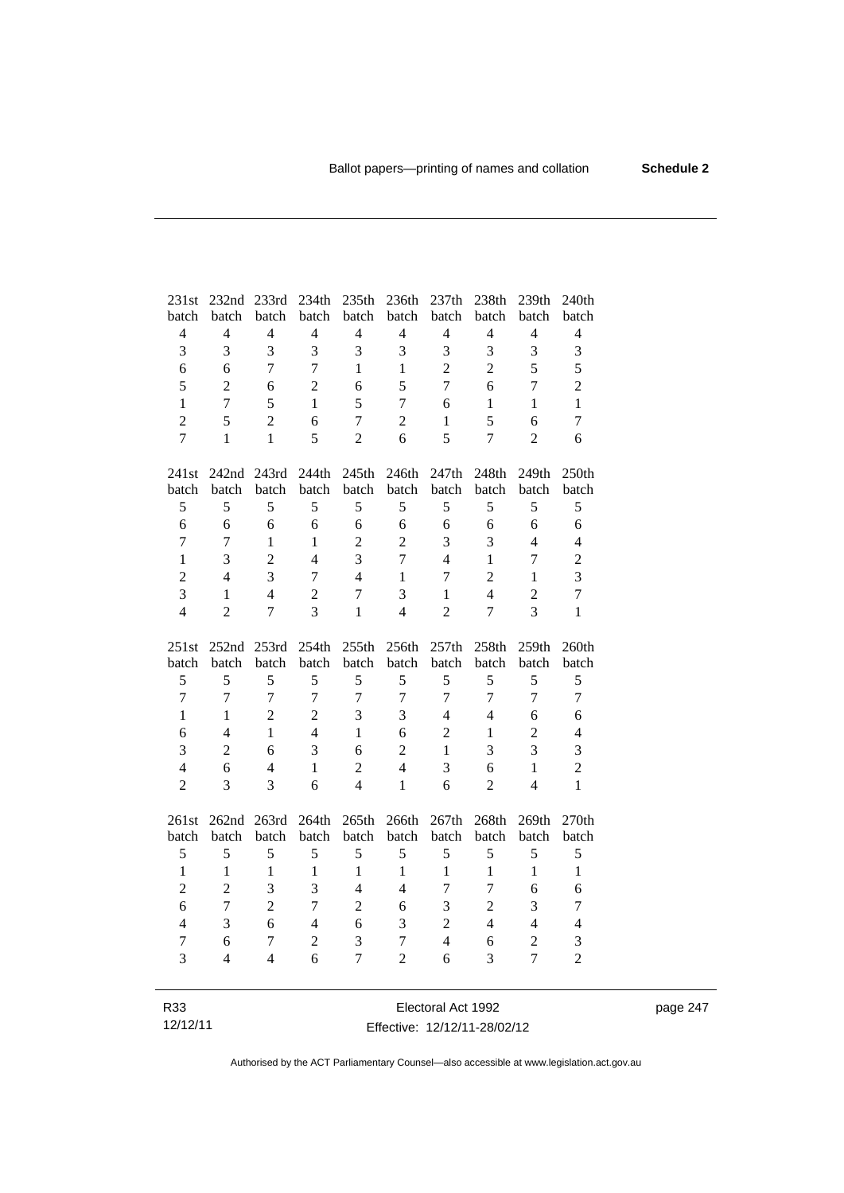| 231st batch | 232nd batch | 233rd batch | 234th batch | 235th batch | 236th batch | 237th batch | 238th batch | 239th batch | 240th batch |
|---|---|---|---|---|---|---|---|---|---|
| 4 | 4 | 4 | 4 | 4 | 4 | 4 | 4 | 4 | 4 |
| 3 | 3 | 3 | 3 | 3 | 3 | 3 | 3 | 3 | 3 |
| 6 | 6 | 7 | 7 | 1 | 1 | 2 | 2 | 5 | 5 |
| 5 | 2 | 6 | 2 | 6 | 5 | 7 | 6 | 7 | 2 |
| 1 | 7 | 5 | 1 | 5 | 7 | 6 | 1 | 1 | 1 |
| 2 | 5 | 2 | 6 | 7 | 2 | 1 | 5 | 6 | 7 |
| 7 | 1 | 1 | 5 | 2 | 6 | 5 | 7 | 2 | 6 |

| 241st batch | 242nd batch | 243rd batch | 244th batch | 245th batch | 246th batch | 247th batch | 248th batch | 249th batch | 250th batch |
|---|---|---|---|---|---|---|---|---|---|
| 5 | 5 | 5 | 5 | 5 | 5 | 5 | 5 | 5 | 5 |
| 6 | 6 | 6 | 6 | 6 | 6 | 6 | 6 | 6 | 6 |
| 7 | 7 | 1 | 1 | 2 | 2 | 3 | 3 | 4 | 4 |
| 1 | 3 | 2 | 4 | 3 | 7 | 4 | 1 | 7 | 2 |
| 2 | 4 | 3 | 7 | 4 | 1 | 7 | 2 | 1 | 3 |
| 3 | 1 | 4 | 2 | 7 | 3 | 1 | 4 | 2 | 7 |
| 4 | 2 | 7 | 3 | 1 | 4 | 2 | 7 | 3 | 1 |

| 251st batch | 252nd batch | 253rd batch | 254th batch | 255th batch | 256th batch | 257th batch | 258th batch | 259th batch | 260th batch |
|---|---|---|---|---|---|---|---|---|---|
| 5 | 5 | 5 | 5 | 5 | 5 | 5 | 5 | 5 | 5 |
| 7 | 7 | 7 | 7 | 7 | 7 | 7 | 7 | 7 | 7 |
| 1 | 1 | 2 | 2 | 3 | 3 | 4 | 4 | 6 | 6 |
| 6 | 4 | 1 | 4 | 1 | 6 | 2 | 1 | 2 | 4 |
| 3 | 2 | 6 | 3 | 6 | 2 | 1 | 3 | 3 | 3 |
| 4 | 6 | 4 | 1 | 2 | 4 | 3 | 6 | 1 | 2 |
| 2 | 3 | 3 | 6 | 4 | 1 | 6 | 2 | 4 | 1 |

| 261st batch | 262nd batch | 263rd batch | 264th batch | 265th batch | 266th batch | 267th batch | 268th batch | 269th batch | 270th batch |
|---|---|---|---|---|---|---|---|---|---|
| 5 | 5 | 5 | 5 | 5 | 5 | 5 | 5 | 5 | 5 |
| 1 | 1 | 1 | 1 | 1 | 1 | 1 | 1 | 1 | 1 |
| 2 | 2 | 3 | 3 | 4 | 4 | 7 | 7 | 6 | 6 |
| 6 | 7 | 2 | 7 | 2 | 6 | 3 | 2 | 3 | 7 |
| 4 | 3 | 6 | 4 | 6 | 3 | 2 | 4 | 4 | 4 |
| 7 | 6 | 7 | 2 | 3 | 7 | 4 | 6 | 2 | 3 |
| 3 | 4 | 4 | 6 | 7 | 2 | 6 | 3 | 7 | 2 |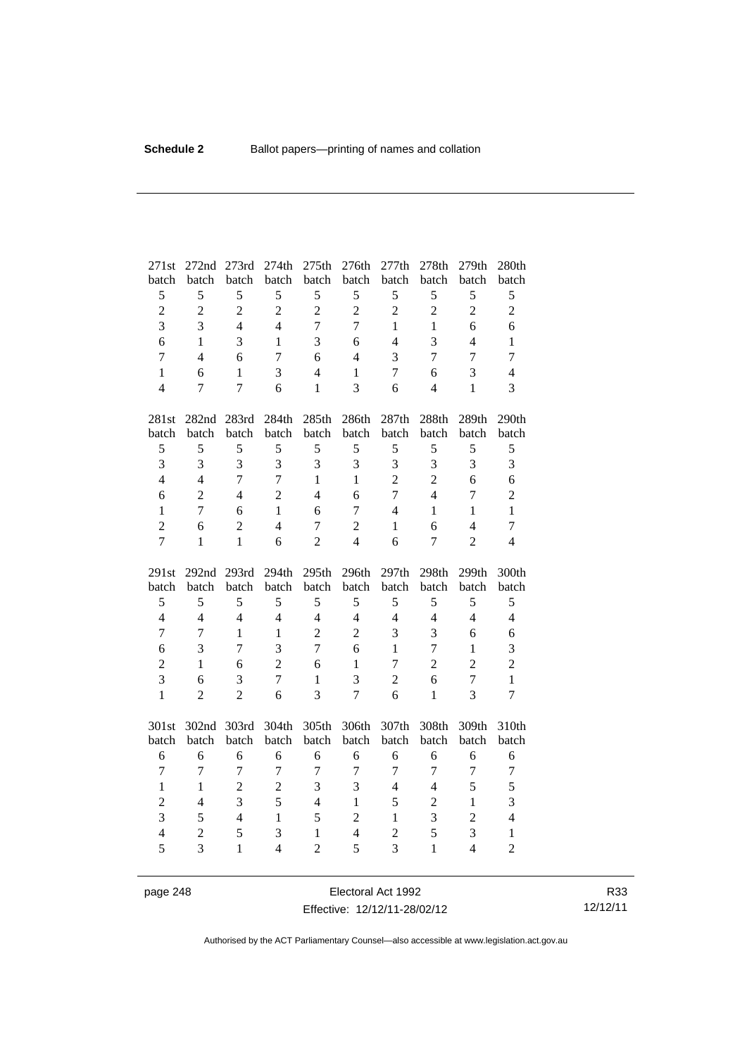| 271st batch | 272nd batch | 273rd batch | 274th batch | 275th batch | 276th batch | 277th batch | 278th batch | 279th batch | 280th batch |
|---|---|---|---|---|---|---|---|---|---|
| 5 | 5 | 5 | 5 | 5 | 5 | 5 | 5 | 5 | 5 |
| 2 | 2 | 2 | 2 | 2 | 2 | 2 | 2 | 2 | 2 |
| 3 | 3 | 4 | 4 | 7 | 7 | 1 | 1 | 6 | 6 |
| 6 | 1 | 3 | 1 | 3 | 6 | 4 | 3 | 4 | 1 |
| 7 | 4 | 6 | 7 | 6 | 4 | 3 | 7 | 7 | 7 |
| 1 | 6 | 1 | 3 | 4 | 1 | 7 | 6 | 3 | 4 |
| 4 | 7 | 7 | 6 | 1 | 3 | 6 | 4 | 1 | 3 |

| 281st batch | 282nd batch | 283rd batch | 284th batch | 285th batch | 286th batch | 287th batch | 288th batch | 289th batch | 290th batch |
|---|---|---|---|---|---|---|---|---|---|
| 5 | 5 | 5 | 5 | 5 | 5 | 5 | 5 | 5 | 5 |
| 3 | 3 | 3 | 3 | 3 | 3 | 3 | 3 | 3 | 3 |
| 4 | 4 | 7 | 7 | 1 | 1 | 2 | 2 | 6 | 6 |
| 6 | 2 | 4 | 2 | 4 | 6 | 7 | 4 | 7 | 2 |
| 1 | 7 | 6 | 1 | 6 | 7 | 4 | 1 | 1 | 1 |
| 2 | 6 | 2 | 4 | 7 | 2 | 1 | 6 | 4 | 7 |
| 7 | 1 | 1 | 6 | 2 | 4 | 6 | 7 | 2 | 4 |

| 291st batch | 292nd batch | 293rd batch | 294th batch | 295th batch | 296th batch | 297th batch | 298th batch | 299th batch | 300th batch |
|---|---|---|---|---|---|---|---|---|---|
| 5 | 5 | 5 | 5 | 5 | 5 | 5 | 5 | 5 | 5 |
| 4 | 4 | 4 | 4 | 4 | 4 | 4 | 4 | 4 | 4 |
| 7 | 7 | 1 | 1 | 2 | 2 | 3 | 3 | 6 | 6 |
| 6 | 3 | 7 | 3 | 7 | 6 | 1 | 7 | 1 | 3 |
| 2 | 1 | 6 | 2 | 6 | 1 | 7 | 2 | 2 | 2 |
| 3 | 6 | 3 | 7 | 1 | 3 | 2 | 6 | 7 | 1 |
| 1 | 2 | 2 | 6 | 3 | 7 | 6 | 1 | 3 | 7 |

| 301st batch | 302nd batch | 303rd batch | 304th batch | 305th batch | 306th batch | 307th batch | 308th batch | 309th batch | 310th batch |
|---|---|---|---|---|---|---|---|---|---|
| 6 | 6 | 6 | 6 | 6 | 6 | 6 | 6 | 6 | 6 |
| 7 | 7 | 7 | 7 | 7 | 7 | 7 | 7 | 7 | 7 |
| 1 | 1 | 2 | 2 | 3 | 3 | 4 | 4 | 5 | 5 |
| 2 | 4 | 3 | 5 | 4 | 1 | 5 | 2 | 1 | 3 |
| 3 | 5 | 4 | 1 | 5 | 2 | 1 | 3 | 2 | 4 |
| 4 | 2 | 5 | 3 | 1 | 4 | 2 | 5 | 3 | 1 |
| 5 | 3 | 1 | 4 | 2 | 5 | 3 | 1 | 4 | 2 |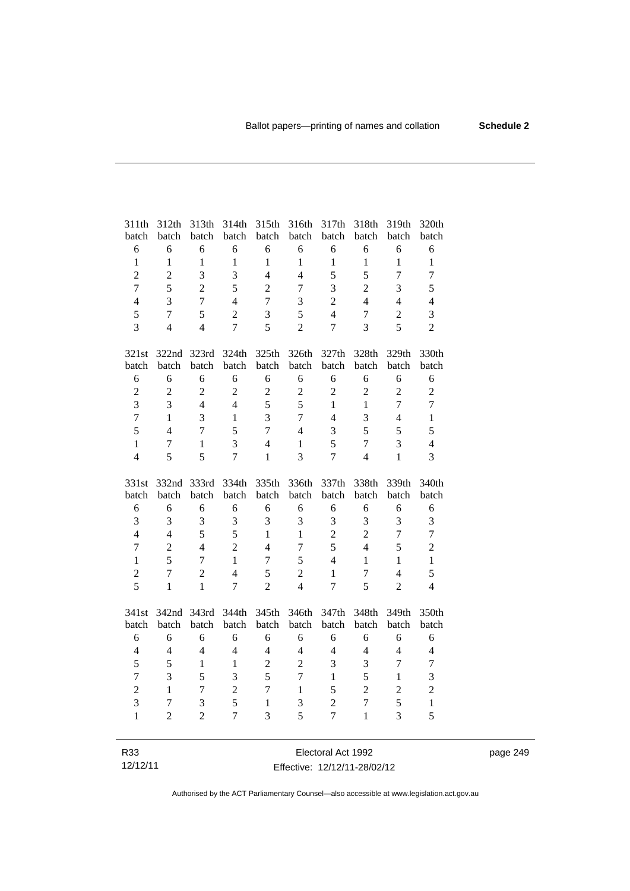| 311th batch | 312th batch | 313th batch | 314th batch | 315th batch | 316th batch | 317th batch | 318th batch | 319th batch | 320th batch |
|---|---|---|---|---|---|---|---|---|---|
| 6 | 6 | 6 | 6 | 6 | 6 | 6 | 6 | 6 | 6 |
| 1 | 1 | 1 | 1 | 1 | 1 | 1 | 1 | 1 | 1 |
| 2 | 2 | 3 | 3 | 4 | 4 | 5 | 5 | 7 | 7 |
| 7 | 5 | 2 | 5 | 2 | 7 | 3 | 2 | 3 | 5 |
| 4 | 3 | 7 | 4 | 7 | 3 | 2 | 4 | 4 | 4 |
| 5 | 7 | 5 | 2 | 3 | 5 | 4 | 7 | 2 | 3 |
| 3 | 4 | 4 | 7 | 5 | 2 | 7 | 3 | 5 | 2 |

| 321st batch | 322nd batch | 323rd batch | 324th batch | 325th batch | 326th batch | 327th batch | 328th batch | 329th batch | 330th batch |
|---|---|---|---|---|---|---|---|---|---|
| 6 | 6 | 6 | 6 | 6 | 6 | 6 | 6 | 6 | 6 |
| 2 | 2 | 2 | 2 | 2 | 2 | 2 | 2 | 2 | 2 |
| 3 | 3 | 4 | 4 | 5 | 5 | 1 | 1 | 7 | 7 |
| 7 | 1 | 3 | 1 | 3 | 7 | 4 | 3 | 4 | 1 |
| 5 | 4 | 7 | 5 | 7 | 4 | 3 | 5 | 5 | 5 |
| 1 | 7 | 1 | 3 | 4 | 1 | 5 | 7 | 3 | 4 |
| 4 | 5 | 5 | 7 | 1 | 3 | 7 | 4 | 1 | 3 |

| 331st batch | 332nd batch | 333rd batch | 334th batch | 335th batch | 336th batch | 337th batch | 338th batch | 339th batch | 340th batch |
|---|---|---|---|---|---|---|---|---|---|
| 6 | 6 | 6 | 6 | 6 | 6 | 6 | 6 | 6 | 6 |
| 3 | 3 | 3 | 3 | 3 | 3 | 3 | 3 | 3 | 3 |
| 4 | 4 | 5 | 5 | 1 | 1 | 2 | 2 | 7 | 7 |
| 7 | 2 | 4 | 2 | 4 | 7 | 5 | 4 | 5 | 2 |
| 1 | 5 | 7 | 1 | 7 | 5 | 4 | 1 | 1 | 1 |
| 2 | 7 | 2 | 4 | 5 | 2 | 1 | 7 | 4 | 5 |
| 5 | 1 | 1 | 7 | 2 | 4 | 7 | 5 | 2 | 4 |

| 341st batch | 342nd batch | 343rd batch | 344th batch | 345th batch | 346th batch | 347th batch | 348th batch | 349th batch | 350th batch |
|---|---|---|---|---|---|---|---|---|---|
| 6 | 6 | 6 | 6 | 6 | 6 | 6 | 6 | 6 | 6 |
| 4 | 4 | 4 | 4 | 4 | 4 | 4 | 4 | 4 | 4 |
| 5 | 5 | 1 | 1 | 2 | 2 | 3 | 3 | 7 | 7 |
| 7 | 3 | 5 | 3 | 5 | 7 | 1 | 5 | 1 | 3 |
| 2 | 1 | 7 | 2 | 7 | 1 | 5 | 2 | 2 | 2 |
| 3 | 7 | 3 | 5 | 1 | 3 | 2 | 7 | 5 | 1 |
| 1 | 2 | 2 | 7 | 3 | 5 | 7 | 1 | 3 | 5 |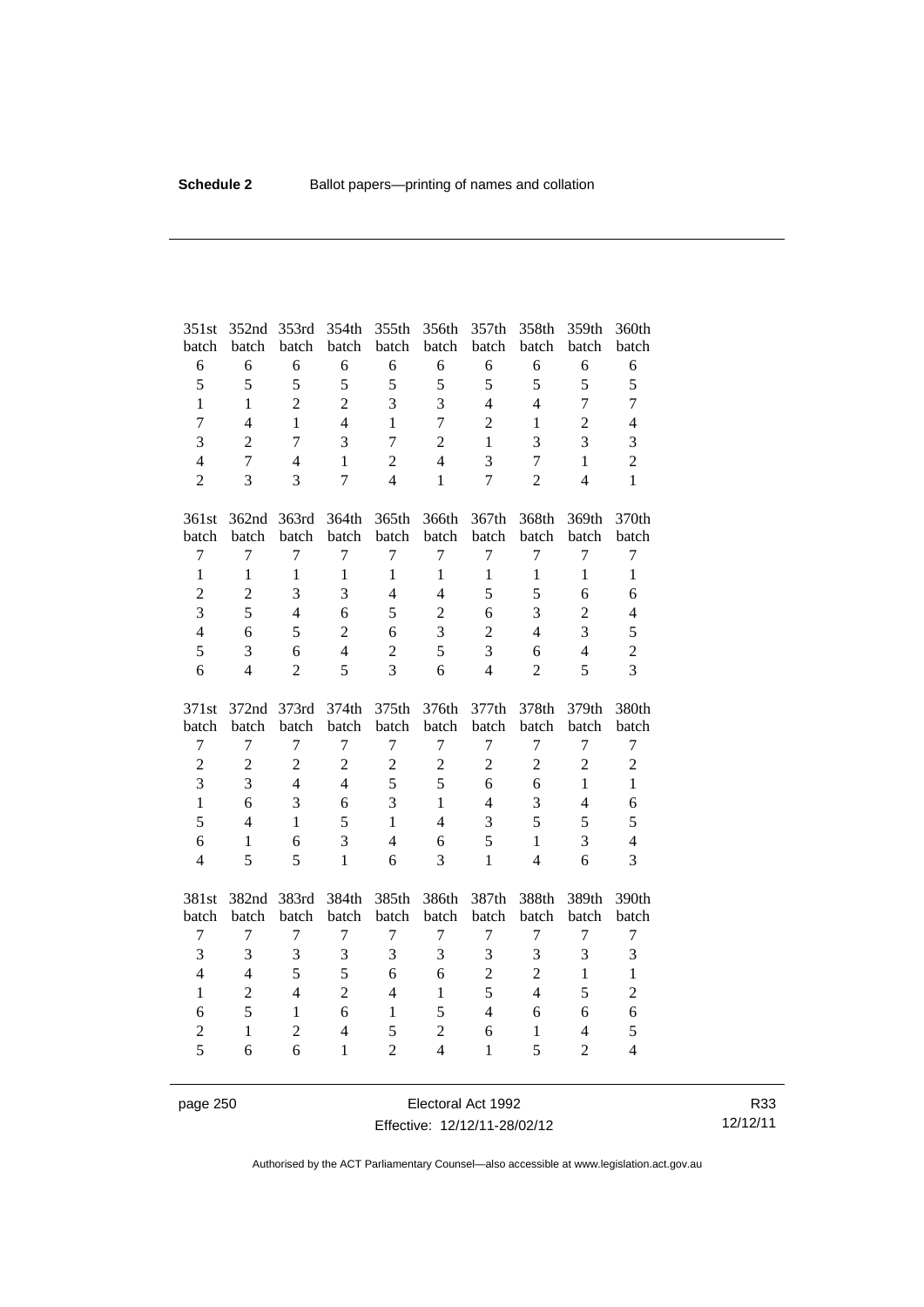| 351st batch | 352nd batch | 353rd batch | 354th batch | 355th batch | 356th batch | 357th batch | 358th batch | 359th batch | 360th batch |
|---|---|---|---|---|---|---|---|---|---|
| 6 | 6 | 6 | 6 | 6 | 6 | 6 | 6 | 6 | 6 |
| 5 | 5 | 5 | 5 | 5 | 5 | 5 | 5 | 5 | 5 |
| 1 | 1 | 2 | 2 | 3 | 3 | 4 | 4 | 7 | 7 |
| 7 | 4 | 1 | 4 | 1 | 7 | 2 | 1 | 2 | 4 |
| 3 | 2 | 7 | 3 | 7 | 2 | 1 | 3 | 3 | 3 |
| 4 | 7 | 4 | 1 | 2 | 4 | 3 | 7 | 1 | 2 |
| 2 | 3 | 3 | 7 | 4 | 1 | 7 | 2 | 4 | 1 |

| 361st batch | 362nd batch | 363rd batch | 364th batch | 365th batch | 366th batch | 367th batch | 368th batch | 369th batch | 370th batch |
|---|---|---|---|---|---|---|---|---|---|
| 7 | 7 | 7 | 7 | 7 | 7 | 7 | 7 | 7 | 7 |
| 1 | 1 | 1 | 1 | 1 | 1 | 1 | 1 | 1 | 1 |
| 2 | 2 | 3 | 3 | 4 | 4 | 5 | 5 | 6 | 6 |
| 3 | 5 | 4 | 6 | 5 | 2 | 6 | 3 | 2 | 4 |
| 4 | 6 | 5 | 2 | 6 | 3 | 2 | 4 | 3 | 5 |
| 5 | 3 | 6 | 4 | 2 | 5 | 3 | 6 | 4 | 2 |
| 6 | 4 | 2 | 5 | 3 | 6 | 4 | 2 | 5 | 3 |

| 371st batch | 372nd batch | 373rd batch | 374th batch | 375th batch | 376th batch | 377th batch | 378th batch | 379th batch | 380th batch |
|---|---|---|---|---|---|---|---|---|---|
| 7 | 7 | 7 | 7 | 7 | 7 | 7 | 7 | 7 | 7 |
| 2 | 2 | 2 | 2 | 2 | 2 | 2 | 2 | 2 | 2 |
| 3 | 3 | 4 | 4 | 5 | 5 | 6 | 6 | 1 | 1 |
| 1 | 6 | 3 | 6 | 3 | 1 | 4 | 3 | 4 | 6 |
| 5 | 4 | 1 | 5 | 1 | 4 | 3 | 5 | 5 | 5 |
| 6 | 1 | 6 | 3 | 4 | 6 | 5 | 1 | 3 | 4 |
| 4 | 5 | 5 | 1 | 6 | 3 | 1 | 4 | 6 | 3 |

| 381st batch | 382nd batch | 383rd batch | 384th batch | 385th batch | 386th batch | 387th batch | 388th batch | 389th batch | 390th batch |
|---|---|---|---|---|---|---|---|---|---|
| 7 | 7 | 7 | 7 | 7 | 7 | 7 | 7 | 7 | 7 |
| 3 | 3 | 3 | 3 | 3 | 3 | 3 | 3 | 3 | 3 |
| 4 | 4 | 5 | 5 | 6 | 6 | 2 | 2 | 1 | 1 |
| 1 | 2 | 4 | 2 | 4 | 1 | 5 | 4 | 5 | 2 |
| 6 | 5 | 1 | 6 | 1 | 5 | 4 | 6 | 6 | 6 |
| 2 | 1 | 2 | 4 | 5 | 2 | 6 | 1 | 4 | 5 |
| 5 | 6 | 6 | 1 | 2 | 4 | 1 | 5 | 2 | 4 |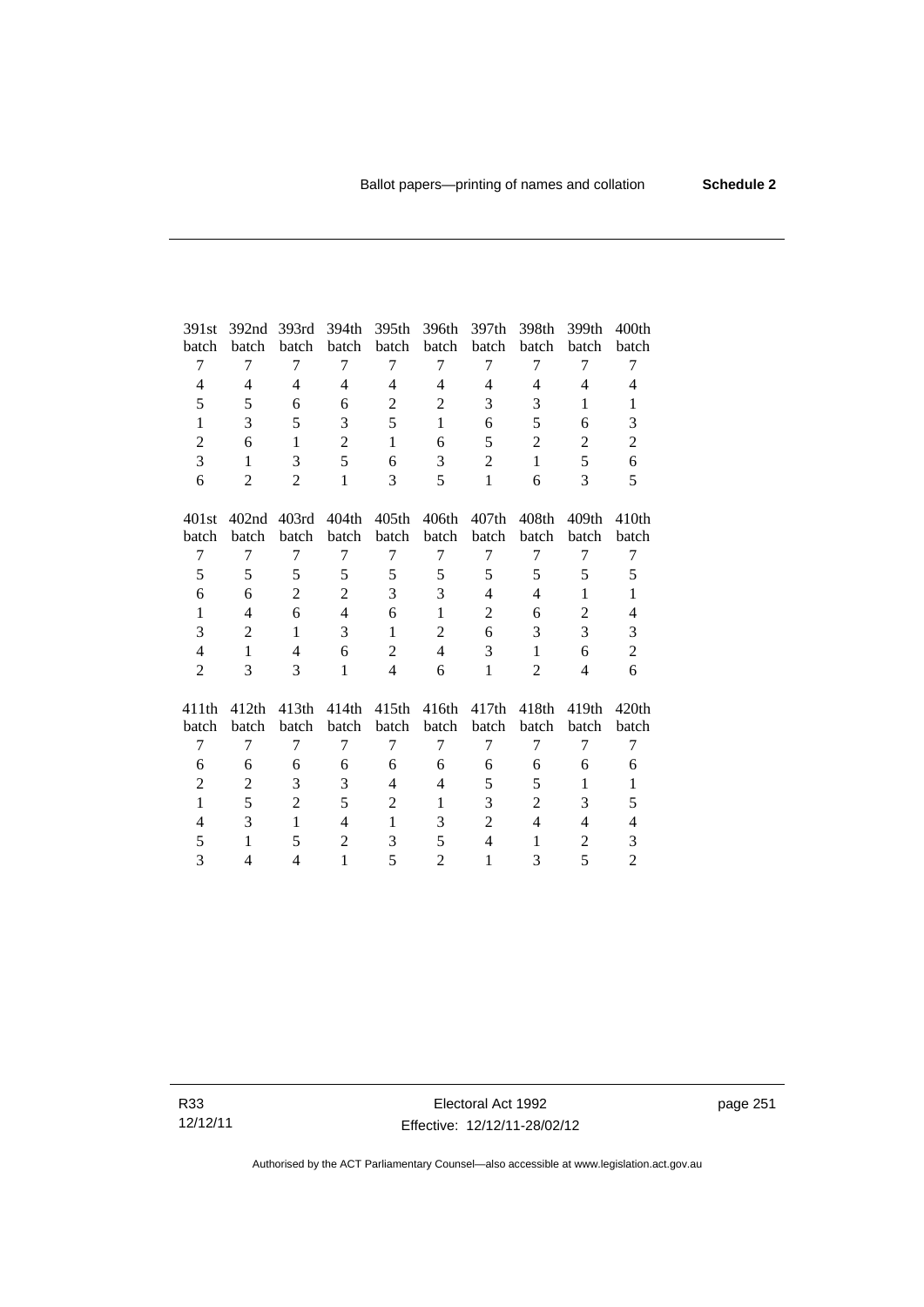| 391st batch | 392nd batch | 393rd batch | 394th batch | 395th batch | 396th batch | 397th batch | 398th batch | 399th batch | 400th batch |
|---|---|---|---|---|---|---|---|---|---|
| 7 | 7 | 7 | 7 | 7 | 7 | 7 | 7 | 7 | 7 |
| 4 | 4 | 4 | 4 | 4 | 4 | 4 | 4 | 4 | 4 |
| 5 | 5 | 6 | 6 | 2 | 2 | 3 | 3 | 1 | 1 |
| 1 | 3 | 5 | 3 | 5 | 1 | 6 | 5 | 6 | 3 |
| 2 | 6 | 1 | 2 | 1 | 6 | 5 | 2 | 2 | 2 |
| 3 | 1 | 3 | 5 | 6 | 3 | 2 | 1 | 5 | 6 |
| 6 | 2 | 2 | 1 | 3 | 5 | 1 | 6 | 3 | 5 |

| 401st batch | 402nd batch | 403rd batch | 404th batch | 405th batch | 406th batch | 407th batch | 408th batch | 409th batch | 410th batch |
|---|---|---|---|---|---|---|---|---|---|
| 7 | 7 | 7 | 7 | 7 | 7 | 7 | 7 | 7 | 7 |
| 5 | 5 | 5 | 5 | 5 | 5 | 5 | 5 | 5 | 5 |
| 6 | 6 | 2 | 2 | 3 | 3 | 4 | 4 | 1 | 1 |
| 1 | 4 | 6 | 4 | 6 | 1 | 2 | 6 | 2 | 4 |
| 3 | 2 | 1 | 3 | 1 | 2 | 6 | 3 | 3 | 3 |
| 4 | 1 | 4 | 6 | 2 | 4 | 3 | 1 | 6 | 2 |
| 2 | 3 | 3 | 1 | 4 | 6 | 1 | 2 | 4 | 6 |

| 411th batch | 412th batch | 413th batch | 414th batch | 415th batch | 416th batch | 417th batch | 418th batch | 419th batch | 420th batch |
|---|---|---|---|---|---|---|---|---|---|
| 7 | 7 | 7 | 7 | 7 | 7 | 7 | 7 | 7 | 7 |
| 6 | 6 | 6 | 6 | 6 | 6 | 6 | 6 | 6 | 6 |
| 2 | 2 | 3 | 3 | 4 | 4 | 5 | 5 | 1 | 1 |
| 1 | 5 | 2 | 5 | 2 | 1 | 3 | 2 | 3 | 5 |
| 4 | 3 | 1 | 4 | 1 | 3 | 2 | 4 | 4 | 4 |
| 5 | 1 | 5 | 2 | 3 | 5 | 4 | 1 | 2 | 3 |
| 3 | 4 | 4 | 1 | 5 | 2 | 1 | 3 | 5 | 2 |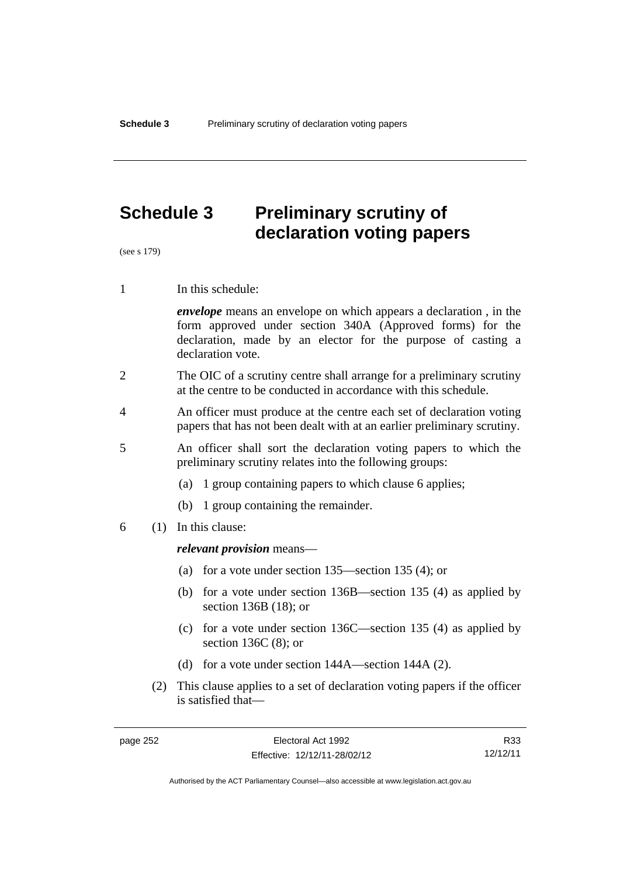# Schedule 3 Preliminary scrutiny of declaration voting papers

(see s 179)

1 In this schedule:

***envelope*** means an envelope on which appears a declaration , in the form approved under section 340A (Approved forms) for the declaration, made by an elector for the purpose of casting a declaration vote.

2 The OIC of a scrutiny centre shall arrange for a preliminary scrutiny at the centre to be conducted in accordance with this schedule.

4 An officer must produce at the centre each set of declaration voting papers that has not been dealt with at an earlier preliminary scrutiny.

5 An officer shall sort the declaration voting papers to which the preliminary scrutiny relates into the following groups:

(a) 1 group containing papers to which clause 6 applies;

(b) 1 group containing the remainder.

6 (1) In this clause:

***relevant provision*** means—

(a) for a vote under section 135—section 135 (4); or

(b) for a vote under section 136B—section 135 (4) as applied by section 136B (18); or

(c) for a vote under section 136C—section 135 (4) as applied by section 136C (8); or

(d) for a vote under section 144A—section 144A (2).

(2) This clause applies to a set of declaration voting papers if the officer is satisfied that—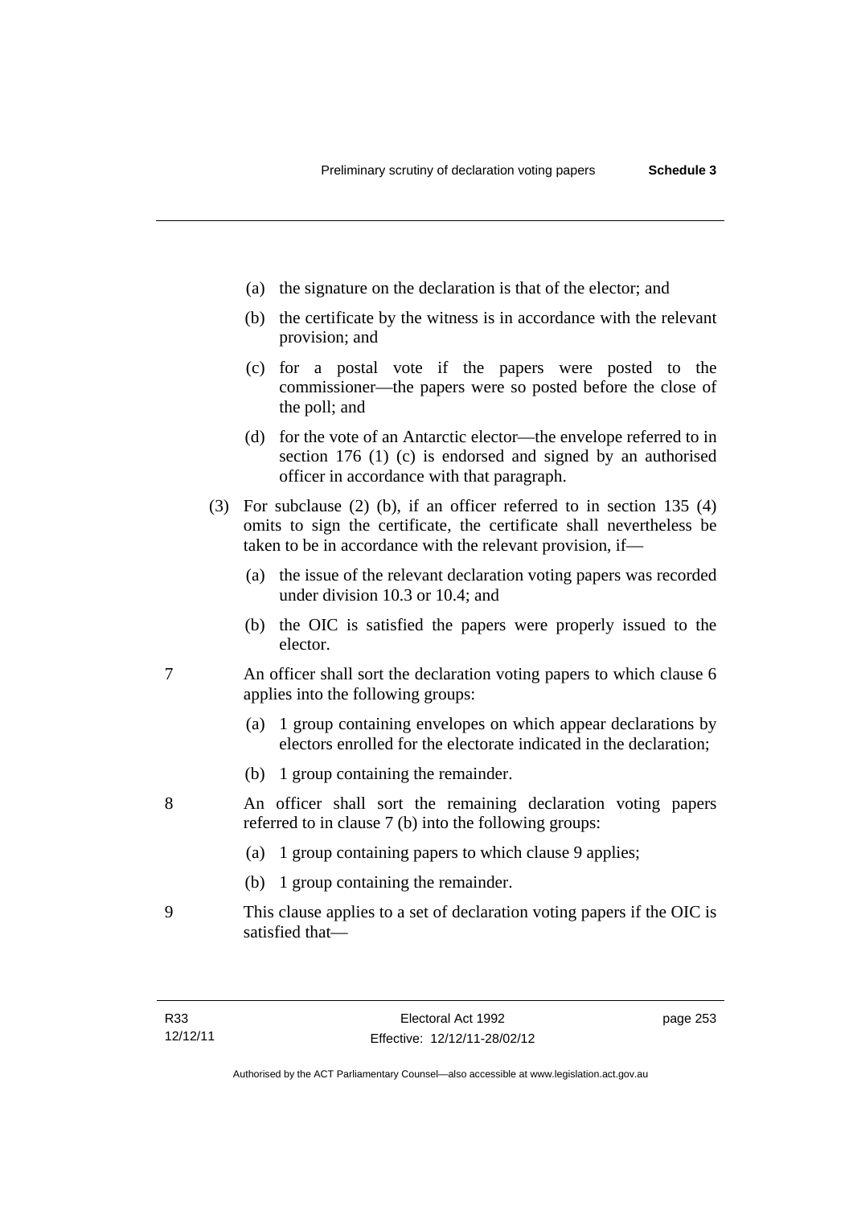(a) the signature on the declaration is that of the elector; and

(b) the certificate by the witness is in accordance with the relevant provision; and

(c) for a postal vote if the papers were posted to the commissioner—the papers were so posted before the close of the poll; and

(d) for the vote of an Antarctic elector—the envelope referred to in section 176 (1) (c) is endorsed and signed by an authorised officer in accordance with that paragraph.

(3) For subclause (2) (b), if an officer referred to in section 135 (4) omits to sign the certificate, the certificate shall nevertheless be taken to be in accordance with the relevant provision, if—

(a) the issue of the relevant declaration voting papers was recorded under division 10.3 or 10.4; and

(b) the OIC is satisfied the papers were properly issued to the elector.

7 An officer shall sort the declaration voting papers to which clause 6 applies into the following groups:

(a) 1 group containing envelopes on which appear declarations by electors enrolled for the electorate indicated in the declaration;

(b) 1 group containing the remainder.

8 An officer shall sort the remaining declaration voting papers referred to in clause 7 (b) into the following groups:

(a) 1 group containing papers to which clause 9 applies;

(b) 1 group containing the remainder.

9 This clause applies to a set of declaration voting papers if the OIC is satisfied that—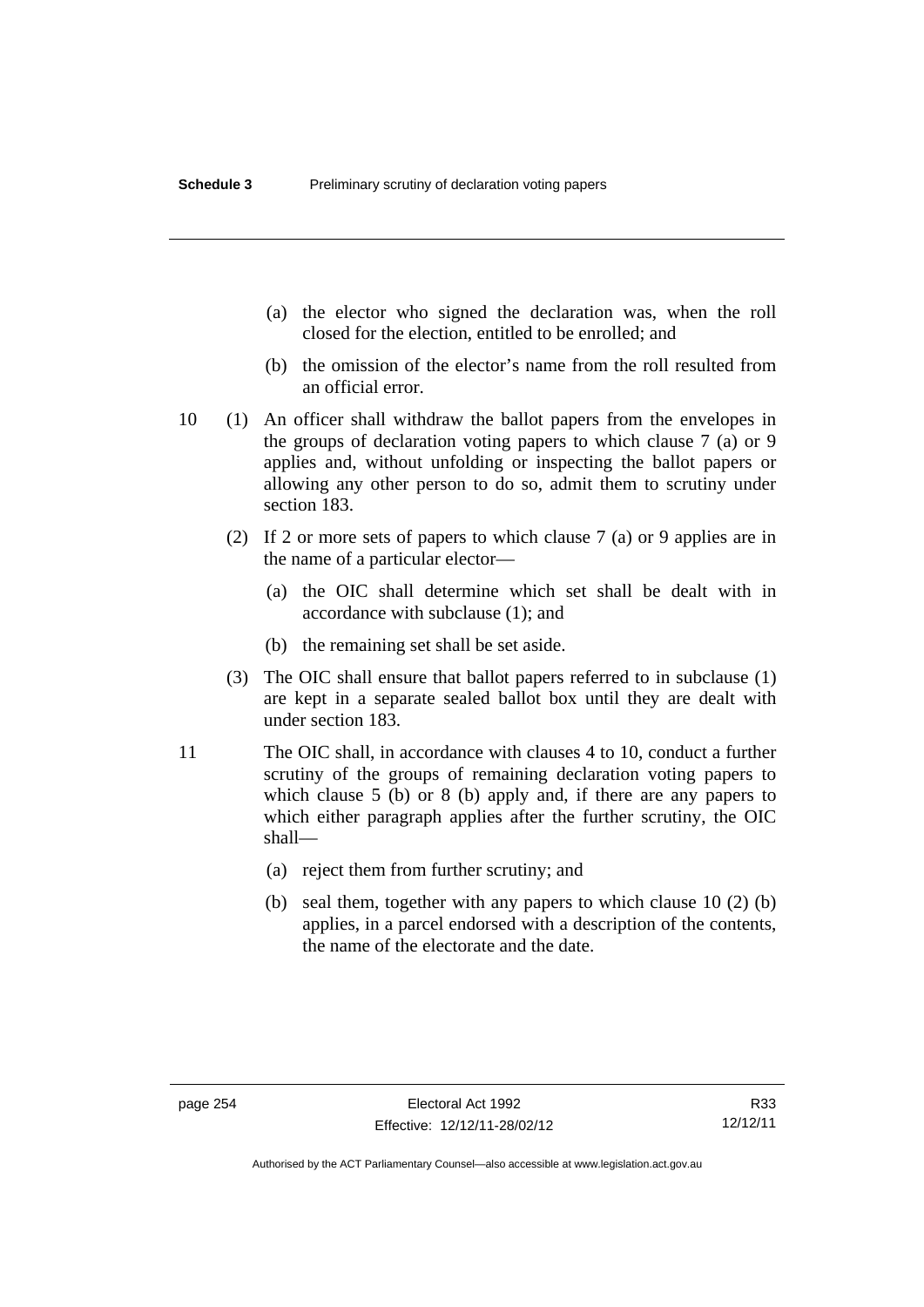(a) the elector who signed the declaration was, when the roll closed for the election, entitled to be enrolled; and

(b) the omission of the elector's name from the roll resulted from an official error.

10 (1) An officer shall withdraw the ballot papers from the envelopes in the groups of declaration voting papers to which clause 7 (a) or 9 applies and, without unfolding or inspecting the ballot papers or allowing any other person to do so, admit them to scrutiny under section 183.

(2) If 2 or more sets of papers to which clause 7 (a) or 9 applies are in the name of a particular elector—

(a) the OIC shall determine which set shall be dealt with in accordance with subclause (1); and

(b) the remaining set shall be set aside.

(3) The OIC shall ensure that ballot papers referred to in subclause (1) are kept in a separate sealed ballot box until they are dealt with under section 183.

11 The OIC shall, in accordance with clauses 4 to 10, conduct a further scrutiny of the groups of remaining declaration voting papers to which clause 5 (b) or 8 (b) apply and, if there are any papers to which either paragraph applies after the further scrutiny, the OIC shall—

(a) reject them from further scrutiny; and

(b) seal them, together with any papers to which clause 10 (2) (b) applies, in a parcel endorsed with a description of the contents, the name of the electorate and the date.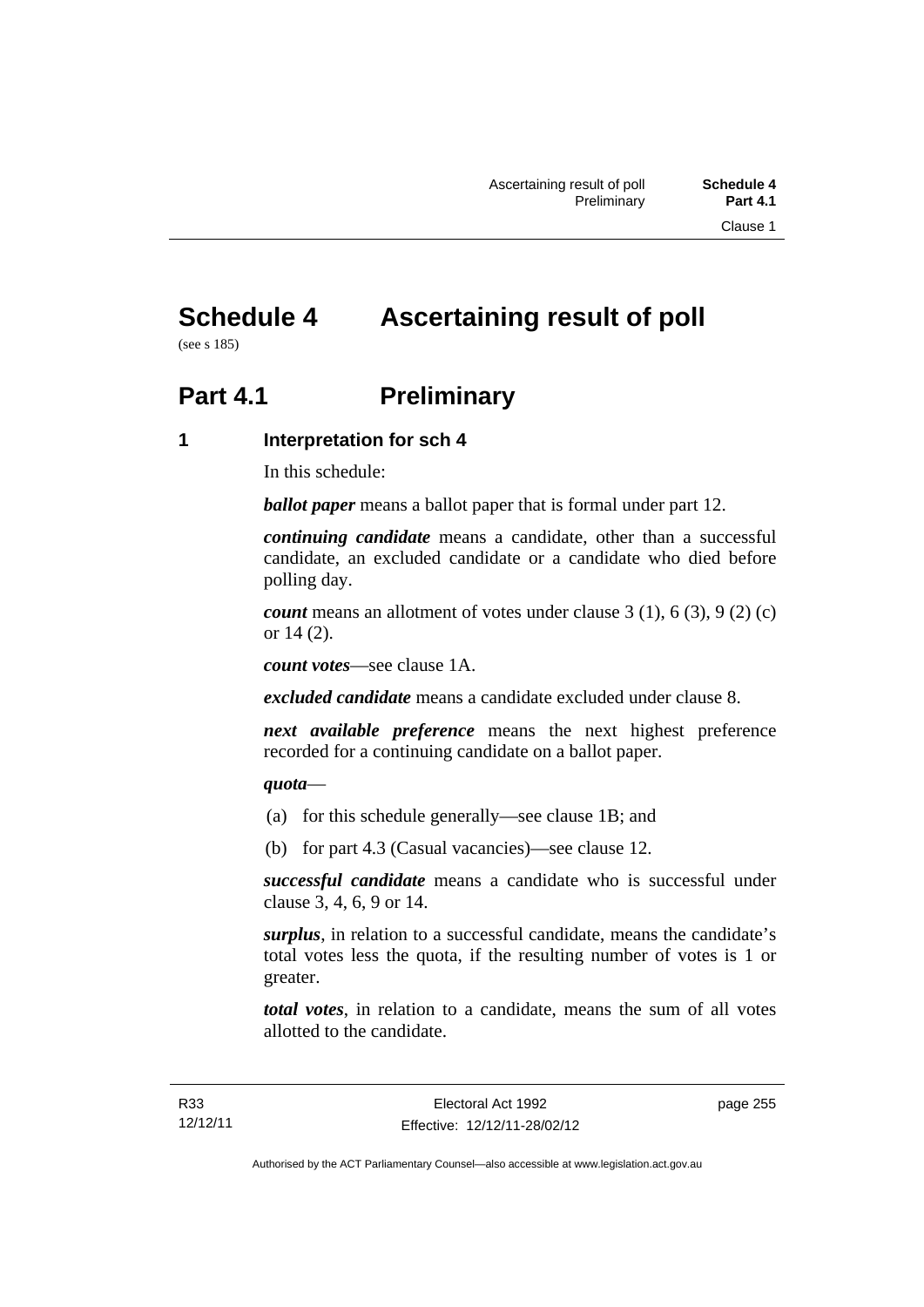# Schedule 4 Ascertaining result of poll

(see s 185)

## Part 4.1 Preliminary

### 1 Interpretation for sch 4

In this schedule:

***ballot paper*** means a ballot paper that is formal under part 12.

***continuing candidate*** means a candidate, other than a successful candidate, an excluded candidate or a candidate who died before polling day.

***count*** means an allotment of votes under clause 3 (1), 6 (3), 9 (2) (c) or 14 (2).

***count votes***—see clause 1A.

***excluded candidate*** means a candidate excluded under clause 8.

***next available preference*** means the next highest preference recorded for a continuing candidate on a ballot paper.

***quota***—

(a) for this schedule generally—see clause 1B; and

(b) for part 4.3 (Casual vacancies)—see clause 12.

***successful candidate*** means a candidate who is successful under clause 3, 4, 6, 9 or 14.

***surplus***, in relation to a successful candidate, means the candidate's total votes less the quota, if the resulting number of votes is 1 or greater.

***total votes***, in relation to a candidate, means the sum of all votes allotted to the candidate.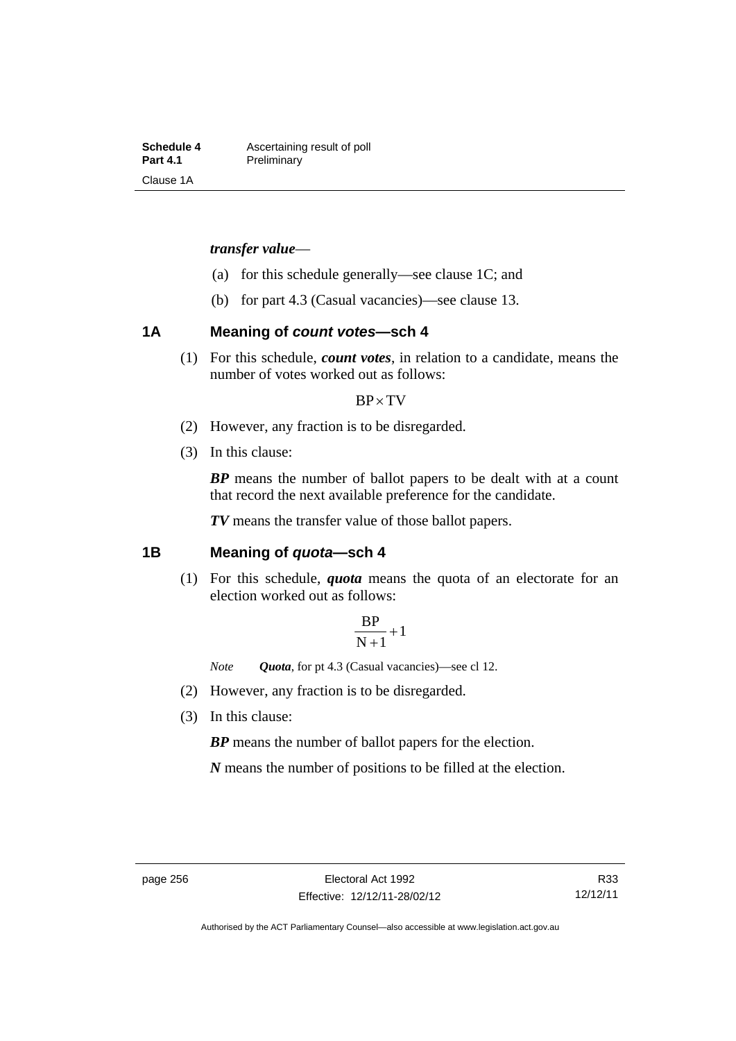***transfer value***—

(a) for this schedule generally—see clause 1C; and

(b) for part 4.3 (Casual vacancies)—see clause 13.

## 1A Meaning of *count votes*—sch 4

(1) For this schedule, ***count votes***, in relation to a candidate, means the number of votes worked out as follows:

$$BP \times TV$$

(2) However, any fraction is to be disregarded.

(3) In this clause:

***BP*** means the number of ballot papers to be dealt with at a count that record the next available preference for the candidate.

***TV*** means the transfer value of those ballot papers.

## 1B Meaning of *quota*—sch 4

(1) For this schedule, ***quota*** means the quota of an electorate for an election worked out as follows:

$$\frac{BP}{N+1}+1$$

*Note* ***Quota***, for pt 4.3 (Casual vacancies)—see cl 12.

(2) However, any fraction is to be disregarded.

(3) In this clause:

***BP*** means the number of ballot papers for the election.

***N*** means the number of positions to be filled at the election.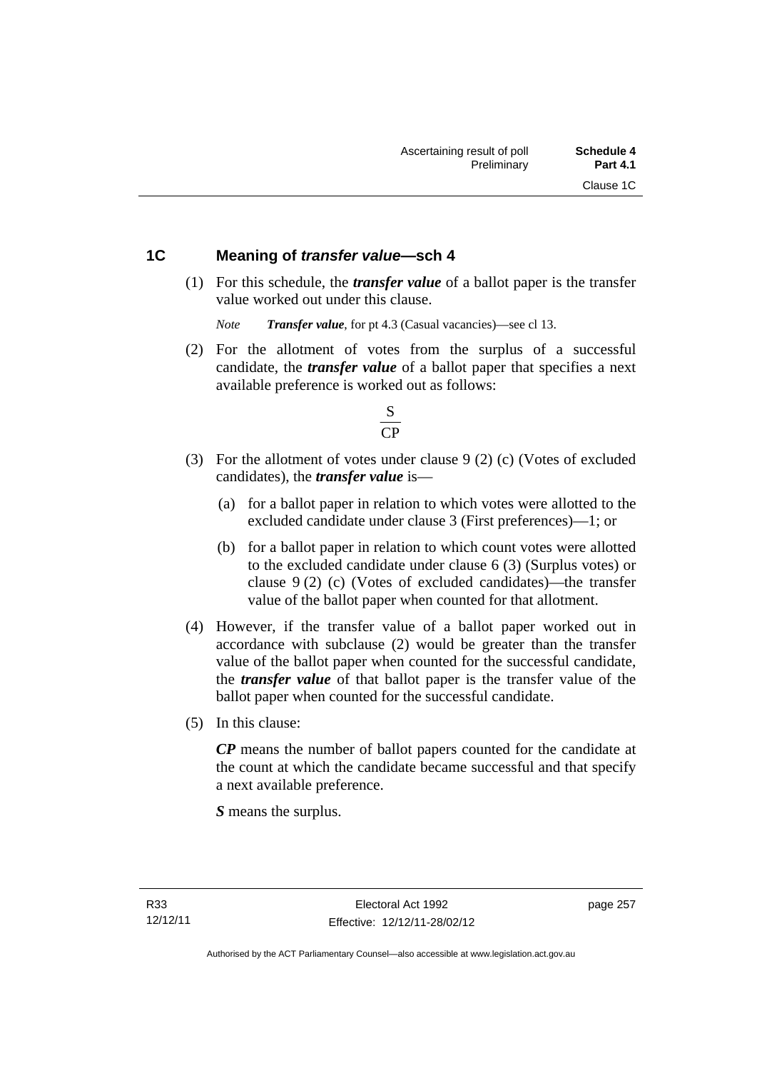## 1C Meaning of *transfer value*—sch 4

(1) For this schedule, the ***transfer value*** of a ballot paper is the transfer value worked out under this clause.

*Note* ***Transfer value***, for pt 4.3 (Casual vacancies)—see cl 13.

(2) For the allotment of votes from the surplus of a successful candidate, the ***transfer value*** of a ballot paper that specifies a next available preference is worked out as follows:

$$\frac{S}{CP}$$

(3) For the allotment of votes under clause 9 (2) (c) (Votes of excluded candidates), the ***transfer value*** is—

(a) for a ballot paper in relation to which votes were allotted to the excluded candidate under clause 3 (First preferences)—1; or

(b) for a ballot paper in relation to which count votes were allotted to the excluded candidate under clause 6 (3) (Surplus votes) or clause 9 (2) (c) (Votes of excluded candidates)—the transfer value of the ballot paper when counted for that allotment.

(4) However, if the transfer value of a ballot paper worked out in accordance with subclause (2) would be greater than the transfer value of the ballot paper when counted for the successful candidate, the ***transfer value*** of that ballot paper is the transfer value of the ballot paper when counted for the successful candidate.

(5) In this clause:

***CP*** means the number of ballot papers counted for the candidate at the count at which the candidate became successful and that specify a next available preference.

***S*** means the surplus.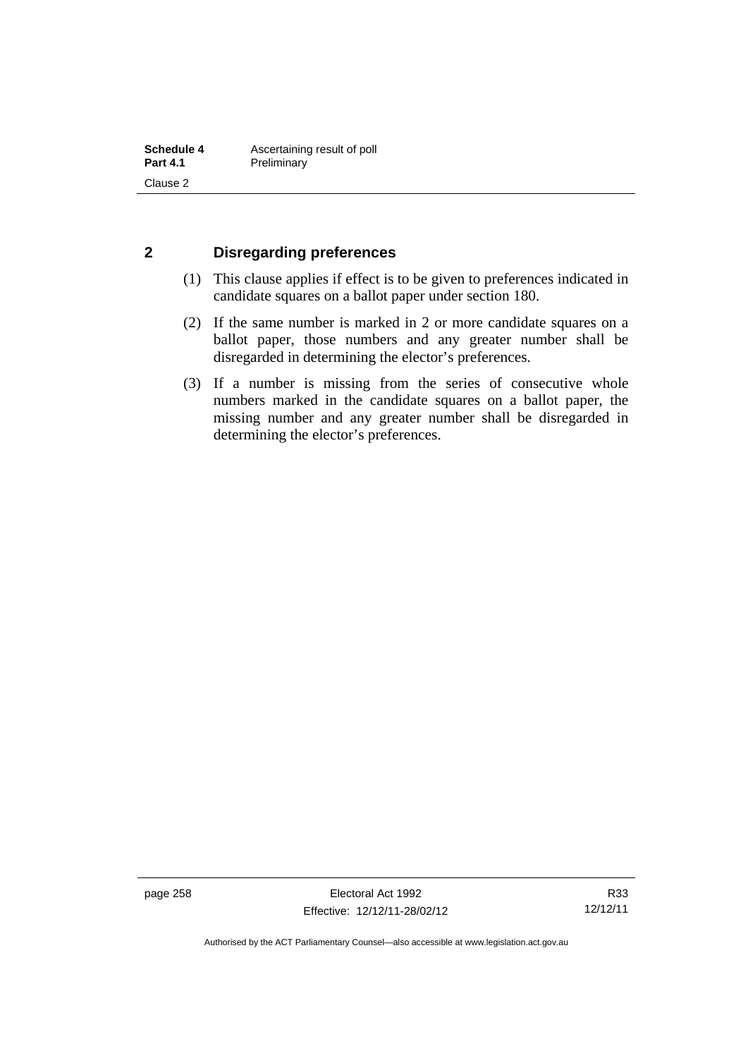## 2 Disregarding preferences

(1) This clause applies if effect is to be given to preferences indicated in candidate squares on a ballot paper under section 180.

(2) If the same number is marked in 2 or more candidate squares on a ballot paper, those numbers and any greater number shall be disregarded in determining the elector's preferences.

(3) If a number is missing from the series of consecutive whole numbers marked in the candidate squares on a ballot paper, the missing number and any greater number shall be disregarded in determining the elector's preferences.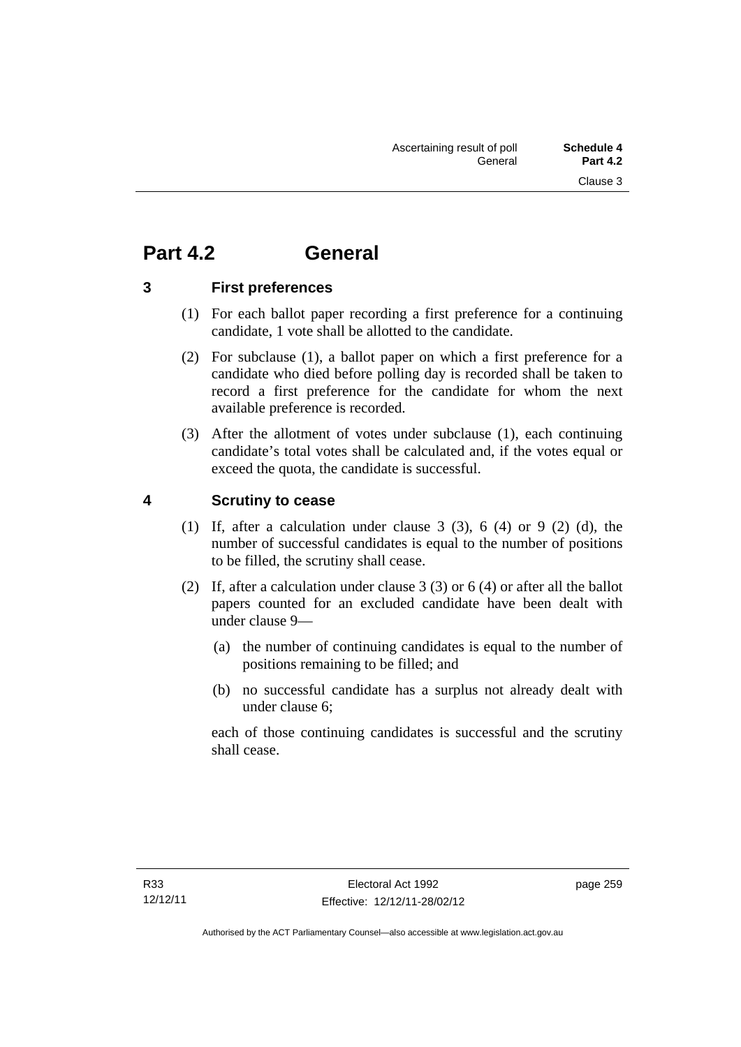# Part 4.2 General

## 3 First preferences

(1) For each ballot paper recording a first preference for a continuing candidate, 1 vote shall be allotted to the candidate.

(2) For subclause (1), a ballot paper on which a first preference for a candidate who died before polling day is recorded shall be taken to record a first preference for the candidate for whom the next available preference is recorded.

(3) After the allotment of votes under subclause (1), each continuing candidate's total votes shall be calculated and, if the votes equal or exceed the quota, the candidate is successful.

## 4 Scrutiny to cease

(1) If, after a calculation under clause 3 (3), 6 (4) or 9 (2) (d), the number of successful candidates is equal to the number of positions to be filled, the scrutiny shall cease.

(2) If, after a calculation under clause 3 (3) or 6 (4) or after all the ballot papers counted for an excluded candidate have been dealt with under clause 9—

(a) the number of continuing candidates is equal to the number of positions remaining to be filled; and

(b) no successful candidate has a surplus not already dealt with under clause 6;

each of those continuing candidates is successful and the scrutiny shall cease.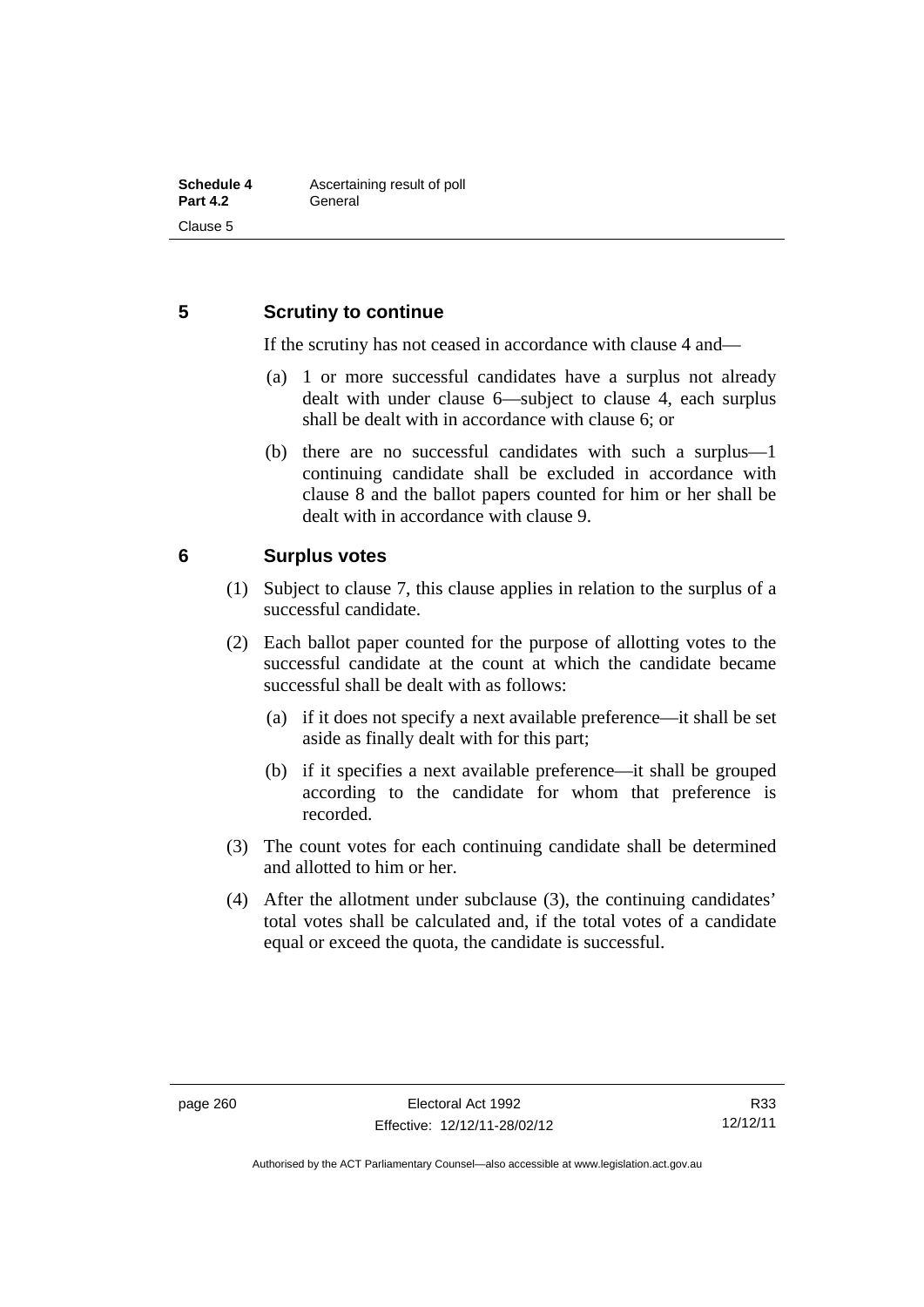## 5 Scrutiny to continue

If the scrutiny has not ceased in accordance with clause 4 and—

(a) 1 or more successful candidates have a surplus not already dealt with under clause 6—subject to clause 4, each surplus shall be dealt with in accordance with clause 6; or

(b) there are no successful candidates with such a surplus—1 continuing candidate shall be excluded in accordance with clause 8 and the ballot papers counted for him or her shall be dealt with in accordance with clause 9.

## 6 Surplus votes

(1) Subject to clause 7, this clause applies in relation to the surplus of a successful candidate.

(2) Each ballot paper counted for the purpose of allotting votes to the successful candidate at the count at which the candidate became successful shall be dealt with as follows:

(a) if it does not specify a next available preference—it shall be set aside as finally dealt with for this part;

(b) if it specifies a next available preference—it shall be grouped according to the candidate for whom that preference is recorded.

(3) The count votes for each continuing candidate shall be determined and allotted to him or her.

(4) After the allotment under subclause (3), the continuing candidates' total votes shall be calculated and, if the total votes of a candidate equal or exceed the quota, the candidate is successful.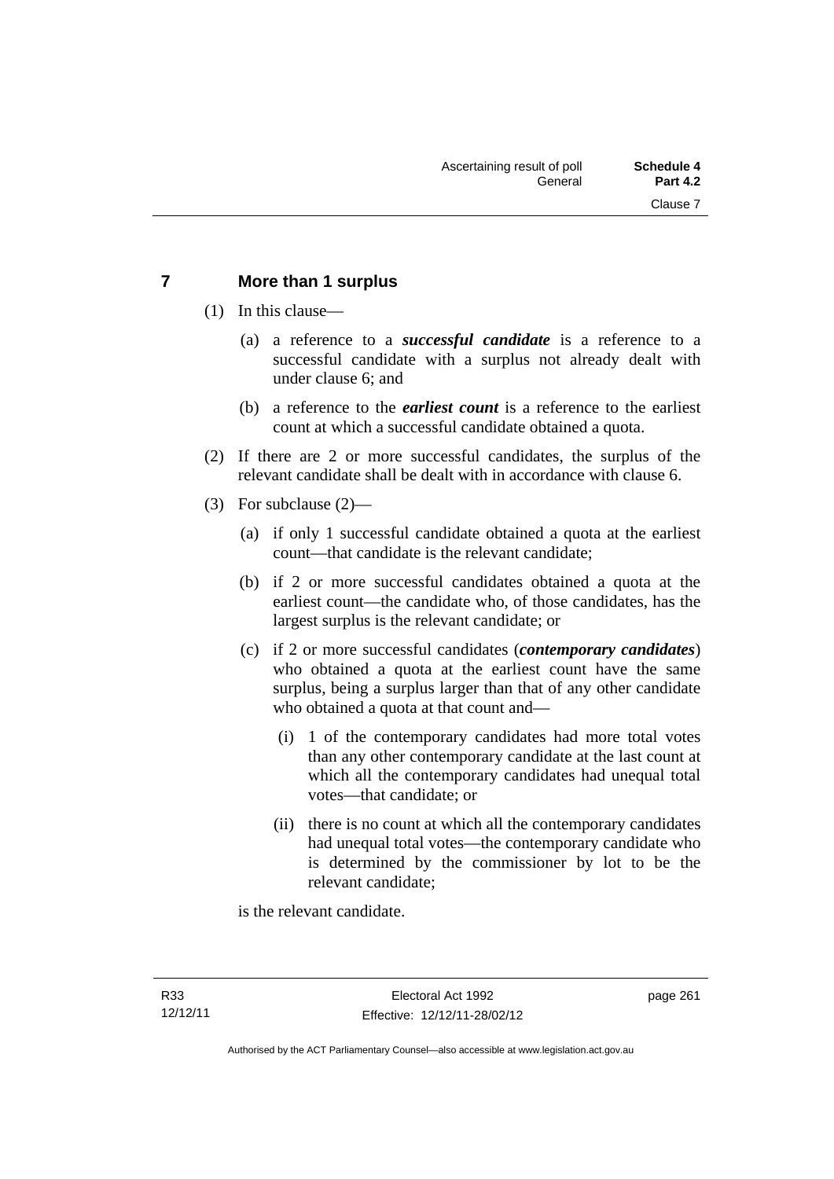## 7 More than 1 surplus

(1) In this clause—

(a) a reference to a ***successful candidate*** is a reference to a successful candidate with a surplus not already dealt with under clause 6; and

(b) a reference to the ***earliest count*** is a reference to the earliest count at which a successful candidate obtained a quota.

(2) If there are 2 or more successful candidates, the surplus of the relevant candidate shall be dealt with in accordance with clause 6.

(3) For subclause (2)—

(a) if only 1 successful candidate obtained a quota at the earliest count—that candidate is the relevant candidate;

(b) if 2 or more successful candidates obtained a quota at the earliest count—the candidate who, of those candidates, has the largest surplus is the relevant candidate; or

(c) if 2 or more successful candidates (***contemporary candidates***) who obtained a quota at the earliest count have the same surplus, being a surplus larger than that of any other candidate who obtained a quota at that count and—

(i) 1 of the contemporary candidates had more total votes than any other contemporary candidate at the last count at which all the contemporary candidates had unequal total votes—that candidate; or

(ii) there is no count at which all the contemporary candidates had unequal total votes—the contemporary candidate who is determined by the commissioner by lot to be the relevant candidate;

is the relevant candidate.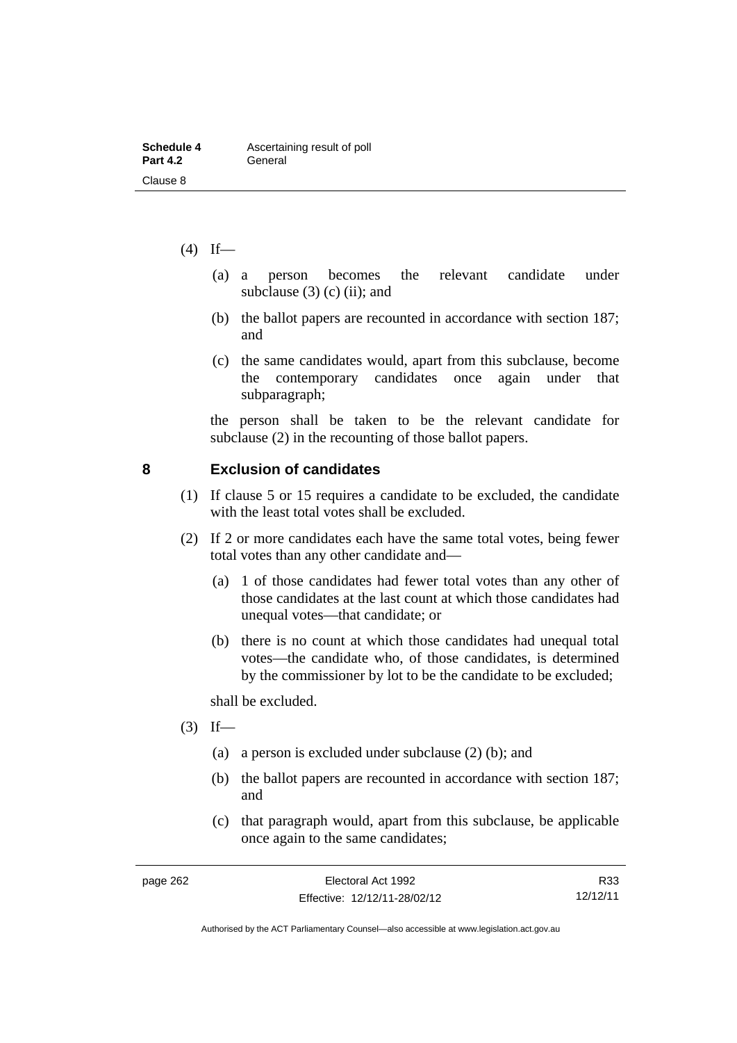(4) If—

(a) a person becomes the relevant candidate under subclause (3) (c) (ii); and

(b) the ballot papers are recounted in accordance with section 187; and

(c) the same candidates would, apart from this subclause, become the contemporary candidates once again under that subparagraph;

the person shall be taken to be the relevant candidate for subclause (2) in the recounting of those ballot papers.

## 8 Exclusion of candidates

(1) If clause 5 or 15 requires a candidate to be excluded, the candidate with the least total votes shall be excluded.

(2) If 2 or more candidates each have the same total votes, being fewer total votes than any other candidate and—

(a) 1 of those candidates had fewer total votes than any other of those candidates at the last count at which those candidates had unequal votes—that candidate; or

(b) there is no count at which those candidates had unequal total votes—the candidate who, of those candidates, is determined by the commissioner by lot to be the candidate to be excluded;

shall be excluded.

(3) If—

(a) a person is excluded under subclause (2) (b); and

(b) the ballot papers are recounted in accordance with section 187; and

(c) that paragraph would, apart from this subclause, be applicable once again to the same candidates;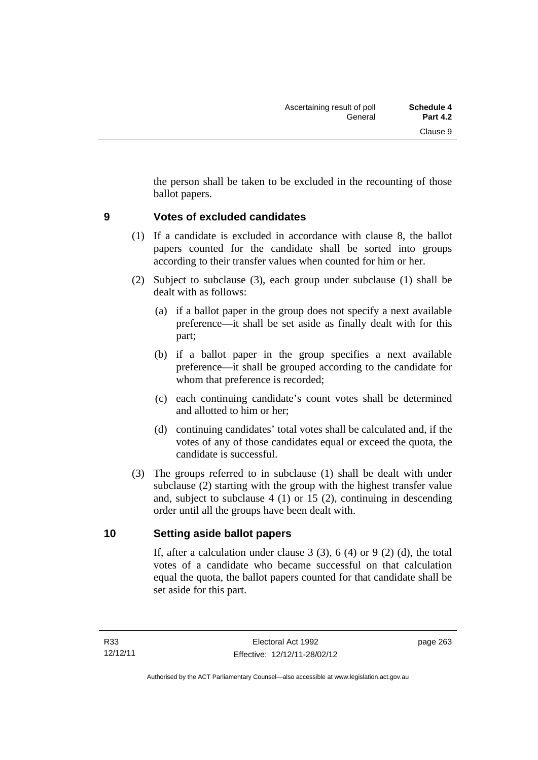the person shall be taken to be excluded in the recounting of those ballot papers.

## 9 Votes of excluded candidates

(1) If a candidate is excluded in accordance with clause 8, the ballot papers counted for the candidate shall be sorted into groups according to their transfer values when counted for him or her.

(2) Subject to subclause (3), each group under subclause (1) shall be dealt with as follows:

(a) if a ballot paper in the group does not specify a next available preference—it shall be set aside as finally dealt with for this part;

(b) if a ballot paper in the group specifies a next available preference—it shall be grouped according to the candidate for whom that preference is recorded;

(c) each continuing candidate's count votes shall be determined and allotted to him or her;

(d) continuing candidates' total votes shall be calculated and, if the votes of any of those candidates equal or exceed the quota, the candidate is successful.

(3) The groups referred to in subclause (1) shall be dealt with under subclause (2) starting with the group with the highest transfer value and, subject to subclause 4 (1) or 15 (2), continuing in descending order until all the groups have been dealt with.

## 10 Setting aside ballot papers

If, after a calculation under clause 3 (3), 6 (4) or 9 (2) (d), the total votes of a candidate who became successful on that calculation equal the quota, the ballot papers counted for that candidate shall be set aside for this part.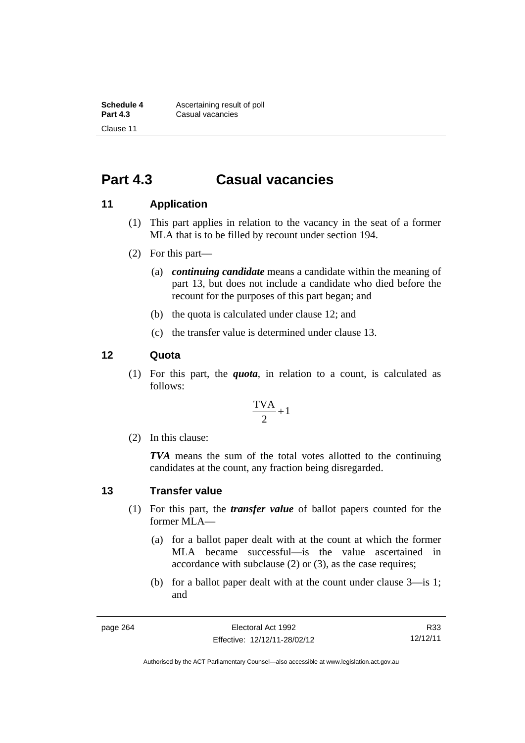# Part 4.3 Casual vacancies

## 11 Application

(1) This part applies in relation to the vacancy in the seat of a former MLA that is to be filled by recount under section 194.

(2) For this part—

(a) ***continuing candidate*** means a candidate within the meaning of part 13, but does not include a candidate who died before the recount for the purposes of this part began; and

(b) the quota is calculated under clause 12; and

(c) the transfer value is determined under clause 13.

## 12 Quota

(1) For this part, the ***quota***, in relation to a count, is calculated as follows:

$$\frac{\text{TVA}}{2} + 1$$

(2) In this clause:

***TVA*** means the sum of the total votes allotted to the continuing candidates at the count, any fraction being disregarded.

## 13 Transfer value

(1) For this part, the ***transfer value*** of ballot papers counted for the former MLA—

(a) for a ballot paper dealt with at the count at which the former MLA became successful—is the value ascertained in accordance with subclause (2) or (3), as the case requires;

(b) for a ballot paper dealt with at the count under clause 3—is 1; and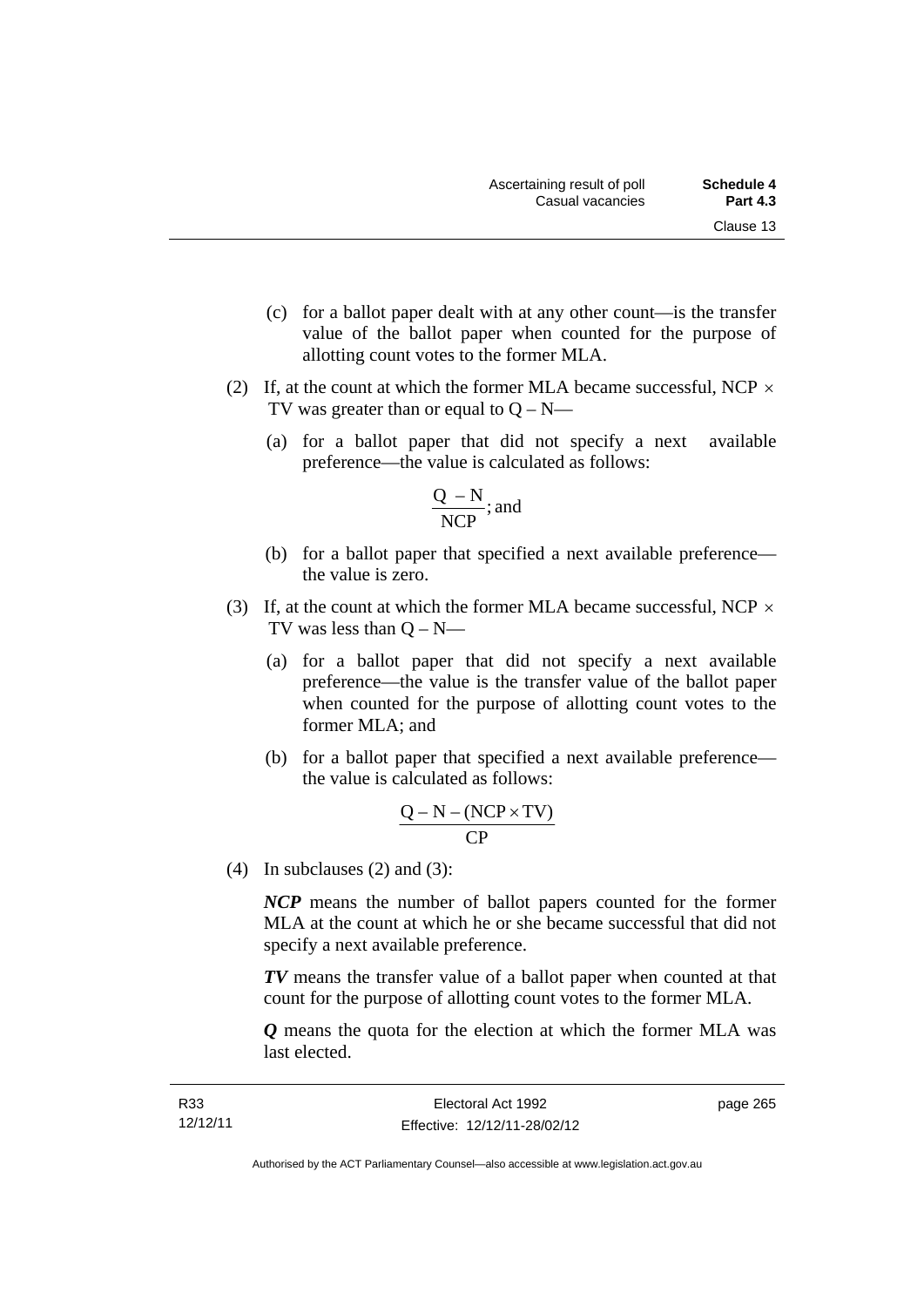(c) for a ballot paper dealt with at any other count—is the transfer value of the ballot paper when counted for the purpose of allotting count votes to the former MLA.

(2) If, at the count at which the former MLA became successful, $NCP \times TV$ was greater than or equal to $Q - N$—

(a) for a ballot paper that did not specify a next available preference—the value is calculated as follows:

$$\frac{Q - N}{NCP}; \text{ and}$$

(b) for a ballot paper that specified a next available preference—the value is zero.

(3) If, at the count at which the former MLA became successful, $NCP \times TV$ was less than $Q - N$—

(a) for a ballot paper that did not specify a next available preference—the value is the transfer value of the ballot paper when counted for the purpose of allotting count votes to the former MLA; and

(b) for a ballot paper that specified a next available preference—the value is calculated as follows:

$$\frac{Q - N - (NCP \times TV)}{CP}$$

(4) In subclauses (2) and (3):

***NCP*** means the number of ballot papers counted for the former MLA at the count at which he or she became successful that did not specify a next available preference.

***TV*** means the transfer value of a ballot paper when counted at that count for the purpose of allotting count votes to the former MLA.

***Q*** means the quota for the election at which the former MLA was last elected.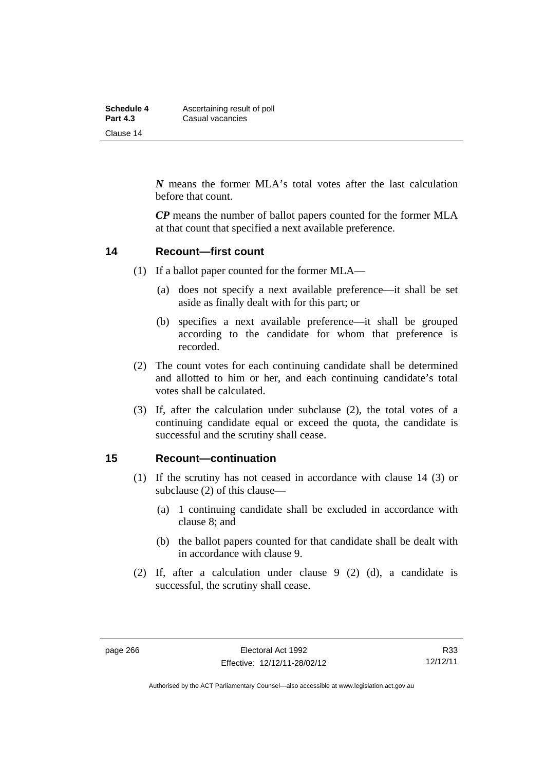***N*** means the former MLA's total votes after the last calculation before that count.

***CP*** means the number of ballot papers counted for the former MLA at that count that specified a next available preference.

## 14 Recount—first count

(1) If a ballot paper counted for the former MLA—

(a) does not specify a next available preference—it shall be set aside as finally dealt with for this part; or

(b) specifies a next available preference—it shall be grouped according to the candidate for whom that preference is recorded.

(2) The count votes for each continuing candidate shall be determined and allotted to him or her, and each continuing candidate's total votes shall be calculated.

(3) If, after the calculation under subclause (2), the total votes of a continuing candidate equal or exceed the quota, the candidate is successful and the scrutiny shall cease.

## 15 Recount—continuation

(1) If the scrutiny has not ceased in accordance with clause 14 (3) or subclause (2) of this clause—

(a) 1 continuing candidate shall be excluded in accordance with clause 8; and

(b) the ballot papers counted for that candidate shall be dealt with in accordance with clause 9.

(2) If, after a calculation under clause 9 (2) (d), a candidate is successful, the scrutiny shall cease.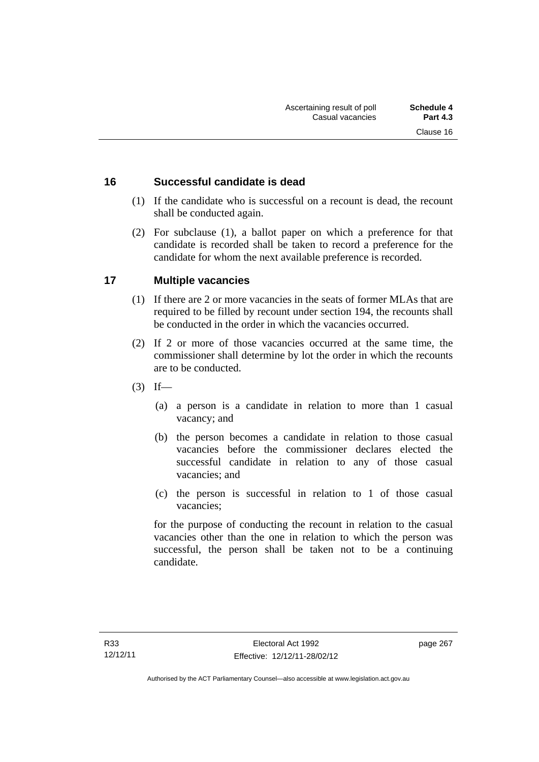## 16 Successful candidate is dead

(1) If the candidate who is successful on a recount is dead, the recount shall be conducted again.

(2) For subclause (1), a ballot paper on which a preference for that candidate is recorded shall be taken to record a preference for the candidate for whom the next available preference is recorded.

## 17 Multiple vacancies

(1) If there are 2 or more vacancies in the seats of former MLAs that are required to be filled by recount under section 194, the recounts shall be conducted in the order in which the vacancies occurred.

(2) If 2 or more of those vacancies occurred at the same time, the commissioner shall determine by lot the order in which the recounts are to be conducted.

(3) If—

(a) a person is a candidate in relation to more than 1 casual vacancy; and

(b) the person becomes a candidate in relation to those casual vacancies before the commissioner declares elected the successful candidate in relation to any of those casual vacancies; and

(c) the person is successful in relation to 1 of those casual vacancies;

for the purpose of conducting the recount in relation to the casual vacancies other than the one in relation to which the person was successful, the person shall be taken not to be a continuing candidate.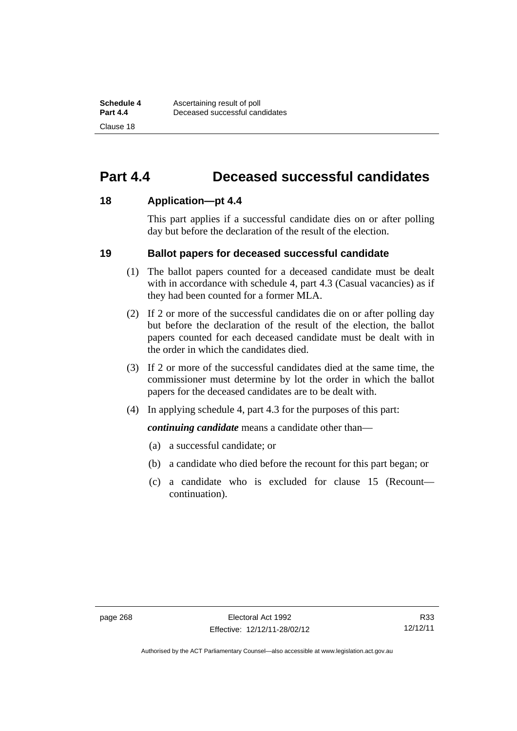# Part 4.4 Deceased successful candidates

## 18 Application—pt 4.4

This part applies if a successful candidate dies on or after polling day but before the declaration of the result of the election.

## 19 Ballot papers for deceased successful candidate

(1) The ballot papers counted for a deceased candidate must be dealt with in accordance with schedule 4, part 4.3 (Casual vacancies) as if they had been counted for a former MLA.

(2) If 2 or more of the successful candidates die on or after polling day but before the declaration of the result of the election, the ballot papers counted for each deceased candidate must be dealt with in the order in which the candidates died.

(3) If 2 or more of the successful candidates died at the same time, the commissioner must determine by lot the order in which the ballot papers for the deceased candidates are to be dealt with.

(4) In applying schedule 4, part 4.3 for the purposes of this part:

***continuing candidate*** means a candidate other than—

(a) a successful candidate; or

(b) a candidate who died before the recount for this part began; or

(c) a candidate who is excluded for clause 15 (Recount—continuation).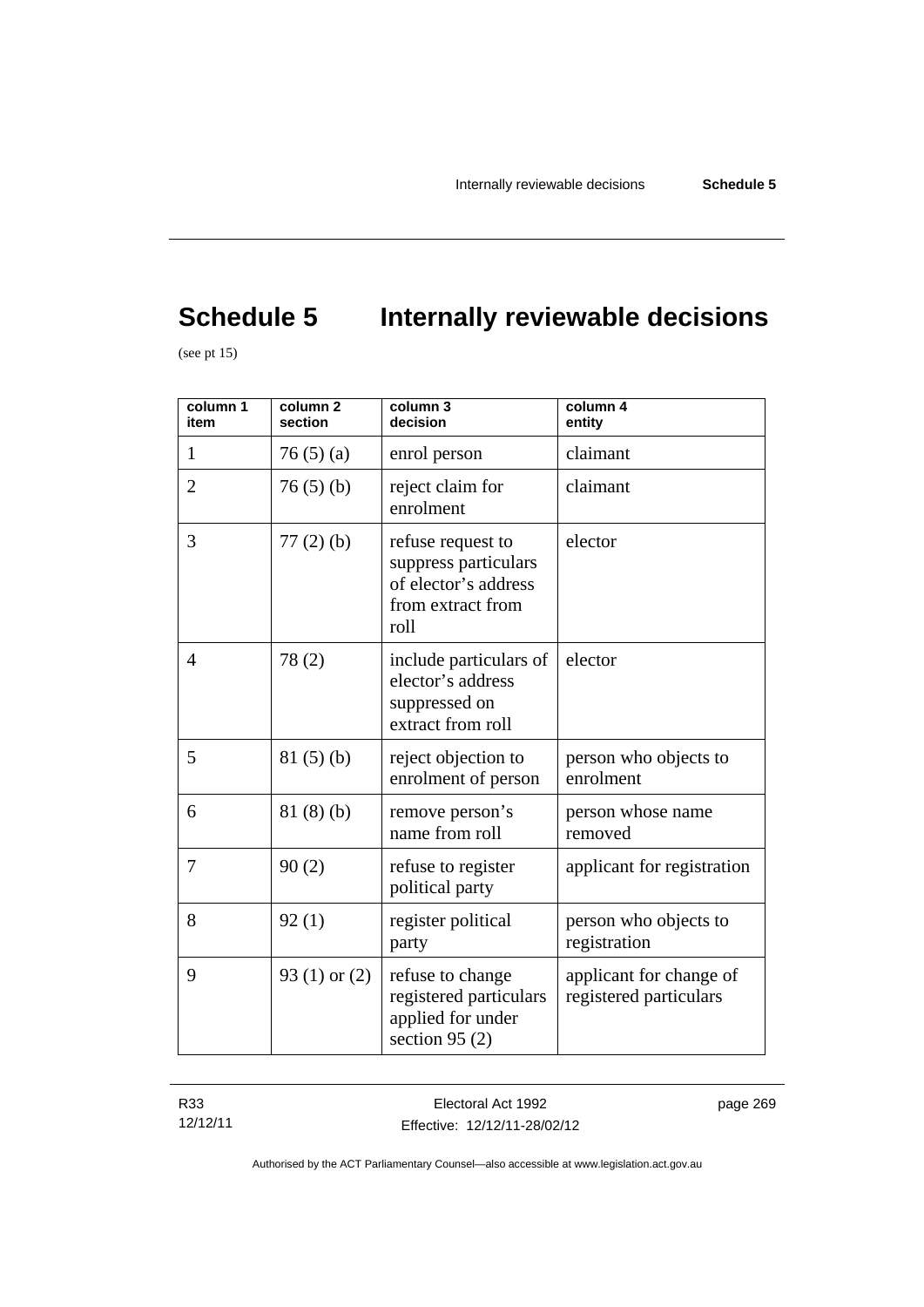# Schedule 5 Internally reviewable decisions

(see pt 15)

| column 1 item | column 2 section | column 3 decision | column 4 entity |
|---|---|---|---|
| 1 | 76 (5) (a) | enrol person | claimant |
| 2 | 76 (5) (b) | reject claim for enrolment | claimant |
| 3 | 77 (2) (b) | refuse request to suppress particulars of elector's address from extract from roll | elector |
| 4 | 78 (2) | include particulars of elector's address suppressed on extract from roll | elector |
| 5 | 81 (5) (b) | reject objection to enrolment of person | person who objects to enrolment |
| 6 | 81 (8) (b) | remove person's name from roll | person whose name removed |
| 7 | 90 (2) | refuse to register political party | applicant for registration |
| 8 | 92 (1) | register political party | person who objects to registration |
| 9 | 93 (1) or (2) | refuse to change registered particulars applied for under section 95 (2) | applicant for change of registered particulars |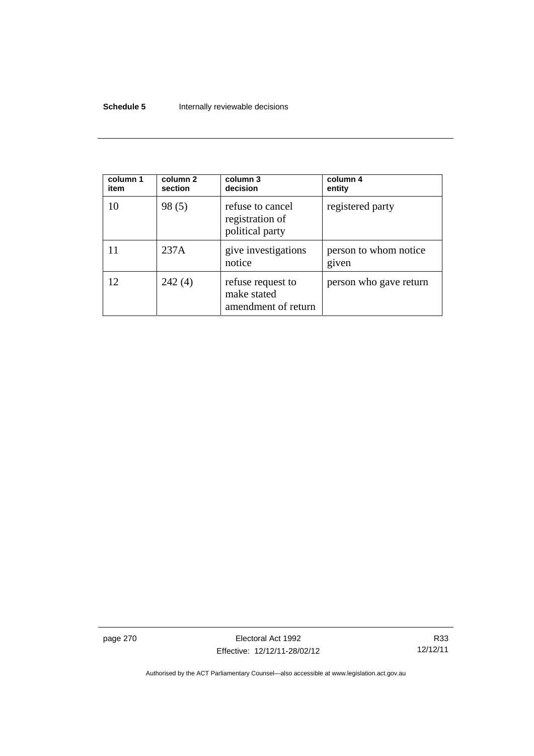| column 1<br>item | column 2<br>section | column 3<br>decision | column 4<br>entity |
|---|---|---|---|
| 10 | 98 (5) | refuse to cancel registration of political party | registered party |
| 11 | 237A | give investigations notice | person to whom notice given |
| 12 | 242 (4) | refuse request to make stated amendment of return | person who gave return |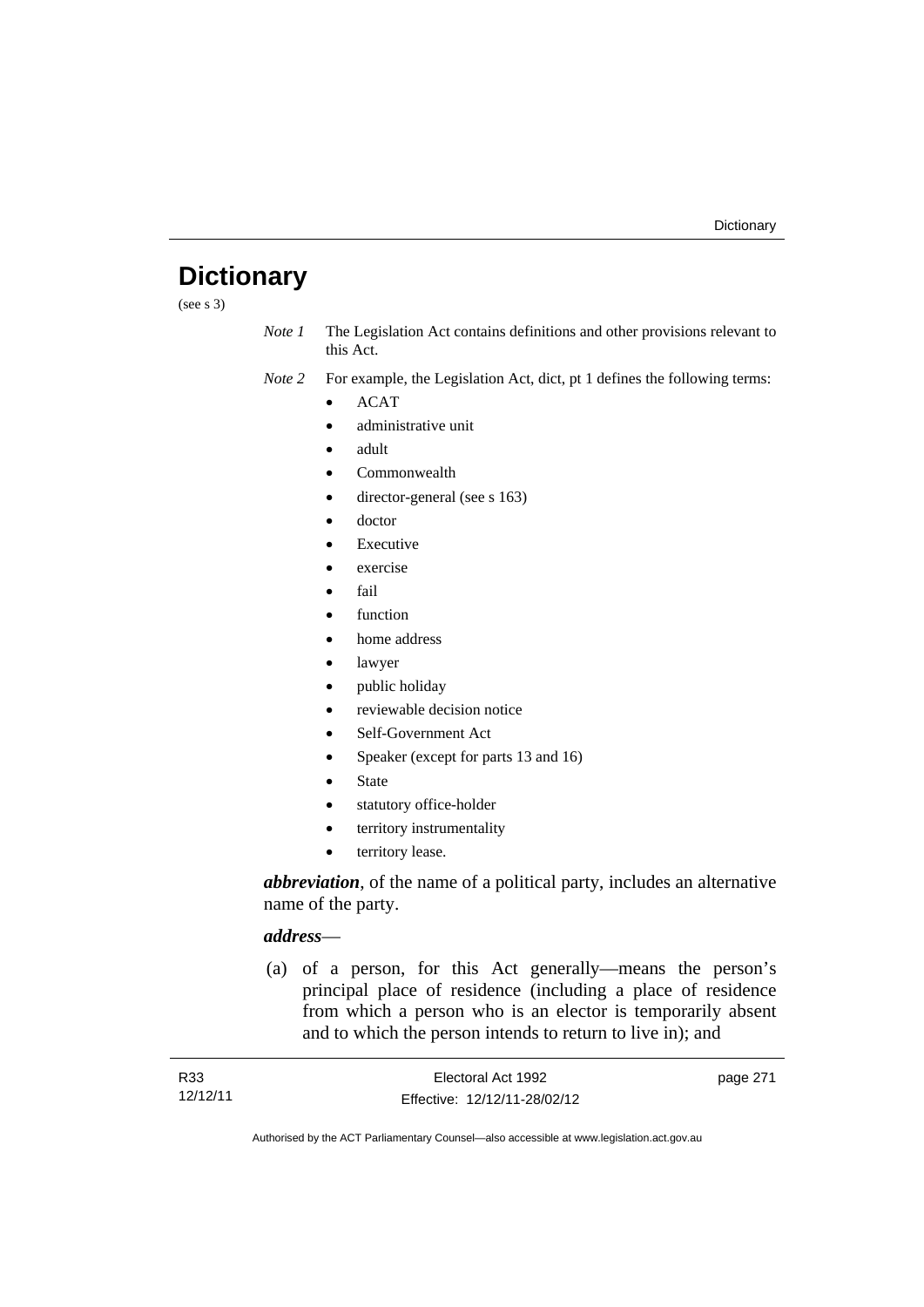# Dictionary

(see s 3)

*Note 1* The Legislation Act contains definitions and other provisions relevant to this Act.

*Note 2* For example, the Legislation Act, dict, pt 1 defines the following terms:

- ACAT
- administrative unit
- adult
- Commonwealth
- director-general (see s 163)
- doctor
- Executive
- exercise
- fail
- function
- home address
- lawyer
- public holiday
- reviewable decision notice
- Self-Government Act
- Speaker (except for parts 13 and 16)
- State
- statutory office-holder
- territory instrumentality
- territory lease.

***abbreviation***, of the name of a political party, includes an alternative name of the party.

***address***—

(a) of a person, for this Act generally—means the person's principal place of residence (including a place of residence from which a person who is an elector is temporarily absent and to which the person intends to return to live in); and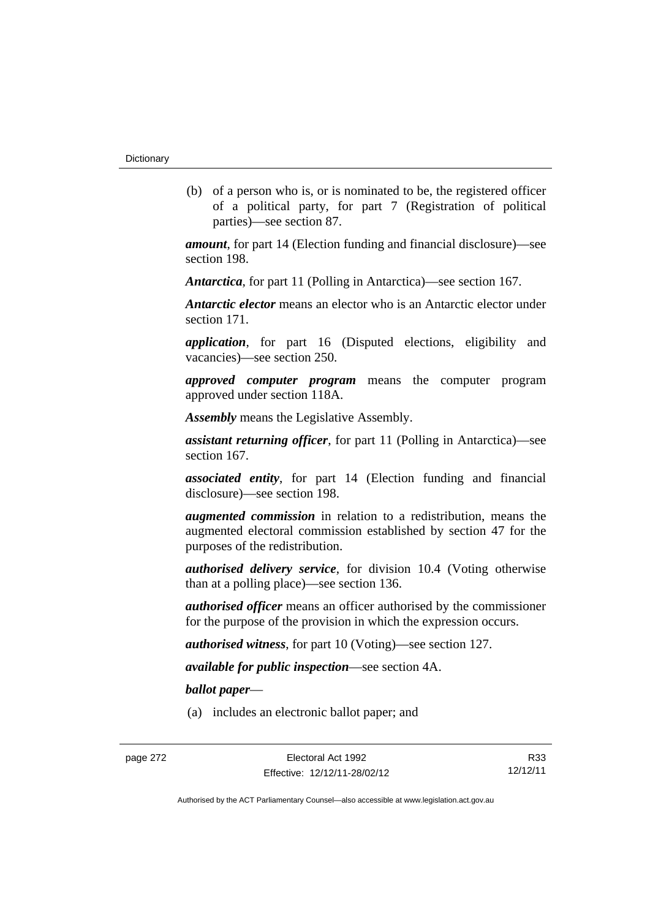(b) of a person who is, or is nominated to be, the registered officer of a political party, for part 7 (Registration of political parties)—see section 87.

***amount***, for part 14 (Election funding and financial disclosure)—see section 198.

***Antarctica***, for part 11 (Polling in Antarctica)—see section 167.

***Antarctic elector*** means an elector who is an Antarctic elector under section 171.

***application***, for part 16 (Disputed elections, eligibility and vacancies)—see section 250.

***approved computer program*** means the computer program approved under section 118A.

***Assembly*** means the Legislative Assembly.

***assistant returning officer***, for part 11 (Polling in Antarctica)—see section 167.

***associated entity***, for part 14 (Election funding and financial disclosure)—see section 198.

***augmented commission*** in relation to a redistribution, means the augmented electoral commission established by section 47 for the purposes of the redistribution.

***authorised delivery service***, for division 10.4 (Voting otherwise than at a polling place)—see section 136.

***authorised officer*** means an officer authorised by the commissioner for the purpose of the provision in which the expression occurs.

***authorised witness***, for part 10 (Voting)—see section 127.

***available for public inspection***—see section 4A.

***ballot paper***—

(a) includes an electronic ballot paper; and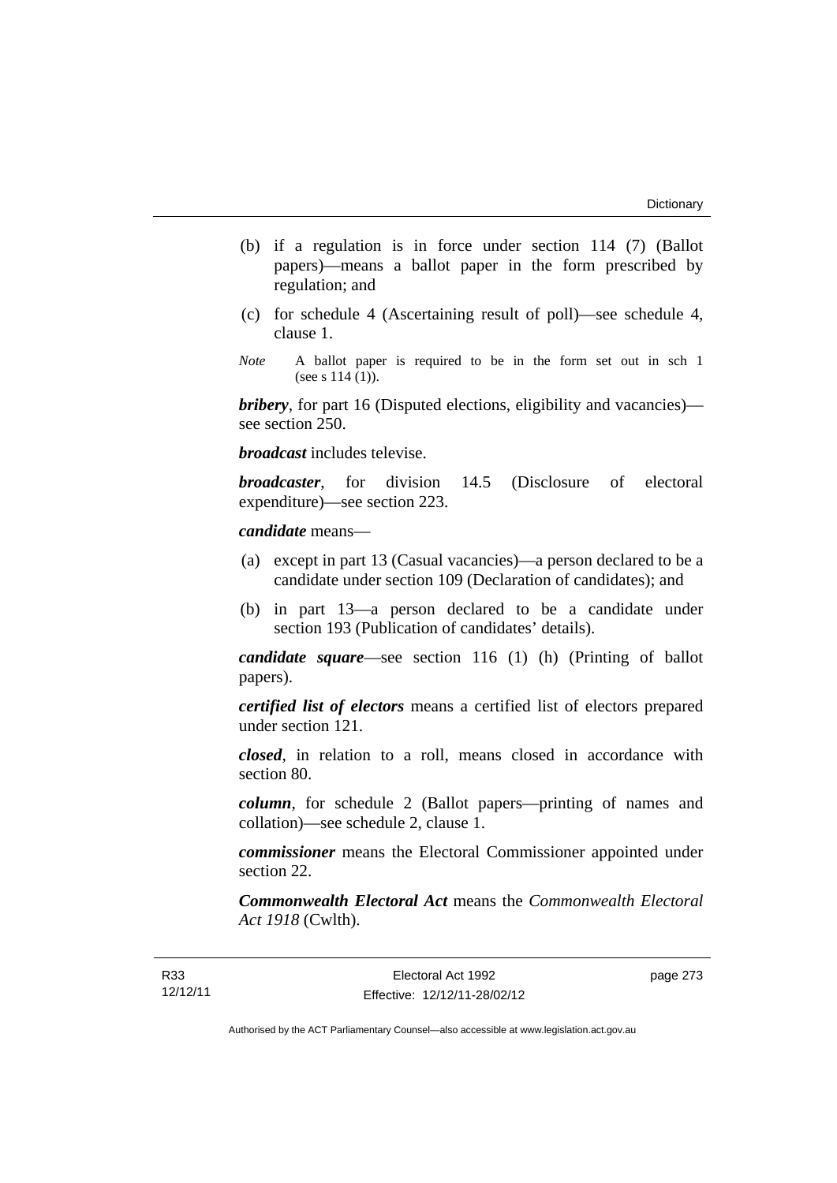(b) if a regulation is in force under section 114 (7) (Ballot papers)—means a ballot paper in the form prescribed by regulation; and

(c) for schedule 4 (Ascertaining result of poll)—see schedule 4, clause 1.

*Note* A ballot paper is required to be in the form set out in sch 1 (see s 114 (1)).

***bribery***, for part 16 (Disputed elections, eligibility and vacancies)—see section 250.

***broadcast*** includes televise.

***broadcaster***, for division 14.5 (Disclosure of electoral expenditure)—see section 223.

***candidate*** means—

(a) except in part 13 (Casual vacancies)—a person declared to be a candidate under section 109 (Declaration of candidates); and

(b) in part 13—a person declared to be a candidate under section 193 (Publication of candidates' details).

***candidate square***—see section 116 (1) (h) (Printing of ballot papers).

***certified list of electors*** means a certified list of electors prepared under section 121.

***closed***, in relation to a roll, means closed in accordance with section 80.

***column***, for schedule 2 (Ballot papers—printing of names and collation)—see schedule 2, clause 1.

***commissioner*** means the Electoral Commissioner appointed under section 22.

***Commonwealth Electoral Act*** means the *Commonwealth Electoral Act 1918* (Cwlth).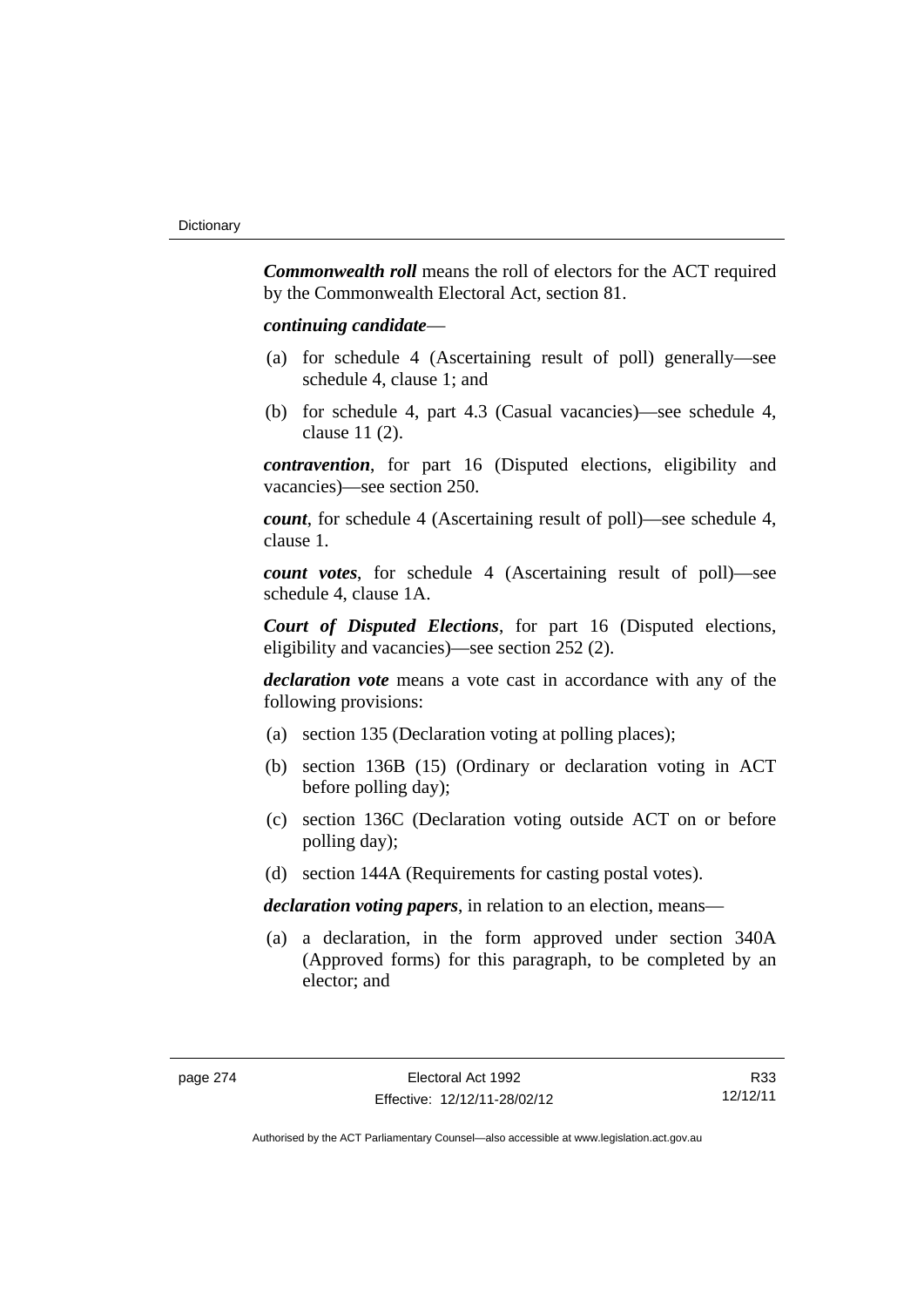***Commonwealth roll*** means the roll of electors for the ACT required by the Commonwealth Electoral Act, section 81.

***continuing candidate***—

(a) for schedule 4 (Ascertaining result of poll) generally—see schedule 4, clause 1; and

(b) for schedule 4, part 4.3 (Casual vacancies)—see schedule 4, clause 11 (2).

***contravention***, for part 16 (Disputed elections, eligibility and vacancies)—see section 250.

***count***, for schedule 4 (Ascertaining result of poll)—see schedule 4, clause 1.

***count votes***, for schedule 4 (Ascertaining result of poll)—see schedule 4, clause 1A.

***Court of Disputed Elections***, for part 16 (Disputed elections, eligibility and vacancies)—see section 252 (2).

***declaration vote*** means a vote cast in accordance with any of the following provisions:

(a) section 135 (Declaration voting at polling places);

(b) section 136B (15) (Ordinary or declaration voting in ACT before polling day);

(c) section 136C (Declaration voting outside ACT on or before polling day);

(d) section 144A (Requirements for casting postal votes).

***declaration voting papers***, in relation to an election, means—

(a) a declaration, in the form approved under section 340A (Approved forms) for this paragraph, to be completed by an elector; and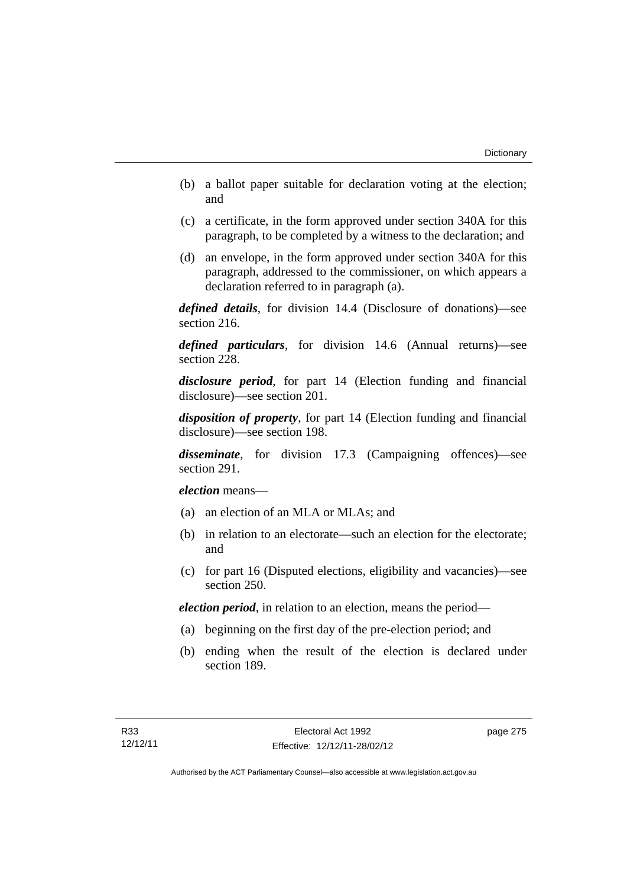(b) a ballot paper suitable for declaration voting at the election; and

(c) a certificate, in the form approved under section 340A for this paragraph, to be completed by a witness to the declaration; and

(d) an envelope, in the form approved under section 340A for this paragraph, addressed to the commissioner, on which appears a declaration referred to in paragraph (a).

***defined details***, for division 14.4 (Disclosure of donations)—see section 216.

***defined particulars***, for division 14.6 (Annual returns)—see section 228.

***disclosure period***, for part 14 (Election funding and financial disclosure)—see section 201.

***disposition of property***, for part 14 (Election funding and financial disclosure)—see section 198.

***disseminate***, for division 17.3 (Campaigning offences)—see section 291.

***election*** means—

(a) an election of an MLA or MLAs; and

(b) in relation to an electorate—such an election for the electorate; and

(c) for part 16 (Disputed elections, eligibility and vacancies)—see section 250.

***election period***, in relation to an election, means the period—

(a) beginning on the first day of the pre-election period; and

(b) ending when the result of the election is declared under section 189.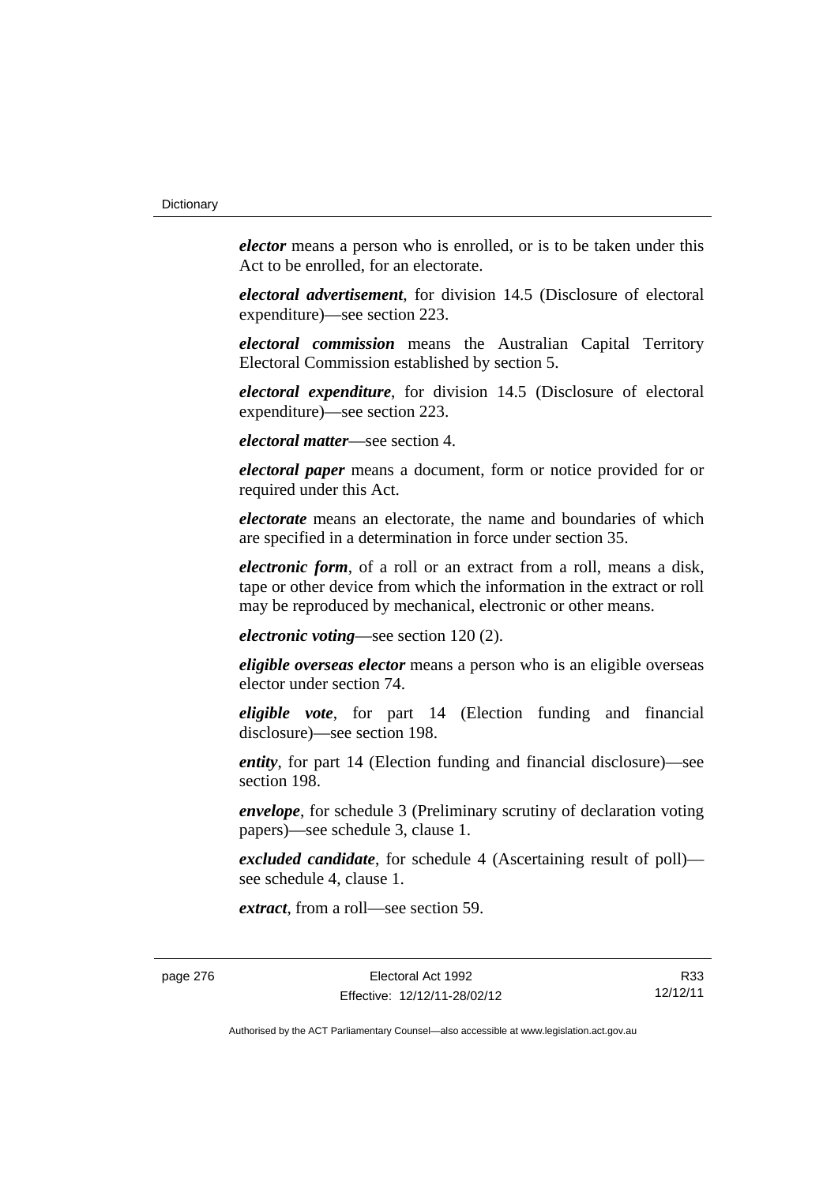***elector*** means a person who is enrolled, or is to be taken under this Act to be enrolled, for an electorate.

***electoral advertisement***, for division 14.5 (Disclosure of electoral expenditure)—see section 223.

***electoral commission*** means the Australian Capital Territory Electoral Commission established by section 5.

***electoral expenditure***, for division 14.5 (Disclosure of electoral expenditure)—see section 223.

***electoral matter***—see section 4.

***electoral paper*** means a document, form or notice provided for or required under this Act.

***electorate*** means an electorate, the name and boundaries of which are specified in a determination in force under section 35.

***electronic form***, of a roll or an extract from a roll, means a disk, tape or other device from which the information in the extract or roll may be reproduced by mechanical, electronic or other means.

***electronic voting***—see section 120 (2).

***eligible overseas elector*** means a person who is an eligible overseas elector under section 74.

***eligible vote***, for part 14 (Election funding and financial disclosure)—see section 198.

***entity***, for part 14 (Election funding and financial disclosure)—see section 198.

***envelope***, for schedule 3 (Preliminary scrutiny of declaration voting papers)—see schedule 3, clause 1.

***excluded candidate***, for schedule 4 (Ascertaining result of poll)—see schedule 4, clause 1.

***extract***, from a roll—see section 59.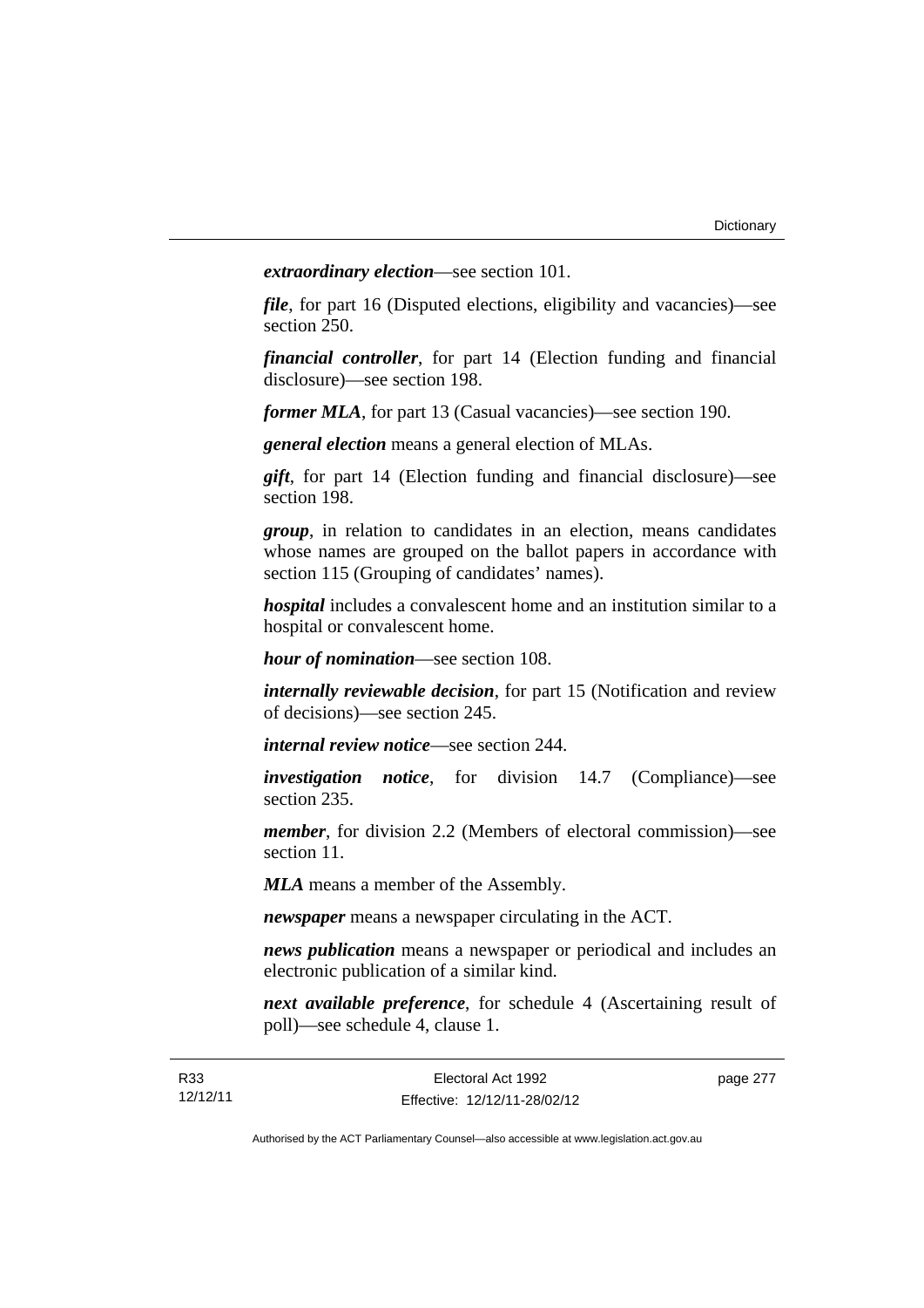***extraordinary election***—see section 101.

***file***, for part 16 (Disputed elections, eligibility and vacancies)—see section 250.

***financial controller***, for part 14 (Election funding and financial disclosure)—see section 198.

***former MLA***, for part 13 (Casual vacancies)—see section 190.

***general election*** means a general election of MLAs.

***gift***, for part 14 (Election funding and financial disclosure)—see section 198.

***group***, in relation to candidates in an election, means candidates whose names are grouped on the ballot papers in accordance with section 115 (Grouping of candidates' names).

***hospital*** includes a convalescent home and an institution similar to a hospital or convalescent home.

***hour of nomination***—see section 108.

***internally reviewable decision***, for part 15 (Notification and review of decisions)—see section 245.

***internal review notice***—see section 244.

***investigation notice***, for division 14.7 (Compliance)—see section 235.

***member***, for division 2.2 (Members of electoral commission)—see section 11.

***MLA*** means a member of the Assembly.

***newspaper*** means a newspaper circulating in the ACT.

***news publication*** means a newspaper or periodical and includes an electronic publication of a similar kind.

***next available preference***, for schedule 4 (Ascertaining result of poll)—see schedule 4, clause 1.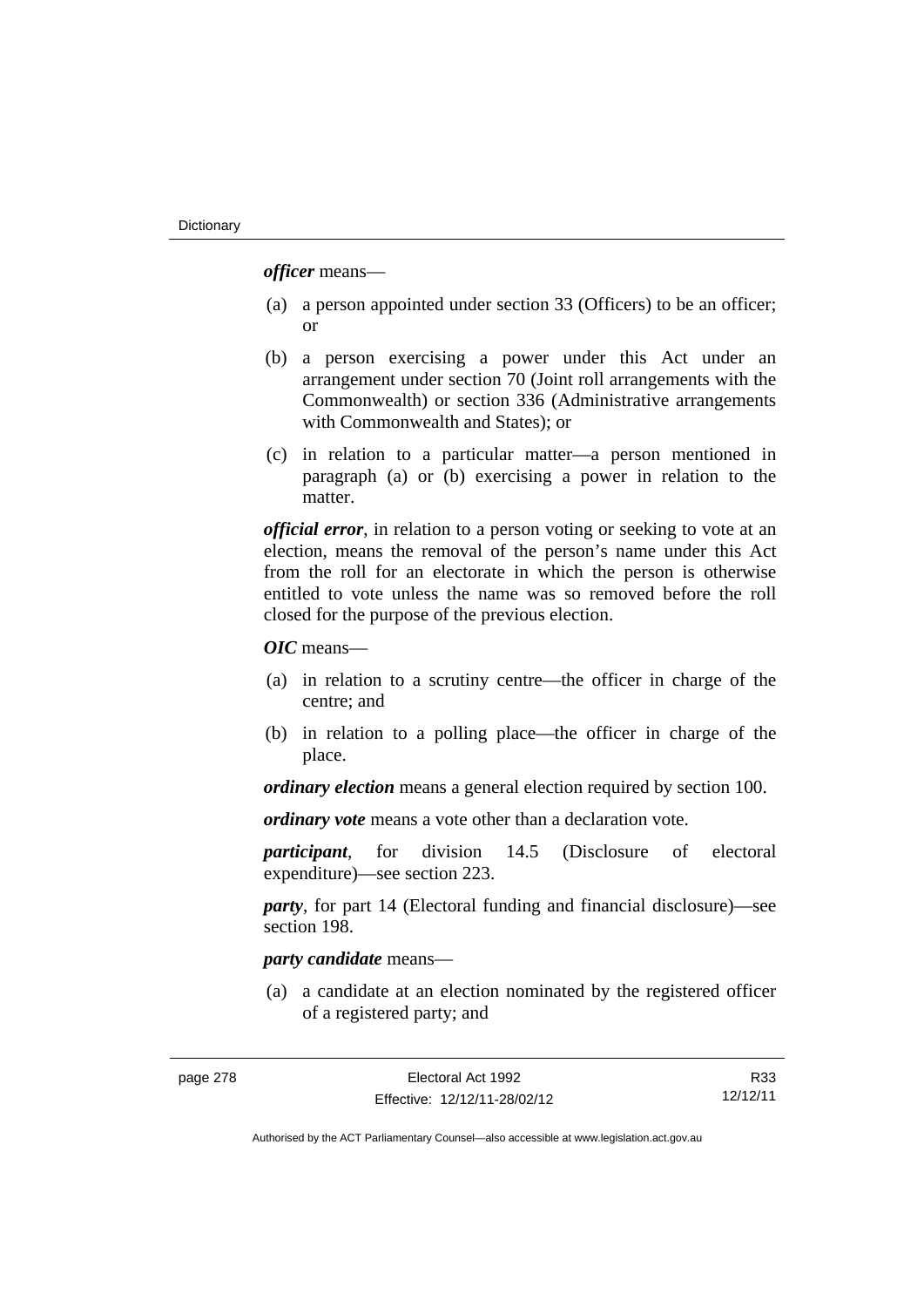***officer*** means—

(a) a person appointed under section 33 (Officers) to be an officer; or

(b) a person exercising a power under this Act under an arrangement under section 70 (Joint roll arrangements with the Commonwealth) or section 336 (Administrative arrangements with Commonwealth and States); or

(c) in relation to a particular matter—a person mentioned in paragraph (a) or (b) exercising a power in relation to the matter.

***official error***, in relation to a person voting or seeking to vote at an election, means the removal of the person's name under this Act from the roll for an electorate in which the person is otherwise entitled to vote unless the name was so removed before the roll closed for the purpose of the previous election.

***OIC*** means—

(a) in relation to a scrutiny centre—the officer in charge of the centre; and

(b) in relation to a polling place—the officer in charge of the place.

***ordinary election*** means a general election required by section 100.

***ordinary vote*** means a vote other than a declaration vote.

***participant***, for division 14.5 (Disclosure of electoral expenditure)—see section 223.

***party***, for part 14 (Electoral funding and financial disclosure)—see section 198.

***party candidate*** means—

(a) a candidate at an election nominated by the registered officer of a registered party; and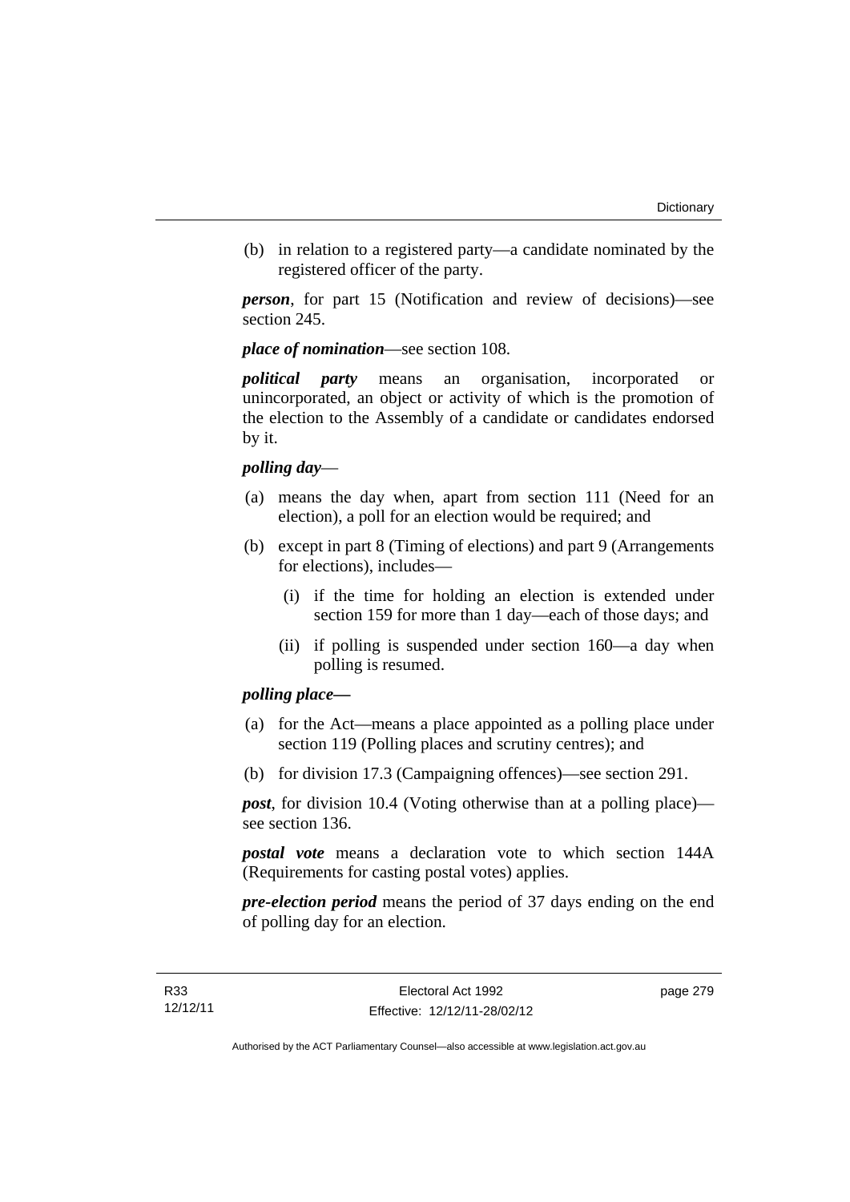(b) in relation to a registered party—a candidate nominated by the registered officer of the party.

***person***, for part 15 (Notification and review of decisions)—see section 245.

***place of nomination***—see section 108.

***political party*** means an organisation, incorporated or unincorporated, an object or activity of which is the promotion of the election to the Assembly of a candidate or candidates endorsed by it.

***polling day***—

(a) means the day when, apart from section 111 (Need for an election), a poll for an election would be required; and

(b) except in part 8 (Timing of elections) and part 9 (Arrangements for elections), includes—

(i) if the time for holding an election is extended under section 159 for more than 1 day—each of those days; and

(ii) if polling is suspended under section 160—a day when polling is resumed.

***polling place—***

(a) for the Act—means a place appointed as a polling place under section 119 (Polling places and scrutiny centres); and

(b) for division 17.3 (Campaigning offences)—see section 291.

***post***, for division 10.4 (Voting otherwise than at a polling place)—see section 136.

***postal vote*** means a declaration vote to which section 144A (Requirements for casting postal votes) applies.

***pre-election period*** means the period of 37 days ending on the end of polling day for an election.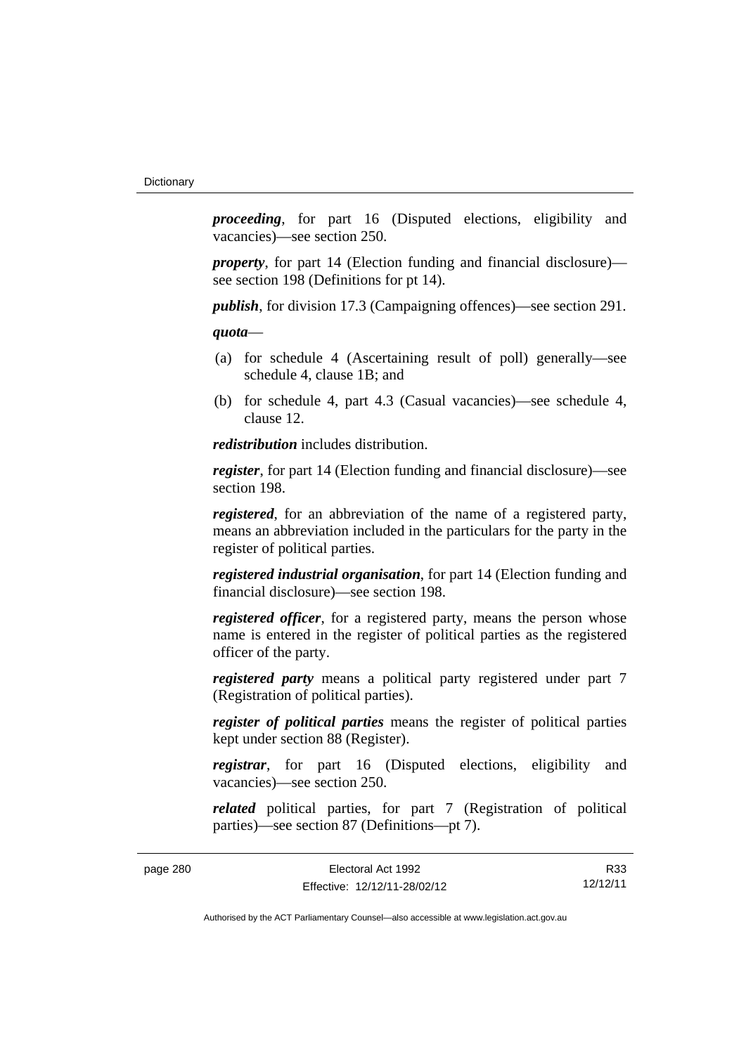***proceeding***, for part 16 (Disputed elections, eligibility and vacancies)—see section 250.

***property***, for part 14 (Election funding and financial disclosure)—see section 198 (Definitions for pt 14).

***publish***, for division 17.3 (Campaigning offences)—see section 291.

***quota***—

(a) for schedule 4 (Ascertaining result of poll) generally—see schedule 4, clause 1B; and

(b) for schedule 4, part 4.3 (Casual vacancies)—see schedule 4, clause 12.

***redistribution*** includes distribution.

***register***, for part 14 (Election funding and financial disclosure)—see section 198.

***registered***, for an abbreviation of the name of a registered party, means an abbreviation included in the particulars for the party in the register of political parties.

***registered industrial organisation***, for part 14 (Election funding and financial disclosure)—see section 198.

***registered officer***, for a registered party, means the person whose name is entered in the register of political parties as the registered officer of the party.

***registered party*** means a political party registered under part 7 (Registration of political parties).

***register of political parties*** means the register of political parties kept under section 88 (Register).

***registrar***, for part 16 (Disputed elections, eligibility and vacancies)—see section 250.

***related*** political parties, for part 7 (Registration of political parties)—see section 87 (Definitions—pt 7).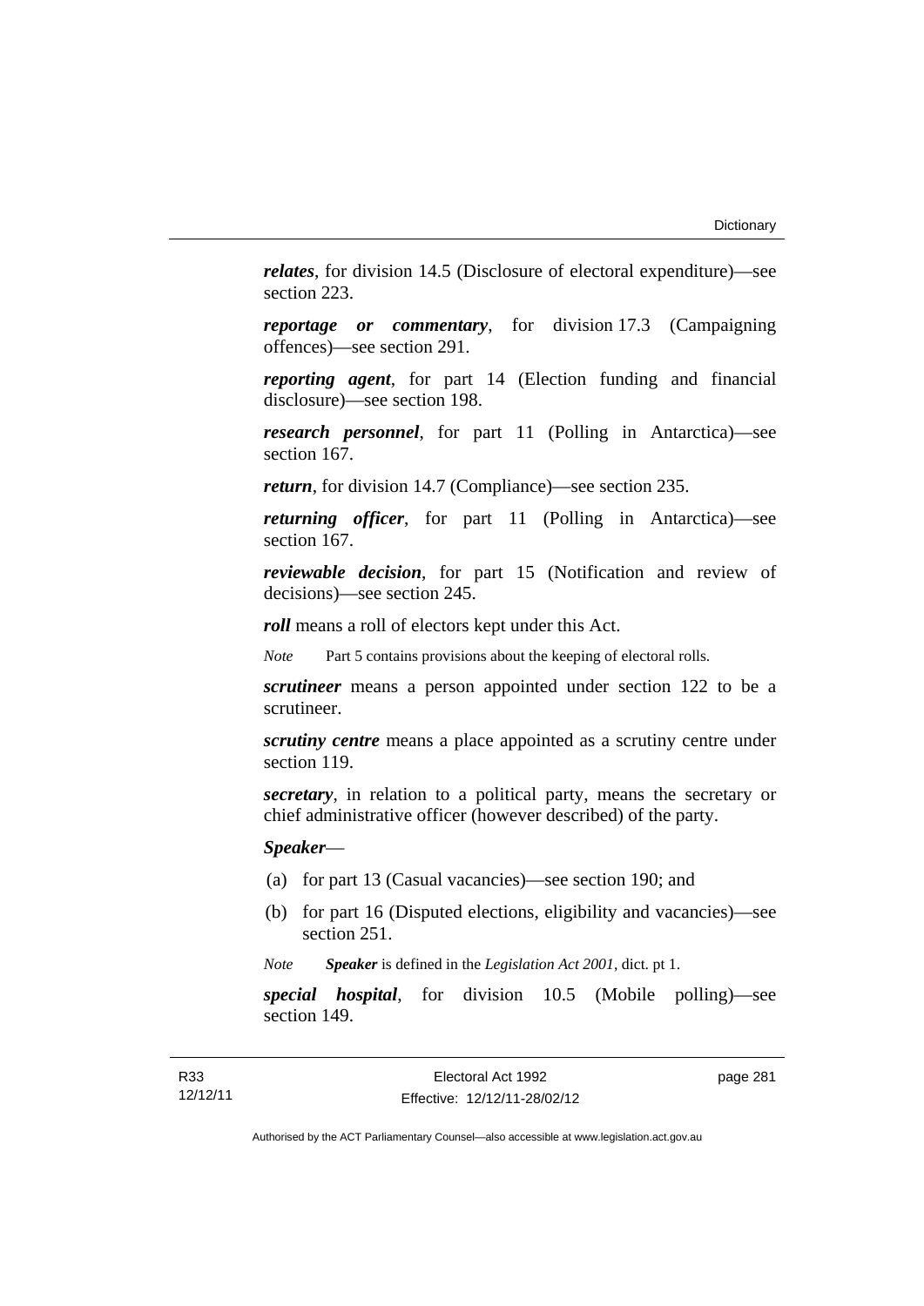***relates***, for division 14.5 (Disclosure of electoral expenditure)—see section 223.

***reportage or commentary***, for division 17.3 (Campaigning offences)—see section 291.

***reporting agent***, for part 14 (Election funding and financial disclosure)—see section 198.

***research personnel***, for part 11 (Polling in Antarctica)—see section 167.

***return***, for division 14.7 (Compliance)—see section 235.

***returning officer***, for part 11 (Polling in Antarctica)—see section 167.

***reviewable decision***, for part 15 (Notification and review of decisions)—see section 245.

***roll*** means a roll of electors kept under this Act.

*Note* Part 5 contains provisions about the keeping of electoral rolls.

***scrutineer*** means a person appointed under section 122 to be a scrutineer.

***scrutiny centre*** means a place appointed as a scrutiny centre under section 119.

***secretary***, in relation to a political party, means the secretary or chief administrative officer (however described) of the party.

***Speaker***—

(a) for part 13 (Casual vacancies)—see section 190; and

(b) for part 16 (Disputed elections, eligibility and vacancies)—see section 251.

*Note* ***Speaker*** is defined in the *Legislation Act 2001*, dict. pt 1.

***special hospital***, for division 10.5 (Mobile polling)—see section 149.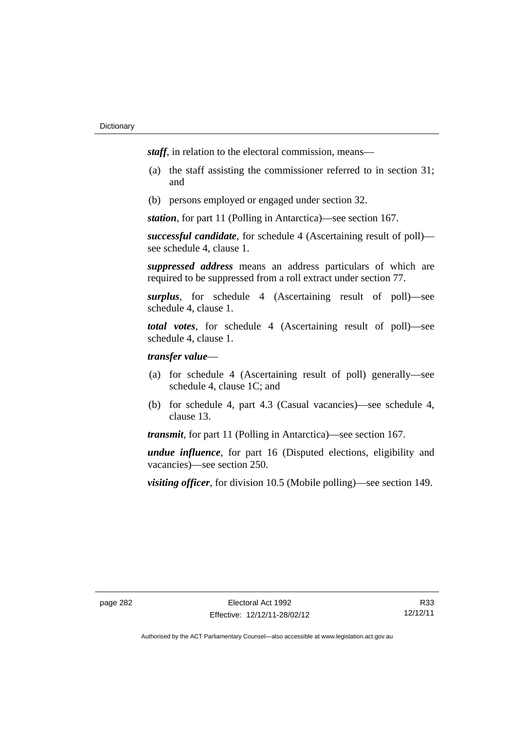***staff***, in relation to the electoral commission, means—

(a) the staff assisting the commissioner referred to in section 31; and

(b) persons employed or engaged under section 32.

***station***, for part 11 (Polling in Antarctica)—see section 167.

***successful candidate***, for schedule 4 (Ascertaining result of poll)—see schedule 4, clause 1.

***suppressed address*** means an address particulars of which are required to be suppressed from a roll extract under section 77.

***surplus***, for schedule 4 (Ascertaining result of poll)—see schedule 4, clause 1.

***total votes***, for schedule 4 (Ascertaining result of poll)—see schedule 4, clause 1.

***transfer value***—

(a) for schedule 4 (Ascertaining result of poll) generally—see schedule 4, clause 1C; and

(b) for schedule 4, part 4.3 (Casual vacancies)—see schedule 4, clause 13.

***transmit***, for part 11 (Polling in Antarctica)—see section 167.

***undue influence***, for part 16 (Disputed elections, eligibility and vacancies)—see section 250.

***visiting officer***, for division 10.5 (Mobile polling)—see section 149.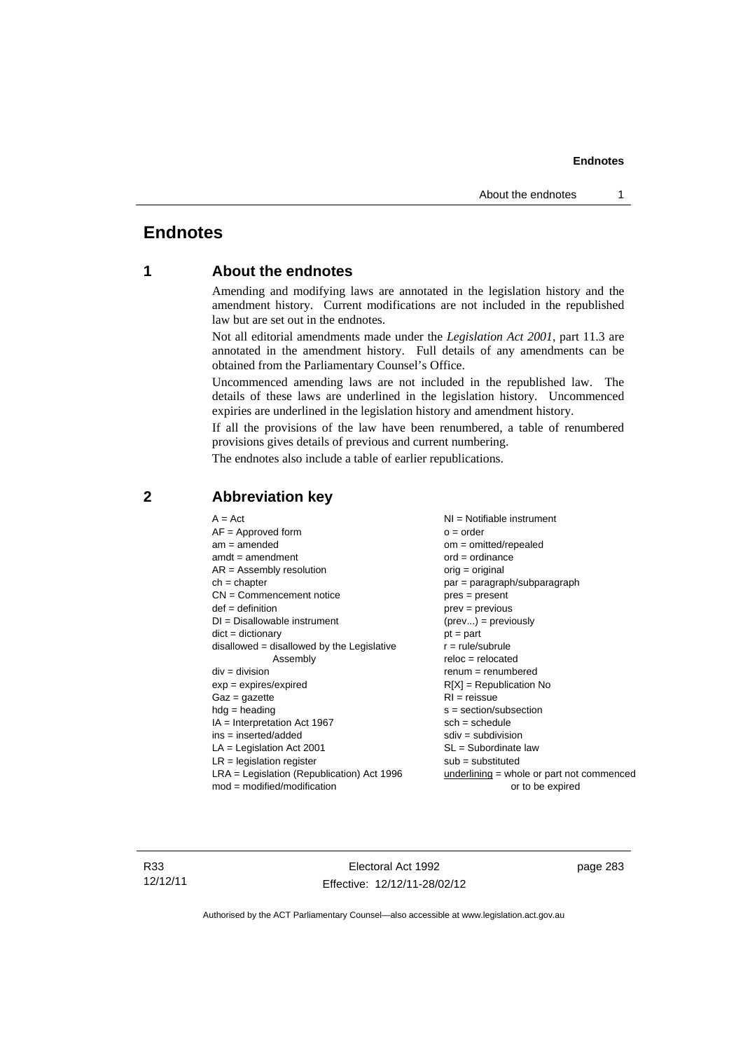# Endnotes

## 1 About the endnotes

Amending and modifying laws are annotated in the legislation history and the amendment history. Current modifications are not included in the republished law but are set out in the endnotes.

Not all editorial amendments made under the *Legislation Act 2001*, part 11.3 are annotated in the amendment history. Full details of any amendments can be obtained from the Parliamentary Counsel's Office.

Uncommenced amending laws are not included in the republished law. The details of these laws are underlined in the legislation history. Uncommenced expiries are underlined in the legislation history and amendment history.

If all the provisions of the law have been renumbered, a table of renumbered provisions gives details of previous and current numbering.

The endnotes also include a table of earlier republications.

## 2 Abbreviation key

A = Act
AF = Approved form
am = amended
amdt = amendment
AR = Assembly resolution
ch = chapter
CN = Commencement notice
def = definition
DI = Disallowable instrument
dict = dictionary
disallowed = disallowed by the Legislative Assembly
div = division
exp = expires/expired
Gaz = gazette
hdg = heading
IA = Interpretation Act 1967
ins = inserted/added
LA = Legislation Act 2001
LR = legislation register
LRA = Legislation (Republication) Act 1996
mod = modified/modification
NI = Notifiable instrument
o = order
om = omitted/repealed
ord = ordinance
orig = original
par = paragraph/subparagraph
pres = present
prev = previous
(prev...) = previously
pt = part
r = rule/subrule
reloc = relocated
renum = renumbered
R[X] = Republication No
RI = reissue
s = section/subsection
sch = schedule
sdiv = subdivision
SL = Subordinate law
sub = substituted
underlining = whole or part not commenced or to be expired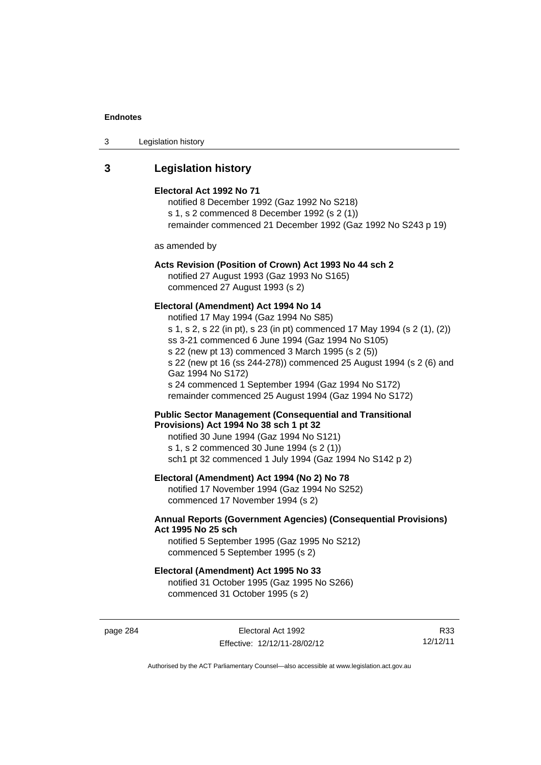## 3 Legislation history

**Electoral Act 1992 No 71**
notified 8 December 1992 (Gaz 1992 No S218)
s 1, s 2 commenced 8 December 1992 (s 2 (1))
remainder commenced 21 December 1992 (Gaz 1992 No S243 p 19)

as amended by

**Acts Revision (Position of Crown) Act 1993 No 44 sch 2**
notified 27 August 1993 (Gaz 1993 No S165)
commenced 27 August 1993 (s 2)

**Electoral (Amendment) Act 1994 No 14**
notified 17 May 1994 (Gaz 1994 No S85)
s 1, s 2, s 22 (in pt), s 23 (in pt) commenced 17 May 1994 (s 2 (1), (2))
ss 3-21 commenced 6 June 1994 (Gaz 1994 No S105)
s 22 (new pt 13) commenced 3 March 1995 (s 2 (5))
s 22 (new pt 16 (ss 244-278)) commenced 25 August 1994 (s 2 (6) and Gaz 1994 No S172)
s 24 commenced 1 September 1994 (Gaz 1994 No S172)
remainder commenced 25 August 1994 (Gaz 1994 No S172)

**Public Sector Management (Consequential and Transitional Provisions) Act 1994 No 38 sch 1 pt 32**
notified 30 June 1994 (Gaz 1994 No S121)
s 1, s 2 commenced 30 June 1994 (s 2 (1))
sch1 pt 32 commenced 1 July 1994 (Gaz 1994 No S142 p 2)

**Electoral (Amendment) Act 1994 (No 2) No 78**
notified 17 November 1994 (Gaz 1994 No S252)
commenced 17 November 1994 (s 2)

**Annual Reports (Government Agencies) (Consequential Provisions) Act 1995 No 25 sch**
notified 5 September 1995 (Gaz 1995 No S212)
commenced 5 September 1995 (s 2)

**Electoral (Amendment) Act 1995 No 33**
notified 31 October 1995 (Gaz 1995 No S266)
commenced 31 October 1995 (s 2)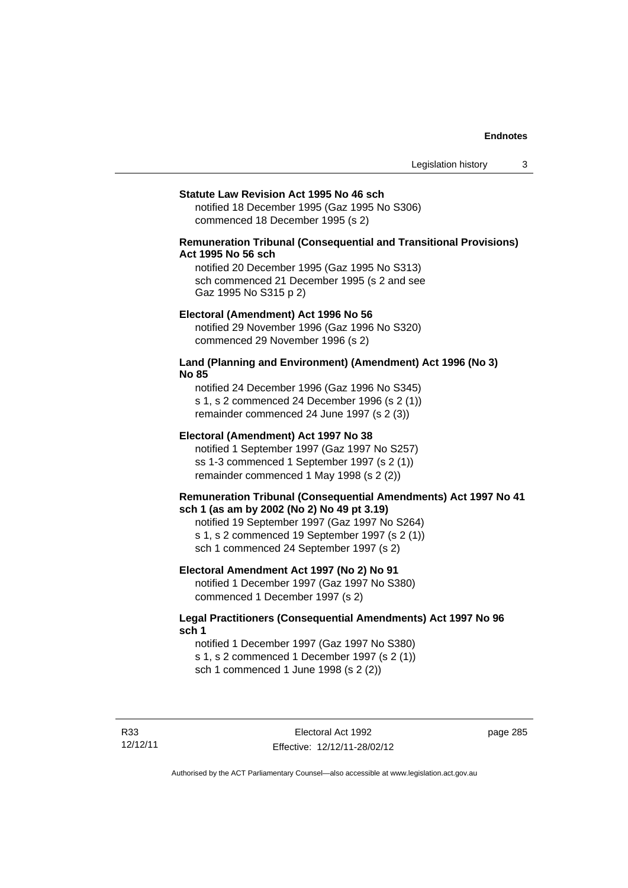**Statute Law Revision Act 1995 No 46 sch**

notified 18 December 1995 (Gaz 1995 No S306)
commenced 18 December 1995 (s 2)

**Remuneration Tribunal (Consequential and Transitional Provisions) Act 1995 No 56 sch**

notified 20 December 1995 (Gaz 1995 No S313)
sch commenced 21 December 1995 (s 2 and see Gaz 1995 No S315 p 2)

**Electoral (Amendment) Act 1996 No 56**

notified 29 November 1996 (Gaz 1996 No S320)
commenced 29 November 1996 (s 2)

**Land (Planning and Environment) (Amendment) Act 1996 (No 3) No 85**

notified 24 December 1996 (Gaz 1996 No S345)
s 1, s 2 commenced 24 December 1996 (s 2 (1))
remainder commenced 24 June 1997 (s 2 (3))

**Electoral (Amendment) Act 1997 No 38**

notified 1 September 1997 (Gaz 1997 No S257)
ss 1-3 commenced 1 September 1997 (s 2 (1))
remainder commenced 1 May 1998 (s 2 (2))

**Remuneration Tribunal (Consequential Amendments) Act 1997 No 41 sch 1 (as am by 2002 (No 2) No 49 pt 3.19)**

notified 19 September 1997 (Gaz 1997 No S264)
s 1, s 2 commenced 19 September 1997 (s 2 (1))
sch 1 commenced 24 September 1997 (s 2)

**Electoral Amendment Act 1997 (No 2) No 91**

notified 1 December 1997 (Gaz 1997 No S380)
commenced 1 December 1997 (s 2)

**Legal Practitioners (Consequential Amendments) Act 1997 No 96 sch 1**

notified 1 December 1997 (Gaz 1997 No S380)
s 1, s 2 commenced 1 December 1997 (s 2 (1))
sch 1 commenced 1 June 1998 (s 2 (2))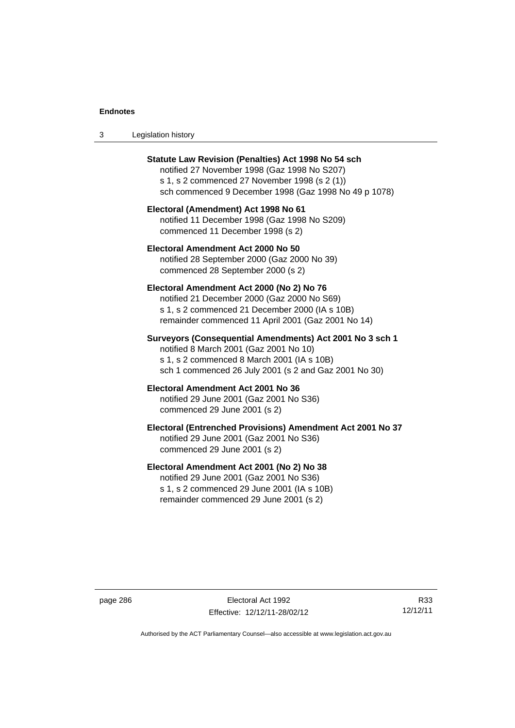**Statute Law Revision (Penalties) Act 1998 No 54 sch**
notified 27 November 1998 (Gaz 1998 No S207)
s 1, s 2 commenced 27 November 1998 (s 2 (1))
sch commenced 9 December 1998 (Gaz 1998 No 49 p 1078)

**Electoral (Amendment) Act 1998 No 61**
notified 11 December 1998 (Gaz 1998 No S209)
commenced 11 December 1998 (s 2)

**Electoral Amendment Act 2000 No 50**
notified 28 September 2000 (Gaz 2000 No 39)
commenced 28 September 2000 (s 2)

**Electoral Amendment Act 2000 (No 2) No 76**
notified 21 December 2000 (Gaz 2000 No S69)
s 1, s 2 commenced 21 December 2000 (IA s 10B)
remainder commenced 11 April 2001 (Gaz 2001 No 14)

**Surveyors (Consequential Amendments) Act 2001 No 3 sch 1**
notified 8 March 2001 (Gaz 2001 No 10)
s 1, s 2 commenced 8 March 2001 (IA s 10B)
sch 1 commenced 26 July 2001 (s 2 and Gaz 2001 No 30)

**Electoral Amendment Act 2001 No 36**
notified 29 June 2001 (Gaz 2001 No S36)
commenced 29 June 2001 (s 2)

**Electoral (Entrenched Provisions) Amendment Act 2001 No 37**
notified 29 June 2001 (Gaz 2001 No S36)
commenced 29 June 2001 (s 2)

**Electoral Amendment Act 2001 (No 2) No 38**
notified 29 June 2001 (Gaz 2001 No S36)
s 1, s 2 commenced 29 June 2001 (IA s 10B)
remainder commenced 29 June 2001 (s 2)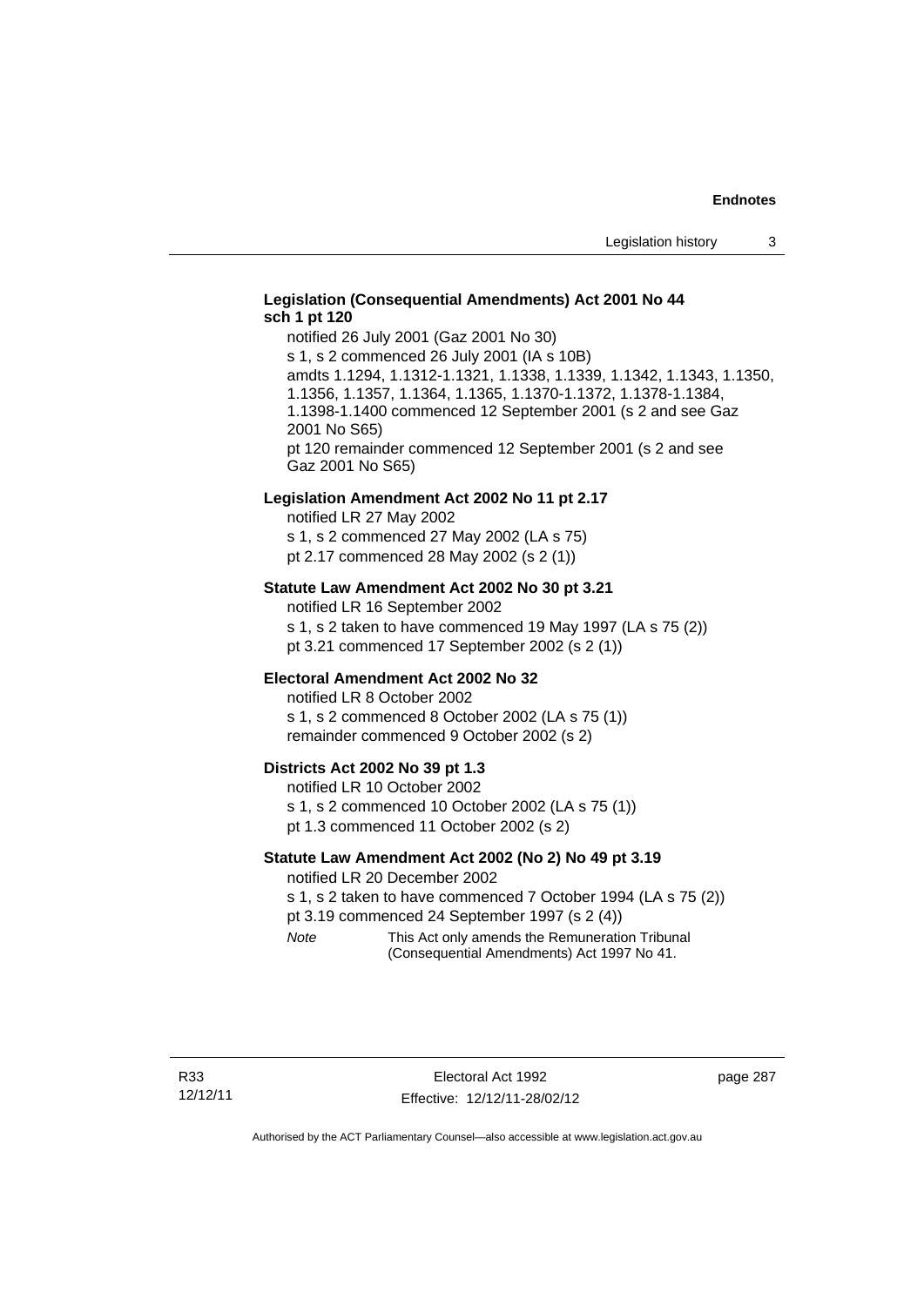**Legislation (Consequential Amendments) Act 2001 No 44 sch 1 pt 120**

notified 26 July 2001 (Gaz 2001 No 30)
s 1, s 2 commenced 26 July 2001 (IA s 10B)
amdts 1.1294, 1.1312-1.1321, 1.1338, 1.1339, 1.1342, 1.1343, 1.1350, 1.1356, 1.1357, 1.1364, 1.1365, 1.1370-1.1372, 1.1378-1.1384, 1.1398-1.1400 commenced 12 September 2001 (s 2 and see Gaz 2001 No S65)
pt 120 remainder commenced 12 September 2001 (s 2 and see Gaz 2001 No S65)

**Legislation Amendment Act 2002 No 11 pt 2.17**

notified LR 27 May 2002
s 1, s 2 commenced 27 May 2002 (LA s 75)
pt 2.17 commenced 28 May 2002 (s 2 (1))

**Statute Law Amendment Act 2002 No 30 pt 3.21**

notified LR 16 September 2002
s 1, s 2 taken to have commenced 19 May 1997 (LA s 75 (2))
pt 3.21 commenced 17 September 2002 (s 2 (1))

**Electoral Amendment Act 2002 No 32**

notified LR 8 October 2002
s 1, s 2 commenced 8 October 2002 (LA s 75 (1))
remainder commenced 9 October 2002 (s 2)

**Districts Act 2002 No 39 pt 1.3**

notified LR 10 October 2002
s 1, s 2 commenced 10 October 2002 (LA s 75 (1))
pt 1.3 commenced 11 October 2002 (s 2)

**Statute Law Amendment Act 2002 (No 2) No 49 pt 3.19**

notified LR 20 December 2002
s 1, s 2 taken to have commenced 7 October 1994 (LA s 75 (2))
pt 3.19 commenced 24 September 1997 (s 2 (4))

*Note* This Act only amends the Remuneration Tribunal (Consequential Amendments) Act 1997 No 41.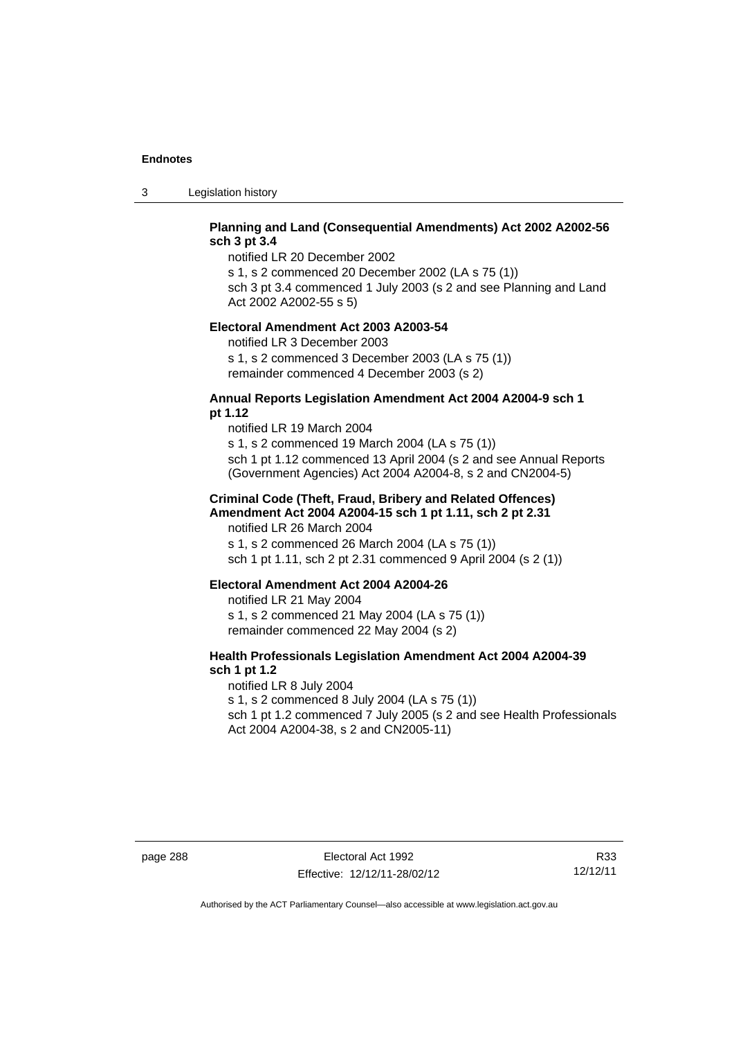**Planning and Land (Consequential Amendments) Act 2002 A2002-56 sch 3 pt 3.4**

notified LR 20 December 2002

s 1, s 2 commenced 20 December 2002 (LA s 75 (1))

sch 3 pt 3.4 commenced 1 July 2003 (s 2 and see Planning and Land Act 2002 A2002-55 s 5)

**Electoral Amendment Act 2003 A2003-54**

notified LR 3 December 2003

s 1, s 2 commenced 3 December 2003 (LA s 75 (1))

remainder commenced 4 December 2003 (s 2)

**Annual Reports Legislation Amendment Act 2004 A2004-9 sch 1 pt 1.12**

notified LR 19 March 2004

s 1, s 2 commenced 19 March 2004 (LA s 75 (1))

sch 1 pt 1.12 commenced 13 April 2004 (s 2 and see Annual Reports (Government Agencies) Act 2004 A2004-8, s 2 and CN2004-5)

**Criminal Code (Theft, Fraud, Bribery and Related Offences) Amendment Act 2004 A2004-15 sch 1 pt 1.11, sch 2 pt 2.31**

notified LR 26 March 2004

s 1, s 2 commenced 26 March 2004 (LA s 75 (1))

sch 1 pt 1.11, sch 2 pt 2.31 commenced 9 April 2004 (s 2 (1))

**Electoral Amendment Act 2004 A2004-26**

notified LR 21 May 2004

s 1, s 2 commenced 21 May 2004 (LA s 75 (1))

remainder commenced 22 May 2004 (s 2)

**Health Professionals Legislation Amendment Act 2004 A2004-39 sch 1 pt 1.2**

notified LR 8 July 2004

s 1, s 2 commenced 8 July 2004 (LA s 75 (1))

sch 1 pt 1.2 commenced 7 July 2005 (s 2 and see Health Professionals Act 2004 A2004-38, s 2 and CN2005-11)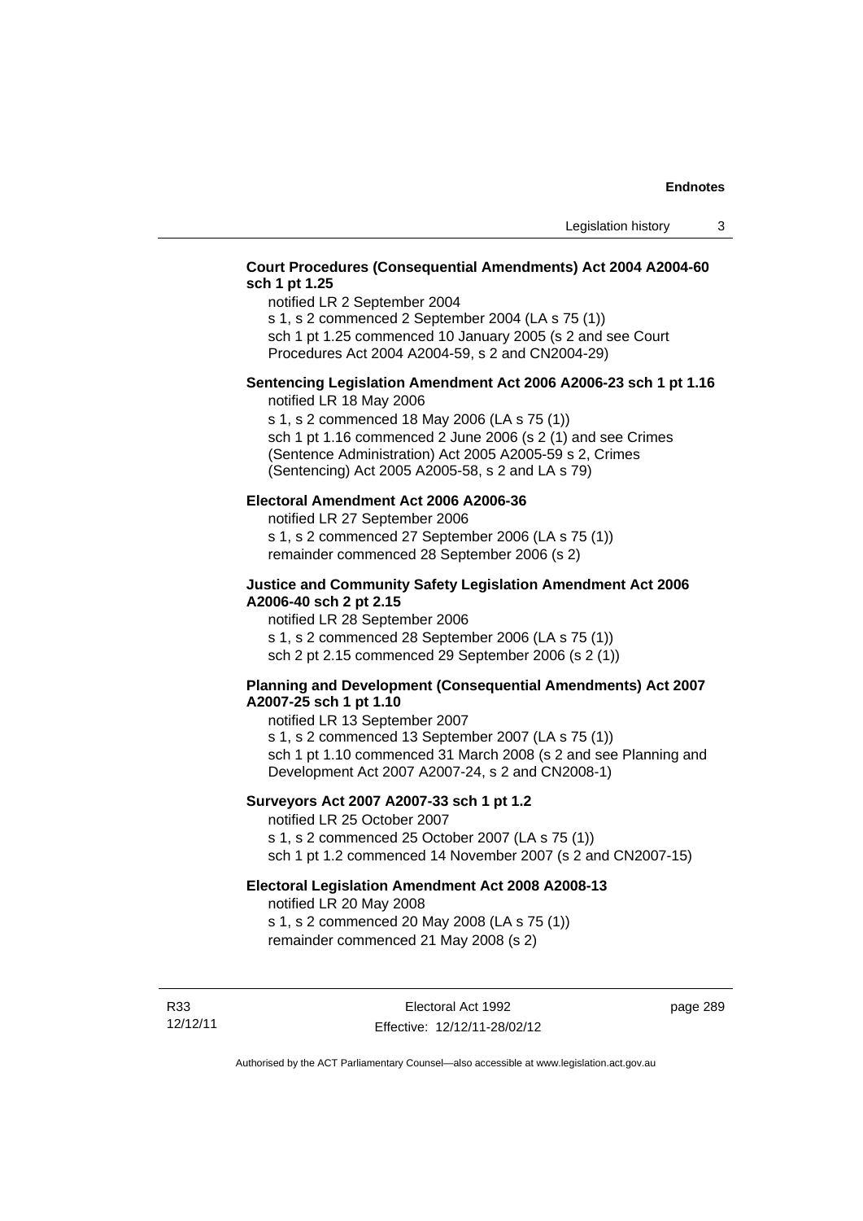**Court Procedures (Consequential Amendments) Act 2004 A2004-60 sch 1 pt 1.25**

notified LR 2 September 2004

s 1, s 2 commenced 2 September 2004 (LA s 75 (1))

sch 1 pt 1.25 commenced 10 January 2005 (s 2 and see Court Procedures Act 2004 A2004-59, s 2 and CN2004-29)

**Sentencing Legislation Amendment Act 2006 A2006-23 sch 1 pt 1.16**

notified LR 18 May 2006

s 1, s 2 commenced 18 May 2006 (LA s 75 (1))

sch 1 pt 1.16 commenced 2 June 2006 (s 2 (1) and see Crimes (Sentence Administration) Act 2005 A2005-59 s 2, Crimes (Sentencing) Act 2005 A2005-58, s 2 and LA s 79)

**Electoral Amendment Act 2006 A2006-36**

notified LR 27 September 2006

s 1, s 2 commenced 27 September 2006 (LA s 75 (1))

remainder commenced 28 September 2006 (s 2)

**Justice and Community Safety Legislation Amendment Act 2006 A2006-40 sch 2 pt 2.15**

notified LR 28 September 2006

s 1, s 2 commenced 28 September 2006 (LA s 75 (1))

sch 2 pt 2.15 commenced 29 September 2006 (s 2 (1))

**Planning and Development (Consequential Amendments) Act 2007 A2007-25 sch 1 pt 1.10**

notified LR 13 September 2007

s 1, s 2 commenced 13 September 2007 (LA s 75 (1))

sch 1 pt 1.10 commenced 31 March 2008 (s 2 and see Planning and Development Act 2007 A2007-24, s 2 and CN2008-1)

**Surveyors Act 2007 A2007-33 sch 1 pt 1.2**

notified LR 25 October 2007

s 1, s 2 commenced 25 October 2007 (LA s 75 (1))

sch 1 pt 1.2 commenced 14 November 2007 (s 2 and CN2007-15)

**Electoral Legislation Amendment Act 2008 A2008-13**

notified LR 20 May 2008

s 1, s 2 commenced 20 May 2008 (LA s 75 (1))

remainder commenced 21 May 2008 (s 2)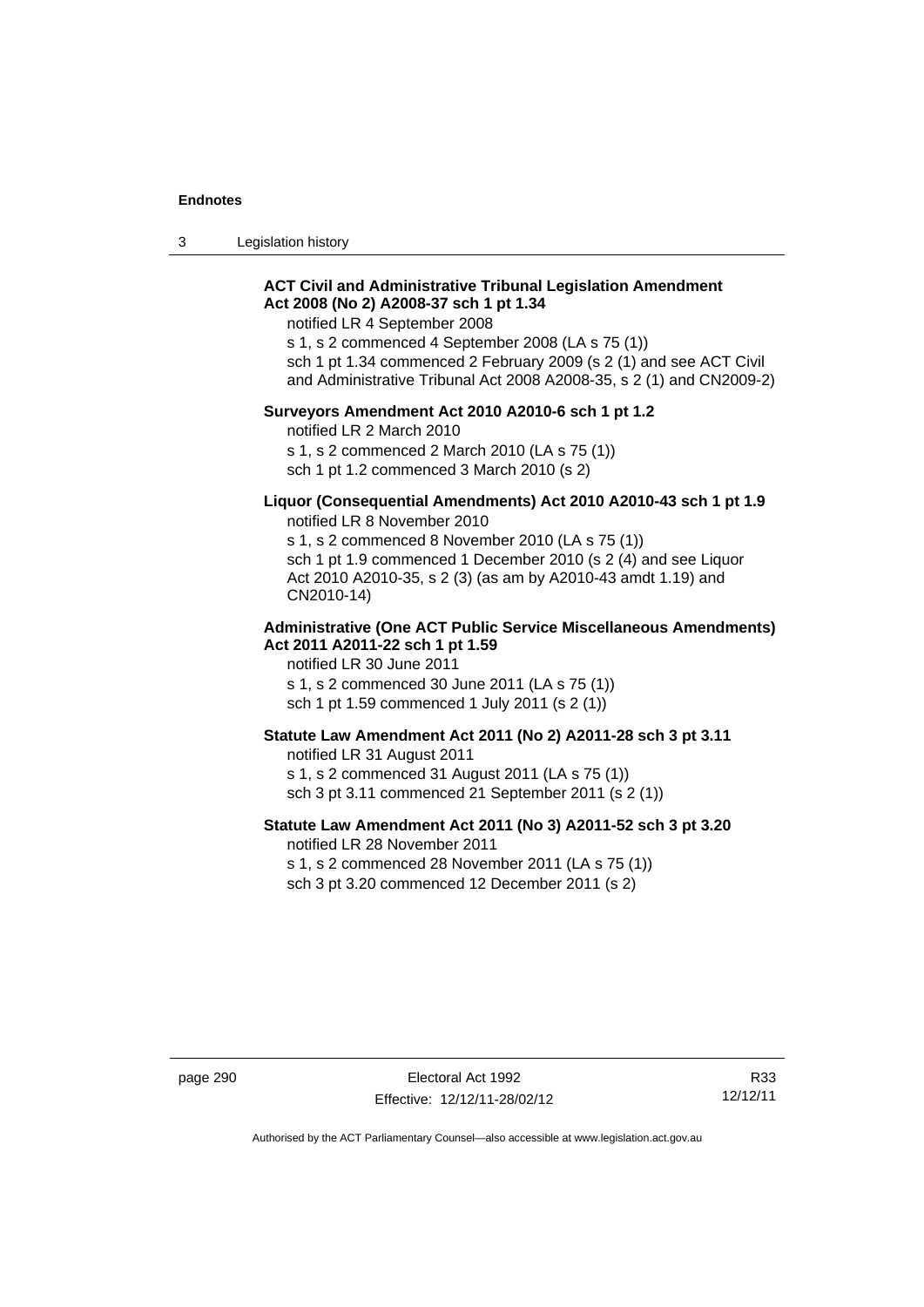**ACT Civil and Administrative Tribunal Legislation Amendment Act 2008 (No 2) A2008-37 sch 1 pt 1.34**

notified LR 4 September 2008

s 1, s 2 commenced 4 September 2008 (LA s 75 (1))

sch 1 pt 1.34 commenced 2 February 2009 (s 2 (1) and see ACT Civil and Administrative Tribunal Act 2008 A2008-35, s 2 (1) and CN2009-2)

**Surveyors Amendment Act 2010 A2010-6 sch 1 pt 1.2**

notified LR 2 March 2010

s 1, s 2 commenced 2 March 2010 (LA s 75 (1))

sch 1 pt 1.2 commenced 3 March 2010 (s 2)

**Liquor (Consequential Amendments) Act 2010 A2010-43 sch 1 pt 1.9**

notified LR 8 November 2010

s 1, s 2 commenced 8 November 2010 (LA s 75 (1))

sch 1 pt 1.9 commenced 1 December 2010 (s 2 (4) and see Liquor Act 2010 A2010-35, s 2 (3) (as am by A2010-43 amdt 1.19) and CN2010-14)

**Administrative (One ACT Public Service Miscellaneous Amendments) Act 2011 A2011-22 sch 1 pt 1.59**

notified LR 30 June 2011

s 1, s 2 commenced 30 June 2011 (LA s 75 (1))

sch 1 pt 1.59 commenced 1 July 2011 (s 2 (1))

**Statute Law Amendment Act 2011 (No 2) A2011-28 sch 3 pt 3.11**

notified LR 31 August 2011

s 1, s 2 commenced 31 August 2011 (LA s 75 (1))

sch 3 pt 3.11 commenced 21 September 2011 (s 2 (1))

**Statute Law Amendment Act 2011 (No 3) A2011-52 sch 3 pt 3.20**

notified LR 28 November 2011

s 1, s 2 commenced 28 November 2011 (LA s 75 (1))

sch 3 pt 3.20 commenced 12 December 2011 (s 2)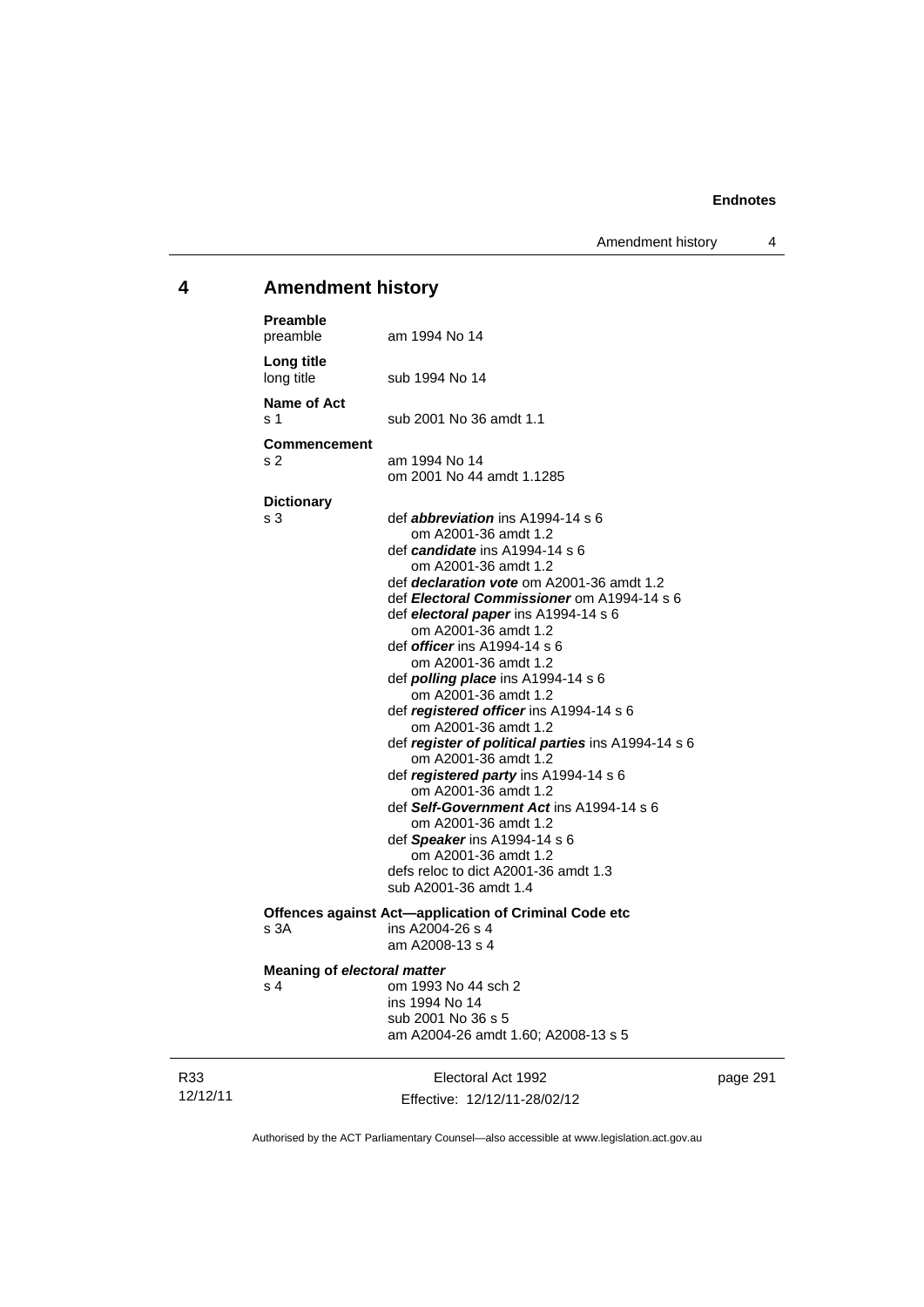## 4 Amendment history

**Preamble**
preamble — am 1994 No 14

**Long title**
long title — sub 1994 No 14

**Name of Act**
s 1 — sub 2001 No 36 amdt 1.1

**Commencement**
s 2 — am 1994 No 14
om 2001 No 44 amdt 1.1285

**Dictionary**
s 3 — def ***abbreviation*** ins A1994-14 s 6
om A2001-36 amdt 1.2
def ***candidate*** ins A1994-14 s 6
om A2001-36 amdt 1.2
def ***declaration vote*** om A2001-36 amdt 1.2
def ***Electoral Commissioner*** om A1994-14 s 6
def ***electoral paper*** ins A1994-14 s 6
om A2001-36 amdt 1.2
def ***officer*** ins A1994-14 s 6
om A2001-36 amdt 1.2
def ***polling place*** ins A1994-14 s 6
om A2001-36 amdt 1.2
def ***registered officer*** ins A1994-14 s 6
om A2001-36 amdt 1.2
def ***register of political parties*** ins A1994-14 s 6
om A2001-36 amdt 1.2
def ***registered party*** ins A1994-14 s 6
om A2001-36 amdt 1.2
def ***Self-Government Act*** ins A1994-14 s 6
om A2001-36 amdt 1.2
def ***Speaker*** ins A1994-14 s 6
om A2001-36 amdt 1.2
defs reloc to dict A2001-36 amdt 1.3
sub A2001-36 amdt 1.4

**Offences against Act—application of Criminal Code etc**
s 3A — ins A2004-26 s 4
am A2008-13 s 4

**Meaning of *electoral matter***
s 4 — om 1993 No 44 sch 2
ins 1994 No 14
sub 2001 No 36 s 5
am A2004-26 amdt 1.60; A2008-13 s 5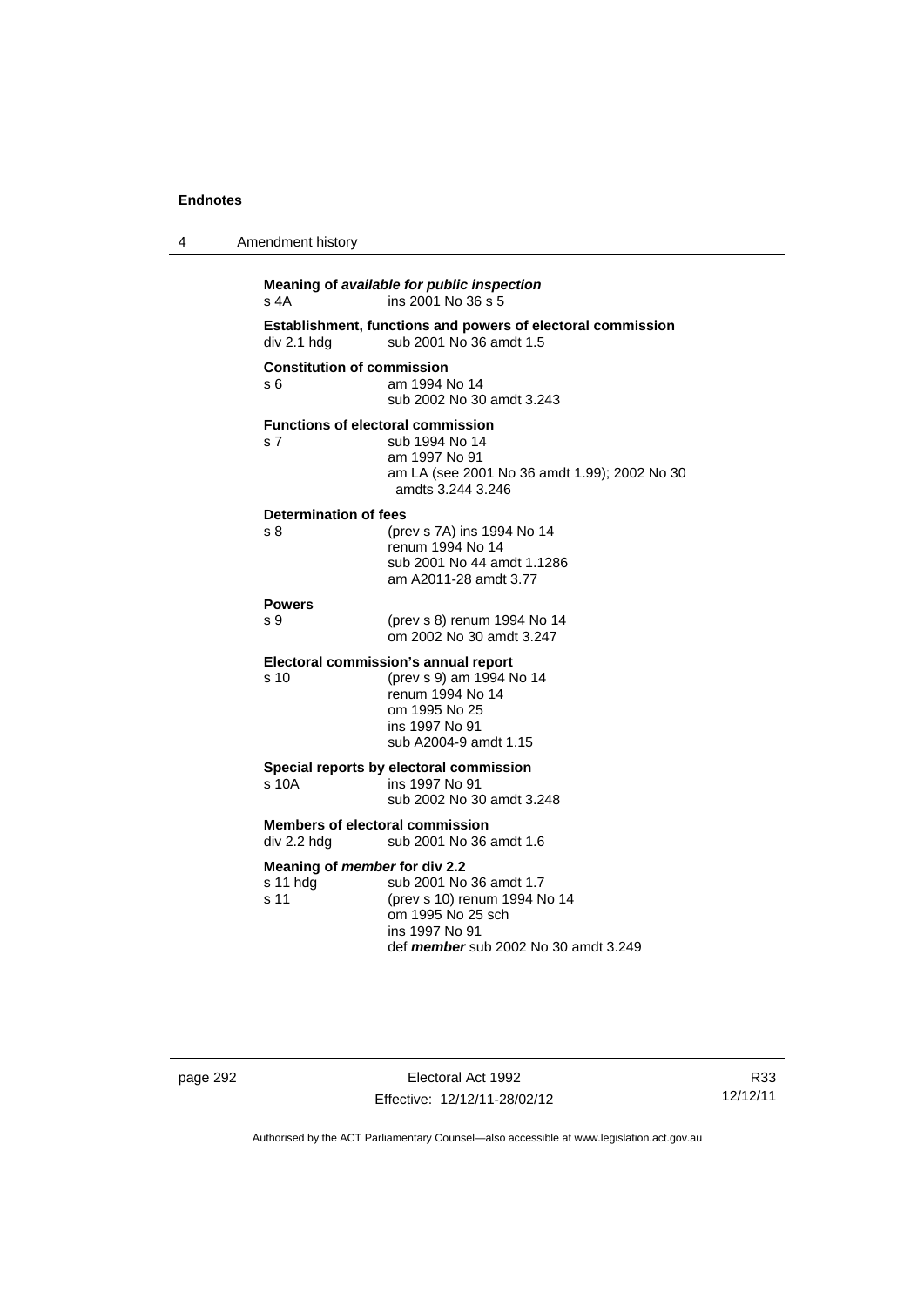**Meaning of *available for public inspection***
s 4A ins 2001 No 36 s 5

**Establishment, functions and powers of electoral commission**
div 2.1 hdg sub 2001 No 36 amdt 1.5

**Constitution of commission**
s 6 am 1994 No 14
sub 2002 No 30 amdt 3.243

**Functions of electoral commission**
s 7 sub 1994 No 14
am 1997 No 91
am LA (see 2001 No 36 amdt 1.99); 2002 No 30 amdts 3.244 3.246

**Determination of fees**
s 8 (prev s 7A) ins 1994 No 14
renum 1994 No 14
sub 2001 No 44 amdt 1.1286
am A2011-28 amdt 3.77

**Powers**
s 9 (prev s 8) renum 1994 No 14
om 2002 No 30 amdt 3.247

**Electoral commission's annual report**
s 10 (prev s 9) am 1994 No 14
renum 1994 No 14
om 1995 No 25
ins 1997 No 91
sub A2004-9 amdt 1.15

**Special reports by electoral commission**
s 10A ins 1997 No 91
sub 2002 No 30 amdt 3.248

**Members of electoral commission**
div 2.2 hdg sub 2001 No 36 amdt 1.6

**Meaning of *member* for div 2.2**
s 11 hdg sub 2001 No 36 amdt 1.7
s 11 (prev s 10) renum 1994 No 14
om 1995 No 25 sch
ins 1997 No 91
def ***member*** sub 2002 No 30 amdt 3.249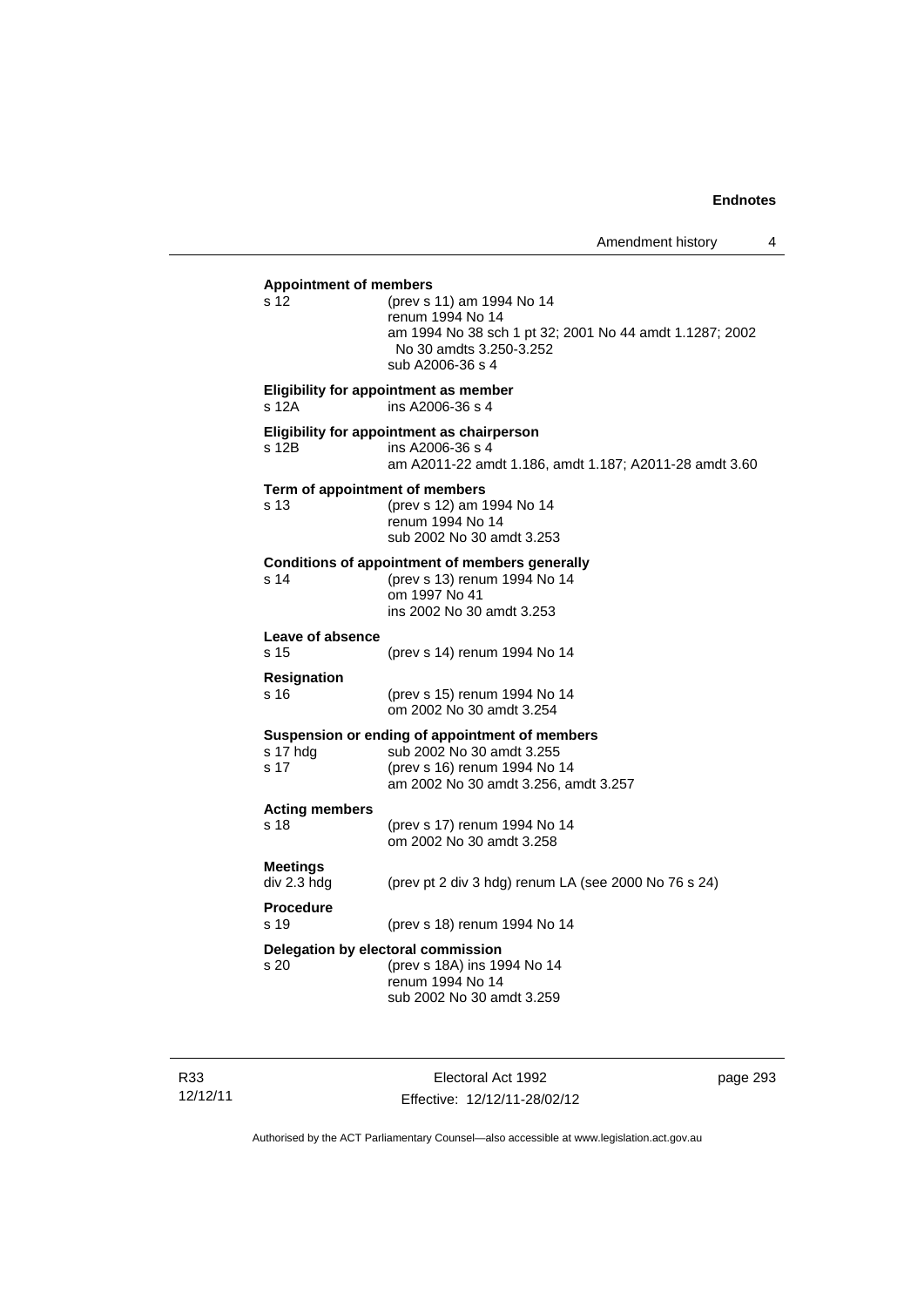**Appointment of members**

s 12 (prev s 11) am 1994 No 14
renum 1994 No 14
am 1994 No 38 sch 1 pt 32; 2001 No 44 amdt 1.1287; 2002 No 30 amdts 3.250-3.252
sub A2006-36 s 4

**Eligibility for appointment as member**

s 12A ins A2006-36 s 4

**Eligibility for appointment as chairperson**

s 12B ins A2006-36 s 4
am A2011-22 amdt 1.186, amdt 1.187; A2011-28 amdt 3.60

**Term of appointment of members**

s 13 (prev s 12) am 1994 No 14
renum 1994 No 14
sub 2002 No 30 amdt 3.253

**Conditions of appointment of members generally**

s 14 (prev s 13) renum 1994 No 14
om 1997 No 41
ins 2002 No 30 amdt 3.253

**Leave of absence**

s 15 (prev s 14) renum 1994 No 14

**Resignation**

s 16 (prev s 15) renum 1994 No 14
om 2002 No 30 amdt 3.254

**Suspension or ending of appointment of members**

s 17 hdg sub 2002 No 30 amdt 3.255
s 17 (prev s 16) renum 1994 No 14
am 2002 No 30 amdt 3.256, amdt 3.257

**Acting members**

s 18 (prev s 17) renum 1994 No 14
om 2002 No 30 amdt 3.258

**Meetings**

div 2.3 hdg (prev pt 2 div 3 hdg) renum LA (see 2000 No 76 s 24)

**Procedure**

s 19 (prev s 18) renum 1994 No 14

**Delegation by electoral commission**

s 20 (prev s 18A) ins 1994 No 14
renum 1994 No 14
sub 2002 No 30 amdt 3.259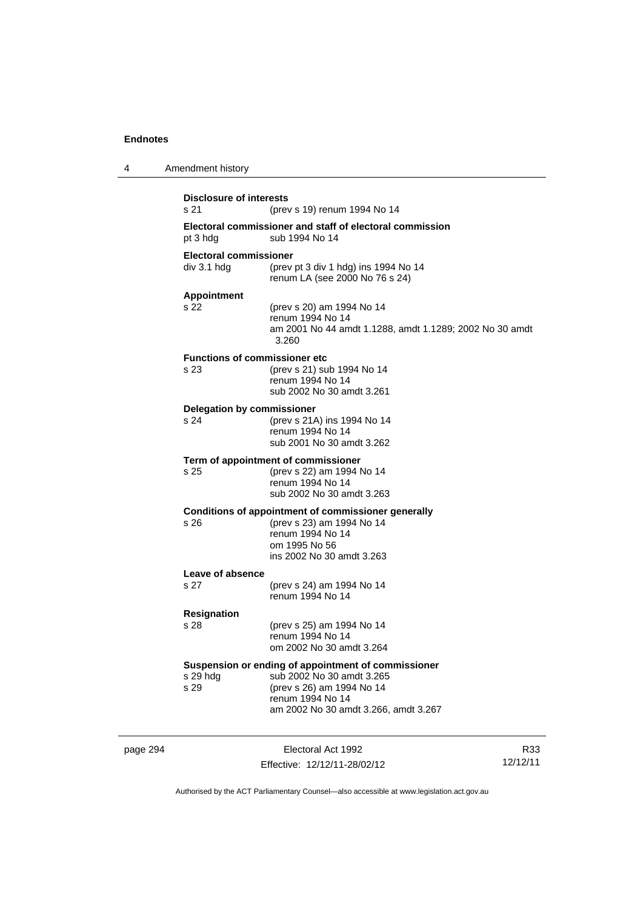**Disclosure of interests**
s 21 (prev s 19) renum 1994 No 14

**Electoral commissioner and staff of electoral commission**
pt 3 hdg sub 1994 No 14

**Electoral commissioner**
div 3.1 hdg (prev pt 3 div 1 hdg) ins 1994 No 14
renum LA (see 2000 No 76 s 24)

**Appointment**
s 22 (prev s 20) am 1994 No 14
renum 1994 No 14
am 2001 No 44 amdt 1.1288, amdt 1.1289; 2002 No 30 amdt 3.260

**Functions of commissioner etc**
s 23 (prev s 21) sub 1994 No 14
renum 1994 No 14
sub 2002 No 30 amdt 3.261

**Delegation by commissioner**
s 24 (prev s 21A) ins 1994 No 14
renum 1994 No 14
sub 2001 No 30 amdt 3.262

**Term of appointment of commissioner**
s 25 (prev s 22) am 1994 No 14
renum 1994 No 14
sub 2002 No 30 amdt 3.263

**Conditions of appointment of commissioner generally**
s 26 (prev s 23) am 1994 No 14
renum 1994 No 14
om 1995 No 56
ins 2002 No 30 amdt 3.263

**Leave of absence**
s 27 (prev s 24) am 1994 No 14
renum 1994 No 14

**Resignation**
s 28 (prev s 25) am 1994 No 14
renum 1994 No 14
om 2002 No 30 amdt 3.264

**Suspension or ending of appointment of commissioner**
s 29 hdg sub 2002 No 30 amdt 3.265
s 29 (prev s 26) am 1994 No 14
renum 1994 No 14
am 2002 No 30 amdt 3.266, amdt 3.267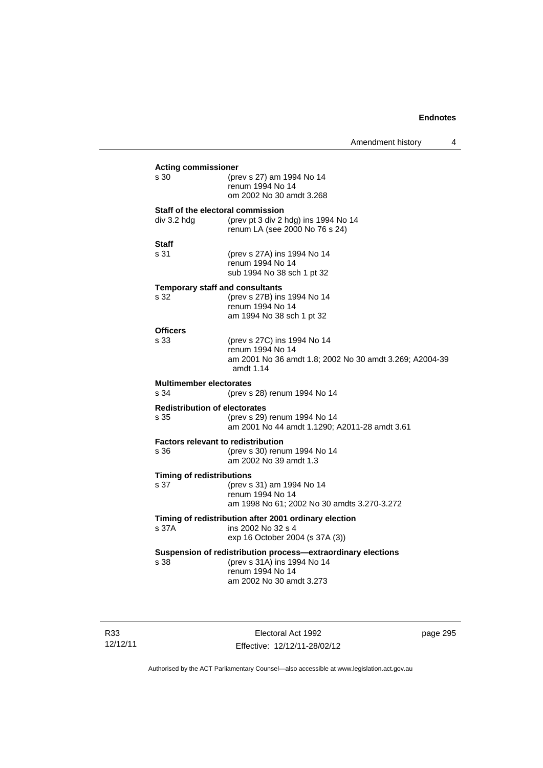**Acting commissioner**

s 30 (prev s 27) am 1994 No 14
renum 1994 No 14
om 2002 No 30 amdt 3.268

**Staff of the electoral commission**

div 3.2 hdg (prev pt 3 div 2 hdg) ins 1994 No 14
renum LA (see 2000 No 76 s 24)

**Staff**

s 31 (prev s 27A) ins 1994 No 14
renum 1994 No 14
sub 1994 No 38 sch 1 pt 32

**Temporary staff and consultants**

s 32 (prev s 27B) ins 1994 No 14
renum 1994 No 14
am 1994 No 38 sch 1 pt 32

**Officers**

s 33 (prev s 27C) ins 1994 No 14
renum 1994 No 14
am 2001 No 36 amdt 1.8; 2002 No 30 amdt 3.269; A2004-39 amdt 1.14

**Multimember electorates**

s 34 (prev s 28) renum 1994 No 14

**Redistribution of electorates**

s 35 (prev s 29) renum 1994 No 14
am 2001 No 44 amdt 1.1290; A2011-28 amdt 3.61

**Factors relevant to redistribution**

s 36 (prev s 30) renum 1994 No 14
am 2002 No 39 amdt 1.3

**Timing of redistributions**

s 37 (prev s 31) am 1994 No 14
renum 1994 No 14
am 1998 No 61; 2002 No 30 amdts 3.270-3.272

**Timing of redistribution after 2001 ordinary election**

s 37A ins 2002 No 32 s 4
exp 16 October 2004 (s 37A (3))

**Suspension of redistribution process—extraordinary elections**

s 38 (prev s 31A) ins 1994 No 14
renum 1994 No 14
am 2002 No 30 amdt 3.273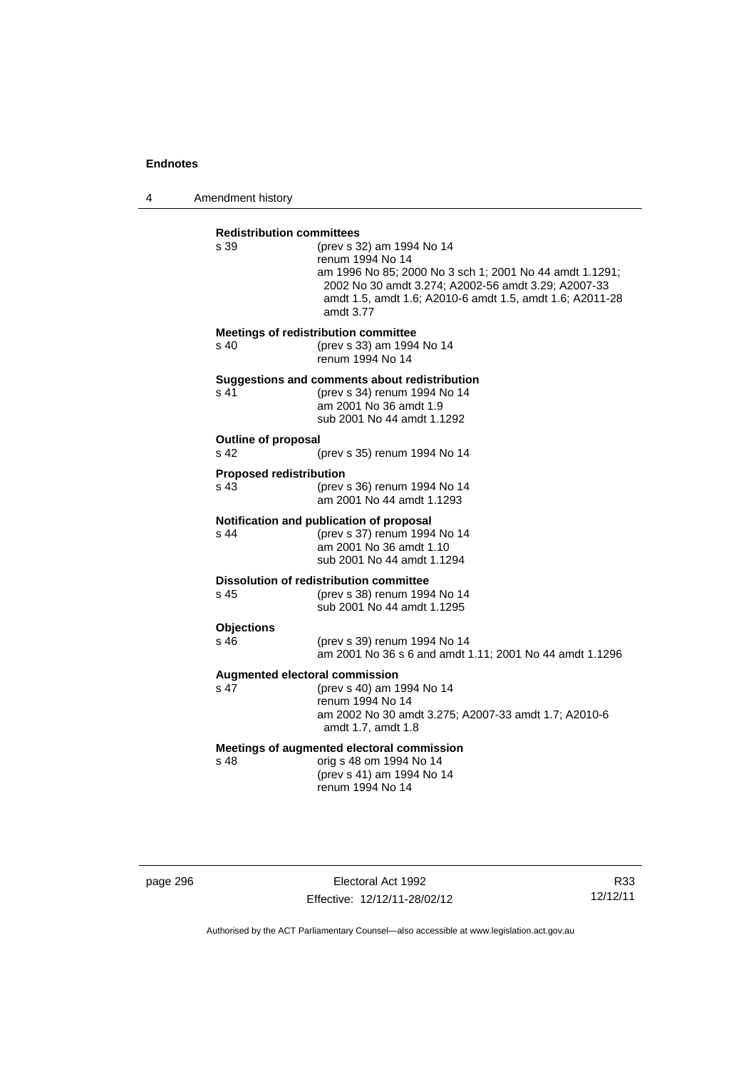**Redistribution committees**

s 39 (prev s 32) am 1994 No 14
renum 1994 No 14
am 1996 No 85; 2000 No 3 sch 1; 2001 No 44 amdt 1.1291; 2002 No 30 amdt 3.274; A2002-56 amdt 3.29; A2007-33 amdt 1.5, amdt 1.6; A2010-6 amdt 1.5, amdt 1.6; A2011-28 amdt 3.77

**Meetings of redistribution committee**

s 40 (prev s 33) am 1994 No 14
renum 1994 No 14

**Suggestions and comments about redistribution**

s 41 (prev s 34) renum 1994 No 14
am 2001 No 36 amdt 1.9
sub 2001 No 44 amdt 1.1292

**Outline of proposal**

s 42 (prev s 35) renum 1994 No 14

**Proposed redistribution**

s 43 (prev s 36) renum 1994 No 14
am 2001 No 44 amdt 1.1293

**Notification and publication of proposal**

s 44 (prev s 37) renum 1994 No 14
am 2001 No 36 amdt 1.10
sub 2001 No 44 amdt 1.1294

**Dissolution of redistribution committee**

s 45 (prev s 38) renum 1994 No 14
sub 2001 No 44 amdt 1.1295

**Objections**

s 46 (prev s 39) renum 1994 No 14
am 2001 No 36 s 6 and amdt 1.11; 2001 No 44 amdt 1.1296

**Augmented electoral commission**

s 47 (prev s 40) am 1994 No 14
renum 1994 No 14
am 2002 No 30 amdt 3.275; A2007-33 amdt 1.7; A2010-6 amdt 1.7, amdt 1.8

**Meetings of augmented electoral commission**

s 48 orig s 48 om 1994 No 14
(prev s 41) am 1994 No 14
renum 1994 No 14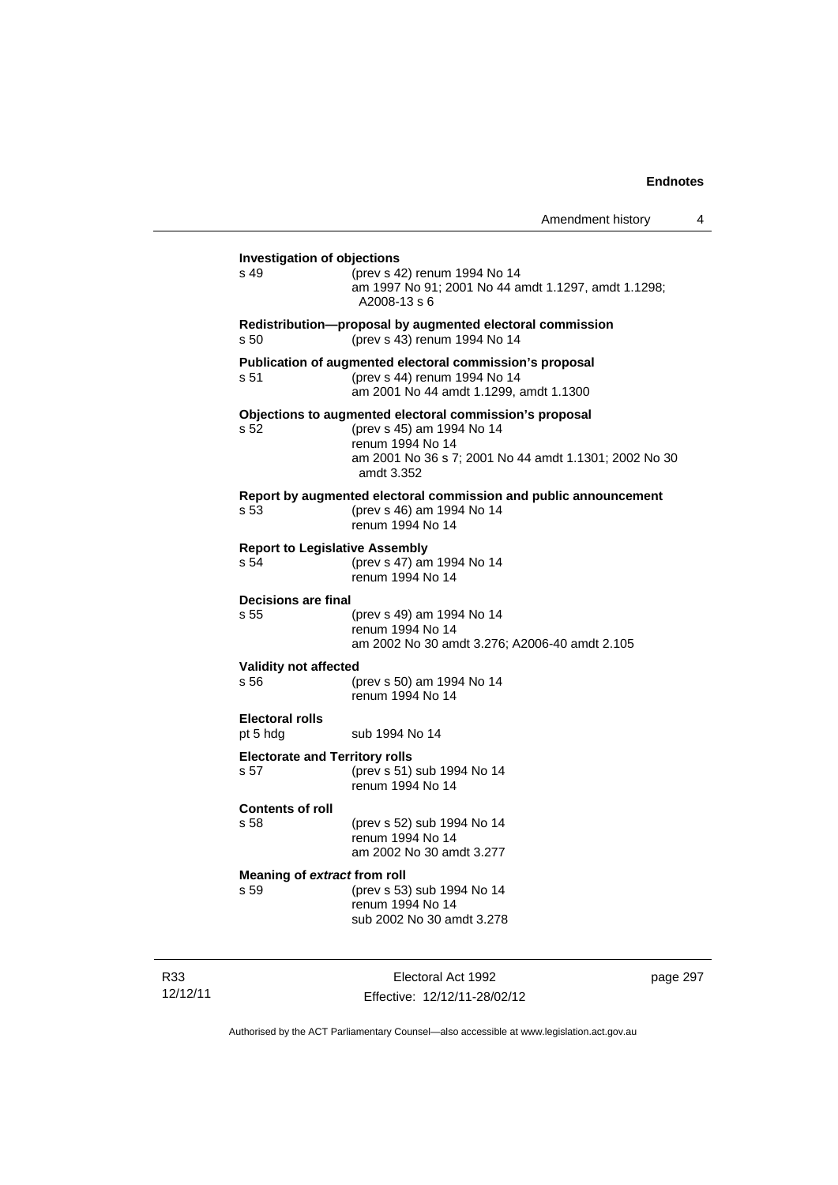**Investigation of objections**

s 49 (prev s 42) renum 1994 No 14
am 1997 No 91; 2001 No 44 amdt 1.1297, amdt 1.1298; A2008-13 s 6

**Redistribution—proposal by augmented electoral commission**

s 50 (prev s 43) renum 1994 No 14

**Publication of augmented electoral commission's proposal**

s 51 (prev s 44) renum 1994 No 14
am 2001 No 44 amdt 1.1299, amdt 1.1300

**Objections to augmented electoral commission's proposal**

s 52 (prev s 45) am 1994 No 14
renum 1994 No 14
am 2001 No 36 s 7; 2001 No 44 amdt 1.1301; 2002 No 30 amdt 3.352

**Report by augmented electoral commission and public announcement**

s 53 (prev s 46) am 1994 No 14
renum 1994 No 14

**Report to Legislative Assembly**

s 54 (prev s 47) am 1994 No 14
renum 1994 No 14

**Decisions are final**

s 55 (prev s 49) am 1994 No 14
renum 1994 No 14
am 2002 No 30 amdt 3.276; A2006-40 amdt 2.105

**Validity not affected**

s 56 (prev s 50) am 1994 No 14
renum 1994 No 14

**Electoral rolls**

pt 5 hdg sub 1994 No 14

**Electorate and Territory rolls**

s 57 (prev s 51) sub 1994 No 14
renum 1994 No 14

**Contents of roll**

s 58 (prev s 52) sub 1994 No 14
renum 1994 No 14
am 2002 No 30 amdt 3.277

**Meaning of *extract* from roll**

s 59 (prev s 53) sub 1994 No 14
renum 1994 No 14
sub 2002 No 30 amdt 3.278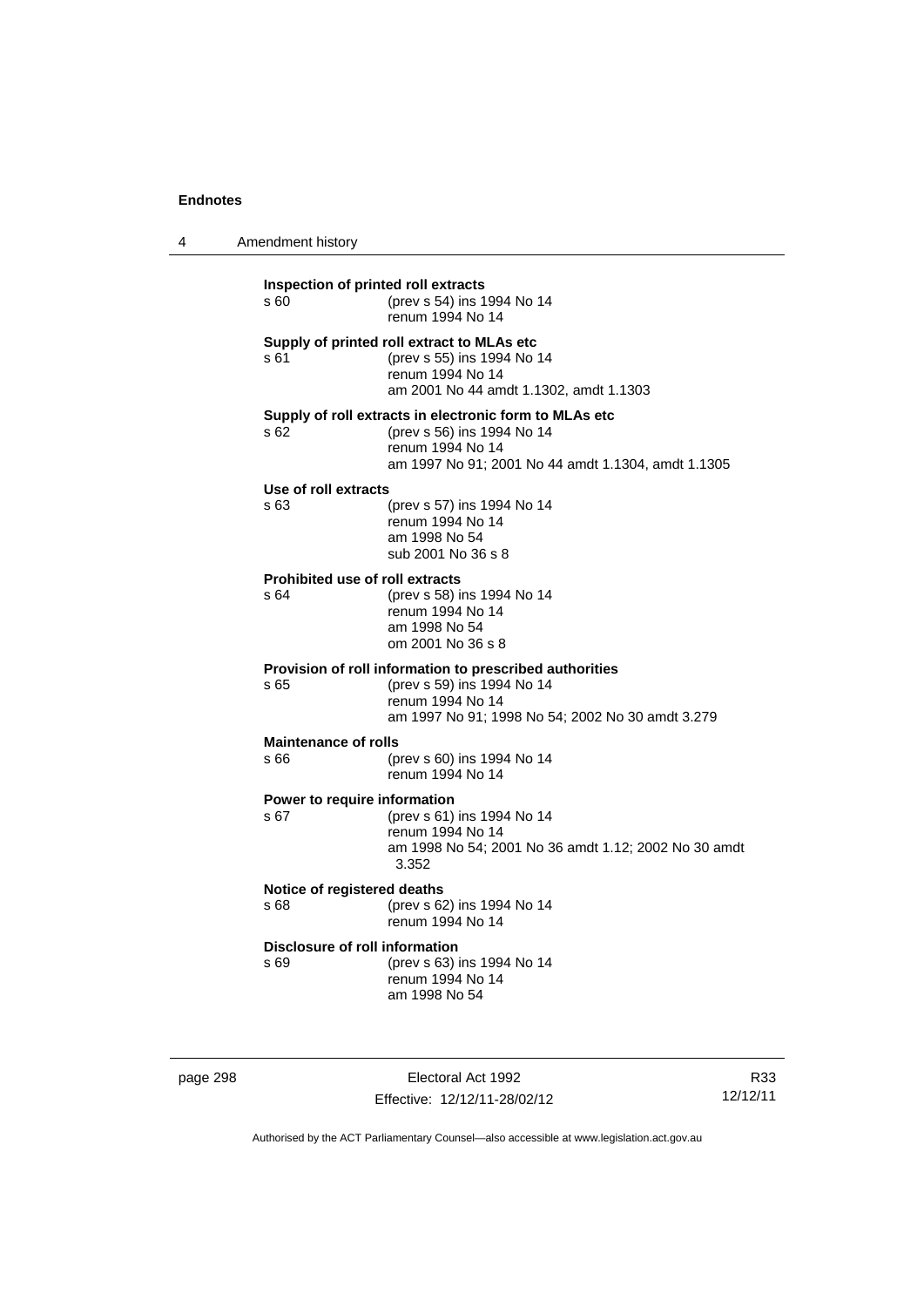**Inspection of printed roll extracts**
s 60 (prev s 54) ins 1994 No 14
renum 1994 No 14

**Supply of printed roll extract to MLAs etc**
s 61 (prev s 55) ins 1994 No 14
renum 1994 No 14
am 2001 No 44 amdt 1.1302, amdt 1.1303

**Supply of roll extracts in electronic form to MLAs etc**
s 62 (prev s 56) ins 1994 No 14
renum 1994 No 14
am 1997 No 91; 2001 No 44 amdt 1.1304, amdt 1.1305

**Use of roll extracts**
s 63 (prev s 57) ins 1994 No 14
renum 1994 No 14
am 1998 No 54
sub 2001 No 36 s 8

**Prohibited use of roll extracts**
s 64 (prev s 58) ins 1994 No 14
renum 1994 No 14
am 1998 No 54
om 2001 No 36 s 8

**Provision of roll information to prescribed authorities**
s 65 (prev s 59) ins 1994 No 14
renum 1994 No 14
am 1997 No 91; 1998 No 54; 2002 No 30 amdt 3.279

**Maintenance of rolls**
s 66 (prev s 60) ins 1994 No 14
renum 1994 No 14

**Power to require information**
s 67 (prev s 61) ins 1994 No 14
renum 1994 No 14
am 1998 No 54; 2001 No 36 amdt 1.12; 2002 No 30 amdt 3.352

**Notice of registered deaths**
s 68 (prev s 62) ins 1994 No 14
renum 1994 No 14

**Disclosure of roll information**
s 69 (prev s 63) ins 1994 No 14
renum 1994 No 14
am 1998 No 54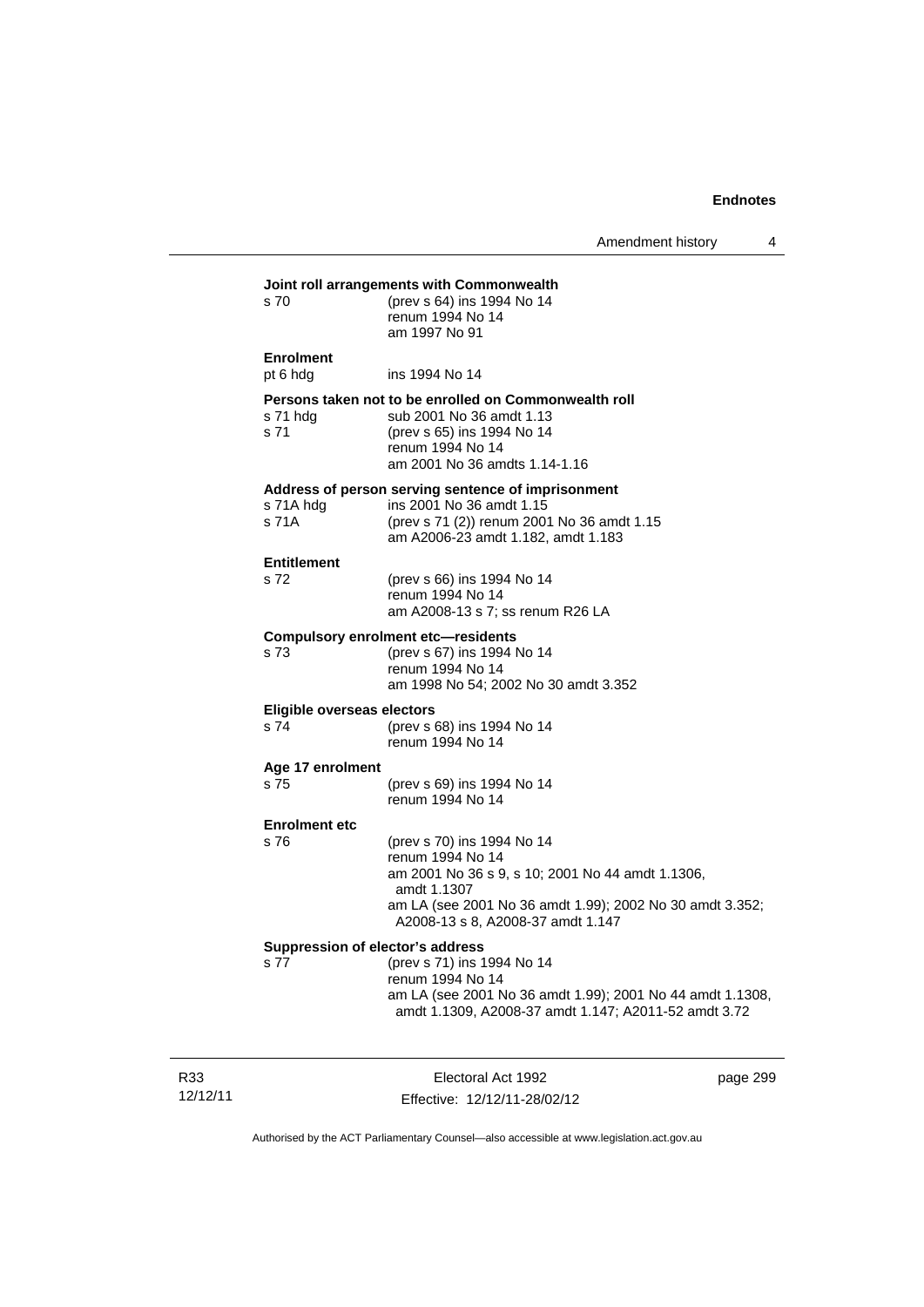**Joint roll arrangements with Commonwealth**

s 70 (prev s 64) ins 1994 No 14
renum 1994 No 14
am 1997 No 91

**Enrolment**

pt 6 hdg ins 1994 No 14

**Persons taken not to be enrolled on Commonwealth roll**

s 71 hdg sub 2001 No 36 amdt 1.13
s 71 (prev s 65) ins 1994 No 14
renum 1994 No 14
am 2001 No 36 amdts 1.14-1.16

**Address of person serving sentence of imprisonment**

s 71A hdg ins 2001 No 36 amdt 1.15
s 71A (prev s 71 (2)) renum 2001 No 36 amdt 1.15
am A2006-23 amdt 1.182, amdt 1.183

**Entitlement**

s 72 (prev s 66) ins 1994 No 14
renum 1994 No 14
am A2008-13 s 7; ss renum R26 LA

**Compulsory enrolment etc—residents**

s 73 (prev s 67) ins 1994 No 14
renum 1994 No 14
am 1998 No 54; 2002 No 30 amdt 3.352

**Eligible overseas electors**

s 74 (prev s 68) ins 1994 No 14
renum 1994 No 14

**Age 17 enrolment**

s 75 (prev s 69) ins 1994 No 14
renum 1994 No 14

**Enrolment etc**

s 76 (prev s 70) ins 1994 No 14
renum 1994 No 14
am 2001 No 36 s 9, s 10; 2001 No 44 amdt 1.1306, amdt 1.1307
am LA (see 2001 No 36 amdt 1.99); 2002 No 30 amdt 3.352; A2008-13 s 8, A2008-37 amdt 1.147

**Suppression of elector's address**

s 77 (prev s 71) ins 1994 No 14
renum 1994 No 14
am LA (see 2001 No 36 amdt 1.99); 2001 No 44 amdt 1.1308, amdt 1.1309, A2008-37 amdt 1.147; A2011-52 amdt 3.72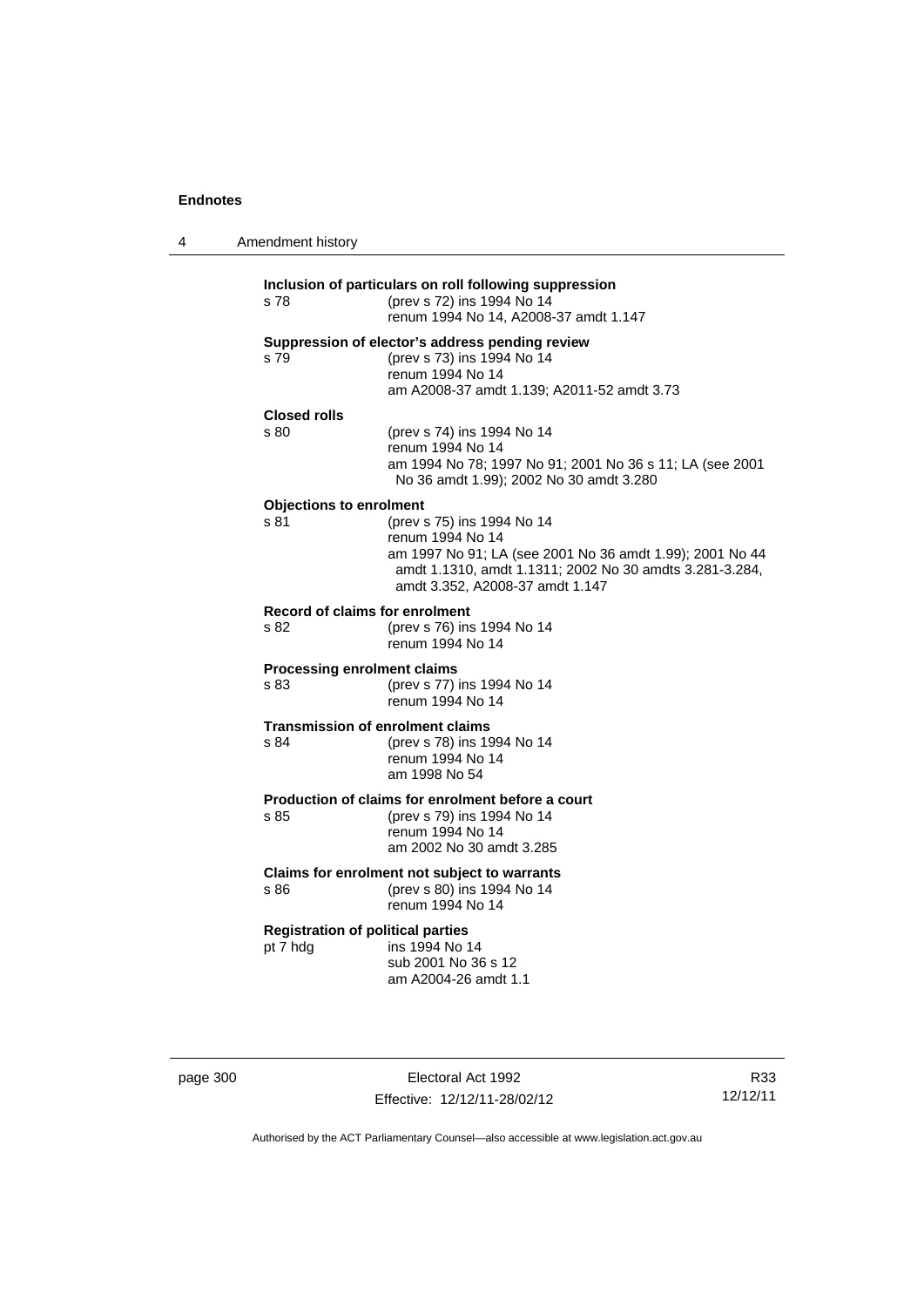**Inclusion of particulars on roll following suppression**

s 78 (prev s 72) ins 1994 No 14
renum 1994 No 14, A2008-37 amdt 1.147

**Suppression of elector's address pending review**

s 79 (prev s 73) ins 1994 No 14
renum 1994 No 14
am A2008-37 amdt 1.139; A2011-52 amdt 3.73

**Closed rolls**

s 80 (prev s 74) ins 1994 No 14
renum 1994 No 14
am 1994 No 78; 1997 No 91; 2001 No 36 s 11; LA (see 2001 No 36 amdt 1.99); 2002 No 30 amdt 3.280

**Objections to enrolment**

s 81 (prev s 75) ins 1994 No 14
renum 1994 No 14
am 1997 No 91; LA (see 2001 No 36 amdt 1.99); 2001 No 44 amdt 1.1310, amdt 1.1311; 2002 No 30 amdts 3.281-3.284, amdt 3.352, A2008-37 amdt 1.147

**Record of claims for enrolment**

s 82 (prev s 76) ins 1994 No 14
renum 1994 No 14

**Processing enrolment claims**

s 83 (prev s 77) ins 1994 No 14
renum 1994 No 14

**Transmission of enrolment claims**

s 84 (prev s 78) ins 1994 No 14
renum 1994 No 14
am 1998 No 54

**Production of claims for enrolment before a court**

s 85 (prev s 79) ins 1994 No 14
renum 1994 No 14
am 2002 No 30 amdt 3.285

**Claims for enrolment not subject to warrants**

s 86 (prev s 80) ins 1994 No 14
renum 1994 No 14

**Registration of political parties**

pt 7 hdg ins 1994 No 14
sub 2001 No 36 s 12
am A2004-26 amdt 1.1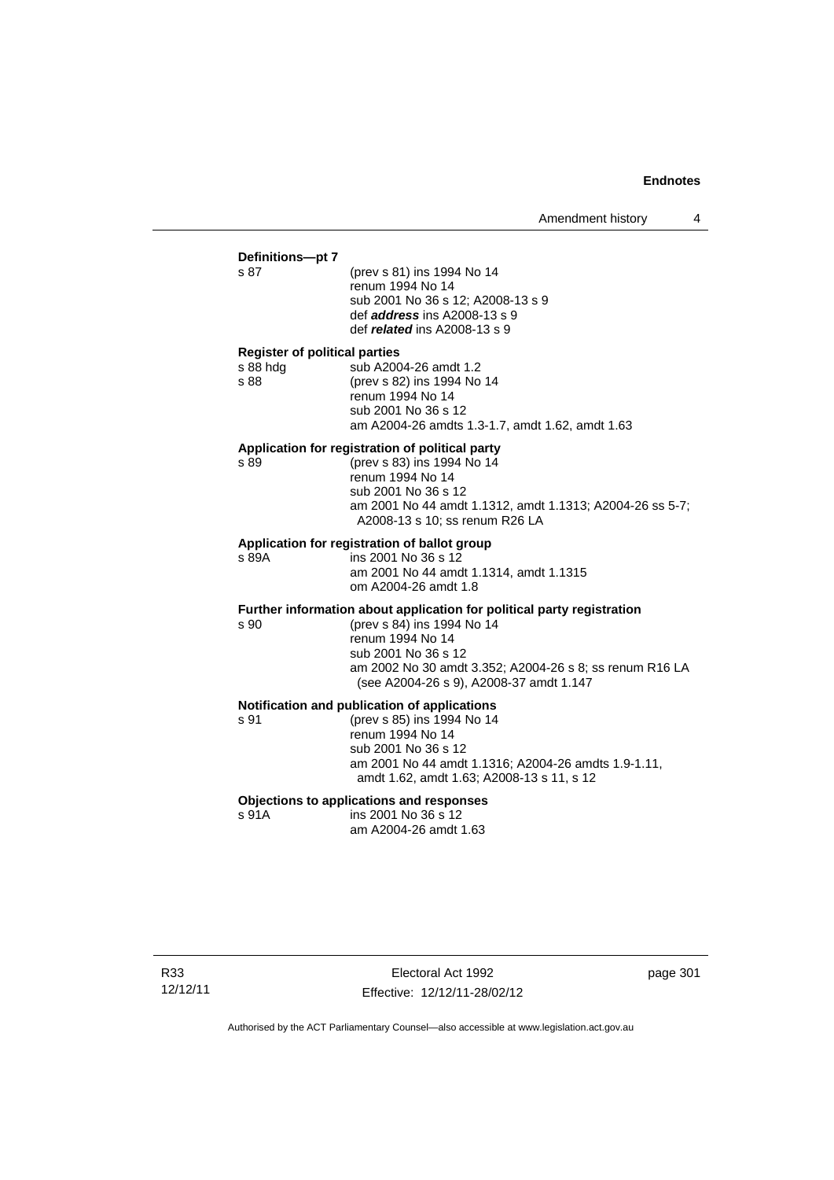**Definitions—pt 7**

s 87 (prev s 81) ins 1994 No 14
renum 1994 No 14
sub 2001 No 36 s 12; A2008-13 s 9
def ***address*** ins A2008-13 s 9
def ***related*** ins A2008-13 s 9

**Register of political parties**

s 88 hdg sub A2004-26 amdt 1.2
s 88 (prev s 82) ins 1994 No 14
renum 1994 No 14
sub 2001 No 36 s 12
am A2004-26 amdts 1.3-1.7, amdt 1.62, amdt 1.63

**Application for registration of political party**

s 89 (prev s 83) ins 1994 No 14
renum 1994 No 14
sub 2001 No 36 s 12
am 2001 No 44 amdt 1.1312, amdt 1.1313; A2004-26 ss 5-7; A2008-13 s 10; ss renum R26 LA

**Application for registration of ballot group**

s 89A ins 2001 No 36 s 12
am 2001 No 44 amdt 1.1314, amdt 1.1315
om A2004-26 amdt 1.8

**Further information about application for political party registration**

s 90 (prev s 84) ins 1994 No 14
renum 1994 No 14
sub 2001 No 36 s 12
am 2002 No 30 amdt 3.352; A2004-26 s 8; ss renum R16 LA (see A2004-26 s 9), A2008-37 amdt 1.147

**Notification and publication of applications**

s 91 (prev s 85) ins 1994 No 14
renum 1994 No 14
sub 2001 No 36 s 12
am 2001 No 44 amdt 1.1316; A2004-26 amdts 1.9-1.11, amdt 1.62, amdt 1.63; A2008-13 s 11, s 12

**Objections to applications and responses**

s 91A ins 2001 No 36 s 12
am A2004-26 amdt 1.63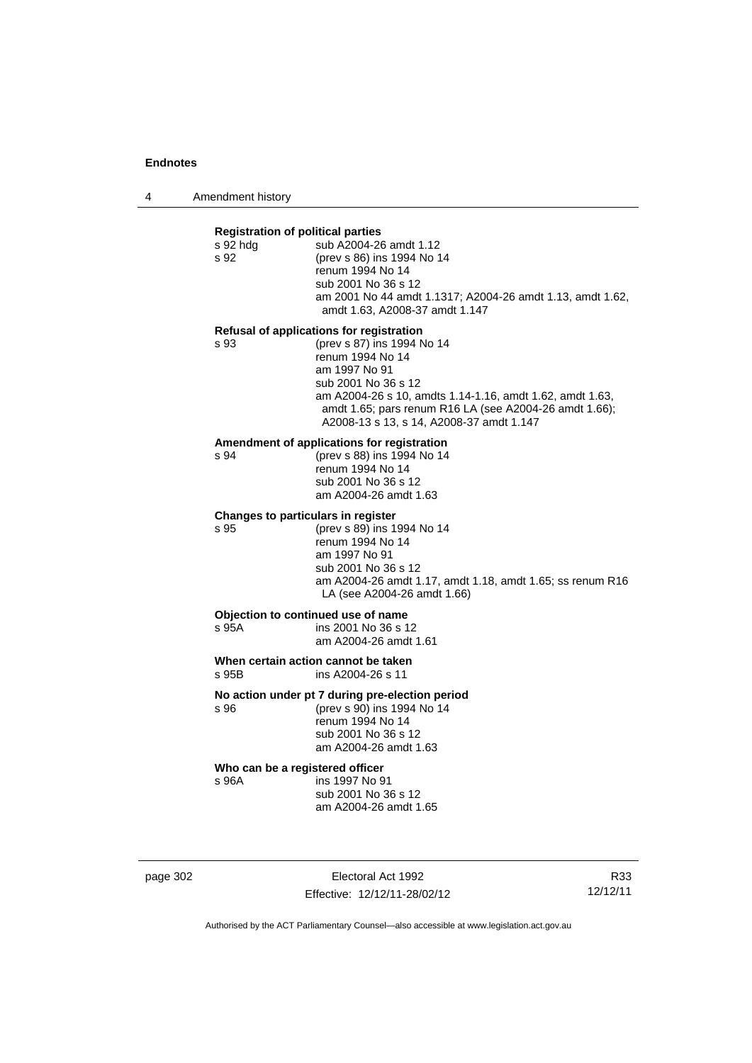**Registration of political parties**

s 92 hdg sub A2004-26 amdt 1.12

s 92 (prev s 86) ins 1994 No 14
renum 1994 No 14
sub 2001 No 36 s 12
am 2001 No 44 amdt 1.1317; A2004-26 amdt 1.13, amdt 1.62, amdt 1.63, A2008-37 amdt 1.147

**Refusal of applications for registration**

s 93 (prev s 87) ins 1994 No 14
renum 1994 No 14
am 1997 No 91
sub 2001 No 36 s 12
am A2004-26 s 10, amdts 1.14-1.16, amdt 1.62, amdt 1.63, amdt 1.65; pars renum R16 LA (see A2004-26 amdt 1.66); A2008-13 s 13, s 14, A2008-37 amdt 1.147

**Amendment of applications for registration**

s 94 (prev s 88) ins 1994 No 14
renum 1994 No 14
sub 2001 No 36 s 12
am A2004-26 amdt 1.63

**Changes to particulars in register**

s 95 (prev s 89) ins 1994 No 14
renum 1994 No 14
am 1997 No 91
sub 2001 No 36 s 12
am A2004-26 amdt 1.17, amdt 1.18, amdt 1.65; ss renum R16 LA (see A2004-26 amdt 1.66)

**Objection to continued use of name**

s 95A ins 2001 No 36 s 12
am A2004-26 amdt 1.61

**When certain action cannot be taken**

s 95B ins A2004-26 s 11

**No action under pt 7 during pre-election period**

s 96 (prev s 90) ins 1994 No 14
renum 1994 No 14
sub 2001 No 36 s 12
am A2004-26 amdt 1.63

**Who can be a registered officer**

s 96A ins 1997 No 91
sub 2001 No 36 s 12
am A2004-26 amdt 1.65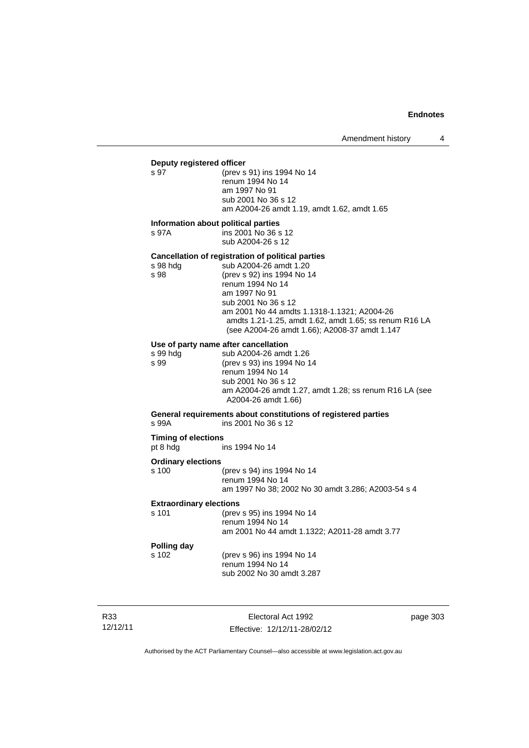**Deputy registered officer**

s 97 (prev s 91) ins 1994 No 14
renum 1994 No 14
am 1997 No 91
sub 2001 No 36 s 12
am A2004-26 amdt 1.19, amdt 1.62, amdt 1.65

**Information about political parties**

s 97A ins 2001 No 36 s 12
sub A2004-26 s 12

**Cancellation of registration of political parties**

s 98 hdg sub A2004-26 amdt 1.20
s 98 (prev s 92) ins 1994 No 14
renum 1994 No 14
am 1997 No 91
sub 2001 No 36 s 12
am 2001 No 44 amdts 1.1318-1.1321; A2004-26 amdts 1.21-1.25, amdt 1.62, amdt 1.65; ss renum R16 LA (see A2004-26 amdt 1.66); A2008-37 amdt 1.147

**Use of party name after cancellation**

s 99 hdg sub A2004-26 amdt 1.26
s 99 (prev s 93) ins 1994 No 14
renum 1994 No 14
sub 2001 No 36 s 12
am A2004-26 amdt 1.27, amdt 1.28; ss renum R16 LA (see A2004-26 amdt 1.66)

**General requirements about constitutions of registered parties**

s 99A ins 2001 No 36 s 12

**Timing of elections**

pt 8 hdg ins 1994 No 14

**Ordinary elections**

s 100 (prev s 94) ins 1994 No 14
renum 1994 No 14
am 1997 No 38; 2002 No 30 amdt 3.286; A2003-54 s 4

**Extraordinary elections**

s 101 (prev s 95) ins 1994 No 14
renum 1994 No 14
am 2001 No 44 amdt 1.1322; A2011-28 amdt 3.77

**Polling day**

s 102 (prev s 96) ins 1994 No 14
renum 1994 No 14
sub 2002 No 30 amdt 3.287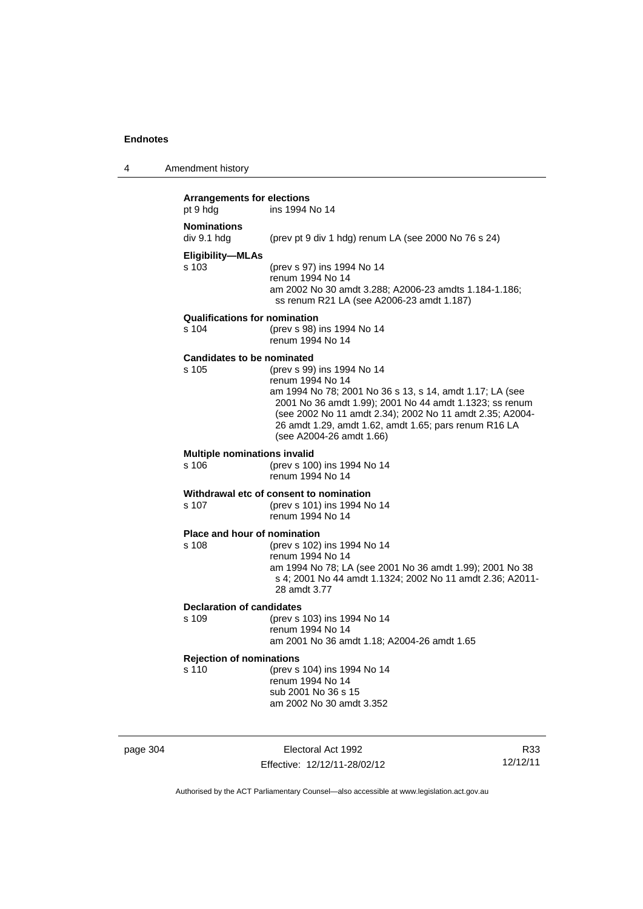**Arrangements for elections**
pt 9 hdg ins 1994 No 14

**Nominations**
div 9.1 hdg (prev pt 9 div 1 hdg) renum LA (see 2000 No 76 s 24)

**Eligibility—MLAs**
s 103 (prev s 97) ins 1994 No 14
renum 1994 No 14
am 2002 No 30 amdt 3.288; A2006-23 amdts 1.184-1.186; ss renum R21 LA (see A2006-23 amdt 1.187)

**Qualifications for nomination**
s 104 (prev s 98) ins 1994 No 14
renum 1994 No 14

**Candidates to be nominated**
s 105 (prev s 99) ins 1994 No 14
renum 1994 No 14
am 1994 No 78; 2001 No 36 s 13, s 14, amdt 1.17; LA (see 2001 No 36 amdt 1.99); 2001 No 44 amdt 1.1323; ss renum (see 2002 No 11 amdt 2.34); 2002 No 11 amdt 2.35; A2004-26 amdt 1.29, amdt 1.62, amdt 1.65; pars renum R16 LA (see A2004-26 amdt 1.66)

**Multiple nominations invalid**
s 106 (prev s 100) ins 1994 No 14
renum 1994 No 14

**Withdrawal etc of consent to nomination**
s 107 (prev s 101) ins 1994 No 14
renum 1994 No 14

**Place and hour of nomination**
s 108 (prev s 102) ins 1994 No 14
renum 1994 No 14
am 1994 No 78; LA (see 2001 No 36 amdt 1.99); 2001 No 38 s 4; 2001 No 44 amdt 1.1324; 2002 No 11 amdt 2.36; A2011-28 amdt 3.77

**Declaration of candidates**
s 109 (prev s 103) ins 1994 No 14
renum 1994 No 14
am 2001 No 36 amdt 1.18; A2004-26 amdt 1.65

**Rejection of nominations**
s 110 (prev s 104) ins 1994 No 14
renum 1994 No 14
sub 2001 No 36 s 15
am 2002 No 30 amdt 3.352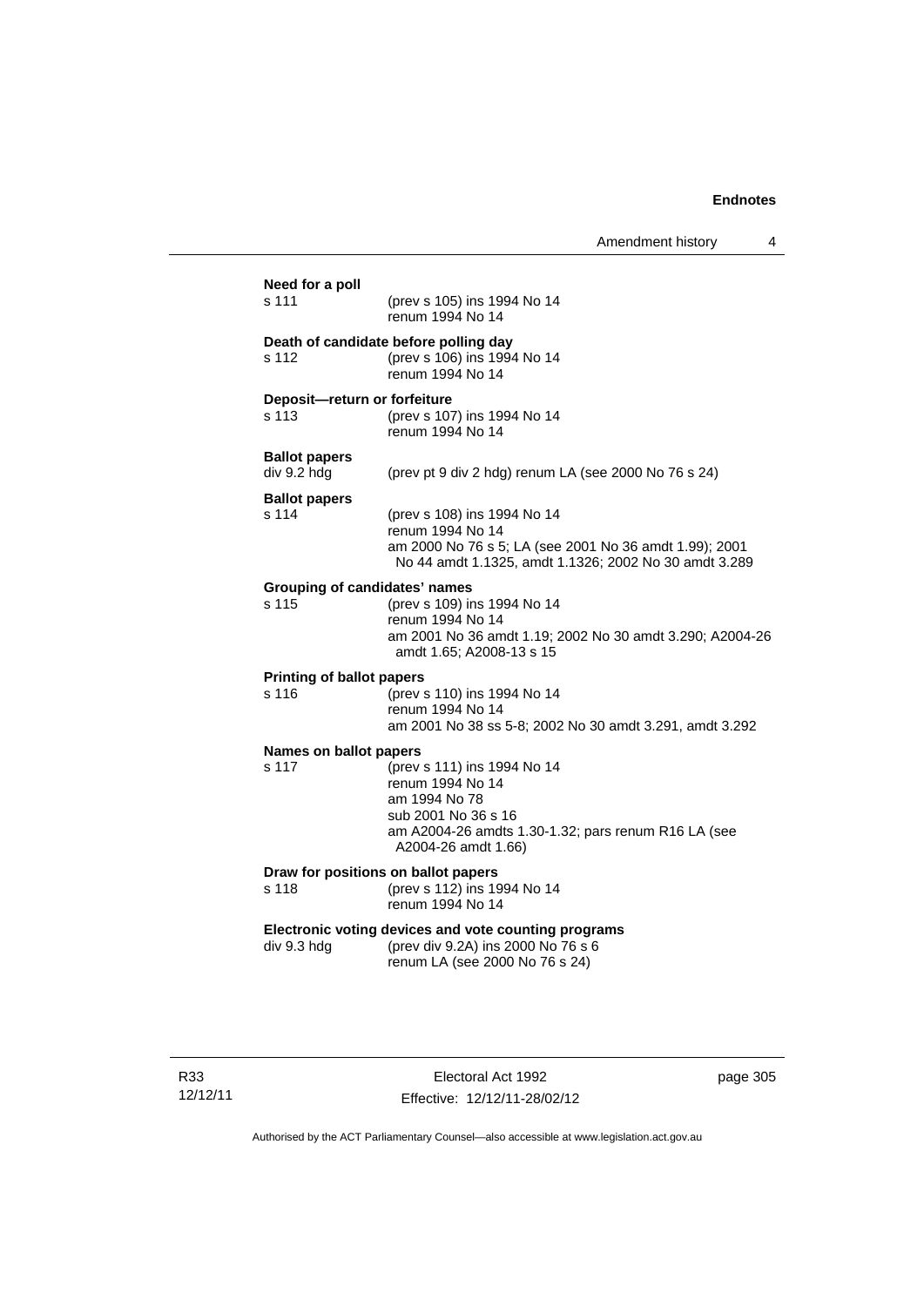**Need for a poll**

s 111 (prev s 105) ins 1994 No 14
renum 1994 No 14

**Death of candidate before polling day**

s 112 (prev s 106) ins 1994 No 14
renum 1994 No 14

**Deposit—return or forfeiture**

s 113 (prev s 107) ins 1994 No 14
renum 1994 No 14

**Ballot papers**

div 9.2 hdg (prev pt 9 div 2 hdg) renum LA (see 2000 No 76 s 24)

**Ballot papers**

s 114 (prev s 108) ins 1994 No 14
renum 1994 No 14
am 2000 No 76 s 5; LA (see 2001 No 36 amdt 1.99); 2001 No 44 amdt 1.1325, amdt 1.1326; 2002 No 30 amdt 3.289

**Grouping of candidates' names**

s 115 (prev s 109) ins 1994 No 14
renum 1994 No 14
am 2001 No 36 amdt 1.19; 2002 No 30 amdt 3.290; A2004-26 amdt 1.65; A2008-13 s 15

**Printing of ballot papers**

s 116 (prev s 110) ins 1994 No 14
renum 1994 No 14
am 2001 No 38 ss 5-8; 2002 No 30 amdt 3.291, amdt 3.292

**Names on ballot papers**

s 117 (prev s 111) ins 1994 No 14
renum 1994 No 14
am 1994 No 78
sub 2001 No 36 s 16
am A2004-26 amdts 1.30-1.32; pars renum R16 LA (see A2004-26 amdt 1.66)

**Draw for positions on ballot papers**

s 118 (prev s 112) ins 1994 No 14
renum 1994 No 14

**Electronic voting devices and vote counting programs**

div 9.3 hdg (prev div 9.2A) ins 2000 No 76 s 6
renum LA (see 2000 No 76 s 24)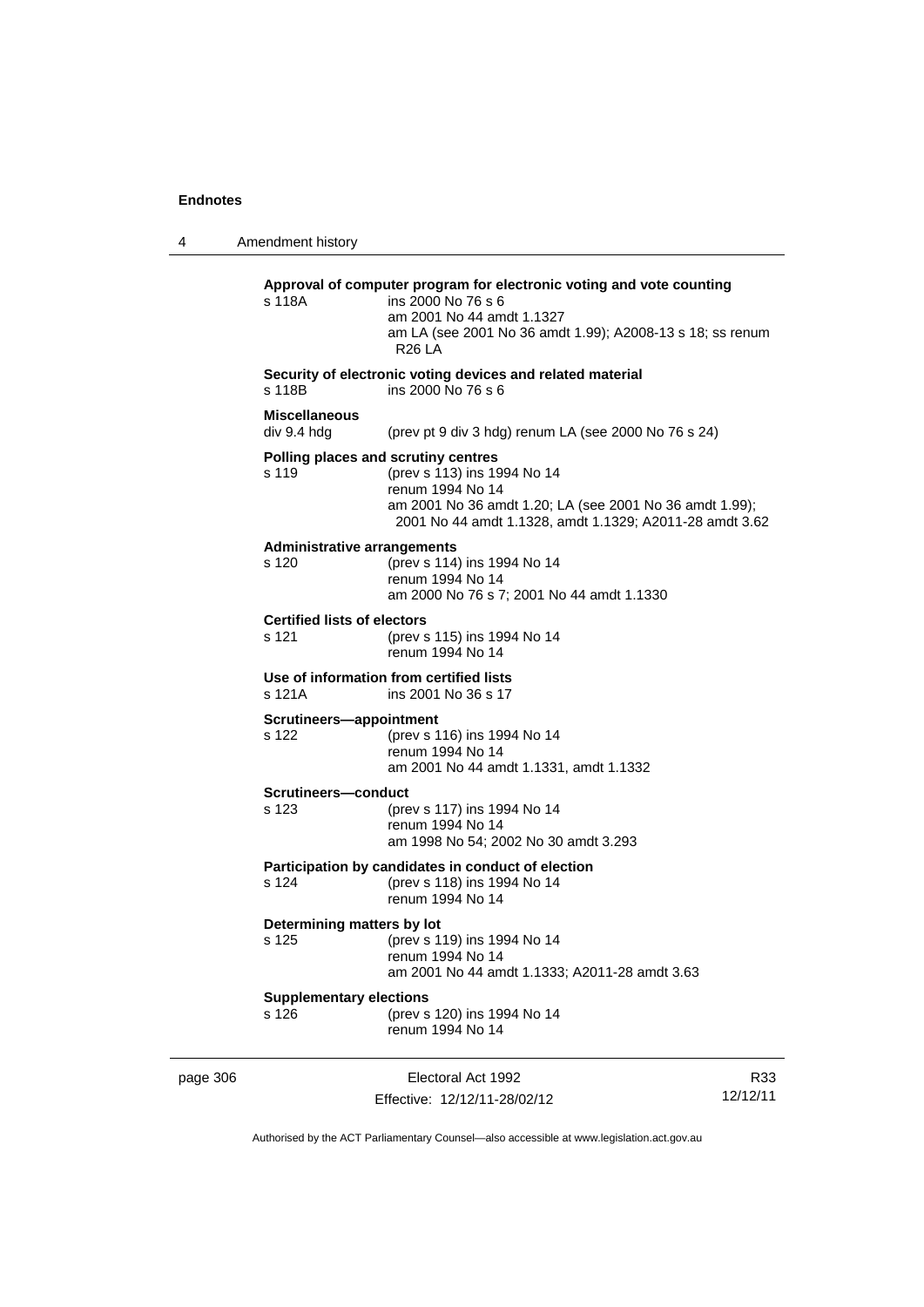**Approval of computer program for electronic voting and vote counting**

s 118A ins 2000 No 76 s 6
am 2001 No 44 amdt 1.1327
am LA (see 2001 No 36 amdt 1.99); A2008-13 s 18; ss renum R26 LA

**Security of electronic voting devices and related material**

s 118B ins 2000 No 76 s 6

**Miscellaneous**

div 9.4 hdg (prev pt 9 div 3 hdg) renum LA (see 2000 No 76 s 24)

**Polling places and scrutiny centres**

s 119 (prev s 113) ins 1994 No 14
renum 1994 No 14
am 2001 No 36 amdt 1.20; LA (see 2001 No 36 amdt 1.99); 2001 No 44 amdt 1.1328, amdt 1.1329; A2011-28 amdt 3.62

**Administrative arrangements**

s 120 (prev s 114) ins 1994 No 14
renum 1994 No 14
am 2000 No 76 s 7; 2001 No 44 amdt 1.1330

**Certified lists of electors**

s 121 (prev s 115) ins 1994 No 14
renum 1994 No 14

**Use of information from certified lists**

s 121A ins 2001 No 36 s 17

**Scrutineers—appointment**

s 122 (prev s 116) ins 1994 No 14
renum 1994 No 14
am 2001 No 44 amdt 1.1331, amdt 1.1332

**Scrutineers—conduct**

s 123 (prev s 117) ins 1994 No 14
renum 1994 No 14
am 1998 No 54; 2002 No 30 amdt 3.293

**Participation by candidates in conduct of election**

s 124 (prev s 118) ins 1994 No 14
renum 1994 No 14

**Determining matters by lot**

s 125 (prev s 119) ins 1994 No 14
renum 1994 No 14
am 2001 No 44 amdt 1.1333; A2011-28 amdt 3.63

**Supplementary elections**

s 126 (prev s 120) ins 1994 No 14
renum 1994 No 14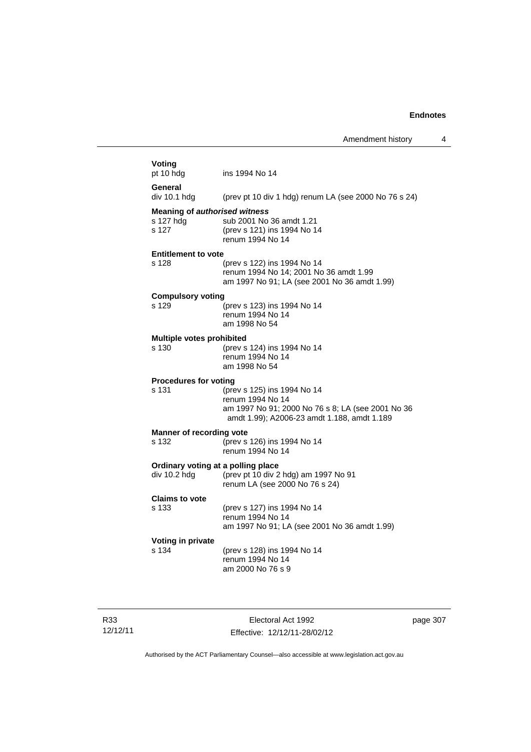**Voting**

pt 10 hdg ins 1994 No 14

**General**

div 10.1 hdg (prev pt 10 div 1 hdg) renum LA (see 2000 No 76 s 24)

**Meaning of *authorised witness***

s 127 hdg sub 2001 No 36 amdt 1.21
s 127 (prev s 121) ins 1994 No 14
renum 1994 No 14

**Entitlement to vote**

s 128 (prev s 122) ins 1994 No 14
renum 1994 No 14; 2001 No 36 amdt 1.99
am 1997 No 91; LA (see 2001 No 36 amdt 1.99)

**Compulsory voting**

s 129 (prev s 123) ins 1994 No 14
renum 1994 No 14
am 1998 No 54

**Multiple votes prohibited**

s 130 (prev s 124) ins 1994 No 14
renum 1994 No 14
am 1998 No 54

**Procedures for voting**

s 131 (prev s 125) ins 1994 No 14
renum 1994 No 14
am 1997 No 91; 2000 No 76 s 8; LA (see 2001 No 36 amdt 1.99); A2006-23 amdt 1.188, amdt 1.189

**Manner of recording vote**

s 132 (prev s 126) ins 1994 No 14
renum 1994 No 14

**Ordinary voting at a polling place**

div 10.2 hdg (prev pt 10 div 2 hdg) am 1997 No 91
renum LA (see 2000 No 76 s 24)

**Claims to vote**

s 133 (prev s 127) ins 1994 No 14
renum 1994 No 14
am 1997 No 91; LA (see 2001 No 36 amdt 1.99)

**Voting in private**

s 134 (prev s 128) ins 1994 No 14
renum 1994 No 14
am 2000 No 76 s 9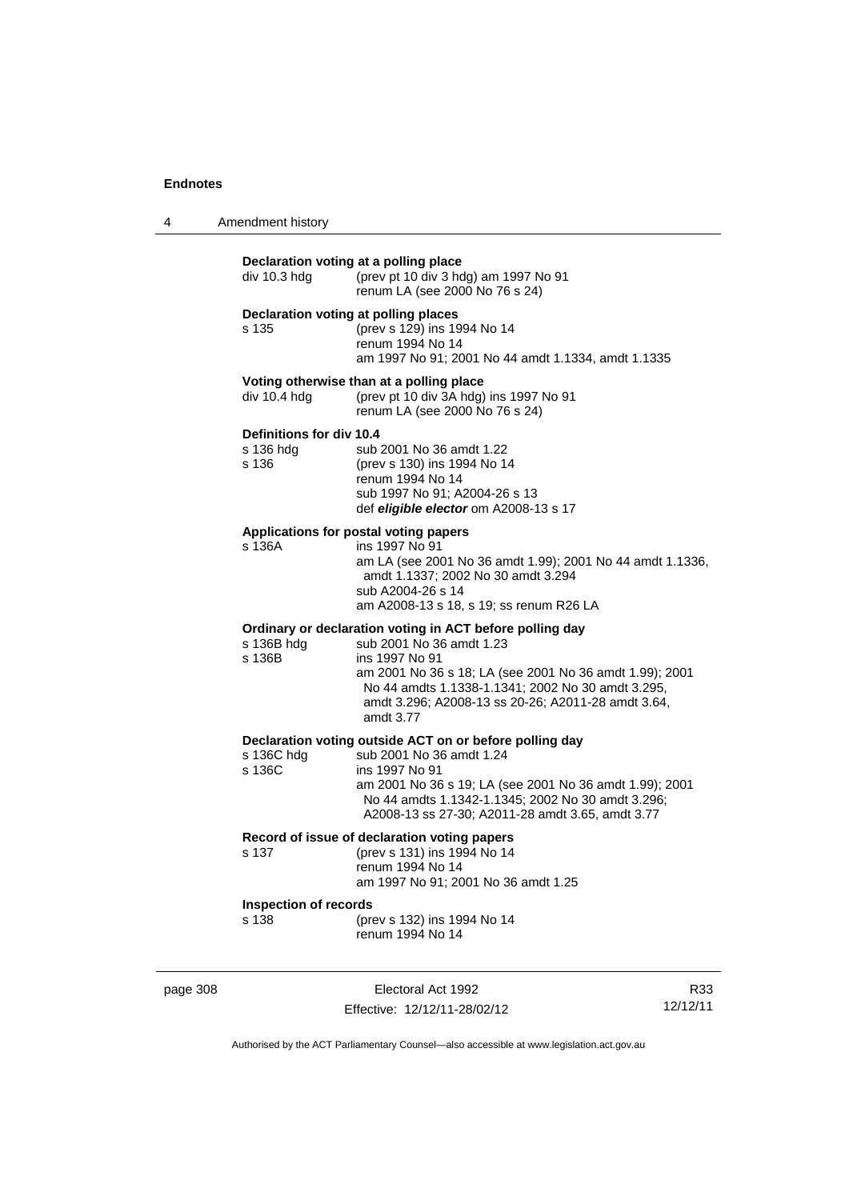**Declaration voting at a polling place**

div 10.3 hdg (prev pt 10 div 3 hdg) am 1997 No 91
renum LA (see 2000 No 76 s 24)

**Declaration voting at polling places**

s 135 (prev s 129) ins 1994 No 14
renum 1994 No 14
am 1997 No 91; 2001 No 44 amdt 1.1334, amdt 1.1335

**Voting otherwise than at a polling place**

div 10.4 hdg (prev pt 10 div 3A hdg) ins 1997 No 91
renum LA (see 2000 No 76 s 24)

**Definitions for div 10.4**

s 136 hdg sub 2001 No 36 amdt 1.22
s 136 (prev s 130) ins 1994 No 14
renum 1994 No 14
sub 1997 No 91; A2004-26 s 13
def ***eligible elector*** om A2008-13 s 17

**Applications for postal voting papers**

s 136A ins 1997 No 91
am LA (see 2001 No 36 amdt 1.99); 2001 No 44 amdt 1.1336, amdt 1.1337; 2002 No 30 amdt 3.294
sub A2004-26 s 14
am A2008-13 s 18, s 19; ss renum R26 LA

**Ordinary or declaration voting in ACT before polling day**

s 136B hdg sub 2001 No 36 amdt 1.23
s 136B ins 1997 No 91
am 2001 No 36 s 18; LA (see 2001 No 36 amdt 1.99); 2001 No 44 amdts 1.1338-1.1341; 2002 No 30 amdt 3.295, amdt 3.296; A2008-13 ss 20-26; A2011-28 amdt 3.64, amdt 3.77

**Declaration voting outside ACT on or before polling day**

s 136C hdg sub 2001 No 36 amdt 1.24
s 136C ins 1997 No 91
am 2001 No 36 s 19; LA (see 2001 No 36 amdt 1.99); 2001 No 44 amdts 1.1342-1.1345; 2002 No 30 amdt 3.296; A2008-13 ss 27-30; A2011-28 amdt 3.65, amdt 3.77

**Record of issue of declaration voting papers**

s 137 (prev s 131) ins 1994 No 14
renum 1994 No 14
am 1997 No 91; 2001 No 36 amdt 1.25

**Inspection of records**

s 138 (prev s 132) ins 1994 No 14
renum 1994 No 14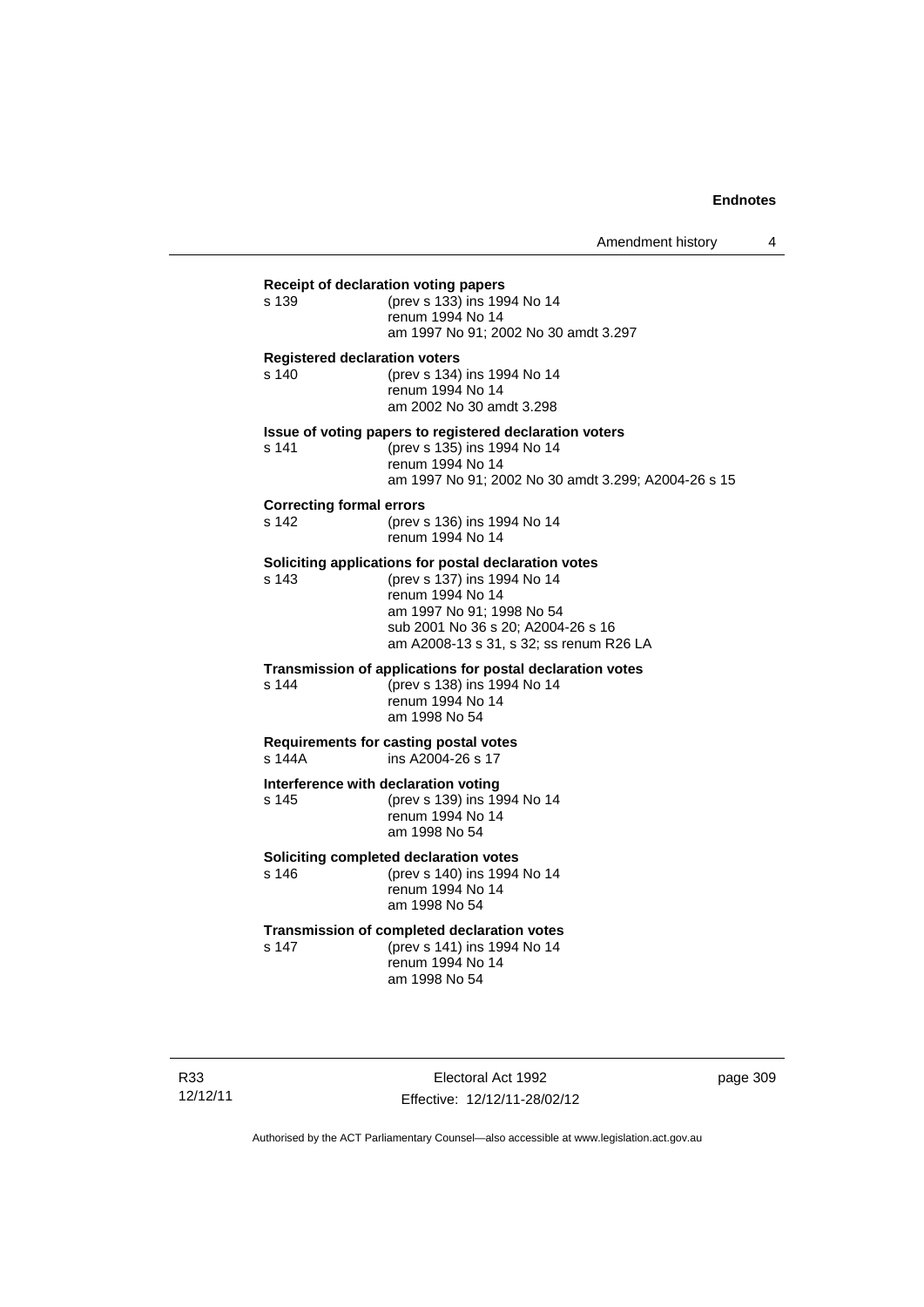**Receipt of declaration voting papers**

s 139 (prev s 133) ins 1994 No 14
renum 1994 No 14
am 1997 No 91; 2002 No 30 amdt 3.297

**Registered declaration voters**

s 140 (prev s 134) ins 1994 No 14
renum 1994 No 14
am 2002 No 30 amdt 3.298

**Issue of voting papers to registered declaration voters**

s 141 (prev s 135) ins 1994 No 14
renum 1994 No 14
am 1997 No 91; 2002 No 30 amdt 3.299; A2004-26 s 15

**Correcting formal errors**

s 142 (prev s 136) ins 1994 No 14
renum 1994 No 14

**Soliciting applications for postal declaration votes**

s 143 (prev s 137) ins 1994 No 14
renum 1994 No 14
am 1997 No 91; 1998 No 54
sub 2001 No 36 s 20; A2004-26 s 16
am A2008-13 s 31, s 32; ss renum R26 LA

**Transmission of applications for postal declaration votes**

s 144 (prev s 138) ins 1994 No 14
renum 1994 No 14
am 1998 No 54

**Requirements for casting postal votes**

s 144A ins A2004-26 s 17

**Interference with declaration voting**

s 145 (prev s 139) ins 1994 No 14
renum 1994 No 14
am 1998 No 54

**Soliciting completed declaration votes**

s 146 (prev s 140) ins 1994 No 14
renum 1994 No 14
am 1998 No 54

**Transmission of completed declaration votes**

s 147 (prev s 141) ins 1994 No 14
renum 1994 No 14
am 1998 No 54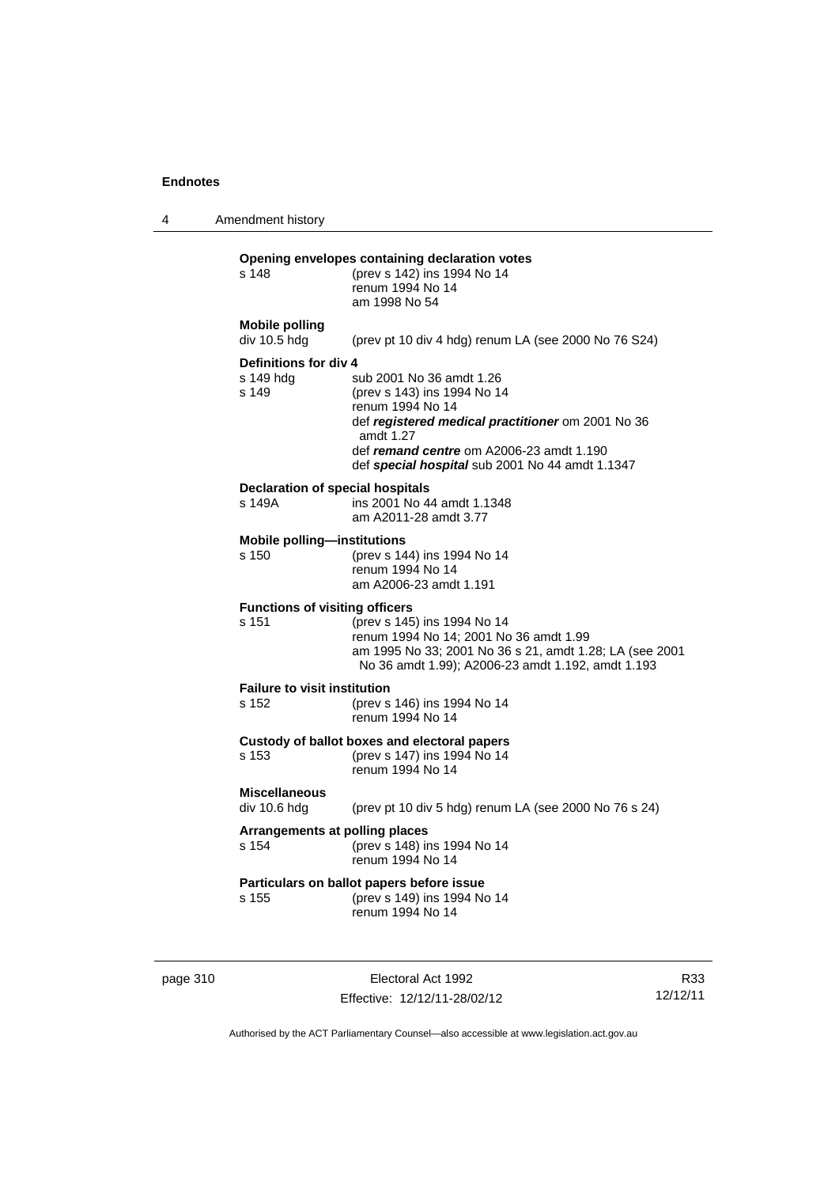**Opening envelopes containing declaration votes**

s 148 (prev s 142) ins 1994 No 14
renum 1994 No 14
am 1998 No 54

**Mobile polling**

div 10.5 hdg (prev pt 10 div 4 hdg) renum LA (see 2000 No 76 S24)

**Definitions for div 4**

s 149 hdg sub 2001 No 36 amdt 1.26
s 149 (prev s 143) ins 1994 No 14
renum 1994 No 14
def ***registered medical practitioner*** om 2001 No 36 amdt 1.27
def ***remand centre*** om A2006-23 amdt 1.190
def ***special hospital*** sub 2001 No 44 amdt 1.1347

**Declaration of special hospitals**

s 149A ins 2001 No 44 amdt 1.1348
am A2011-28 amdt 3.77

**Mobile polling—institutions**

s 150 (prev s 144) ins 1994 No 14
renum 1994 No 14
am A2006-23 amdt 1.191

**Functions of visiting officers**

s 151 (prev s 145) ins 1994 No 14
renum 1994 No 14; 2001 No 36 amdt 1.99
am 1995 No 33; 2001 No 36 s 21, amdt 1.28; LA (see 2001 No 36 amdt 1.99); A2006-23 amdt 1.192, amdt 1.193

**Failure to visit institution**

s 152 (prev s 146) ins 1994 No 14
renum 1994 No 14

**Custody of ballot boxes and electoral papers**

s 153 (prev s 147) ins 1994 No 14
renum 1994 No 14

**Miscellaneous**

div 10.6 hdg (prev pt 10 div 5 hdg) renum LA (see 2000 No 76 s 24)

**Arrangements at polling places**

s 154 (prev s 148) ins 1994 No 14
renum 1994 No 14

**Particulars on ballot papers before issue**

s 155 (prev s 149) ins 1994 No 14
renum 1994 No 14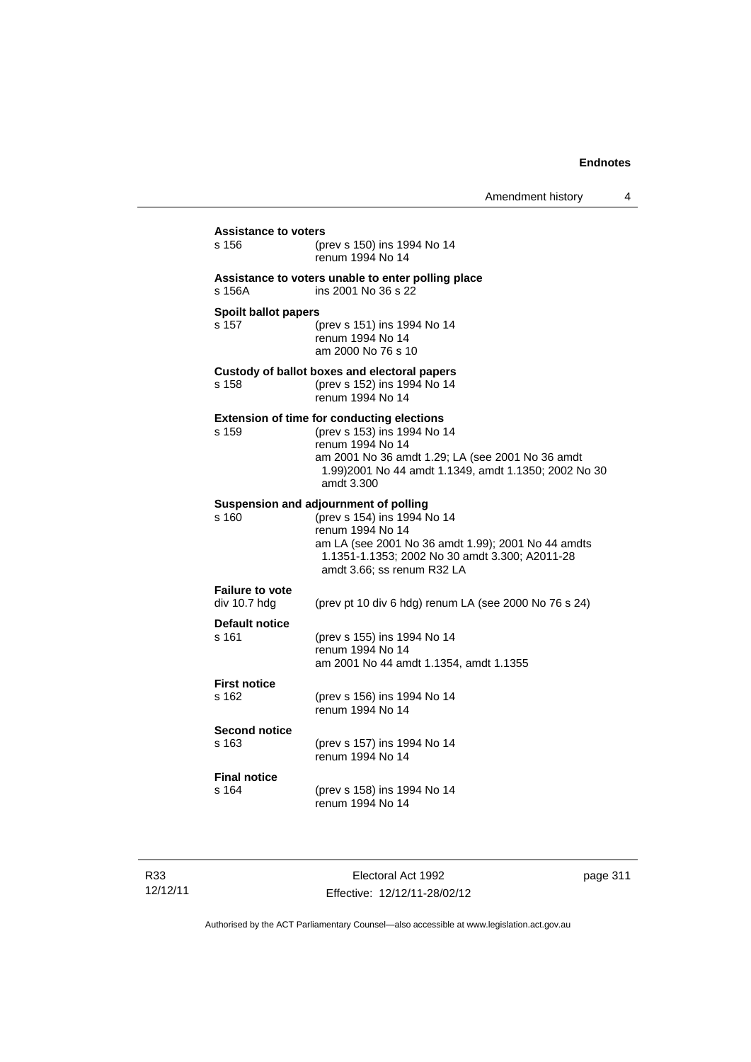**Assistance to voters**

s 156 (prev s 150) ins 1994 No 14
renum 1994 No 14

**Assistance to voters unable to enter polling place**

s 156A ins 2001 No 36 s 22

**Spoilt ballot papers**

s 157 (prev s 151) ins 1994 No 14
renum 1994 No 14
am 2000 No 76 s 10

**Custody of ballot boxes and electoral papers**

s 158 (prev s 152) ins 1994 No 14
renum 1994 No 14

**Extension of time for conducting elections**

s 159 (prev s 153) ins 1994 No 14
renum 1994 No 14
am 2001 No 36 amdt 1.29; LA (see 2001 No 36 amdt 1.99)2001 No 44 amdt 1.1349, amdt 1.1350; 2002 No 30 amdt 3.300

**Suspension and adjournment of polling**

s 160 (prev s 154) ins 1994 No 14
renum 1994 No 14
am LA (see 2001 No 36 amdt 1.99); 2001 No 44 amdts 1.1351-1.1353; 2002 No 30 amdt 3.300; A2011-28 amdt 3.66; ss renum R32 LA

**Failure to vote**

div 10.7 hdg (prev pt 10 div 6 hdg) renum LA (see 2000 No 76 s 24)

**Default notice**

s 161 (prev s 155) ins 1994 No 14
renum 1994 No 14
am 2001 No 44 amdt 1.1354, amdt 1.1355

**First notice**

s 162 (prev s 156) ins 1994 No 14
renum 1994 No 14

**Second notice**

s 163 (prev s 157) ins 1994 No 14
renum 1994 No 14

**Final notice**

s 164 (prev s 158) ins 1994 No 14
renum 1994 No 14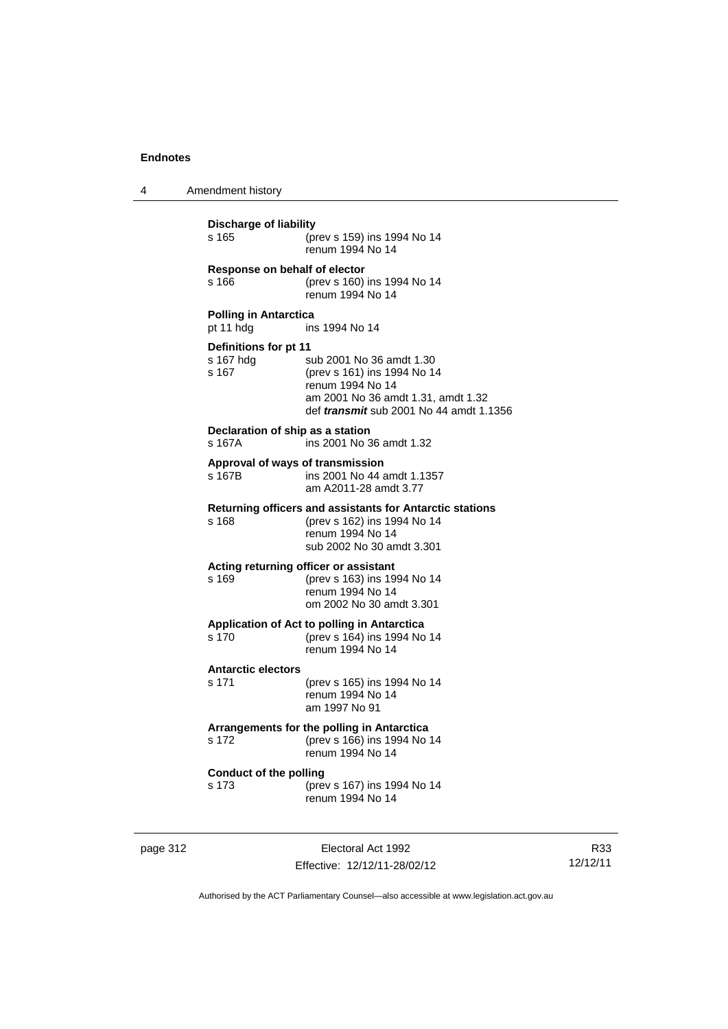**Discharge of liability**
s 165 (prev s 159) ins 1994 No 14
renum 1994 No 14

**Response on behalf of elector**
s 166 (prev s 160) ins 1994 No 14
renum 1994 No 14

**Polling in Antarctica**
pt 11 hdg ins 1994 No 14

**Definitions for pt 11**
s 167 hdg sub 2001 No 36 amdt 1.30
s 167 (prev s 161) ins 1994 No 14
renum 1994 No 14
am 2001 No 36 amdt 1.31, amdt 1.32
def ***transmit*** sub 2001 No 44 amdt 1.1356

**Declaration of ship as a station**
s 167A ins 2001 No 36 amdt 1.32

**Approval of ways of transmission**
s 167B ins 2001 No 44 amdt 1.1357
am A2011-28 amdt 3.77

**Returning officers and assistants for Antarctic stations**
s 168 (prev s 162) ins 1994 No 14
renum 1994 No 14
sub 2002 No 30 amdt 3.301

**Acting returning officer or assistant**
s 169 (prev s 163) ins 1994 No 14
renum 1994 No 14
om 2002 No 30 amdt 3.301

**Application of Act to polling in Antarctica**
s 170 (prev s 164) ins 1994 No 14
renum 1994 No 14

**Antarctic electors**
s 171 (prev s 165) ins 1994 No 14
renum 1994 No 14
am 1997 No 91

**Arrangements for the polling in Antarctica**
s 172 (prev s 166) ins 1994 No 14
renum 1994 No 14

**Conduct of the polling**
s 173 (prev s 167) ins 1994 No 14
renum 1994 No 14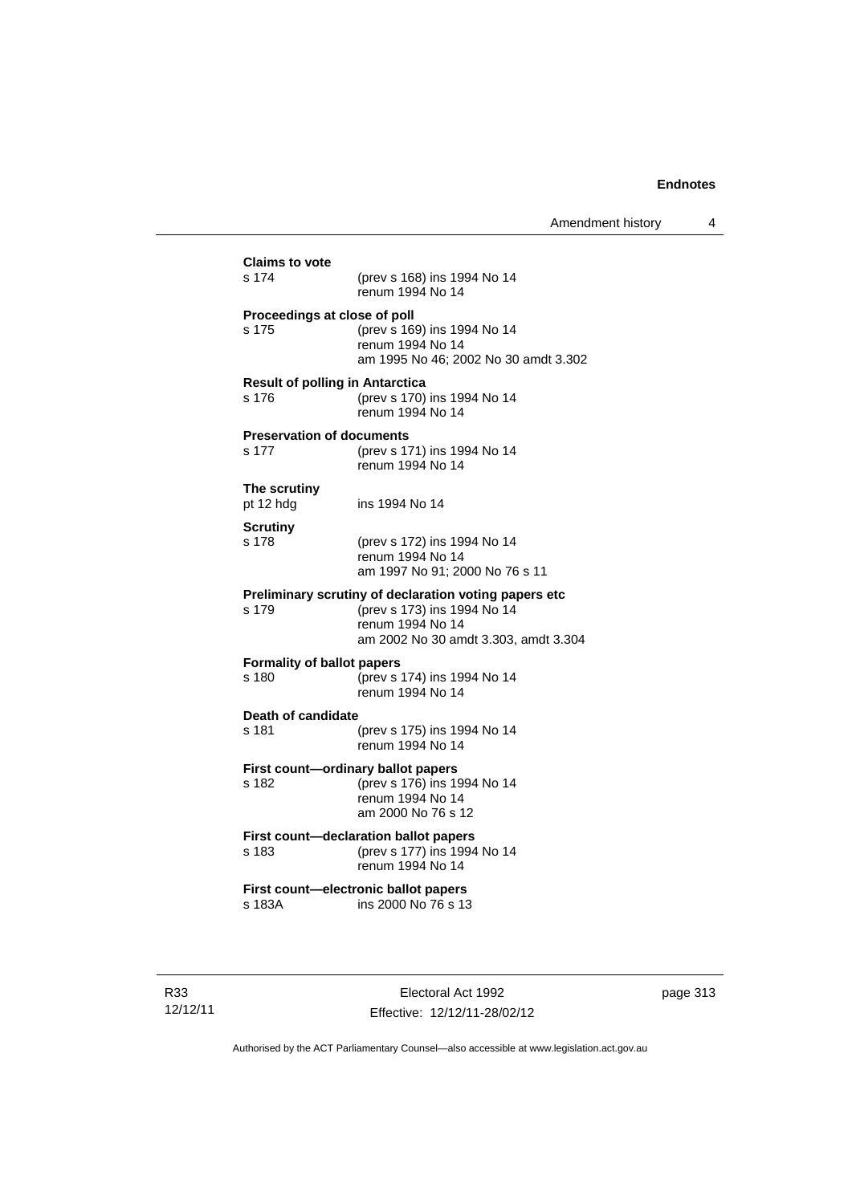**Claims to vote**
s 174 (prev s 168) ins 1994 No 14
renum 1994 No 14

**Proceedings at close of poll**
s 175 (prev s 169) ins 1994 No 14
renum 1994 No 14
am 1995 No 46; 2002 No 30 amdt 3.302

**Result of polling in Antarctica**
s 176 (prev s 170) ins 1994 No 14
renum 1994 No 14

**Preservation of documents**
s 177 (prev s 171) ins 1994 No 14
renum 1994 No 14

**The scrutiny**
pt 12 hdg ins 1994 No 14

**Scrutiny**
s 178 (prev s 172) ins 1994 No 14
renum 1994 No 14
am 1997 No 91; 2000 No 76 s 11

**Preliminary scrutiny of declaration voting papers etc**
s 179 (prev s 173) ins 1994 No 14
renum 1994 No 14
am 2002 No 30 amdt 3.303, amdt 3.304

**Formality of ballot papers**
s 180 (prev s 174) ins 1994 No 14
renum 1994 No 14

**Death of candidate**
s 181 (prev s 175) ins 1994 No 14
renum 1994 No 14

**First count—ordinary ballot papers**
s 182 (prev s 176) ins 1994 No 14
renum 1994 No 14
am 2000 No 76 s 12

**First count—declaration ballot papers**
s 183 (prev s 177) ins 1994 No 14
renum 1994 No 14

**First count—electronic ballot papers**
s 183A ins 2000 No 76 s 13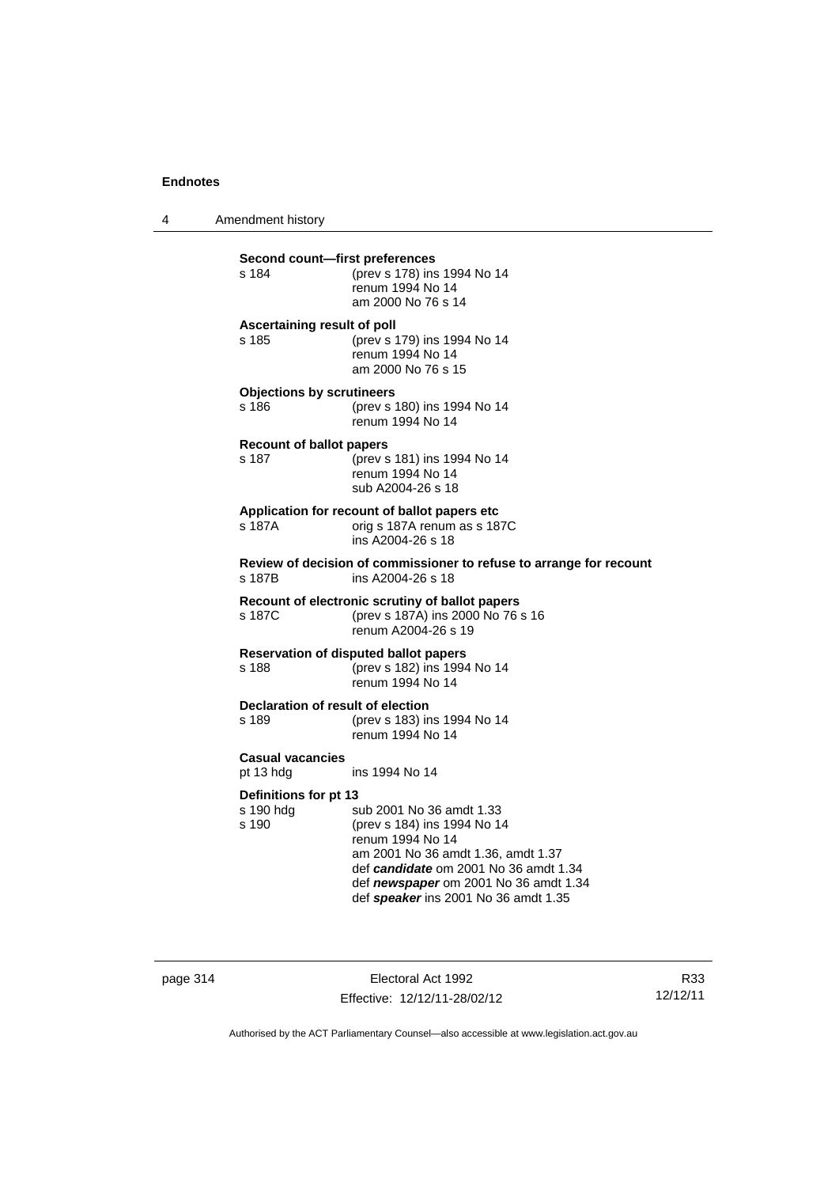**Second count—first preferences**

s 184 (prev s 178) ins 1994 No 14
renum 1994 No 14
am 2000 No 76 s 14

**Ascertaining result of poll**

s 185 (prev s 179) ins 1994 No 14
renum 1994 No 14
am 2000 No 76 s 15

**Objections by scrutineers**

s 186 (prev s 180) ins 1994 No 14
renum 1994 No 14

**Recount of ballot papers**

s 187 (prev s 181) ins 1994 No 14
renum 1994 No 14
sub A2004-26 s 18

**Application for recount of ballot papers etc**

s 187A orig s 187A renum as s 187C
ins A2004-26 s 18

**Review of decision of commissioner to refuse to arrange for recount**

s 187B ins A2004-26 s 18

**Recount of electronic scrutiny of ballot papers**

s 187C (prev s 187A) ins 2000 No 76 s 16
renum A2004-26 s 19

**Reservation of disputed ballot papers**

s 188 (prev s 182) ins 1994 No 14
renum 1994 No 14

**Declaration of result of election**

s 189 (prev s 183) ins 1994 No 14
renum 1994 No 14

**Casual vacancies**

pt 13 hdg ins 1994 No 14

**Definitions for pt 13**

s 190 hdg sub 2001 No 36 amdt 1.33
s 190 (prev s 184) ins 1994 No 14
renum 1994 No 14
am 2001 No 36 amdt 1.36, amdt 1.37
def ***candidate*** om 2001 No 36 amdt 1.34
def ***newspaper*** om 2001 No 36 amdt 1.34
def ***speaker*** ins 2001 No 36 amdt 1.35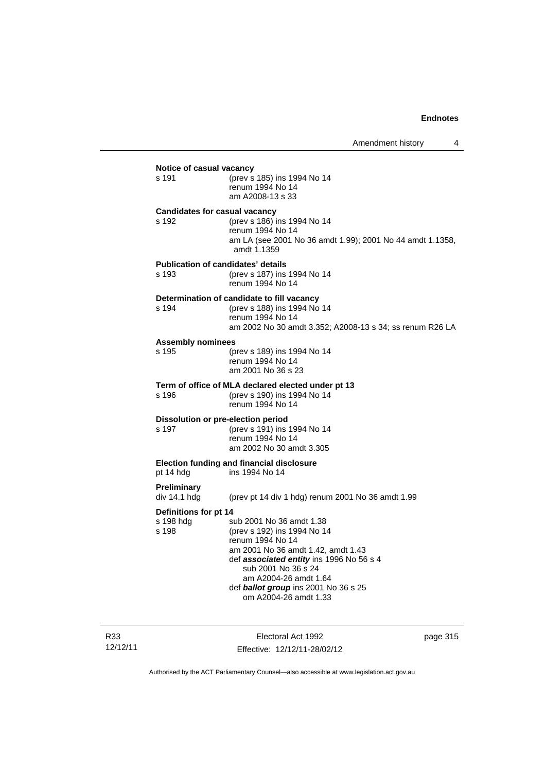**Notice of casual vacancy**

s 191 (prev s 185) ins 1994 No 14
renum 1994 No 14
am A2008-13 s 33

**Candidates for casual vacancy**

s 192 (prev s 186) ins 1994 No 14
renum 1994 No 14
am LA (see 2001 No 36 amdt 1.99); 2001 No 44 amdt 1.1358, amdt 1.1359

**Publication of candidates' details**

s 193 (prev s 187) ins 1994 No 14
renum 1994 No 14

**Determination of candidate to fill vacancy**

s 194 (prev s 188) ins 1994 No 14
renum 1994 No 14
am 2002 No 30 amdt 3.352; A2008-13 s 34; ss renum R26 LA

**Assembly nominees**

s 195 (prev s 189) ins 1994 No 14
renum 1994 No 14
am 2001 No 36 s 23

**Term of office of MLA declared elected under pt 13**

s 196 (prev s 190) ins 1994 No 14
renum 1994 No 14

**Dissolution or pre-election period**

s 197 (prev s 191) ins 1994 No 14
renum 1994 No 14
am 2002 No 30 amdt 3.305

**Election funding and financial disclosure**

pt 14 hdg ins 1994 No 14

**Preliminary**

div 14.1 hdg (prev pt 14 div 1 hdg) renum 2001 No 36 amdt 1.99

**Definitions for pt 14**

s 198 hdg sub 2001 No 36 amdt 1.38
s 198 (prev s 192) ins 1994 No 14
renum 1994 No 14
am 2001 No 36 amdt 1.42, amdt 1.43
def ***associated entity*** ins 1996 No 56 s 4
sub 2001 No 36 s 24
am A2004-26 amdt 1.64
def ***ballot group*** ins 2001 No 36 s 25
om A2004-26 amdt 1.33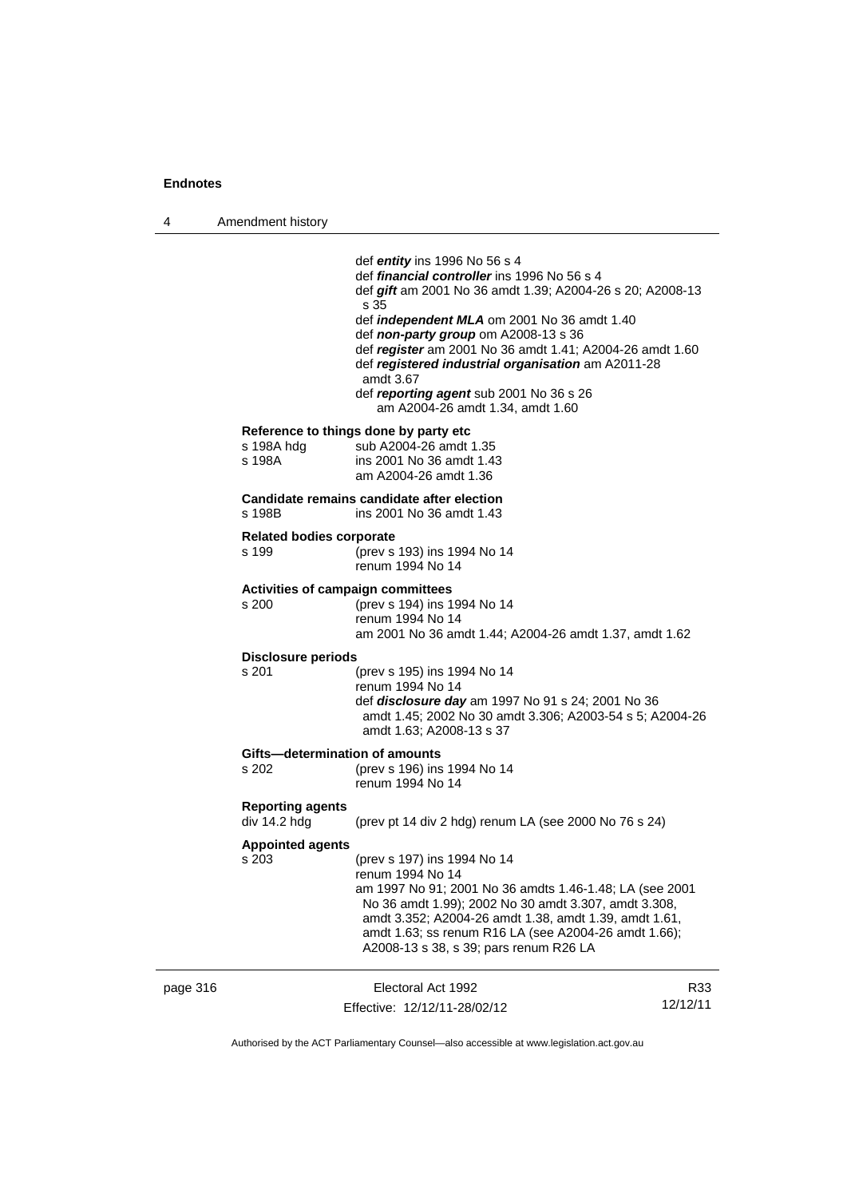def ***entity*** ins 1996 No 56 s 4
def ***financial controller*** ins 1996 No 56 s 4
def ***gift*** am 2001 No 36 amdt 1.39; A2004-26 s 20; A2008-13 s 35
def ***independent MLA*** om 2001 No 36 amdt 1.40
def ***non-party group*** om A2008-13 s 36
def ***register*** am 2001 No 36 amdt 1.41; A2004-26 amdt 1.60
def ***registered industrial organisation*** am A2011-28 amdt 3.67
def ***reporting agent*** sub 2001 No 36 s 26
am A2004-26 amdt 1.34, amdt 1.60

**Reference to things done by party etc**

s 198A hdg sub A2004-26 amdt 1.35
s 198A ins 2001 No 36 amdt 1.43
am A2004-26 amdt 1.36

**Candidate remains candidate after election**

s 198B ins 2001 No 36 amdt 1.43

**Related bodies corporate**

s 199 (prev s 193) ins 1994 No 14
renum 1994 No 14

**Activities of campaign committees**

s 200 (prev s 194) ins 1994 No 14
renum 1994 No 14
am 2001 No 36 amdt 1.44; A2004-26 amdt 1.37, amdt 1.62

**Disclosure periods**

s 201 (prev s 195) ins 1994 No 14
renum 1994 No 14
def ***disclosure day*** am 1997 No 91 s 24; 2001 No 36 amdt 1.45; 2002 No 30 amdt 3.306; A2003-54 s 5; A2004-26 amdt 1.63; A2008-13 s 37

**Gifts—determination of amounts**

s 202 (prev s 196) ins 1994 No 14
renum 1994 No 14

**Reporting agents**

div 14.2 hdg (prev pt 14 div 2 hdg) renum LA (see 2000 No 76 s 24)

**Appointed agents**

s 203 (prev s 197) ins 1994 No 14
renum 1994 No 14
am 1997 No 91; 2001 No 36 amdts 1.46-1.48; LA (see 2001 No 36 amdt 1.99); 2002 No 30 amdt 3.307, amdt 3.308, amdt 3.352; A2004-26 amdt 1.38, amdt 1.39, amdt 1.61, amdt 1.63; ss renum R16 LA (see A2004-26 amdt 1.66); A2008-13 s 38, s 39; pars renum R26 LA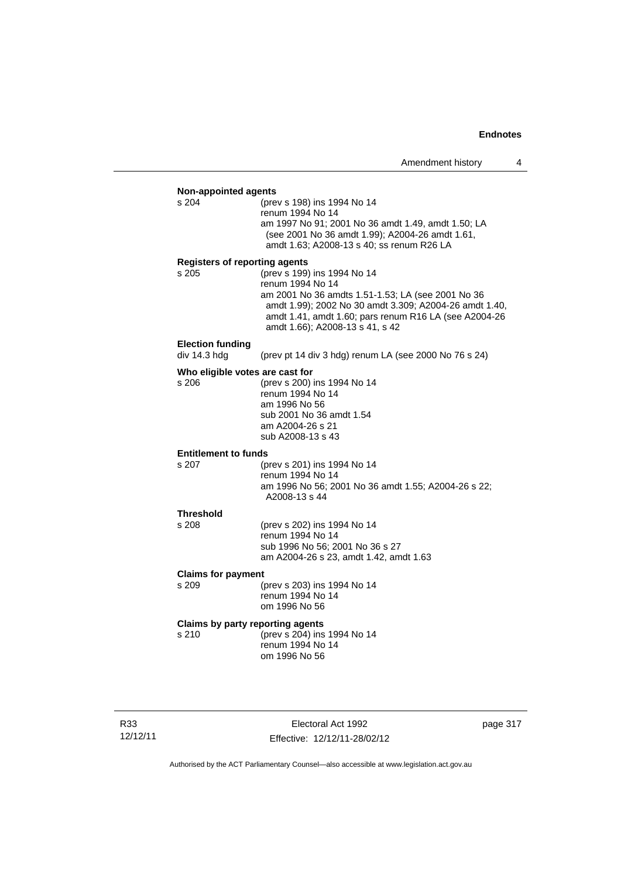**Non-appointed agents**

s 204 (prev s 198) ins 1994 No 14
renum 1994 No 14
am 1997 No 91; 2001 No 36 amdt 1.49, amdt 1.50; LA (see 2001 No 36 amdt 1.99); A2004-26 amdt 1.61, amdt 1.63; A2008-13 s 40; ss renum R26 LA

**Registers of reporting agents**

s 205 (prev s 199) ins 1994 No 14
renum 1994 No 14
am 2001 No 36 amdts 1.51-1.53; LA (see 2001 No 36 amdt 1.99); 2002 No 30 amdt 3.309; A2004-26 amdt 1.40, amdt 1.41, amdt 1.60; pars renum R16 LA (see A2004-26 amdt 1.66); A2008-13 s 41, s 42

**Election funding**

div 14.3 hdg (prev pt 14 div 3 hdg) renum LA (see 2000 No 76 s 24)

**Who eligible votes are cast for**

s 206 (prev s 200) ins 1994 No 14
renum 1994 No 14
am 1996 No 56
sub 2001 No 36 amdt 1.54
am A2004-26 s 21
sub A2008-13 s 43

**Entitlement to funds**

s 207 (prev s 201) ins 1994 No 14
renum 1994 No 14
am 1996 No 56; 2001 No 36 amdt 1.55; A2004-26 s 22; A2008-13 s 44

**Threshold**

s 208 (prev s 202) ins 1994 No 14
renum 1994 No 14
sub 1996 No 56; 2001 No 36 s 27
am A2004-26 s 23, amdt 1.42, amdt 1.63

**Claims for payment**

s 209 (prev s 203) ins 1994 No 14
renum 1994 No 14
om 1996 No 56

**Claims by party reporting agents**

s 210 (prev s 204) ins 1994 No 14
renum 1994 No 14
om 1996 No 56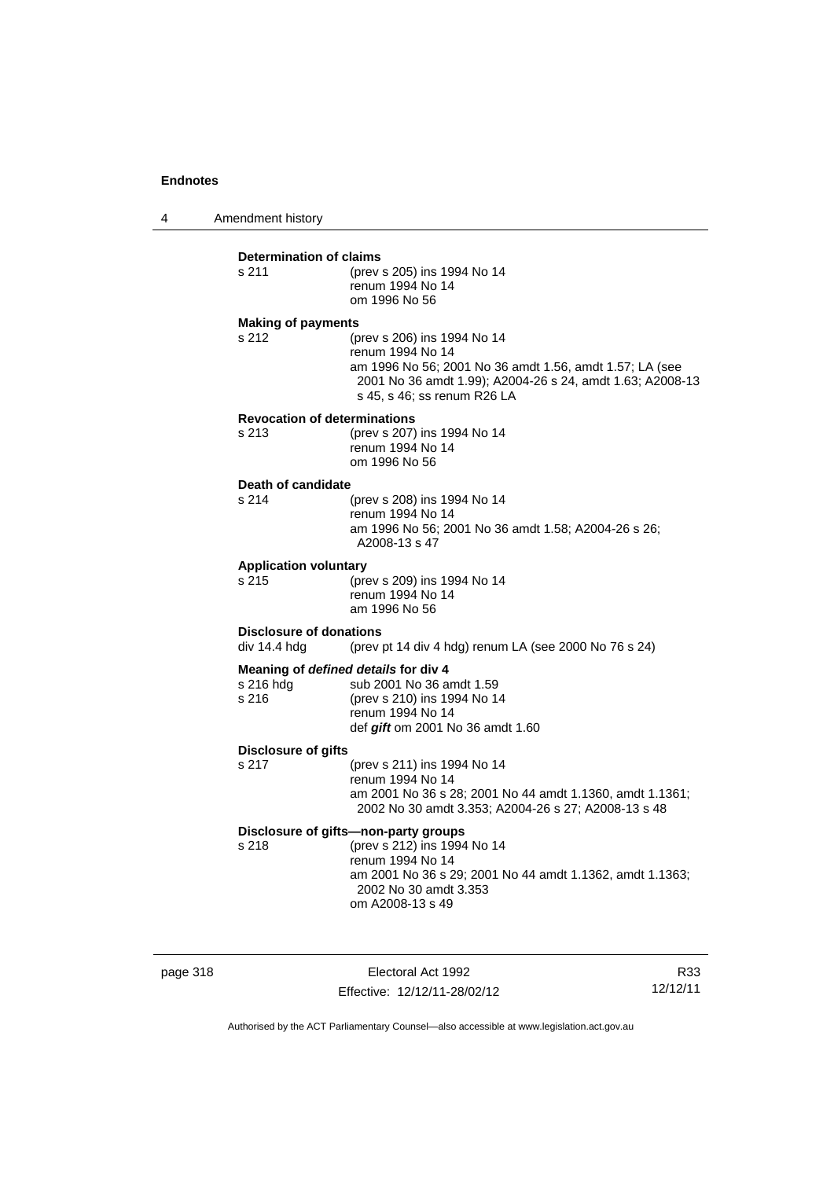**Determination of claims**

s 211 (prev s 205) ins 1994 No 14
renum 1994 No 14
om 1996 No 56

**Making of payments**

s 212 (prev s 206) ins 1994 No 14
renum 1994 No 14
am 1996 No 56; 2001 No 36 amdt 1.56, amdt 1.57; LA (see 2001 No 36 amdt 1.99); A2004-26 s 24, amdt 1.63; A2008-13 s 45, s 46; ss renum R26 LA

**Revocation of determinations**

s 213 (prev s 207) ins 1994 No 14
renum 1994 No 14
om 1996 No 56

**Death of candidate**

s 214 (prev s 208) ins 1994 No 14
renum 1994 No 14
am 1996 No 56; 2001 No 36 amdt 1.58; A2004-26 s 26; A2008-13 s 47

**Application voluntary**

s 215 (prev s 209) ins 1994 No 14
renum 1994 No 14
am 1996 No 56

**Disclosure of donations**

div 14.4 hdg (prev pt 14 div 4 hdg) renum LA (see 2000 No 76 s 24)

**Meaning of *defined details* for div 4**

s 216 hdg sub 2001 No 36 amdt 1.59
s 216 (prev s 210) ins 1994 No 14
renum 1994 No 14
def ***gift*** om 2001 No 36 amdt 1.60

**Disclosure of gifts**

s 217 (prev s 211) ins 1994 No 14
renum 1994 No 14
am 2001 No 36 s 28; 2001 No 44 amdt 1.1360, amdt 1.1361; 2002 No 30 amdt 3.353; A2004-26 s 27; A2008-13 s 48

**Disclosure of gifts—non-party groups**

s 218 (prev s 212) ins 1994 No 14
renum 1994 No 14
am 2001 No 36 s 29; 2001 No 44 amdt 1.1362, amdt 1.1363; 2002 No 30 amdt 3.353
om A2008-13 s 49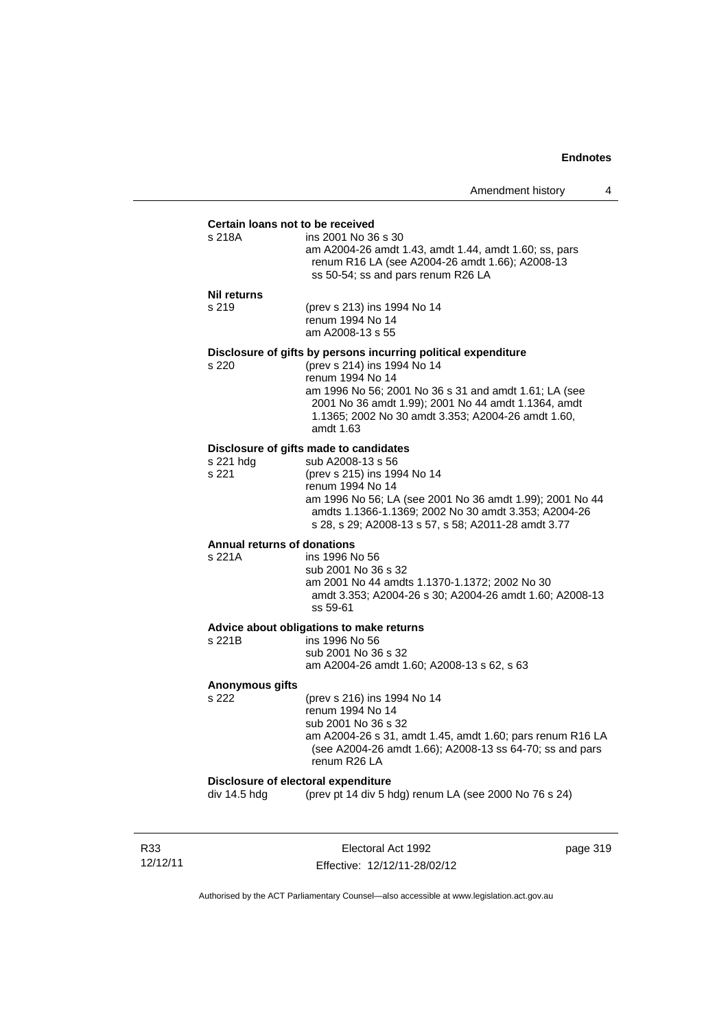**Certain loans not to be received**

s 218A ins 2001 No 36 s 30
am A2004-26 amdt 1.43, amdt 1.44, amdt 1.60; ss, pars renum R16 LA (see A2004-26 amdt 1.66); A2008-13 ss 50-54; ss and pars renum R26 LA

**Nil returns**

s 219 (prev s 213) ins 1994 No 14
renum 1994 No 14
am A2008-13 s 55

**Disclosure of gifts by persons incurring political expenditure**

s 220 (prev s 214) ins 1994 No 14
renum 1994 No 14
am 1996 No 56; 2001 No 36 s 31 and amdt 1.61; LA (see 2001 No 36 amdt 1.99); 2001 No 44 amdt 1.1364, amdt 1.1365; 2002 No 30 amdt 3.353; A2004-26 amdt 1.60, amdt 1.63

**Disclosure of gifts made to candidates**

s 221 hdg sub A2008-13 s 56
s 221 (prev s 215) ins 1994 No 14
renum 1994 No 14
am 1996 No 56; LA (see 2001 No 36 amdt 1.99); 2001 No 44 amdts 1.1366-1.1369; 2002 No 30 amdt 3.353; A2004-26 s 28, s 29; A2008-13 s 57, s 58; A2011-28 amdt 3.77

**Annual returns of donations**

s 221A ins 1996 No 56
sub 2001 No 36 s 32
am 2001 No 44 amdts 1.1370-1.1372; 2002 No 30 amdt 3.353; A2004-26 s 30; A2004-26 amdt 1.60; A2008-13 ss 59-61

**Advice about obligations to make returns**

s 221B ins 1996 No 56
sub 2001 No 36 s 32
am A2004-26 amdt 1.60; A2008-13 s 62, s 63

**Anonymous gifts**

s 222 (prev s 216) ins 1994 No 14
renum 1994 No 14
sub 2001 No 36 s 32
am A2004-26 s 31, amdt 1.45, amdt 1.60; pars renum R16 LA (see A2004-26 amdt 1.66); A2008-13 ss 64-70; ss and pars renum R26 LA

**Disclosure of electoral expenditure**

div 14.5 hdg (prev pt 14 div 5 hdg) renum LA (see 2000 No 76 s 24)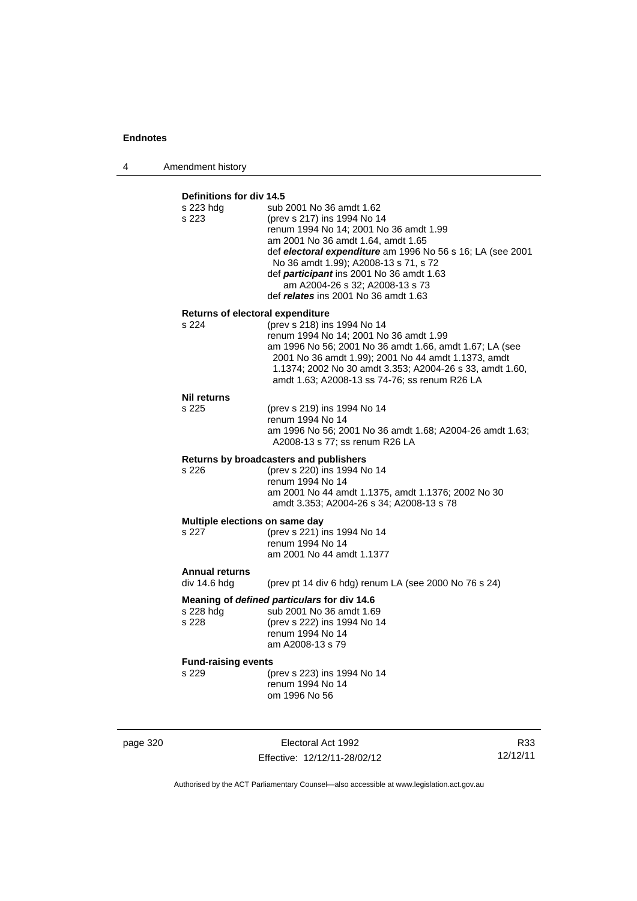**Definitions for div 14.5**

| | |
|---|---|
| s 223 hdg | sub 2001 No 36 amdt 1.62 |
| s 223 | (prev s 217) ins 1994 No 14<br>renum 1994 No 14; 2001 No 36 amdt 1.99<br>am 2001 No 36 amdt 1.64, amdt 1.65<br>def ***electoral expenditure*** am 1996 No 56 s 16; LA (see 2001 No 36 amdt 1.99); A2008-13 s 71, s 72<br>def ***participant*** ins 2001 No 36 amdt 1.63<br>am A2004-26 s 32; A2008-13 s 73<br>def ***relates*** ins 2001 No 36 amdt 1.63 |

**Returns of electoral expenditure**

| | |
|---|---|
| s 224 | (prev s 218) ins 1994 No 14<br>renum 1994 No 14; 2001 No 36 amdt 1.99<br>am 1996 No 56; 2001 No 36 amdt 1.66, amdt 1.67; LA (see 2001 No 36 amdt 1.99); 2001 No 44 amdt 1.1373, amdt 1.1374; 2002 No 30 amdt 3.353; A2004-26 s 33, amdt 1.60, amdt 1.63; A2008-13 ss 74-76; ss renum R26 LA |

**Nil returns**

| | |
|---|---|
| s 225 | (prev s 219) ins 1994 No 14<br>renum 1994 No 14<br>am 1996 No 56; 2001 No 36 amdt 1.68; A2004-26 amdt 1.63; A2008-13 s 77; ss renum R26 LA |

**Returns by broadcasters and publishers**

| | |
|---|---|
| s 226 | (prev s 220) ins 1994 No 14<br>renum 1994 No 14<br>am 2001 No 44 amdt 1.1375, amdt 1.1376; 2002 No 30 amdt 3.353; A2004-26 s 34; A2008-13 s 78 |

**Multiple elections on same day**

| | |
|---|---|
| s 227 | (prev s 221) ins 1994 No 14<br>renum 1994 No 14<br>am 2001 No 44 amdt 1.1377 |

**Annual returns**

| | |
|---|---|
| div 14.6 hdg | (prev pt 14 div 6 hdg) renum LA (see 2000 No 76 s 24) |

**Meaning of *defined particulars* for div 14.6**

| | |
|---|---|
| s 228 hdg | sub 2001 No 36 amdt 1.69 |
| s 228 | (prev s 222) ins 1994 No 14<br>renum 1994 No 14<br>am A2008-13 s 79 |

**Fund-raising events**

| | |
|---|---|
| s 229 | (prev s 223) ins 1994 No 14<br>renum 1994 No 14<br>om 1996 No 56 |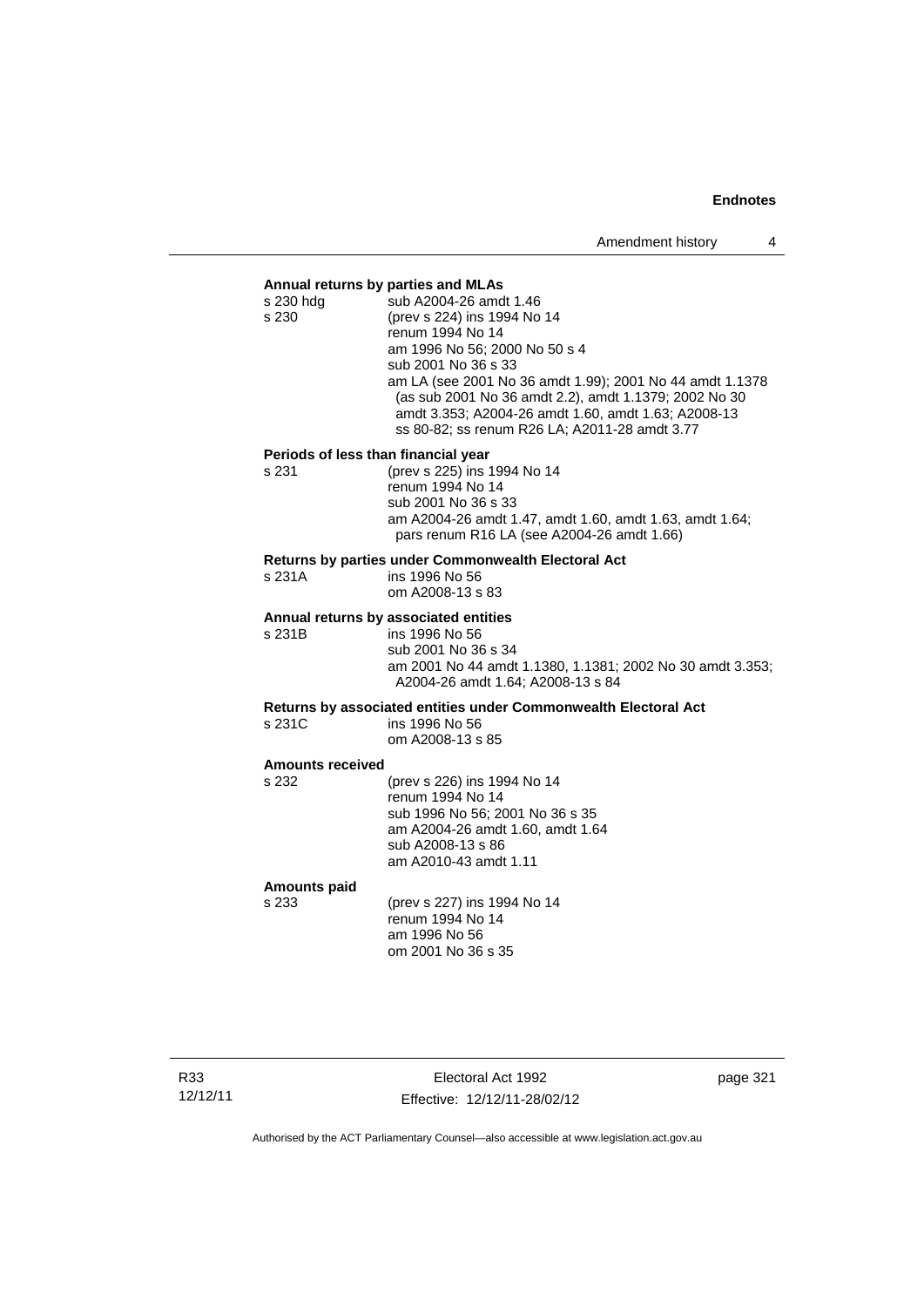**Annual returns by parties and MLAs**

s 230 hdg sub A2004-26 amdt 1.46

s 230 (prev s 224) ins 1994 No 14
renum 1994 No 14
am 1996 No 56; 2000 No 50 s 4
sub 2001 No 36 s 33
am LA (see 2001 No 36 amdt 1.99); 2001 No 44 amdt 1.1378 (as sub 2001 No 36 amdt 2.2), amdt 1.1379; 2002 No 30 amdt 3.353; A2004-26 amdt 1.60, amdt 1.63; A2008-13 ss 80-82; ss renum R26 LA; A2011-28 amdt 3.77

**Periods of less than financial year**

s 231 (prev s 225) ins 1994 No 14
renum 1994 No 14
sub 2001 No 36 s 33
am A2004-26 amdt 1.47, amdt 1.60, amdt 1.63, amdt 1.64; pars renum R16 LA (see A2004-26 amdt 1.66)

**Returns by parties under Commonwealth Electoral Act**

s 231A ins 1996 No 56
om A2008-13 s 83

**Annual returns by associated entities**

s 231B ins 1996 No 56
sub 2001 No 36 s 34
am 2001 No 44 amdt 1.1380, 1.1381; 2002 No 30 amdt 3.353; A2004-26 amdt 1.64; A2008-13 s 84

**Returns by associated entities under Commonwealth Electoral Act**

s 231C ins 1996 No 56
om A2008-13 s 85

**Amounts received**

s 232 (prev s 226) ins 1994 No 14
renum 1994 No 14
sub 1996 No 56; 2001 No 36 s 35
am A2004-26 amdt 1.60, amdt 1.64
sub A2008-13 s 86
am A2010-43 amdt 1.11

**Amounts paid**

s 233 (prev s 227) ins 1994 No 14
renum 1994 No 14
am 1996 No 56
om 2001 No 36 s 35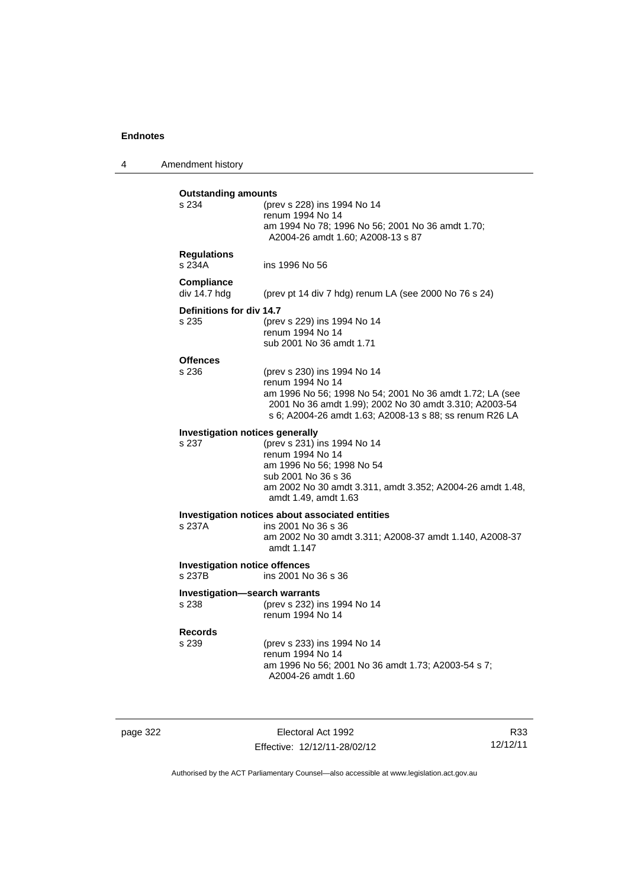**Outstanding amounts**

s 234 (prev s 228) ins 1994 No 14
renum 1994 No 14
am 1994 No 78; 1996 No 56; 2001 No 36 amdt 1.70; A2004-26 amdt 1.60; A2008-13 s 87

**Regulations**

s 234A ins 1996 No 56

**Compliance**

div 14.7 hdg (prev pt 14 div 7 hdg) renum LA (see 2000 No 76 s 24)

**Definitions for div 14.7**

s 235 (prev s 229) ins 1994 No 14
renum 1994 No 14
sub 2001 No 36 amdt 1.71

**Offences**

s 236 (prev s 230) ins 1994 No 14
renum 1994 No 14
am 1996 No 56; 1998 No 54; 2001 No 36 amdt 1.72; LA (see 2001 No 36 amdt 1.99); 2002 No 30 amdt 3.310; A2003-54 s 6; A2004-26 amdt 1.63; A2008-13 s 88; ss renum R26 LA

**Investigation notices generally**

s 237 (prev s 231) ins 1994 No 14
renum 1994 No 14
am 1996 No 56; 1998 No 54
sub 2001 No 36 s 36
am 2002 No 30 amdt 3.311, amdt 3.352; A2004-26 amdt 1.48, amdt 1.49, amdt 1.63

**Investigation notices about associated entities**

s 237A ins 2001 No 36 s 36
am 2002 No 30 amdt 3.311; A2008-37 amdt 1.140, A2008-37 amdt 1.147

**Investigation notice offences**

s 237B ins 2001 No 36 s 36

**Investigation—search warrants**

s 238 (prev s 232) ins 1994 No 14
renum 1994 No 14

**Records**

s 239 (prev s 233) ins 1994 No 14
renum 1994 No 14
am 1996 No 56; 2001 No 36 amdt 1.73; A2003-54 s 7; A2004-26 amdt 1.60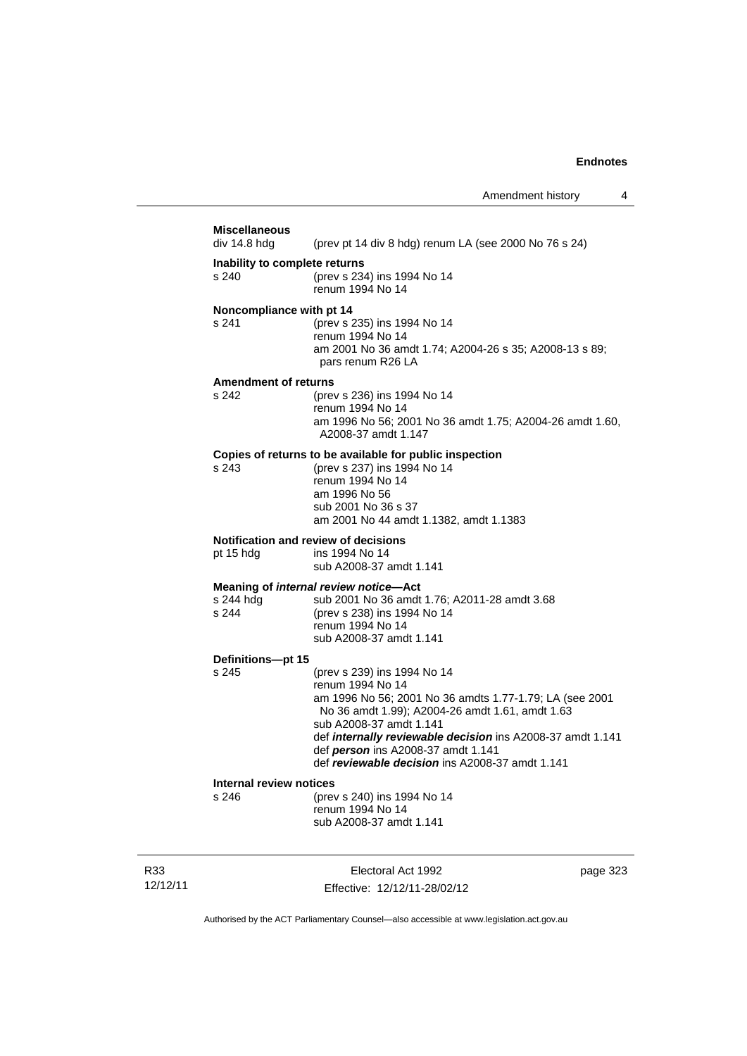**Miscellaneous**

div 14.8 hdg (prev pt 14 div 8 hdg) renum LA (see 2000 No 76 s 24)

**Inability to complete returns**

s 240 (prev s 234) ins 1994 No 14
renum 1994 No 14

**Noncompliance with pt 14**

s 241 (prev s 235) ins 1994 No 14
renum 1994 No 14
am 2001 No 36 amdt 1.74; A2004-26 s 35; A2008-13 s 89; pars renum R26 LA

**Amendment of returns**

s 242 (prev s 236) ins 1994 No 14
renum 1994 No 14
am 1996 No 56; 2001 No 36 amdt 1.75; A2004-26 amdt 1.60, A2008-37 amdt 1.147

**Copies of returns to be available for public inspection**

s 243 (prev s 237) ins 1994 No 14
renum 1994 No 14
am 1996 No 56
sub 2001 No 36 s 37
am 2001 No 44 amdt 1.1382, amdt 1.1383

**Notification and review of decisions**

pt 15 hdg ins 1994 No 14
sub A2008-37 amdt 1.141

**Meaning of *internal review notice*—Act**

s 244 hdg sub 2001 No 36 amdt 1.76; A2011-28 amdt 3.68
s 244 (prev s 238) ins 1994 No 14
renum 1994 No 14
sub A2008-37 amdt 1.141

**Definitions—pt 15**

s 245 (prev s 239) ins 1994 No 14
renum 1994 No 14
am 1996 No 56; 2001 No 36 amdts 1.77-1.79; LA (see 2001 No 36 amdt 1.99); A2004-26 amdt 1.61, amdt 1.63
sub A2008-37 amdt 1.141
def ***internally reviewable decision*** ins A2008-37 amdt 1.141
def ***person*** ins A2008-37 amdt 1.141
def ***reviewable decision*** ins A2008-37 amdt 1.141

**Internal review notices**

s 246 (prev s 240) ins 1994 No 14
renum 1994 No 14
sub A2008-37 amdt 1.141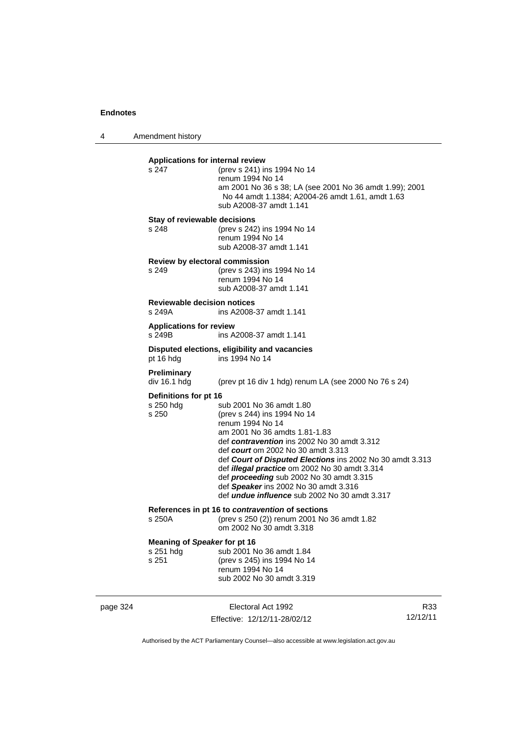**Applications for internal review**

s 247 (prev s 241) ins 1994 No 14
renum 1994 No 14
am 2001 No 36 s 38; LA (see 2001 No 36 amdt 1.99); 2001 No 44 amdt 1.1384; A2004-26 amdt 1.61, amdt 1.63
sub A2008-37 amdt 1.141

**Stay of reviewable decisions**

s 248 (prev s 242) ins 1994 No 14
renum 1994 No 14
sub A2008-37 amdt 1.141

**Review by electoral commission**

s 249 (prev s 243) ins 1994 No 14
renum 1994 No 14
sub A2008-37 amdt 1.141

**Reviewable decision notices**

s 249A ins A2008-37 amdt 1.141

**Applications for review**

s 249B ins A2008-37 amdt 1.141

**Disputed elections, eligibility and vacancies**

pt 16 hdg ins 1994 No 14

**Preliminary**

div 16.1 hdg (prev pt 16 div 1 hdg) renum LA (see 2000 No 76 s 24)

**Definitions for pt 16**

s 250 hdg sub 2001 No 36 amdt 1.80
s 250 (prev s 244) ins 1994 No 14
renum 1994 No 14
am 2001 No 36 amdts 1.81-1.83
def ***contravention*** ins 2002 No 30 amdt 3.312
def ***court*** om 2002 No 30 amdt 3.313
def ***Court of Disputed Elections*** ins 2002 No 30 amdt 3.313
def ***illegal practice*** om 2002 No 30 amdt 3.314
def ***proceeding*** sub 2002 No 30 amdt 3.315
def ***Speaker*** ins 2002 No 30 amdt 3.316
def ***undue influence*** sub 2002 No 30 amdt 3.317

**References in pt 16 to *contravention* of sections**

s 250A (prev s 250 (2)) renum 2001 No 36 amdt 1.82
om 2002 No 30 amdt 3.318

**Meaning of *Speaker* for pt 16**

s 251 hdg sub 2001 No 36 amdt 1.84
s 251 (prev s 245) ins 1994 No 14
renum 1994 No 14
sub 2002 No 30 amdt 3.319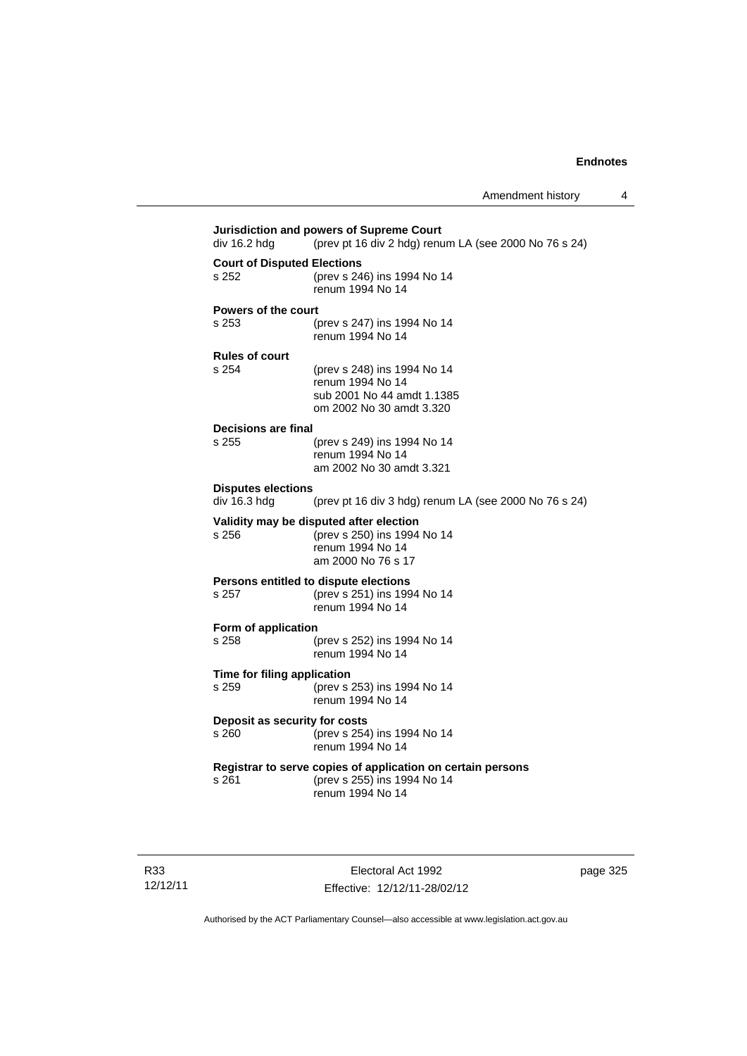**Jurisdiction and powers of Supreme Court**

div 16.2 hdg (prev pt 16 div 2 hdg) renum LA (see 2000 No 76 s 24)

**Court of Disputed Elections**

s 252 (prev s 246) ins 1994 No 14
renum 1994 No 14

**Powers of the court**

s 253 (prev s 247) ins 1994 No 14
renum 1994 No 14

**Rules of court**

s 254 (prev s 248) ins 1994 No 14
renum 1994 No 14
sub 2001 No 44 amdt 1.1385
om 2002 No 30 amdt 3.320

**Decisions are final**

s 255 (prev s 249) ins 1994 No 14
renum 1994 No 14
am 2002 No 30 amdt 3.321

**Disputes elections**

div 16.3 hdg (prev pt 16 div 3 hdg) renum LA (see 2000 No 76 s 24)

**Validity may be disputed after election**

s 256 (prev s 250) ins 1994 No 14
renum 1994 No 14
am 2000 No 76 s 17

**Persons entitled to dispute elections**

s 257 (prev s 251) ins 1994 No 14
renum 1994 No 14

**Form of application**

s 258 (prev s 252) ins 1994 No 14
renum 1994 No 14

**Time for filing application**

s 259 (prev s 253) ins 1994 No 14
renum 1994 No 14

**Deposit as security for costs**

s 260 (prev s 254) ins 1994 No 14
renum 1994 No 14

**Registrar to serve copies of application on certain persons**

s 261 (prev s 255) ins 1994 No 14
renum 1994 No 14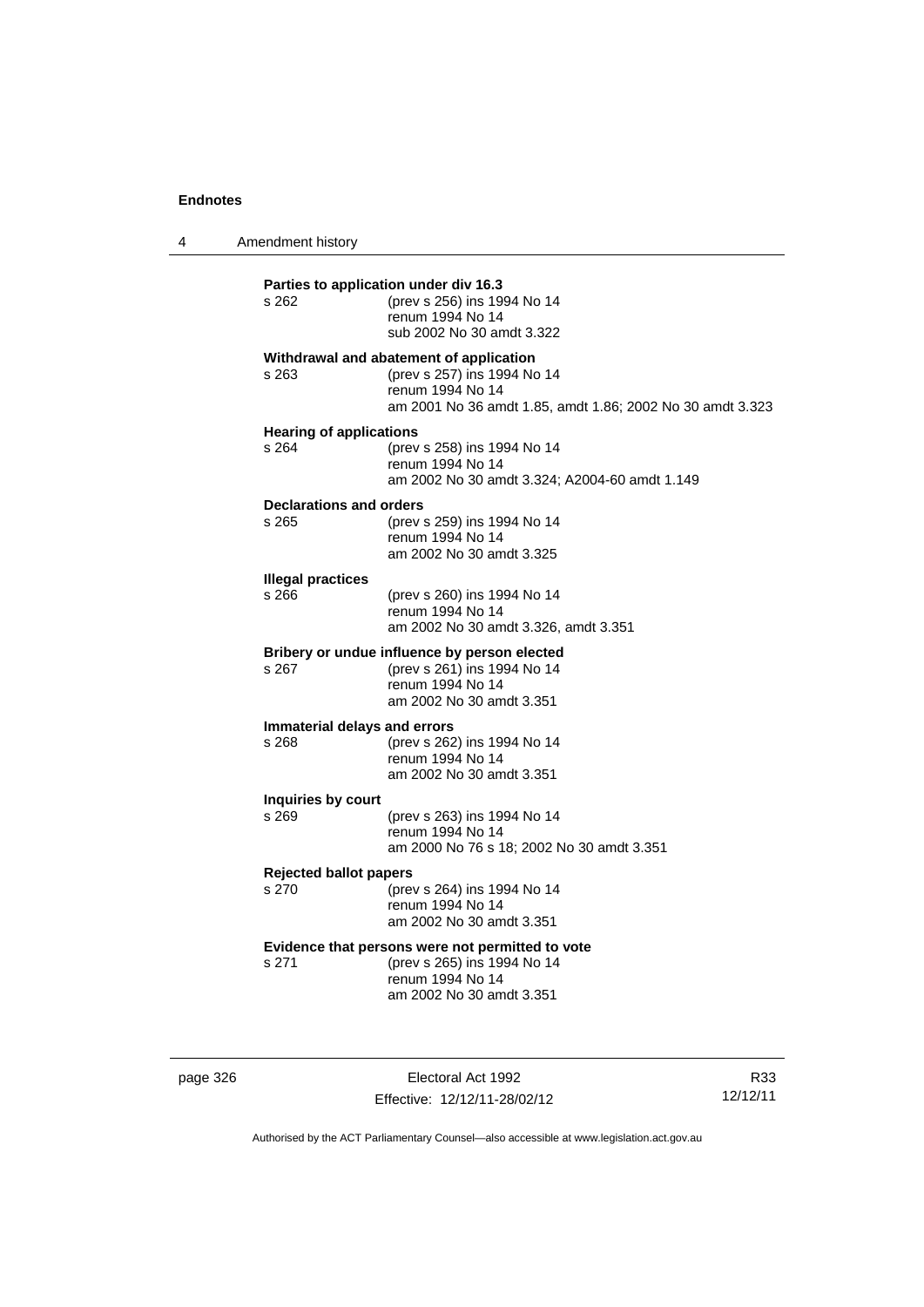**Parties to application under div 16.3**
s 262 (prev s 256) ins 1994 No 14
renum 1994 No 14
sub 2002 No 30 amdt 3.322

**Withdrawal and abatement of application**
s 263 (prev s 257) ins 1994 No 14
renum 1994 No 14
am 2001 No 36 amdt 1.85, amdt 1.86; 2002 No 30 amdt 3.323

**Hearing of applications**
s 264 (prev s 258) ins 1994 No 14
renum 1994 No 14
am 2002 No 30 amdt 3.324; A2004-60 amdt 1.149

**Declarations and orders**
s 265 (prev s 259) ins 1994 No 14
renum 1994 No 14
am 2002 No 30 amdt 3.325

**Illegal practices**
s 266 (prev s 260) ins 1994 No 14
renum 1994 No 14
am 2002 No 30 amdt 3.326, amdt 3.351

**Bribery or undue influence by person elected**
s 267 (prev s 261) ins 1994 No 14
renum 1994 No 14
am 2002 No 30 amdt 3.351

**Immaterial delays and errors**
s 268 (prev s 262) ins 1994 No 14
renum 1994 No 14
am 2002 No 30 amdt 3.351

**Inquiries by court**
s 269 (prev s 263) ins 1994 No 14
renum 1994 No 14
am 2000 No 76 s 18; 2002 No 30 amdt 3.351

**Rejected ballot papers**
s 270 (prev s 264) ins 1994 No 14
renum 1994 No 14
am 2002 No 30 amdt 3.351

**Evidence that persons were not permitted to vote**
s 271 (prev s 265) ins 1994 No 14
renum 1994 No 14
am 2002 No 30 amdt 3.351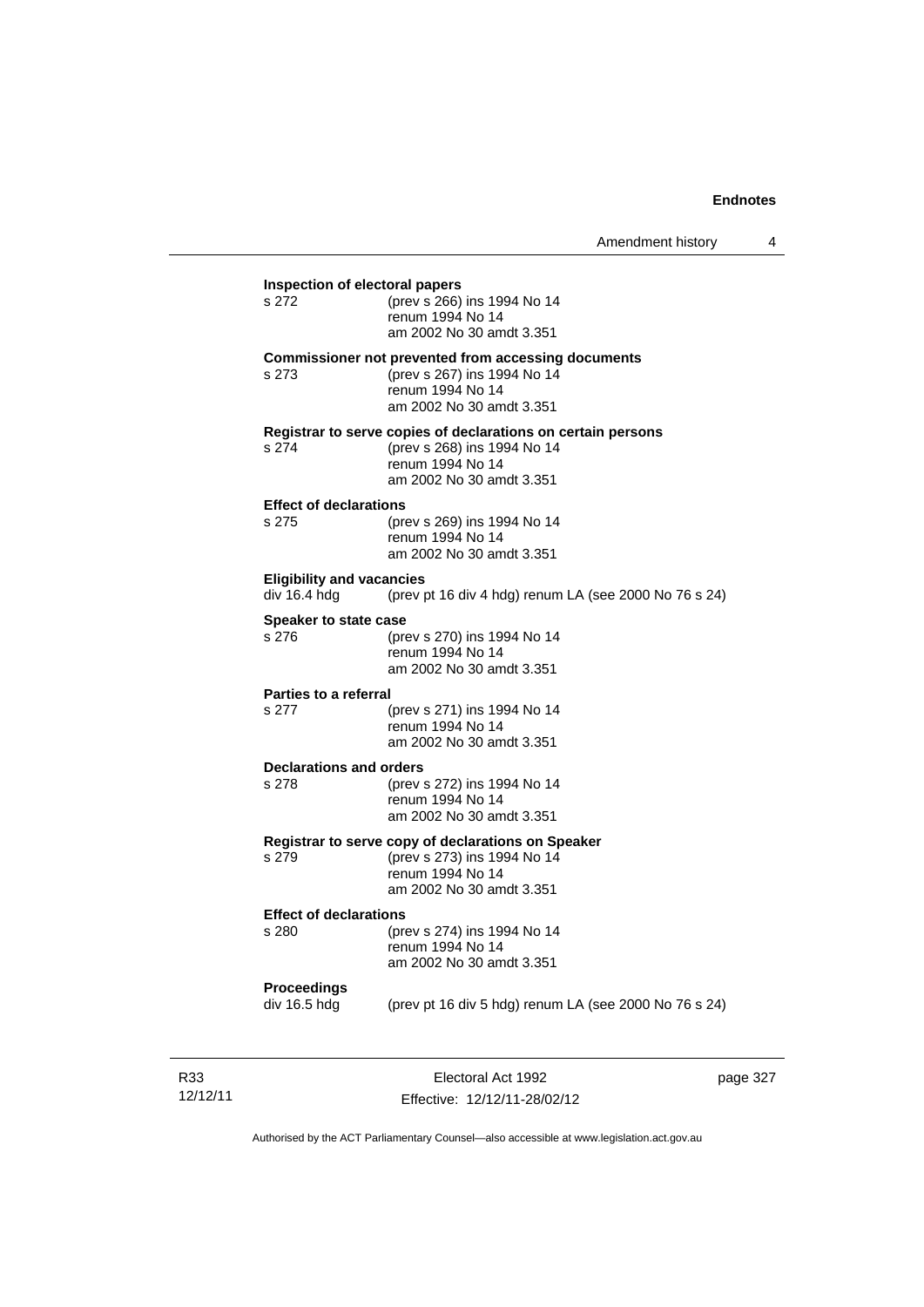**Inspection of electoral papers**

| | |
|---|---|
| s 272 | (prev s 266) ins 1994 No 14<br>renum 1994 No 14<br>am 2002 No 30 amdt 3.351 |

**Commissioner not prevented from accessing documents**

| | |
|---|---|
| s 273 | (prev s 267) ins 1994 No 14<br>renum 1994 No 14<br>am 2002 No 30 amdt 3.351 |

**Registrar to serve copies of declarations on certain persons**

| | |
|---|---|
| s 274 | (prev s 268) ins 1994 No 14<br>renum 1994 No 14<br>am 2002 No 30 amdt 3.351 |

**Effect of declarations**

| | |
|---|---|
| s 275 | (prev s 269) ins 1994 No 14<br>renum 1994 No 14<br>am 2002 No 30 amdt 3.351 |

**Eligibility and vacancies**

| | |
|---|---|
| div 16.4 hdg | (prev pt 16 div 4 hdg) renum LA (see 2000 No 76 s 24) |

**Speaker to state case**

| | |
|---|---|
| s 276 | (prev s 270) ins 1994 No 14<br>renum 1994 No 14<br>am 2002 No 30 amdt 3.351 |

**Parties to a referral**

| | |
|---|---|
| s 277 | (prev s 271) ins 1994 No 14<br>renum 1994 No 14<br>am 2002 No 30 amdt 3.351 |

**Declarations and orders**

| | |
|---|---|
| s 278 | (prev s 272) ins 1994 No 14<br>renum 1994 No 14<br>am 2002 No 30 amdt 3.351 |

**Registrar to serve copy of declarations on Speaker**

| | |
|---|---|
| s 279 | (prev s 273) ins 1994 No 14<br>renum 1994 No 14<br>am 2002 No 30 amdt 3.351 |

**Effect of declarations**

| | |
|---|---|
| s 280 | (prev s 274) ins 1994 No 14<br>renum 1994 No 14<br>am 2002 No 30 amdt 3.351 |

**Proceedings**

| | |
|---|---|
| div 16.5 hdg | (prev pt 16 div 5 hdg) renum LA (see 2000 No 76 s 24) |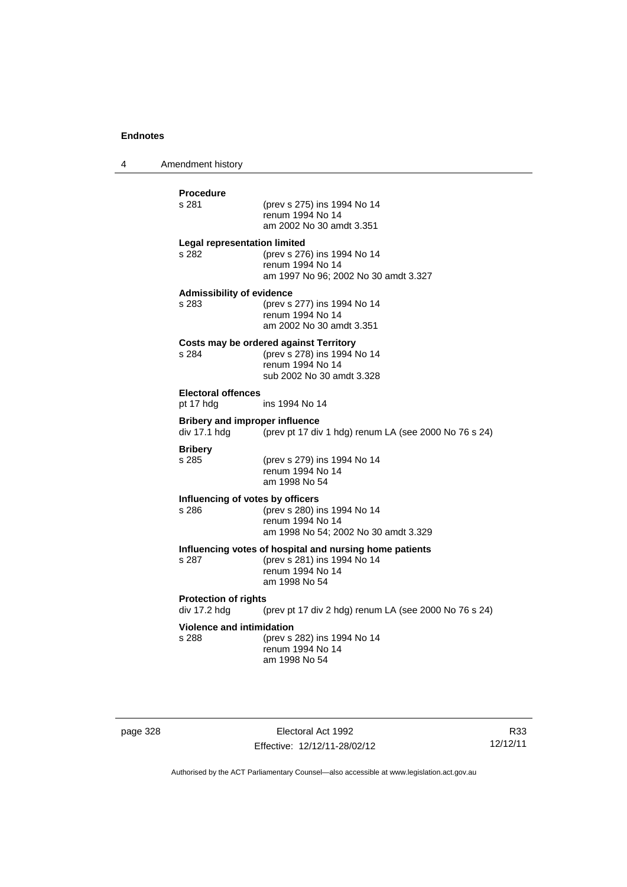**Procedure**

s 281 (prev s 275) ins 1994 No 14
renum 1994 No 14
am 2002 No 30 amdt 3.351

**Legal representation limited**

s 282 (prev s 276) ins 1994 No 14
renum 1994 No 14
am 1997 No 96; 2002 No 30 amdt 3.327

**Admissibility of evidence**

s 283 (prev s 277) ins 1994 No 14
renum 1994 No 14
am 2002 No 30 amdt 3.351

**Costs may be ordered against Territory**

s 284 (prev s 278) ins 1994 No 14
renum 1994 No 14
sub 2002 No 30 amdt 3.328

**Electoral offences**

pt 17 hdg ins 1994 No 14

**Bribery and improper influence**

div 17.1 hdg (prev pt 17 div 1 hdg) renum LA (see 2000 No 76 s 24)

**Bribery**

s 285 (prev s 279) ins 1994 No 14
renum 1994 No 14
am 1998 No 54

**Influencing of votes by officers**

s 286 (prev s 280) ins 1994 No 14
renum 1994 No 14
am 1998 No 54; 2002 No 30 amdt 3.329

**Influencing votes of hospital and nursing home patients**

s 287 (prev s 281) ins 1994 No 14
renum 1994 No 14
am 1998 No 54

**Protection of rights**

div 17.2 hdg (prev pt 17 div 2 hdg) renum LA (see 2000 No 76 s 24)

**Violence and intimidation**

s 288 (prev s 282) ins 1994 No 14
renum 1994 No 14
am 1998 No 54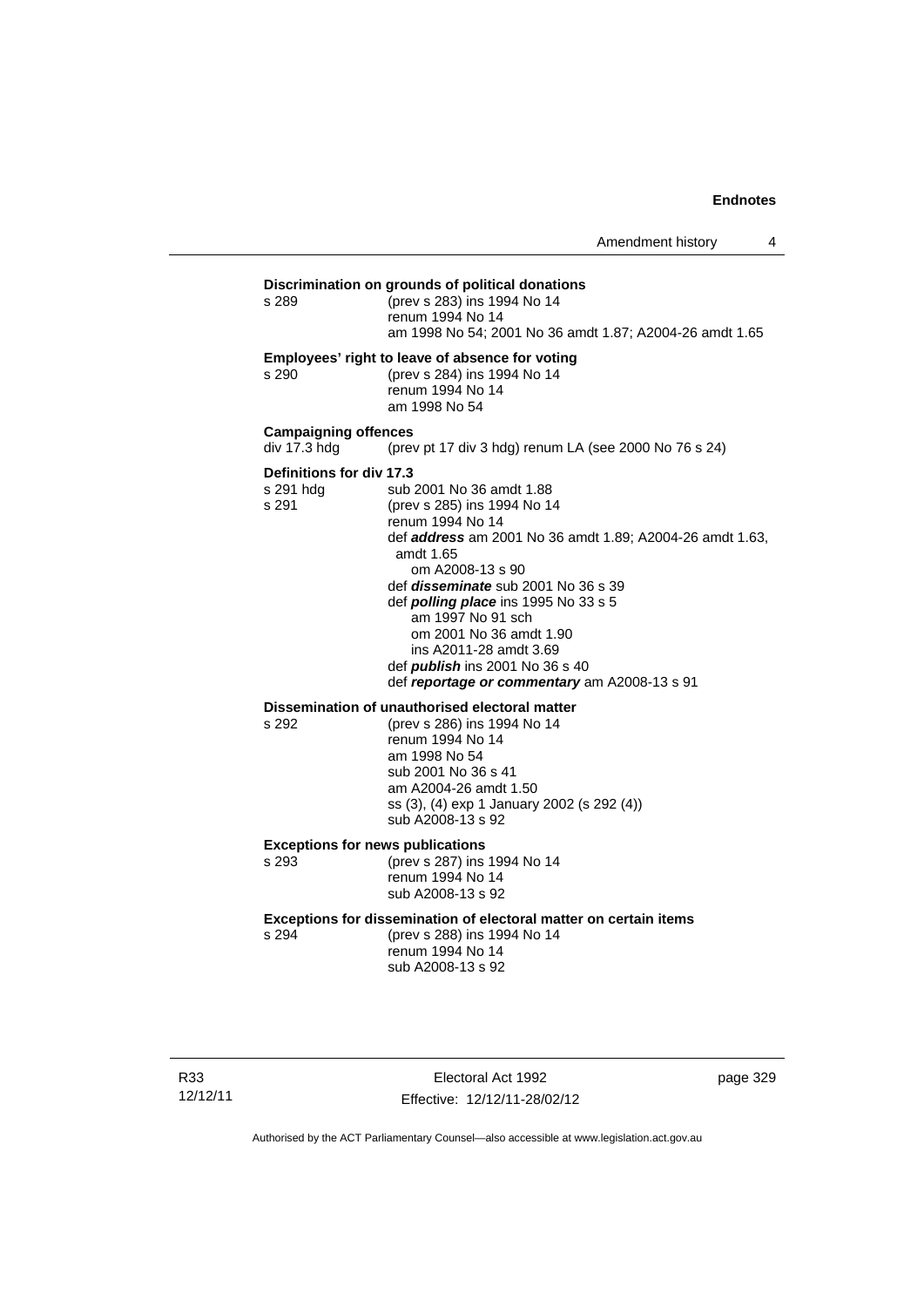**Discrimination on grounds of political donations**

s 289 (prev s 283) ins 1994 No 14
renum 1994 No 14
am 1998 No 54; 2001 No 36 amdt 1.87; A2004-26 amdt 1.65

**Employees' right to leave of absence for voting**

s 290 (prev s 284) ins 1994 No 14
renum 1994 No 14
am 1998 No 54

**Campaigning offences**

div 17.3 hdg (prev pt 17 div 3 hdg) renum LA (see 2000 No 76 s 24)

**Definitions for div 17.3**

s 291 hdg sub 2001 No 36 amdt 1.88
s 291 (prev s 285) ins 1994 No 14
renum 1994 No 14
def ***address*** am 2001 No 36 amdt 1.89; A2004-26 amdt 1.63, amdt 1.65
om A2008-13 s 90
def ***disseminate*** sub 2001 No 36 s 39
def ***polling place*** ins 1995 No 33 s 5
am 1997 No 91 sch
om 2001 No 36 amdt 1.90
ins A2011-28 amdt 3.69
def ***publish*** ins 2001 No 36 s 40
def ***reportage or commentary*** am A2008-13 s 91

**Dissemination of unauthorised electoral matter**

s 292 (prev s 286) ins 1994 No 14
renum 1994 No 14
am 1998 No 54
sub 2001 No 36 s 41
am A2004-26 amdt 1.50
ss (3), (4) exp 1 January 2002 (s 292 (4))
sub A2008-13 s 92

**Exceptions for news publications**

s 293 (prev s 287) ins 1994 No 14
renum 1994 No 14
sub A2008-13 s 92

**Exceptions for dissemination of electoral matter on certain items**

s 294 (prev s 288) ins 1994 No 14
renum 1994 No 14
sub A2008-13 s 92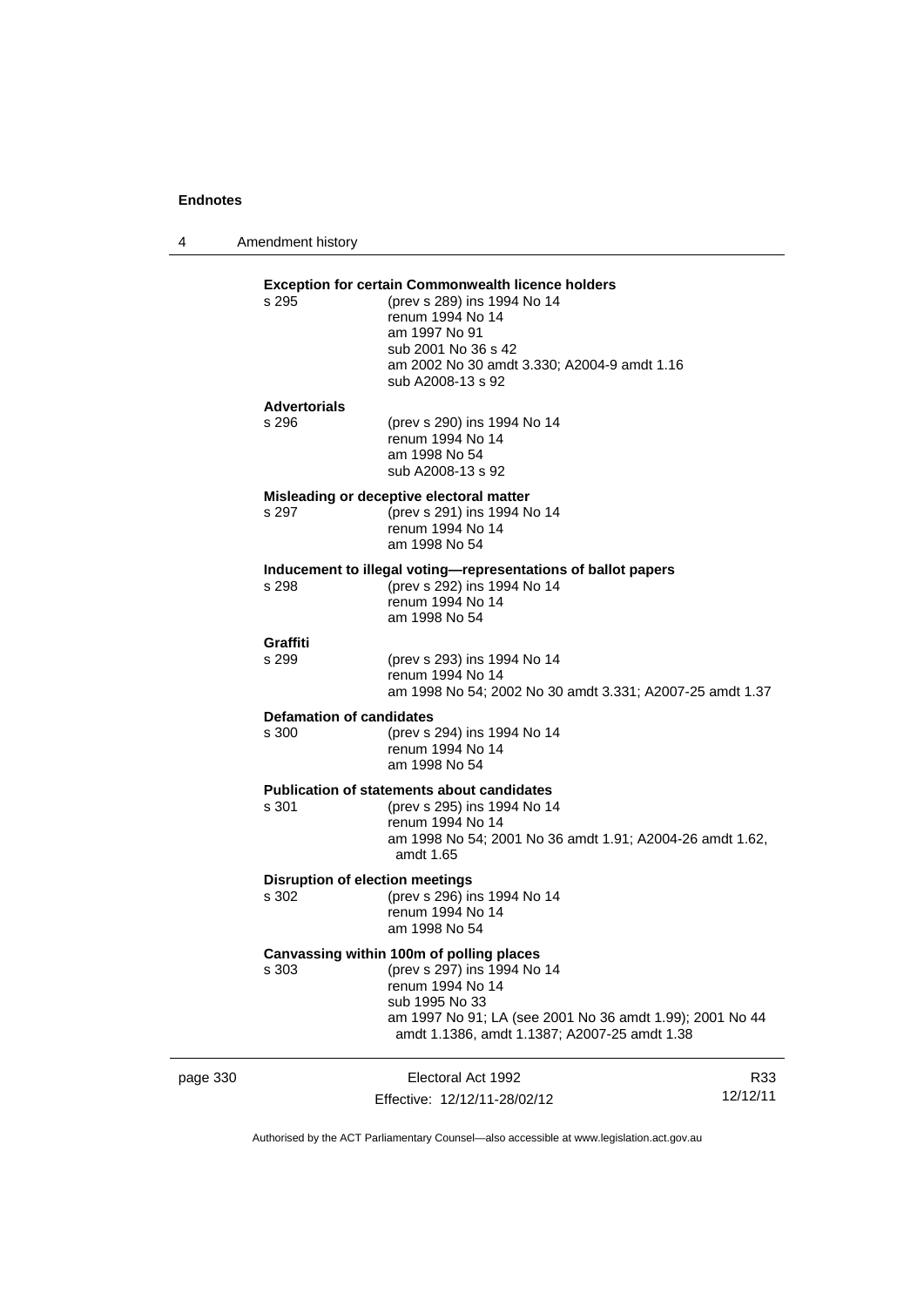**Exception for certain Commonwealth licence holders**

s 295 (prev s 289) ins 1994 No 14
renum 1994 No 14
am 1997 No 91
sub 2001 No 36 s 42
am 2002 No 30 amdt 3.330; A2004-9 amdt 1.16
sub A2008-13 s 92

**Advertorials**

s 296 (prev s 290) ins 1994 No 14
renum 1994 No 14
am 1998 No 54
sub A2008-13 s 92

**Misleading or deceptive electoral matter**

s 297 (prev s 291) ins 1994 No 14
renum 1994 No 14
am 1998 No 54

**Inducement to illegal voting—representations of ballot papers**

s 298 (prev s 292) ins 1994 No 14
renum 1994 No 14
am 1998 No 54

**Graffiti**

s 299 (prev s 293) ins 1994 No 14
renum 1994 No 14
am 1998 No 54; 2002 No 30 amdt 3.331; A2007-25 amdt 1.37

**Defamation of candidates**

s 300 (prev s 294) ins 1994 No 14
renum 1994 No 14
am 1998 No 54

**Publication of statements about candidates**

s 301 (prev s 295) ins 1994 No 14
renum 1994 No 14
am 1998 No 54; 2001 No 36 amdt 1.91; A2004-26 amdt 1.62, amdt 1.65

**Disruption of election meetings**

s 302 (prev s 296) ins 1994 No 14
renum 1994 No 14
am 1998 No 54

**Canvassing within 100m of polling places**

s 303 (prev s 297) ins 1994 No 14
renum 1994 No 14
sub 1995 No 33
am 1997 No 91; LA (see 2001 No 36 amdt 1.99); 2001 No 44 amdt 1.1386, amdt 1.1387; A2007-25 amdt 1.38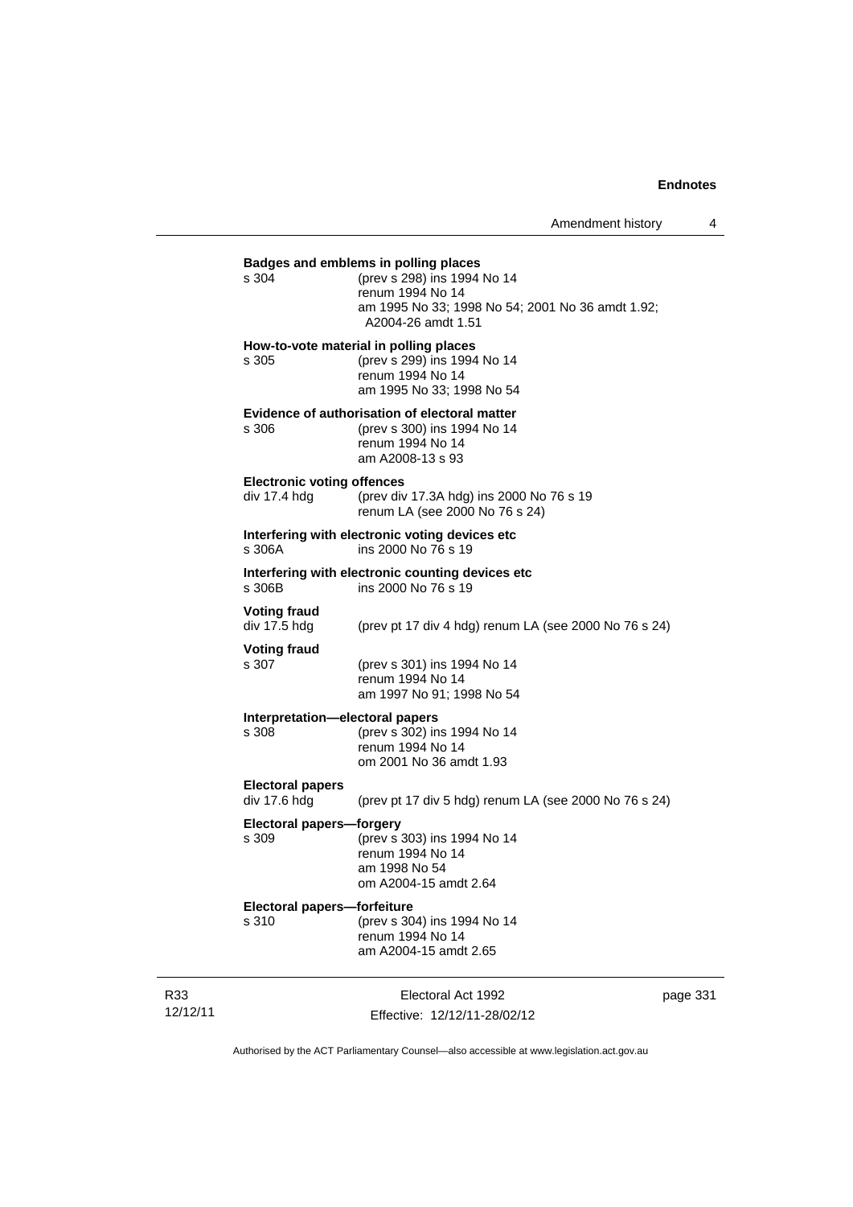**Badges and emblems in polling places**

s 304 (prev s 298) ins 1994 No 14
renum 1994 No 14
am 1995 No 33; 1998 No 54; 2001 No 36 amdt 1.92; A2004-26 amdt 1.51

**How-to-vote material in polling places**

s 305 (prev s 299) ins 1994 No 14
renum 1994 No 14
am 1995 No 33; 1998 No 54

**Evidence of authorisation of electoral matter**

s 306 (prev s 300) ins 1994 No 14
renum 1994 No 14
am A2008-13 s 93

**Electronic voting offences**

div 17.4 hdg (prev div 17.3A hdg) ins 2000 No 76 s 19
renum LA (see 2000 No 76 s 24)

**Interfering with electronic voting devices etc**

s 306A ins 2000 No 76 s 19

**Interfering with electronic counting devices etc**

s 306B ins 2000 No 76 s 19

**Voting fraud**

div 17.5 hdg (prev pt 17 div 4 hdg) renum LA (see 2000 No 76 s 24)

**Voting fraud**

s 307 (prev s 301) ins 1994 No 14
renum 1994 No 14
am 1997 No 91; 1998 No 54

**Interpretation—electoral papers**

s 308 (prev s 302) ins 1994 No 14
renum 1994 No 14
om 2001 No 36 amdt 1.93

**Electoral papers**

div 17.6 hdg (prev pt 17 div 5 hdg) renum LA (see 2000 No 76 s 24)

**Electoral papers—forgery**

s 309 (prev s 303) ins 1994 No 14
renum 1994 No 14
am 1998 No 54
om A2004-15 amdt 2.64

**Electoral papers—forfeiture**

s 310 (prev s 304) ins 1994 No 14
renum 1994 No 14
am A2004-15 amdt 2.65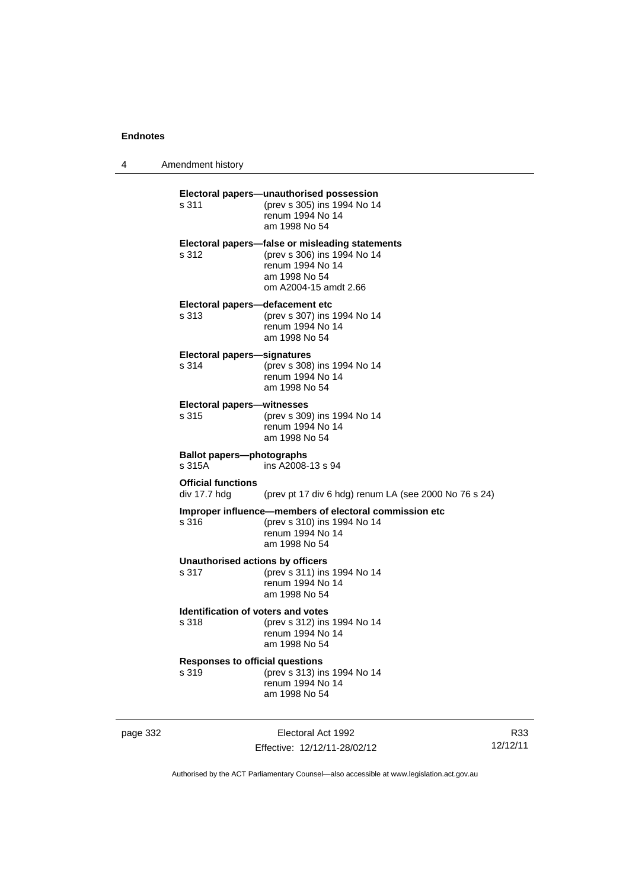**Electoral papers—unauthorised possession**
s 311 (prev s 305) ins 1994 No 14
renum 1994 No 14
am 1998 No 54

**Electoral papers—false or misleading statements**
s 312 (prev s 306) ins 1994 No 14
renum 1994 No 14
am 1998 No 54
om A2004-15 amdt 2.66

**Electoral papers—defacement etc**
s 313 (prev s 307) ins 1994 No 14
renum 1994 No 14
am 1998 No 54

**Electoral papers—signatures**
s 314 (prev s 308) ins 1994 No 14
renum 1994 No 14
am 1998 No 54

**Electoral papers—witnesses**
s 315 (prev s 309) ins 1994 No 14
renum 1994 No 14
am 1998 No 54

**Ballot papers—photographs**
s 315A ins A2008-13 s 94

**Official functions**
div 17.7 hdg (prev pt 17 div 6 hdg) renum LA (see 2000 No 76 s 24)

**Improper influence—members of electoral commission etc**
s 316 (prev s 310) ins 1994 No 14
renum 1994 No 14
am 1998 No 54

**Unauthorised actions by officers**
s 317 (prev s 311) ins 1994 No 14
renum 1994 No 14
am 1998 No 54

**Identification of voters and votes**
s 318 (prev s 312) ins 1994 No 14
renum 1994 No 14
am 1998 No 54

**Responses to official questions**
s 319 (prev s 313) ins 1994 No 14
renum 1994 No 14
am 1998 No 54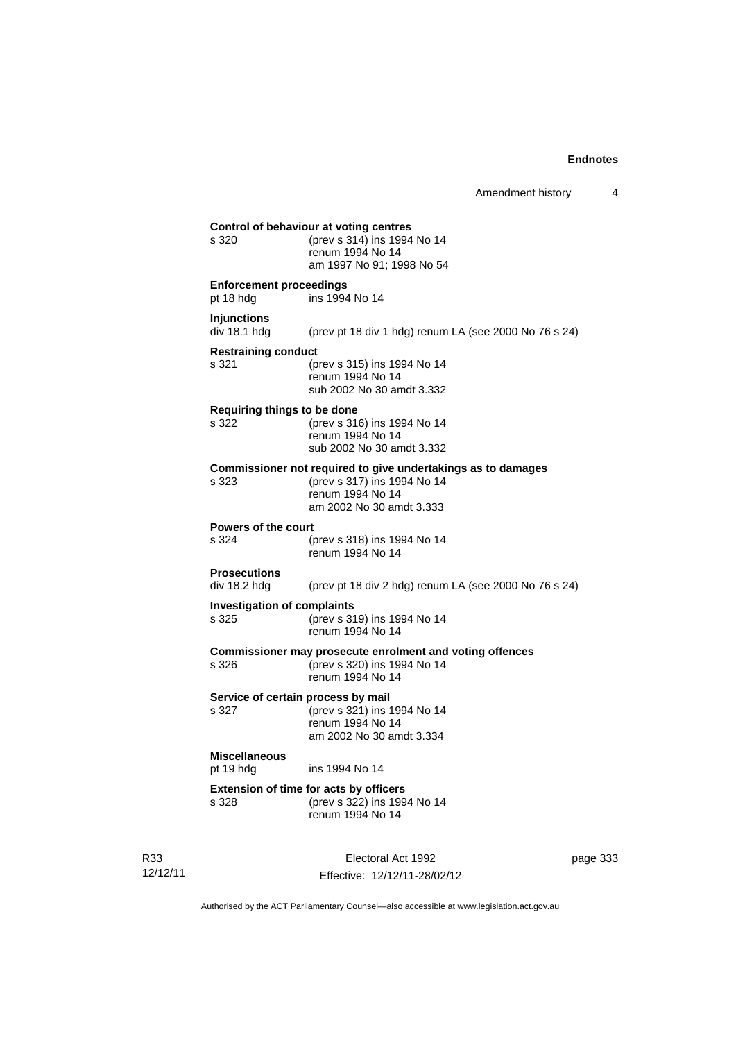**Control of behaviour at voting centres**

s 320 (prev s 314) ins 1994 No 14
renum 1994 No 14
am 1997 No 91; 1998 No 54

**Enforcement proceedings**

pt 18 hdg ins 1994 No 14

**Injunctions**

div 18.1 hdg (prev pt 18 div 1 hdg) renum LA (see 2000 No 76 s 24)

**Restraining conduct**

s 321 (prev s 315) ins 1994 No 14
renum 1994 No 14
sub 2002 No 30 amdt 3.332

**Requiring things to be done**

s 322 (prev s 316) ins 1994 No 14
renum 1994 No 14
sub 2002 No 30 amdt 3.332

**Commissioner not required to give undertakings as to damages**

s 323 (prev s 317) ins 1994 No 14
renum 1994 No 14
am 2002 No 30 amdt 3.333

**Powers of the court**

s 324 (prev s 318) ins 1994 No 14
renum 1994 No 14

**Prosecutions**

div 18.2 hdg (prev pt 18 div 2 hdg) renum LA (see 2000 No 76 s 24)

**Investigation of complaints**

s 325 (prev s 319) ins 1994 No 14
renum 1994 No 14

**Commissioner may prosecute enrolment and voting offences**

s 326 (prev s 320) ins 1994 No 14
renum 1994 No 14

**Service of certain process by mail**

s 327 (prev s 321) ins 1994 No 14
renum 1994 No 14
am 2002 No 30 amdt 3.334

**Miscellaneous**

pt 19 hdg ins 1994 No 14

**Extension of time for acts by officers**

s 328 (prev s 322) ins 1994 No 14
renum 1994 No 14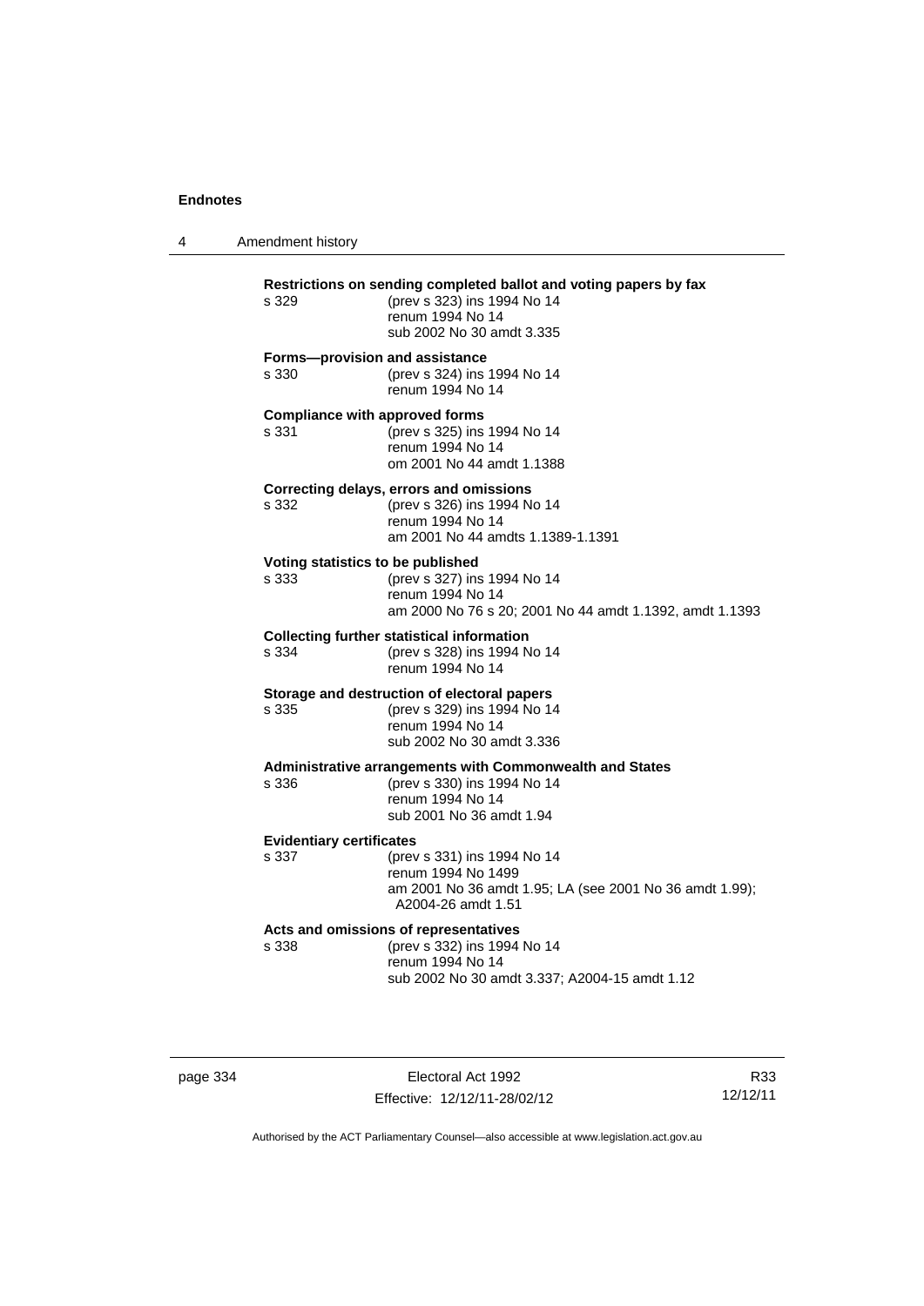**Restrictions on sending completed ballot and voting papers by fax**

s 329 (prev s 323) ins 1994 No 14
renum 1994 No 14
sub 2002 No 30 amdt 3.335

**Forms—provision and assistance**

s 330 (prev s 324) ins 1994 No 14
renum 1994 No 14

**Compliance with approved forms**

s 331 (prev s 325) ins 1994 No 14
renum 1994 No 14
om 2001 No 44 amdt 1.1388

**Correcting delays, errors and omissions**

s 332 (prev s 326) ins 1994 No 14
renum 1994 No 14
am 2001 No 44 amdts 1.1389-1.1391

**Voting statistics to be published**

s 333 (prev s 327) ins 1994 No 14
renum 1994 No 14
am 2000 No 76 s 20; 2001 No 44 amdt 1.1392, amdt 1.1393

**Collecting further statistical information**

s 334 (prev s 328) ins 1994 No 14
renum 1994 No 14

**Storage and destruction of electoral papers**

s 335 (prev s 329) ins 1994 No 14
renum 1994 No 14
sub 2002 No 30 amdt 3.336

**Administrative arrangements with Commonwealth and States**

s 336 (prev s 330) ins 1994 No 14
renum 1994 No 14
sub 2001 No 36 amdt 1.94

**Evidentiary certificates**

s 337 (prev s 331) ins 1994 No 14
renum 1994 No 1499
am 2001 No 36 amdt 1.95; LA (see 2001 No 36 amdt 1.99); A2004-26 amdt 1.51

**Acts and omissions of representatives**

s 338 (prev s 332) ins 1994 No 14
renum 1994 No 14
sub 2002 No 30 amdt 3.337; A2004-15 amdt 1.12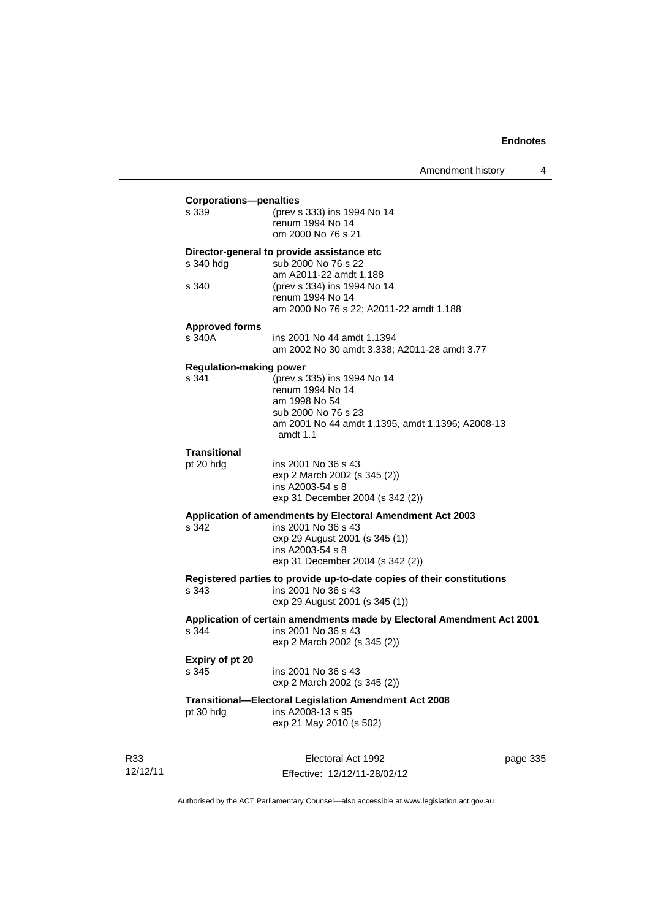**Corporations—penalties**

| | |
|---|---|
| s 339 | (prev s 333) ins 1994 No 14<br>renum 1994 No 14<br>om 2000 No 76 s 21 |

**Director-general to provide assistance etc**

| | |
|---|---|
| s 340 hdg | sub 2000 No 76 s 22<br>am A2011-22 amdt 1.188 |
| s 340 | (prev s 334) ins 1994 No 14<br>renum 1994 No 14<br>am 2000 No 76 s 22; A2011-22 amdt 1.188 |

**Approved forms**

| | |
|---|---|
| s 340A | ins 2001 No 44 amdt 1.1394<br>am 2002 No 30 amdt 3.338; A2011-28 amdt 3.77 |

**Regulation-making power**

| | |
|---|---|
| s 341 | (prev s 335) ins 1994 No 14<br>renum 1994 No 14<br>am 1998 No 54<br>sub 2000 No 76 s 23<br>am 2001 No 44 amdt 1.1395, amdt 1.1396; A2008-13 amdt 1.1 |

**Transitional**

| | |
|---|---|
| pt 20 hdg | ins 2001 No 36 s 43<br>exp 2 March 2002 (s 345 (2))<br>ins A2003-54 s 8<br>exp 31 December 2004 (s 342 (2)) |

**Application of amendments by Electoral Amendment Act 2003**

| | |
|---|---|
| s 342 | ins 2001 No 36 s 43<br>exp 29 August 2001 (s 345 (1))<br>ins A2003-54 s 8<br>exp 31 December 2004 (s 342 (2)) |

**Registered parties to provide up-to-date copies of their constitutions**

| | |
|---|---|
| s 343 | ins 2001 No 36 s 43<br>exp 29 August 2001 (s 345 (1)) |

**Application of certain amendments made by Electoral Amendment Act 2001**

| | |
|---|---|
| s 344 | ins 2001 No 36 s 43<br>exp 2 March 2002 (s 345 (2)) |

**Expiry of pt 20**

| | |
|---|---|
| s 345 | ins 2001 No 36 s 43<br>exp 2 March 2002 (s 345 (2)) |

**Transitional—Electoral Legislation Amendment Act 2008**

| | |
|---|---|
| pt 30 hdg | ins A2008-13 s 95<br>exp 21 May 2010 (s 502) |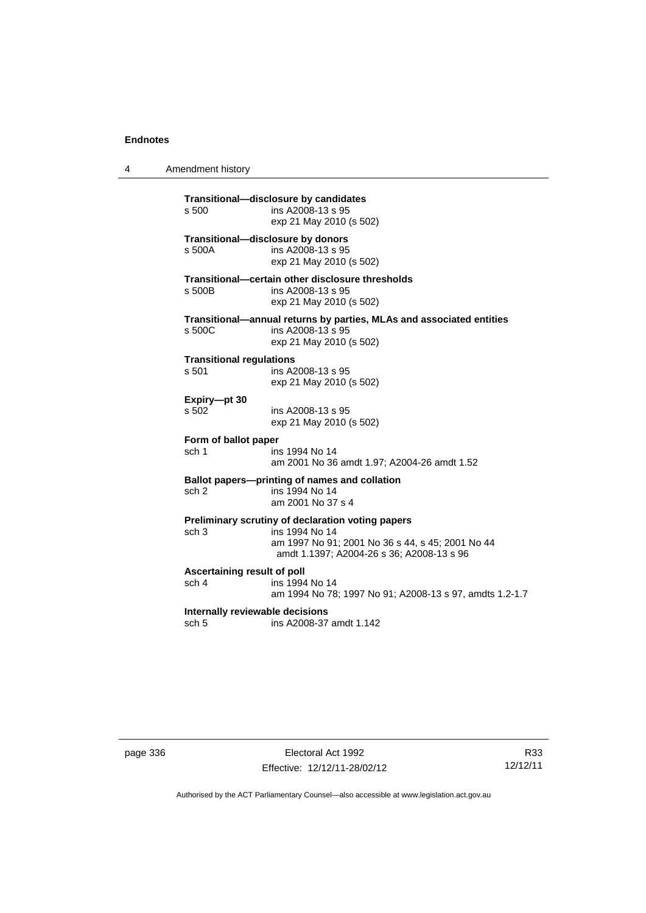**Transitional—disclosure by candidates**
s 500 ins A2008-13 s 95
exp 21 May 2010 (s 502)

**Transitional—disclosure by donors**
s 500A ins A2008-13 s 95
exp 21 May 2010 (s 502)

**Transitional—certain other disclosure thresholds**
s 500B ins A2008-13 s 95
exp 21 May 2010 (s 502)

**Transitional—annual returns by parties, MLAs and associated entities**
s 500C ins A2008-13 s 95
exp 21 May 2010 (s 502)

**Transitional regulations**
s 501 ins A2008-13 s 95
exp 21 May 2010 (s 502)

**Expiry—pt 30**
s 502 ins A2008-13 s 95
exp 21 May 2010 (s 502)

**Form of ballot paper**
sch 1 ins 1994 No 14
am 2001 No 36 amdt 1.97; A2004-26 amdt 1.52

**Ballot papers—printing of names and collation**
sch 2 ins 1994 No 14
am 2001 No 37 s 4

**Preliminary scrutiny of declaration voting papers**
sch 3 ins 1994 No 14
am 1997 No 91; 2001 No 36 s 44, s 45; 2001 No 44 amdt 1.1397; A2004-26 s 36; A2008-13 s 96

**Ascertaining result of poll**
sch 4 ins 1994 No 14
am 1994 No 78; 1997 No 91; A2008-13 s 97, amdts 1.2-1.7

**Internally reviewable decisions**
sch 5 ins A2008-37 amdt 1.142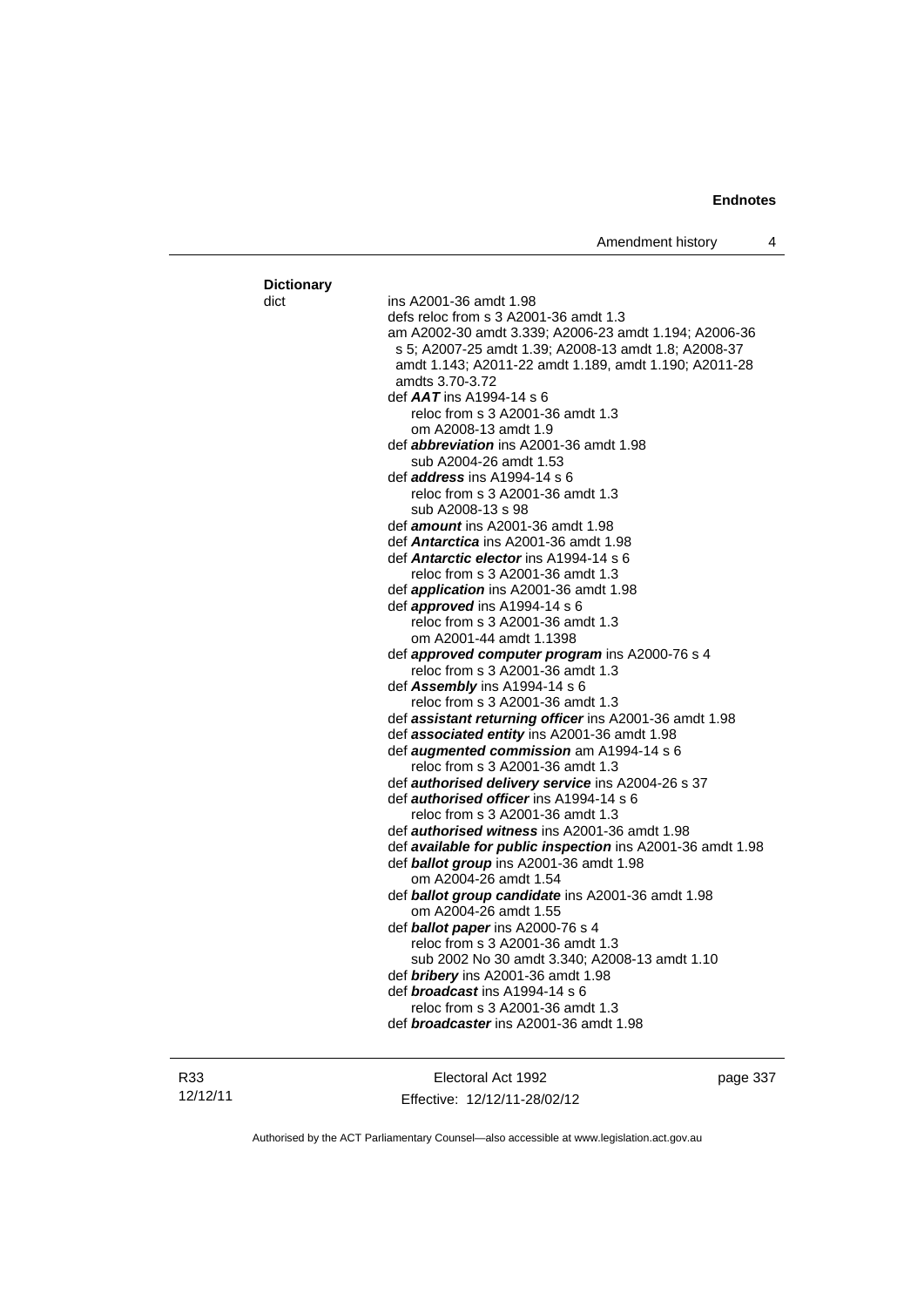**Dictionary**

dict ins A2001-36 amdt 1.98
defs reloc from s 3 A2001-36 amdt 1.3
am A2002-30 amdt 3.339; A2006-23 amdt 1.194; A2006-36 s 5; A2007-25 amdt 1.39; A2008-13 amdt 1.8; A2008-37 amdt 1.143; A2011-22 amdt 1.189, amdt 1.190; A2011-28 amdts 3.70-3.72

def ***AAT*** ins A1994-14 s 6
reloc from s 3 A2001-36 amdt 1.3
om A2008-13 amdt 1.9

def ***abbreviation*** ins A2001-36 amdt 1.98
sub A2004-26 amdt 1.53

def ***address*** ins A1994-14 s 6
reloc from s 3 A2001-36 amdt 1.3
sub A2008-13 s 98

def ***amount*** ins A2001-36 amdt 1.98

def ***Antarctica*** ins A2001-36 amdt 1.98

def ***Antarctic elector*** ins A1994-14 s 6
reloc from s 3 A2001-36 amdt 1.3

def ***application*** ins A2001-36 amdt 1.98

def ***approved*** ins A1994-14 s 6
reloc from s 3 A2001-36 amdt 1.3
om A2001-44 amdt 1.1398

def ***approved computer program*** ins A2000-76 s 4
reloc from s 3 A2001-36 amdt 1.3

def ***Assembly*** ins A1994-14 s 6
reloc from s 3 A2001-36 amdt 1.3

def ***assistant returning officer*** ins A2001-36 amdt 1.98

def ***associated entity*** ins A2001-36 amdt 1.98

def ***augmented commission*** am A1994-14 s 6
reloc from s 3 A2001-36 amdt 1.3

def ***authorised delivery service*** ins A2004-26 s 37

def ***authorised officer*** ins A1994-14 s 6
reloc from s 3 A2001-36 amdt 1.3

def ***authorised witness*** ins A2001-36 amdt 1.98

def ***available for public inspection*** ins A2001-36 amdt 1.98

def ***ballot group*** ins A2001-36 amdt 1.98
om A2004-26 amdt 1.54

def ***ballot group candidate*** ins A2001-36 amdt 1.98
om A2004-26 amdt 1.55

def ***ballot paper*** ins A2000-76 s 4
reloc from s 3 A2001-36 amdt 1.3
sub 2002 No 30 amdt 3.340; A2008-13 amdt 1.10

def ***bribery*** ins A2001-36 amdt 1.98

def ***broadcast*** ins A1994-14 s 6
reloc from s 3 A2001-36 amdt 1.3

def ***broadcaster*** ins A2001-36 amdt 1.98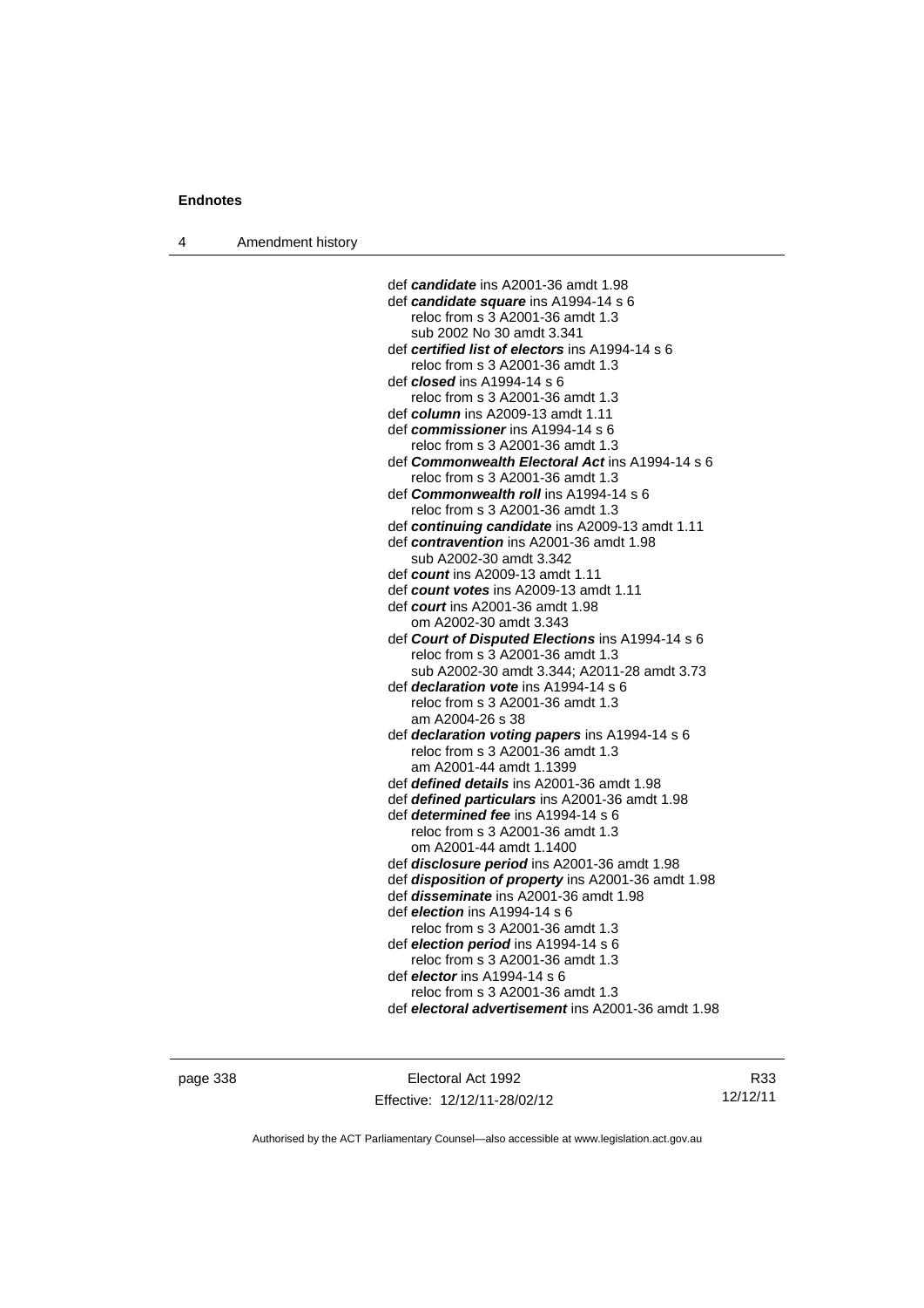def ***candidate*** ins A2001-36 amdt 1.98
def ***candidate square*** ins A1994-14 s 6
 reloc from s 3 A2001-36 amdt 1.3
 sub 2002 No 30 amdt 3.341
def ***certified list of electors*** ins A1994-14 s 6
 reloc from s 3 A2001-36 amdt 1.3
def ***closed*** ins A1994-14 s 6
 reloc from s 3 A2001-36 amdt 1.3
def ***column*** ins A2009-13 amdt 1.11
def ***commissioner*** ins A1994-14 s 6
 reloc from s 3 A2001-36 amdt 1.3
def ***Commonwealth Electoral Act*** ins A1994-14 s 6
 reloc from s 3 A2001-36 amdt 1.3
def ***Commonwealth roll*** ins A1994-14 s 6
 reloc from s 3 A2001-36 amdt 1.3
def ***continuing candidate*** ins A2009-13 amdt 1.11
def ***contravention*** ins A2001-36 amdt 1.98
 sub A2002-30 amdt 3.342
def ***count*** ins A2009-13 amdt 1.11
def ***count votes*** ins A2009-13 amdt 1.11
def ***court*** ins A2001-36 amdt 1.98
 om A2002-30 amdt 3.343
def ***Court of Disputed Elections*** ins A1994-14 s 6
 reloc from s 3 A2001-36 amdt 1.3
 sub A2002-30 amdt 3.344; A2011-28 amdt 3.73
def ***declaration vote*** ins A1994-14 s 6
 reloc from s 3 A2001-36 amdt 1.3
 am A2004-26 s 38
def ***declaration voting papers*** ins A1994-14 s 6
 reloc from s 3 A2001-36 amdt 1.3
 am A2001-44 amdt 1.1399
def ***defined details*** ins A2001-36 amdt 1.98
def ***defined particulars*** ins A2001-36 amdt 1.98
def ***determined fee*** ins A1994-14 s 6
 reloc from s 3 A2001-36 amdt 1.3
 om A2001-44 amdt 1.1400
def ***disclosure period*** ins A2001-36 amdt 1.98
def ***disposition of property*** ins A2001-36 amdt 1.98
def ***disseminate*** ins A2001-36 amdt 1.98
def ***election*** ins A1994-14 s 6
 reloc from s 3 A2001-36 amdt 1.3
def ***election period*** ins A1994-14 s 6
 reloc from s 3 A2001-36 amdt 1.3
def ***elector*** ins A1994-14 s 6
 reloc from s 3 A2001-36 amdt 1.3
def ***electoral advertisement*** ins A2001-36 amdt 1.98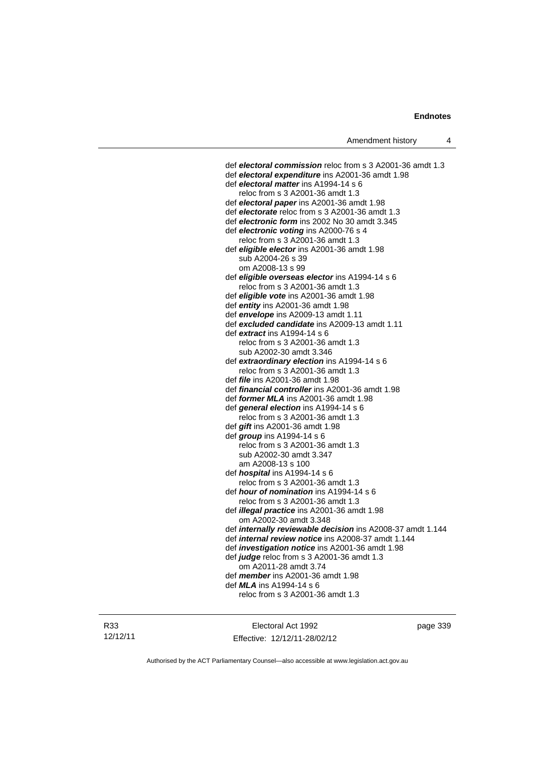def ***electoral commission*** reloc from s 3 A2001-36 amdt 1.3
def ***electoral expenditure*** ins A2001-36 amdt 1.98
def ***electoral matter*** ins A1994-14 s 6
reloc from s 3 A2001-36 amdt 1.3
def ***electoral paper*** ins A2001-36 amdt 1.98
def ***electorate*** reloc from s 3 A2001-36 amdt 1.3
def ***electronic form*** ins 2002 No 30 amdt 3.345
def ***electronic voting*** ins A2000-76 s 4
reloc from s 3 A2001-36 amdt 1.3
def ***eligible elector*** ins A2001-36 amdt 1.98
sub A2004-26 s 39
om A2008-13 s 99
def ***eligible overseas elector*** ins A1994-14 s 6
reloc from s 3 A2001-36 amdt 1.3
def ***eligible vote*** ins A2001-36 amdt 1.98
def ***entity*** ins A2001-36 amdt 1.98
def ***envelope*** ins A2009-13 amdt 1.11
def ***excluded candidate*** ins A2009-13 amdt 1.11
def ***extract*** ins A1994-14 s 6
reloc from s 3 A2001-36 amdt 1.3
sub A2002-30 amdt 3.346
def ***extraordinary election*** ins A1994-14 s 6
reloc from s 3 A2001-36 amdt 1.3
def ***file*** ins A2001-36 amdt 1.98
def ***financial controller*** ins A2001-36 amdt 1.98
def ***former MLA*** ins A2001-36 amdt 1.98
def ***general election*** ins A1994-14 s 6
reloc from s 3 A2001-36 amdt 1.3
def ***gift*** ins A2001-36 amdt 1.98
def ***group*** ins A1994-14 s 6
reloc from s 3 A2001-36 amdt 1.3
sub A2002-30 amdt 3.347
am A2008-13 s 100
def ***hospital*** ins A1994-14 s 6
reloc from s 3 A2001-36 amdt 1.3
def ***hour of nomination*** ins A1994-14 s 6
reloc from s 3 A2001-36 amdt 1.3
def ***illegal practice*** ins A2001-36 amdt 1.98
om A2002-30 amdt 3.348
def ***internally reviewable decision*** ins A2008-37 amdt 1.144
def ***internal review notice*** ins A2008-37 amdt 1.144
def ***investigation notice*** ins A2001-36 amdt 1.98
def ***judge*** reloc from s 3 A2001-36 amdt 1.3
om A2011-28 amdt 3.74
def ***member*** ins A2001-36 amdt 1.98
def ***MLA*** ins A1994-14 s 6
reloc from s 3 A2001-36 amdt 1.3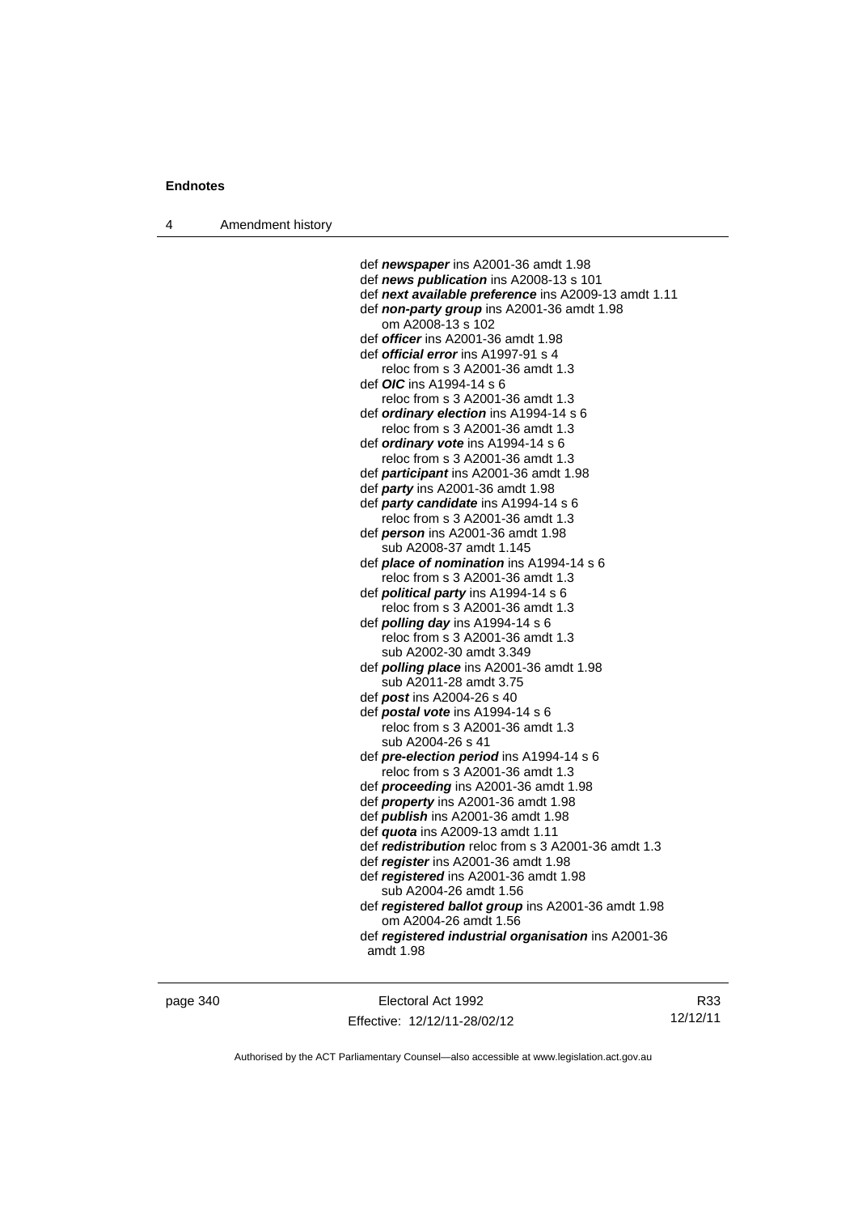def ***newspaper*** ins A2001-36 amdt 1.98
def ***news publication*** ins A2008-13 s 101
def ***next available preference*** ins A2009-13 amdt 1.11
def ***non-party group*** ins A2001-36 amdt 1.98
om A2008-13 s 102
def ***officer*** ins A2001-36 amdt 1.98
def ***official error*** ins A1997-91 s 4
reloc from s 3 A2001-36 amdt 1.3
def ***OIC*** ins A1994-14 s 6
reloc from s 3 A2001-36 amdt 1.3
def ***ordinary election*** ins A1994-14 s 6
reloc from s 3 A2001-36 amdt 1.3
def ***ordinary vote*** ins A1994-14 s 6
reloc from s 3 A2001-36 amdt 1.3
def ***participant*** ins A2001-36 amdt 1.98
def ***party*** ins A2001-36 amdt 1.98
def ***party candidate*** ins A1994-14 s 6
reloc from s 3 A2001-36 amdt 1.3
def ***person*** ins A2001-36 amdt 1.98
sub A2008-37 amdt 1.145
def ***place of nomination*** ins A1994-14 s 6
reloc from s 3 A2001-36 amdt 1.3
def ***political party*** ins A1994-14 s 6
reloc from s 3 A2001-36 amdt 1.3
def ***polling day*** ins A1994-14 s 6
reloc from s 3 A2001-36 amdt 1.3
sub A2002-30 amdt 3.349
def ***polling place*** ins A2001-36 amdt 1.98
sub A2011-28 amdt 3.75
def ***post*** ins A2004-26 s 40
def ***postal vote*** ins A1994-14 s 6
reloc from s 3 A2001-36 amdt 1.3
sub A2004-26 s 41
def ***pre-election period*** ins A1994-14 s 6
reloc from s 3 A2001-36 amdt 1.3
def ***proceeding*** ins A2001-36 amdt 1.98
def ***property*** ins A2001-36 amdt 1.98
def ***publish*** ins A2001-36 amdt 1.98
def ***quota*** ins A2009-13 amdt 1.11
def ***redistribution*** reloc from s 3 A2001-36 amdt 1.3
def ***register*** ins A2001-36 amdt 1.98
def ***registered*** ins A2001-36 amdt 1.98
sub A2004-26 amdt 1.56
def ***registered ballot group*** ins A2001-36 amdt 1.98
om A2004-26 amdt 1.56
def ***registered industrial organisation*** ins A2001-36 amdt 1.98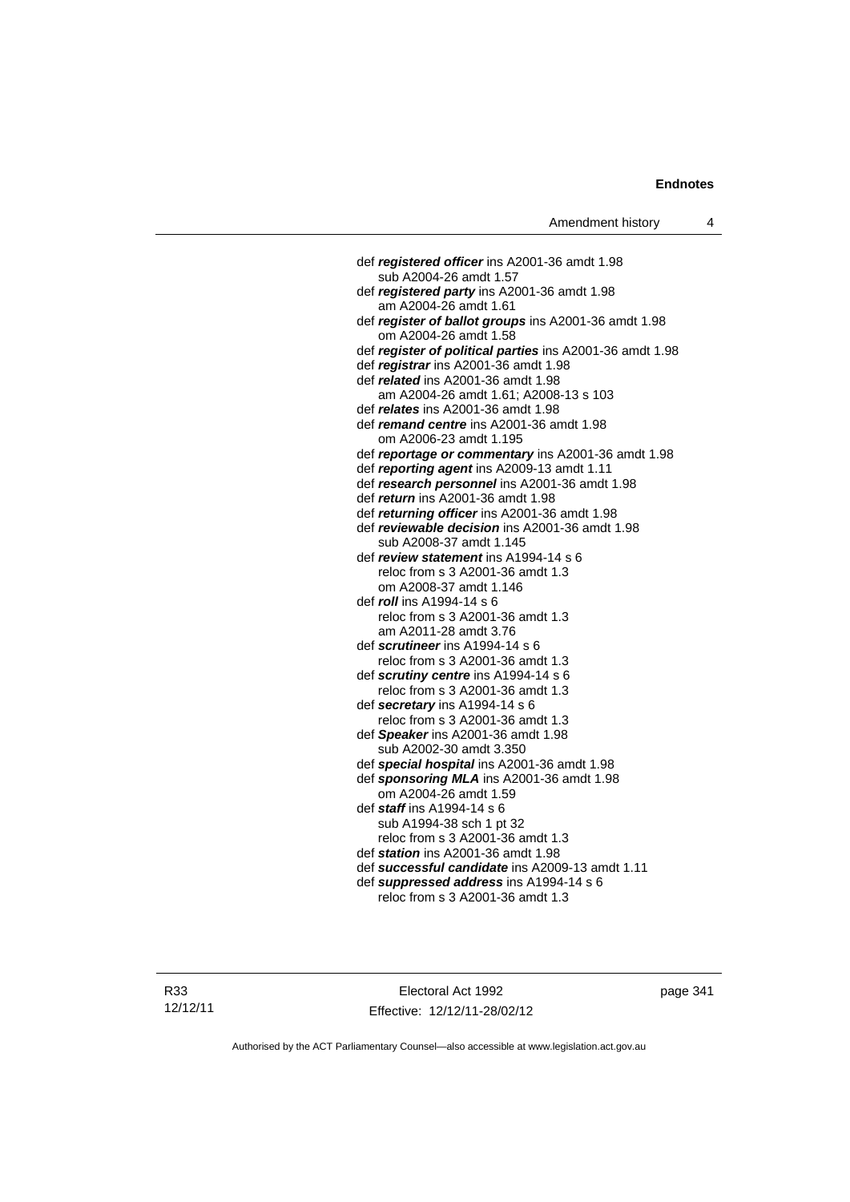def ***registered officer*** ins A2001-36 amdt 1.98
  sub A2004-26 amdt 1.57

def ***registered party*** ins A2001-36 amdt 1.98
  am A2004-26 amdt 1.61

def ***register of ballot groups*** ins A2001-36 amdt 1.98
  om A2004-26 amdt 1.58

def ***register of political parties*** ins A2001-36 amdt 1.98

def ***registrar*** ins A2001-36 amdt 1.98

def ***related*** ins A2001-36 amdt 1.98
  am A2004-26 amdt 1.61; A2008-13 s 103

def ***relates*** ins A2001-36 amdt 1.98

def ***remand centre*** ins A2001-36 amdt 1.98
  om A2006-23 amdt 1.195

def ***reportage or commentary*** ins A2001-36 amdt 1.98

def ***reporting agent*** ins A2009-13 amdt 1.11

def ***research personnel*** ins A2001-36 amdt 1.98

def ***return*** ins A2001-36 amdt 1.98

def ***returning officer*** ins A2001-36 amdt 1.98

def ***reviewable decision*** ins A2001-36 amdt 1.98
  sub A2008-37 amdt 1.145

def ***review statement*** ins A1994-14 s 6
  reloc from s 3 A2001-36 amdt 1.3
  om A2008-37 amdt 1.146

def ***roll*** ins A1994-14 s 6
  reloc from s 3 A2001-36 amdt 1.3
  am A2011-28 amdt 3.76

def ***scrutineer*** ins A1994-14 s 6
  reloc from s 3 A2001-36 amdt 1.3

def ***scrutiny centre*** ins A1994-14 s 6
  reloc from s 3 A2001-36 amdt 1.3

def ***secretary*** ins A1994-14 s 6
  reloc from s 3 A2001-36 amdt 1.3

def ***Speaker*** ins A2001-36 amdt 1.98
  sub A2002-30 amdt 3.350

def ***special hospital*** ins A2001-36 amdt 1.98

def ***sponsoring MLA*** ins A2001-36 amdt 1.98
  om A2004-26 amdt 1.59

def ***staff*** ins A1994-14 s 6
  sub A1994-38 sch 1 pt 32
  reloc from s 3 A2001-36 amdt 1.3

def ***station*** ins A2001-36 amdt 1.98

def ***successful candidate*** ins A2009-13 amdt 1.11

def ***suppressed address*** ins A1994-14 s 6
  reloc from s 3 A2001-36 amdt 1.3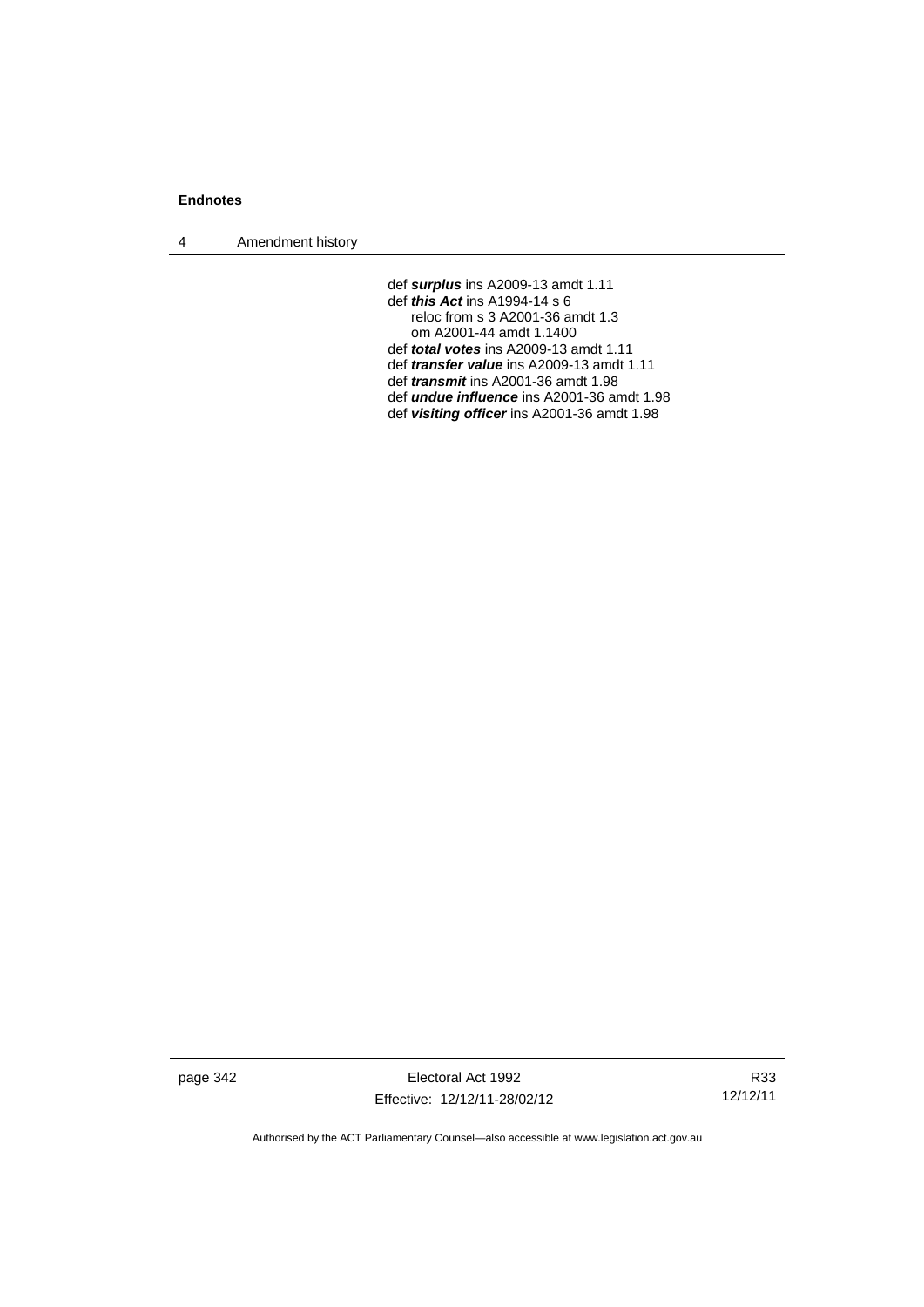def ***surplus*** ins A2009-13 amdt 1.11
def ***this Act*** ins A1994-14 s 6
    reloc from s 3 A2001-36 amdt 1.3
    om A2001-44 amdt 1.1400
def ***total votes*** ins A2009-13 amdt 1.11
def ***transfer value*** ins A2009-13 amdt 1.11
def ***transmit*** ins A2001-36 amdt 1.98
def ***undue influence*** ins A2001-36 amdt 1.98
def ***visiting officer*** ins A2001-36 amdt 1.98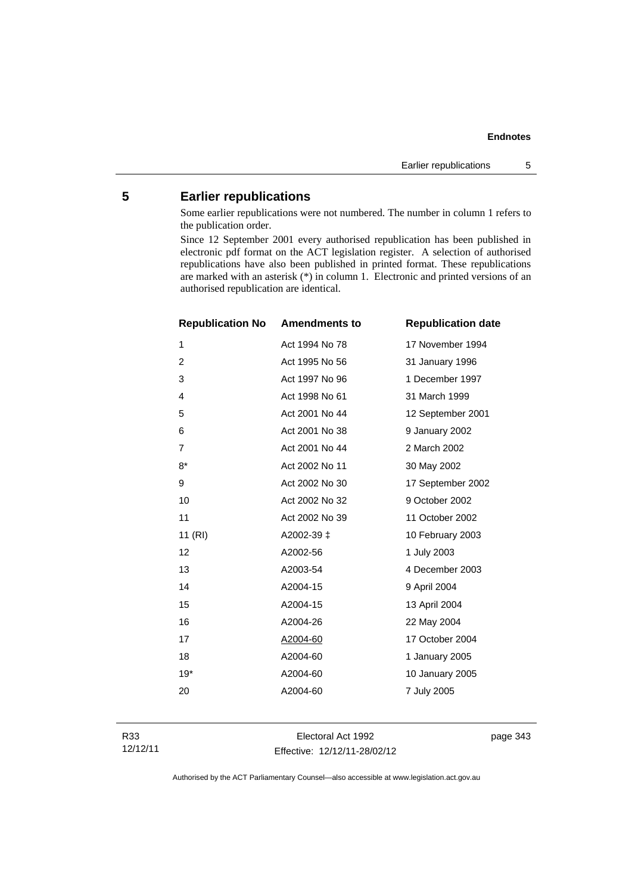## 5 Earlier republications

Some earlier republications were not numbered. The number in column 1 refers to the publication order.

Since 12 September 2001 every authorised republication has been published in electronic pdf format on the ACT legislation register. A selection of authorised republications have also been published in printed format. These republications are marked with an asterisk (*) in column 1. Electronic and printed versions of an authorised republication are identical.

| Republication No | Amendments to | Republication date |
|---|---|---|
| 1 | Act 1994 No 78 | 17 November 1994 |
| 2 | Act 1995 No 56 | 31 January 1996 |
| 3 | Act 1997 No 96 | 1 December 1997 |
| 4 | Act 1998 No 61 | 31 March 1999 |
| 5 | Act 2001 No 44 | 12 September 2001 |
| 6 | Act 2001 No 38 | 9 January 2002 |
| 7 | Act 2001 No 44 | 2 March 2002 |
| 8* | Act 2002 No 11 | 30 May 2002 |
| 9 | Act 2002 No 30 | 17 September 2002 |
| 10 | Act 2002 No 32 | 9 October 2002 |
| 11 | Act 2002 No 39 | 11 October 2002 |
| 11 (RI) | A2002-39 ‡ | 10 February 2003 |
| 12 | A2002-56 | 1 July 2003 |
| 13 | A2003-54 | 4 December 2003 |
| 14 | A2004-15 | 9 April 2004 |
| 15 | A2004-15 | 13 April 2004 |
| 16 | A2004-26 | 22 May 2004 |
| 17 | A2004-60 | 17 October 2004 |
| 18 | A2004-60 | 1 January 2005 |
| 19* | A2004-60 | 10 January 2005 |
| 20 | A2004-60 | 7 July 2005 |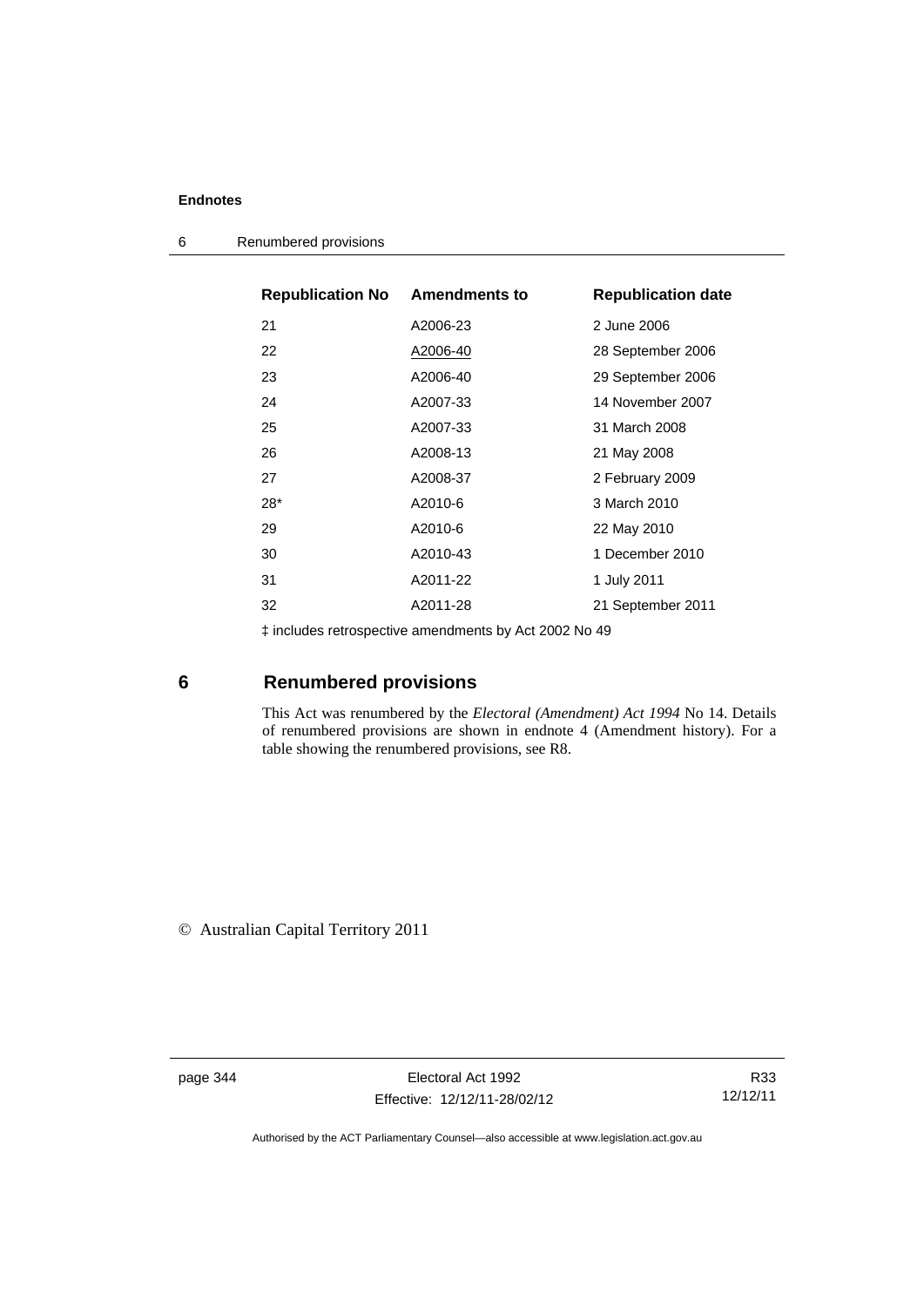| Republication No | Amendments to | Republication date |
|---|---|---|
| 21 | A2006-23 | 2 June 2006 |
| 22 | A2006-40 | 28 September 2006 |
| 23 | A2006-40 | 29 September 2006 |
| 24 | A2007-33 | 14 November 2007 |
| 25 | A2007-33 | 31 March 2008 |
| 26 | A2008-13 | 21 May 2008 |
| 27 | A2008-37 | 2 February 2009 |
| 28* | A2010-6 | 3 March 2010 |
| 29 | A2010-6 | 22 May 2010 |
| 30 | A2010-43 | 1 December 2010 |
| 31 | A2011-22 | 1 July 2011 |
| 32 | A2011-28 | 21 September 2011 |

‡ includes retrospective amendments by Act 2002 No 49

## 6 Renumbered provisions

This Act was renumbered by the *Electoral (Amendment) Act 1994* No 14. Details of renumbered provisions are shown in endnote 4 (Amendment history). For a table showing the renumbered provisions, see R8.

© Australian Capital Territory 2011